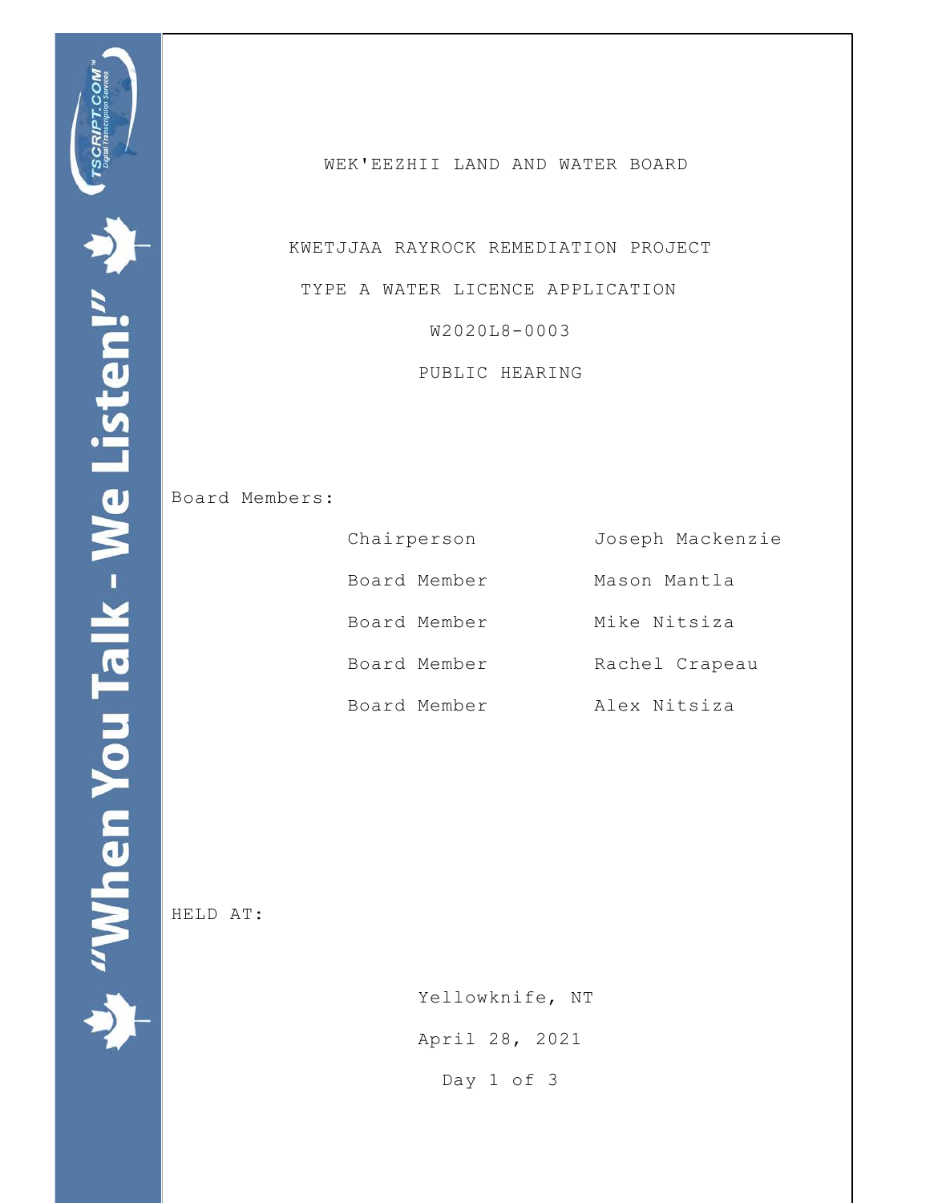# WEK'EEZHII LAND AND WATER BOARD

## KWETJJAA RAYROCK REMEDIATION PROJECT

## TYPE A WATER LICENCE APPLICATION

## W2020L8-0003

## PUBLIC HEARING

Board Members:

| | |
|---|---|
| Chairperson | Joseph Mackenzie |
| Board Member | Mason Mantla |
| Board Member | Mike Nitsiza |
| Board Member | Rachel Crapeau |
| Board Member | Alex Nitsiza |

HELD AT:

Yellowknife, NT

April 28, 2021

Day 1 of 3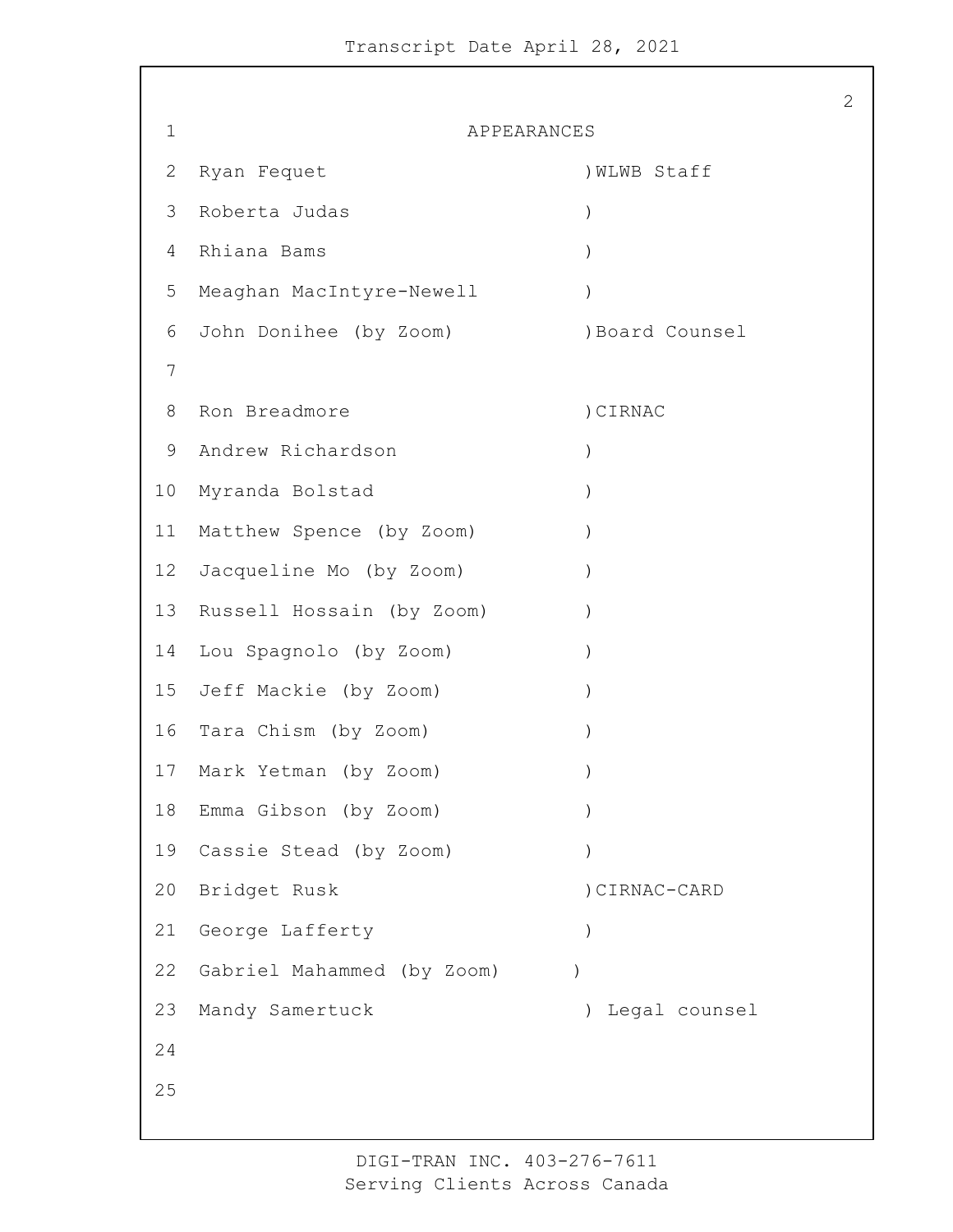# APPEARANCES

| Name | Affiliation |
|---|---|
| Ryan Fequet | WLWB Staff |
| Roberta Judas | |
| Rhiana Bams | |
| Meaghan MacIntyre-Newell | |
| John Donihee (by Zoom) | Board Counsel |
| | |
| Ron Breadmore | CIRNAC |
| Andrew Richardson | |
| Myranda Bolstad | |
| Matthew Spence (by Zoom) | |
| Jacqueline Mo (by Zoom) | |
| Russell Hossain (by Zoom) | |
| Lou Spagnolo (by Zoom) | |
| Jeff Mackie (by Zoom) | |
| Tara Chism (by Zoom) | |
| Mark Yetman (by Zoom) | |
| Emma Gibson (by Zoom) | |
| Cassie Stead (by Zoom) | |
| Bridget Rusk | CIRNAC-CARD |
| George Lafferty | |
| Gabriel Mahammed (by Zoom) | |
| Mandy Samertuck | Legal counsel |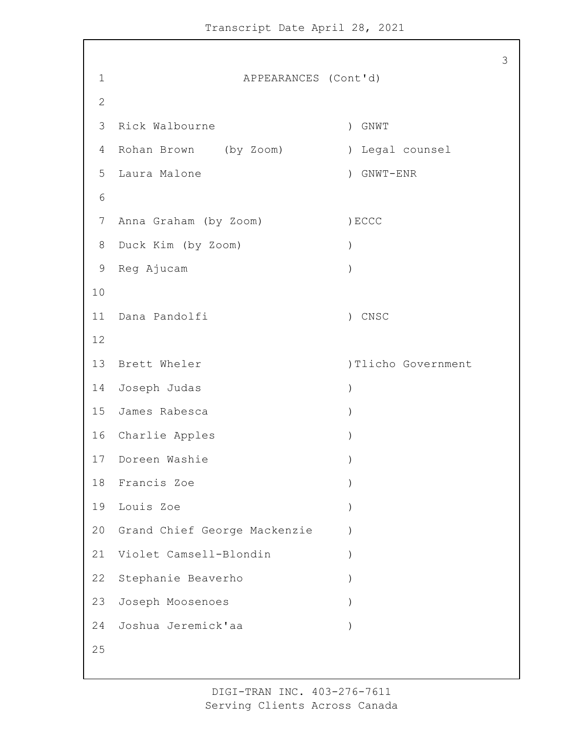## APPEARANCES (Cont'd)

| Name | Organization |
|---|---|
| Rick Walbourne | GNWT |
| Rohan Brown (by Zoom) | Legal counsel |
| Laura Malone | GNWT-ENR |
| | |
| Anna Graham (by Zoom) | ECCC |
| Duck Kim (by Zoom) | |
| Reg Ajucam | |
| | |
| Dana Pandolfi | CNSC |
| | |
| Brett Wheler | Tlicho Government |
| Joseph Judas | |
| James Rabesca | |
| Charlie Apples | |
| Doreen Washie | |
| Francis Zoe | |
| Louis Zoe | |
| Grand Chief George Mackenzie | |
| Violet Camsell-Blondin | |
| Stephanie Beaverho | |
| Joseph Moosenoes | |
| Joshua Jeremick'aa | |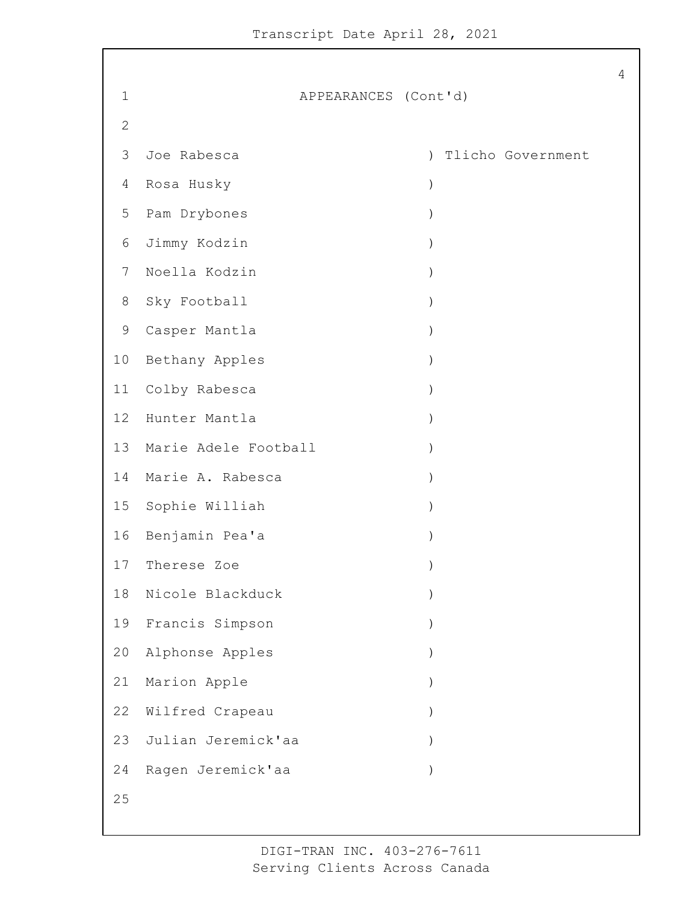## APPEARANCES (Cont'd)

| Name | Representing |
|---|---|
| Joe Rabesca | Tlicho Government |
| Rosa Husky | |
| Pam Drybones | |
| Jimmy Kodzin | |
| Noella Kodzin | |
| Sky Football | |
| Casper Mantla | |
| Bethany Apples | |
| Colby Rabesca | |
| Hunter Mantla | |
| Marie Adele Football | |
| Marie A. Rabesca | |
| Sophie Williah | |
| Benjamin Pea'a | |
| Therese Zoe | |
| Nicole Blackduck | |
| Francis Simpson | |
| Alphonse Apples | |
| Marion Apple | |
| Wilfred Crapeau | |
| Julian Jeremick'aa | |
| Ragen Jeremick'aa | |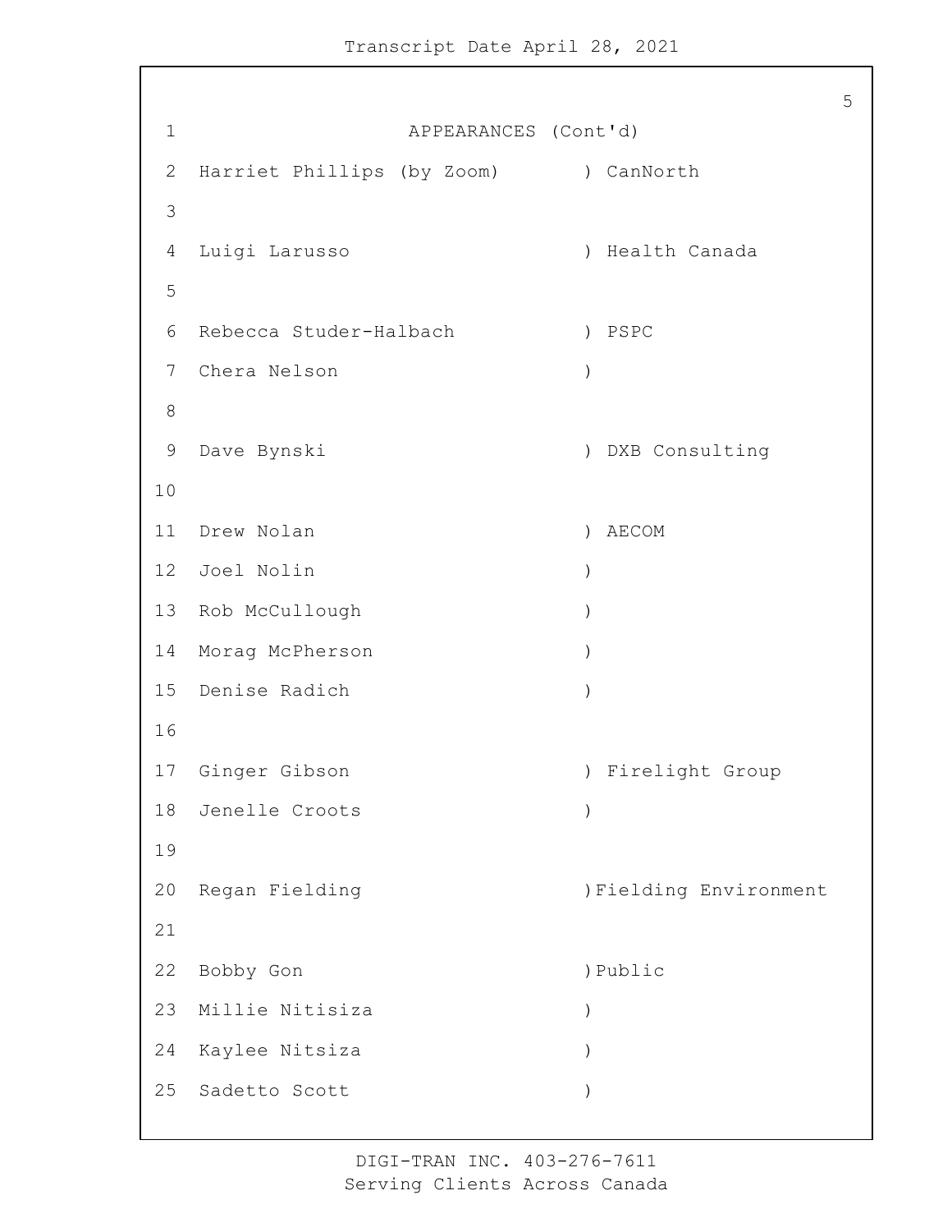APPEARANCES (Cont'd)

| Name | Organization |
| --- | --- |
| Harriet Phillips (by Zoom) | CanNorth |
| Luigi Larusso | Health Canada |
| Rebecca Studer-Halbach | PSPC |
| Chera Nelson | |
| Dave Bynski | DXB Consulting |
| Drew Nolan | AECOM |
| Joel Nolin | |
| Rob McCullough | |
| Morag McPherson | |
| Denise Radich | |
| Ginger Gibson | Firelight Group |
| Jenelle Croots | |
| Regan Fielding | Fielding Environment |
| Bobby Gon | Public |
| Millie Nitisiza | |
| Kaylee Nitsiza | |
| Sadetto Scott | |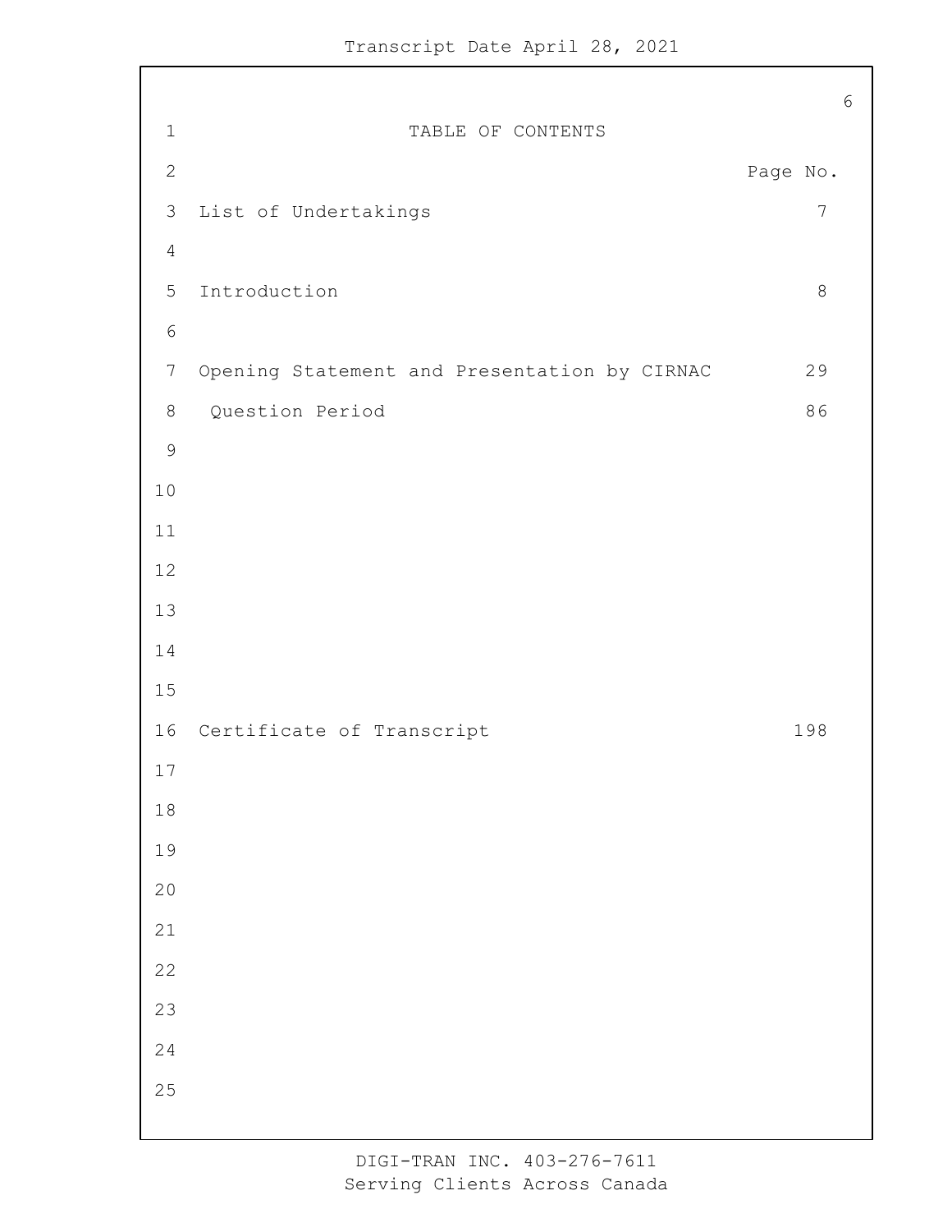# TABLE OF CONTENTS

| | Page No. |
|---|---|
| List of Undertakings | 7 |
| Introduction | 8 |
| Opening Statement and Presentation by CIRNAC | 29 |
| Question Period | 86 |
| Certificate of Transcript | 198 |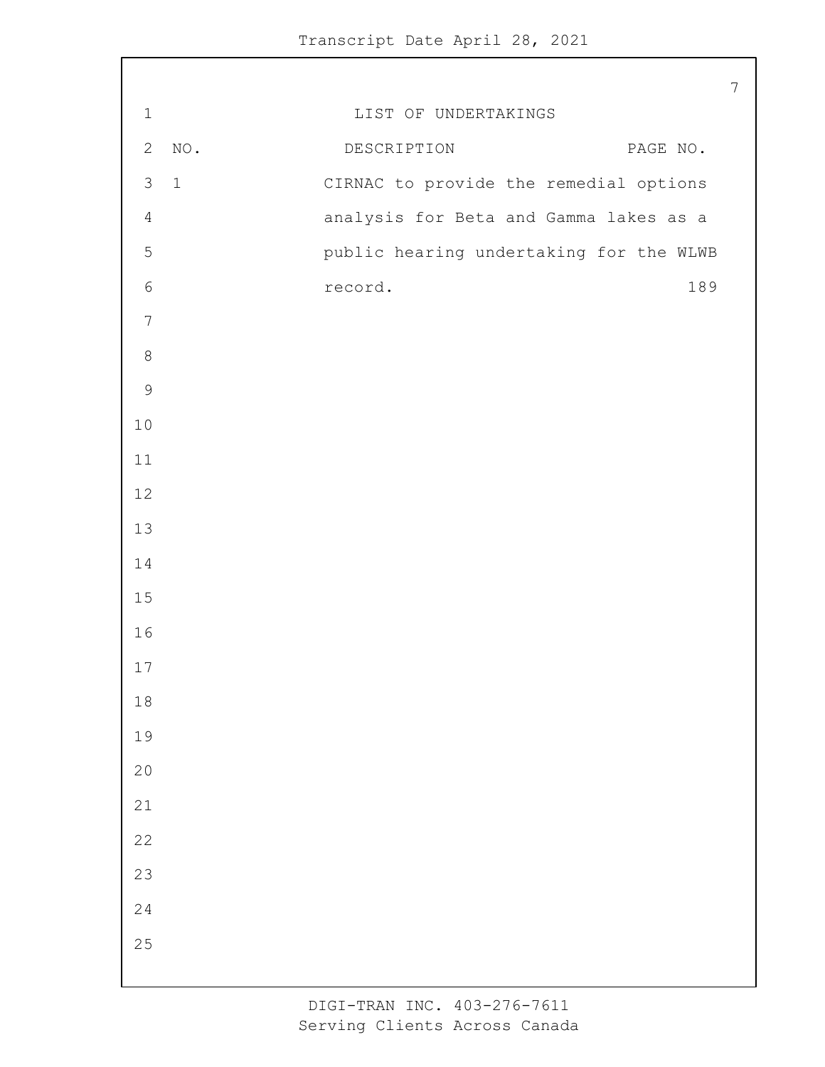# LIST OF UNDERTAKINGS

| NO. | DESCRIPTION | PAGE NO. |
| --- | --- | --- |
| 1 | CIRNAC to provide the remedial options analysis for Beta and Gamma lakes as a public hearing undertaking for the WLWB record. | 189 |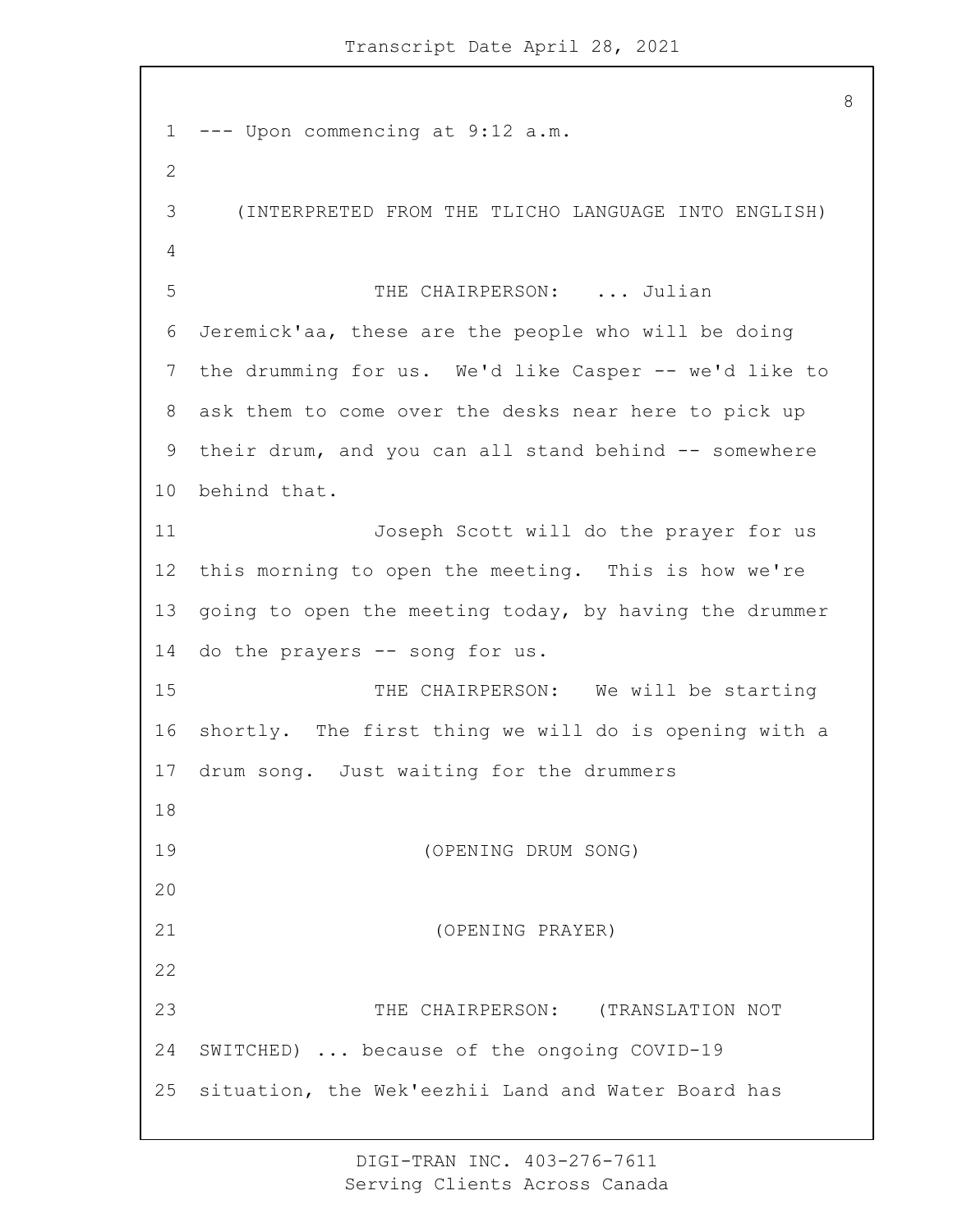--- Upon commencing at 9:12 a.m.

(INTERPRETED FROM THE TLICHO LANGUAGE INTO ENGLISH)

THE CHAIRPERSON: ... Julian Jeremick'aa, these are the people who will be doing the drumming for us. We'd like Casper -- we'd like to ask them to come over the desks near here to pick up their drum, and you can all stand behind -- somewhere behind that.

Joseph Scott will do the prayer for us this morning to open the meeting. This is how we're going to open the meeting today, by having the drummer do the prayers -- song for us.

THE CHAIRPERSON: We will be starting shortly. The first thing we will do is opening with a drum song. Just waiting for the drummers

(OPENING DRUM SONG)

(OPENING PRAYER)

THE CHAIRPERSON: (TRANSLATION NOT SWITCHED) ... because of the ongoing COVID-19 situation, the Wek'eezhii Land and Water Board has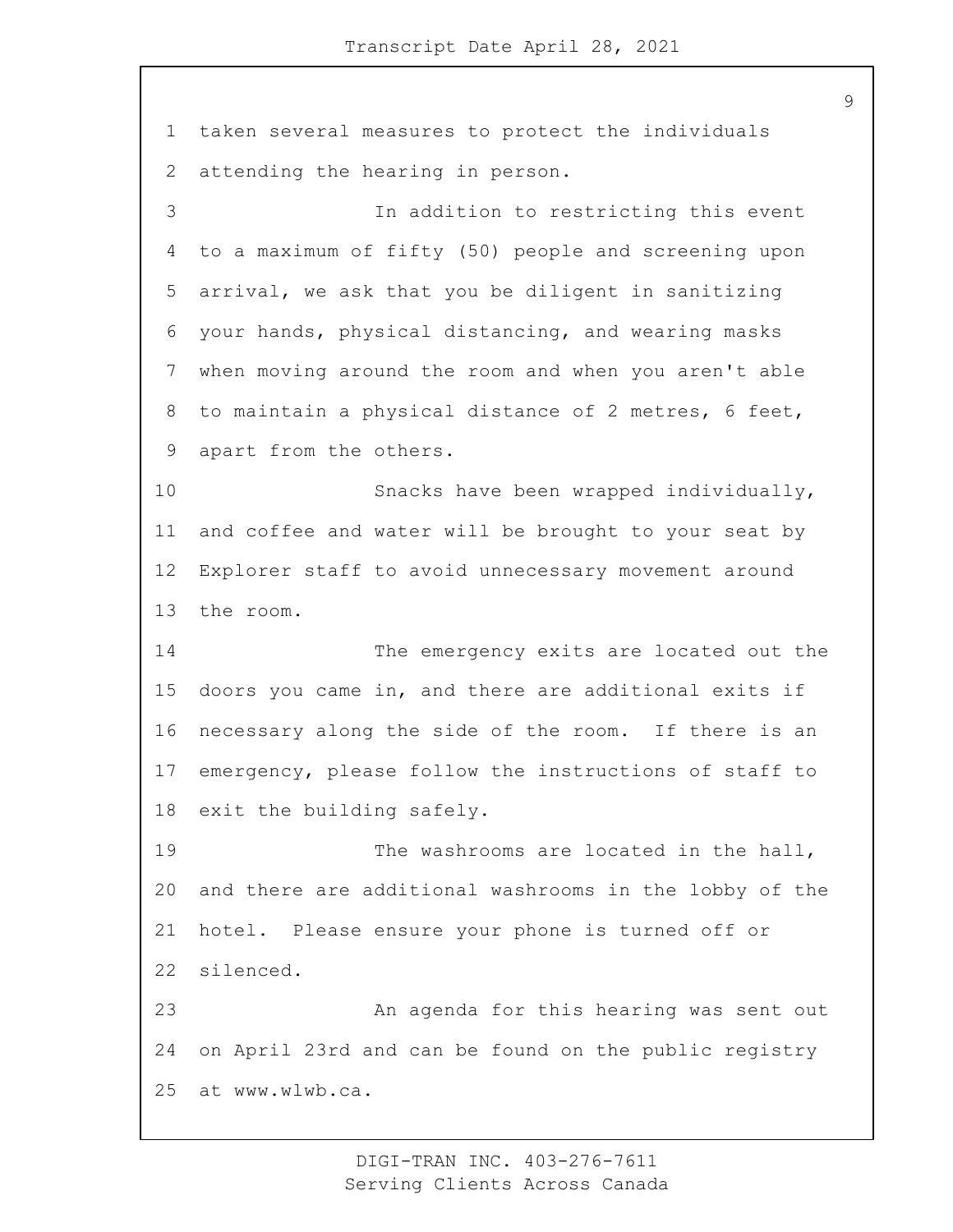taken several measures to protect the individuals attending the hearing in person.

In addition to restricting this event to a maximum of fifty (50) people and screening upon arrival, we ask that you be diligent in sanitizing your hands, physical distancing, and wearing masks when moving around the room and when you aren't able to maintain a physical distance of 2 metres, 6 feet, apart from the others.

Snacks have been wrapped individually, and coffee and water will be brought to your seat by Explorer staff to avoid unnecessary movement around the room.

The emergency exits are located out the doors you came in, and there are additional exits if necessary along the side of the room. If there is an emergency, please follow the instructions of staff to exit the building safely.

The washrooms are located in the hall, and there are additional washrooms in the lobby of the hotel. Please ensure your phone is turned off or silenced.

An agenda for this hearing was sent out on April 23rd and can be found on the public registry at www.wlwb.ca.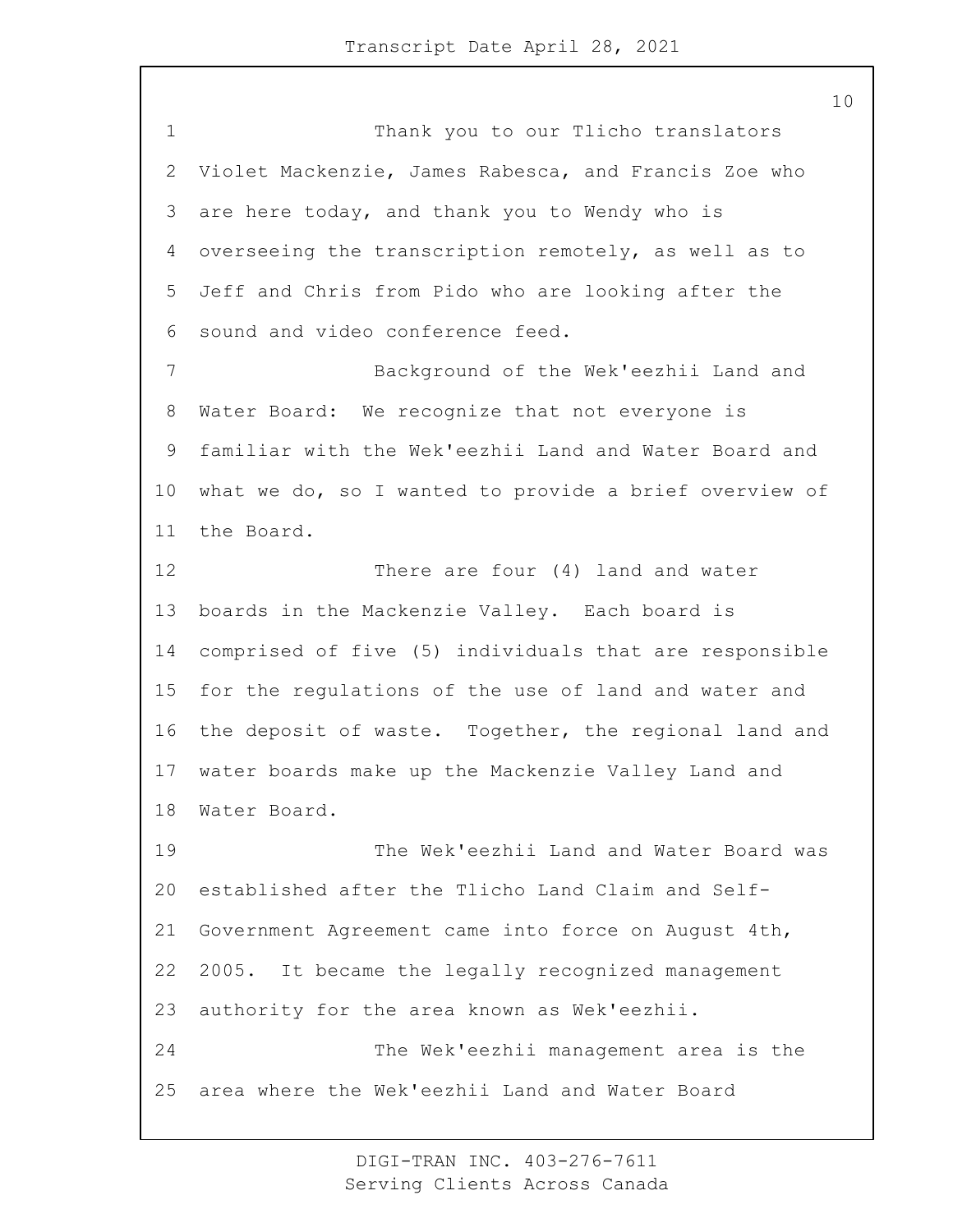Thank you to our Tlicho translators Violet Mackenzie, James Rabesca, and Francis Zoe who are here today, and thank you to Wendy who is overseeing the transcription remotely, as well as to Jeff and Chris from Pido who are looking after the sound and video conference feed.

Background of the Wek'eezhii Land and Water Board: We recognize that not everyone is familiar with the Wek'eezhii Land and Water Board and what we do, so I wanted to provide a brief overview of the Board.

There are four (4) land and water boards in the Mackenzie Valley. Each board is comprised of five (5) individuals that are responsible for the regulations of the use of land and water and the deposit of waste. Together, the regional land and water boards make up the Mackenzie Valley Land and Water Board.

The Wek'eezhii Land and Water Board was established after the Tlicho Land Claim and Self-Government Agreement came into force on August 4th, 2005. It became the legally recognized management authority for the area known as Wek'eezhii.

The Wek'eezhii management area is the area where the Wek'eezhii Land and Water Board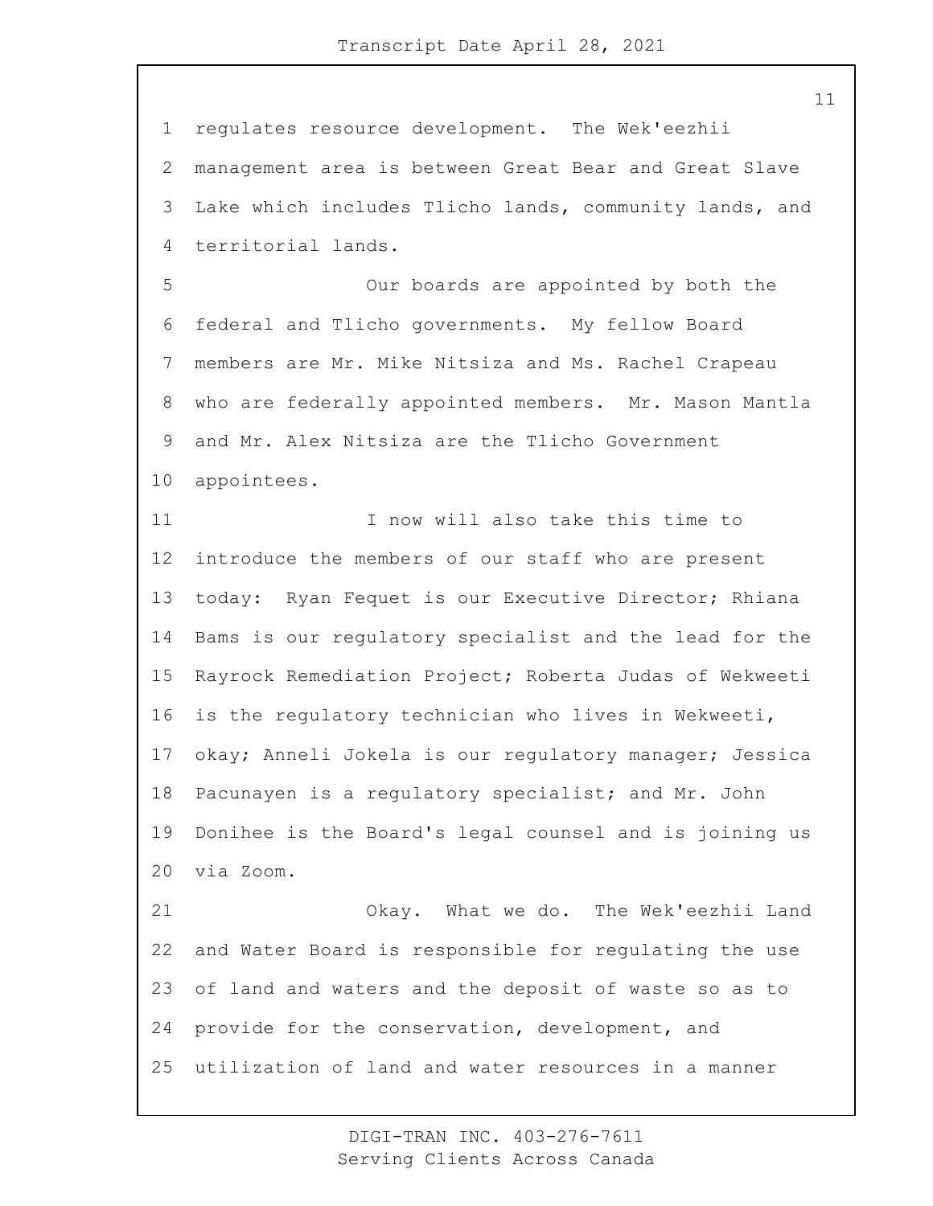regulates resource development. The Wek'eezhii management area is between Great Bear and Great Slave Lake which includes Tlicho lands, community lands, and territorial lands.

Our boards are appointed by both the federal and Tlicho governments. My fellow Board members are Mr. Mike Nitsiza and Ms. Rachel Crapeau who are federally appointed members. Mr. Mason Mantla and Mr. Alex Nitsiza are the Tlicho Government appointees.

I now will also take this time to introduce the members of our staff who are present today: Ryan Fequet is our Executive Director; Rhiana Bams is our regulatory specialist and the lead for the Rayrock Remediation Project; Roberta Judas of Wekweeti is the regulatory technician who lives in Wekweeti, okay; Anneli Jokela is our regulatory manager; Jessica Pacunayen is a regulatory specialist; and Mr. John Donihee is the Board's legal counsel and is joining us via Zoom.

Okay. What we do. The Wek'eezhii Land and Water Board is responsible for regulating the use of land and waters and the deposit of waste so as to provide for the conservation, development, and utilization of land and water resources in a manner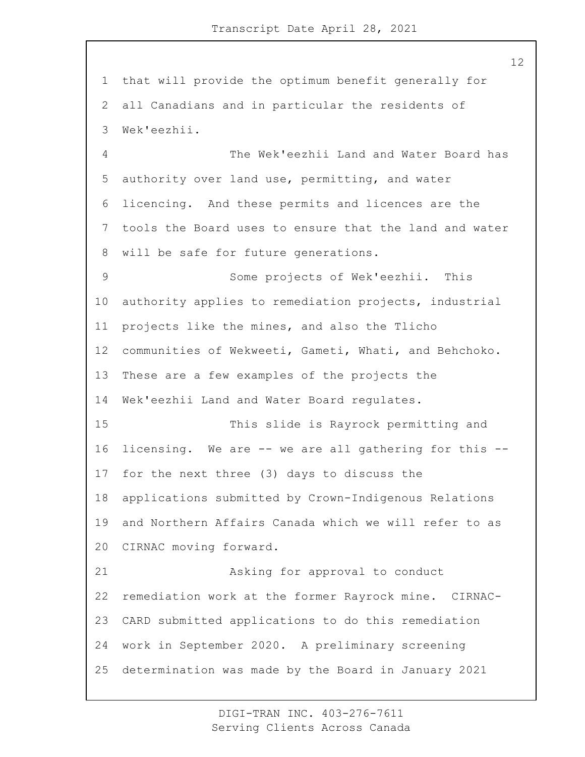that will provide the optimum benefit generally for all Canadians and in particular the residents of Wek'eezhii.

The Wek'eezhii Land and Water Board has authority over land use, permitting, and water licencing. And these permits and licences are the tools the Board uses to ensure that the land and water will be safe for future generations.

Some projects of Wek'eezhii. This authority applies to remediation projects, industrial projects like the mines, and also the Tlicho communities of Wekweeti, Gameti, Whati, and Behchoko. These are a few examples of the projects the Wek'eezhii Land and Water Board regulates.

This slide is Rayrock permitting and licensing. We are -- we are all gathering for this -- for the next three (3) days to discuss the applications submitted by Crown-Indigenous Relations and Northern Affairs Canada which we will refer to as CIRNAC moving forward.

Asking for approval to conduct remediation work at the former Rayrock mine. CIRNAC-CARD submitted applications to do this remediation work in September 2020. A preliminary screening determination was made by the Board in January 2021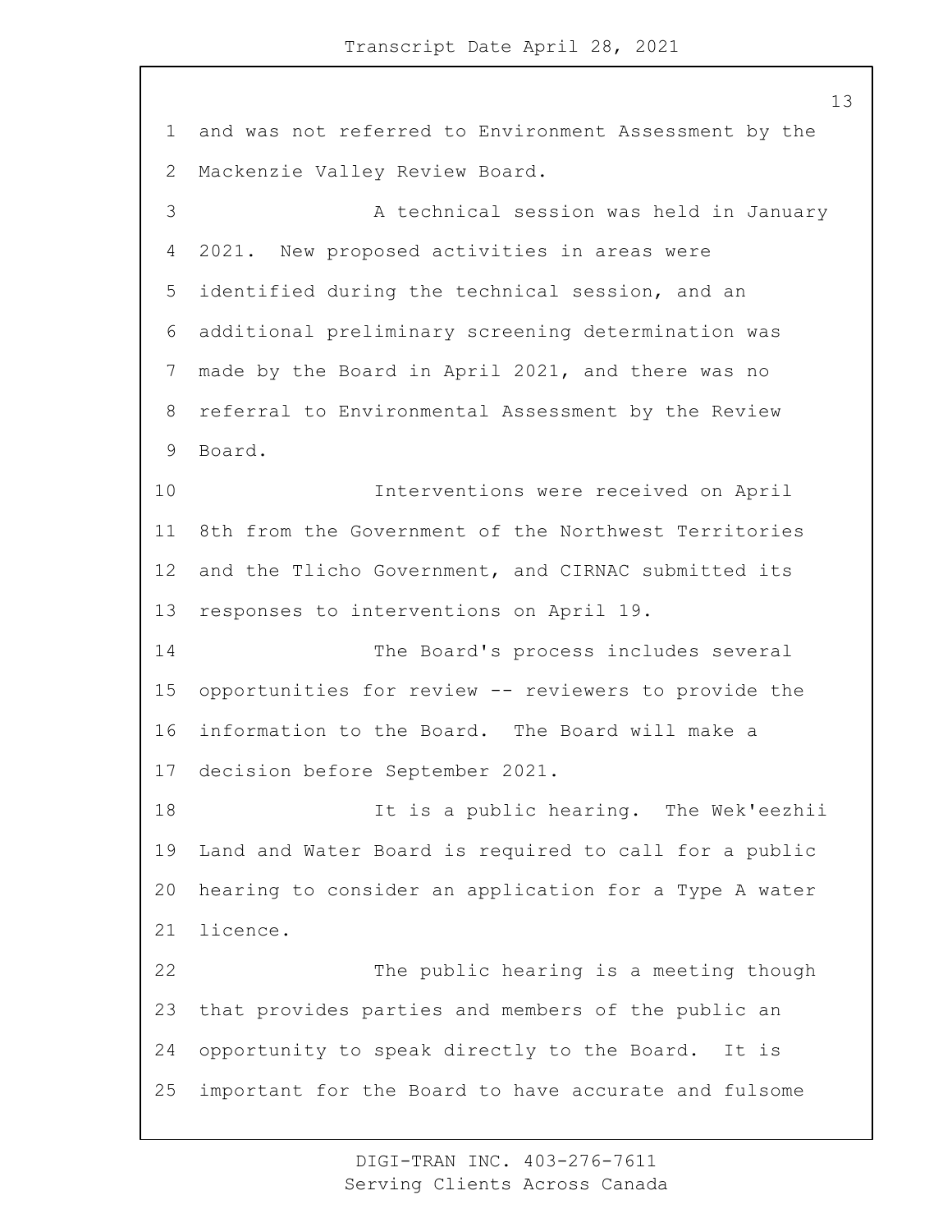and was not referred to Environment Assessment by the Mackenzie Valley Review Board.

A technical session was held in January 2021. New proposed activities in areas were identified during the technical session, and an additional preliminary screening determination was made by the Board in April 2021, and there was no referral to Environmental Assessment by the Review Board.

Interventions were received on April 8th from the Government of the Northwest Territories and the Tlicho Government, and CIRNAC submitted its responses to interventions on April 19.

The Board's process includes several opportunities for review -- reviewers to provide the information to the Board. The Board will make a decision before September 2021.

It is a public hearing. The Wek'eezhii Land and Water Board is required to call for a public hearing to consider an application for a Type A water licence.

The public hearing is a meeting though that provides parties and members of the public an opportunity to speak directly to the Board. It is important for the Board to have accurate and fulsome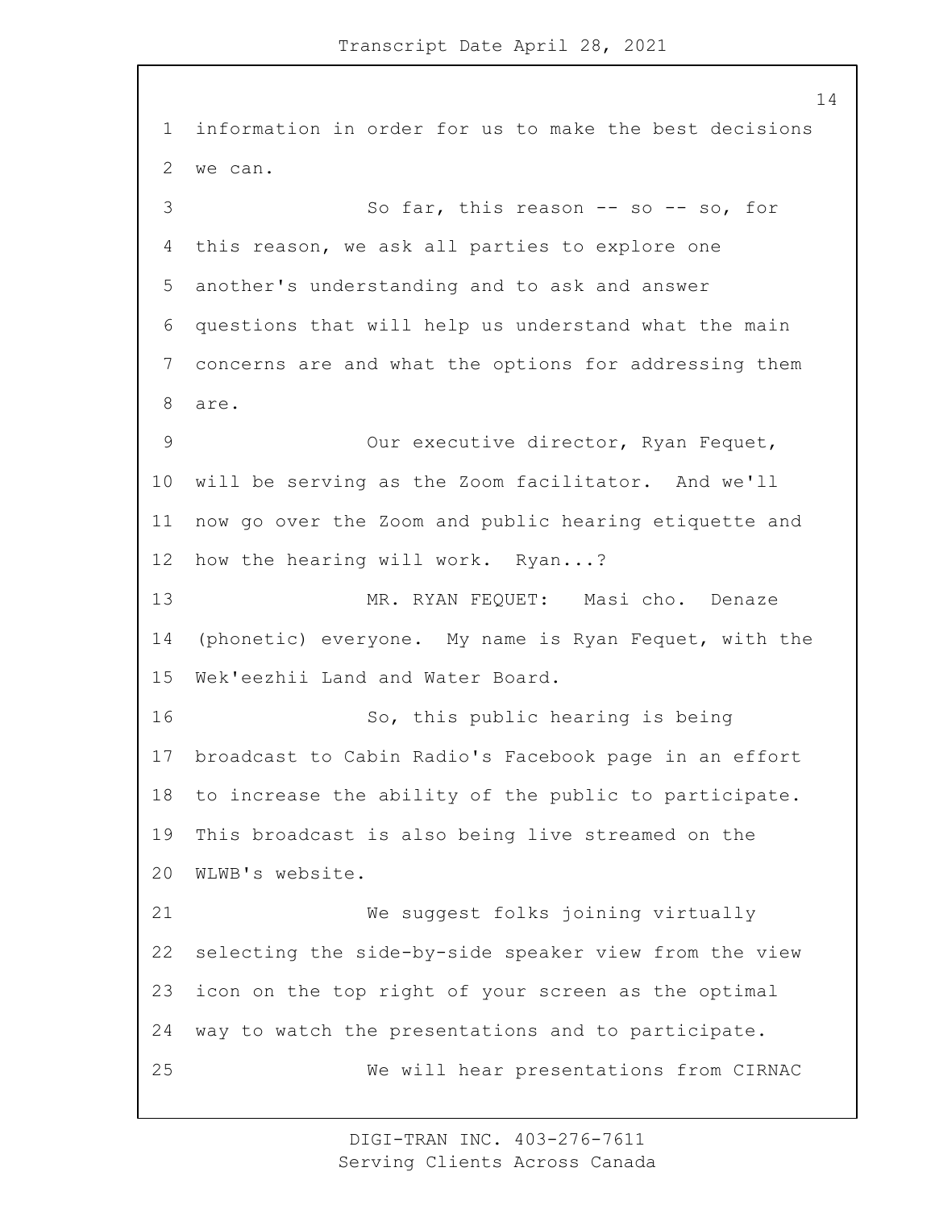information in order for us to make the best decisions we can.

So far, this reason -- so -- so, for this reason, we ask all parties to explore one another's understanding and to ask and answer questions that will help us understand what the main concerns are and what the options for addressing them are.

Our executive director, Ryan Fequet, will be serving as the Zoom facilitator. And we'll now go over the Zoom and public hearing etiquette and how the hearing will work. Ryan...?

MR. RYAN FEQUET: Masi cho. Denaze (phonetic) everyone. My name is Ryan Fequet, with the Wek'eezhii Land and Water Board.

So, this public hearing is being broadcast to Cabin Radio's Facebook page in an effort to increase the ability of the public to participate. This broadcast is also being live streamed on the WLWB's website.

We suggest folks joining virtually selecting the side-by-side speaker view from the view icon on the top right of your screen as the optimal way to watch the presentations and to participate.

We will hear presentations from CIRNAC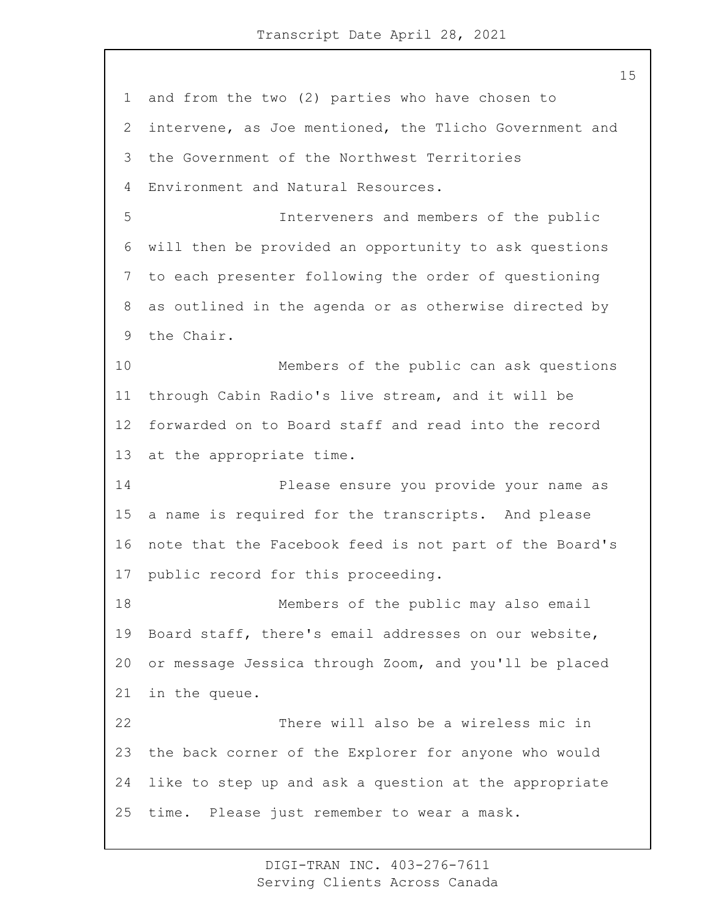and from the two (2) parties who have chosen to intervene, as Joe mentioned, the Tlicho Government and the Government of the Northwest Territories Environment and Natural Resources.

Interveners and members of the public will then be provided an opportunity to ask questions to each presenter following the order of questioning as outlined in the agenda or as otherwise directed by the Chair.

Members of the public can ask questions through Cabin Radio's live stream, and it will be forwarded on to Board staff and read into the record at the appropriate time.

Please ensure you provide your name as a name is required for the transcripts. And please note that the Facebook feed is not part of the Board's public record for this proceeding.

Members of the public may also email Board staff, there's email addresses on our website, or message Jessica through Zoom, and you'll be placed in the queue.

There will also be a wireless mic in the back corner of the Explorer for anyone who would like to step up and ask a question at the appropriate time. Please just remember to wear a mask.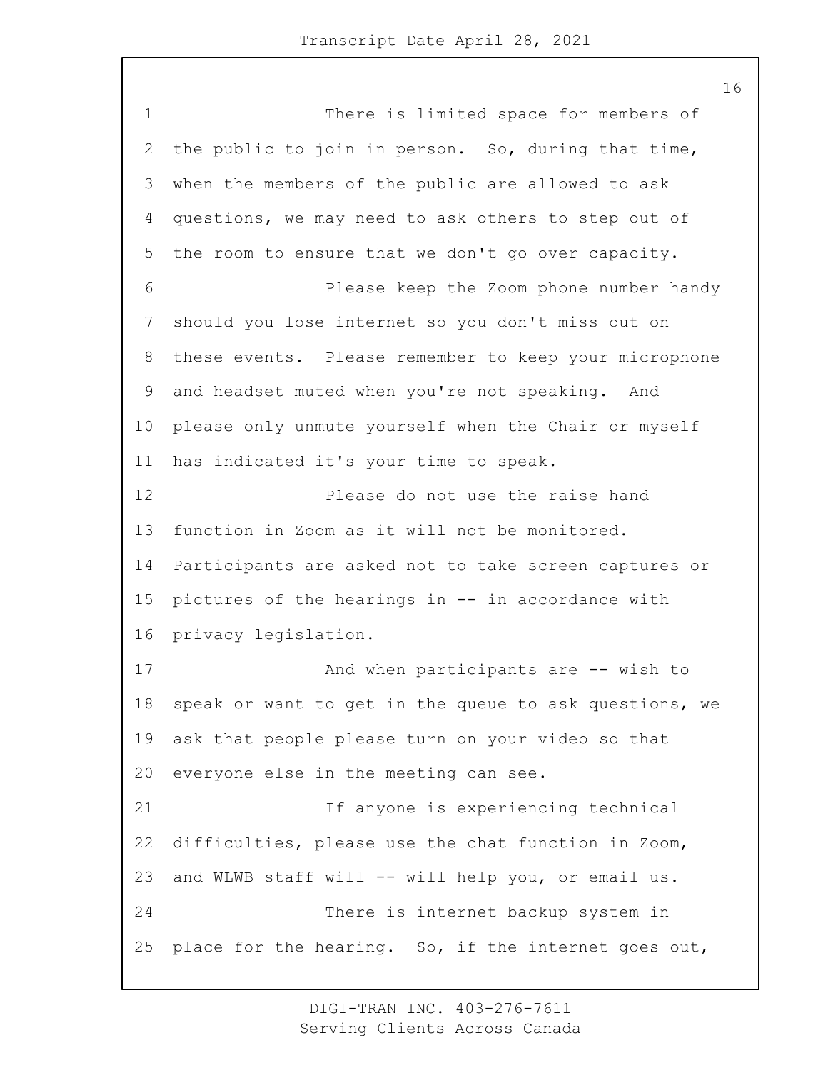There is limited space for members of the public to join in person. So, during that time, when the members of the public are allowed to ask questions, we may need to ask others to step out of the room to ensure that we don't go over capacity.

Please keep the Zoom phone number handy should you lose internet so you don't miss out on these events. Please remember to keep your microphone and headset muted when you're not speaking. And please only unmute yourself when the Chair or myself has indicated it's your time to speak.

Please do not use the raise hand function in Zoom as it will not be monitored. Participants are asked not to take screen captures or pictures of the hearings in -- in accordance with privacy legislation.

And when participants are -- wish to speak or want to get in the queue to ask questions, we ask that people please turn on your video so that everyone else in the meeting can see.

If anyone is experiencing technical difficulties, please use the chat function in Zoom, and WLWB staff will -- will help you, or email us.

There is internet backup system in place for the hearing. So, if the internet goes out,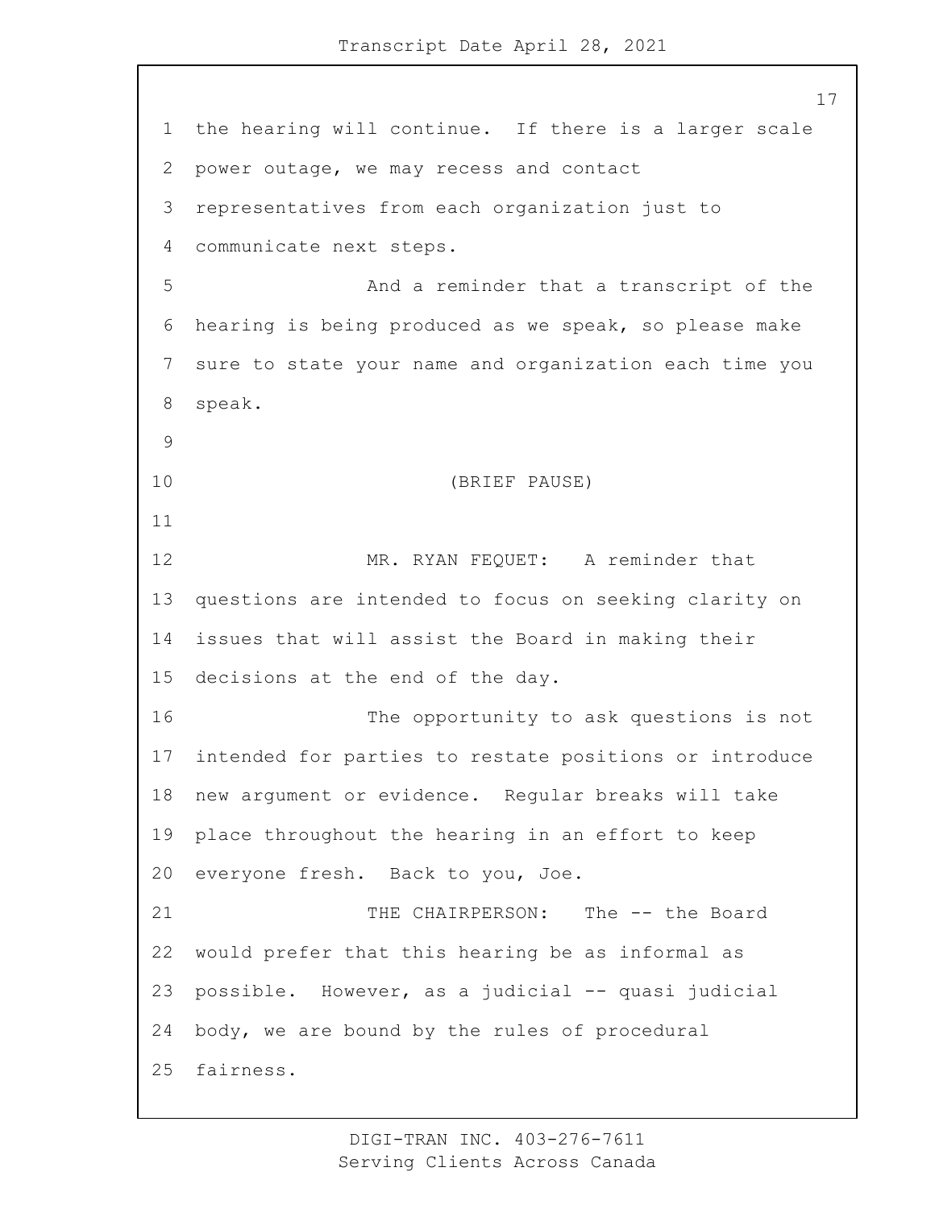the hearing will continue. If there is a larger scale power outage, we may recess and contact representatives from each organization just to communicate next steps.

And a reminder that a transcript of the hearing is being produced as we speak, so please make sure to state your name and organization each time you speak.

(BRIEF PAUSE)

MR. RYAN FEQUET: A reminder that questions are intended to focus on seeking clarity on issues that will assist the Board in making their decisions at the end of the day.

The opportunity to ask questions is not intended for parties to restate positions or introduce new argument or evidence. Regular breaks will take place throughout the hearing in an effort to keep everyone fresh. Back to you, Joe.

THE CHAIRPERSON: The -- the Board would prefer that this hearing be as informal as possible. However, as a judicial -- quasi judicial body, we are bound by the rules of procedural fairness.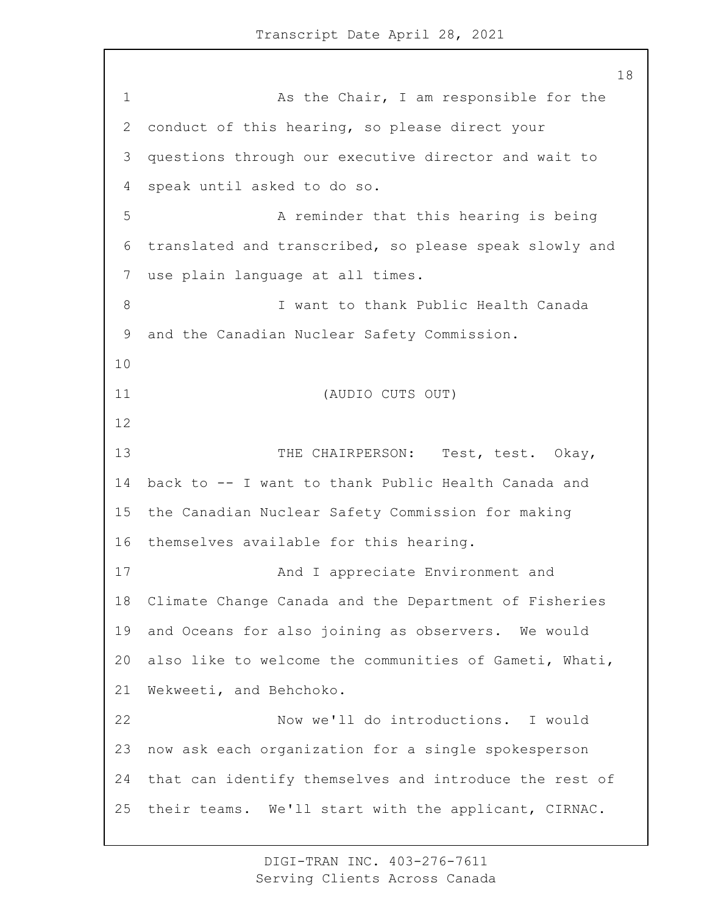As the Chair, I am responsible for the conduct of this hearing, so please direct your questions through our executive director and wait to speak until asked to do so.

A reminder that this hearing is being translated and transcribed, so please speak slowly and use plain language at all times.

I want to thank Public Health Canada and the Canadian Nuclear Safety Commission.

(AUDIO CUTS OUT)

THE CHAIRPERSON: Test, test. Okay, back to -- I want to thank Public Health Canada and the Canadian Nuclear Safety Commission for making themselves available for this hearing.

And I appreciate Environment and Climate Change Canada and the Department of Fisheries and Oceans for also joining as observers. We would also like to welcome the communities of Gameti, Whati, Wekweeti, and Behchoko.

Now we'll do introductions. I would now ask each organization for a single spokesperson that can identify themselves and introduce the rest of their teams. We'll start with the applicant, CIRNAC.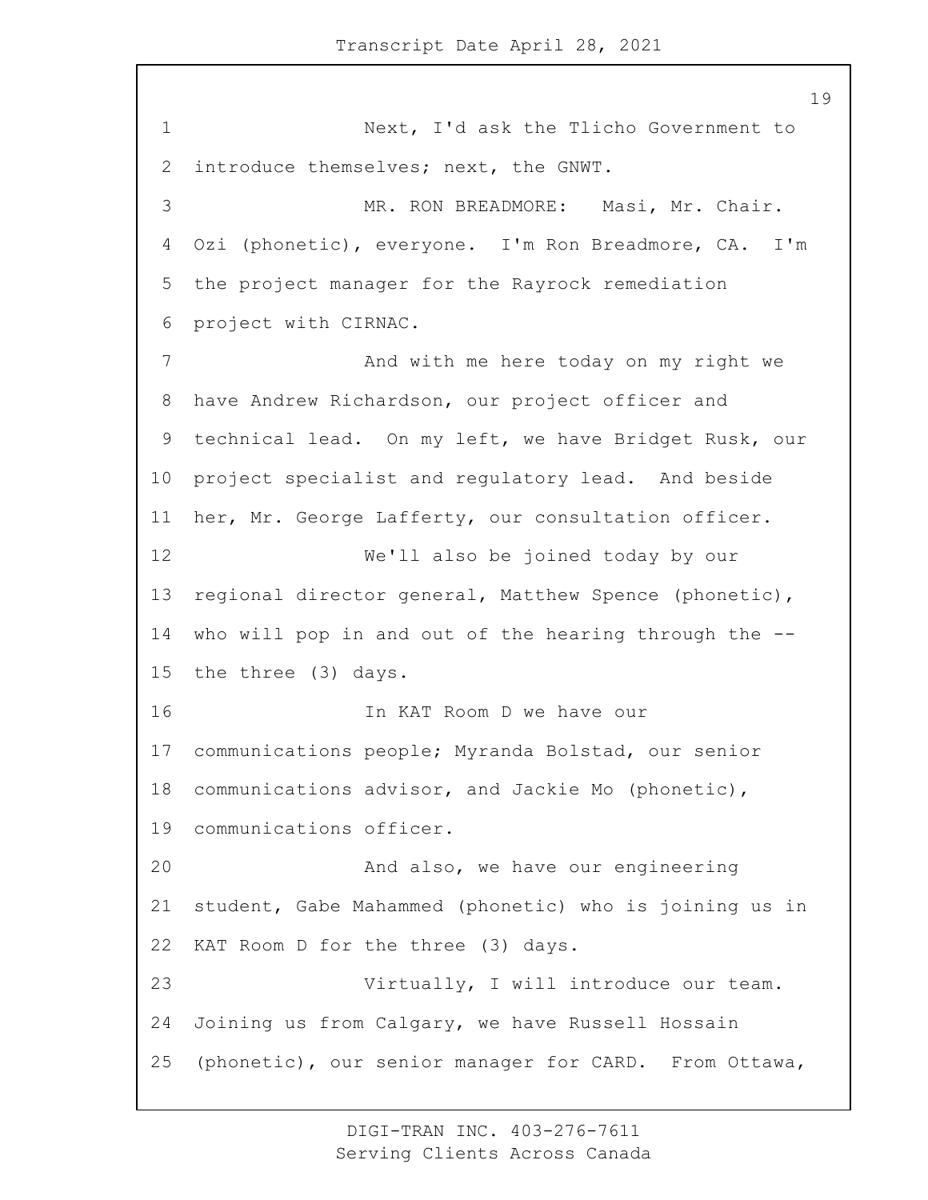Next, I'd ask the Tlicho Government to introduce themselves; next, the GNWT.

MR. RON BREADMORE: Masi, Mr. Chair. Ozi (phonetic), everyone. I'm Ron Breadmore, CA. I'm the project manager for the Rayrock remediation project with CIRNAC.

And with me here today on my right we have Andrew Richardson, our project officer and technical lead. On my left, we have Bridget Rusk, our project specialist and regulatory lead. And beside her, Mr. George Lafferty, our consultation officer.

We'll also be joined today by our regional director general, Matthew Spence (phonetic), who will pop in and out of the hearing through the -- the three (3) days.

In KAT Room D we have our communications people; Myranda Bolstad, our senior communications advisor, and Jackie Mo (phonetic), communications officer.

And also, we have our engineering student, Gabe Mahammed (phonetic) who is joining us in KAT Room D for the three (3) days.

Virtually, I will introduce our team. Joining us from Calgary, we have Russell Hossain (phonetic), our senior manager for CARD. From Ottawa,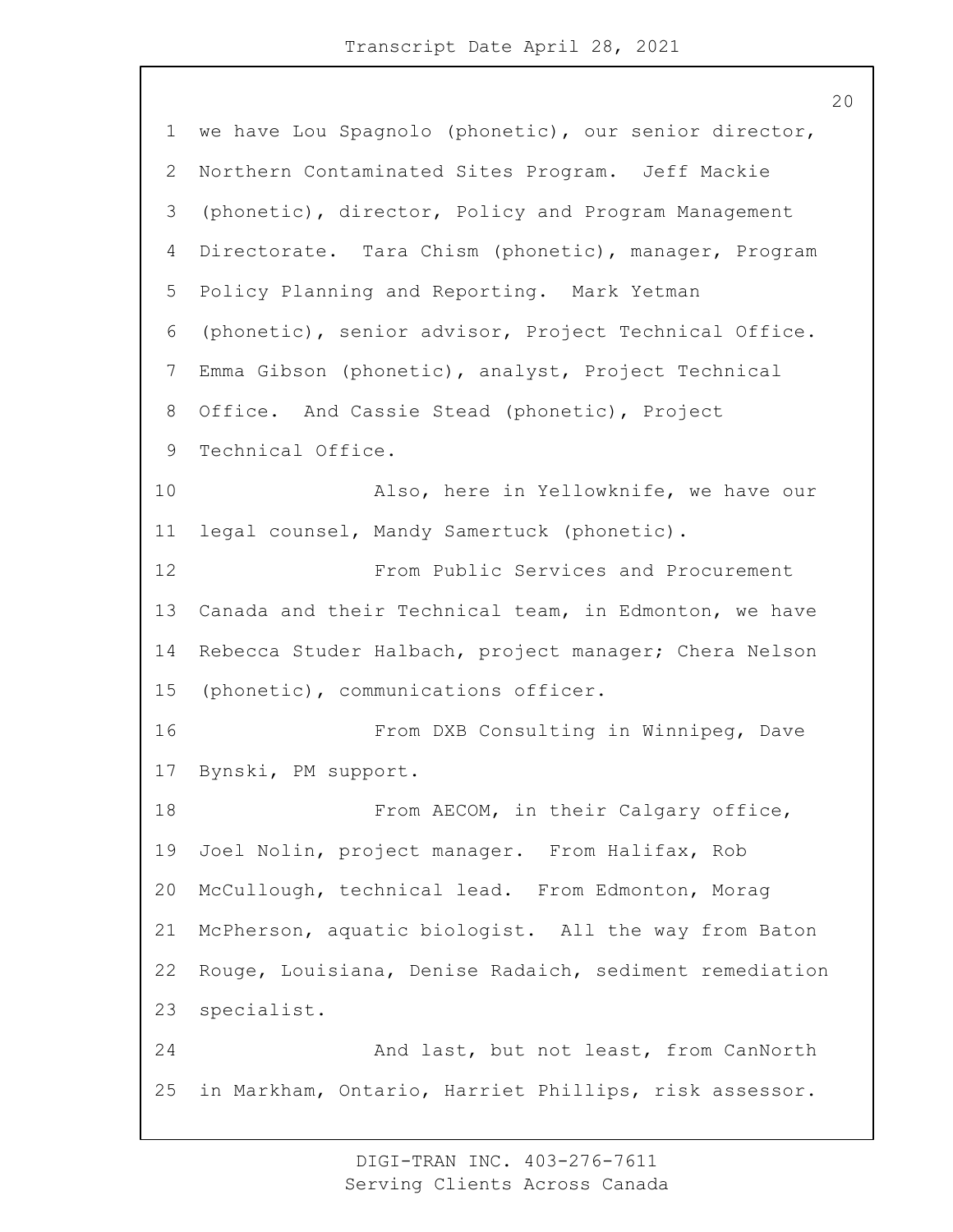we have Lou Spagnolo (phonetic), our senior director, Northern Contaminated Sites Program. Jeff Mackie (phonetic), director, Policy and Program Management Directorate. Tara Chism (phonetic), manager, Program Policy Planning and Reporting. Mark Yetman (phonetic), senior advisor, Project Technical Office. Emma Gibson (phonetic), analyst, Project Technical Office. And Cassie Stead (phonetic), Project Technical Office.

Also, here in Yellowknife, we have our legal counsel, Mandy Samertuck (phonetic).

From Public Services and Procurement Canada and their Technical team, in Edmonton, we have Rebecca Studer Halbach, project manager; Chera Nelson (phonetic), communications officer.

From DXB Consulting in Winnipeg, Dave Bynski, PM support.

From AECOM, in their Calgary office, Joel Nolin, project manager. From Halifax, Rob McCullough, technical lead. From Edmonton, Morag McPherson, aquatic biologist. All the way from Baton Rouge, Louisiana, Denise Radaich, sediment remediation specialist.

And last, but not least, from CanNorth in Markham, Ontario, Harriet Phillips, risk assessor.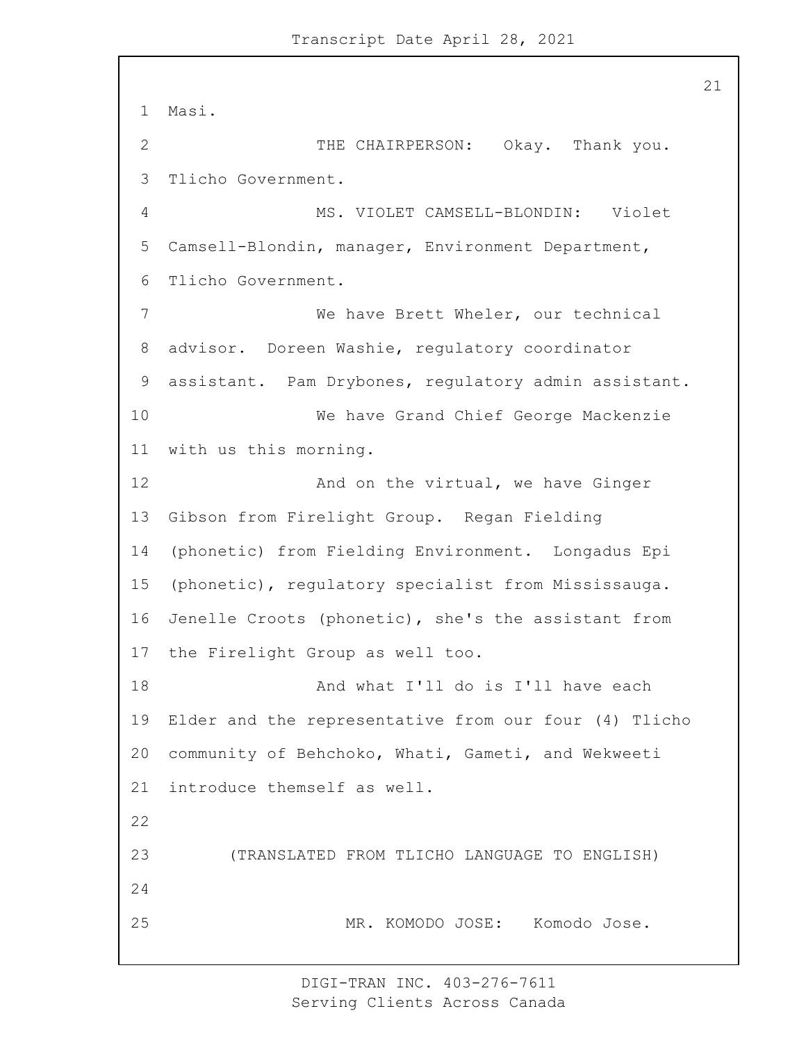Masi.

THE CHAIRPERSON: Okay. Thank you. Tlicho Government.

MS. VIOLET CAMSELL-BLONDIN: Violet Camsell-Blondin, manager, Environment Department, Tlicho Government.

We have Brett Wheler, our technical advisor. Doreen Washie, regulatory coordinator assistant. Pam Drybones, regulatory admin assistant.

We have Grand Chief George Mackenzie with us this morning.

And on the virtual, we have Ginger Gibson from Firelight Group. Regan Fielding (phonetic) from Fielding Environment. Longadus Epi (phonetic), regulatory specialist from Mississauga. Jenelle Croots (phonetic), she's the assistant from the Firelight Group as well too.

And what I'll do is I'll have each Elder and the representative from our four (4) Tlicho community of Behchoko, Whati, Gameti, and Wekweeti introduce themself as well.

(TRANSLATED FROM TLICHO LANGUAGE TO ENGLISH)

MR. KOMODO JOSE: Komodo Jose.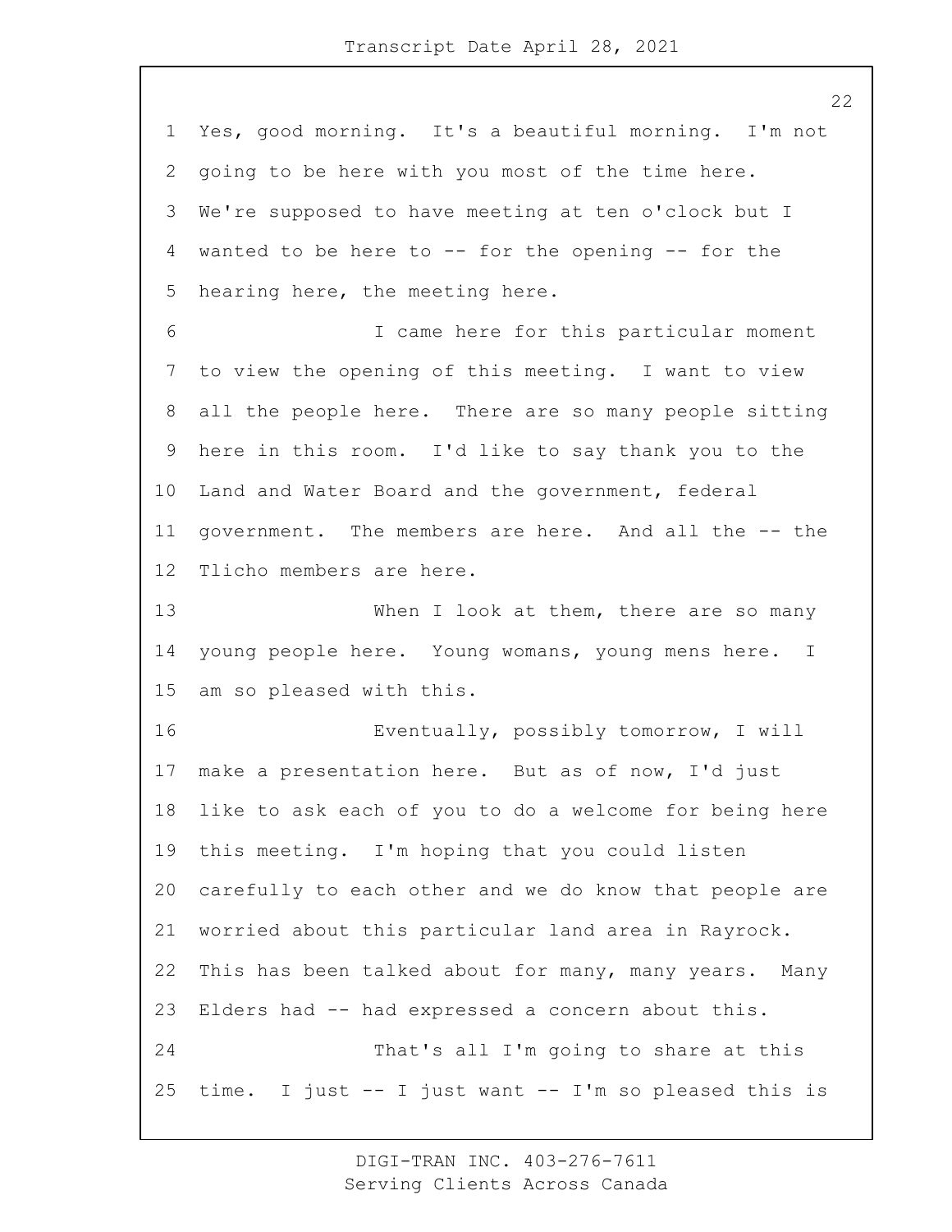Yes, good morning. It's a beautiful morning. I'm not going to be here with you most of the time here. We're supposed to have meeting at ten o'clock but I wanted to be here to -- for the opening -- for the hearing here, the meeting here.

I came here for this particular moment to view the opening of this meeting. I want to view all the people here. There are so many people sitting here in this room. I'd like to say thank you to the Land and Water Board and the government, federal government. The members are here. And all the -- the Tlicho members are here.

When I look at them, there are so many young people here. Young womans, young mens here. I am so pleased with this.

Eventually, possibly tomorrow, I will make a presentation here. But as of now, I'd just like to ask each of you to do a welcome for being here this meeting. I'm hoping that you could listen carefully to each other and we do know that people are worried about this particular land area in Rayrock. This has been talked about for many, many years. Many Elders had -- had expressed a concern about this.

That's all I'm going to share at this time. I just -- I just want -- I'm so pleased this is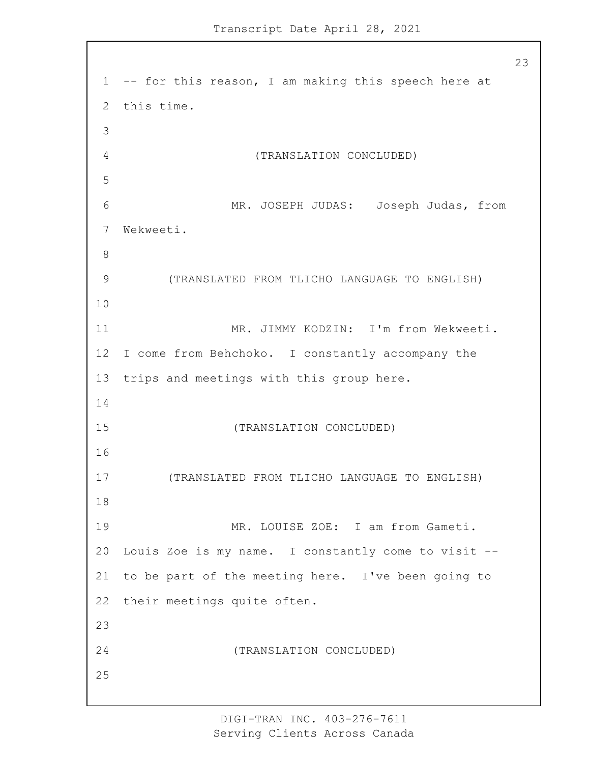-- for this reason, I am making this speech here at this time.

(TRANSLATION CONCLUDED)

MR. JOSEPH JUDAS: Joseph Judas, from Wekweeti.

(TRANSLATED FROM TLICHO LANGUAGE TO ENGLISH)

MR. JIMMY KODZIN: I'm from Wekweeti. I come from Behchoko. I constantly accompany the trips and meetings with this group here.

(TRANSLATION CONCLUDED)

(TRANSLATED FROM TLICHO LANGUAGE TO ENGLISH)

MR. LOUISE ZOE: I am from Gameti. Louis Zoe is my name. I constantly come to visit -- to be part of the meeting here. I've been going to their meetings quite often.

(TRANSLATION CONCLUDED)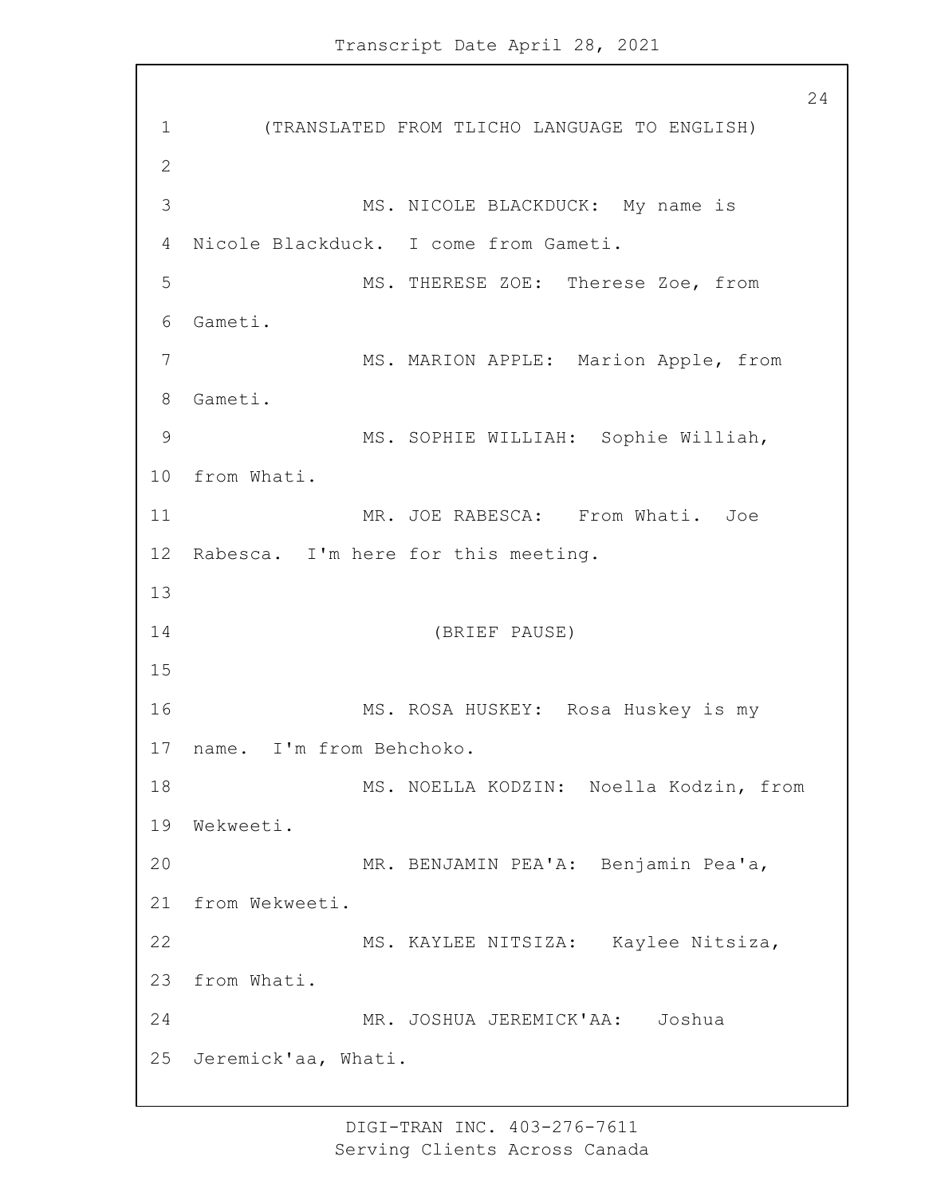(TRANSLATED FROM TLICHO LANGUAGE TO ENGLISH)

MS. NICOLE BLACKDUCK: My name is Nicole Blackduck. I come from Gameti.

MS. THERESE ZOE: Therese Zoe, from Gameti.

MS. MARION APPLE: Marion Apple, from Gameti.

MS. SOPHIE WILLIAH: Sophie Williah, from Whati.

MR. JOE RABESCA: From Whati. Joe Rabesca. I'm here for this meeting.

(BRIEF PAUSE)

MS. ROSA HUSKEY: Rosa Huskey is my name. I'm from Behchoko.

MS. NOELLA KODZIN: Noella Kodzin, from Wekweeti.

MR. BENJAMIN PEA'A: Benjamin Pea'a, from Wekweeti.

MS. KAYLEE NITSIZA: Kaylee Nitsiza, from Whati.

MR. JOSHUA JEREMICK'AA: Joshua Jeremick'aa, Whati.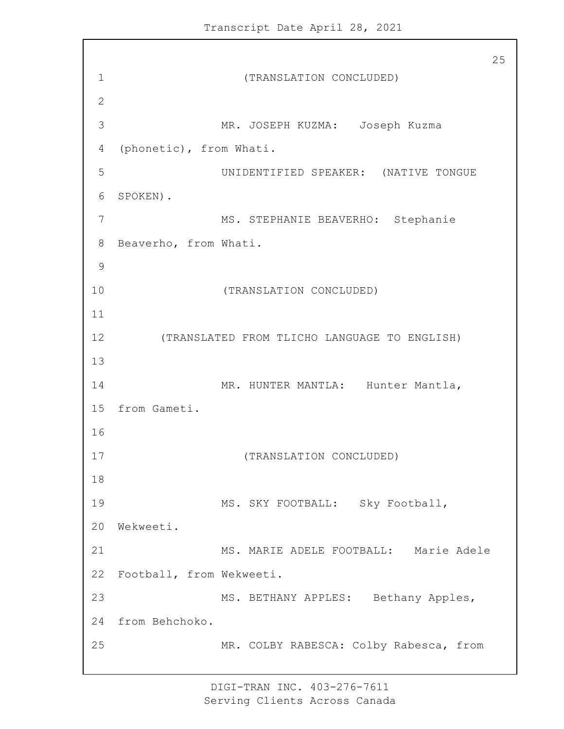(TRANSLATION CONCLUDED)

MR. JOSEPH KUZMA: Joseph Kuzma (phonetic), from Whati.

UNIDENTIFIED SPEAKER: (NATIVE TONGUE SPOKEN).

MS. STEPHANIE BEAVERHO: Stephanie Beaverho, from Whati.

(TRANSLATION CONCLUDED)

(TRANSLATED FROM TLICHO LANGUAGE TO ENGLISH)

MR. HUNTER MANTLA: Hunter Mantla, from Gameti.

(TRANSLATION CONCLUDED)

MS. SKY FOOTBALL: Sky Football, Wekweeti.

MS. MARIE ADELE FOOTBALL: Marie Adele Football, from Wekweeti.

MS. BETHANY APPLES: Bethany Apples, from Behchoko.

MR. COLBY RABESCA: Colby Rabesca, from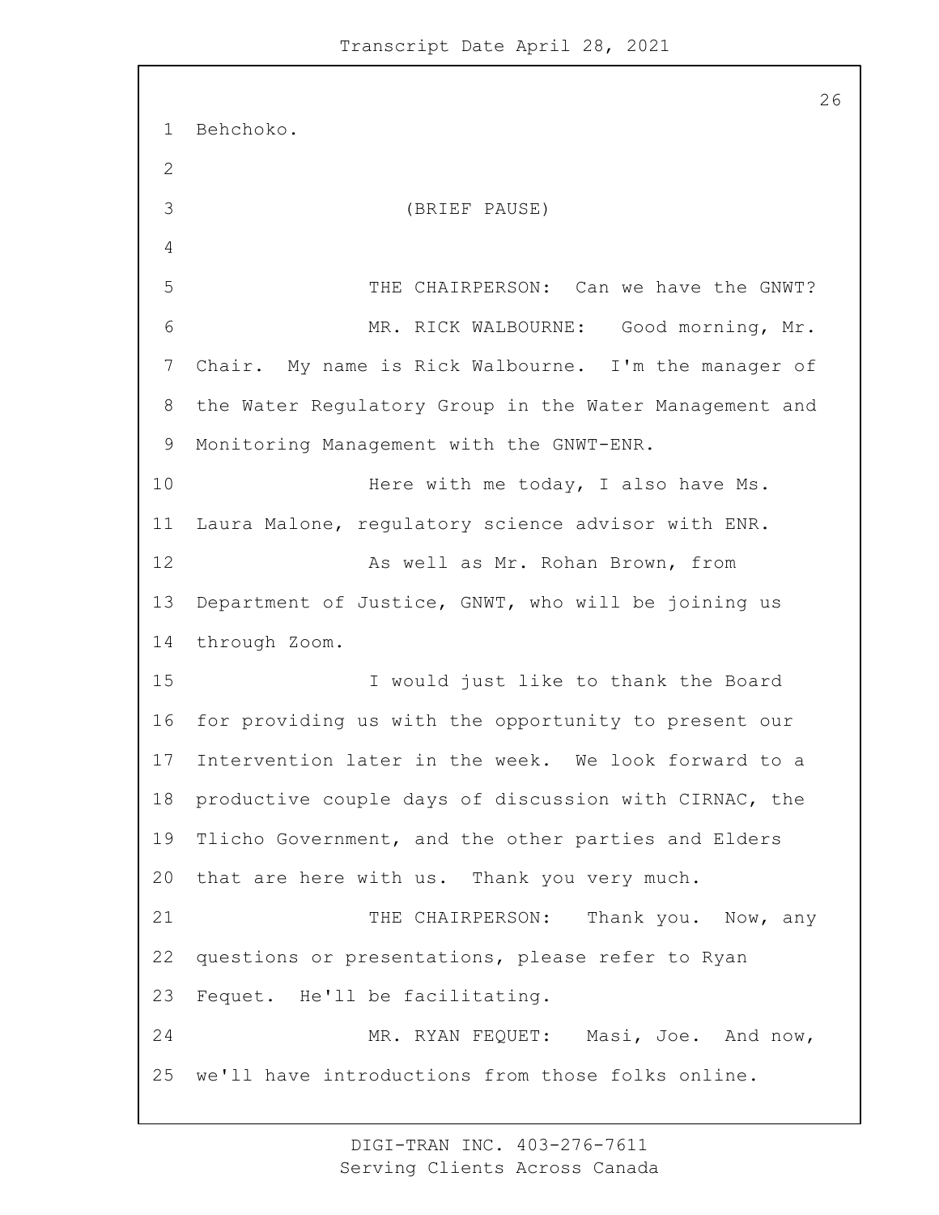Behchoko.

(BRIEF PAUSE)

THE CHAIRPERSON: Can we have the GNWT?

MR. RICK WALBOURNE: Good morning, Mr. Chair. My name is Rick Walbourne. I'm the manager of the Water Regulatory Group in the Water Management and Monitoring Management with the GNWT-ENR.

Here with me today, I also have Ms. Laura Malone, regulatory science advisor with ENR.

As well as Mr. Rohan Brown, from Department of Justice, GNWT, who will be joining us through Zoom.

I would just like to thank the Board for providing us with the opportunity to present our Intervention later in the week. We look forward to a productive couple days of discussion with CIRNAC, the Tlicho Government, and the other parties and Elders that are here with us. Thank you very much.

THE CHAIRPERSON: Thank you. Now, any questions or presentations, please refer to Ryan Fequet. He'll be facilitating.

MR. RYAN FEQUET: Masi, Joe. And now, we'll have introductions from those folks online.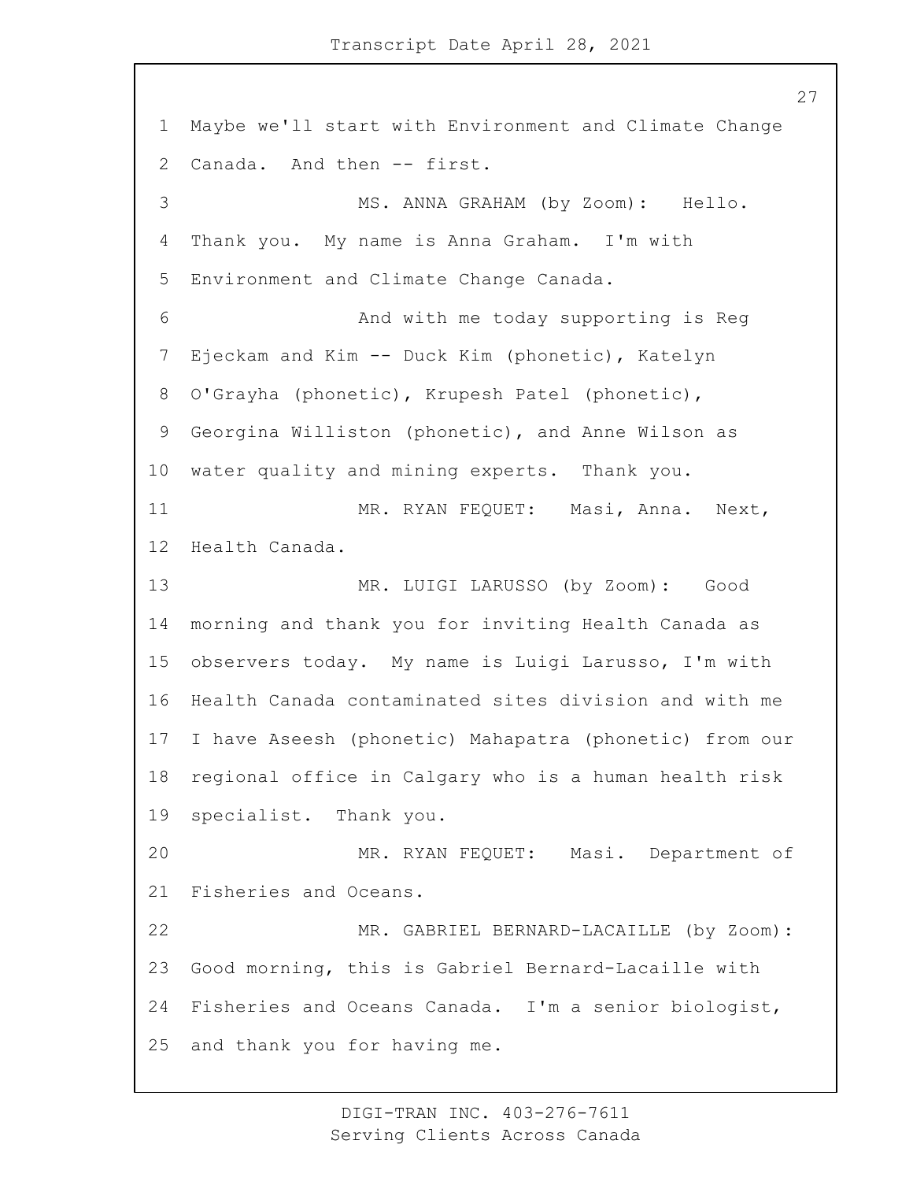Maybe we'll start with Environment and Climate Change Canada. And then -- first.

MS. ANNA GRAHAM (by Zoom): Hello. Thank you. My name is Anna Graham. I'm with Environment and Climate Change Canada.

And with me today supporting is Reg Ejeckam and Kim -- Duck Kim (phonetic), Katelyn O'Grayha (phonetic), Krupesh Patel (phonetic), Georgina Williston (phonetic), and Anne Wilson as water quality and mining experts. Thank you.

MR. RYAN FEQUET: Masi, Anna. Next, Health Canada.

MR. LUIGI LARUSSO (by Zoom): Good morning and thank you for inviting Health Canada as observers today. My name is Luigi Larusso, I'm with Health Canada contaminated sites division and with me I have Aseesh (phonetic) Mahapatra (phonetic) from our regional office in Calgary who is a human health risk specialist. Thank you.

MR. RYAN FEQUET: Masi. Department of Fisheries and Oceans.

MR. GABRIEL BERNARD-LACAILLE (by Zoom): Good morning, this is Gabriel Bernard-Lacaille with Fisheries and Oceans Canada. I'm a senior biologist, and thank you for having me.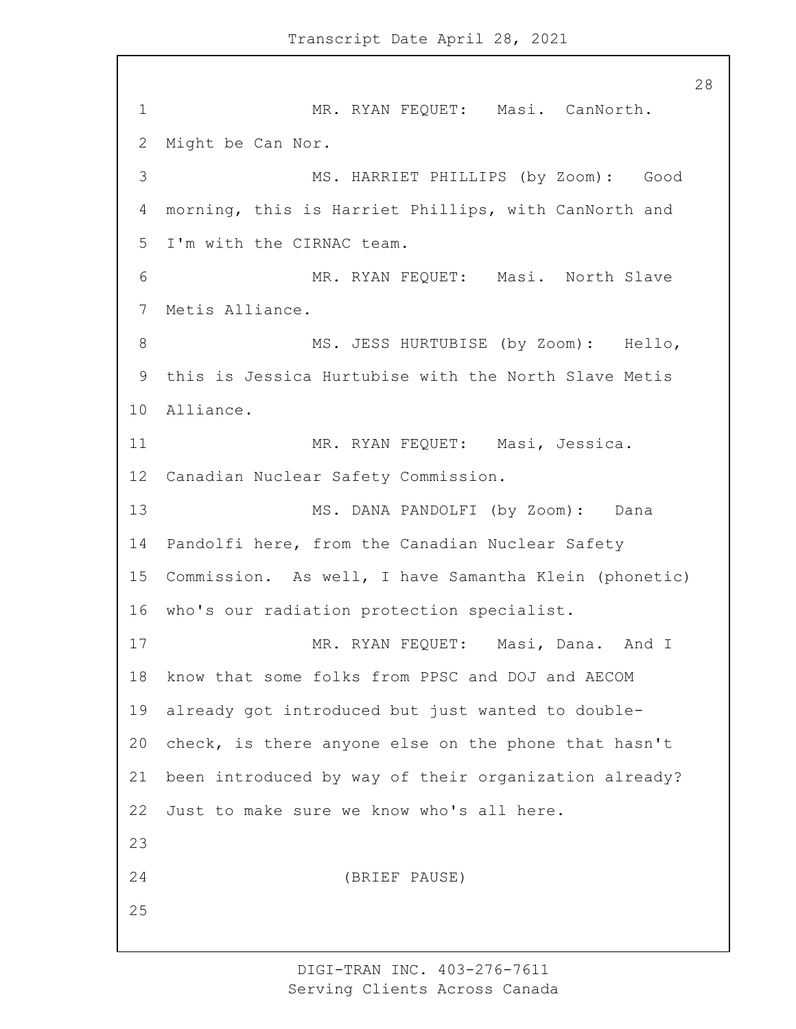MR. RYAN FEQUET: Masi. CanNorth. Might be Can Nor.

MS. HARRIET PHILLIPS (by Zoom): Good morning, this is Harriet Phillips, with CanNorth and I'm with the CIRNAC team.

MR. RYAN FEQUET: Masi. North Slave Metis Alliance.

MS. JESS HURTUBISE (by Zoom): Hello, this is Jessica Hurtubise with the North Slave Metis Alliance.

MR. RYAN FEQUET: Masi, Jessica. Canadian Nuclear Safety Commission.

MS. DANA PANDOLFI (by Zoom): Dana Pandolfi here, from the Canadian Nuclear Safety Commission. As well, I have Samantha Klein (phonetic) who's our radiation protection specialist.

MR. RYAN FEQUET: Masi, Dana. And I know that some folks from PPSC and DOJ and AECOM already got introduced but just wanted to double-check, is there anyone else on the phone that hasn't been introduced by way of their organization already? Just to make sure we know who's all here.

(BRIEF PAUSE)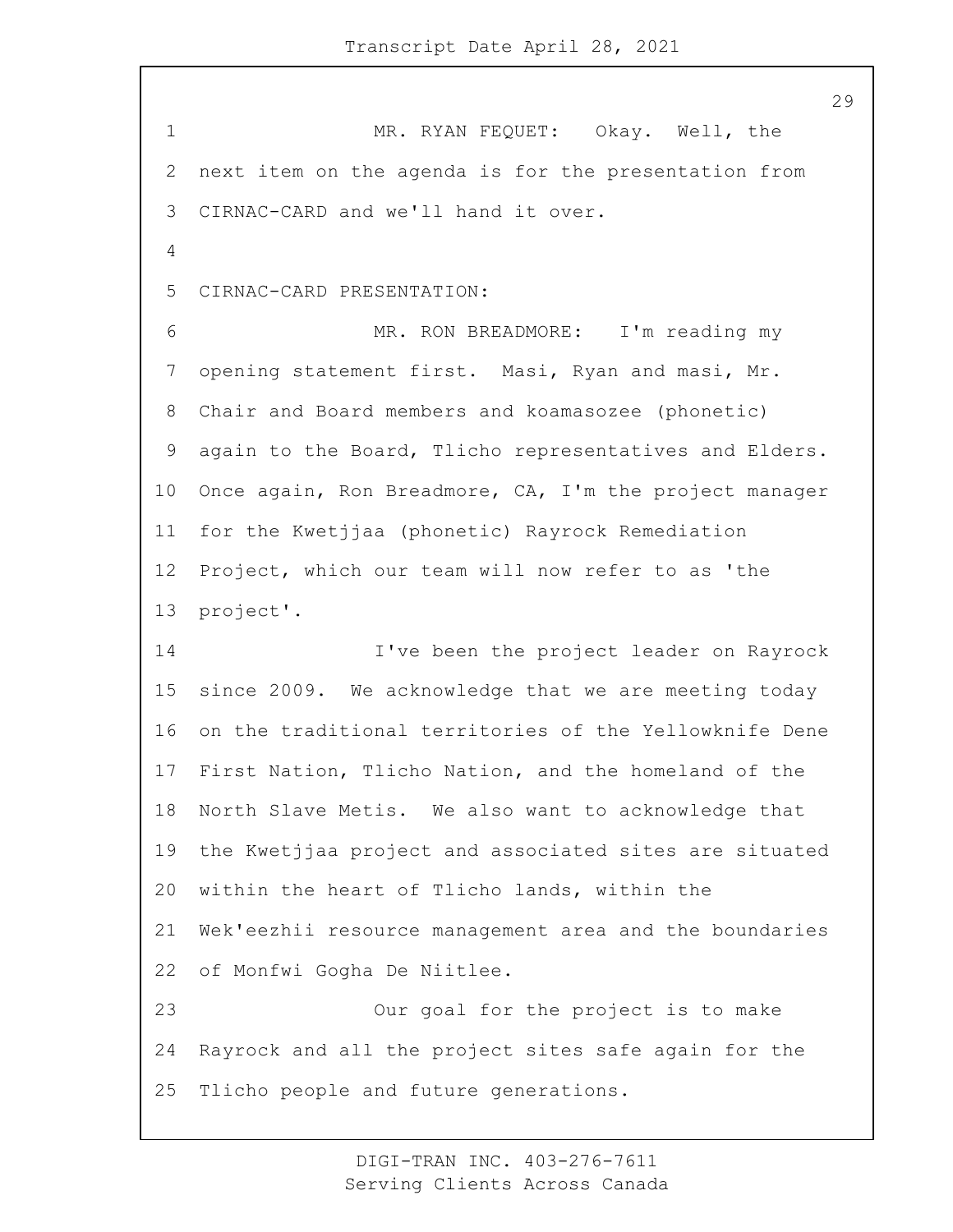MR. RYAN FEQUET: Okay. Well, the next item on the agenda is for the presentation from CIRNAC-CARD and we'll hand it over.

CIRNAC-CARD PRESENTATION:

MR. RON BREADMORE: I'm reading my opening statement first. Masi, Ryan and masi, Mr. Chair and Board members and koamasozee (phonetic) again to the Board, Tlicho representatives and Elders. Once again, Ron Breadmore, CA, I'm the project manager for the Kwetjjaa (phonetic) Rayrock Remediation Project, which our team will now refer to as 'the project'.

I've been the project leader on Rayrock since 2009. We acknowledge that we are meeting today on the traditional territories of the Yellowknife Dene First Nation, Tlicho Nation, and the homeland of the North Slave Metis. We also want to acknowledge that the Kwetjjaa project and associated sites are situated within the heart of Tlicho lands, within the Wek'eezhii resource management area and the boundaries of Monfwi Gogha De Niitlee.

Our goal for the project is to make Rayrock and all the project sites safe again for the Tlicho people and future generations.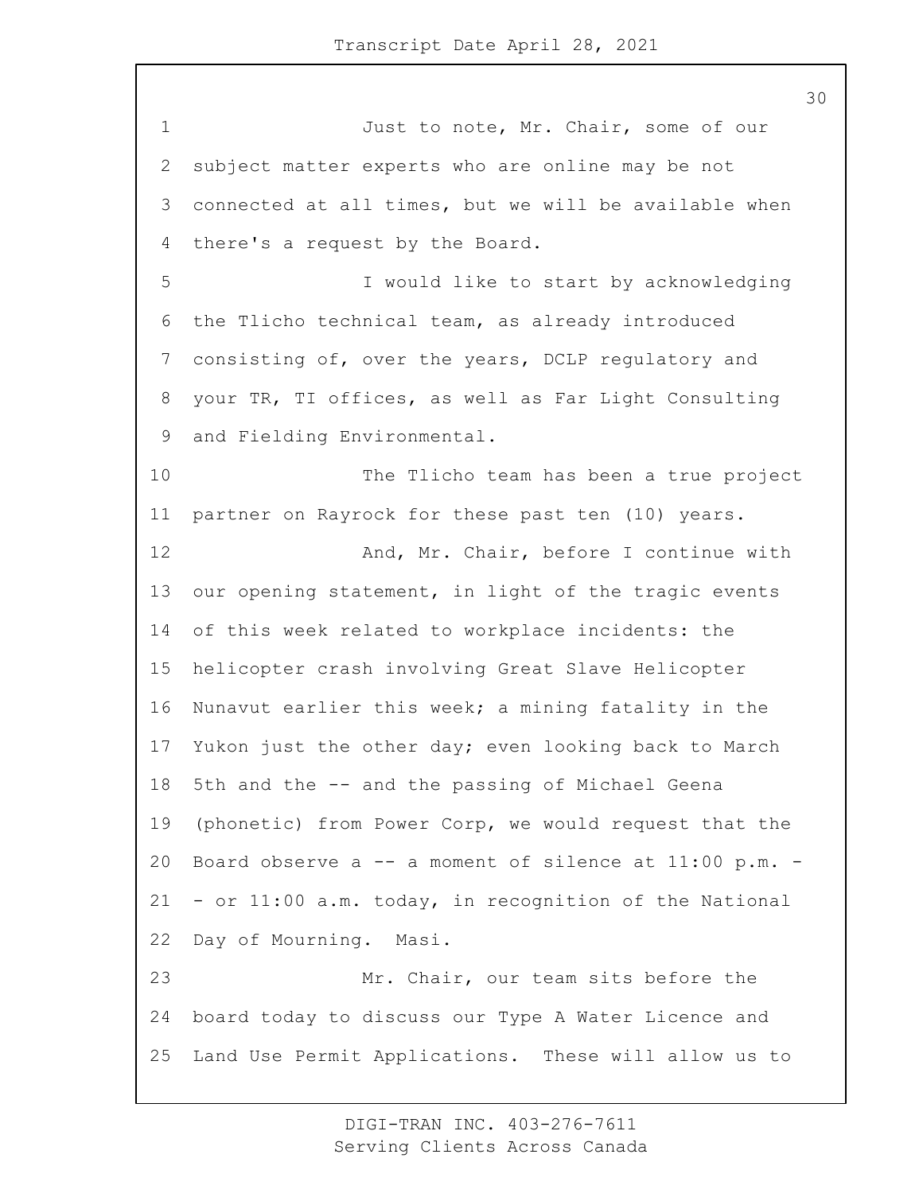Just to note, Mr. Chair, some of our subject matter experts who are online may be not connected at all times, but we will be available when there's a request by the Board.

I would like to start by acknowledging the Tlicho technical team, as already introduced consisting of, over the years, DCLP regulatory and your TR, TI offices, as well as Far Light Consulting and Fielding Environmental.

The Tlicho team has been a true project partner on Rayrock for these past ten (10) years.

And, Mr. Chair, before I continue with our opening statement, in light of the tragic events of this week related to workplace incidents: the helicopter crash involving Great Slave Helicopter Nunavut earlier this week; a mining fatality in the Yukon just the other day; even looking back to March 5th and the -- and the passing of Michael Geena (phonetic) from Power Corp, we would request that the Board observe a -- a moment of silence at 11:00 p.m. -- or 11:00 a.m. today, in recognition of the National Day of Mourning. Masi.

Mr. Chair, our team sits before the board today to discuss our Type A Water Licence and Land Use Permit Applications. These will allow us to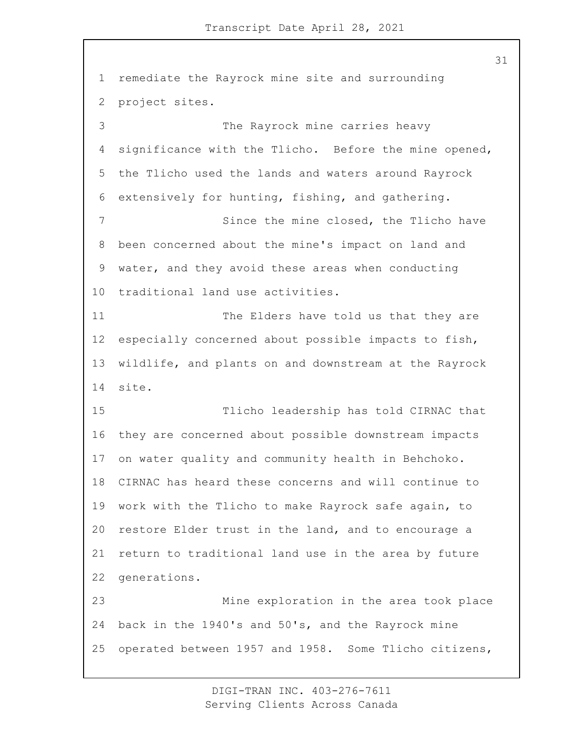remediate the Rayrock mine site and surrounding project sites.

The Rayrock mine carries heavy significance with the Tlicho. Before the mine opened, the Tlicho used the lands and waters around Rayrock extensively for hunting, fishing, and gathering.

Since the mine closed, the Tlicho have been concerned about the mine's impact on land and water, and they avoid these areas when conducting traditional land use activities.

The Elders have told us that they are especially concerned about possible impacts to fish, wildlife, and plants on and downstream at the Rayrock site.

Tlicho leadership has told CIRNAC that they are concerned about possible downstream impacts on water quality and community health in Behchoko. CIRNAC has heard these concerns and will continue to work with the Tlicho to make Rayrock safe again, to restore Elder trust in the land, and to encourage a return to traditional land use in the area by future generations.

Mine exploration in the area took place back in the 1940's and 50's, and the Rayrock mine operated between 1957 and 1958. Some Tlicho citizens,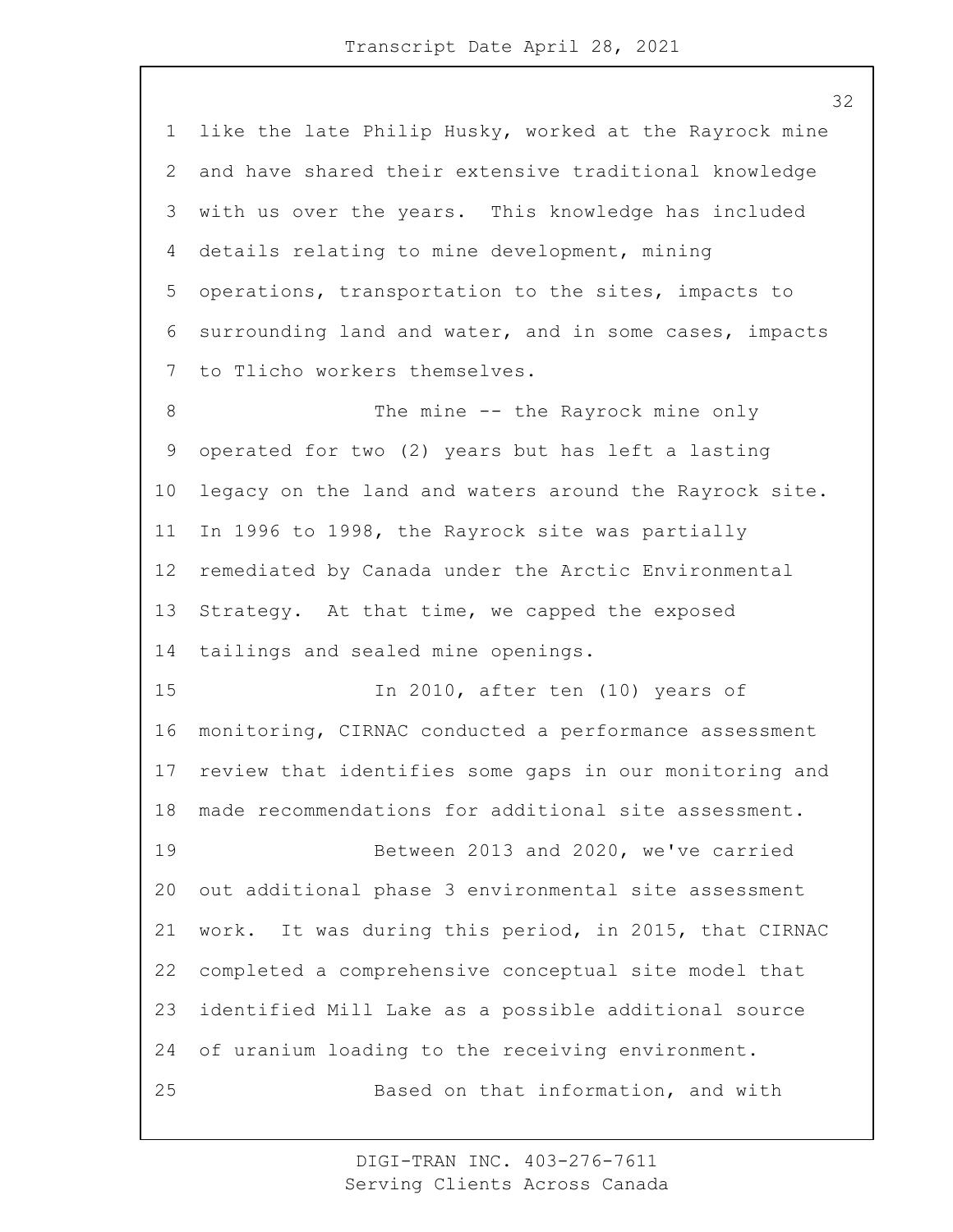like the late Philip Husky, worked at the Rayrock mine and have shared their extensive traditional knowledge with us over the years. This knowledge has included details relating to mine development, mining operations, transportation to the sites, impacts to surrounding land and water, and in some cases, impacts to Tlicho workers themselves.

The mine -- the Rayrock mine only operated for two (2) years but has left a lasting legacy on the land and waters around the Rayrock site. In 1996 to 1998, the Rayrock site was partially remediated by Canada under the Arctic Environmental Strategy. At that time, we capped the exposed tailings and sealed mine openings.

In 2010, after ten (10) years of monitoring, CIRNAC conducted a performance assessment review that identifies some gaps in our monitoring and made recommendations for additional site assessment.

Between 2013 and 2020, we've carried out additional phase 3 environmental site assessment work. It was during this period, in 2015, that CIRNAC completed a comprehensive conceptual site model that identified Mill Lake as a possible additional source of uranium loading to the receiving environment.

Based on that information, and with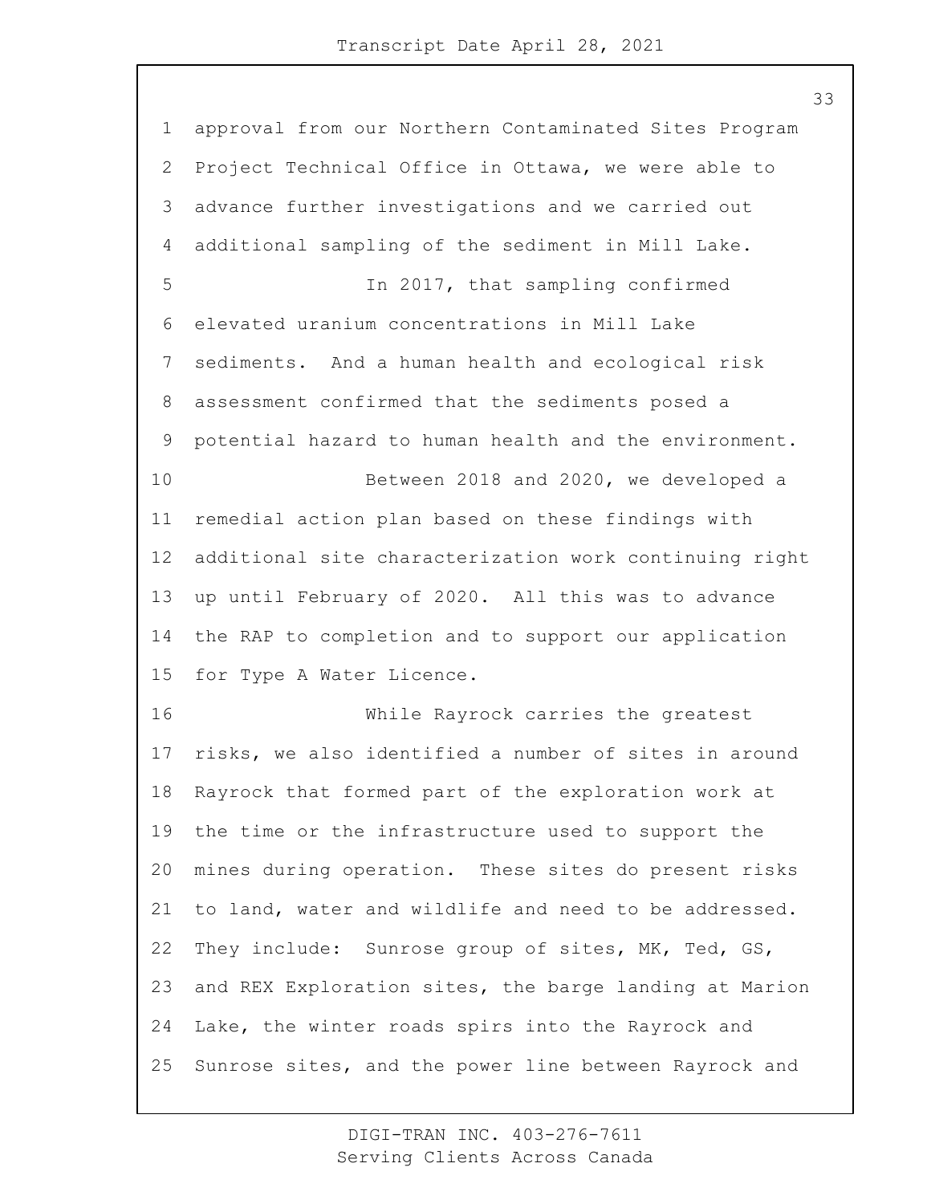approval from our Northern Contaminated Sites Program Project Technical Office in Ottawa, we were able to advance further investigations and we carried out additional sampling of the sediment in Mill Lake.

In 2017, that sampling confirmed elevated uranium concentrations in Mill Lake sediments. And a human health and ecological risk assessment confirmed that the sediments posed a potential hazard to human health and the environment.

Between 2018 and 2020, we developed a remedial action plan based on these findings with additional site characterization work continuing right up until February of 2020. All this was to advance the RAP to completion and to support our application for Type A Water Licence.

While Rayrock carries the greatest risks, we also identified a number of sites in around Rayrock that formed part of the exploration work at the time or the infrastructure used to support the mines during operation. These sites do present risks to land, water and wildlife and need to be addressed. They include: Sunrose group of sites, MK, Ted, GS, and REX Exploration sites, the barge landing at Marion Lake, the winter roads spirs into the Rayrock and Sunrose sites, and the power line between Rayrock and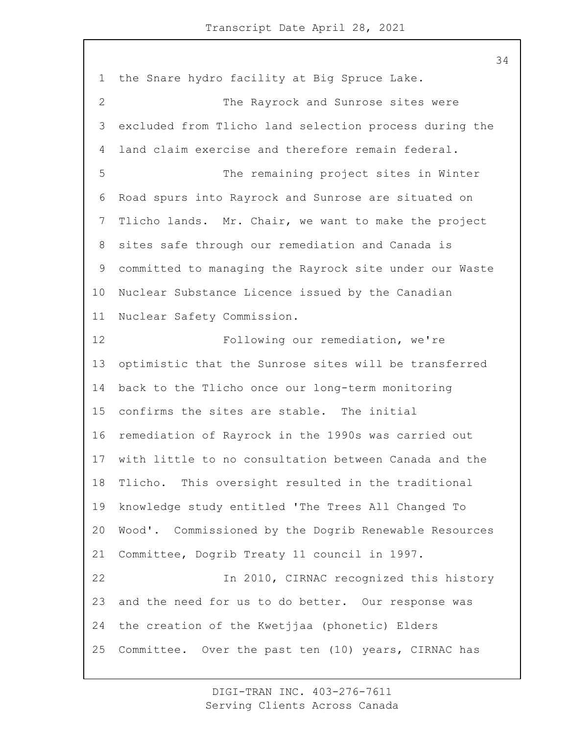the Snare hydro facility at Big Spruce Lake.

The Rayrock and Sunrose sites were excluded from Tlicho land selection process during the land claim exercise and therefore remain federal.

The remaining project sites in Winter Road spurs into Rayrock and Sunrose are situated on Tlicho lands. Mr. Chair, we want to make the project sites safe through our remediation and Canada is committed to managing the Rayrock site under our Waste Nuclear Substance Licence issued by the Canadian Nuclear Safety Commission.

Following our remediation, we're optimistic that the Sunrose sites will be transferred back to the Tlicho once our long-term monitoring confirms the sites are stable. The initial remediation of Rayrock in the 1990s was carried out with little to no consultation between Canada and the Tlicho. This oversight resulted in the traditional knowledge study entitled 'The Trees All Changed To Wood'. Commissioned by the Dogrib Renewable Resources Committee, Dogrib Treaty 11 council in 1997.

In 2010, CIRNAC recognized this history and the need for us to do better. Our response was the creation of the Kwetjjaa (phonetic) Elders Committee. Over the past ten (10) years, CIRNAC has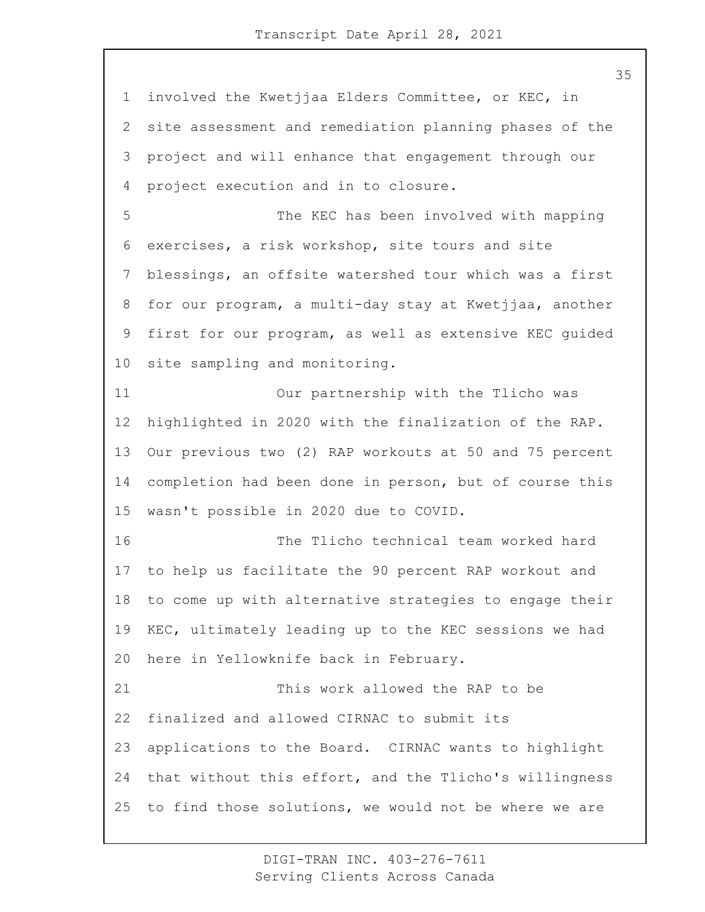involved the Kwetjjaa Elders Committee, or KEC, in site assessment and remediation planning phases of the project and will enhance that engagement through our project execution and in to closure.

The KEC has been involved with mapping exercises, a risk workshop, site tours and site blessings, an offsite watershed tour which was a first for our program, a multi-day stay at Kwetjjaa, another first for our program, as well as extensive KEC guided site sampling and monitoring.

Our partnership with the Tlicho was highlighted in 2020 with the finalization of the RAP. Our previous two (2) RAP workouts at 50 and 75 percent completion had been done in person, but of course this wasn't possible in 2020 due to COVID.

The Tlicho technical team worked hard to help us facilitate the 90 percent RAP workout and to come up with alternative strategies to engage their KEC, ultimately leading up to the KEC sessions we had here in Yellowknife back in February.

This work allowed the RAP to be finalized and allowed CIRNAC to submit its applications to the Board. CIRNAC wants to highlight that without this effort, and the Tlicho's willingness to find those solutions, we would not be where we are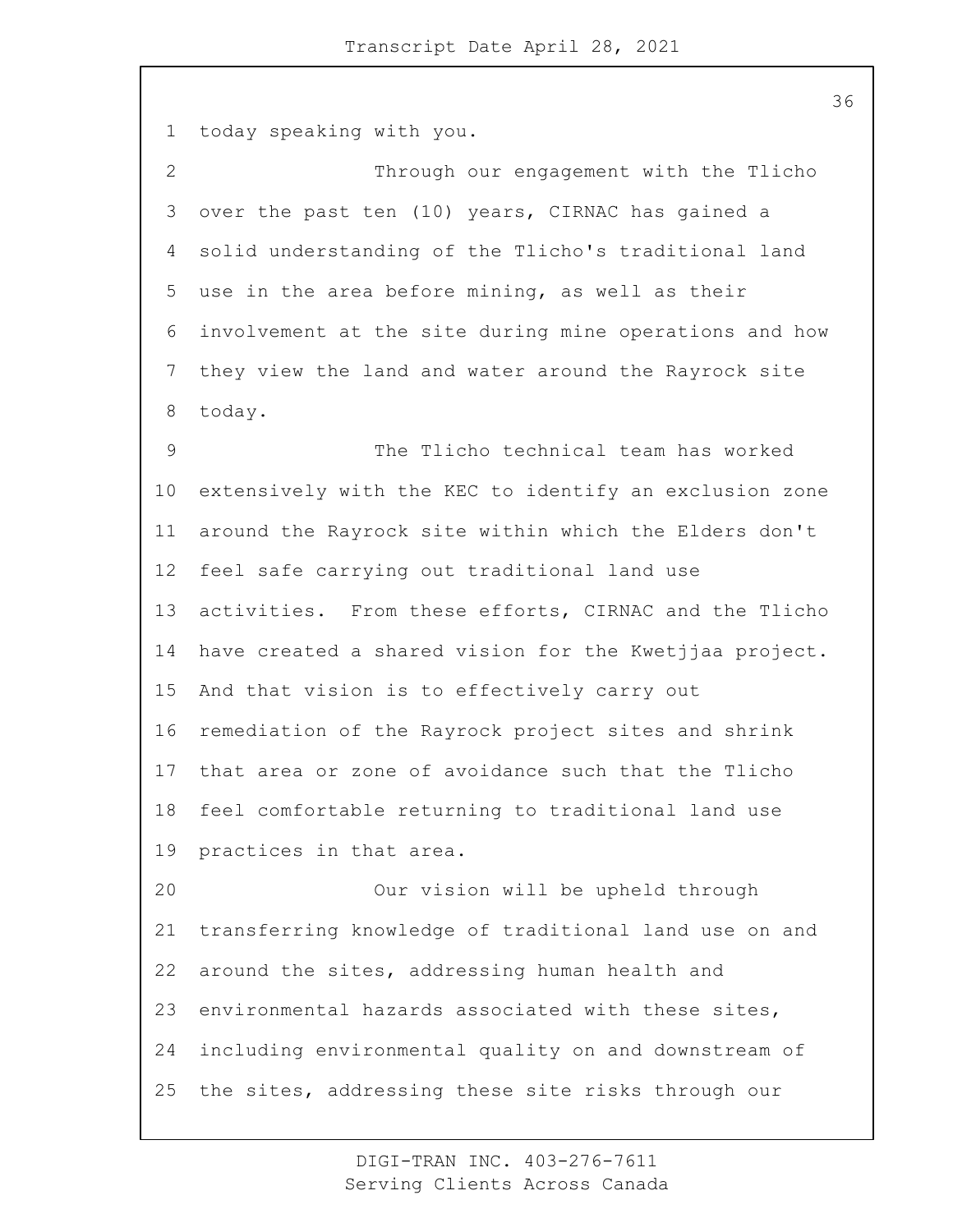today speaking with you.

Through our engagement with the Tlicho over the past ten (10) years, CIRNAC has gained a solid understanding of the Tlicho's traditional land use in the area before mining, as well as their involvement at the site during mine operations and how they view the land and water around the Rayrock site today.

The Tlicho technical team has worked extensively with the KEC to identify an exclusion zone around the Rayrock site within which the Elders don't feel safe carrying out traditional land use activities. From these efforts, CIRNAC and the Tlicho have created a shared vision for the Kwetjjaa project. And that vision is to effectively carry out remediation of the Rayrock project sites and shrink that area or zone of avoidance such that the Tlicho feel comfortable returning to traditional land use practices in that area.

Our vision will be upheld through transferring knowledge of traditional land use on and around the sites, addressing human health and environmental hazards associated with these sites, including environmental quality on and downstream of the sites, addressing these site risks through our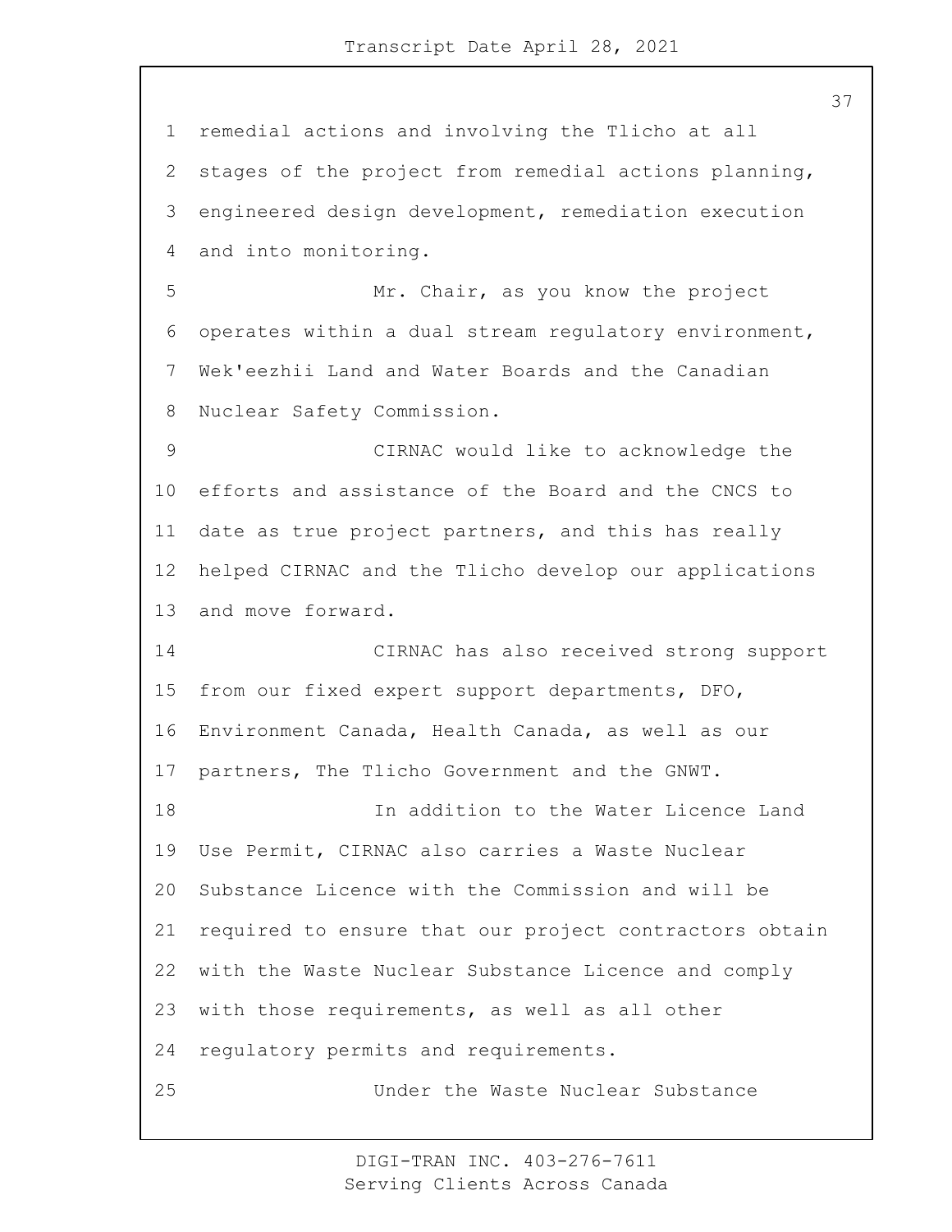remedial actions and involving the Tlicho at all stages of the project from remedial actions planning, engineered design development, remediation execution and into monitoring.

Mr. Chair, as you know the project operates within a dual stream regulatory environment, Wek'eezhii Land and Water Boards and the Canadian Nuclear Safety Commission.

CIRNAC would like to acknowledge the efforts and assistance of the Board and the CNCS to date as true project partners, and this has really helped CIRNAC and the Tlicho develop our applications and move forward.

CIRNAC has also received strong support from our fixed expert support departments, DFO, Environment Canada, Health Canada, as well as our partners, The Tlicho Government and the GNWT.

In addition to the Water Licence Land Use Permit, CIRNAC also carries a Waste Nuclear Substance Licence with the Commission and will be required to ensure that our project contractors obtain with the Waste Nuclear Substance Licence and comply with those requirements, as well as all other regulatory permits and requirements.

Under the Waste Nuclear Substance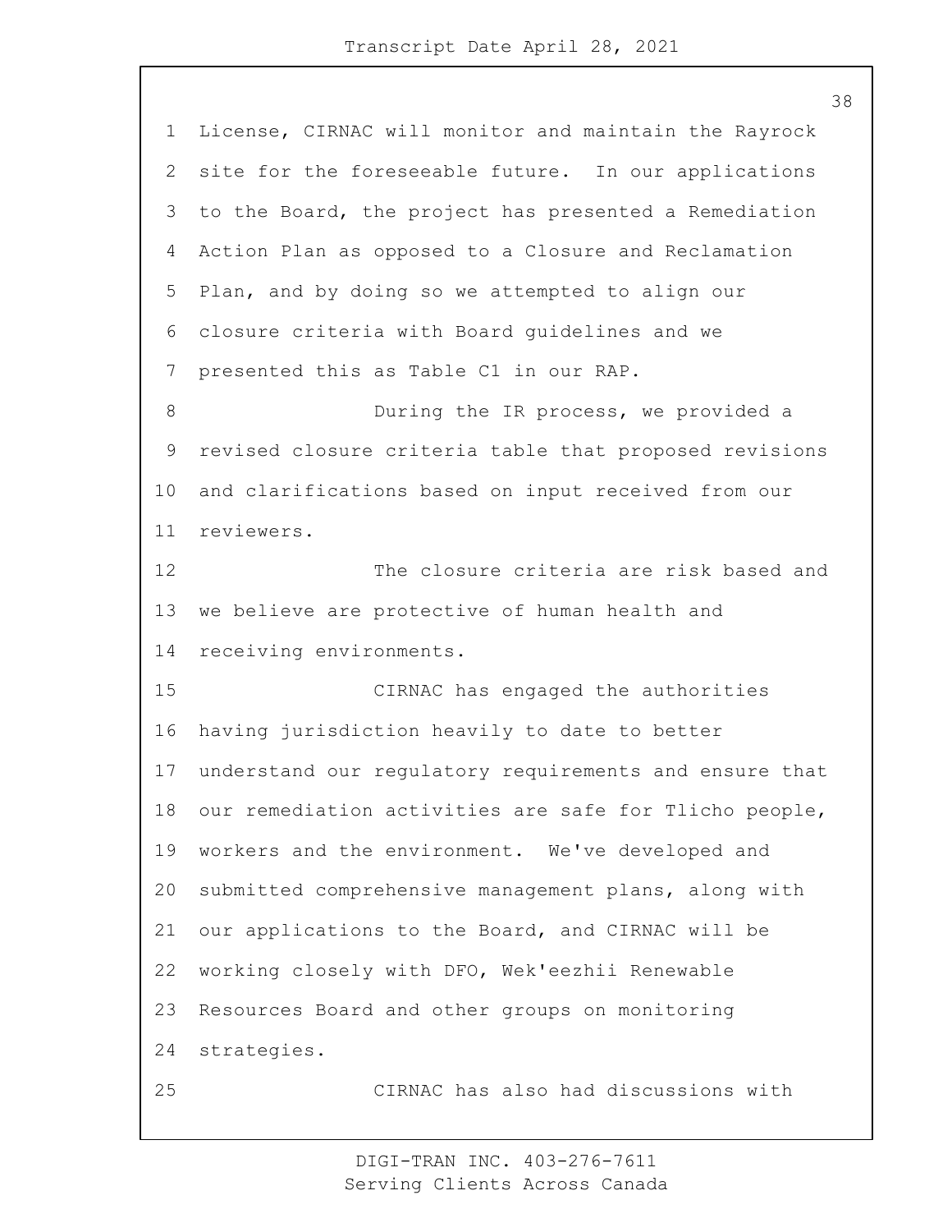License, CIRNAC will monitor and maintain the Rayrock site for the foreseeable future. In our applications to the Board, the project has presented a Remediation Action Plan as opposed to a Closure and Reclamation Plan, and by doing so we attempted to align our closure criteria with Board guidelines and we presented this as Table C1 in our RAP.

During the IR process, we provided a revised closure criteria table that proposed revisions and clarifications based on input received from our reviewers.

The closure criteria are risk based and we believe are protective of human health and receiving environments.

CIRNAC has engaged the authorities having jurisdiction heavily to date to better understand our regulatory requirements and ensure that our remediation activities are safe for Tlicho people, workers and the environment. We've developed and submitted comprehensive management plans, along with our applications to the Board, and CIRNAC will be working closely with DFO, Wek'eezhii Renewable Resources Board and other groups on monitoring strategies.

CIRNAC has also had discussions with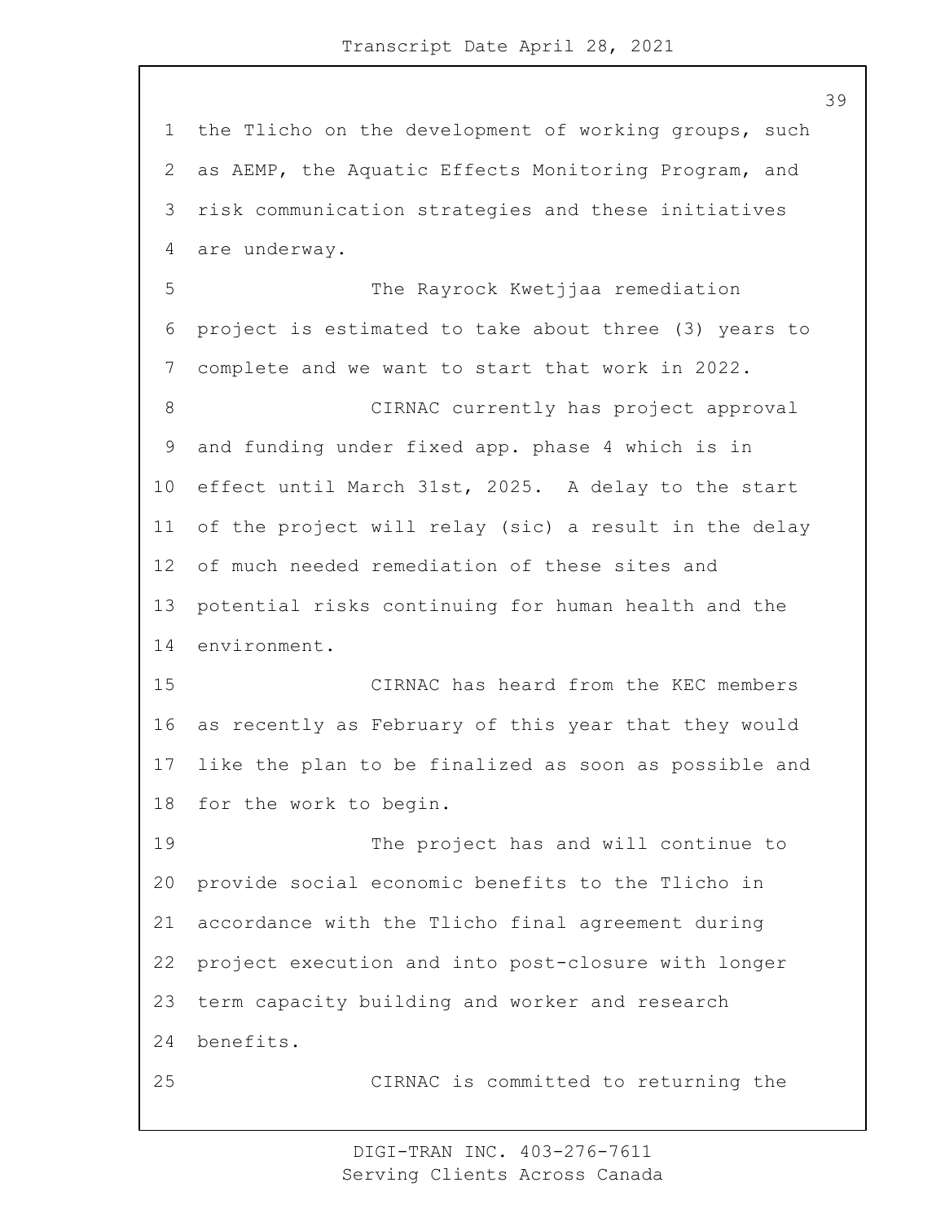the Tlicho on the development of working groups, such as AEMP, the Aquatic Effects Monitoring Program, and risk communication strategies and these initiatives are underway.

The Rayrock Kwetjjaa remediation project is estimated to take about three (3) years to complete and we want to start that work in 2022.

CIRNAC currently has project approval and funding under fixed app. phase 4 which is in effect until March 31st, 2025. A delay to the start of the project will relay (sic) a result in the delay of much needed remediation of these sites and potential risks continuing for human health and the environment.

CIRNAC has heard from the KEC members as recently as February of this year that they would like the plan to be finalized as soon as possible and for the work to begin.

The project has and will continue to provide social economic benefits to the Tlicho in accordance with the Tlicho final agreement during project execution and into post-closure with longer term capacity building and worker and research benefits.

CIRNAC is committed to returning the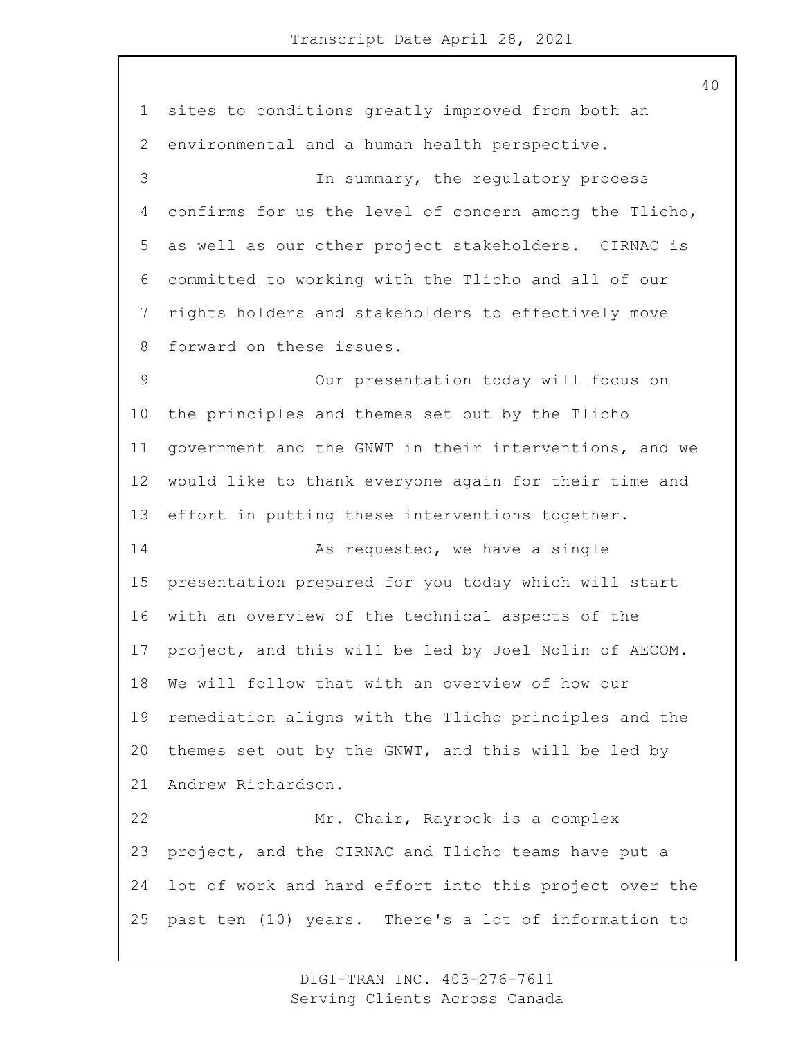sites to conditions greatly improved from both an environmental and a human health perspective.

In summary, the regulatory process confirms for us the level of concern among the Tlicho, as well as our other project stakeholders. CIRNAC is committed to working with the Tlicho and all of our rights holders and stakeholders to effectively move forward on these issues.

Our presentation today will focus on the principles and themes set out by the Tlicho government and the GNWT in their interventions, and we would like to thank everyone again for their time and effort in putting these interventions together.

As requested, we have a single presentation prepared for you today which will start with an overview of the technical aspects of the project, and this will be led by Joel Nolin of AECOM. We will follow that with an overview of how our remediation aligns with the Tlicho principles and the themes set out by the GNWT, and this will be led by Andrew Richardson.

Mr. Chair, Rayrock is a complex project, and the CIRNAC and Tlicho teams have put a lot of work and hard effort into this project over the past ten (10) years. There's a lot of information to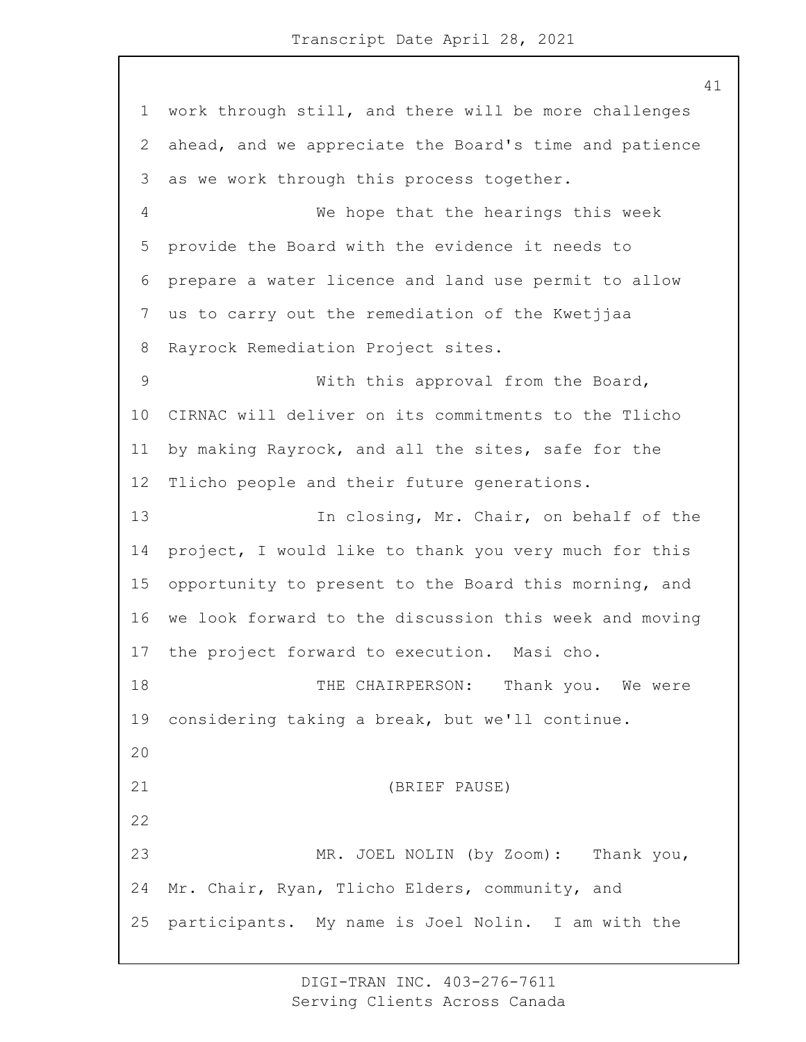work through still, and there will be more challenges ahead, and we appreciate the Board's time and patience as we work through this process together.

We hope that the hearings this week provide the Board with the evidence it needs to prepare a water licence and land use permit to allow us to carry out the remediation of the Kwetjjaa Rayrock Remediation Project sites.

With this approval from the Board, CIRNAC will deliver on its commitments to the Tlicho by making Rayrock, and all the sites, safe for the Tlicho people and their future generations.

In closing, Mr. Chair, on behalf of the project, I would like to thank you very much for this opportunity to present to the Board this morning, and we look forward to the discussion this week and moving the project forward to execution. Masi cho.

THE CHAIRPERSON: Thank you. We were considering taking a break, but we'll continue.

(BRIEF PAUSE)

MR. JOEL NOLIN (by Zoom): Thank you, Mr. Chair, Ryan, Tlicho Elders, community, and participants. My name is Joel Nolin. I am with the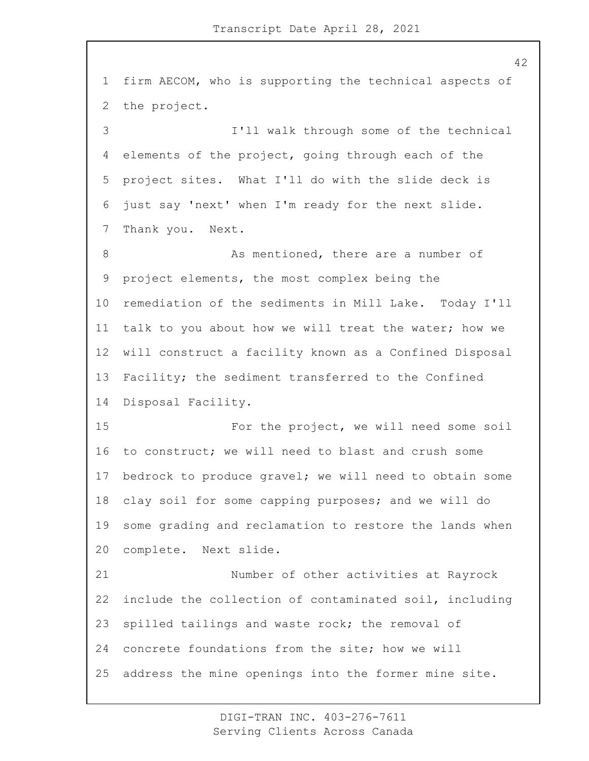firm AECOM, who is supporting the technical aspects of the project.

I'll walk through some of the technical elements of the project, going through each of the project sites. What I'll do with the slide deck is just say 'next' when I'm ready for the next slide. Thank you. Next.

As mentioned, there are a number of project elements, the most complex being the remediation of the sediments in Mill Lake. Today I'll talk to you about how we will treat the water; how we will construct a facility known as a Confined Disposal Facility; the sediment transferred to the Confined Disposal Facility.

For the project, we will need some soil to construct; we will need to blast and crush some bedrock to produce gravel; we will need to obtain some clay soil for some capping purposes; and we will do some grading and reclamation to restore the lands when complete. Next slide.

Number of other activities at Rayrock include the collection of contaminated soil, including spilled tailings and waste rock; the removal of concrete foundations from the site; how we will address the mine openings into the former mine site.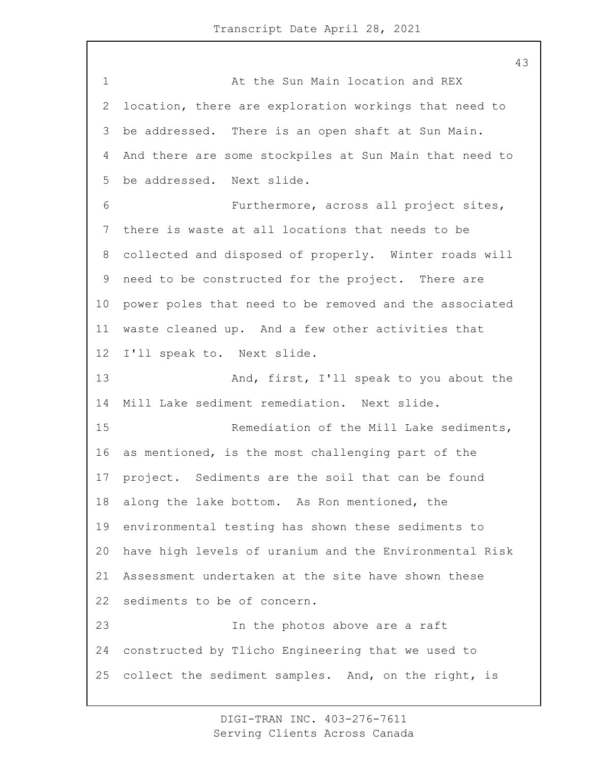At the Sun Main location and REX location, there are exploration workings that need to be addressed. There is an open shaft at Sun Main. And there are some stockpiles at Sun Main that need to be addressed. Next slide.

Furthermore, across all project sites, there is waste at all locations that needs to be collected and disposed of properly. Winter roads will need to be constructed for the project. There are power poles that need to be removed and the associated waste cleaned up. And a few other activities that I'll speak to. Next slide.

And, first, I'll speak to you about the Mill Lake sediment remediation. Next slide.

Remediation of the Mill Lake sediments, as mentioned, is the most challenging part of the project. Sediments are the soil that can be found along the lake bottom. As Ron mentioned, the environmental testing has shown these sediments to have high levels of uranium and the Environmental Risk Assessment undertaken at the site have shown these sediments to be of concern.

In the photos above are a raft constructed by Tlicho Engineering that we used to collect the sediment samples. And, on the right, is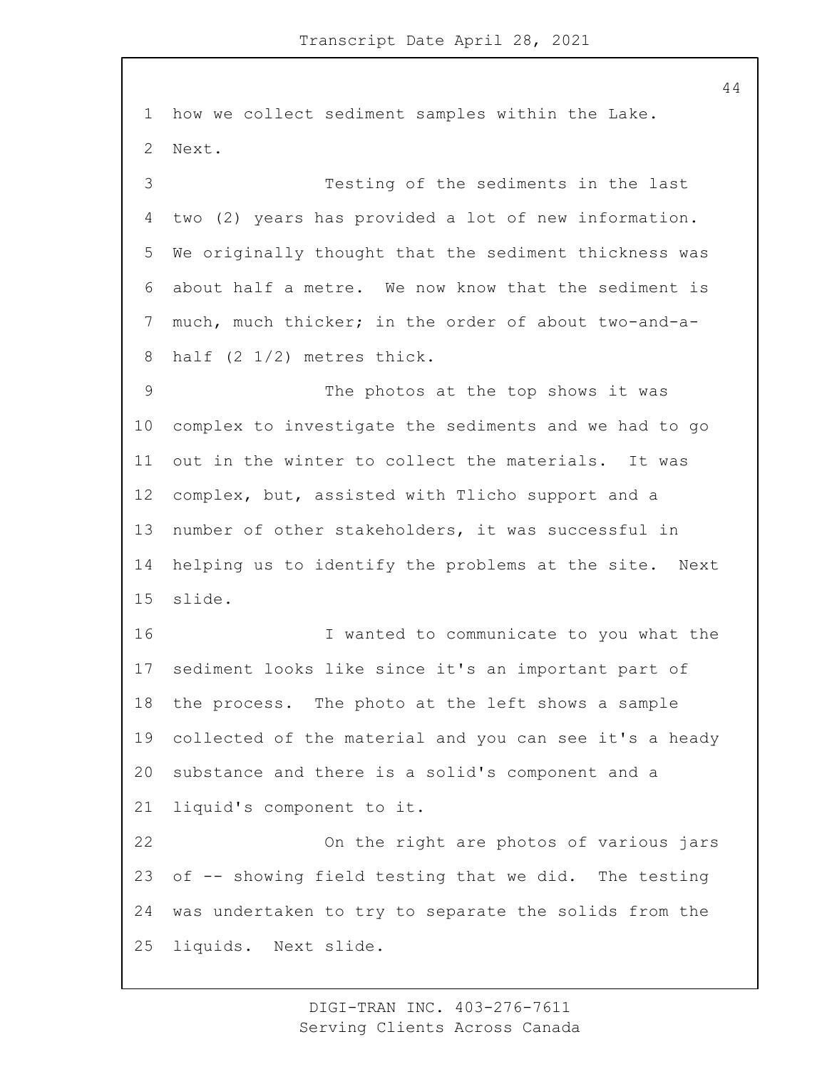how we collect sediment samples within the Lake. Next.

Testing of the sediments in the last two (2) years has provided a lot of new information. We originally thought that the sediment thickness was about half a metre. We now know that the sediment is much, much thicker; in the order of about two-and-a-half (2 1/2) metres thick.

The photos at the top shows it was complex to investigate the sediments and we had to go out in the winter to collect the materials. It was complex, but, assisted with Tlicho support and a number of other stakeholders, it was successful in helping us to identify the problems at the site. Next slide.

I wanted to communicate to you what the sediment looks like since it's an important part of the process. The photo at the left shows a sample collected of the material and you can see it's a heady substance and there is a solid's component and a liquid's component to it.

On the right are photos of various jars of -- showing field testing that we did. The testing was undertaken to try to separate the solids from the liquids. Next slide.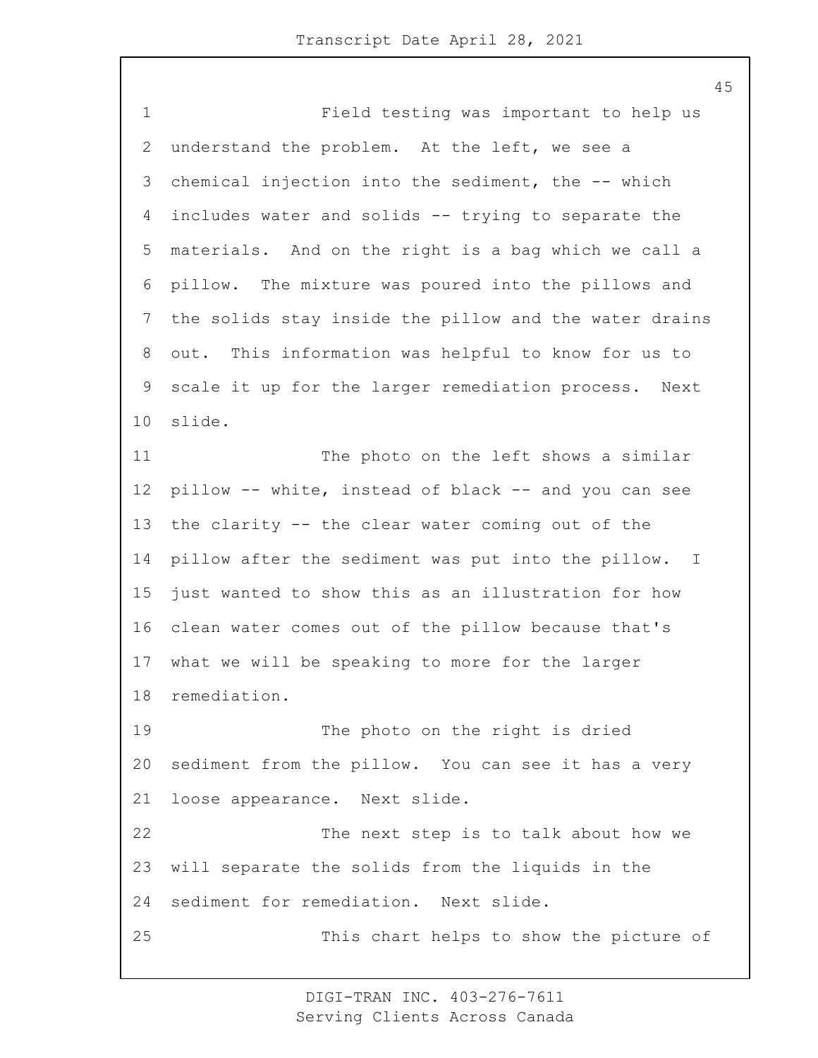Field testing was important to help us understand the problem. At the left, we see a chemical injection into the sediment, the -- which includes water and solids -- trying to separate the materials. And on the right is a bag which we call a pillow. The mixture was poured into the pillows and the solids stay inside the pillow and the water drains out. This information was helpful to know for us to scale it up for the larger remediation process. Next slide.

The photo on the left shows a similar pillow -- white, instead of black -- and you can see the clarity -- the clear water coming out of the pillow after the sediment was put into the pillow. I just wanted to show this as an illustration for how clean water comes out of the pillow because that's what we will be speaking to more for the larger remediation.

The photo on the right is dried sediment from the pillow. You can see it has a very loose appearance. Next slide.

The next step is to talk about how we will separate the solids from the liquids in the sediment for remediation. Next slide.

This chart helps to show the picture of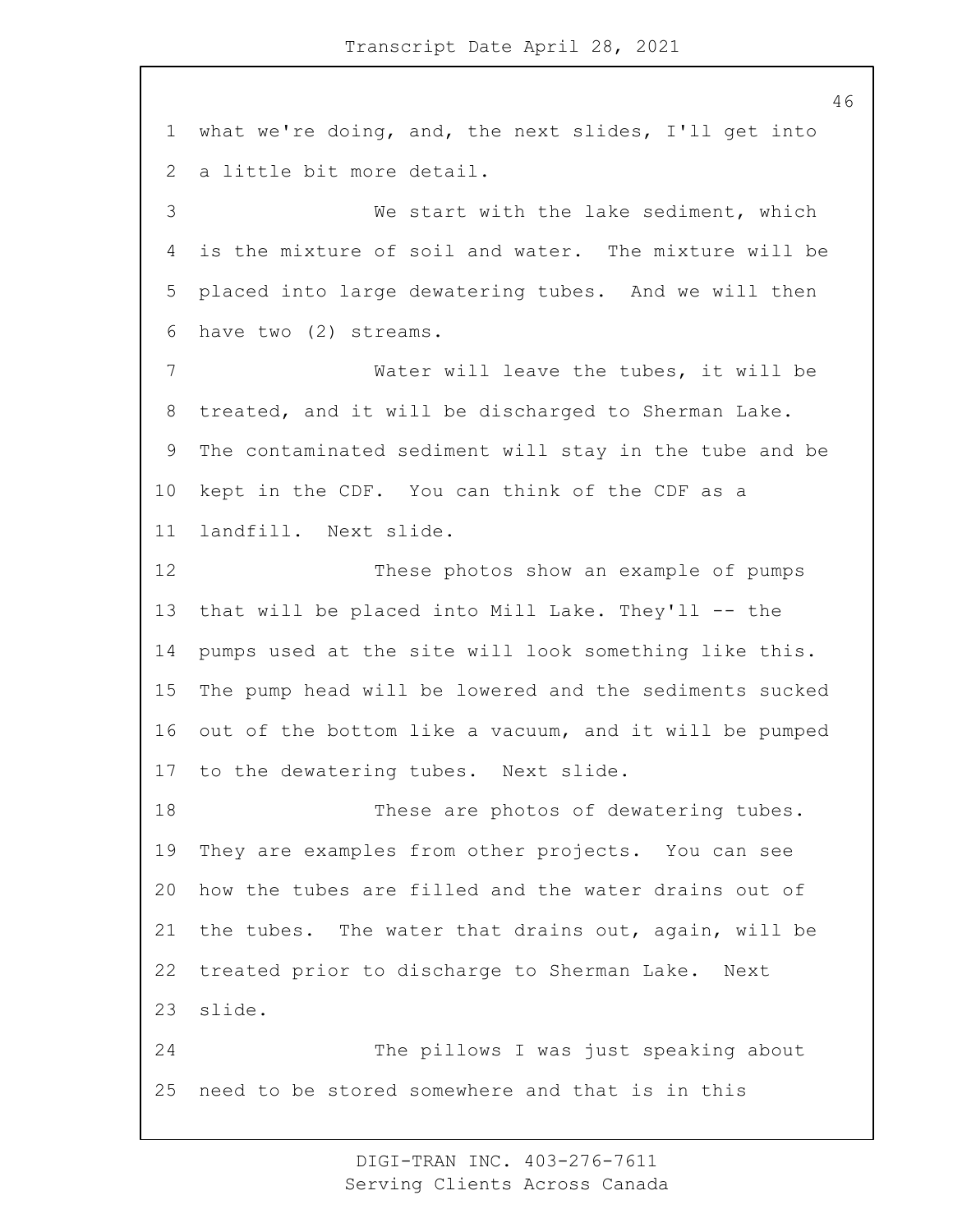what we're doing, and, the next slides, I'll get into a little bit more detail.

We start with the lake sediment, which is the mixture of soil and water. The mixture will be placed into large dewatering tubes. And we will then have two (2) streams.

Water will leave the tubes, it will be treated, and it will be discharged to Sherman Lake. The contaminated sediment will stay in the tube and be kept in the CDF. You can think of the CDF as a landfill. Next slide.

These photos show an example of pumps that will be placed into Mill Lake. They'll -- the pumps used at the site will look something like this. The pump head will be lowered and the sediments sucked out of the bottom like a vacuum, and it will be pumped to the dewatering tubes. Next slide.

These are photos of dewatering tubes. They are examples from other projects. You can see how the tubes are filled and the water drains out of the tubes. The water that drains out, again, will be treated prior to discharge to Sherman Lake. Next slide.

The pillows I was just speaking about need to be stored somewhere and that is in this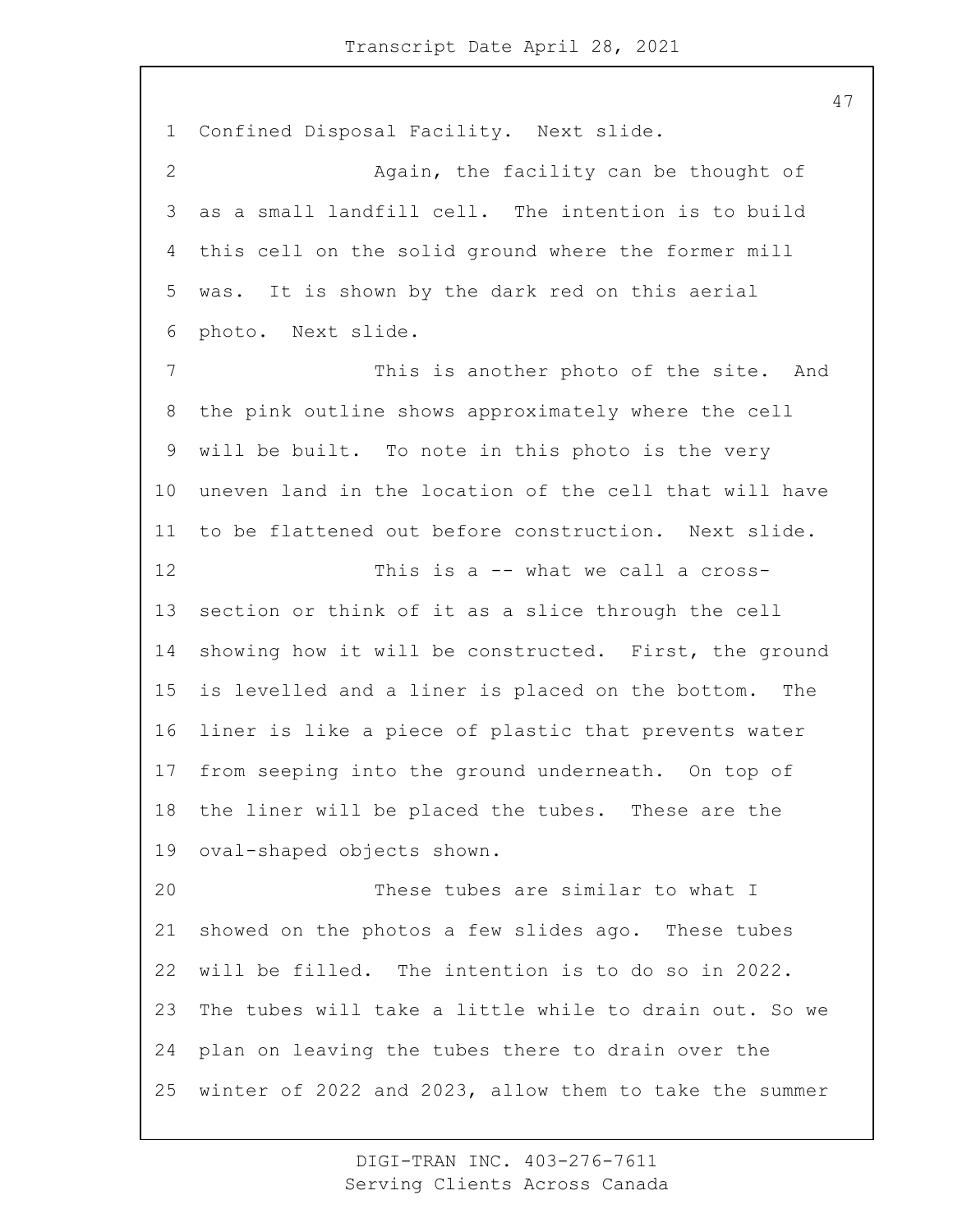Confined Disposal Facility. Next slide.

Again, the facility can be thought of as a small landfill cell. The intention is to build this cell on the solid ground where the former mill was. It is shown by the dark red on this aerial photo. Next slide.

This is another photo of the site. And the pink outline shows approximately where the cell will be built. To note in this photo is the very uneven land in the location of the cell that will have to be flattened out before construction. Next slide.

This is a -- what we call a cross-section or think of it as a slice through the cell showing how it will be constructed. First, the ground is levelled and a liner is placed on the bottom. The liner is like a piece of plastic that prevents water from seeping into the ground underneath. On top of the liner will be placed the tubes. These are the oval-shaped objects shown.

These tubes are similar to what I showed on the photos a few slides ago. These tubes will be filled. The intention is to do so in 2022. The tubes will take a little while to drain out. So we plan on leaving the tubes there to drain over the winter of 2022 and 2023, allow them to take the summer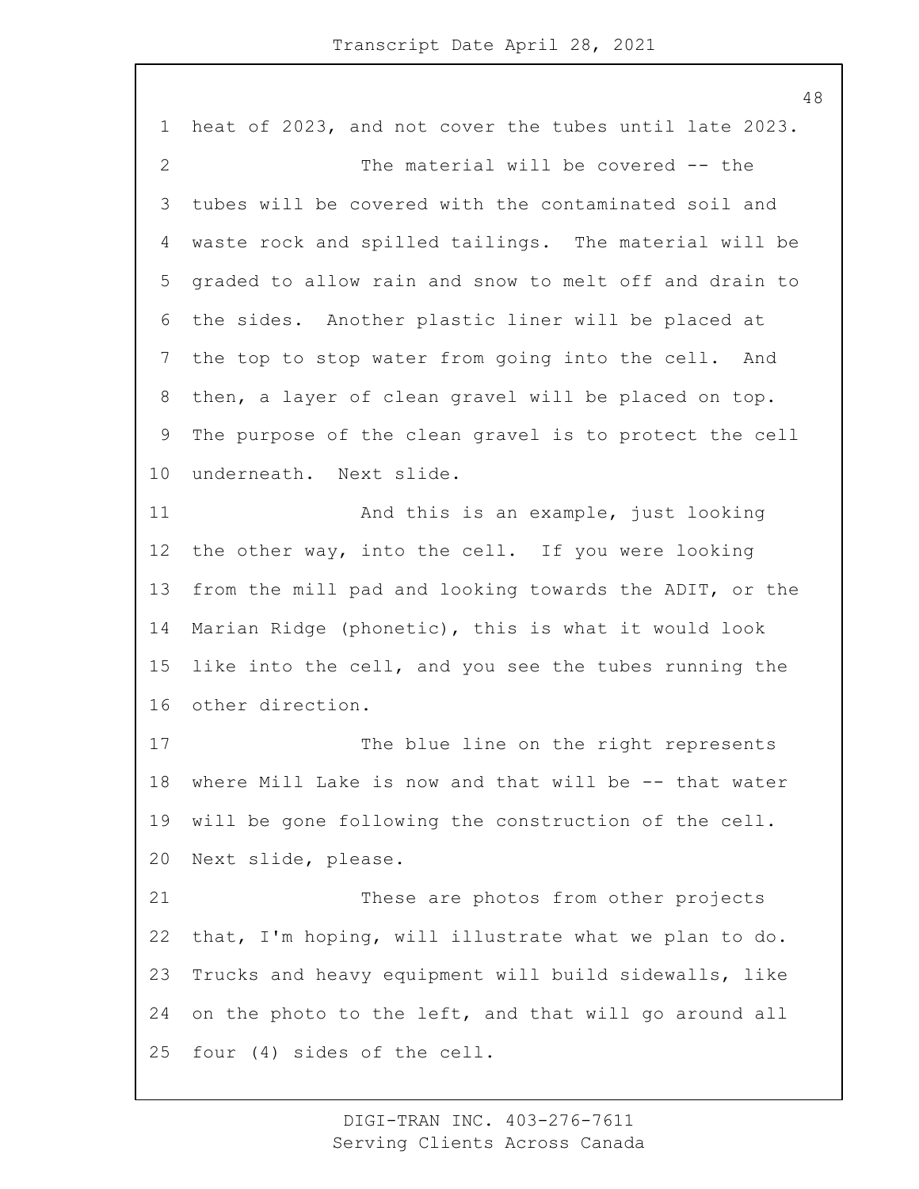heat of 2023, and not cover the tubes until late 2023.

The material will be covered -- the tubes will be covered with the contaminated soil and waste rock and spilled tailings. The material will be graded to allow rain and snow to melt off and drain to the sides. Another plastic liner will be placed at the top to stop water from going into the cell. And then, a layer of clean gravel will be placed on top. The purpose of the clean gravel is to protect the cell underneath. Next slide.

And this is an example, just looking the other way, into the cell. If you were looking from the mill pad and looking towards the ADIT, or the Marian Ridge (phonetic), this is what it would look like into the cell, and you see the tubes running the other direction.

The blue line on the right represents where Mill Lake is now and that will be -- that water will be gone following the construction of the cell. Next slide, please.

These are photos from other projects that, I'm hoping, will illustrate what we plan to do. Trucks and heavy equipment will build sidewalls, like on the photo to the left, and that will go around all four (4) sides of the cell.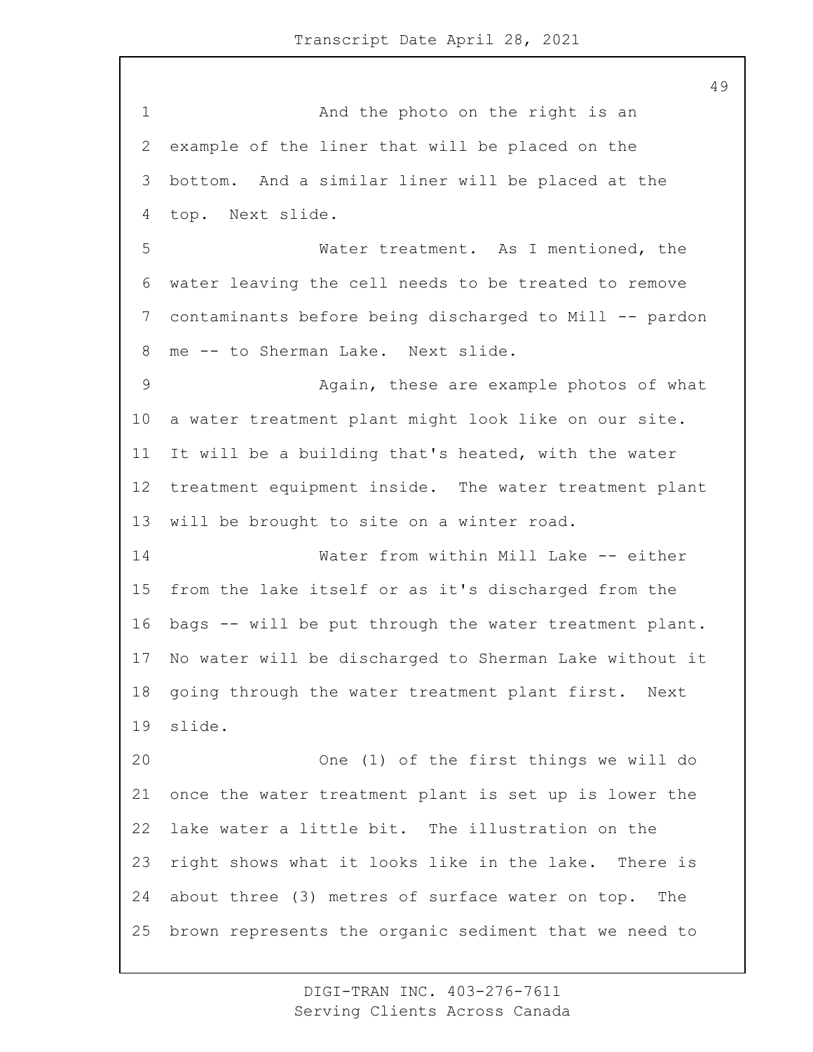And the photo on the right is an example of the liner that will be placed on the bottom. And a similar liner will be placed at the top. Next slide.

Water treatment. As I mentioned, the water leaving the cell needs to be treated to remove contaminants before being discharged to Mill -- pardon me -- to Sherman Lake. Next slide.

Again, these are example photos of what a water treatment plant might look like on our site. It will be a building that's heated, with the water treatment equipment inside. The water treatment plant will be brought to site on a winter road.

Water from within Mill Lake -- either from the lake itself or as it's discharged from the bags -- will be put through the water treatment plant. No water will be discharged to Sherman Lake without it going through the water treatment plant first. Next slide.

One (1) of the first things we will do once the water treatment plant is set up is lower the lake water a little bit. The illustration on the right shows what it looks like in the lake. There is about three (3) metres of surface water on top. The brown represents the organic sediment that we need to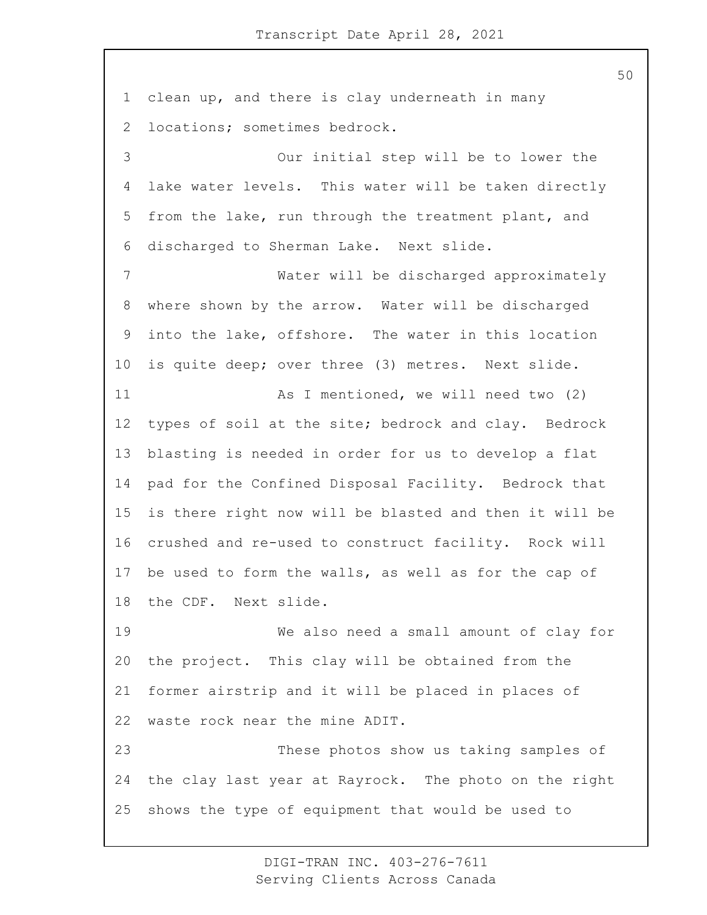clean up, and there is clay underneath in many locations; sometimes bedrock.

Our initial step will be to lower the lake water levels. This water will be taken directly from the lake, run through the treatment plant, and discharged to Sherman Lake. Next slide.

Water will be discharged approximately where shown by the arrow. Water will be discharged into the lake, offshore. The water in this location is quite deep; over three (3) metres. Next slide.

As I mentioned, we will need two (2) types of soil at the site; bedrock and clay. Bedrock blasting is needed in order for us to develop a flat pad for the Confined Disposal Facility. Bedrock that is there right now will be blasted and then it will be crushed and re-used to construct facility. Rock will be used to form the walls, as well as for the cap of the CDF. Next slide.

We also need a small amount of clay for the project. This clay will be obtained from the former airstrip and it will be placed in places of waste rock near the mine ADIT.

These photos show us taking samples of the clay last year at Rayrock. The photo on the right shows the type of equipment that would be used to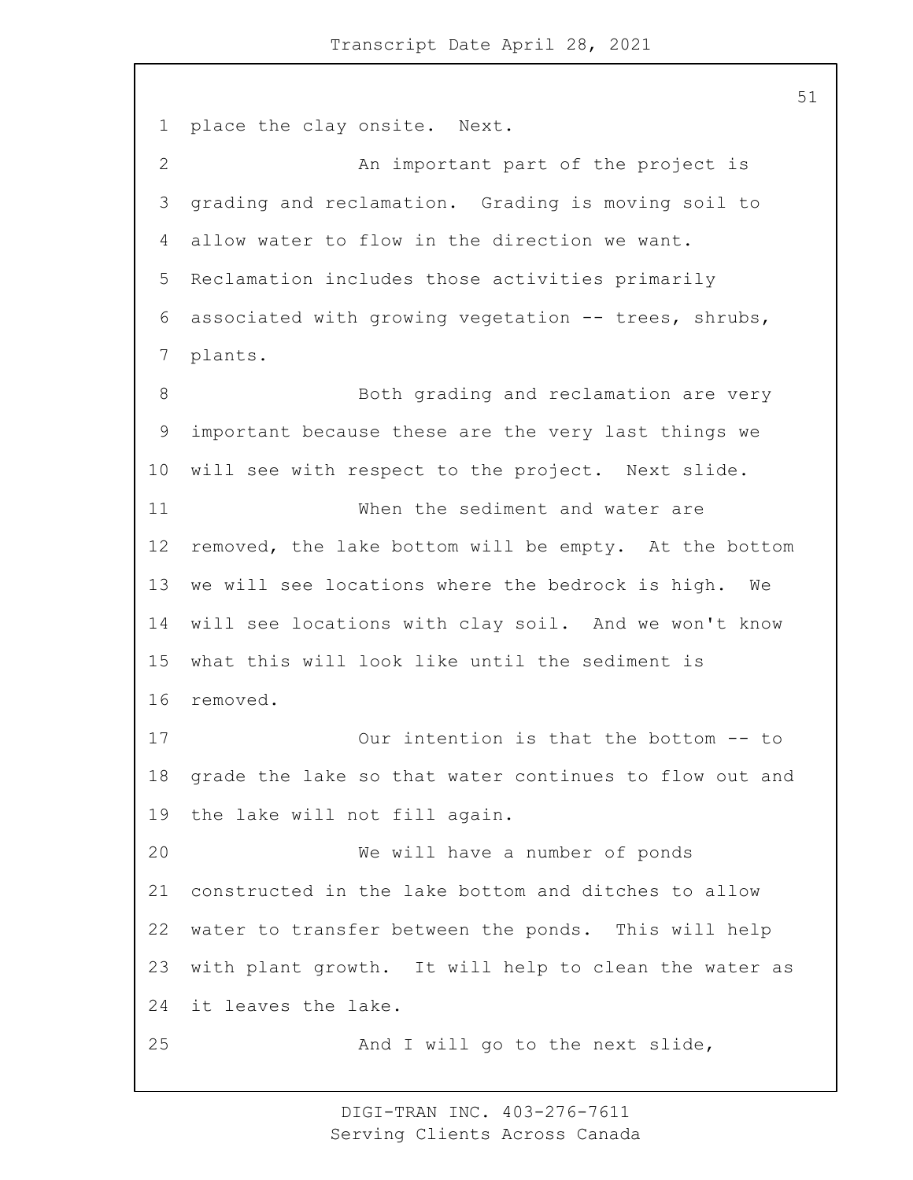place the clay onsite. Next.

An important part of the project is grading and reclamation. Grading is moving soil to allow water to flow in the direction we want. Reclamation includes those activities primarily associated with growing vegetation -- trees, shrubs, plants.

Both grading and reclamation are very important because these are the very last things we will see with respect to the project. Next slide.

When the sediment and water are removed, the lake bottom will be empty. At the bottom we will see locations where the bedrock is high. We will see locations with clay soil. And we won't know what this will look like until the sediment is removed.

Our intention is that the bottom -- to grade the lake so that water continues to flow out and the lake will not fill again.

We will have a number of ponds constructed in the lake bottom and ditches to allow water to transfer between the ponds. This will help with plant growth. It will help to clean the water as it leaves the lake.

And I will go to the next slide,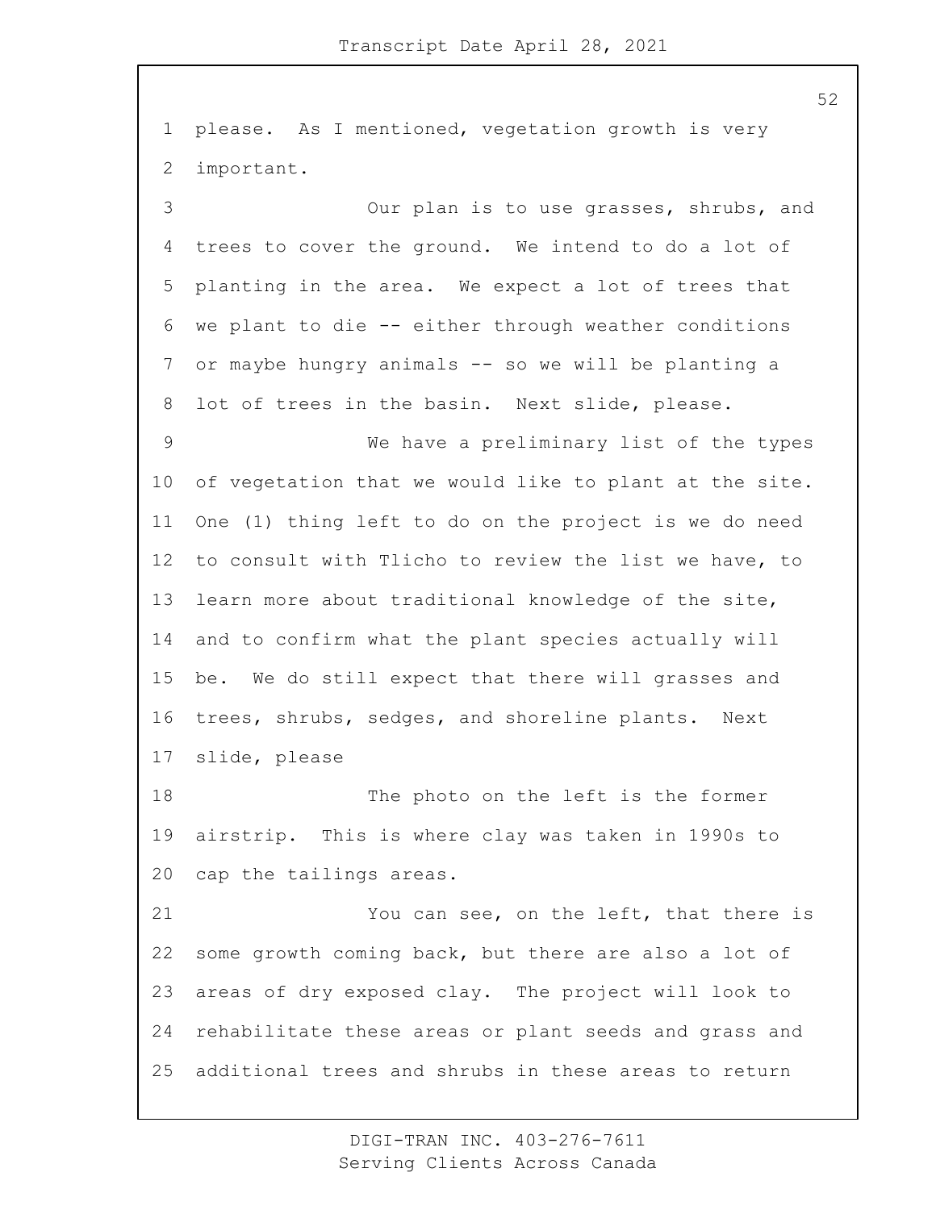please. As I mentioned, vegetation growth is very important.

Our plan is to use grasses, shrubs, and trees to cover the ground. We intend to do a lot of planting in the area. We expect a lot of trees that we plant to die -- either through weather conditions or maybe hungry animals -- so we will be planting a lot of trees in the basin. Next slide, please.

We have a preliminary list of the types of vegetation that we would like to plant at the site. One (1) thing left to do on the project is we do need to consult with Tlicho to review the list we have, to learn more about traditional knowledge of the site, and to confirm what the plant species actually will be. We do still expect that there will grasses and trees, shrubs, sedges, and shoreline plants. Next slide, please

The photo on the left is the former airstrip. This is where clay was taken in 1990s to cap the tailings areas.

You can see, on the left, that there is some growth coming back, but there are also a lot of areas of dry exposed clay. The project will look to rehabilitate these areas or plant seeds and grass and additional trees and shrubs in these areas to return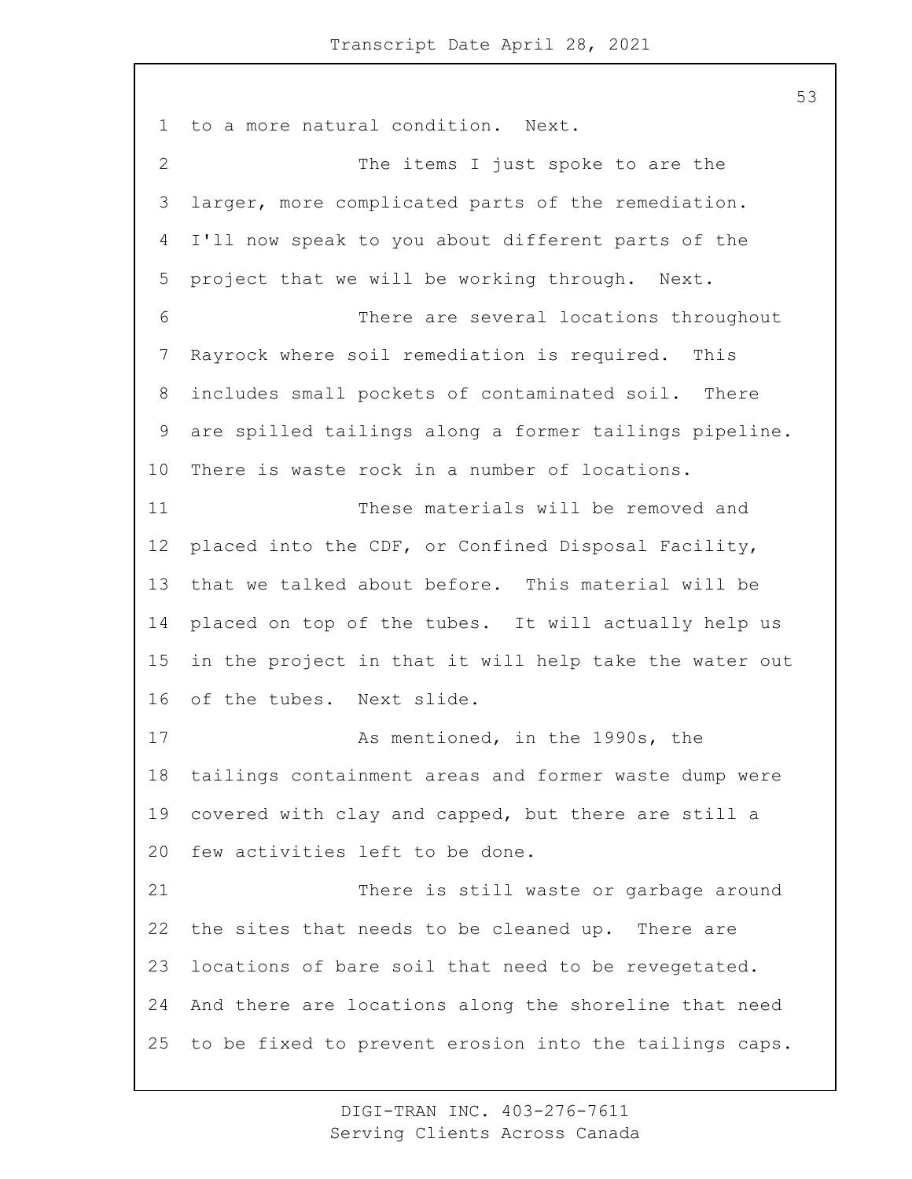to a more natural condition. Next.

The items I just spoke to are the larger, more complicated parts of the remediation. I'll now speak to you about different parts of the project that we will be working through. Next.

There are several locations throughout Rayrock where soil remediation is required. This includes small pockets of contaminated soil. There are spilled tailings along a former tailings pipeline. There is waste rock in a number of locations.

These materials will be removed and placed into the CDF, or Confined Disposal Facility, that we talked about before. This material will be placed on top of the tubes. It will actually help us in the project in that it will help take the water out of the tubes. Next slide.

As mentioned, in the 1990s, the tailings containment areas and former waste dump were covered with clay and capped, but there are still a few activities left to be done.

There is still waste or garbage around the sites that needs to be cleaned up. There are locations of bare soil that need to be revegetated. And there are locations along the shoreline that need to be fixed to prevent erosion into the tailings caps.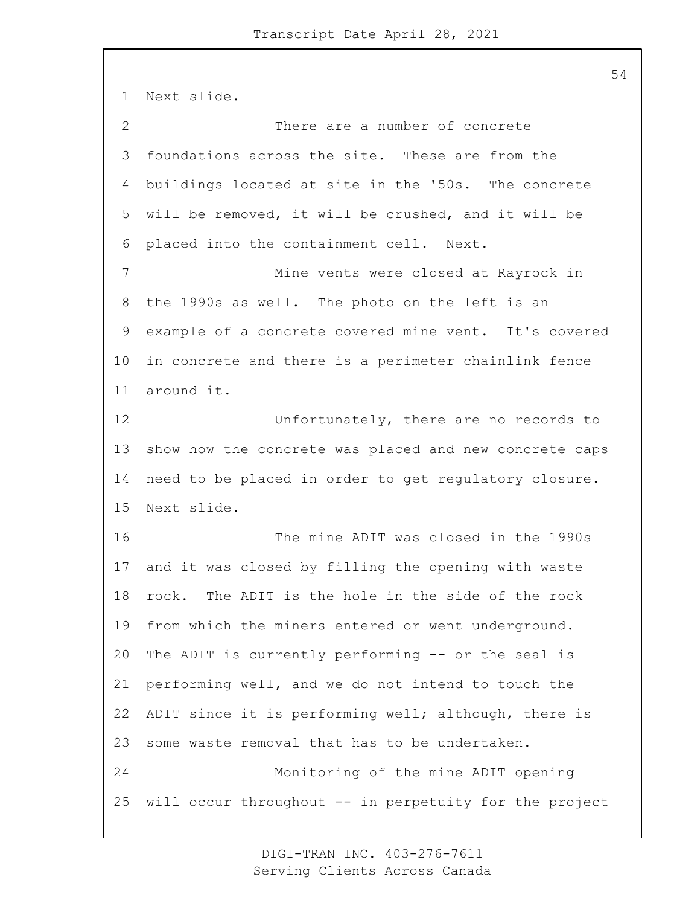Next slide.

There are a number of concrete foundations across the site. These are from the buildings located at site in the '50s. The concrete will be removed, it will be crushed, and it will be placed into the containment cell. Next.

Mine vents were closed at Rayrock in the 1990s as well. The photo on the left is an example of a concrete covered mine vent. It's covered in concrete and there is a perimeter chainlink fence around it.

Unfortunately, there are no records to show how the concrete was placed and new concrete caps need to be placed in order to get regulatory closure. Next slide.

The mine ADIT was closed in the 1990s and it was closed by filling the opening with waste rock. The ADIT is the hole in the side of the rock from which the miners entered or went underground. The ADIT is currently performing -- or the seal is performing well, and we do not intend to touch the ADIT since it is performing well; although, there is some waste removal that has to be undertaken.

Monitoring of the mine ADIT opening will occur throughout -- in perpetuity for the project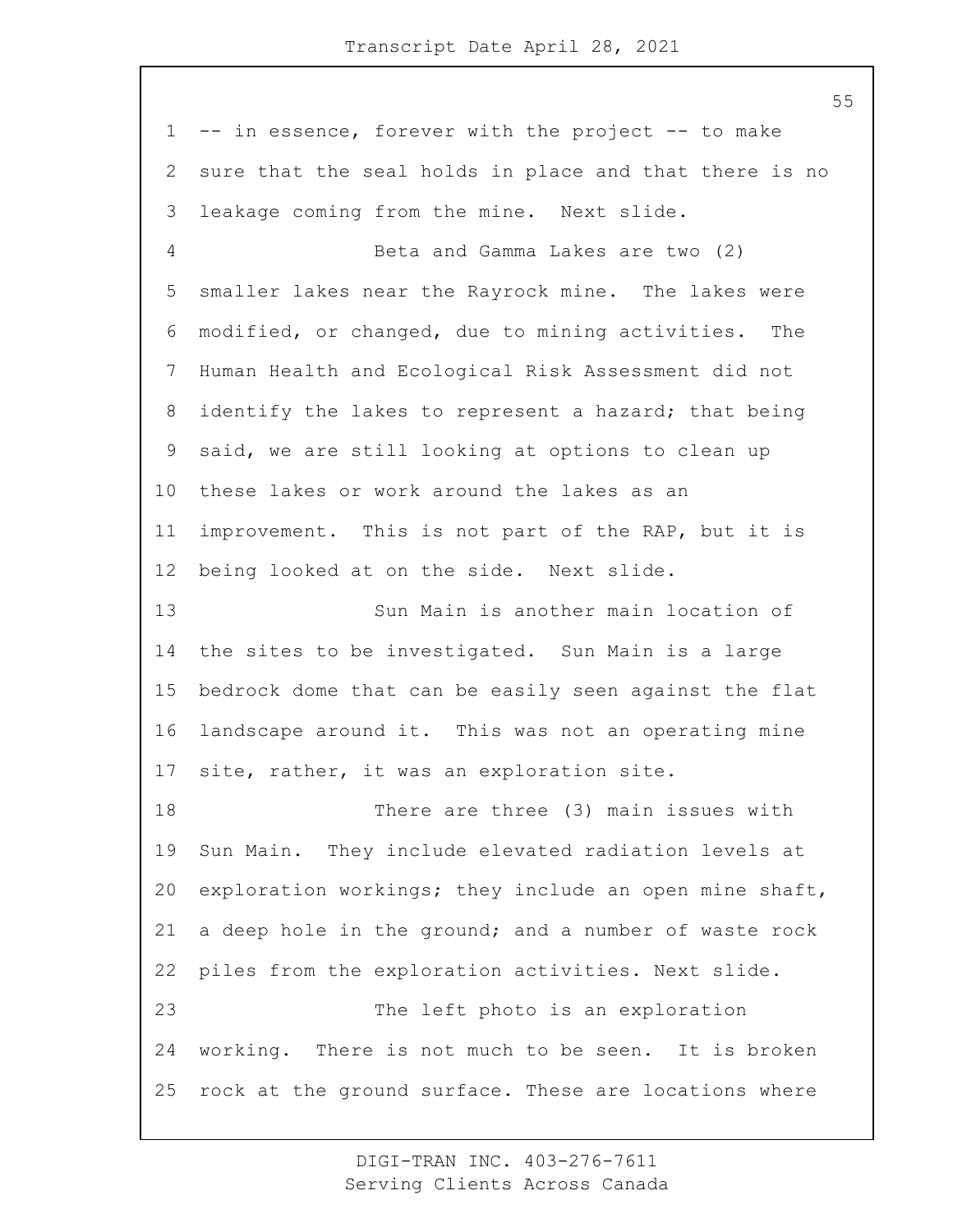-- in essence, forever with the project -- to make sure that the seal holds in place and that there is no leakage coming from the mine. Next slide.

Beta and Gamma Lakes are two (2) smaller lakes near the Rayrock mine. The lakes were modified, or changed, due to mining activities. The Human Health and Ecological Risk Assessment did not identify the lakes to represent a hazard; that being said, we are still looking at options to clean up these lakes or work around the lakes as an improvement. This is not part of the RAP, but it is being looked at on the side. Next slide.

Sun Main is another main location of the sites to be investigated. Sun Main is a large bedrock dome that can be easily seen against the flat landscape around it. This was not an operating mine site, rather, it was an exploration site.

There are three (3) main issues with Sun Main. They include elevated radiation levels at exploration workings; they include an open mine shaft, a deep hole in the ground; and a number of waste rock piles from the exploration activities. Next slide.

The left photo is an exploration working. There is not much to be seen. It is broken rock at the ground surface. These are locations where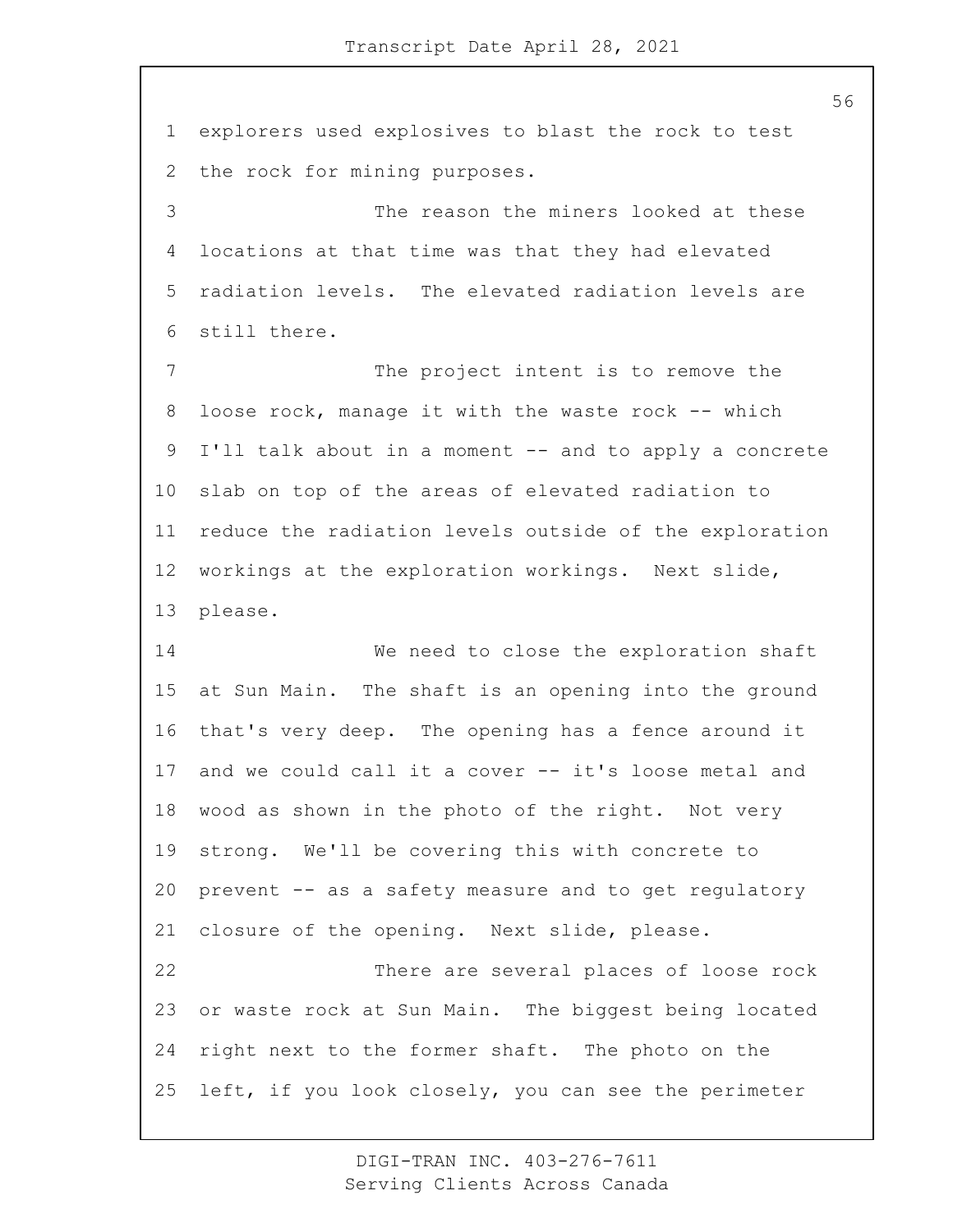explorers used explosives to blast the rock to test the rock for mining purposes.

The reason the miners looked at these locations at that time was that they had elevated radiation levels. The elevated radiation levels are still there.

The project intent is to remove the loose rock, manage it with the waste rock -- which I'll talk about in a moment -- and to apply a concrete slab on top of the areas of elevated radiation to reduce the radiation levels outside of the exploration workings at the exploration workings. Next slide, please.

We need to close the exploration shaft at Sun Main. The shaft is an opening into the ground that's very deep. The opening has a fence around it and we could call it a cover -- it's loose metal and wood as shown in the photo of the right. Not very strong. We'll be covering this with concrete to prevent -- as a safety measure and to get regulatory closure of the opening. Next slide, please.

There are several places of loose rock or waste rock at Sun Main. The biggest being located right next to the former shaft. The photo on the left, if you look closely, you can see the perimeter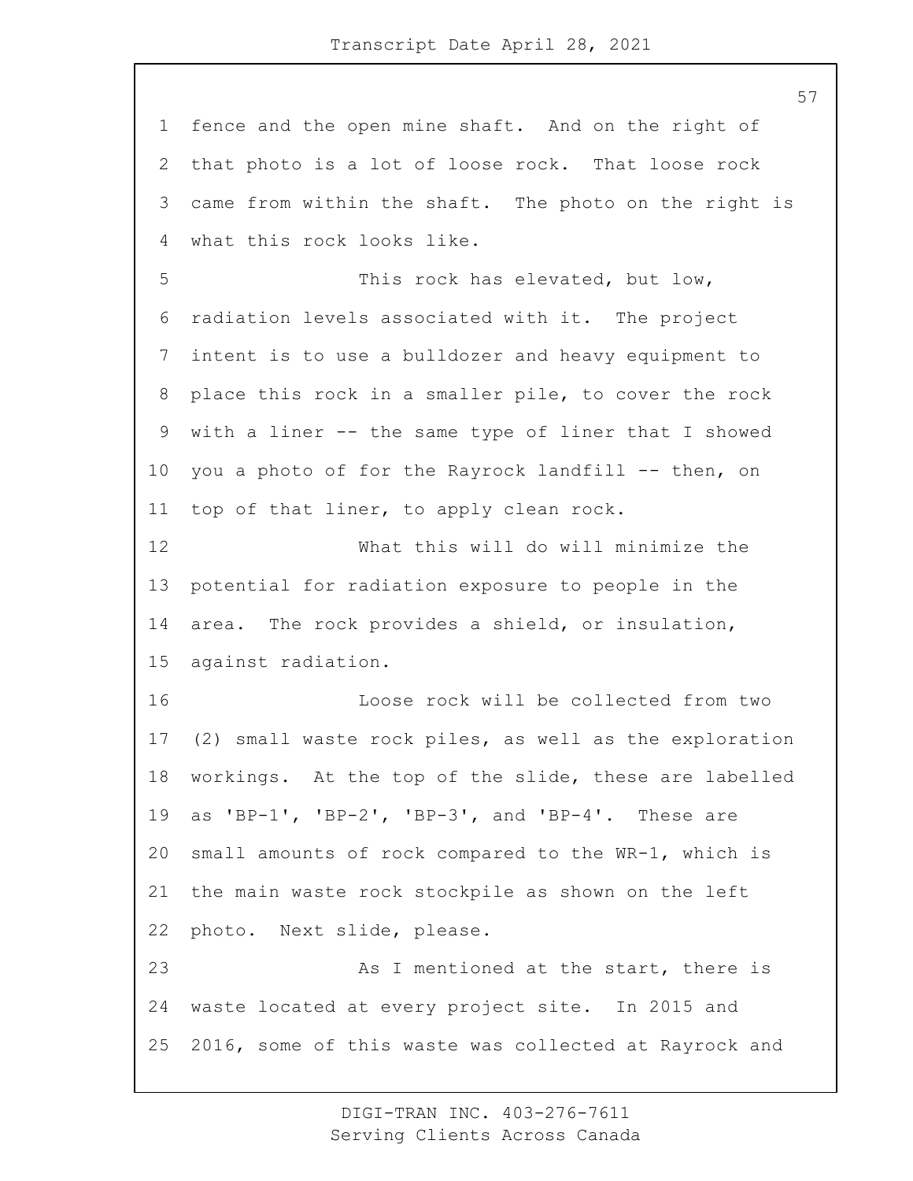fence and the open mine shaft. And on the right of that photo is a lot of loose rock. That loose rock came from within the shaft. The photo on the right is what this rock looks like.

This rock has elevated, but low, radiation levels associated with it. The project intent is to use a bulldozer and heavy equipment to place this rock in a smaller pile, to cover the rock with a liner -- the same type of liner that I showed you a photo of for the Rayrock landfill -- then, on top of that liner, to apply clean rock.

What this will do will minimize the potential for radiation exposure to people in the area. The rock provides a shield, or insulation, against radiation.

Loose rock will be collected from two (2) small waste rock piles, as well as the exploration workings. At the top of the slide, these are labelled as 'BP-1', 'BP-2', 'BP-3', and 'BP-4'. These are small amounts of rock compared to the WR-1, which is the main waste rock stockpile as shown on the left photo. Next slide, please.

As I mentioned at the start, there is waste located at every project site. In 2015 and 2016, some of this waste was collected at Rayrock and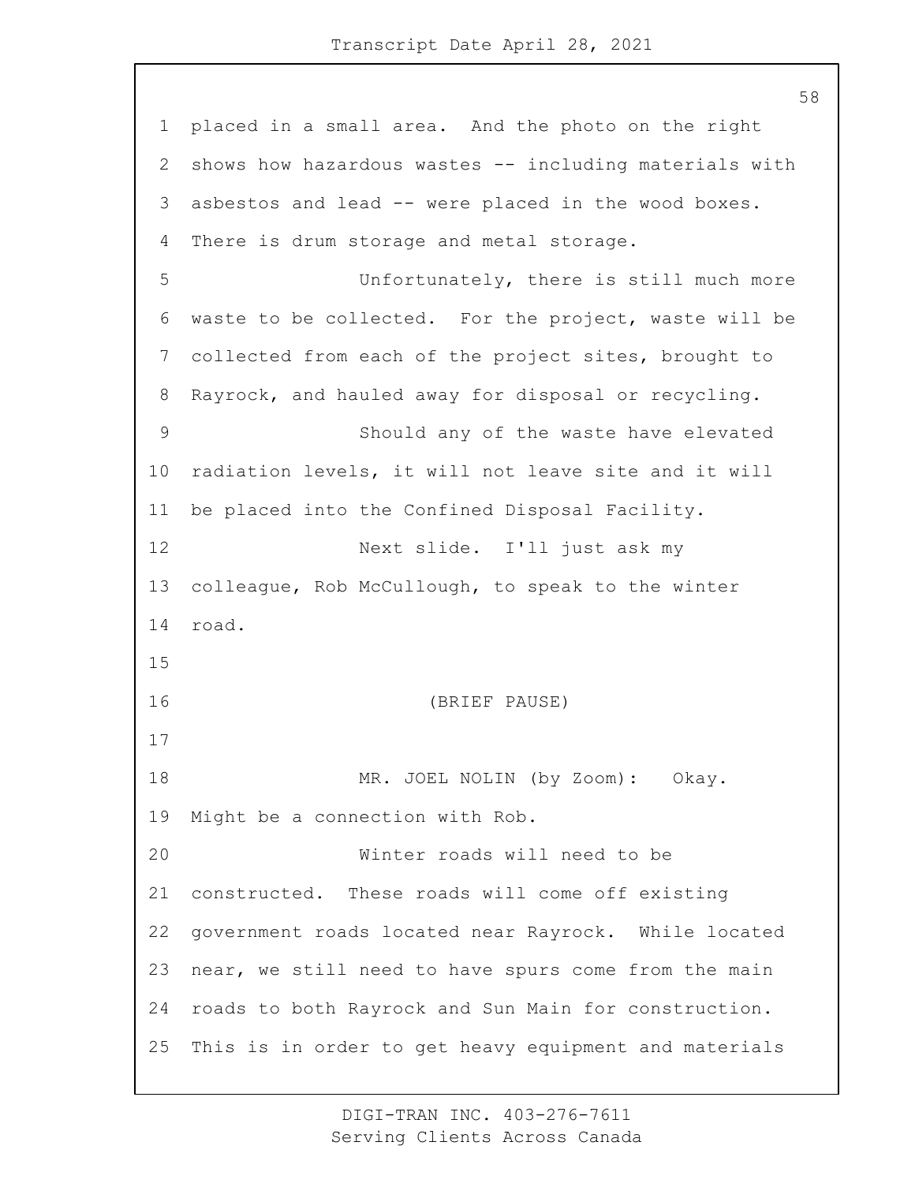placed in a small area. And the photo on the right shows how hazardous wastes -- including materials with asbestos and lead -- were placed in the wood boxes. There is drum storage and metal storage.

Unfortunately, there is still much more waste to be collected. For the project, waste will be collected from each of the project sites, brought to Rayrock, and hauled away for disposal or recycling.

Should any of the waste have elevated radiation levels, it will not leave site and it will be placed into the Confined Disposal Facility.

Next slide. I'll just ask my colleague, Rob McCullough, to speak to the winter road.

(BRIEF PAUSE)

MR. JOEL NOLIN (by Zoom): Okay. Might be a connection with Rob.

Winter roads will need to be constructed. These roads will come off existing government roads located near Rayrock. While located near, we still need to have spurs come from the main roads to both Rayrock and Sun Main for construction. This is in order to get heavy equipment and materials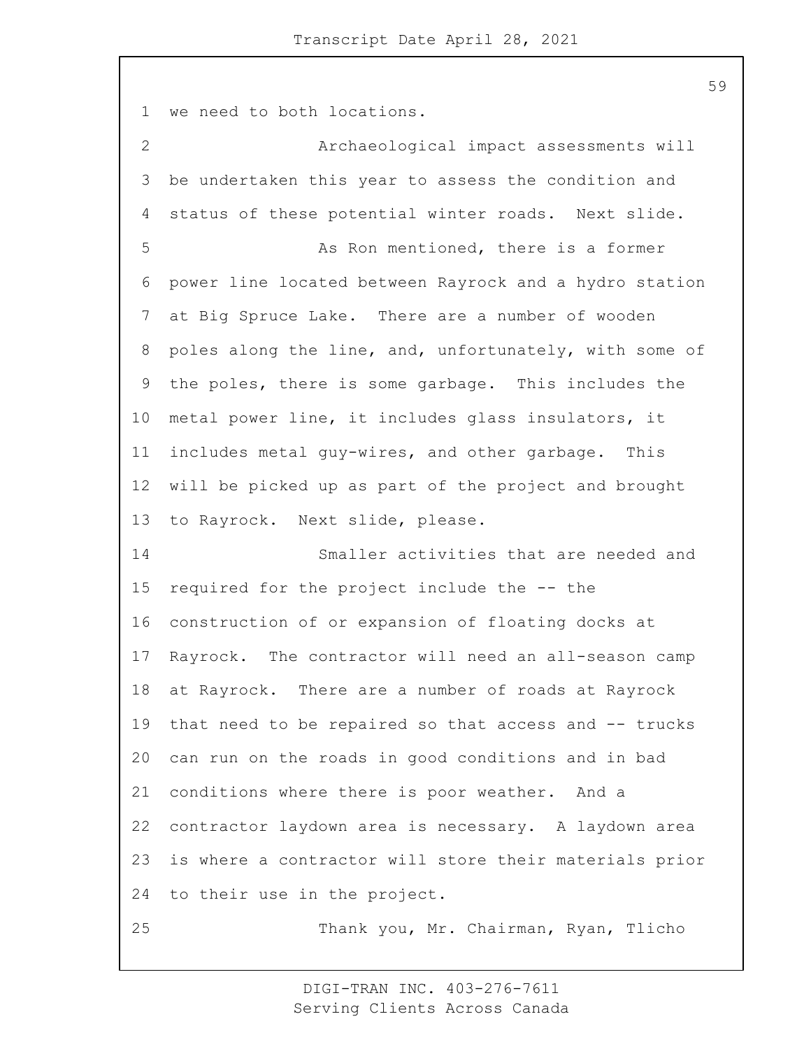we need to both locations.

Archaeological impact assessments will be undertaken this year to assess the condition and status of these potential winter roads. Next slide.

As Ron mentioned, there is a former power line located between Rayrock and a hydro station at Big Spruce Lake. There are a number of wooden poles along the line, and, unfortunately, with some of the poles, there is some garbage. This includes the metal power line, it includes glass insulators, it includes metal guy-wires, and other garbage. This will be picked up as part of the project and brought to Rayrock. Next slide, please.

Smaller activities that are needed and required for the project include the -- the construction of or expansion of floating docks at Rayrock. The contractor will need an all-season camp at Rayrock. There are a number of roads at Rayrock that need to be repaired so that access and -- trucks can run on the roads in good conditions and in bad conditions where there is poor weather. And a contractor laydown area is necessary. A laydown area is where a contractor will store their materials prior to their use in the project.

Thank you, Mr. Chairman, Ryan, Tlicho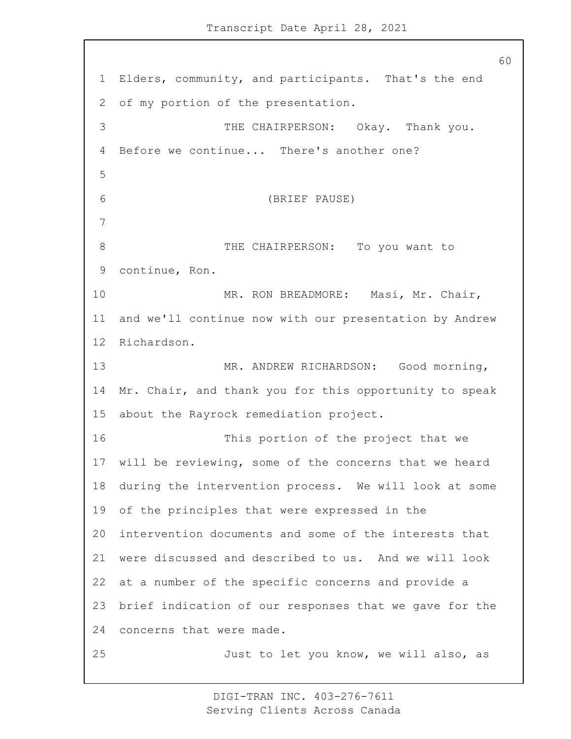Elders, community, and participants. That's the end of my portion of the presentation.

THE CHAIRPERSON: Okay. Thank you. Before we continue... There's another one?

(BRIEF PAUSE)

THE CHAIRPERSON: To you want to continue, Ron.

MR. RON BREADMORE: Masi, Mr. Chair, and we'll continue now with our presentation by Andrew Richardson.

MR. ANDREW RICHARDSON: Good morning, Mr. Chair, and thank you for this opportunity to speak about the Rayrock remediation project.

This portion of the project that we will be reviewing, some of the concerns that we heard during the intervention process. We will look at some of the principles that were expressed in the intervention documents and some of the interests that were discussed and described to us. And we will look at a number of the specific concerns and provide a brief indication of our responses that we gave for the concerns that were made.

Just to let you know, we will also, as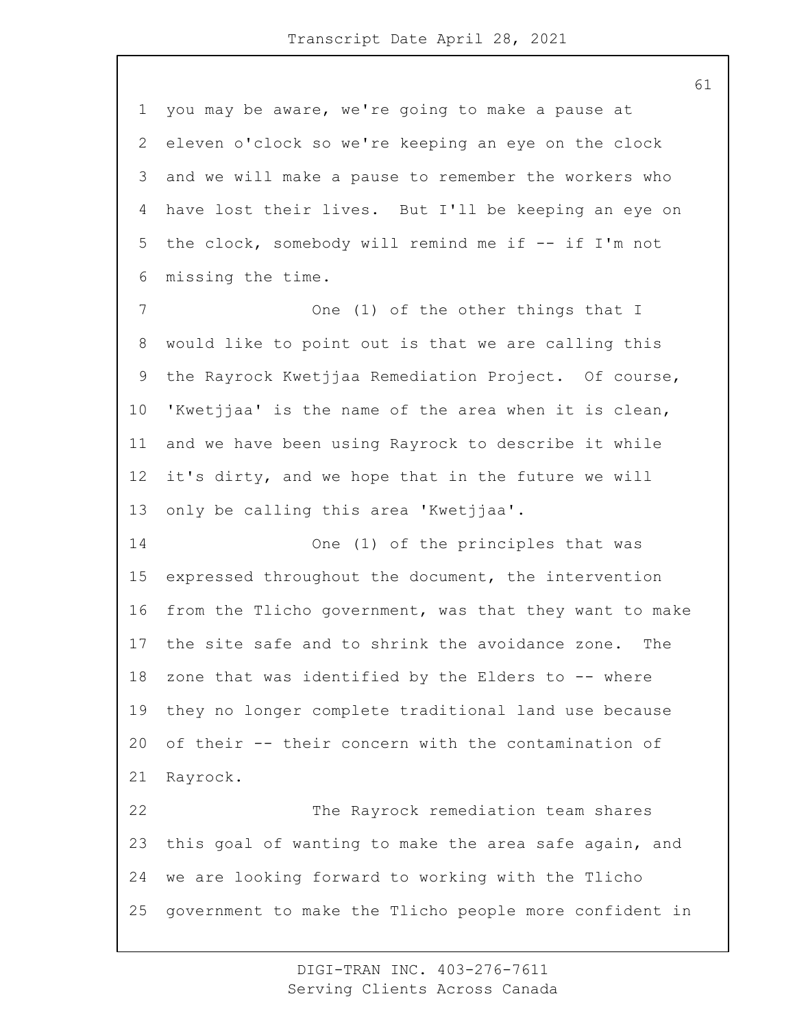you may be aware, we're going to make a pause at eleven o'clock so we're keeping an eye on the clock and we will make a pause to remember the workers who have lost their lives. But I'll be keeping an eye on the clock, somebody will remind me if -- if I'm not missing the time.

One (1) of the other things that I would like to point out is that we are calling this the Rayrock Kwetjjaa Remediation Project. Of course, 'Kwetjjaa' is the name of the area when it is clean, and we have been using Rayrock to describe it while it's dirty, and we hope that in the future we will only be calling this area 'Kwetjjaa'.

One (1) of the principles that was expressed throughout the document, the intervention from the Tlicho government, was that they want to make the site safe and to shrink the avoidance zone. The zone that was identified by the Elders to -- where they no longer complete traditional land use because of their -- their concern with the contamination of Rayrock.

The Rayrock remediation team shares this goal of wanting to make the area safe again, and we are looking forward to working with the Tlicho government to make the Tlicho people more confident in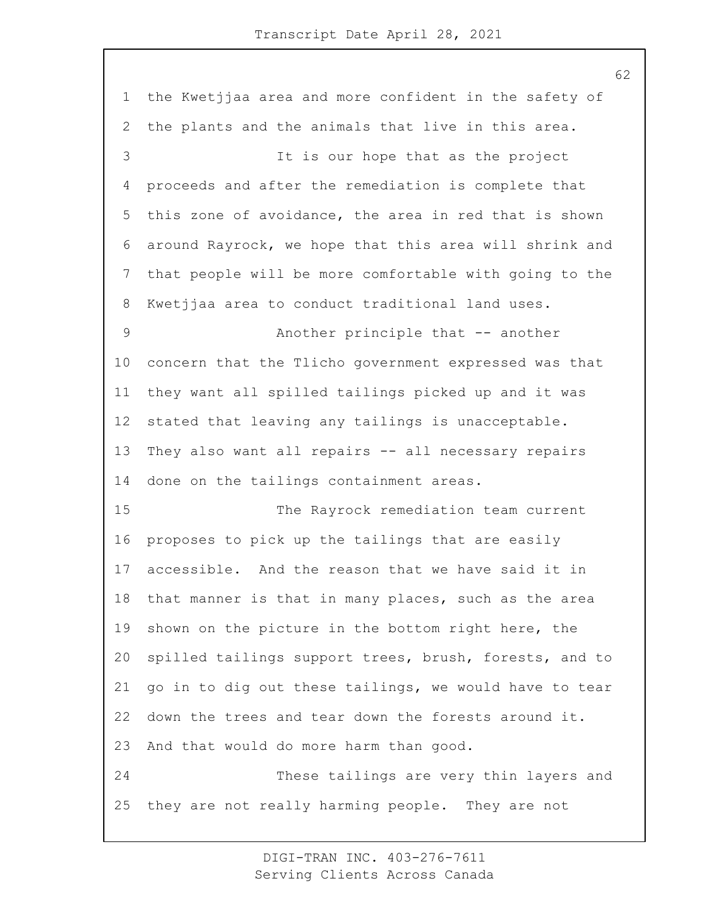the Kwetjjaa area and more confident in the safety of the plants and the animals that live in this area.

It is our hope that as the project proceeds and after the remediation is complete that this zone of avoidance, the area in red that is shown around Rayrock, we hope that this area will shrink and that people will be more comfortable with going to the Kwetjjaa area to conduct traditional land uses.

Another principle that -- another concern that the Tlicho government expressed was that they want all spilled tailings picked up and it was stated that leaving any tailings is unacceptable. They also want all repairs -- all necessary repairs done on the tailings containment areas.

The Rayrock remediation team current proposes to pick up the tailings that are easily accessible. And the reason that we have said it in that manner is that in many places, such as the area shown on the picture in the bottom right here, the spilled tailings support trees, brush, forests, and to go in to dig out these tailings, we would have to tear down the trees and tear down the forests around it. And that would do more harm than good.

These tailings are very thin layers and they are not really harming people. They are not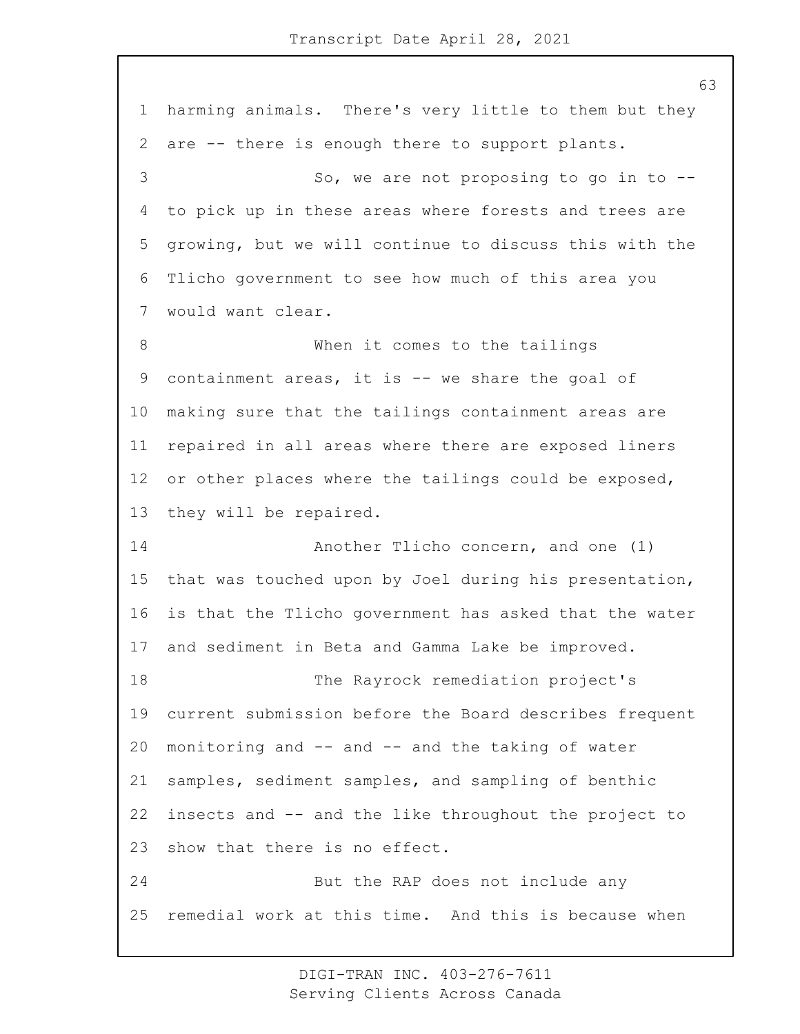harming animals. There's very little to them but they are -- there is enough there to support plants.

So, we are not proposing to go in to -- to pick up in these areas where forests and trees are growing, but we will continue to discuss this with the Tlicho government to see how much of this area you would want clear.

When it comes to the tailings containment areas, it is -- we share the goal of making sure that the tailings containment areas are repaired in all areas where there are exposed liners or other places where the tailings could be exposed, they will be repaired.

Another Tlicho concern, and one (1) that was touched upon by Joel during his presentation, is that the Tlicho government has asked that the water and sediment in Beta and Gamma Lake be improved.

The Rayrock remediation project's current submission before the Board describes frequent monitoring and -- and -- and the taking of water samples, sediment samples, and sampling of benthic insects and -- and the like throughout the project to show that there is no effect.

But the RAP does not include any remedial work at this time. And this is because when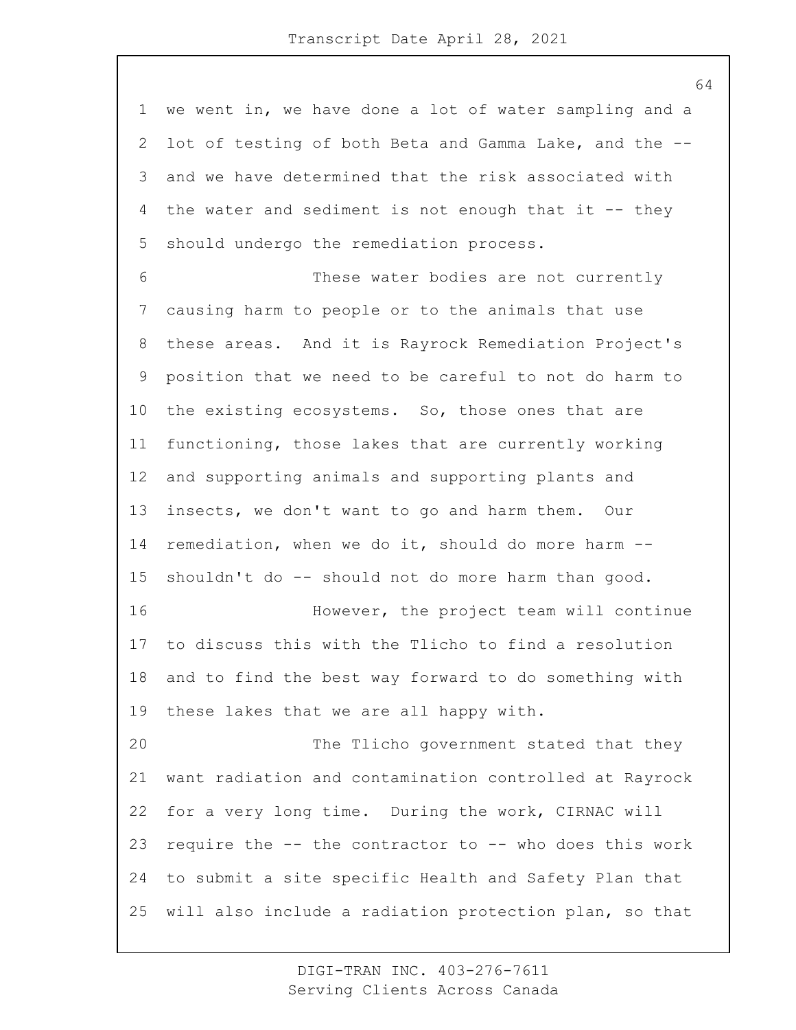we went in, we have done a lot of water sampling and a lot of testing of both Beta and Gamma Lake, and the -- and we have determined that the risk associated with the water and sediment is not enough that it -- they should undergo the remediation process.

These water bodies are not currently causing harm to people or to the animals that use these areas. And it is Rayrock Remediation Project's position that we need to be careful to not do harm to the existing ecosystems. So, those ones that are functioning, those lakes that are currently working and supporting animals and supporting plants and insects, we don't want to go and harm them. Our remediation, when we do it, should do more harm -- shouldn't do -- should not do more harm than good.

However, the project team will continue to discuss this with the Tlicho to find a resolution and to find the best way forward to do something with these lakes that we are all happy with.

The Tlicho government stated that they want radiation and contamination controlled at Rayrock for a very long time. During the work, CIRNAC will require the -- the contractor to -- who does this work to submit a site specific Health and Safety Plan that will also include a radiation protection plan, so that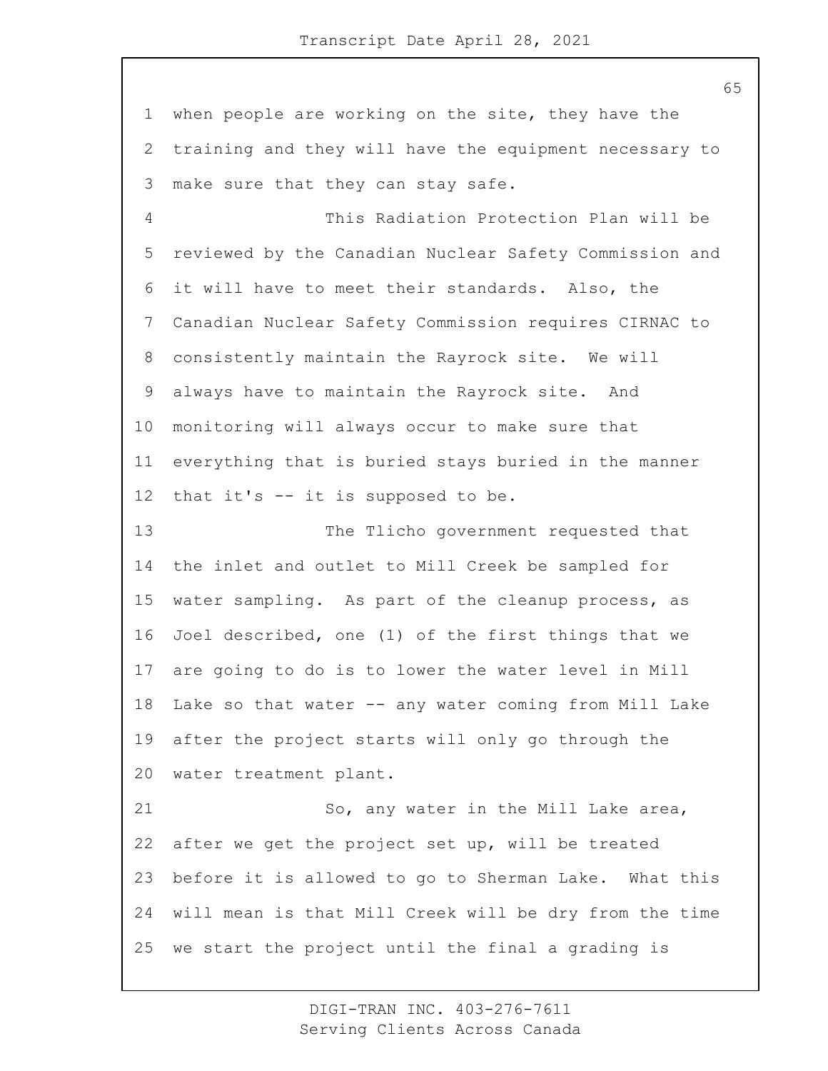when people are working on the site, they have the training and they will have the equipment necessary to make sure that they can stay safe.

This Radiation Protection Plan will be reviewed by the Canadian Nuclear Safety Commission and it will have to meet their standards. Also, the Canadian Nuclear Safety Commission requires CIRNAC to consistently maintain the Rayrock site. We will always have to maintain the Rayrock site. And monitoring will always occur to make sure that everything that is buried stays buried in the manner that it's -- it is supposed to be.

The Tlicho government requested that the inlet and outlet to Mill Creek be sampled for water sampling. As part of the cleanup process, as Joel described, one (1) of the first things that we are going to do is to lower the water level in Mill Lake so that water -- any water coming from Mill Lake after the project starts will only go through the water treatment plant.

So, any water in the Mill Lake area, after we get the project set up, will be treated before it is allowed to go to Sherman Lake. What this will mean is that Mill Creek will be dry from the time we start the project until the final a grading is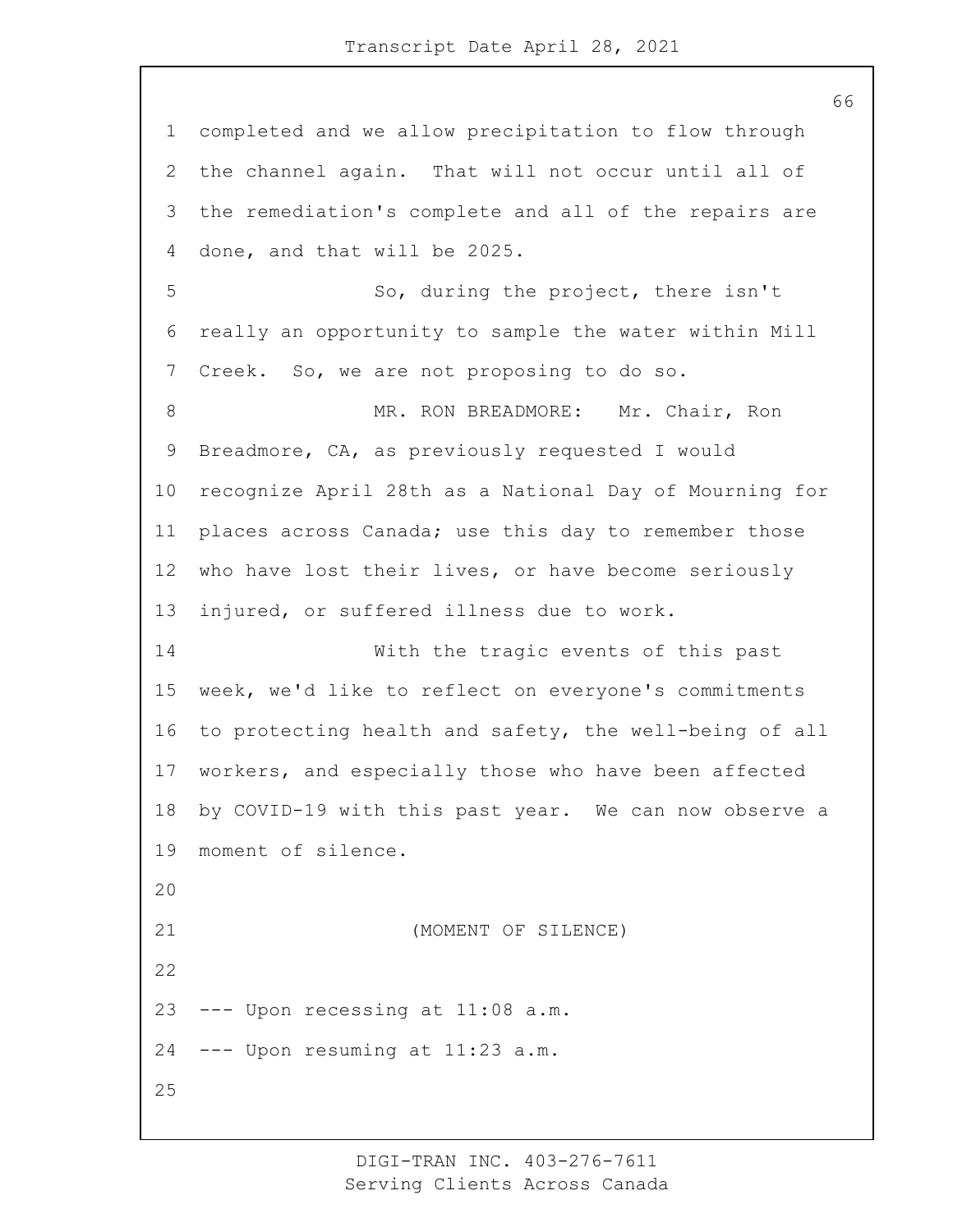completed and we allow precipitation to flow through the channel again. That will not occur until all of the remediation's complete and all of the repairs are done, and that will be 2025.

So, during the project, there isn't really an opportunity to sample the water within Mill Creek. So, we are not proposing to do so.

MR. RON BREADMORE: Mr. Chair, Ron Breadmore, CA, as previously requested I would recognize April 28th as a National Day of Mourning for places across Canada; use this day to remember those who have lost their lives, or have become seriously injured, or suffered illness due to work.

With the tragic events of this past week, we'd like to reflect on everyone's commitments to protecting health and safety, the well-being of all workers, and especially those who have been affected by COVID-19 with this past year. We can now observe a moment of silence.

(MOMENT OF SILENCE)

--- Upon recessing at 11:08 a.m.

--- Upon resuming at 11:23 a.m.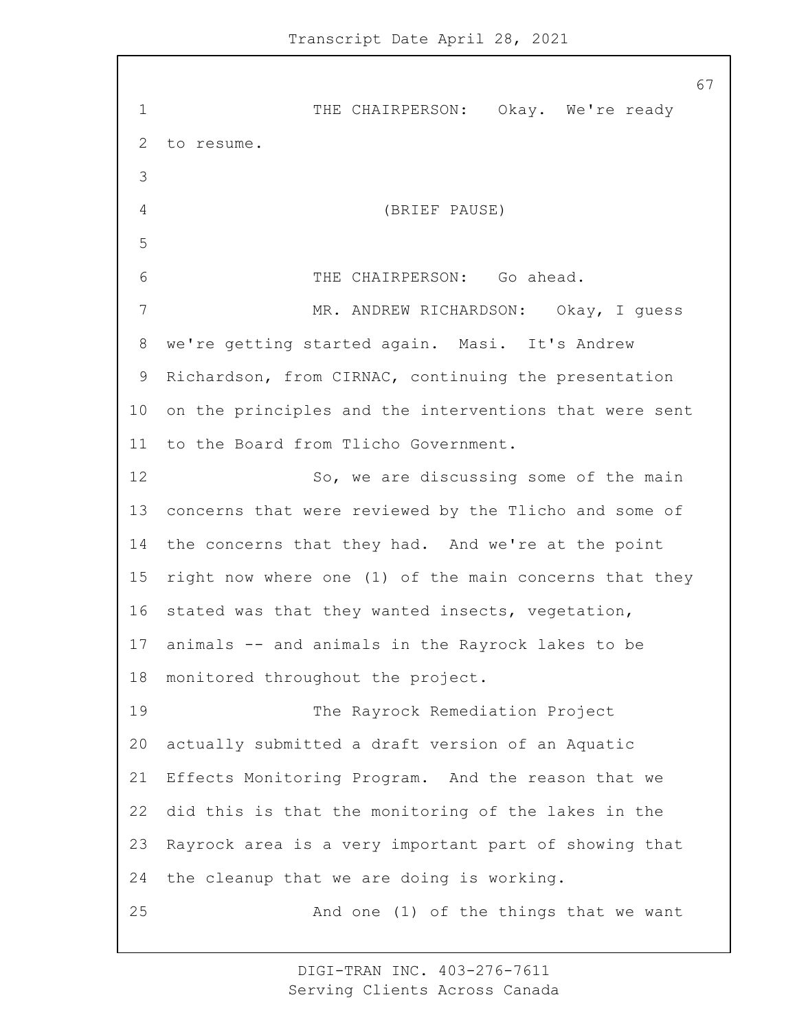THE CHAIRPERSON: Okay. We're ready to resume.

(BRIEF PAUSE)

THE CHAIRPERSON: Go ahead.

MR. ANDREW RICHARDSON: Okay, I guess we're getting started again. Masi. It's Andrew Richardson, from CIRNAC, continuing the presentation on the principles and the interventions that were sent to the Board from Tlicho Government.

So, we are discussing some of the main concerns that were reviewed by the Tlicho and some of the concerns that they had. And we're at the point right now where one (1) of the main concerns that they stated was that they wanted insects, vegetation, animals -- and animals in the Rayrock lakes to be monitored throughout the project.

The Rayrock Remediation Project actually submitted a draft version of an Aquatic Effects Monitoring Program. And the reason that we did this is that the monitoring of the lakes in the Rayrock area is a very important part of showing that the cleanup that we are doing is working.

And one (1) of the things that we want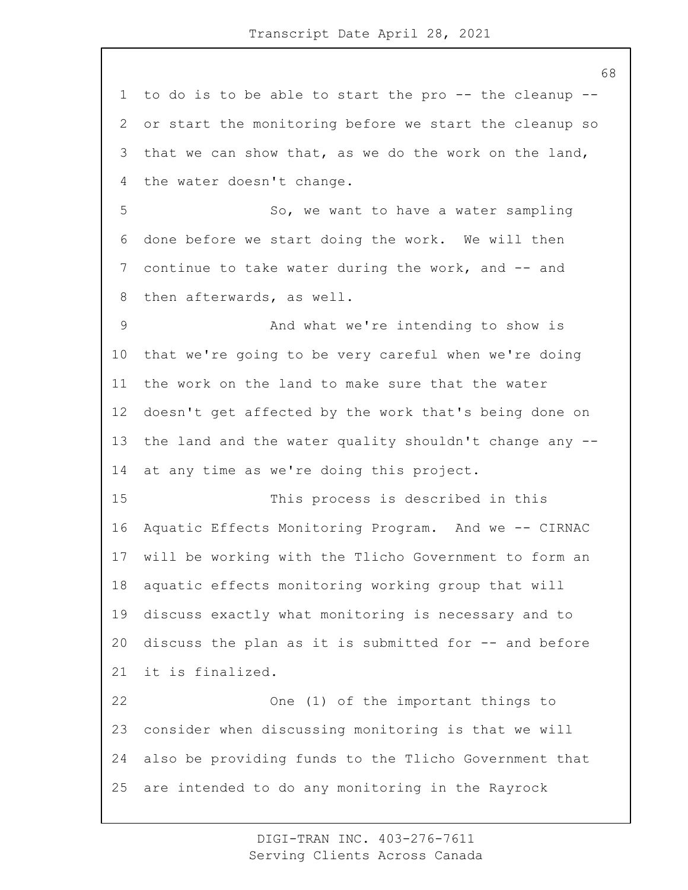to do is to be able to start the pro -- the cleanup -- or start the monitoring before we start the cleanup so that we can show that, as we do the work on the land, the water doesn't change.

So, we want to have a water sampling done before we start doing the work. We will then continue to take water during the work, and -- and then afterwards, as well.

And what we're intending to show is that we're going to be very careful when we're doing the work on the land to make sure that the water doesn't get affected by the work that's being done on the land and the water quality shouldn't change any -- at any time as we're doing this project.

This process is described in this Aquatic Effects Monitoring Program. And we -- CIRNAC will be working with the Tlicho Government to form an aquatic effects monitoring working group that will discuss exactly what monitoring is necessary and to discuss the plan as it is submitted for -- and before it is finalized.

One (1) of the important things to consider when discussing monitoring is that we will also be providing funds to the Tlicho Government that are intended to do any monitoring in the Rayrock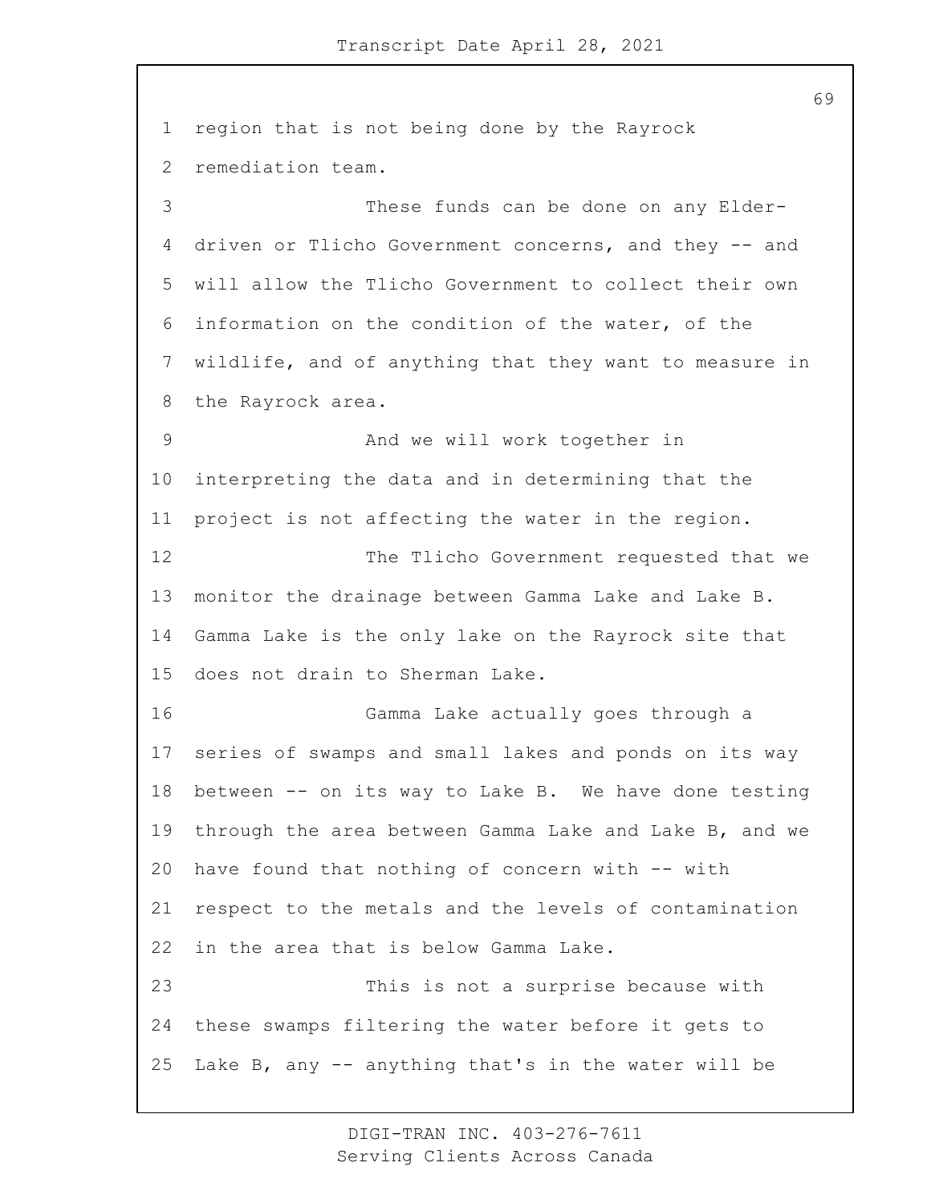region that is not being done by the Rayrock remediation team.

These funds can be done on any Elder-driven or Tlicho Government concerns, and they -- and will allow the Tlicho Government to collect their own information on the condition of the water, of the wildlife, and of anything that they want to measure in the Rayrock area.

And we will work together in interpreting the data and in determining that the project is not affecting the water in the region.

The Tlicho Government requested that we monitor the drainage between Gamma Lake and Lake B. Gamma Lake is the only lake on the Rayrock site that does not drain to Sherman Lake.

Gamma Lake actually goes through a series of swamps and small lakes and ponds on its way between -- on its way to Lake B. We have done testing through the area between Gamma Lake and Lake B, and we have found that nothing of concern with -- with respect to the metals and the levels of contamination in the area that is below Gamma Lake.

This is not a surprise because with these swamps filtering the water before it gets to Lake B, any -- anything that's in the water will be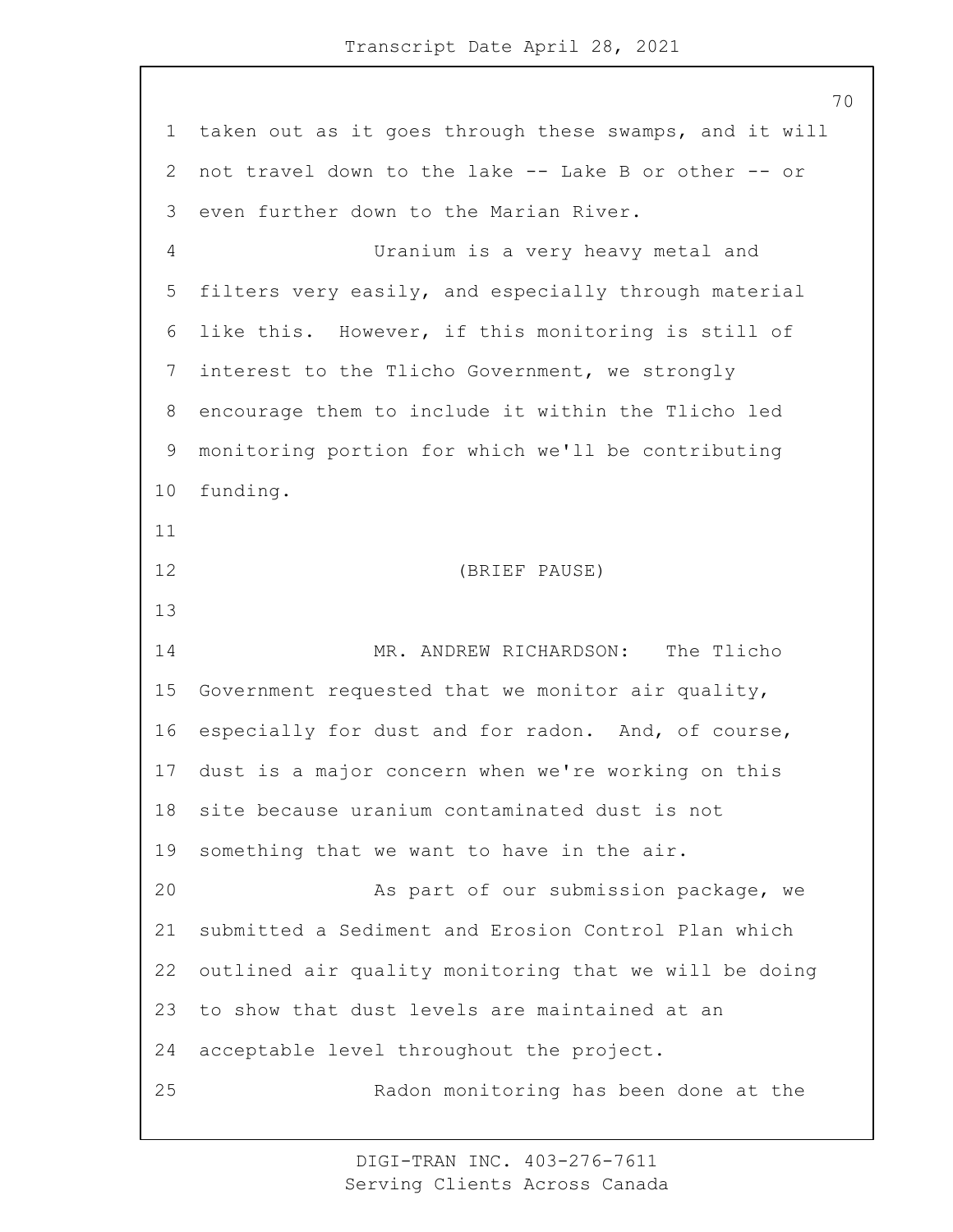taken out as it goes through these swamps, and it will not travel down to the lake -- Lake B or other -- or even further down to the Marian River.

Uranium is a very heavy metal and filters very easily, and especially through material like this. However, if this monitoring is still of interest to the Tlicho Government, we strongly encourage them to include it within the Tlicho led monitoring portion for which we'll be contributing funding.

(BRIEF PAUSE)

MR. ANDREW RICHARDSON: The Tlicho Government requested that we monitor air quality, especially for dust and for radon. And, of course, dust is a major concern when we're working on this site because uranium contaminated dust is not something that we want to have in the air.

As part of our submission package, we submitted a Sediment and Erosion Control Plan which outlined air quality monitoring that we will be doing to show that dust levels are maintained at an acceptable level throughout the project.

Radon monitoring has been done at the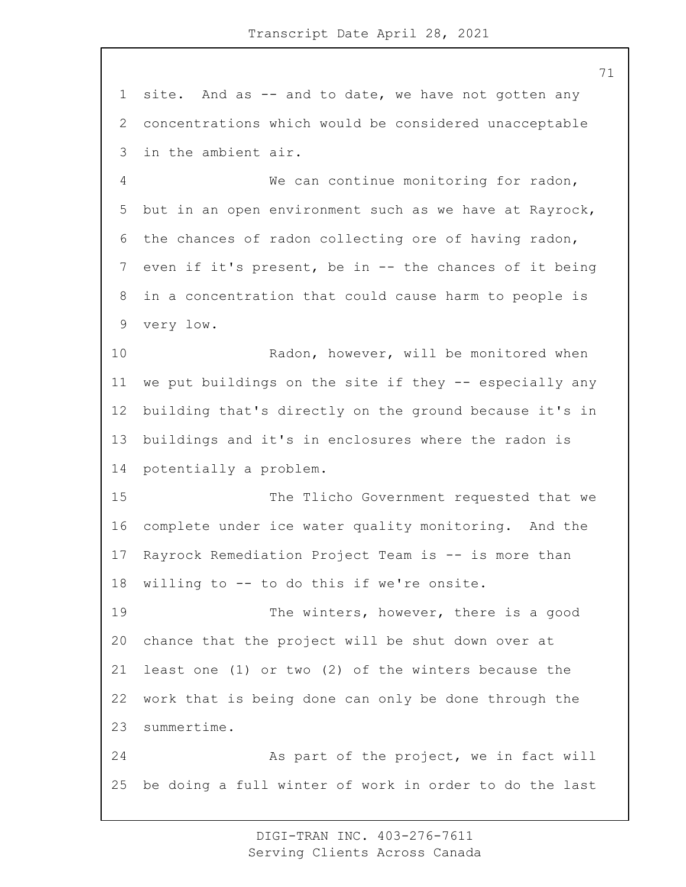site. And as -- and to date, we have not gotten any concentrations which would be considered unacceptable in the ambient air.

We can continue monitoring for radon, but in an open environment such as we have at Rayrock, the chances of radon collecting ore of having radon, even if it's present, be in -- the chances of it being in a concentration that could cause harm to people is very low.

Radon, however, will be monitored when we put buildings on the site if they -- especially any building that's directly on the ground because it's in buildings and it's in enclosures where the radon is potentially a problem.

The Tlicho Government requested that we complete under ice water quality monitoring. And the Rayrock Remediation Project Team is -- is more than willing to -- to do this if we're onsite.

The winters, however, there is a good chance that the project will be shut down over at least one (1) or two (2) of the winters because the work that is being done can only be done through the summertime.

As part of the project, we in fact will be doing a full winter of work in order to do the last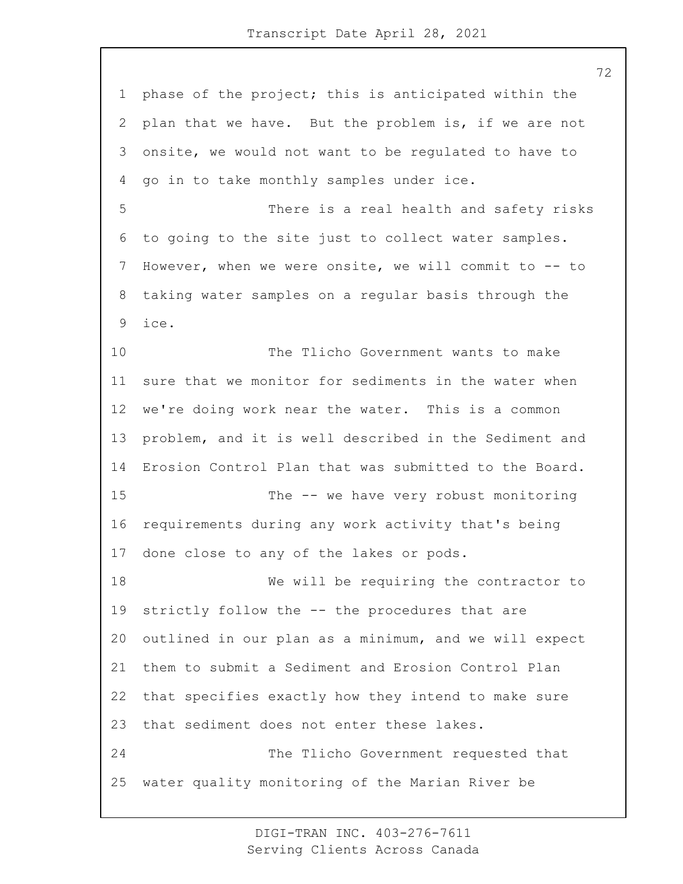phase of the project; this is anticipated within the plan that we have. But the problem is, if we are not onsite, we would not want to be regulated to have to go in to take monthly samples under ice.

There is a real health and safety risks to going to the site just to collect water samples. However, when we were onsite, we will commit to -- to taking water samples on a regular basis through the ice.

The Tlicho Government wants to make sure that we monitor for sediments in the water when we're doing work near the water. This is a common problem, and it is well described in the Sediment and Erosion Control Plan that was submitted to the Board.

The -- we have very robust monitoring requirements during any work activity that's being done close to any of the lakes or pods.

We will be requiring the contractor to strictly follow the -- the procedures that are outlined in our plan as a minimum, and we will expect them to submit a Sediment and Erosion Control Plan that specifies exactly how they intend to make sure that sediment does not enter these lakes.

The Tlicho Government requested that water quality monitoring of the Marian River be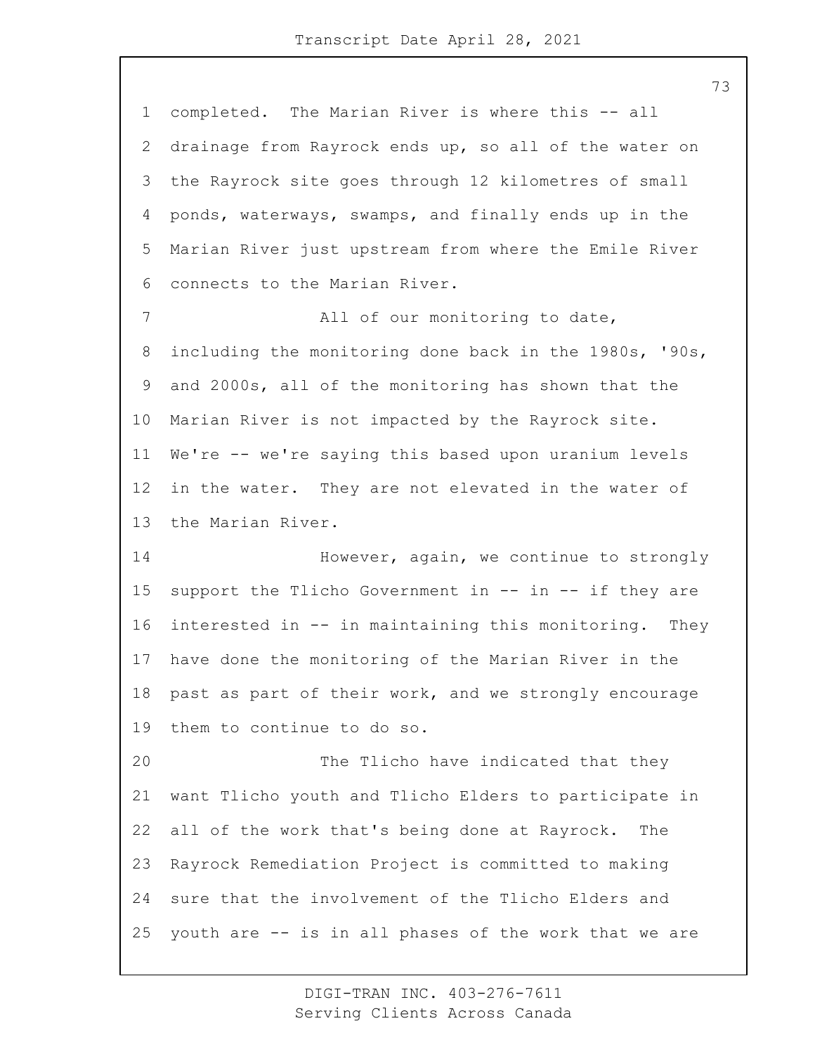completed. The Marian River is where this -- all drainage from Rayrock ends up, so all of the water on the Rayrock site goes through 12 kilometres of small ponds, waterways, swamps, and finally ends up in the Marian River just upstream from where the Emile River connects to the Marian River.

All of our monitoring to date, including the monitoring done back in the 1980s, '90s, and 2000s, all of the monitoring has shown that the Marian River is not impacted by the Rayrock site. We're -- we're saying this based upon uranium levels in the water. They are not elevated in the water of the Marian River.

However, again, we continue to strongly support the Tlicho Government in -- in -- if they are interested in -- in maintaining this monitoring. They have done the monitoring of the Marian River in the past as part of their work, and we strongly encourage them to continue to do so.

The Tlicho have indicated that they want Tlicho youth and Tlicho Elders to participate in all of the work that's being done at Rayrock. The Rayrock Remediation Project is committed to making sure that the involvement of the Tlicho Elders and youth are -- is in all phases of the work that we are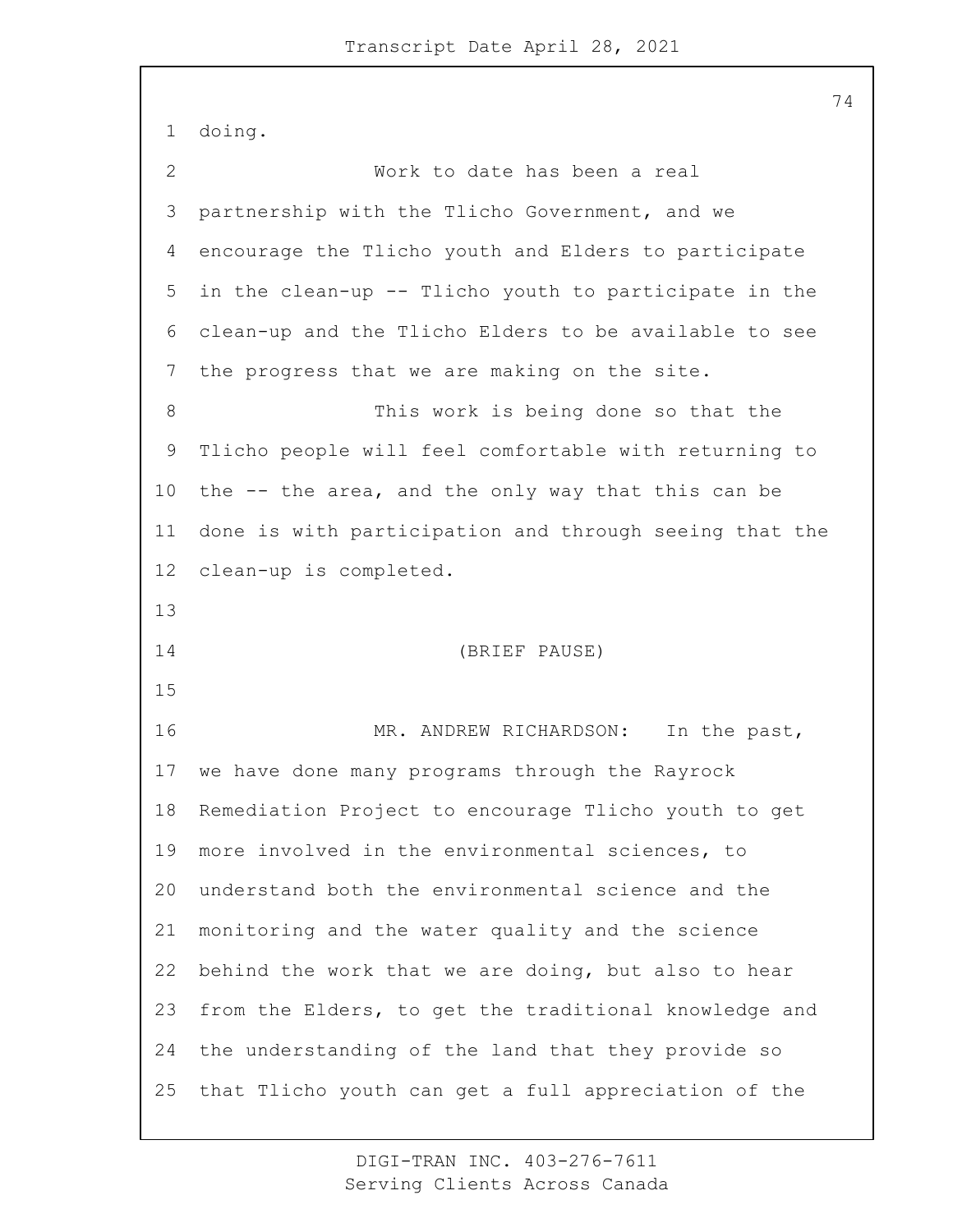doing.

Work to date has been a real partnership with the Tlicho Government, and we encourage the Tlicho youth and Elders to participate in the clean-up -- Tlicho youth to participate in the clean-up and the Tlicho Elders to be available to see the progress that we are making on the site.

This work is being done so that the Tlicho people will feel comfortable with returning to the -- the area, and the only way that this can be done is with participation and through seeing that the clean-up is completed.

(BRIEF PAUSE)

MR. ANDREW RICHARDSON: In the past, we have done many programs through the Rayrock Remediation Project to encourage Tlicho youth to get more involved in the environmental sciences, to understand both the environmental science and the monitoring and the water quality and the science behind the work that we are doing, but also to hear from the Elders, to get the traditional knowledge and the understanding of the land that they provide so that Tlicho youth can get a full appreciation of the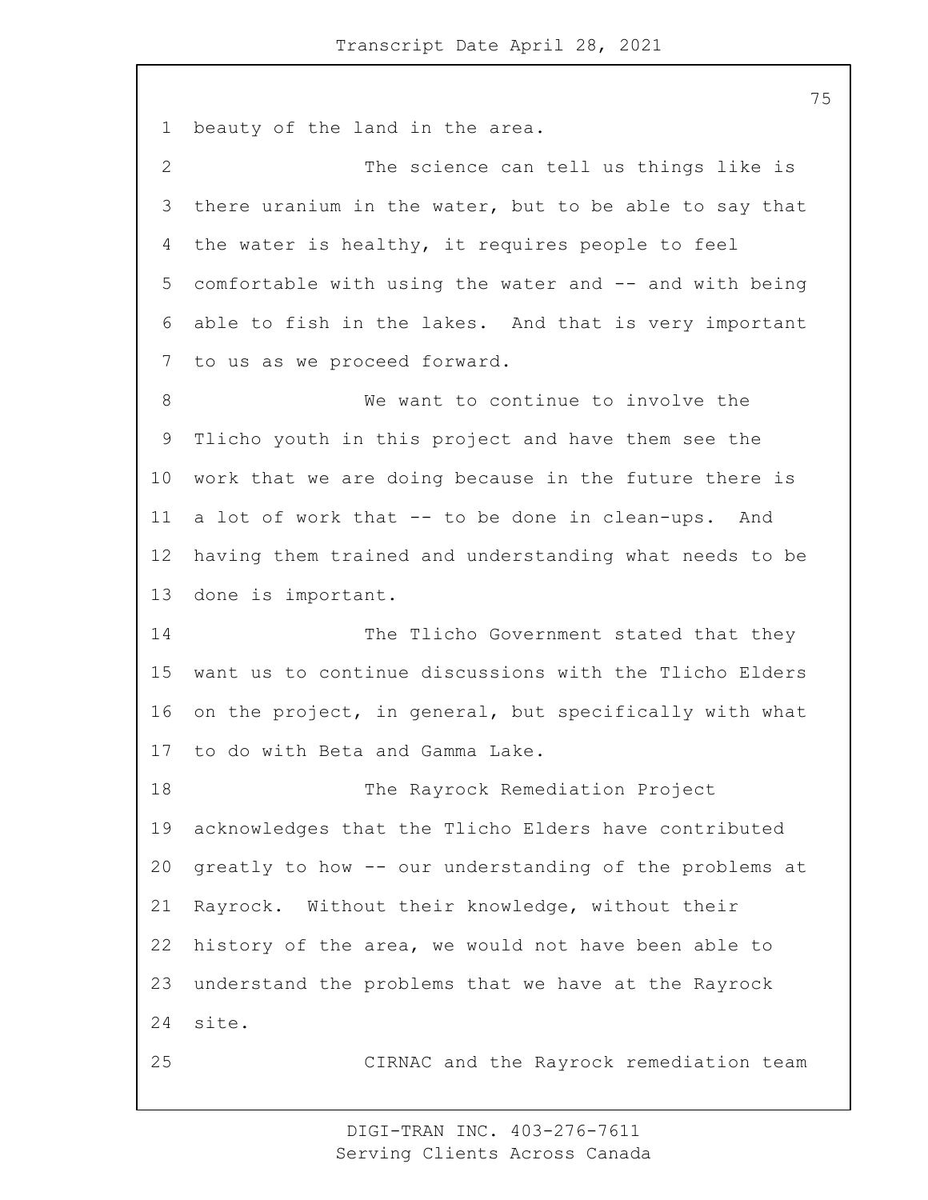beauty of the land in the area.

The science can tell us things like is there uranium in the water, but to be able to say that the water is healthy, it requires people to feel comfortable with using the water and -- and with being able to fish in the lakes. And that is very important to us as we proceed forward.

We want to continue to involve the Tlicho youth in this project and have them see the work that we are doing because in the future there is a lot of work that -- to be done in clean-ups. And having them trained and understanding what needs to be done is important.

The Tlicho Government stated that they want us to continue discussions with the Tlicho Elders on the project, in general, but specifically with what to do with Beta and Gamma Lake.

The Rayrock Remediation Project acknowledges that the Tlicho Elders have contributed greatly to how -- our understanding of the problems at Rayrock. Without their knowledge, without their history of the area, we would not have been able to understand the problems that we have at the Rayrock site.

CIRNAC and the Rayrock remediation team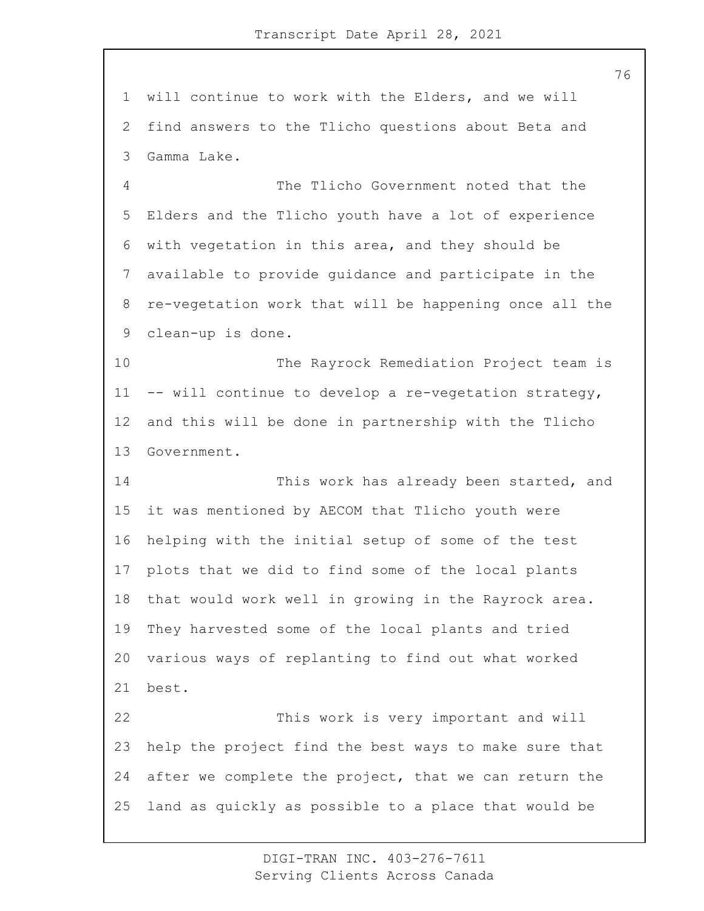will continue to work with the Elders, and we will find answers to the Tlicho questions about Beta and Gamma Lake.

The Tlicho Government noted that the Elders and the Tlicho youth have a lot of experience with vegetation in this area, and they should be available to provide guidance and participate in the re-vegetation work that will be happening once all the clean-up is done.

The Rayrock Remediation Project team is -- will continue to develop a re-vegetation strategy, and this will be done in partnership with the Tlicho Government.

This work has already been started, and it was mentioned by AECOM that Tlicho youth were helping with the initial setup of some of the test plots that we did to find some of the local plants that would work well in growing in the Rayrock area. They harvested some of the local plants and tried various ways of replanting to find out what worked best.

This work is very important and will help the project find the best ways to make sure that after we complete the project, that we can return the land as quickly as possible to a place that would be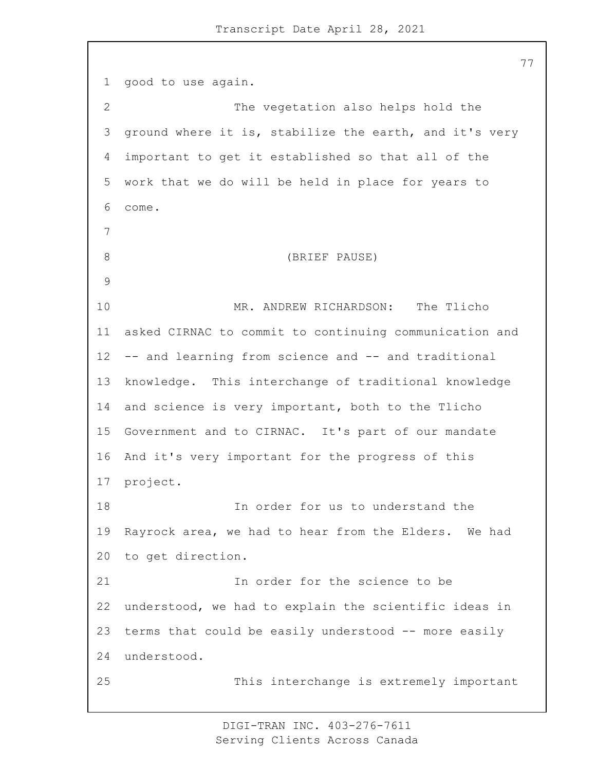good to use again.

The vegetation also helps hold the ground where it is, stabilize the earth, and it's very important to get it established so that all of the work that we do will be held in place for years to come.

(BRIEF PAUSE)

MR. ANDREW RICHARDSON: The Tlicho asked CIRNAC to commit to continuing communication and -- and learning from science and -- and traditional knowledge. This interchange of traditional knowledge and science is very important, both to the Tlicho Government and to CIRNAC. It's part of our mandate And it's very important for the progress of this project.

In order for us to understand the Rayrock area, we had to hear from the Elders. We had to get direction.

In order for the science to be understood, we had to explain the scientific ideas in terms that could be easily understood -- more easily understood.

This interchange is extremely important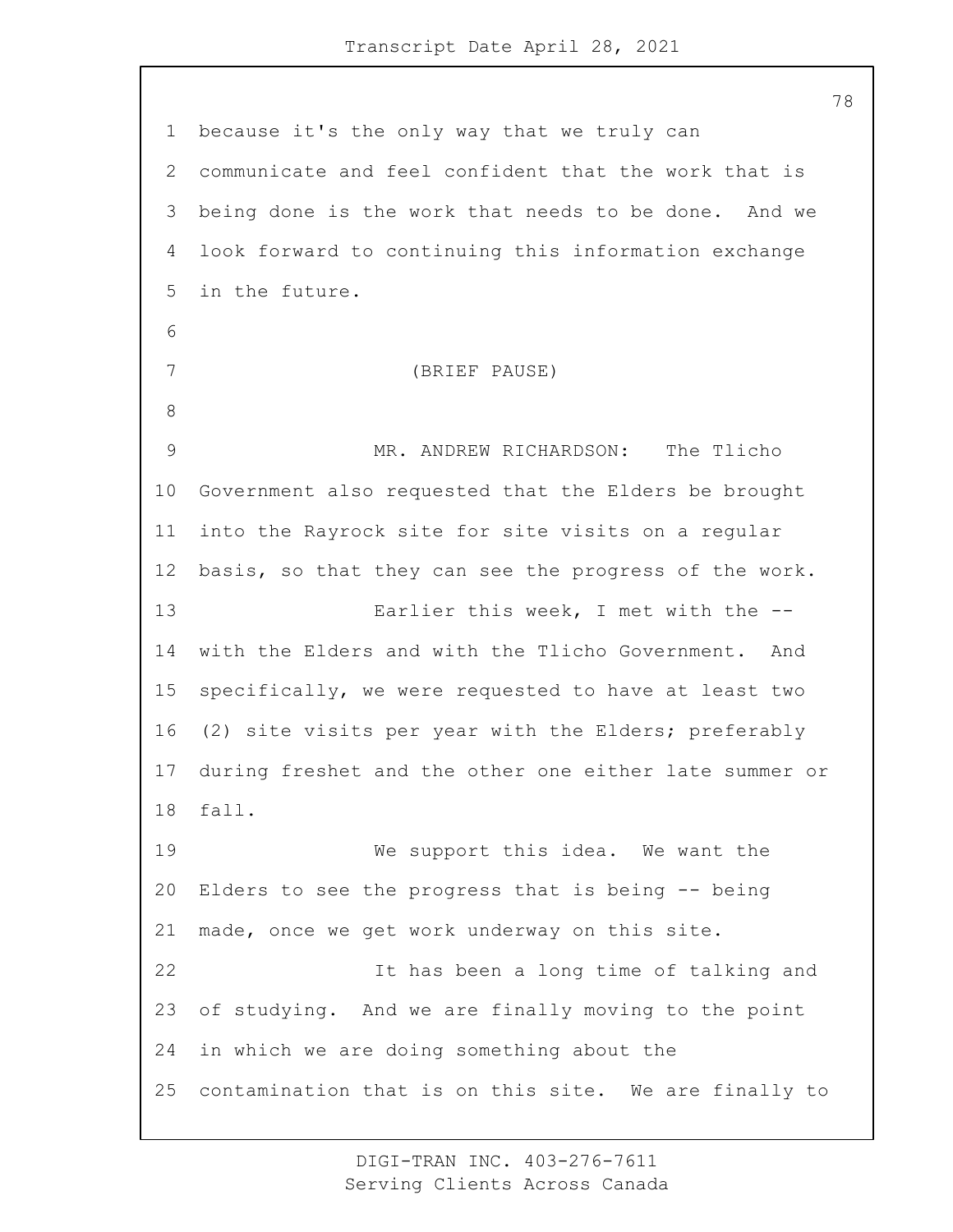because it's the only way that we truly can communicate and feel confident that the work that is being done is the work that needs to be done. And we look forward to continuing this information exchange in the future.

(BRIEF PAUSE)

MR. ANDREW RICHARDSON: The Tlicho Government also requested that the Elders be brought into the Rayrock site for site visits on a regular basis, so that they can see the progress of the work.

Earlier this week, I met with the -- with the Elders and with the Tlicho Government. And specifically, we were requested to have at least two (2) site visits per year with the Elders; preferably during freshet and the other one either late summer or fall.

We support this idea. We want the Elders to see the progress that is being -- being made, once we get work underway on this site.

It has been a long time of talking and of studying. And we are finally moving to the point in which we are doing something about the contamination that is on this site. We are finally to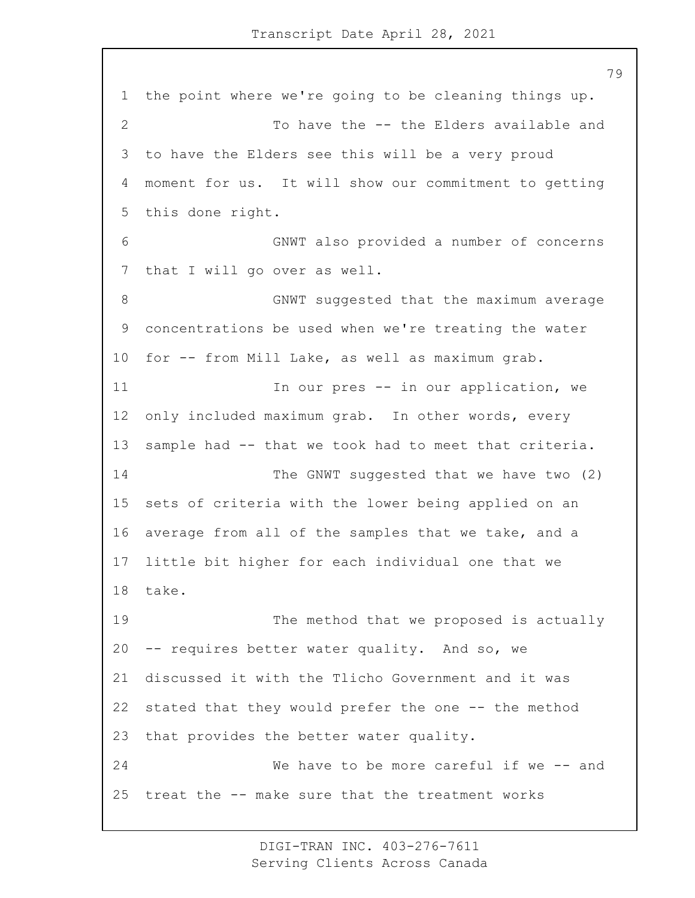the point where we're going to be cleaning things up.

To have the -- the Elders available and to have the Elders see this will be a very proud moment for us. It will show our commitment to getting this done right.

GNWT also provided a number of concerns that I will go over as well.

GNWT suggested that the maximum average concentrations be used when we're treating the water for -- from Mill Lake, as well as maximum grab.

In our pres -- in our application, we only included maximum grab. In other words, every sample had -- that we took had to meet that criteria.

The GNWT suggested that we have two (2) sets of criteria with the lower being applied on an average from all of the samples that we take, and a little bit higher for each individual one that we take.

The method that we proposed is actually -- requires better water quality. And so, we discussed it with the Tlicho Government and it was stated that they would prefer the one -- the method that provides the better water quality.

We have to be more careful if we -- and treat the -- make sure that the treatment works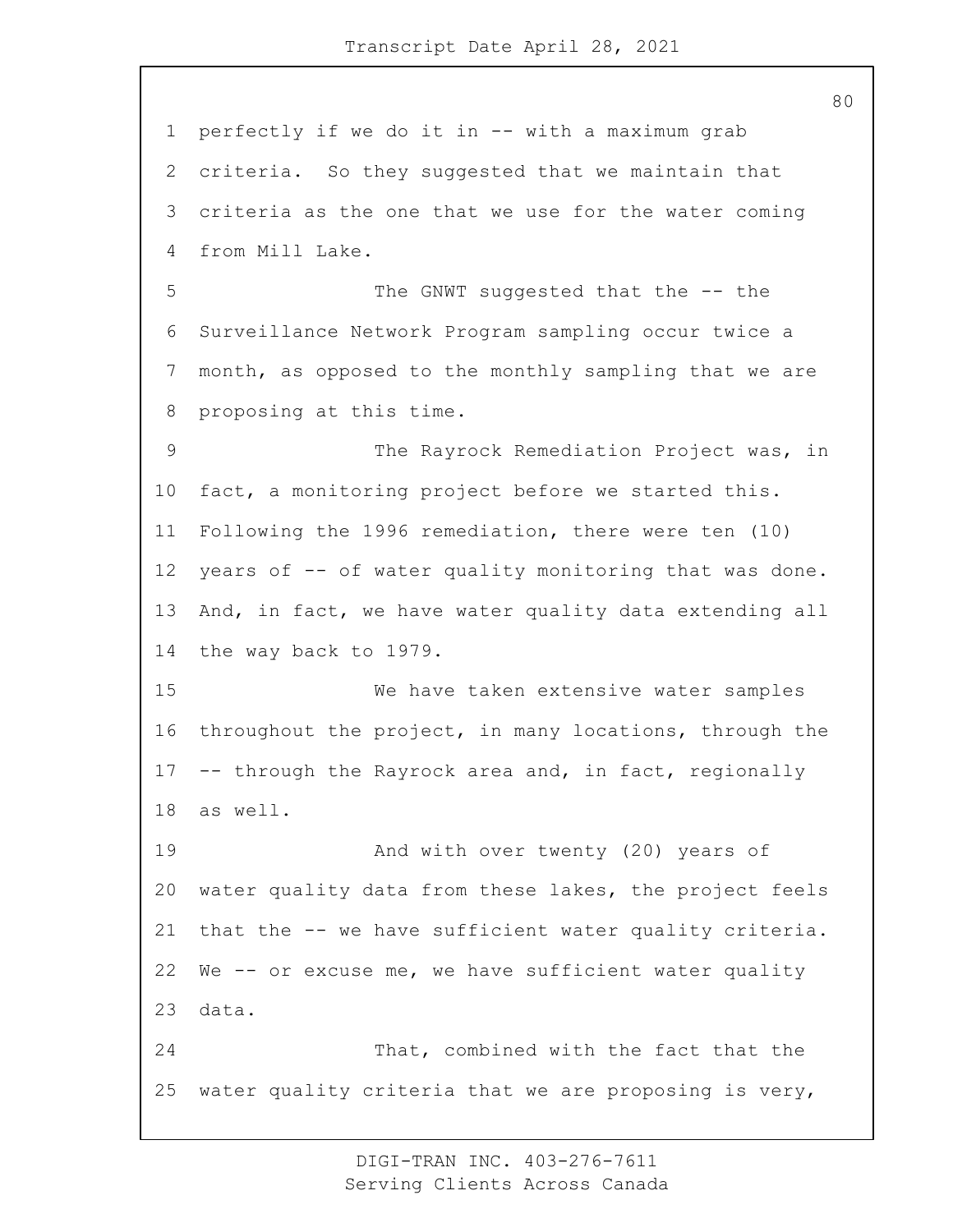perfectly if we do it in -- with a maximum grab criteria. So they suggested that we maintain that criteria as the one that we use for the water coming from Mill Lake.

The GNWT suggested that the -- the Surveillance Network Program sampling occur twice a month, as opposed to the monthly sampling that we are proposing at this time.

The Rayrock Remediation Project was, in fact, a monitoring project before we started this. Following the 1996 remediation, there were ten (10) years of -- of water quality monitoring that was done. And, in fact, we have water quality data extending all the way back to 1979.

We have taken extensive water samples throughout the project, in many locations, through the -- through the Rayrock area and, in fact, regionally as well.

And with over twenty (20) years of water quality data from these lakes, the project feels that the -- we have sufficient water quality criteria. We -- or excuse me, we have sufficient water quality data.

That, combined with the fact that the water quality criteria that we are proposing is very,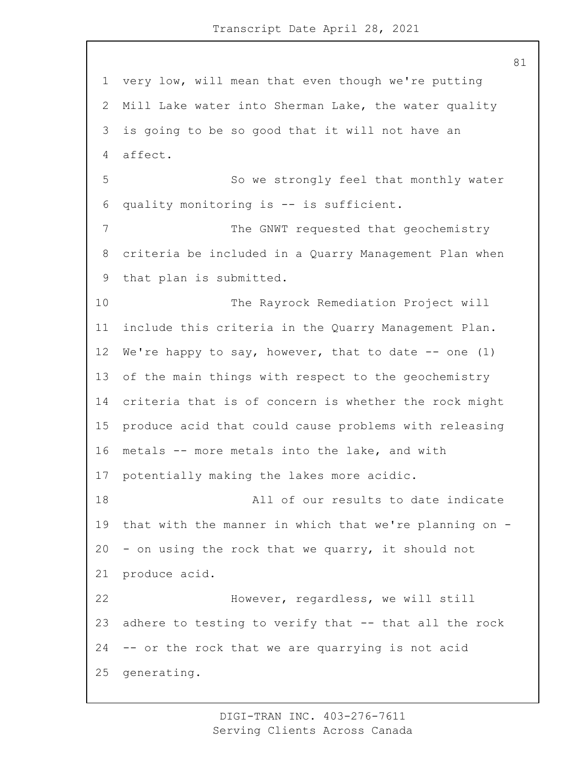very low, will mean that even though we're putting Mill Lake water into Sherman Lake, the water quality is going to be so good that it will not have an affect.

So we strongly feel that monthly water quality monitoring is -- is sufficient.

The GNWT requested that geochemistry criteria be included in a Quarry Management Plan when that plan is submitted.

The Rayrock Remediation Project will include this criteria in the Quarry Management Plan. We're happy to say, however, that to date -- one (1) of the main things with respect to the geochemistry criteria that is of concern is whether the rock might produce acid that could cause problems with releasing metals -- more metals into the lake, and with potentially making the lakes more acidic.

All of our results to date indicate that with the manner in which that we're planning on -- on using the rock that we quarry, it should not produce acid.

However, regardless, we will still adhere to testing to verify that -- that all the rock -- or the rock that we are quarrying is not acid generating.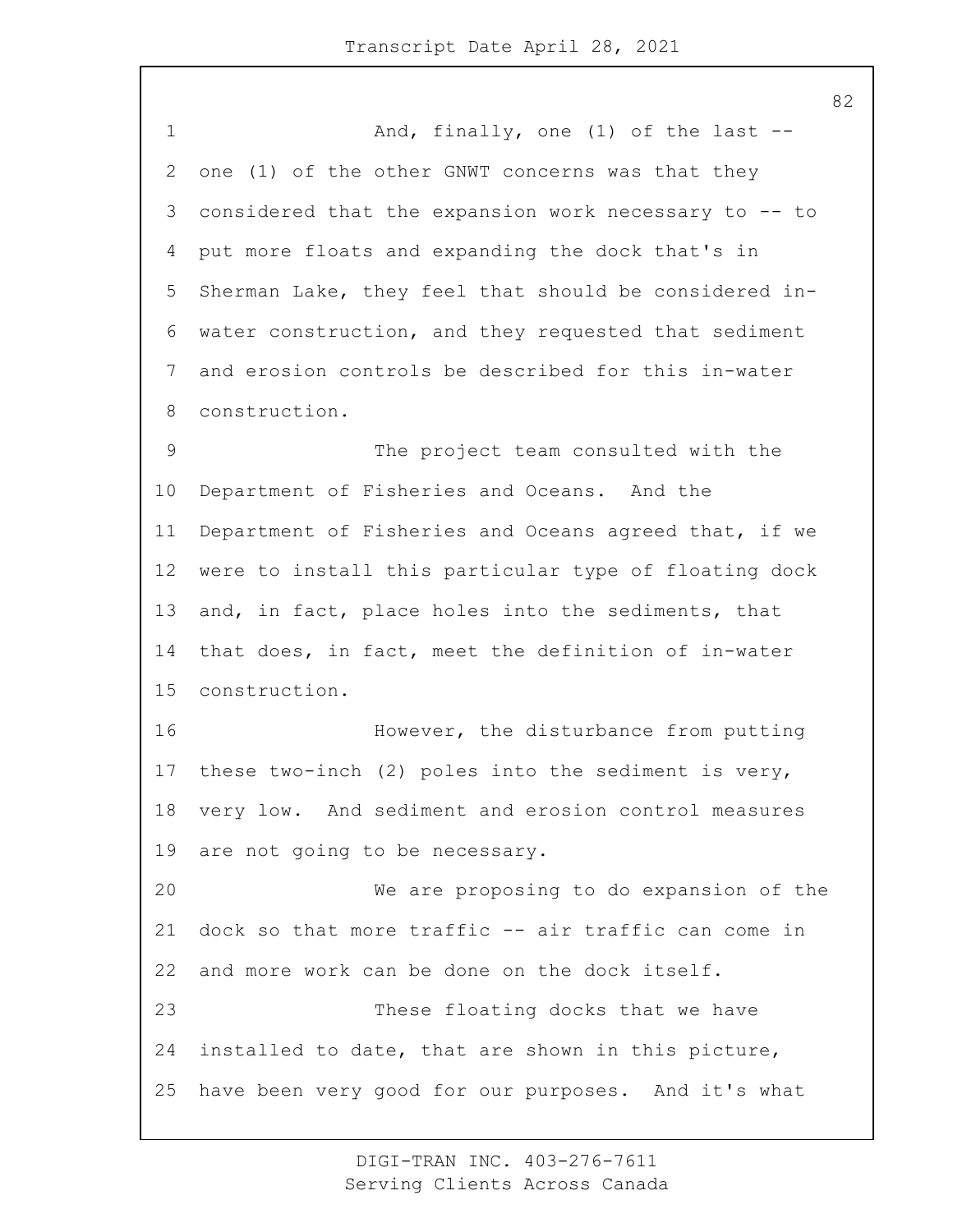And, finally, one (1) of the last -- one (1) of the other GNWT concerns was that they considered that the expansion work necessary to -- to put more floats and expanding the dock that's in Sherman Lake, they feel that should be considered in-water construction, and they requested that sediment and erosion controls be described for this in-water construction.

The project team consulted with the Department of Fisheries and Oceans. And the Department of Fisheries and Oceans agreed that, if we were to install this particular type of floating dock and, in fact, place holes into the sediments, that that does, in fact, meet the definition of in-water construction.

However, the disturbance from putting these two-inch (2) poles into the sediment is very, very low. And sediment and erosion control measures are not going to be necessary.

We are proposing to do expansion of the dock so that more traffic -- air traffic can come in and more work can be done on the dock itself.

These floating docks that we have installed to date, that are shown in this picture, have been very good for our purposes. And it's what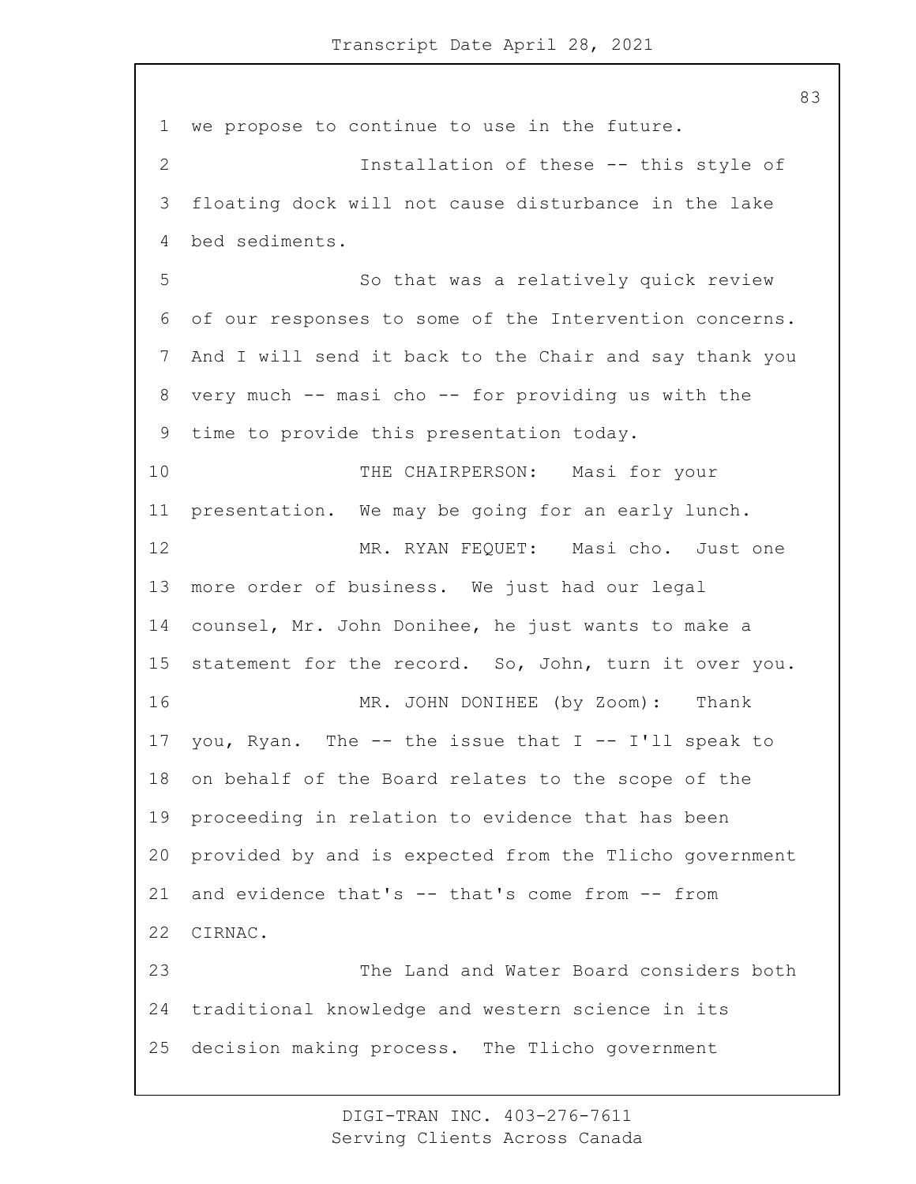we propose to continue to use in the future.

Installation of these -- this style of floating dock will not cause disturbance in the lake bed sediments.

So that was a relatively quick review of our responses to some of the Intervention concerns. And I will send it back to the Chair and say thank you very much -- masi cho -- for providing us with the time to provide this presentation today.

THE CHAIRPERSON: Masi for your presentation. We may be going for an early lunch.

MR. RYAN FEQUET: Masi cho. Just one more order of business. We just had our legal counsel, Mr. John Donihee, he just wants to make a statement for the record. So, John, turn it over you.

MR. JOHN DONIHEE (by Zoom): Thank you, Ryan. The -- the issue that I -- I'll speak to on behalf of the Board relates to the scope of the proceeding in relation to evidence that has been provided by and is expected from the Tlicho government and evidence that's -- that's come from -- from CIRNAC.

The Land and Water Board considers both traditional knowledge and western science in its decision making process. The Tlicho government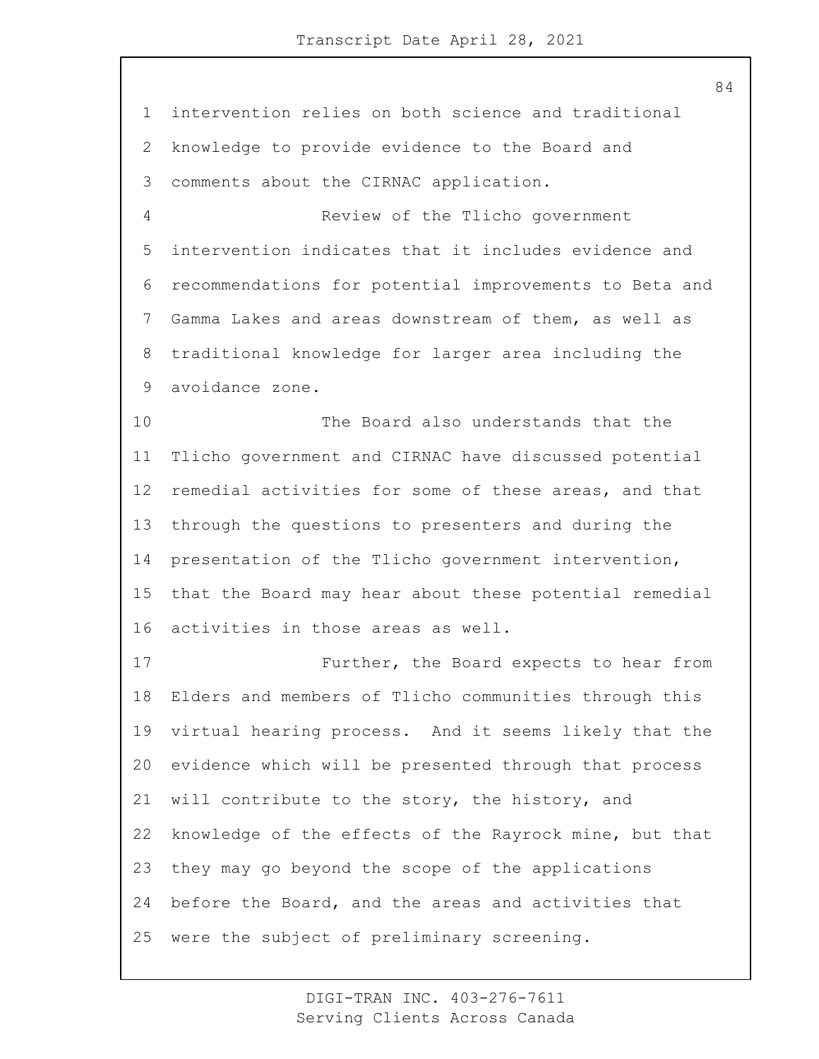intervention relies on both science and traditional knowledge to provide evidence to the Board and comments about the CIRNAC application.

Review of the Tlicho government intervention indicates that it includes evidence and recommendations for potential improvements to Beta and Gamma Lakes and areas downstream of them, as well as traditional knowledge for larger area including the avoidance zone.

The Board also understands that the Tlicho government and CIRNAC have discussed potential remedial activities for some of these areas, and that through the questions to presenters and during the presentation of the Tlicho government intervention, that the Board may hear about these potential remedial activities in those areas as well.

Further, the Board expects to hear from Elders and members of Tlicho communities through this virtual hearing process. And it seems likely that the evidence which will be presented through that process will contribute to the story, the history, and knowledge of the effects of the Rayrock mine, but that they may go beyond the scope of the applications before the Board, and the areas and activities that were the subject of preliminary screening.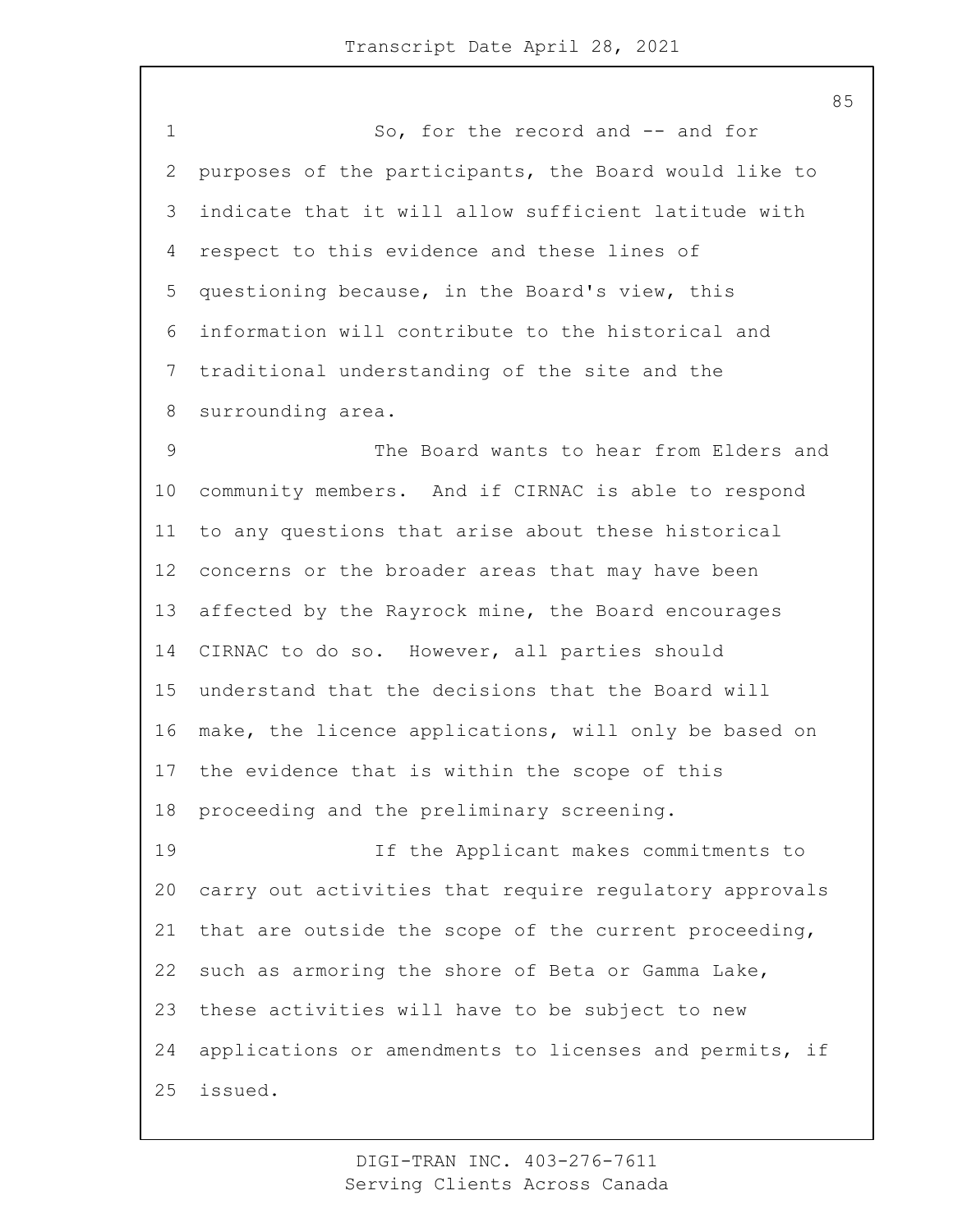So, for the record and -- and for purposes of the participants, the Board would like to indicate that it will allow sufficient latitude with respect to this evidence and these lines of questioning because, in the Board's view, this information will contribute to the historical and traditional understanding of the site and the surrounding area.

The Board wants to hear from Elders and community members. And if CIRNAC is able to respond to any questions that arise about these historical concerns or the broader areas that may have been affected by the Rayrock mine, the Board encourages CIRNAC to do so. However, all parties should understand that the decisions that the Board will make, the licence applications, will only be based on the evidence that is within the scope of this proceeding and the preliminary screening.

If the Applicant makes commitments to carry out activities that require regulatory approvals that are outside the scope of the current proceeding, such as armoring the shore of Beta or Gamma Lake, these activities will have to be subject to new applications or amendments to licenses and permits, if issued.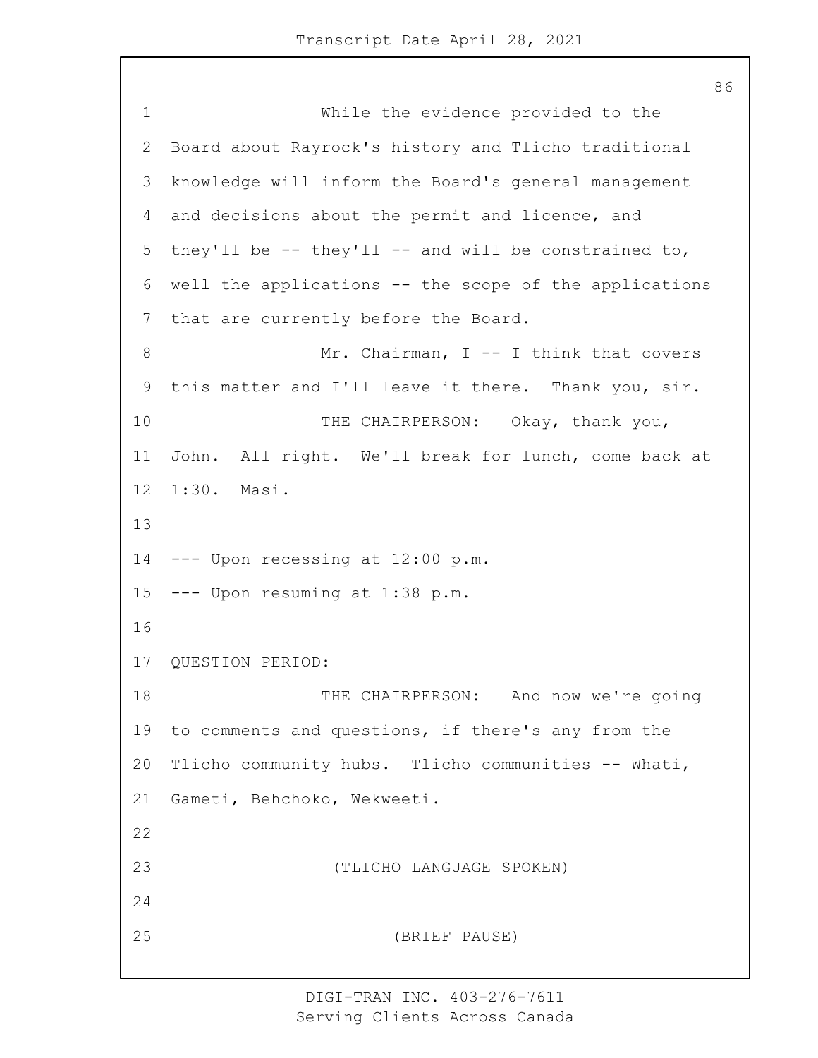While the evidence provided to the Board about Rayrock's history and Tlicho traditional knowledge will inform the Board's general management and decisions about the permit and licence, and they'll be -- they'll -- and will be constrained to, well the applications -- the scope of the applications that are currently before the Board.

Mr. Chairman, I -- I think that covers this matter and I'll leave it there. Thank you, sir.

THE CHAIRPERSON: Okay, thank you, John. All right. We'll break for lunch, come back at 1:30. Masi.

--- Upon recessing at 12:00 p.m.

--- Upon resuming at 1:38 p.m.

QUESTION PERIOD:

THE CHAIRPERSON: And now we're going to comments and questions, if there's any from the Tlicho community hubs. Tlicho communities -- Whati, Gameti, Behchoko, Wekweeti.

(TLICHO LANGUAGE SPOKEN)

(BRIEF PAUSE)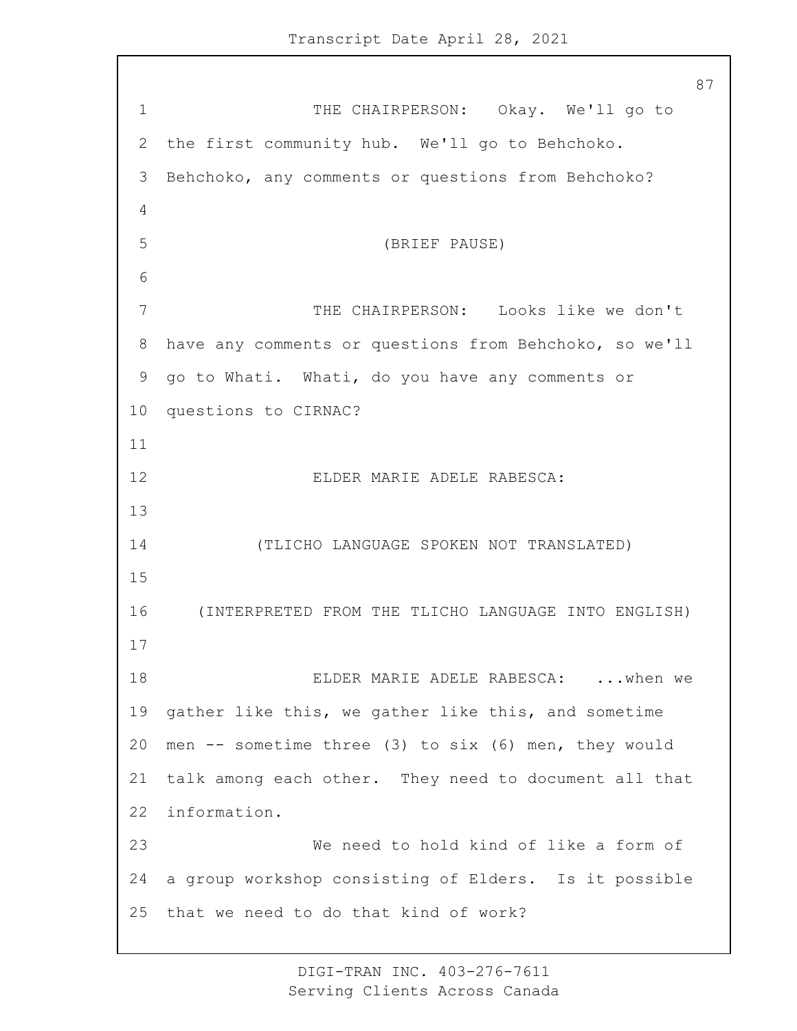THE CHAIRPERSON: Okay. We'll go to the first community hub. We'll go to Behchoko. Behchoko, any comments or questions from Behchoko?

(BRIEF PAUSE)

THE CHAIRPERSON: Looks like we don't have any comments or questions from Behchoko, so we'll go to Whati. Whati, do you have any comments or questions to CIRNAC?

ELDER MARIE ADELE RABESCA:

(TLICHO LANGUAGE SPOKEN NOT TRANSLATED)

(INTERPRETED FROM THE TLICHO LANGUAGE INTO ENGLISH)

ELDER MARIE ADELE RABESCA: ...when we gather like this, we gather like this, and sometime men -- sometime three (3) to six (6) men, they would talk among each other. They need to document all that information.

We need to hold kind of like a form of a group workshop consisting of Elders. Is it possible that we need to do that kind of work?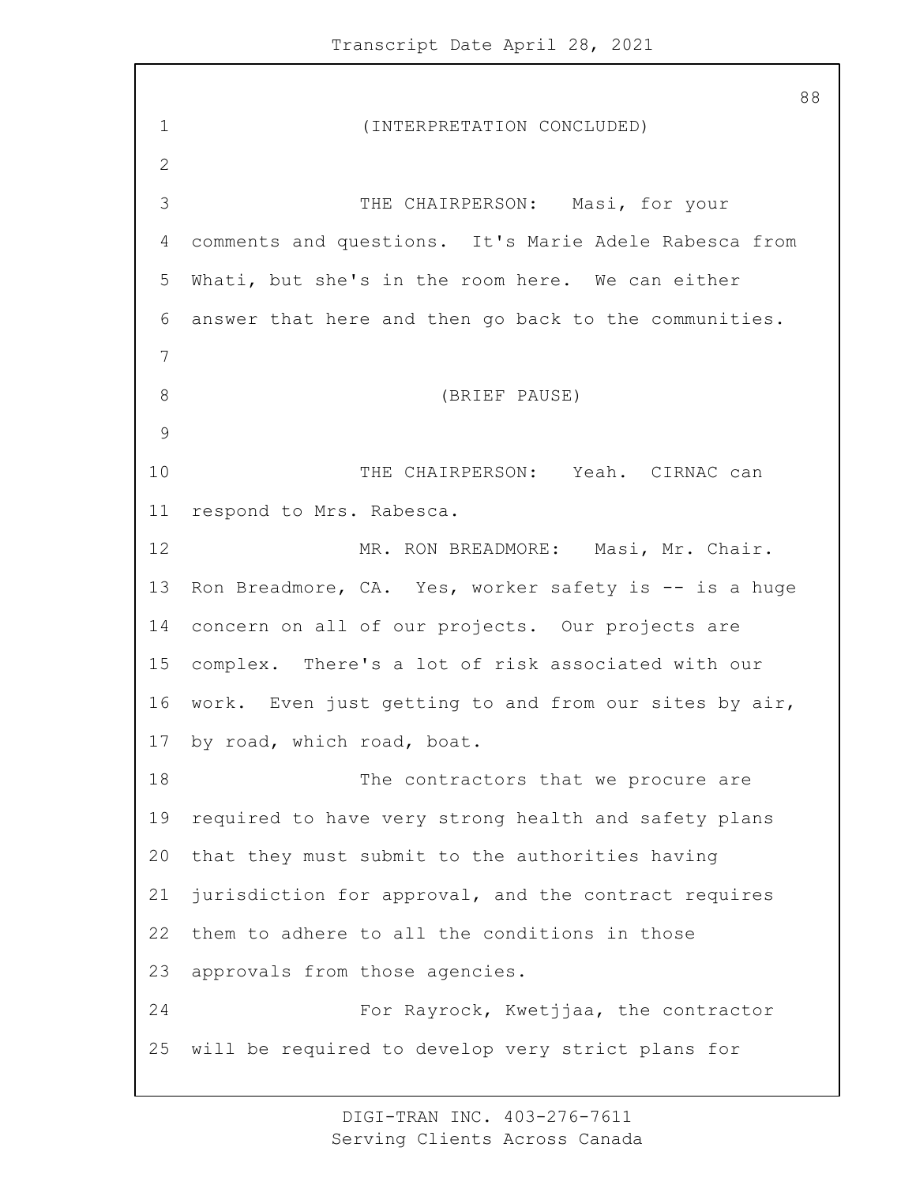(INTERPRETATION CONCLUDED)

THE CHAIRPERSON: Masi, for your comments and questions. It's Marie Adele Rabesca from Whati, but she's in the room here. We can either answer that here and then go back to the communities.

(BRIEF PAUSE)

THE CHAIRPERSON: Yeah. CIRNAC can respond to Mrs. Rabesca.

MR. RON BREADMORE: Masi, Mr. Chair. Ron Breadmore, CA. Yes, worker safety is -- is a huge concern on all of our projects. Our projects are complex. There's a lot of risk associated with our work. Even just getting to and from our sites by air, by road, which road, boat.

The contractors that we procure are required to have very strong health and safety plans that they must submit to the authorities having jurisdiction for approval, and the contract requires them to adhere to all the conditions in those approvals from those agencies.

For Rayrock, Kwetjjaa, the contractor will be required to develop very strict plans for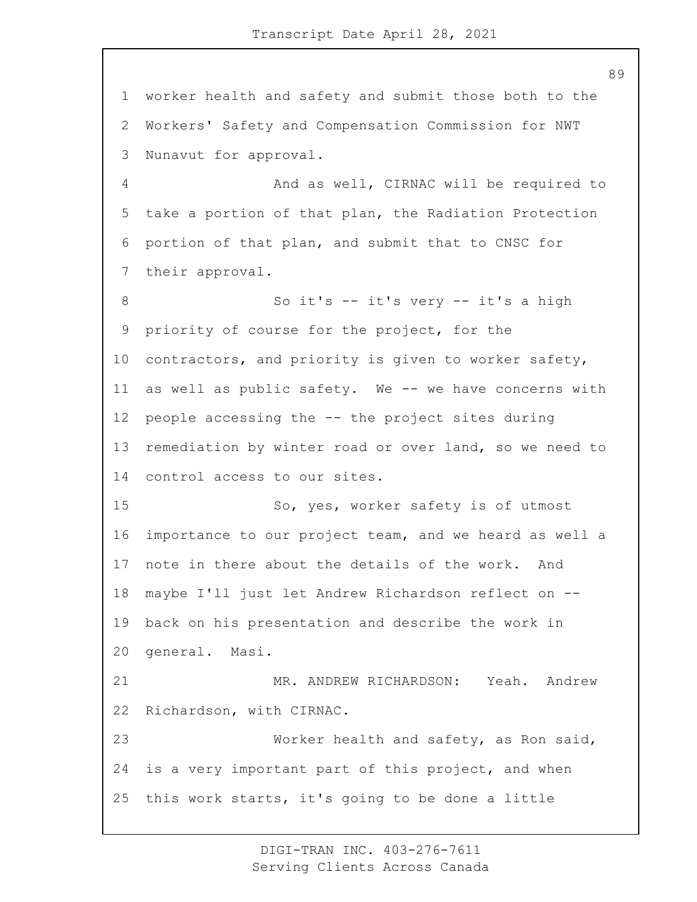worker health and safety and submit those both to the Workers' Safety and Compensation Commission for NWT Nunavut for approval.

And as well, CIRNAC will be required to take a portion of that plan, the Radiation Protection portion of that plan, and submit that to CNSC for their approval.

So it's -- it's very -- it's a high priority of course for the project, for the contractors, and priority is given to worker safety, as well as public safety. We -- we have concerns with people accessing the -- the project sites during remediation by winter road or over land, so we need to control access to our sites.

So, yes, worker safety is of utmost importance to our project team, and we heard as well a note in there about the details of the work. And maybe I'll just let Andrew Richardson reflect on -- back on his presentation and describe the work in general. Masi.

MR. ANDREW RICHARDSON: Yeah. Andrew Richardson, with CIRNAC.

Worker health and safety, as Ron said, is a very important part of this project, and when this work starts, it's going to be done a little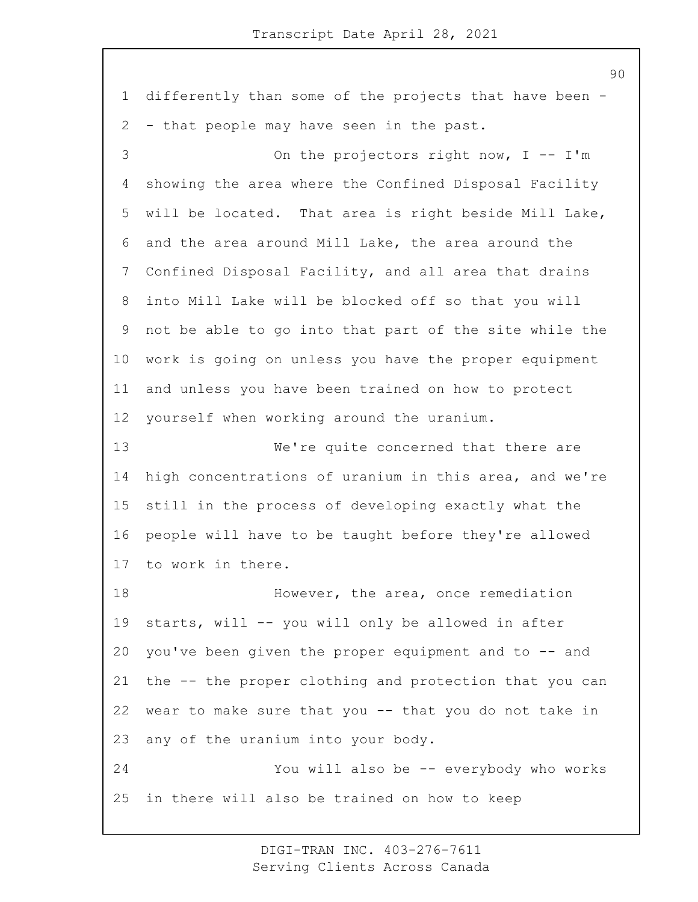differently than some of the projects that have been -- that people may have seen in the past.

On the projectors right now, I -- I'm showing the area where the Confined Disposal Facility will be located. That area is right beside Mill Lake, and the area around Mill Lake, the area around the Confined Disposal Facility, and all area that drains into Mill Lake will be blocked off so that you will not be able to go into that part of the site while the work is going on unless you have the proper equipment and unless you have been trained on how to protect yourself when working around the uranium.

We're quite concerned that there are high concentrations of uranium in this area, and we're still in the process of developing exactly what the people will have to be taught before they're allowed to work in there.

However, the area, once remediation starts, will -- you will only be allowed in after you've been given the proper equipment and to -- and the -- the proper clothing and protection that you can wear to make sure that you -- that you do not take in any of the uranium into your body.

You will also be -- everybody who works in there will also be trained on how to keep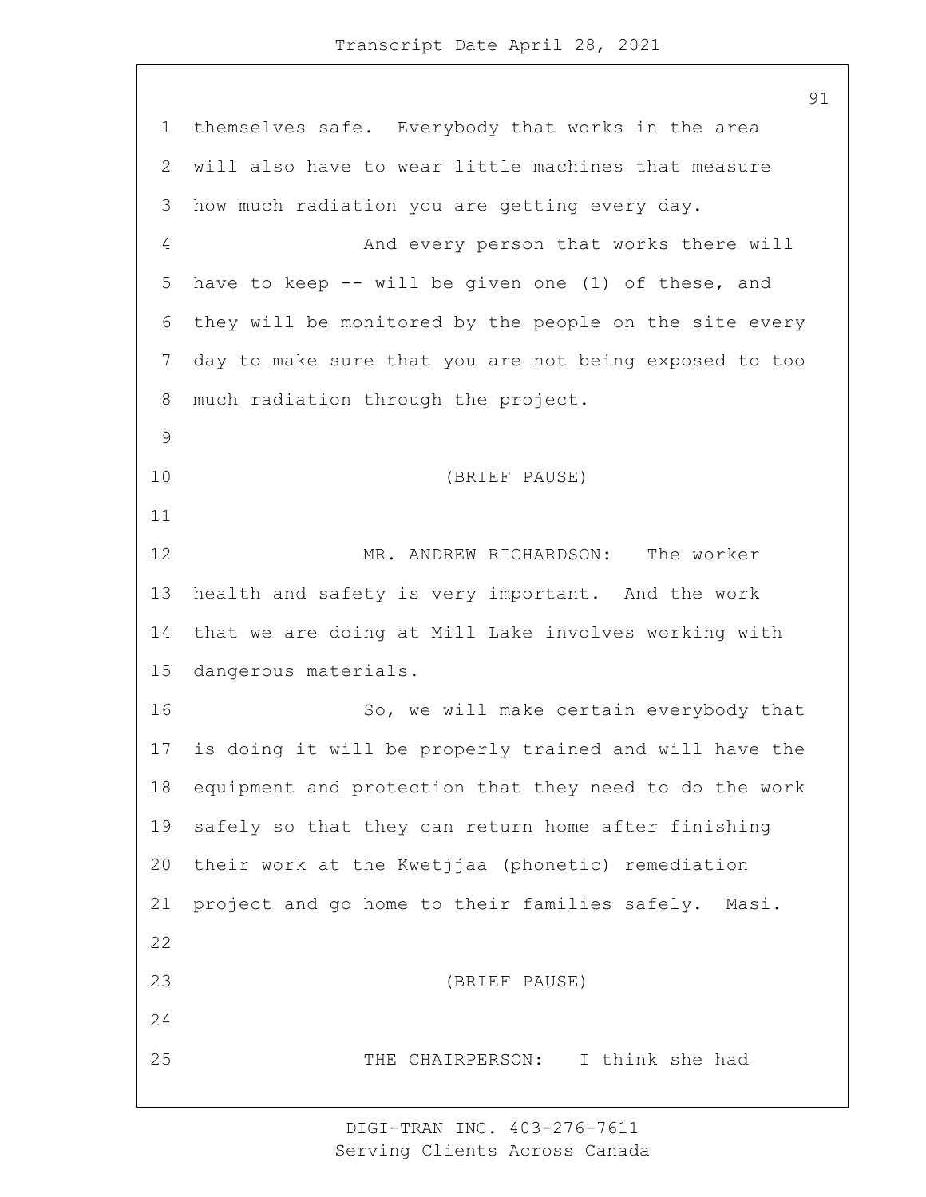themselves safe. Everybody that works in the area will also have to wear little machines that measure how much radiation you are getting every day.

And every person that works there will have to keep -- will be given one (1) of these, and they will be monitored by the people on the site every day to make sure that you are not being exposed to too much radiation through the project.

(BRIEF PAUSE)

MR. ANDREW RICHARDSON: The worker health and safety is very important. And the work that we are doing at Mill Lake involves working with dangerous materials.

So, we will make certain everybody that is doing it will be properly trained and will have the equipment and protection that they need to do the work safely so that they can return home after finishing their work at the Kwetjjaa (phonetic) remediation project and go home to their families safely. Masi.

(BRIEF PAUSE)

THE CHAIRPERSON: I think she had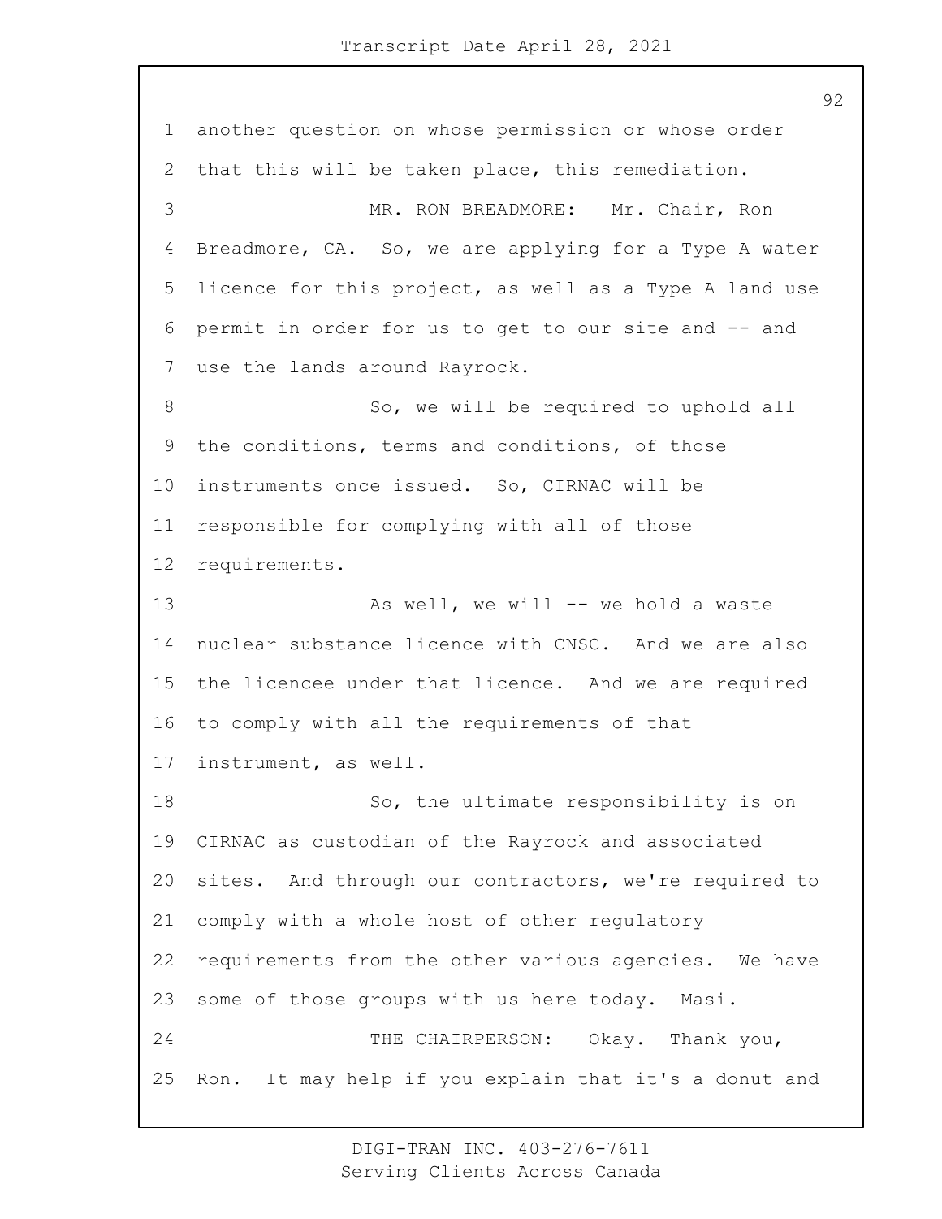another question on whose permission or whose order that this will be taken place, this remediation.

MR. RON BREADMORE: Mr. Chair, Ron Breadmore, CA. So, we are applying for a Type A water licence for this project, as well as a Type A land use permit in order for us to get to our site and -- and use the lands around Rayrock.

So, we will be required to uphold all the conditions, terms and conditions, of those instruments once issued. So, CIRNAC will be responsible for complying with all of those requirements.

As well, we will -- we hold a waste nuclear substance licence with CNSC. And we are also the licencee under that licence. And we are required to comply with all the requirements of that instrument, as well.

So, the ultimate responsibility is on CIRNAC as custodian of the Rayrock and associated sites. And through our contractors, we're required to comply with a whole host of other regulatory requirements from the other various agencies. We have some of those groups with us here today. Masi.

THE CHAIRPERSON: Okay. Thank you, Ron. It may help if you explain that it's a donut and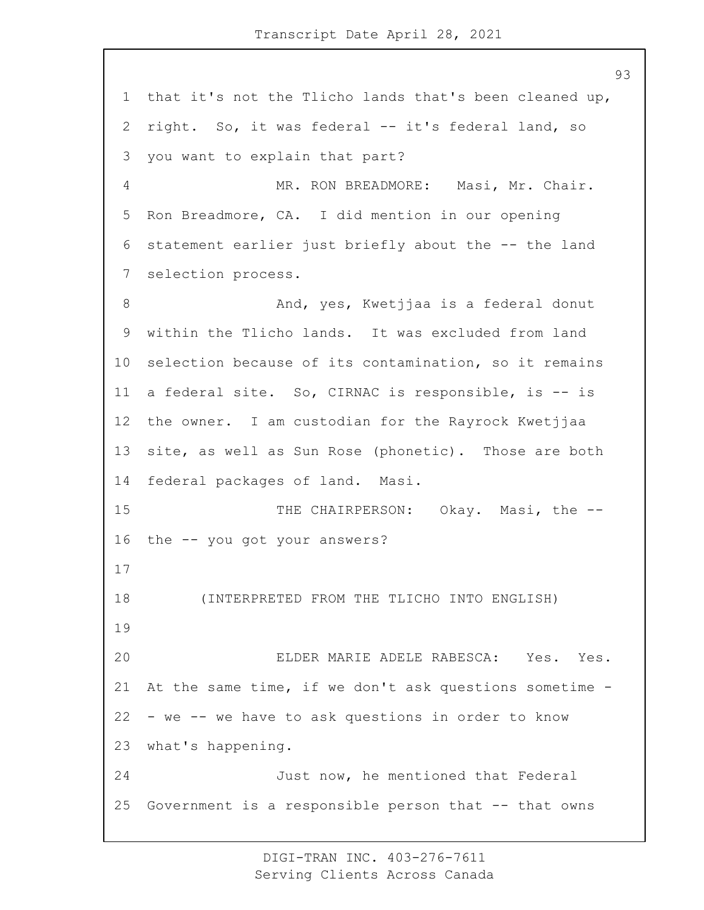that it's not the Tlicho lands that's been cleaned up, right. So, it was federal -- it's federal land, so you want to explain that part?

MR. RON BREADMORE: Masi, Mr. Chair. Ron Breadmore, CA. I did mention in our opening statement earlier just briefly about the -- the land selection process.

And, yes, Kwetjjaa is a federal donut within the Tlicho lands. It was excluded from land selection because of its contamination, so it remains a federal site. So, CIRNAC is responsible, is -- is the owner. I am custodian for the Rayrock Kwetjjaa site, as well as Sun Rose (phonetic). Those are both federal packages of land. Masi.

THE CHAIRPERSON: Okay. Masi, the -- the -- you got your answers?

(INTERPRETED FROM THE TLICHO INTO ENGLISH)

ELDER MARIE ADELE RABESCA: Yes. Yes. At the same time, if we don't ask questions sometime -- we -- we have to ask questions in order to know what's happening.

Just now, he mentioned that Federal Government is a responsible person that -- that owns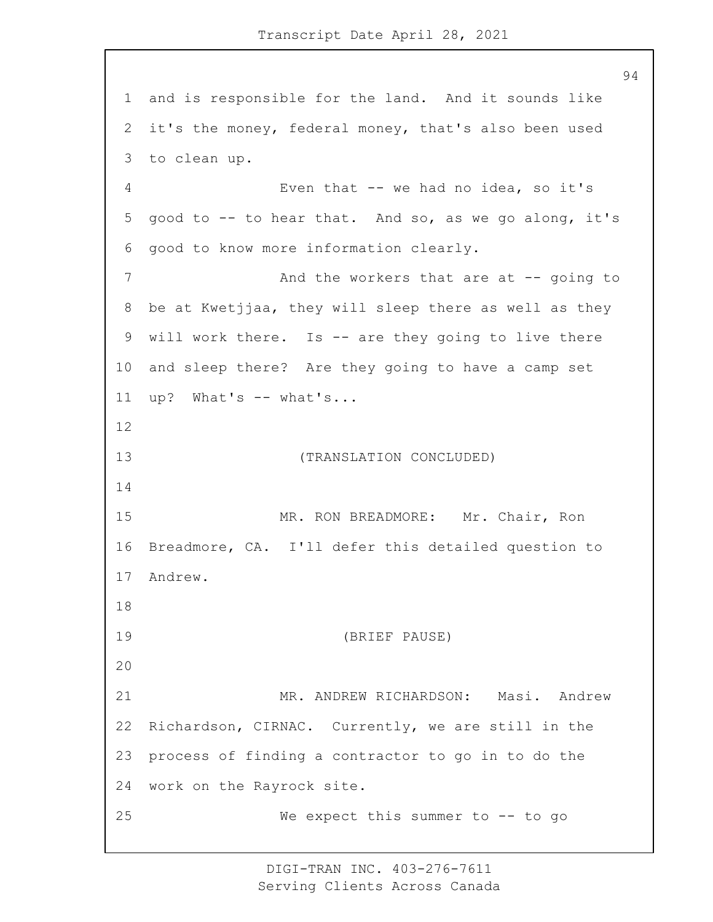and is responsible for the land. And it sounds like it's the money, federal money, that's also been used to clean up.

Even that -- we had no idea, so it's good to -- to hear that. And so, as we go along, it's good to know more information clearly.

And the workers that are at -- going to be at Kwetjjaa, they will sleep there as well as they will work there. Is -- are they going to live there and sleep there? Are they going to have a camp set up? What's -- what's...

(TRANSLATION CONCLUDED)

MR. RON BREADMORE: Mr. Chair, Ron Breadmore, CA. I'll defer this detailed question to Andrew.

(BRIEF PAUSE)

MR. ANDREW RICHARDSON: Masi. Andrew Richardson, CIRNAC. Currently, we are still in the process of finding a contractor to go in to do the work on the Rayrock site.

We expect this summer to -- to go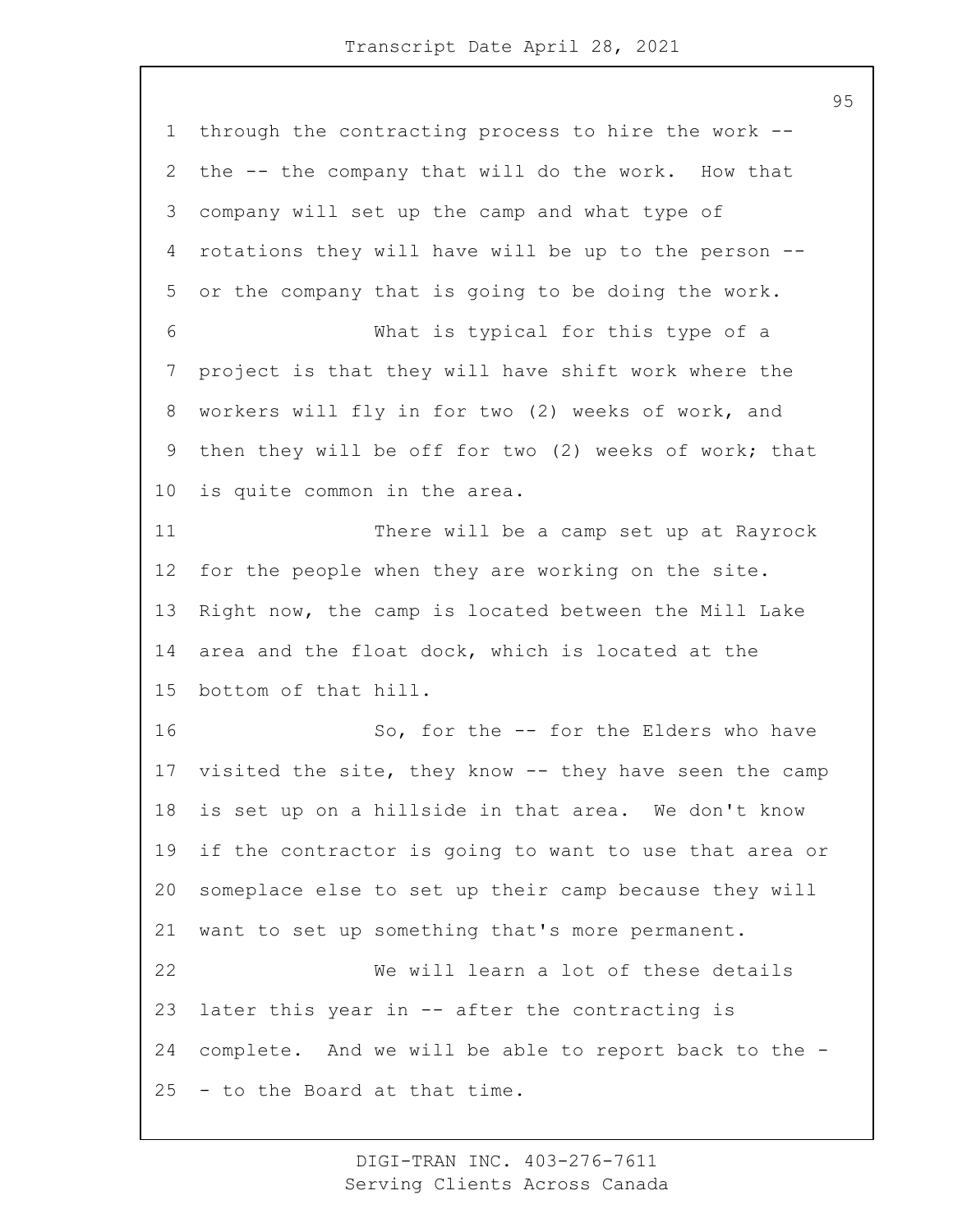through the contracting process to hire the work -- the -- the company that will do the work. How that company will set up the camp and what type of rotations they will have will be up to the person -- or the company that is going to be doing the work.

What is typical for this type of a project is that they will have shift work where the workers will fly in for two (2) weeks of work, and then they will be off for two (2) weeks of work; that is quite common in the area.

There will be a camp set up at Rayrock for the people when they are working on the site. Right now, the camp is located between the Mill Lake area and the float dock, which is located at the bottom of that hill.

So, for the -- for the Elders who have visited the site, they know -- they have seen the camp is set up on a hillside in that area. We don't know if the contractor is going to want to use that area or someplace else to set up their camp because they will want to set up something that's more permanent.

We will learn a lot of these details later this year in -- after the contracting is complete. And we will be able to report back to the -- to the Board at that time.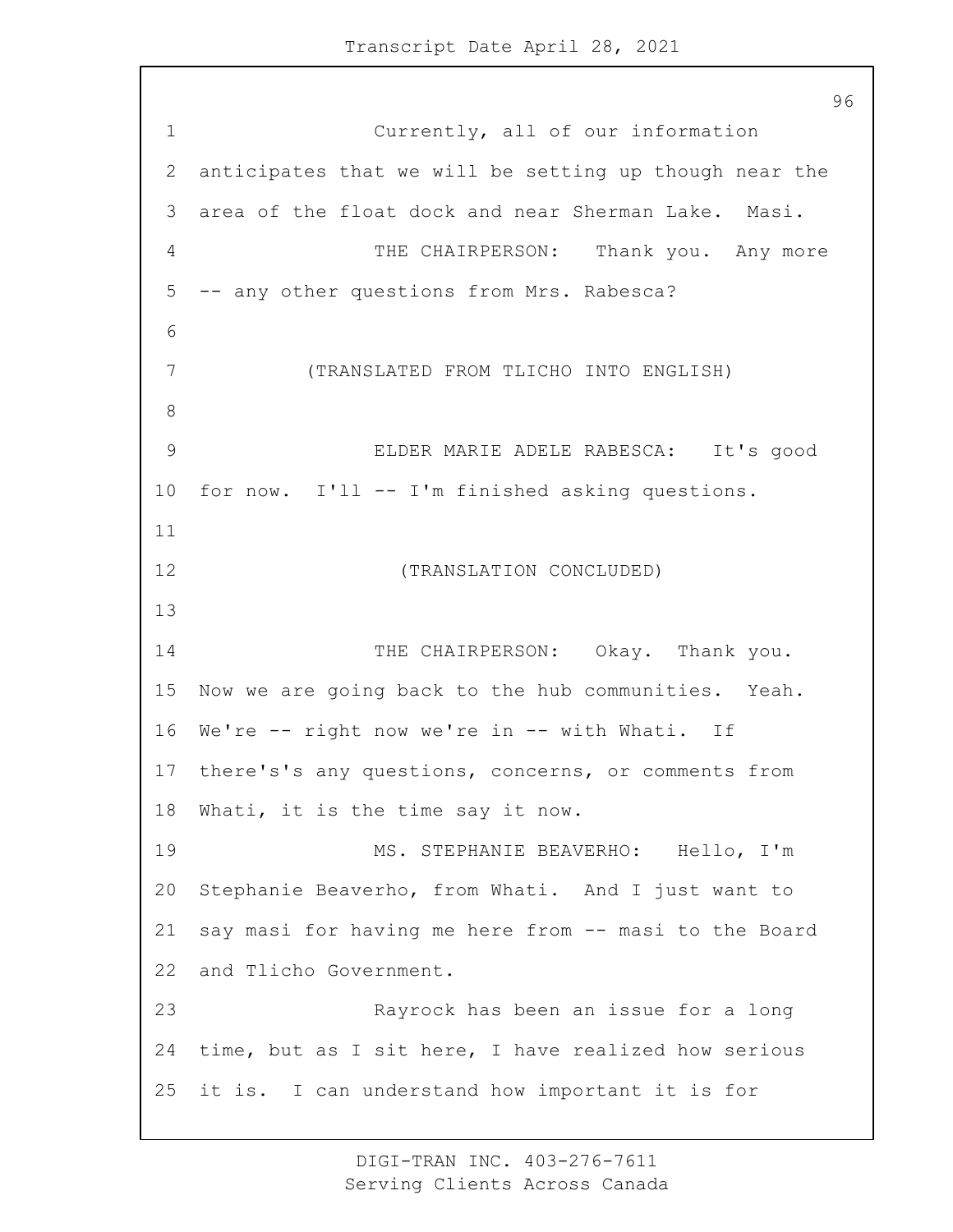Currently, all of our information anticipates that we will be setting up though near the area of the float dock and near Sherman Lake. Masi.

THE CHAIRPERSON: Thank you. Any more -- any other questions from Mrs. Rabesca?

(TRANSLATED FROM TLICHO INTO ENGLISH)

ELDER MARIE ADELE RABESCA: It's good for now. I'll -- I'm finished asking questions.

(TRANSLATION CONCLUDED)

THE CHAIRPERSON: Okay. Thank you. Now we are going back to the hub communities. Yeah. We're -- right now we're in -- with Whati. If there's's any questions, concerns, or comments from Whati, it is the time say it now.

MS. STEPHANIE BEAVERHO: Hello, I'm Stephanie Beaverho, from Whati. And I just want to say masi for having me here from -- masi to the Board and Tlicho Government.

Rayrock has been an issue for a long time, but as I sit here, I have realized how serious it is. I can understand how important it is for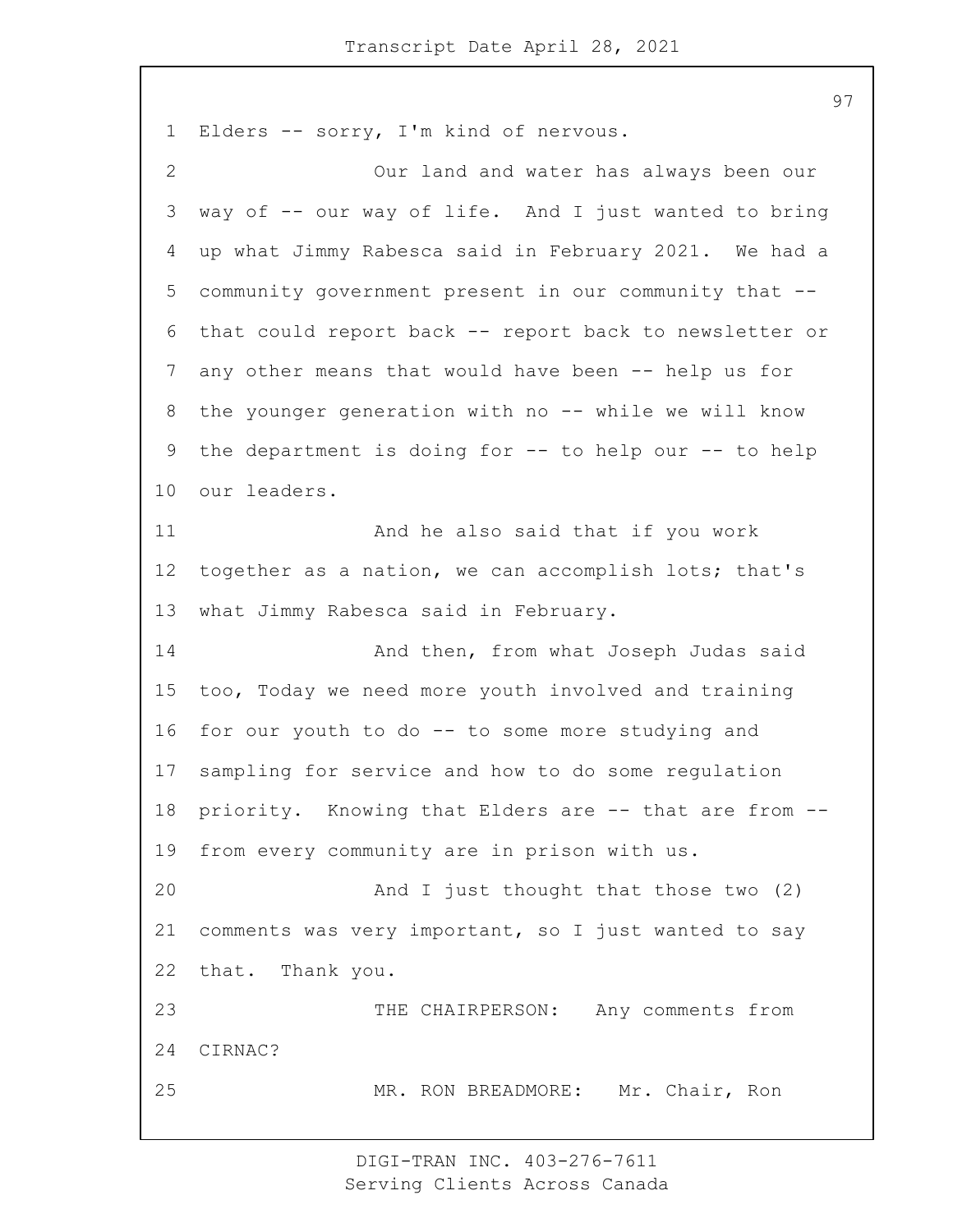Elders -- sorry, I'm kind of nervous.

Our land and water has always been our way of -- our way of life. And I just wanted to bring up what Jimmy Rabesca said in February 2021. We had a community government present in our community that -- that could report back -- report back to newsletter or any other means that would have been -- help us for the younger generation with no -- while we will know the department is doing for -- to help our -- to help our leaders.

And he also said that if you work together as a nation, we can accomplish lots; that's what Jimmy Rabesca said in February.

And then, from what Joseph Judas said too, Today we need more youth involved and training for our youth to do -- to some more studying and sampling for service and how to do some regulation priority. Knowing that Elders are -- that are from -- from every community are in prison with us.

And I just thought that those two (2) comments was very important, so I just wanted to say that. Thank you.

THE CHAIRPERSON: Any comments from CIRNAC?

MR. RON BREADMORE: Mr. Chair, Ron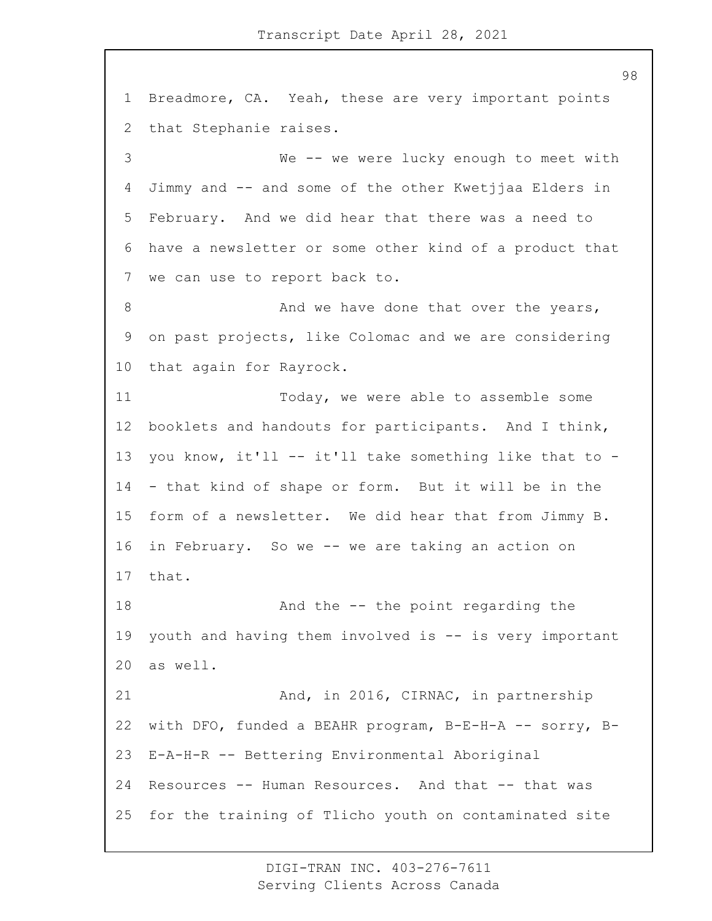Breadmore, CA. Yeah, these are very important points that Stephanie raises.

We -- we were lucky enough to meet with Jimmy and -- and some of the other Kwetjjaa Elders in February. And we did hear that there was a need to have a newsletter or some other kind of a product that we can use to report back to.

And we have done that over the years, on past projects, like Colomac and we are considering that again for Rayrock.

Today, we were able to assemble some booklets and handouts for participants. And I think, you know, it'll -- it'll take something like that to -- that kind of shape or form. But it will be in the form of a newsletter. We did hear that from Jimmy B. in February. So we -- we are taking an action on that.

And the -- the point regarding the youth and having them involved is -- is very important as well.

And, in 2016, CIRNAC, in partnership with DFO, funded a BEAHR program, B-E-H-A -- sorry, B-E-A-H-R -- Bettering Environmental Aboriginal Resources -- Human Resources. And that -- that was for the training of Tlicho youth on contaminated site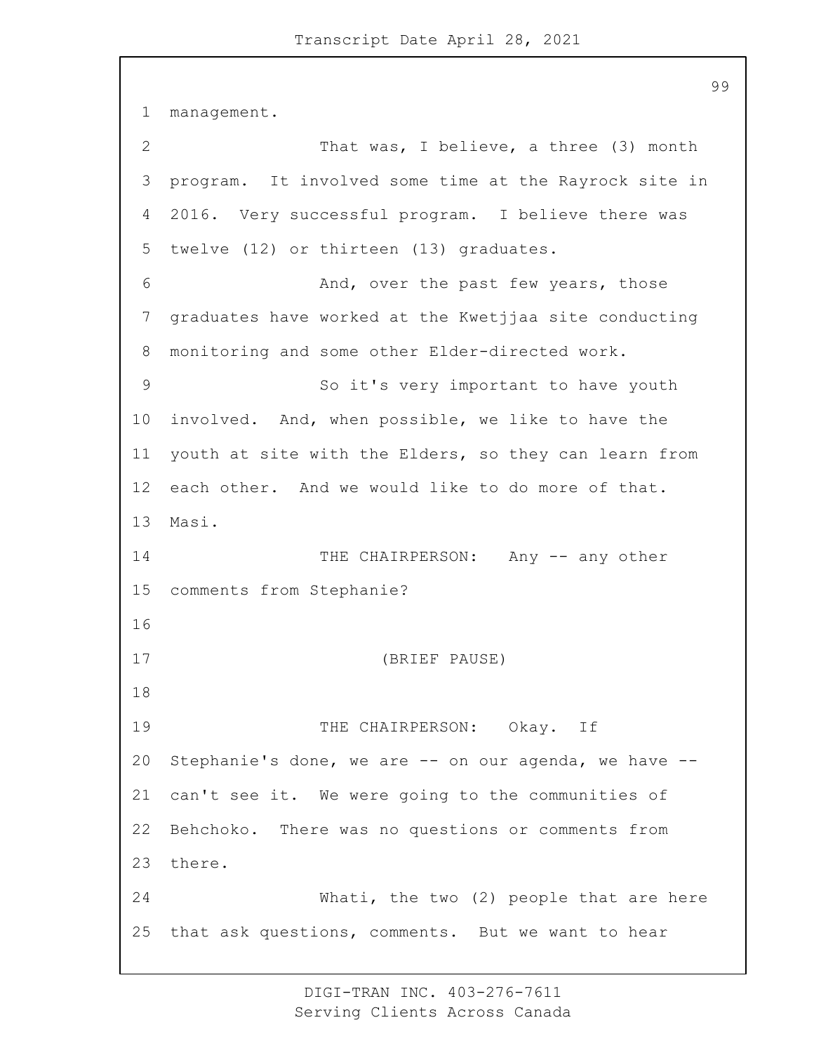management.

That was, I believe, a three (3) month program. It involved some time at the Rayrock site in 2016. Very successful program. I believe there was twelve (12) or thirteen (13) graduates.

And, over the past few years, those graduates have worked at the Kwetjjaa site conducting monitoring and some other Elder-directed work.

So it's very important to have youth involved. And, when possible, we like to have the youth at site with the Elders, so they can learn from each other. And we would like to do more of that. Masi.

THE CHAIRPERSON: Any -- any other comments from Stephanie?

(BRIEF PAUSE)

THE CHAIRPERSON: Okay. If Stephanie's done, we are -- on our agenda, we have -- can't see it. We were going to the communities of Behchoko. There was no questions or comments from there.

Whati, the two (2) people that are here that ask questions, comments. But we want to hear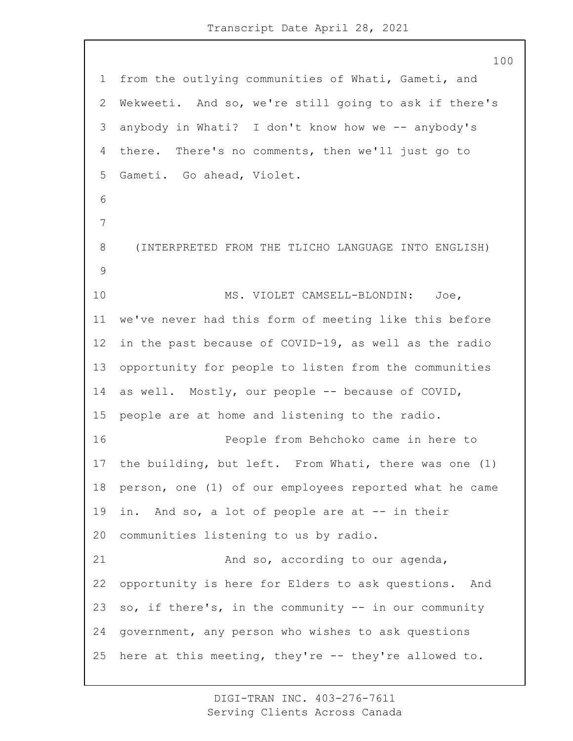from the outlying communities of Whati, Gameti, and Wekweeti. And so, we're still going to ask if there's anybody in Whati? I don't know how we -- anybody's there. There's no comments, then we'll just go to Gameti. Go ahead, Violet.

(INTERPRETED FROM THE TLICHO LANGUAGE INTO ENGLISH)

MS. VIOLET CAMSELL-BLONDIN: Joe, we've never had this form of meeting like this before in the past because of COVID-19, as well as the radio opportunity for people to listen from the communities as well. Mostly, our people -- because of COVID, people are at home and listening to the radio.

People from Behchoko came in here to the building, but left. From Whati, there was one (1) person, one (1) of our employees reported what he came in. And so, a lot of people are at -- in their communities listening to us by radio.

And so, according to our agenda, opportunity is here for Elders to ask questions. And so, if there's, in the community -- in our community government, any person who wishes to ask questions here at this meeting, they're -- they're allowed to.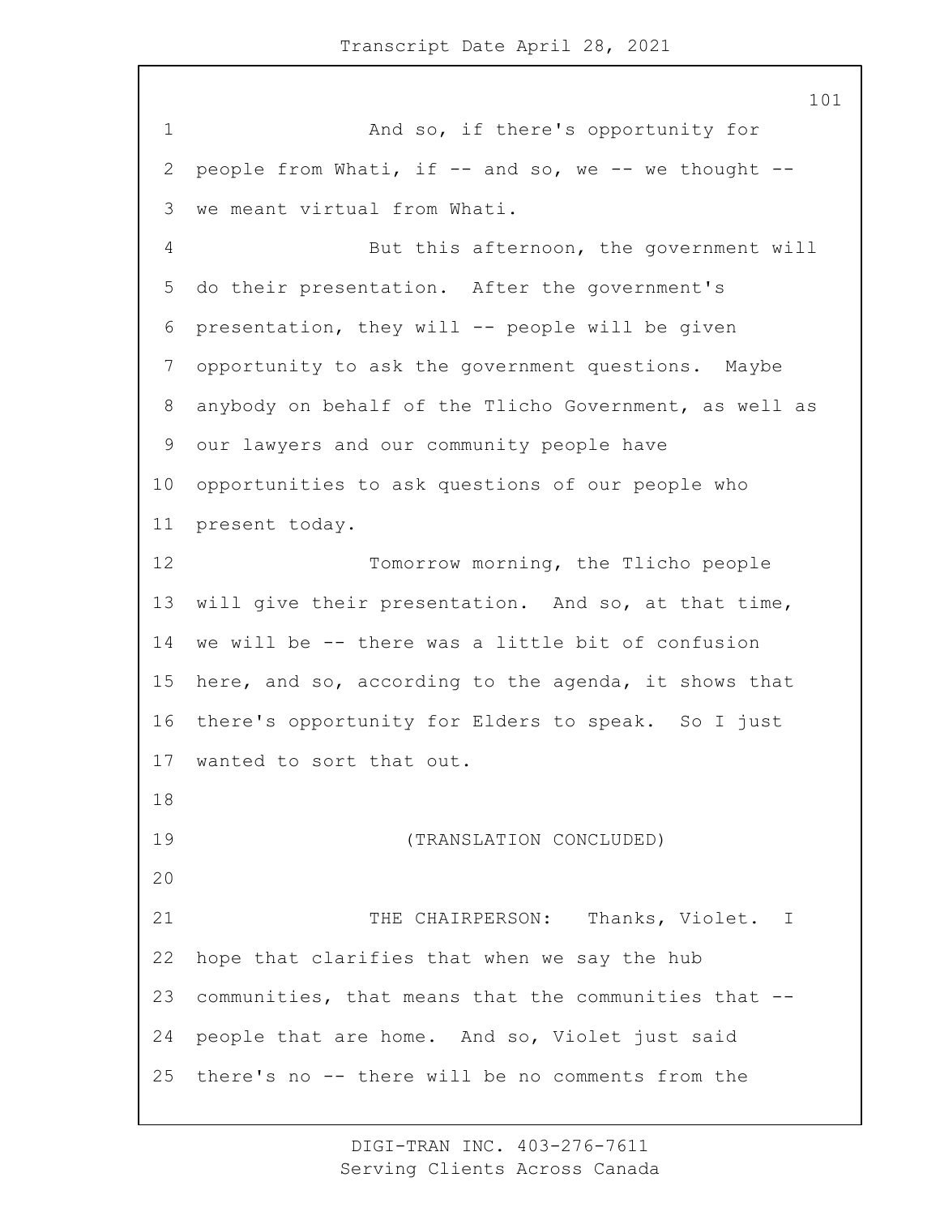And so, if there's opportunity for people from Whati, if -- and so, we -- we thought -- we meant virtual from Whati.

But this afternoon, the government will do their presentation. After the government's presentation, they will -- people will be given opportunity to ask the government questions. Maybe anybody on behalf of the Tlicho Government, as well as our lawyers and our community people have opportunities to ask questions of our people who present today.

Tomorrow morning, the Tlicho people will give their presentation. And so, at that time, we will be -- there was a little bit of confusion here, and so, according to the agenda, it shows that there's opportunity for Elders to speak. So I just wanted to sort that out.

(TRANSLATION CONCLUDED)

THE CHAIRPERSON: Thanks, Violet. I hope that clarifies that when we say the hub communities, that means that the communities that -- people that are home. And so, Violet just said there's no -- there will be no comments from the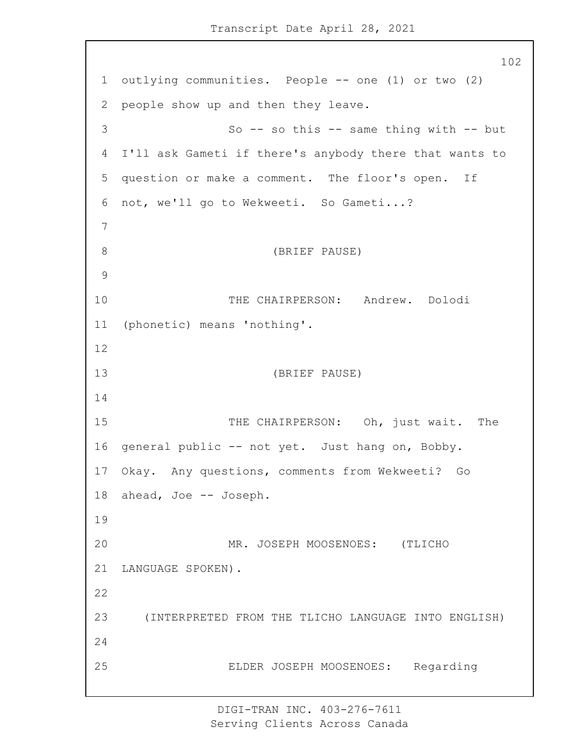outlying communities. People -- one (1) or two (2) people show up and then they leave.

So -- so this -- same thing with -- but I'll ask Gameti if there's anybody there that wants to question or make a comment. The floor's open. If not, we'll go to Wekweeti. So Gameti...?

(BRIEF PAUSE)

THE CHAIRPERSON: Andrew. Dolodi (phonetic) means 'nothing'.

(BRIEF PAUSE)

THE CHAIRPERSON: Oh, just wait. The general public -- not yet. Just hang on, Bobby. Okay. Any questions, comments from Wekweeti? Go ahead, Joe -- Joseph.

MR. JOSEPH MOOSENOES: (TLICHO LANGUAGE SPOKEN).

(INTERPRETED FROM THE TLICHO LANGUAGE INTO ENGLISH)

ELDER JOSEPH MOOSENOES: Regarding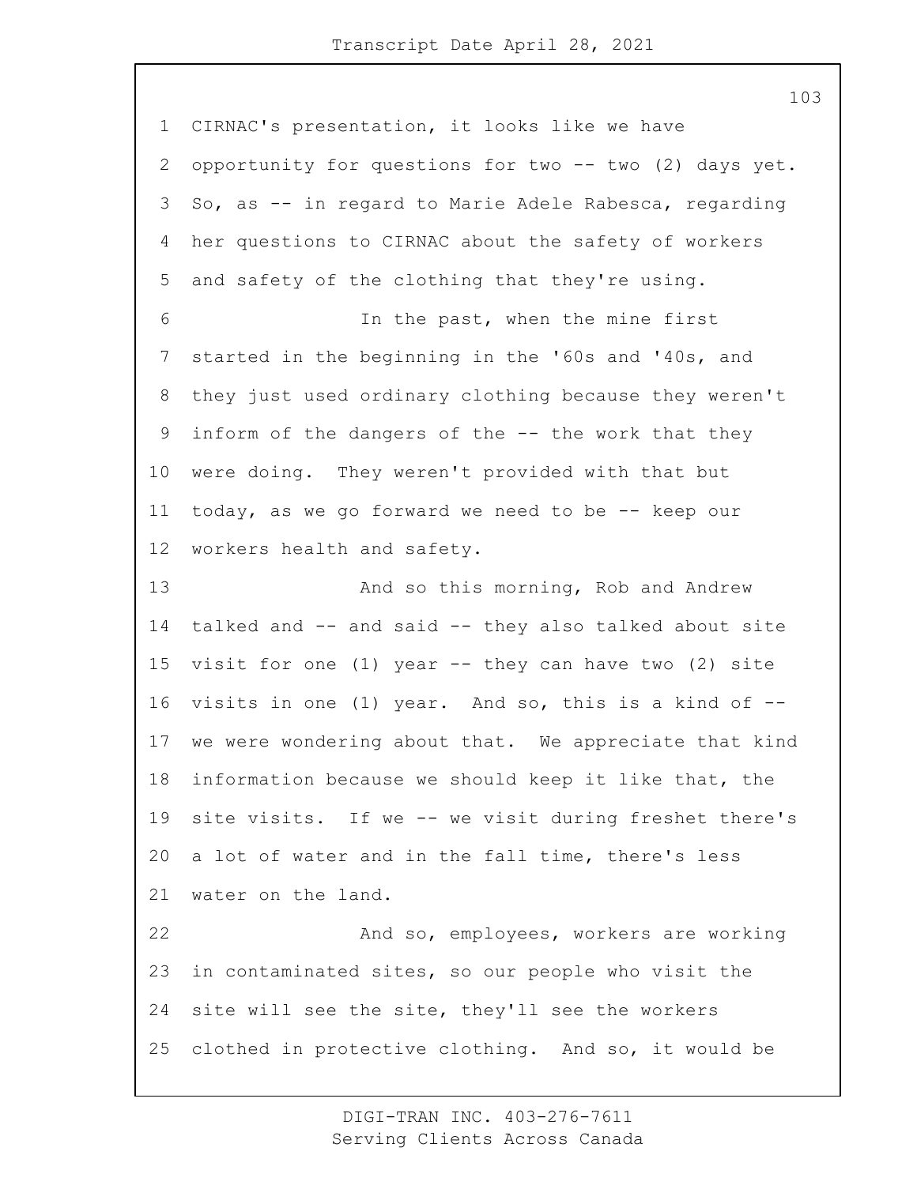CIRNAC's presentation, it looks like we have opportunity for questions for two -- two (2) days yet. So, as -- in regard to Marie Adele Rabesca, regarding her questions to CIRNAC about the safety of workers and safety of the clothing that they're using.

In the past, when the mine first started in the beginning in the '60s and '40s, and they just used ordinary clothing because they weren't inform of the dangers of the -- the work that they were doing. They weren't provided with that but today, as we go forward we need to be -- keep our workers health and safety.

And so this morning, Rob and Andrew talked and -- and said -- they also talked about site visit for one (1) year -- they can have two (2) site visits in one (1) year. And so, this is a kind of -- we were wondering about that. We appreciate that kind information because we should keep it like that, the site visits. If we -- we visit during freshet there's a lot of water and in the fall time, there's less water on the land.

And so, employees, workers are working in contaminated sites, so our people who visit the site will see the site, they'll see the workers clothed in protective clothing. And so, it would be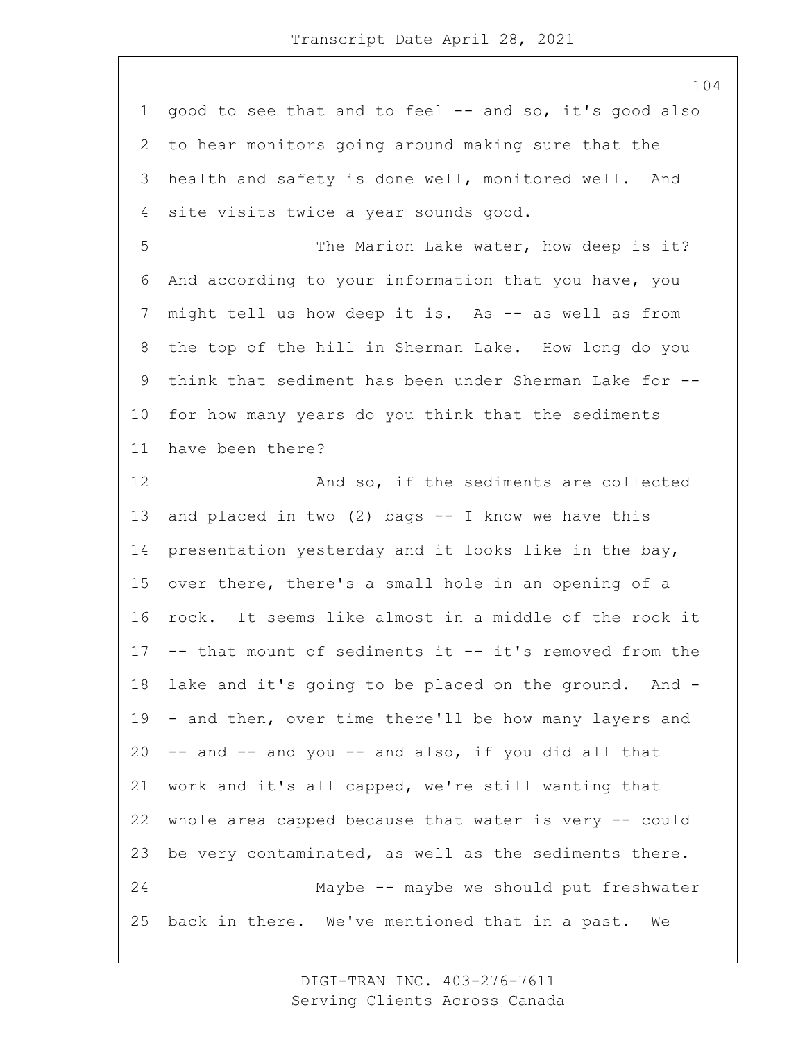good to see that and to feel -- and so, it's good also to hear monitors going around making sure that the health and safety is done well, monitored well. And site visits twice a year sounds good.

The Marion Lake water, how deep is it? And according to your information that you have, you might tell us how deep it is. As -- as well as from the top of the hill in Sherman Lake. How long do you think that sediment has been under Sherman Lake for -- for how many years do you think that the sediments have been there?

And so, if the sediments are collected and placed in two (2) bags -- I know we have this presentation yesterday and it looks like in the bay, over there, there's a small hole in an opening of a rock. It seems like almost in a middle of the rock it -- that mount of sediments it -- it's removed from the lake and it's going to be placed on the ground. And -- and then, over time there'll be how many layers and -- and -- and you -- and also, if you did all that work and it's all capped, we're still wanting that whole area capped because that water is very -- could be very contaminated, as well as the sediments there.

Maybe -- maybe we should put freshwater back in there. We've mentioned that in a past. We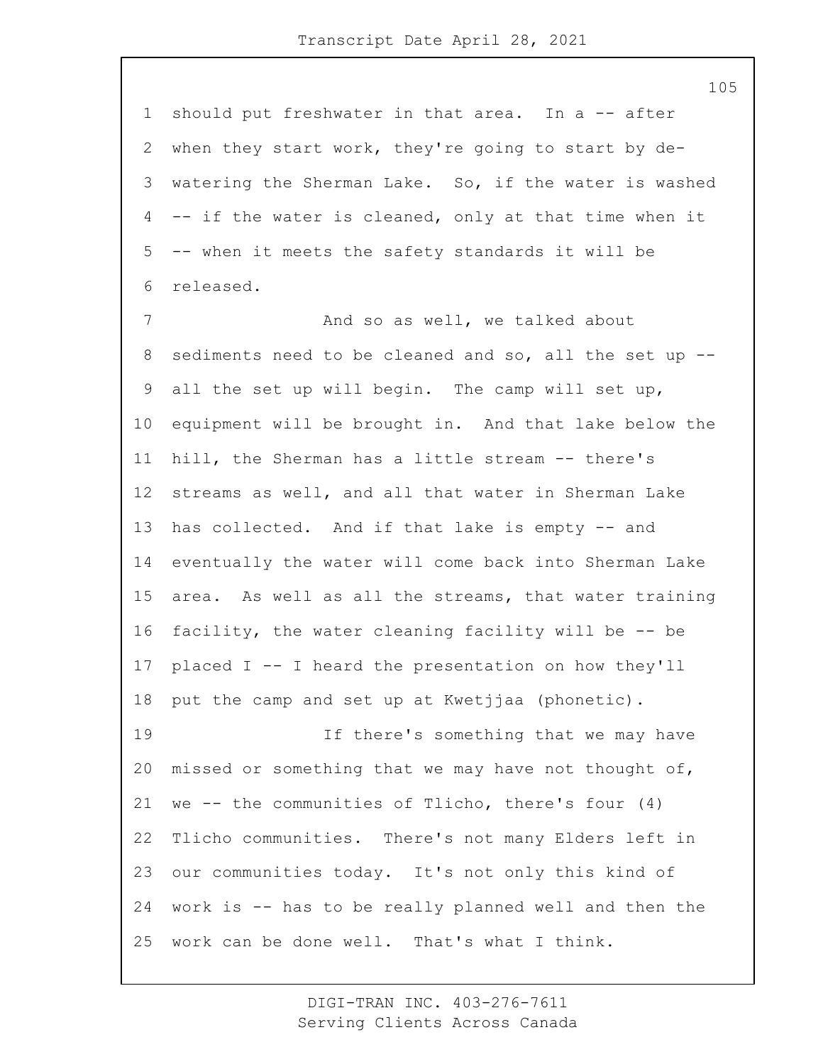should put freshwater in that area. In a -- after when they start work, they're going to start by de-watering the Sherman Lake. So, if the water is washed -- if the water is cleaned, only at that time when it -- when it meets the safety standards it will be released.

And so as well, we talked about sediments need to be cleaned and so, all the set up -- all the set up will begin. The camp will set up, equipment will be brought in. And that lake below the hill, the Sherman has a little stream -- there's streams as well, and all that water in Sherman Lake has collected. And if that lake is empty -- and eventually the water will come back into Sherman Lake area. As well as all the streams, that water training facility, the water cleaning facility will be -- be placed I -- I heard the presentation on how they'll put the camp and set up at Kwetjjaa (phonetic).

If there's something that we may have missed or something that we may have not thought of, we -- the communities of Tlicho, there's four (4) Tlicho communities. There's not many Elders left in our communities today. It's not only this kind of work is -- has to be really planned well and then the work can be done well. That's what I think.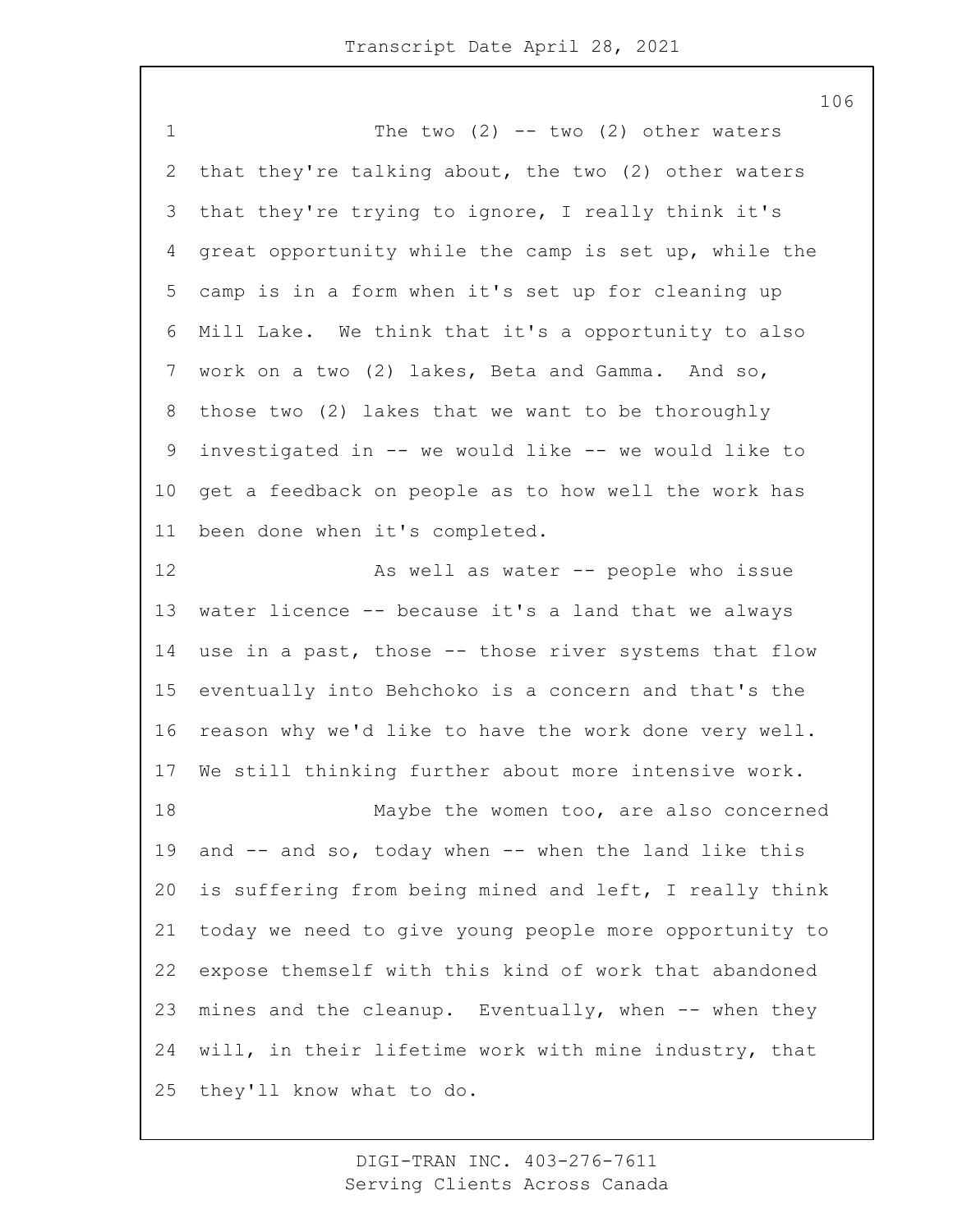The two (2) -- two (2) other waters that they're talking about, the two (2) other waters that they're trying to ignore, I really think it's great opportunity while the camp is set up, while the camp is in a form when it's set up for cleaning up Mill Lake. We think that it's a opportunity to also work on a two (2) lakes, Beta and Gamma. And so, those two (2) lakes that we want to be thoroughly investigated in -- we would like -- we would like to get a feedback on people as to how well the work has been done when it's completed.

As well as water -- people who issue water licence -- because it's a land that we always use in a past, those -- those river systems that flow eventually into Behchoko is a concern and that's the reason why we'd like to have the work done very well. We still thinking further about more intensive work.

Maybe the women too, are also concerned and -- and so, today when -- when the land like this is suffering from being mined and left, I really think today we need to give young people more opportunity to expose themself with this kind of work that abandoned mines and the cleanup. Eventually, when -- when they will, in their lifetime work with mine industry, that they'll know what to do.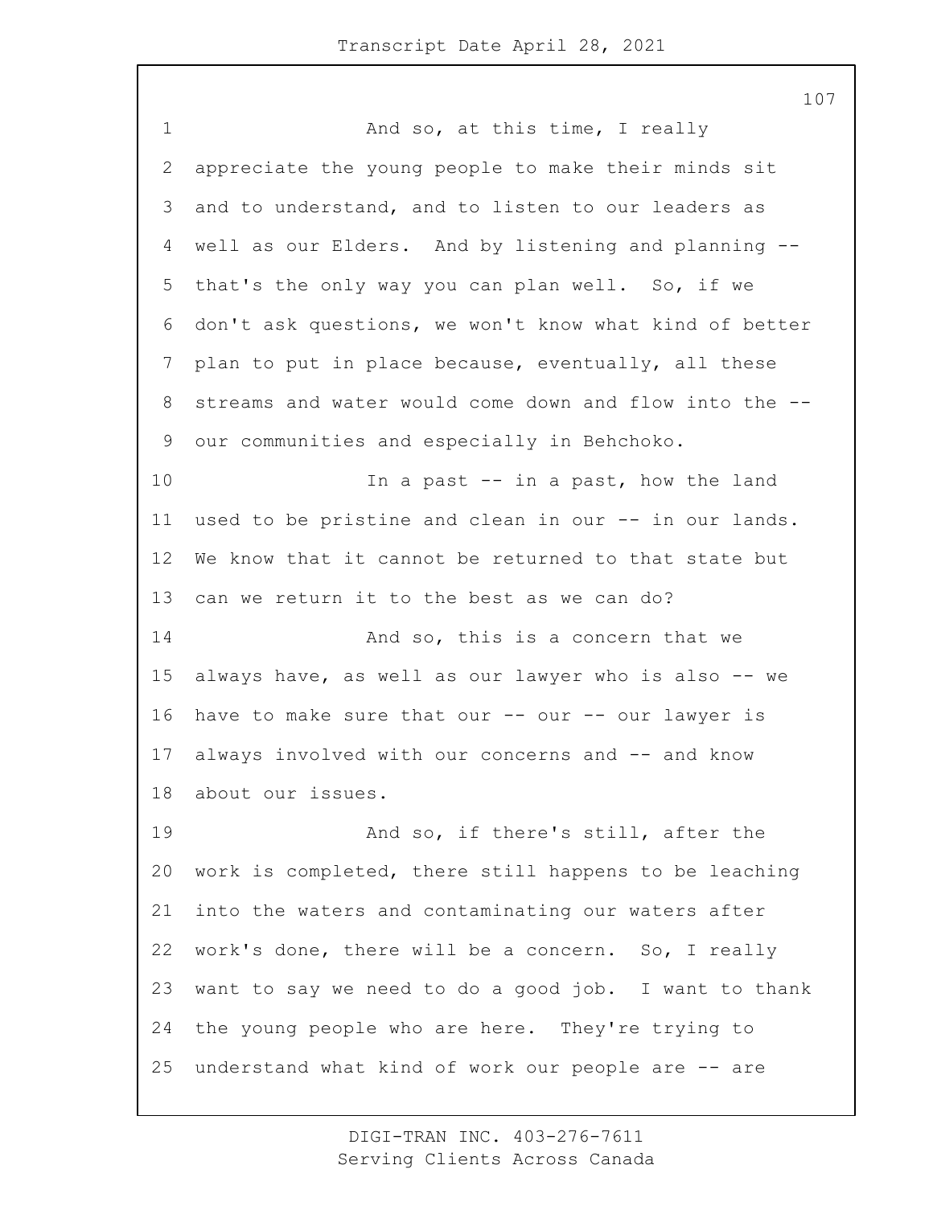And so, at this time, I really appreciate the young people to make their minds sit and to understand, and to listen to our leaders as well as our Elders. And by listening and planning -- that's the only way you can plan well. So, if we don't ask questions, we won't know what kind of better plan to put in place because, eventually, all these streams and water would come down and flow into the -- our communities and especially in Behchoko.

In a past -- in a past, how the land used to be pristine and clean in our -- in our lands. We know that it cannot be returned to that state but can we return it to the best as we can do?

And so, this is a concern that we always have, as well as our lawyer who is also -- we have to make sure that our -- our -- our lawyer is always involved with our concerns and -- and know about our issues.

And so, if there's still, after the work is completed, there still happens to be leaching into the waters and contaminating our waters after work's done, there will be a concern. So, I really want to say we need to do a good job. I want to thank the young people who are here. They're trying to understand what kind of work our people are -- are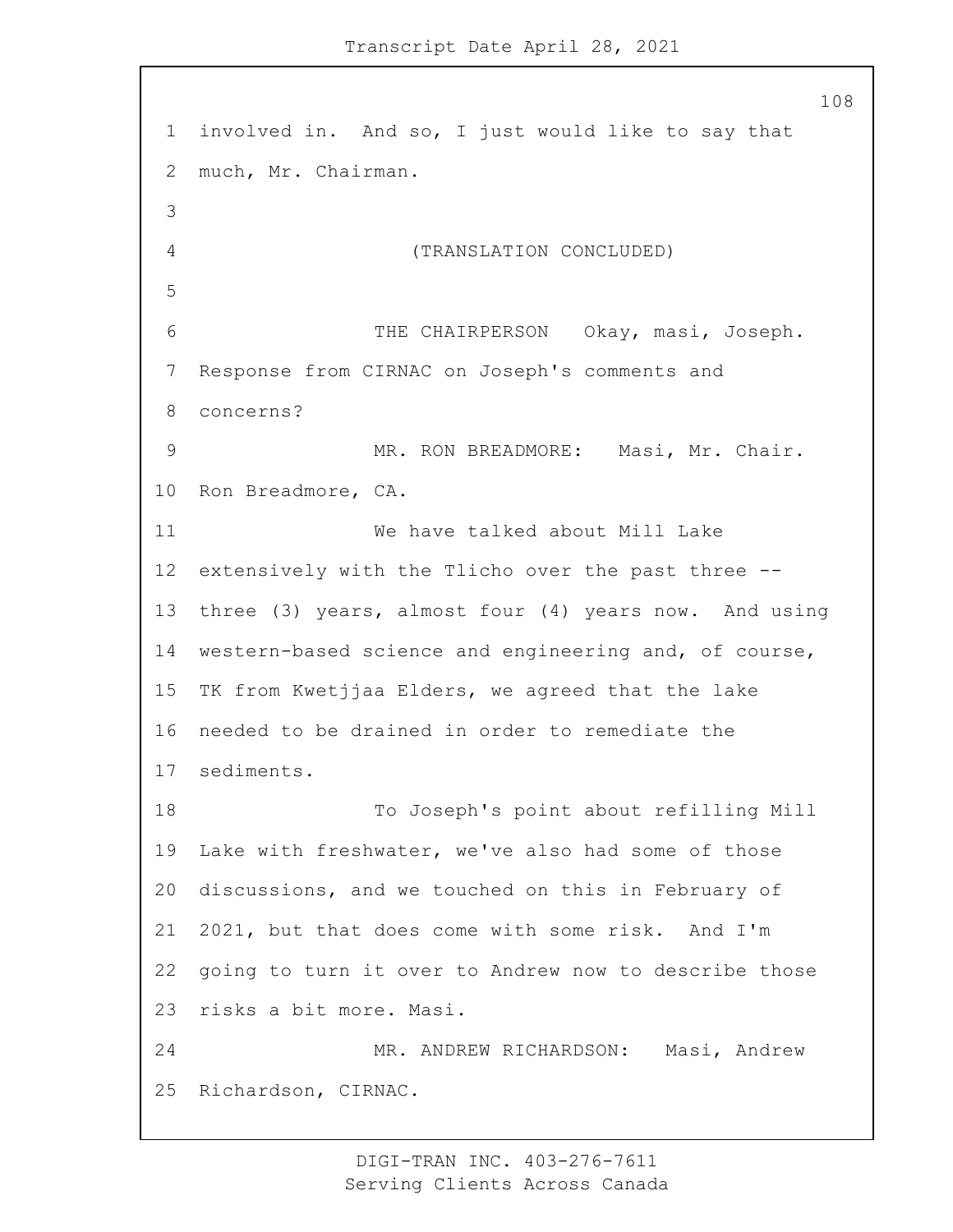involved in. And so, I just would like to say that much, Mr. Chairman.

(TRANSLATION CONCLUDED)

THE CHAIRPERSON Okay, masi, Joseph. Response from CIRNAC on Joseph's comments and concerns?

MR. RON BREADMORE: Masi, Mr. Chair. Ron Breadmore, CA.

We have talked about Mill Lake extensively with the Tlicho over the past three -- three (3) years, almost four (4) years now. And using western-based science and engineering and, of course, TK from Kwetjjaa Elders, we agreed that the lake needed to be drained in order to remediate the sediments.

To Joseph's point about refilling Mill Lake with freshwater, we've also had some of those discussions, and we touched on this in February of 2021, but that does come with some risk. And I'm going to turn it over to Andrew now to describe those risks a bit more. Masi.

MR. ANDREW RICHARDSON: Masi, Andrew Richardson, CIRNAC.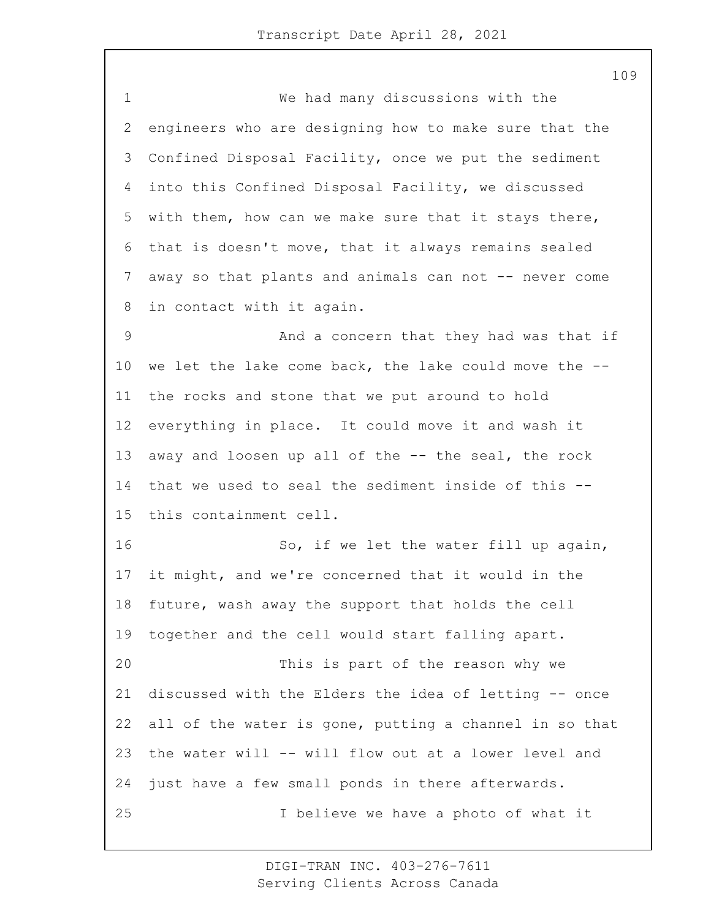We had many discussions with the engineers who are designing how to make sure that the Confined Disposal Facility, once we put the sediment into this Confined Disposal Facility, we discussed with them, how can we make sure that it stays there, that is doesn't move, that it always remains sealed away so that plants and animals can not -- never come in contact with it again.

And a concern that they had was that if we let the lake come back, the lake could move the -- the rocks and stone that we put around to hold everything in place. It could move it and wash it away and loosen up all of the -- the seal, the rock that we used to seal the sediment inside of this -- this containment cell.

So, if we let the water fill up again, it might, and we're concerned that it would in the future, wash away the support that holds the cell together and the cell would start falling apart.

This is part of the reason why we discussed with the Elders the idea of letting -- once all of the water is gone, putting a channel in so that the water will -- will flow out at a lower level and just have a few small ponds in there afterwards.

I believe we have a photo of what it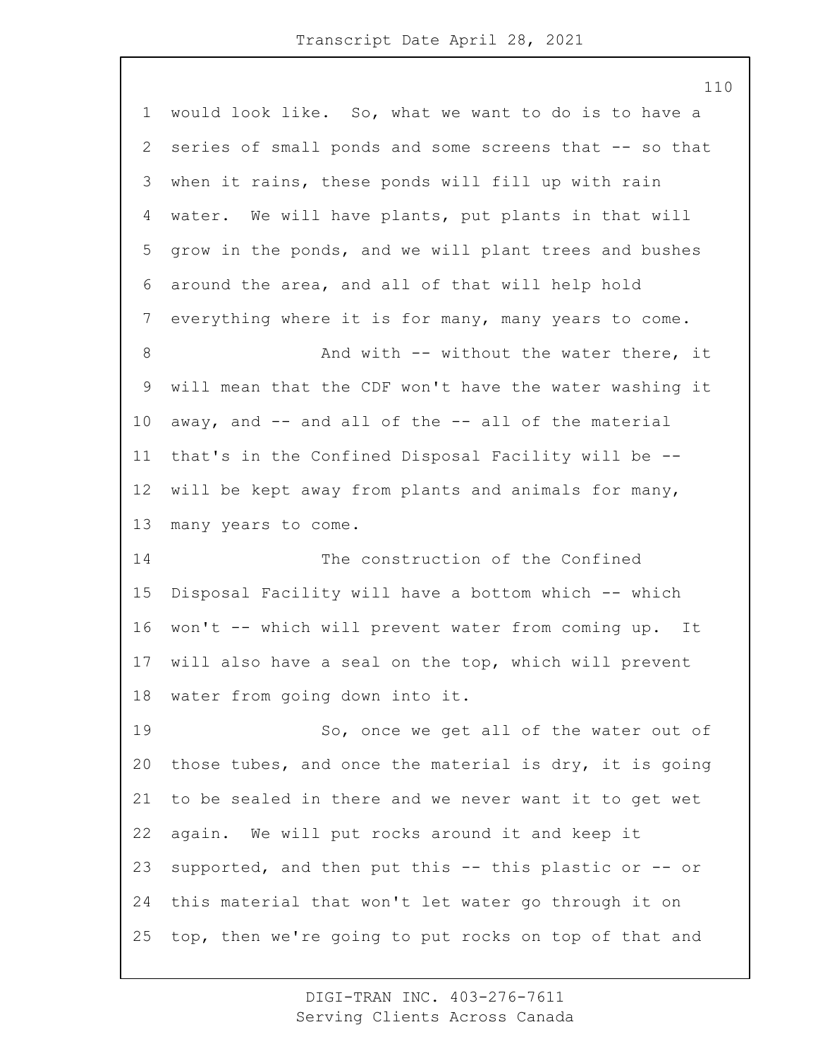would look like. So, what we want to do is to have a series of small ponds and some screens that -- so that when it rains, these ponds will fill up with rain water. We will have plants, put plants in that will grow in the ponds, and we will plant trees and bushes around the area, and all of that will help hold everything where it is for many, many years to come.

And with -- without the water there, it will mean that the CDF won't have the water washing it away, and -- and all of the -- all of the material that's in the Confined Disposal Facility will be -- will be kept away from plants and animals for many, many years to come.

The construction of the Confined Disposal Facility will have a bottom which -- which won't -- which will prevent water from coming up. It will also have a seal on the top, which will prevent water from going down into it.

So, once we get all of the water out of those tubes, and once the material is dry, it is going to be sealed in there and we never want it to get wet again. We will put rocks around it and keep it supported, and then put this -- this plastic or -- or this material that won't let water go through it on top, then we're going to put rocks on top of that and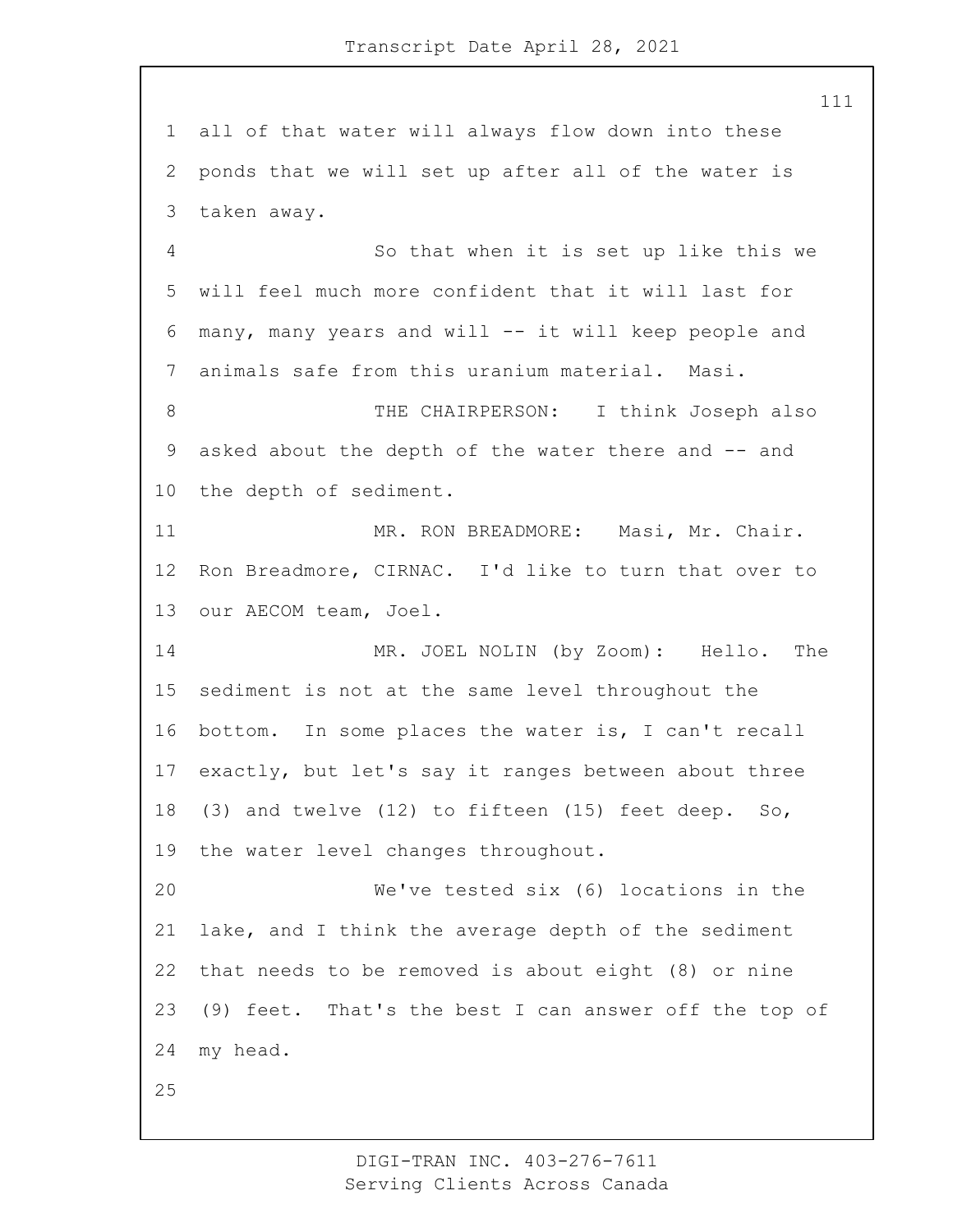all of that water will always flow down into these ponds that we will set up after all of the water is taken away.

So that when it is set up like this we will feel much more confident that it will last for many, many years and will -- it will keep people and animals safe from this uranium material. Masi.

THE CHAIRPERSON: I think Joseph also asked about the depth of the water there and -- and the depth of sediment.

MR. RON BREADMORE: Masi, Mr. Chair. Ron Breadmore, CIRNAC. I'd like to turn that over to our AECOM team, Joel.

MR. JOEL NOLIN (by Zoom): Hello. The sediment is not at the same level throughout the bottom. In some places the water is, I can't recall exactly, but let's say it ranges between about three (3) and twelve (12) to fifteen (15) feet deep. So, the water level changes throughout.

We've tested six (6) locations in the lake, and I think the average depth of the sediment that needs to be removed is about eight (8) or nine (9) feet. That's the best I can answer off the top of my head.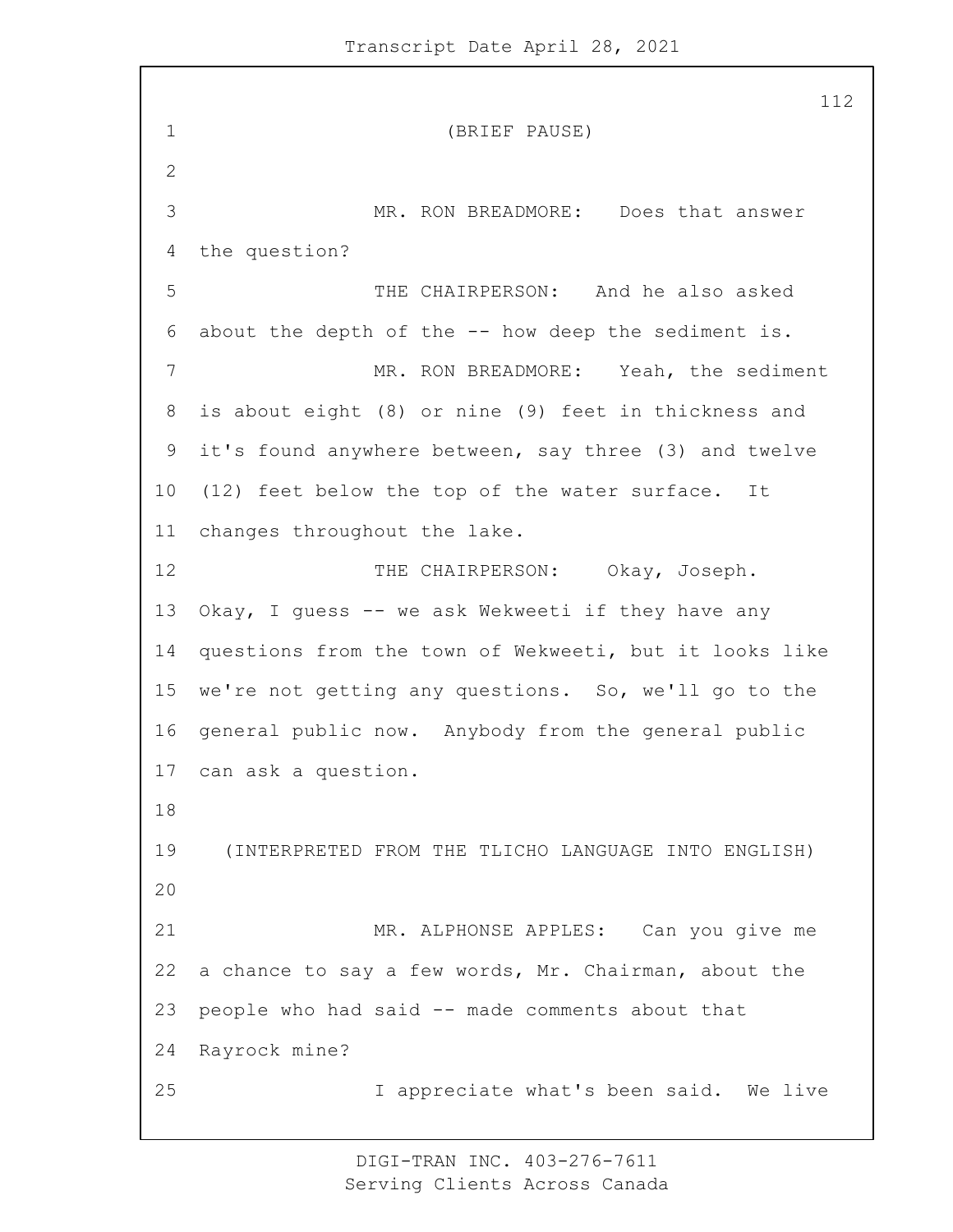(BRIEF PAUSE)

MR. RON BREADMORE: Does that answer the question?

THE CHAIRPERSON: And he also asked about the depth of the -- how deep the sediment is.

MR. RON BREADMORE: Yeah, the sediment is about eight (8) or nine (9) feet in thickness and it's found anywhere between, say three (3) and twelve (12) feet below the top of the water surface. It changes throughout the lake.

THE CHAIRPERSON: Okay, Joseph. Okay, I guess -- we ask Wekweeti if they have any questions from the town of Wekweeti, but it looks like we're not getting any questions. So, we'll go to the general public now. Anybody from the general public can ask a question.

(INTERPRETED FROM THE TLICHO LANGUAGE INTO ENGLISH)

MR. ALPHONSE APPLES: Can you give me a chance to say a few words, Mr. Chairman, about the people who had said -- made comments about that Rayrock mine?

I appreciate what's been said. We live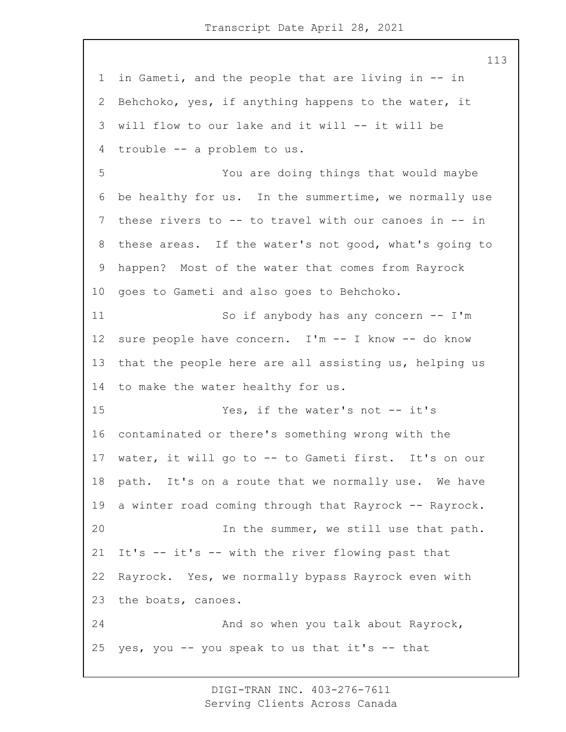in Gameti, and the people that are living in -- in Behchoko, yes, if anything happens to the water, it will flow to our lake and it will -- it will be trouble -- a problem to us.

You are doing things that would maybe be healthy for us. In the summertime, we normally use these rivers to -- to travel with our canoes in -- in these areas. If the water's not good, what's going to happen? Most of the water that comes from Rayrock goes to Gameti and also goes to Behchoko.

So if anybody has any concern -- I'm sure people have concern. I'm -- I know -- do know that the people here are all assisting us, helping us to make the water healthy for us.

Yes, if the water's not -- it's contaminated or there's something wrong with the water, it will go to -- to Gameti first. It's on our path. It's on a route that we normally use. We have a winter road coming through that Rayrock -- Rayrock.

In the summer, we still use that path. It's -- it's -- with the river flowing past that Rayrock. Yes, we normally bypass Rayrock even with the boats, canoes.

And so when you talk about Rayrock, yes, you -- you speak to us that it's -- that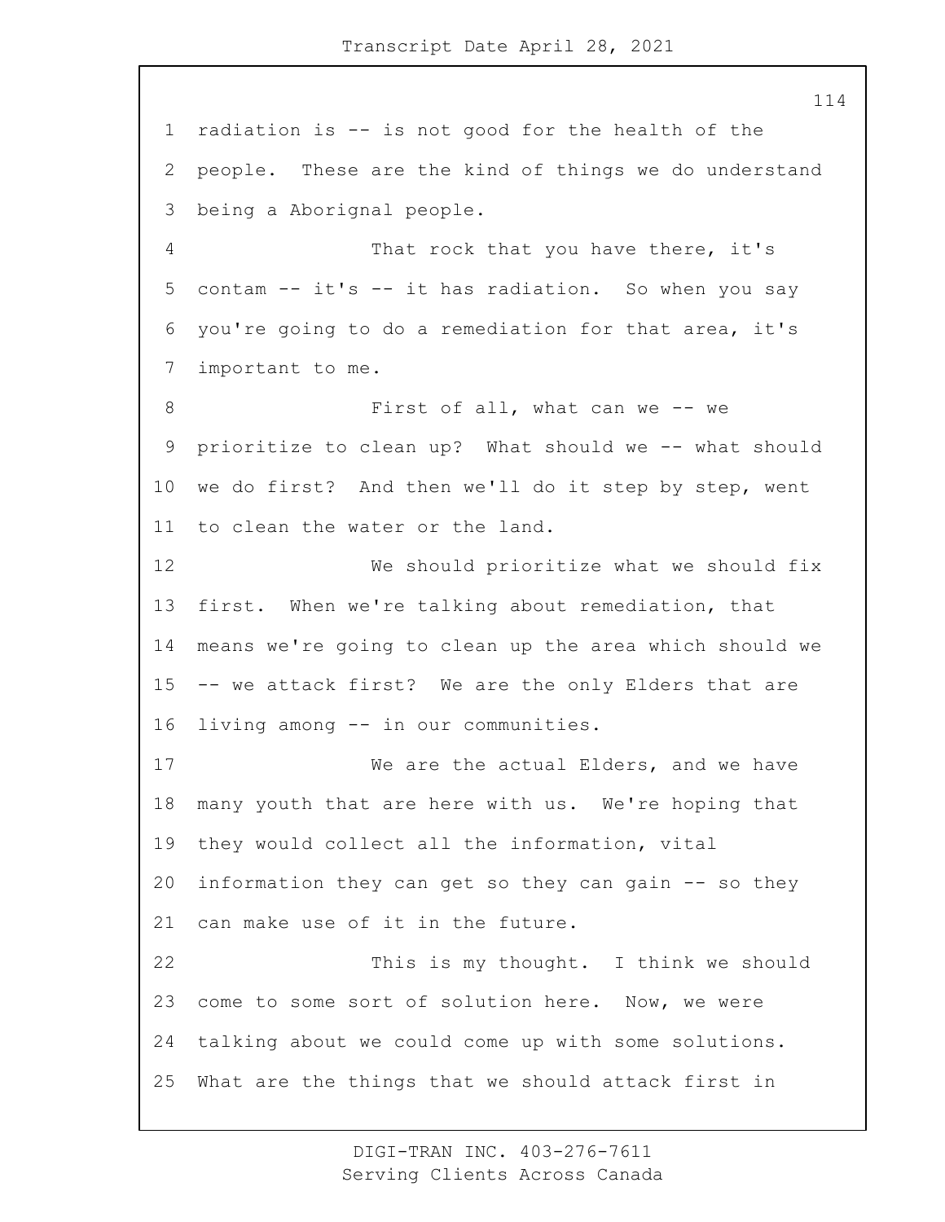radiation is -- is not good for the health of the people. These are the kind of things we do understand being a Aborignal people.

That rock that you have there, it's contam -- it's -- it has radiation. So when you say you're going to do a remediation for that area, it's important to me.

First of all, what can we -- we prioritize to clean up? What should we -- what should we do first? And then we'll do it step by step, went to clean the water or the land.

We should prioritize what we should fix first. When we're talking about remediation, that means we're going to clean up the area which should we -- we attack first? We are the only Elders that are living among -- in our communities.

We are the actual Elders, and we have many youth that are here with us. We're hoping that they would collect all the information, vital information they can get so they can gain -- so they can make use of it in the future.

This is my thought. I think we should come to some sort of solution here. Now, we were talking about we could come up with some solutions. What are the things that we should attack first in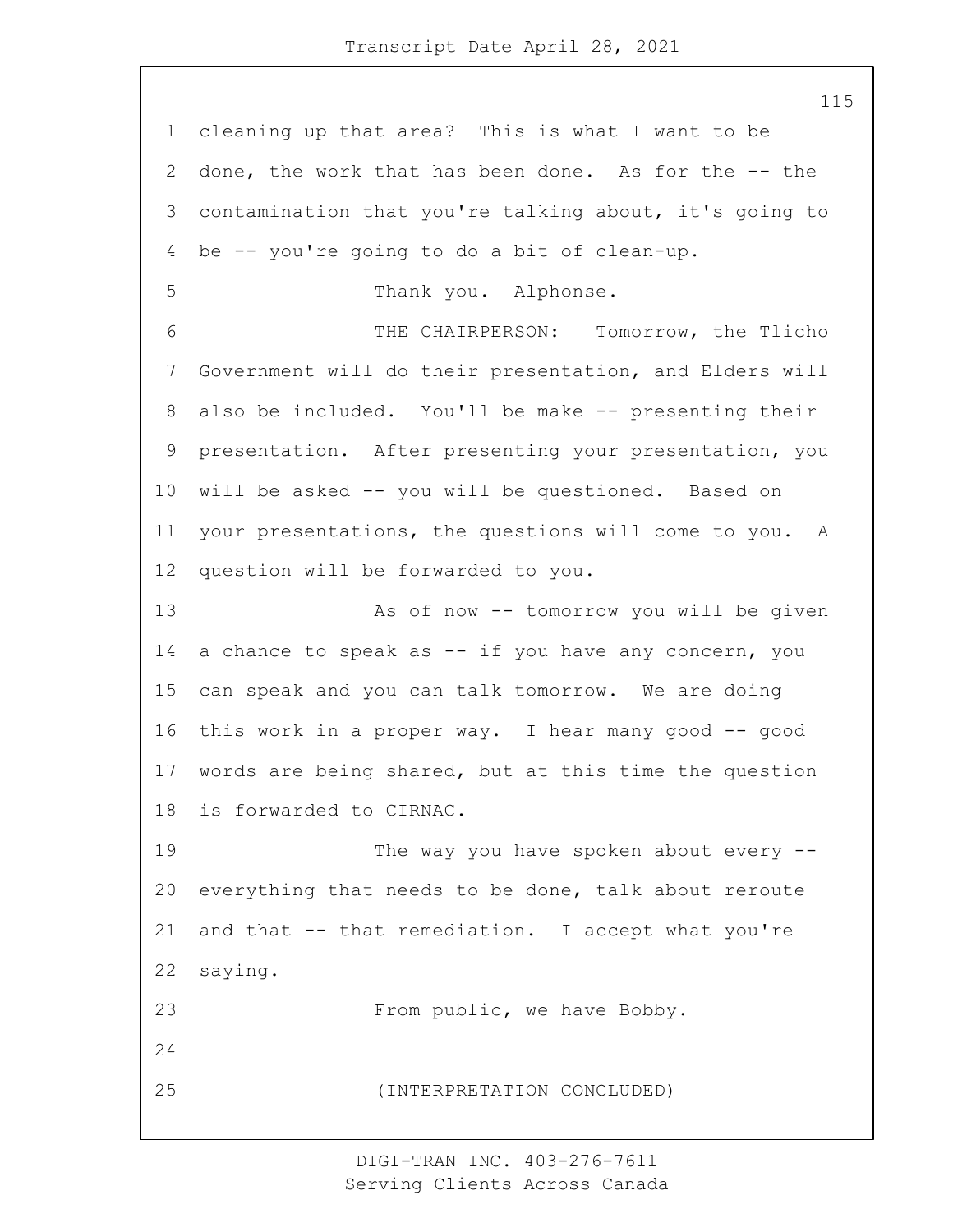cleaning up that area? This is what I want to be done, the work that has been done. As for the -- the contamination that you're talking about, it's going to be -- you're going to do a bit of clean-up.

Thank you. Alphonse.

THE CHAIRPERSON: Tomorrow, the Tlicho Government will do their presentation, and Elders will also be included. You'll be make -- presenting their presentation. After presenting your presentation, you will be asked -- you will be questioned. Based on your presentations, the questions will come to you. A question will be forwarded to you.

As of now -- tomorrow you will be given a chance to speak as -- if you have any concern, you can speak and you can talk tomorrow. We are doing this work in a proper way. I hear many good -- good words are being shared, but at this time the question is forwarded to CIRNAC.

The way you have spoken about every -- everything that needs to be done, talk about reroute and that -- that remediation. I accept what you're saying.

From public, we have Bobby.

(INTERPRETATION CONCLUDED)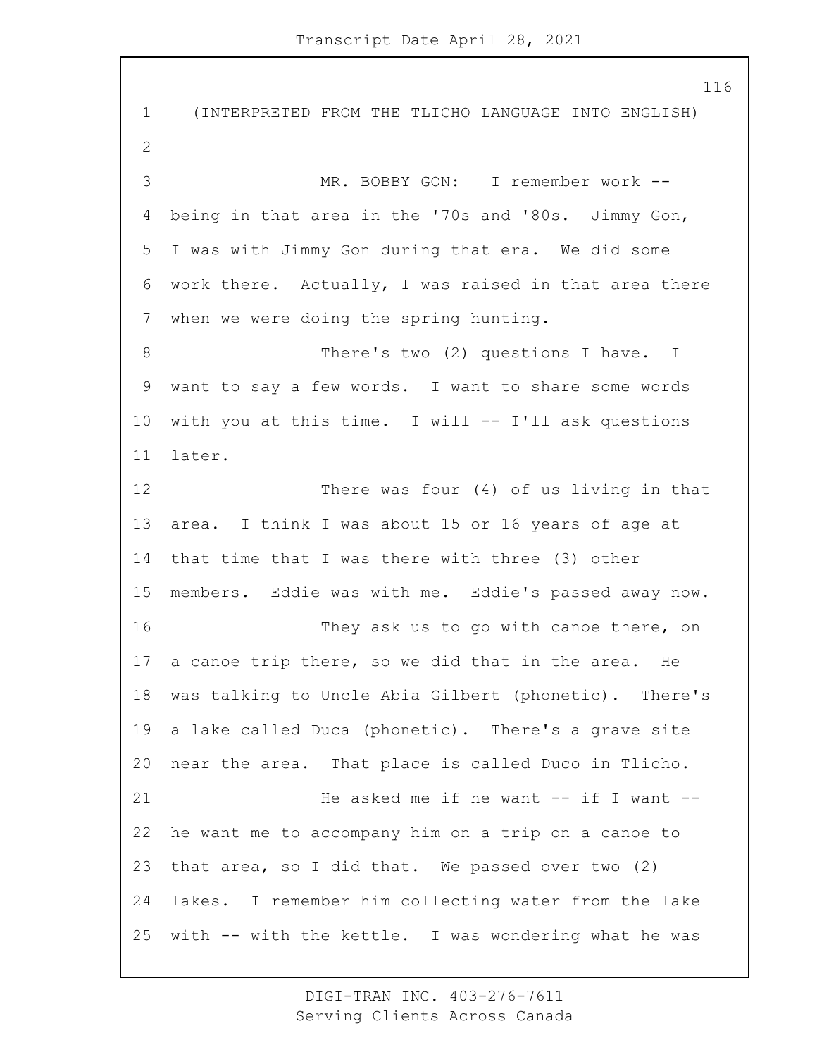(INTERPRETED FROM THE TLICHO LANGUAGE INTO ENGLISH)

MR. BOBBY GON: I remember work -- being in that area in the '70s and '80s. Jimmy Gon, I was with Jimmy Gon during that era. We did some work there. Actually, I was raised in that area there when we were doing the spring hunting.

There's two (2) questions I have. I want to say a few words. I want to share some words with you at this time. I will -- I'll ask questions later.

There was four (4) of us living in that area. I think I was about 15 or 16 years of age at that time that I was there with three (3) other members. Eddie was with me. Eddie's passed away now.

They ask us to go with canoe there, on a canoe trip there, so we did that in the area. He was talking to Uncle Abia Gilbert (phonetic). There's a lake called Duca (phonetic). There's a grave site near the area. That place is called Duco in Tlicho.

He asked me if he want -- if I want -- he want me to accompany him on a trip on a canoe to that area, so I did that. We passed over two (2) lakes. I remember him collecting water from the lake with -- with the kettle. I was wondering what he was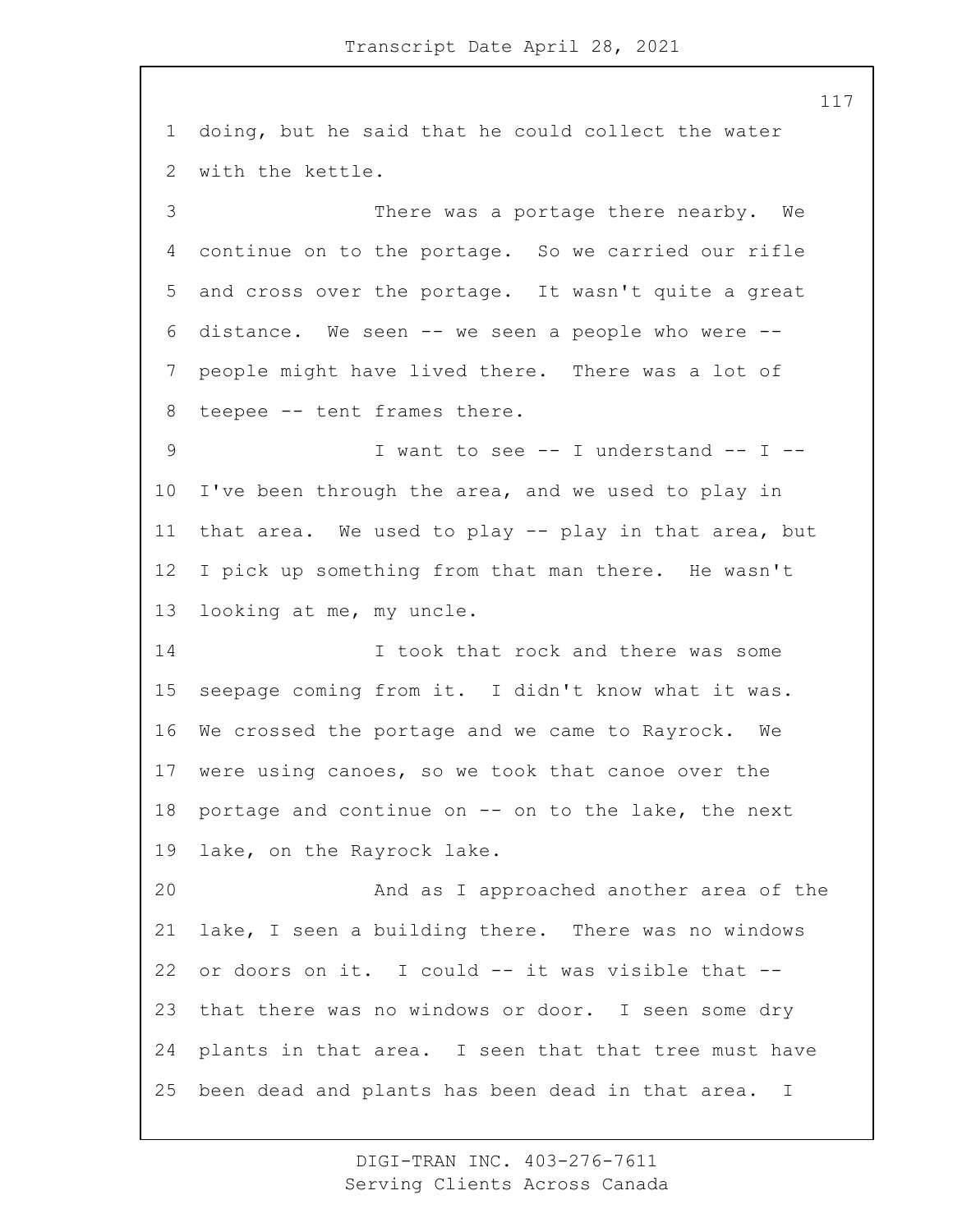doing, but he said that he could collect the water with the kettle.

There was a portage there nearby. We continue on to the portage. So we carried our rifle and cross over the portage. It wasn't quite a great distance. We seen -- we seen a people who were -- people might have lived there. There was a lot of teepee -- tent frames there.

I want to see -- I understand -- I -- I've been through the area, and we used to play in that area. We used to play -- play in that area, but I pick up something from that man there. He wasn't looking at me, my uncle.

I took that rock and there was some seepage coming from it. I didn't know what it was. We crossed the portage and we came to Rayrock. We were using canoes, so we took that canoe over the portage and continue on -- on to the lake, the next lake, on the Rayrock lake.

And as I approached another area of the lake, I seen a building there. There was no windows or doors on it. I could -- it was visible that -- that there was no windows or door. I seen some dry plants in that area. I seen that that tree must have been dead and plants has been dead in that area. I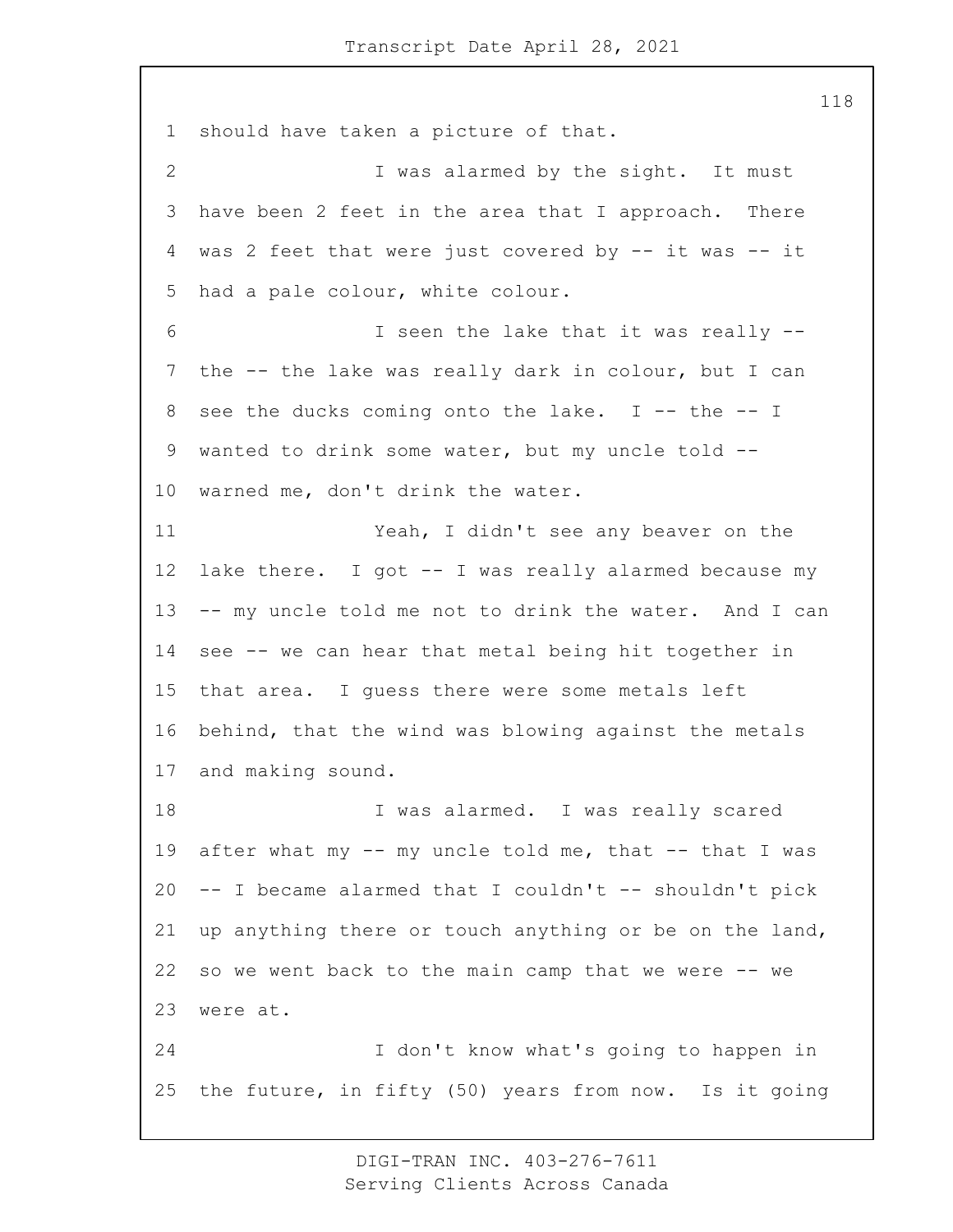should have taken a picture of that.

I was alarmed by the sight. It must have been 2 feet in the area that I approach. There was 2 feet that were just covered by -- it was -- it had a pale colour, white colour.

I seen the lake that it was really -- the -- the lake was really dark in colour, but I can see the ducks coming onto the lake. I -- the -- I wanted to drink some water, but my uncle told -- warned me, don't drink the water.

Yeah, I didn't see any beaver on the lake there. I got -- I was really alarmed because my -- my uncle told me not to drink the water. And I can see -- we can hear that metal being hit together in that area. I guess there were some metals left behind, that the wind was blowing against the metals and making sound.

I was alarmed. I was really scared after what my -- my uncle told me, that -- that I was -- I became alarmed that I couldn't -- shouldn't pick up anything there or touch anything or be on the land, so we went back to the main camp that we were -- we were at.

I don't know what's going to happen in the future, in fifty (50) years from now. Is it going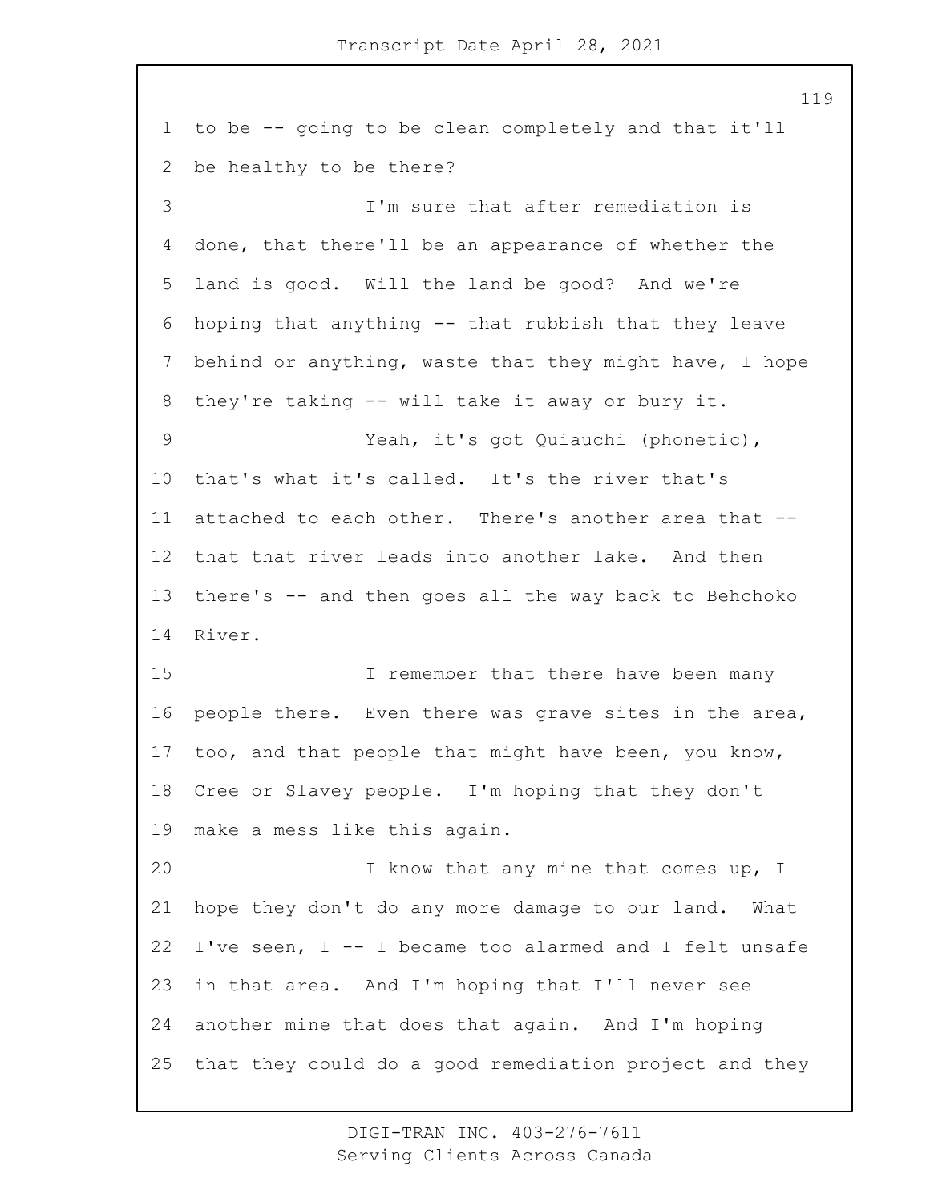to be -- going to be clean completely and that it'll be healthy to be there?

I'm sure that after remediation is done, that there'll be an appearance of whether the land is good. Will the land be good? And we're hoping that anything -- that rubbish that they leave behind or anything, waste that they might have, I hope they're taking -- will take it away or bury it.

Yeah, it's got Quiauchi (phonetic), that's what it's called. It's the river that's attached to each other. There's another area that -- that that river leads into another lake. And then there's -- and then goes all the way back to Behchoko River.

I remember that there have been many people there. Even there was grave sites in the area, too, and that people that might have been, you know, Cree or Slavey people. I'm hoping that they don't make a mess like this again.

I know that any mine that comes up, I hope they don't do any more damage to our land. What I've seen, I -- I became too alarmed and I felt unsafe in that area. And I'm hoping that I'll never see another mine that does that again. And I'm hoping that they could do a good remediation project and they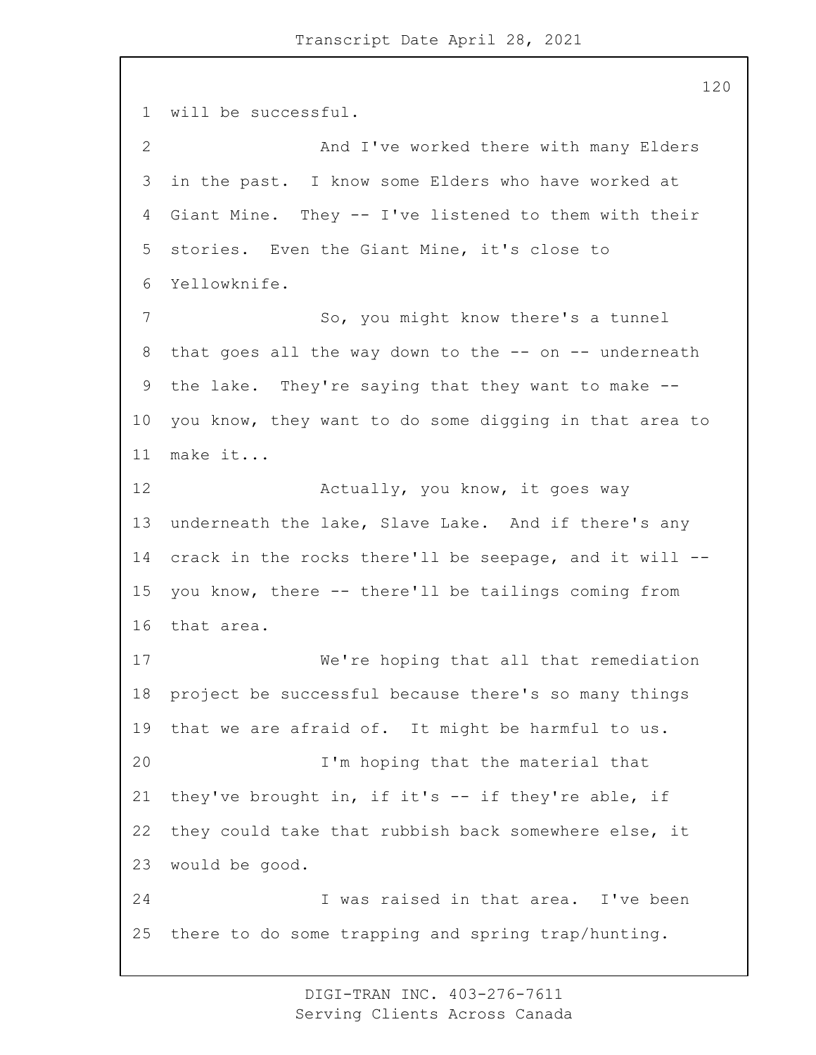will be successful.

And I've worked there with many Elders in the past. I know some Elders who have worked at Giant Mine. They -- I've listened to them with their stories. Even the Giant Mine, it's close to Yellowknife.

So, you might know there's a tunnel that goes all the way down to the -- on -- underneath the lake. They're saying that they want to make -- you know, they want to do some digging in that area to make it...

Actually, you know, it goes way underneath the lake, Slave Lake. And if there's any crack in the rocks there'll be seepage, and it will -- you know, there -- there'll be tailings coming from that area.

We're hoping that all that remediation project be successful because there's so many things that we are afraid of. It might be harmful to us.

I'm hoping that the material that they've brought in, if it's -- if they're able, if they could take that rubbish back somewhere else, it would be good.

I was raised in that area. I've been there to do some trapping and spring trap/hunting.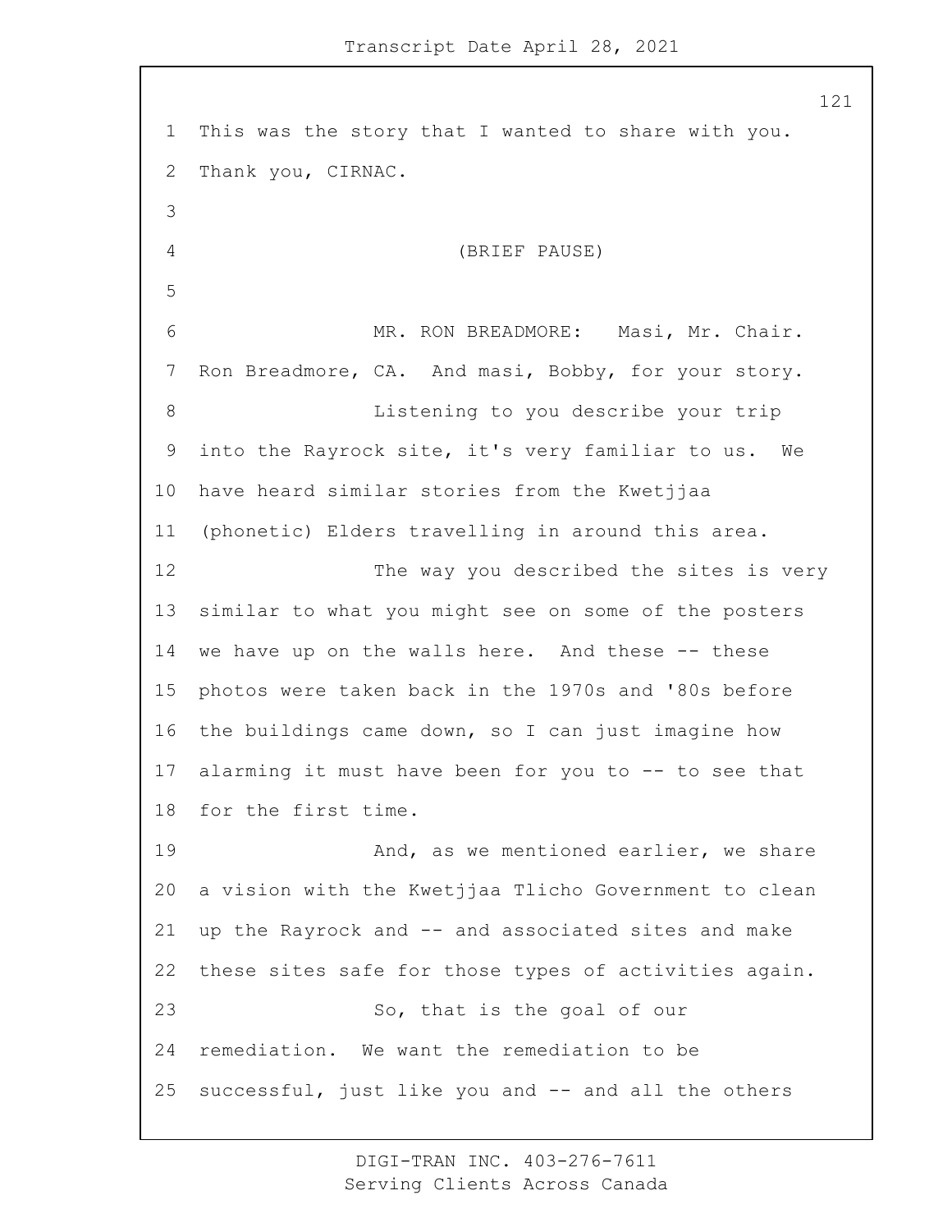This was the story that I wanted to share with you.
Thank you, CIRNAC.

(BRIEF PAUSE)

MR. RON BREADMORE: Masi, Mr. Chair. Ron Breadmore, CA. And masi, Bobby, for your story.

Listening to you describe your trip into the Rayrock site, it's very familiar to us. We have heard similar stories from the Kwetjjaa (phonetic) Elders travelling in around this area.

The way you described the sites is very similar to what you might see on some of the posters we have up on the walls here. And these -- these photos were taken back in the 1970s and '80s before the buildings came down, so I can just imagine how alarming it must have been for you to -- to see that for the first time.

And, as we mentioned earlier, we share a vision with the Kwetjjaa Tlicho Government to clean up the Rayrock and -- and associated sites and make these sites safe for those types of activities again.

So, that is the goal of our remediation. We want the remediation to be successful, just like you and -- and all the others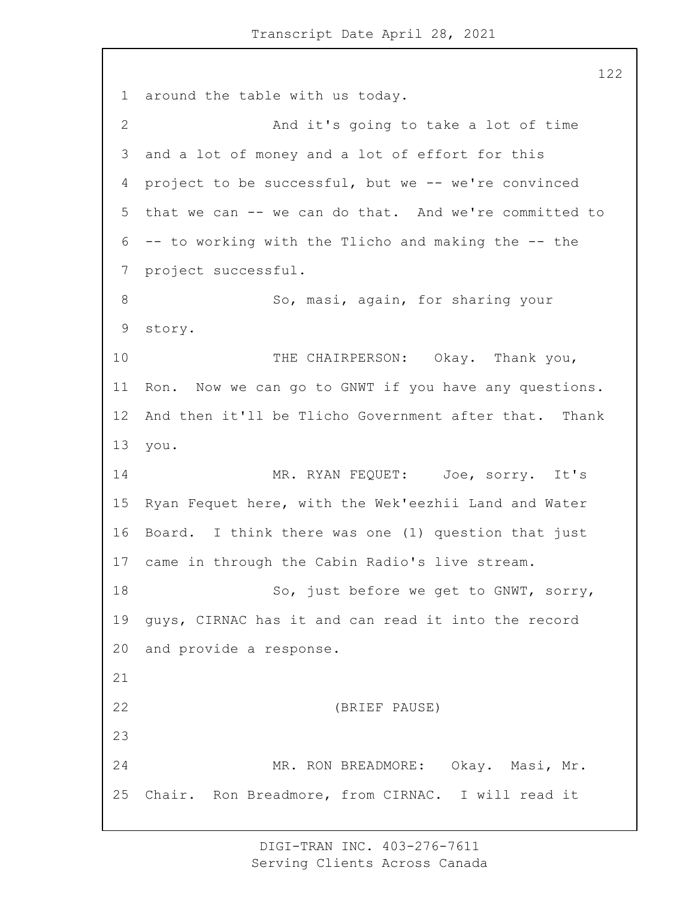around the table with us today.

And it's going to take a lot of time and a lot of money and a lot of effort for this project to be successful, but we -- we're convinced that we can -- we can do that. And we're committed to -- to working with the Tlicho and making the -- the project successful.

So, masi, again, for sharing your story.

THE CHAIRPERSON: Okay. Thank you, Ron. Now we can go to GNWT if you have any questions. And then it'll be Tlicho Government after that. Thank you.

MR. RYAN FEQUET: Joe, sorry. It's Ryan Fequet here, with the Wek'eezhii Land and Water Board. I think there was one (1) question that just came in through the Cabin Radio's live stream.

So, just before we get to GNWT, sorry, guys, CIRNAC has it and can read it into the record and provide a response.

(BRIEF PAUSE)

MR. RON BREADMORE: Okay. Masi, Mr. Chair. Ron Breadmore, from CIRNAC. I will read it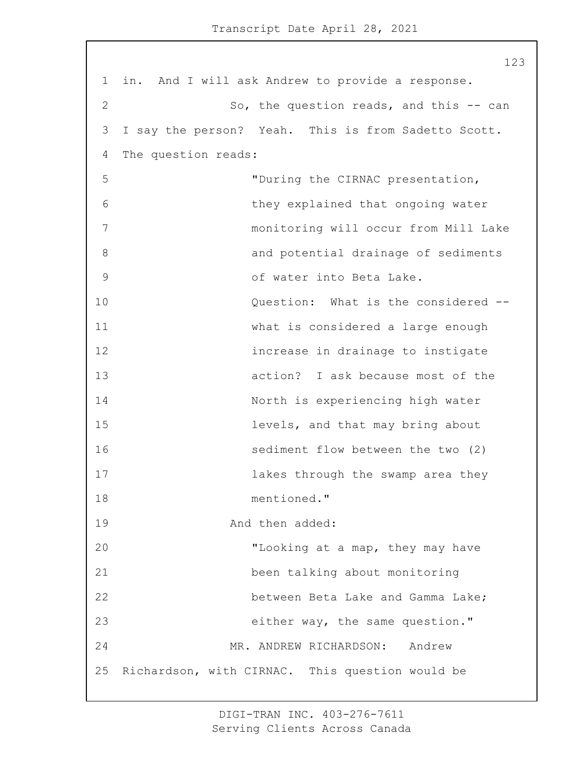in. And I will ask Andrew to provide a response.

So, the question reads, and this -- can I say the person? Yeah. This is from Sadetto Scott. The question reads:

> "During the CIRNAC presentation, they explained that ongoing water monitoring will occur from Mill Lake and potential drainage of sediments of water into Beta Lake.
>
> Question: What is the considered -- what is considered a large enough increase in drainage to instigate action? I ask because most of the North is experiencing high water levels, and that may bring about sediment flow between the two (2) lakes through the swamp area they mentioned."

And then added:

> "Looking at a map, they may have been talking about monitoring between Beta Lake and Gamma Lake; either way, the same question."

MR. ANDREW RICHARDSON: Andrew Richardson, with CIRNAC. This question would be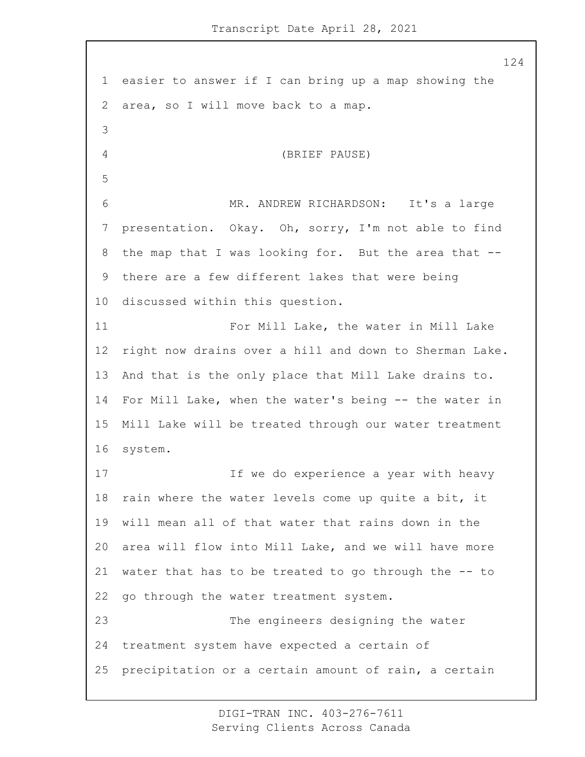easier to answer if I can bring up a map showing the area, so I will move back to a map.

(BRIEF PAUSE)

MR. ANDREW RICHARDSON: It's a large presentation. Okay. Oh, sorry, I'm not able to find the map that I was looking for. But the area that -- there are a few different lakes that were being discussed within this question.

For Mill Lake, the water in Mill Lake right now drains over a hill and down to Sherman Lake. And that is the only place that Mill Lake drains to. For Mill Lake, when the water's being -- the water in Mill Lake will be treated through our water treatment system.

If we do experience a year with heavy rain where the water levels come up quite a bit, it will mean all of that water that rains down in the area will flow into Mill Lake, and we will have more water that has to be treated to go through the -- to go through the water treatment system.

The engineers designing the water treatment system have expected a certain of precipitation or a certain amount of rain, a certain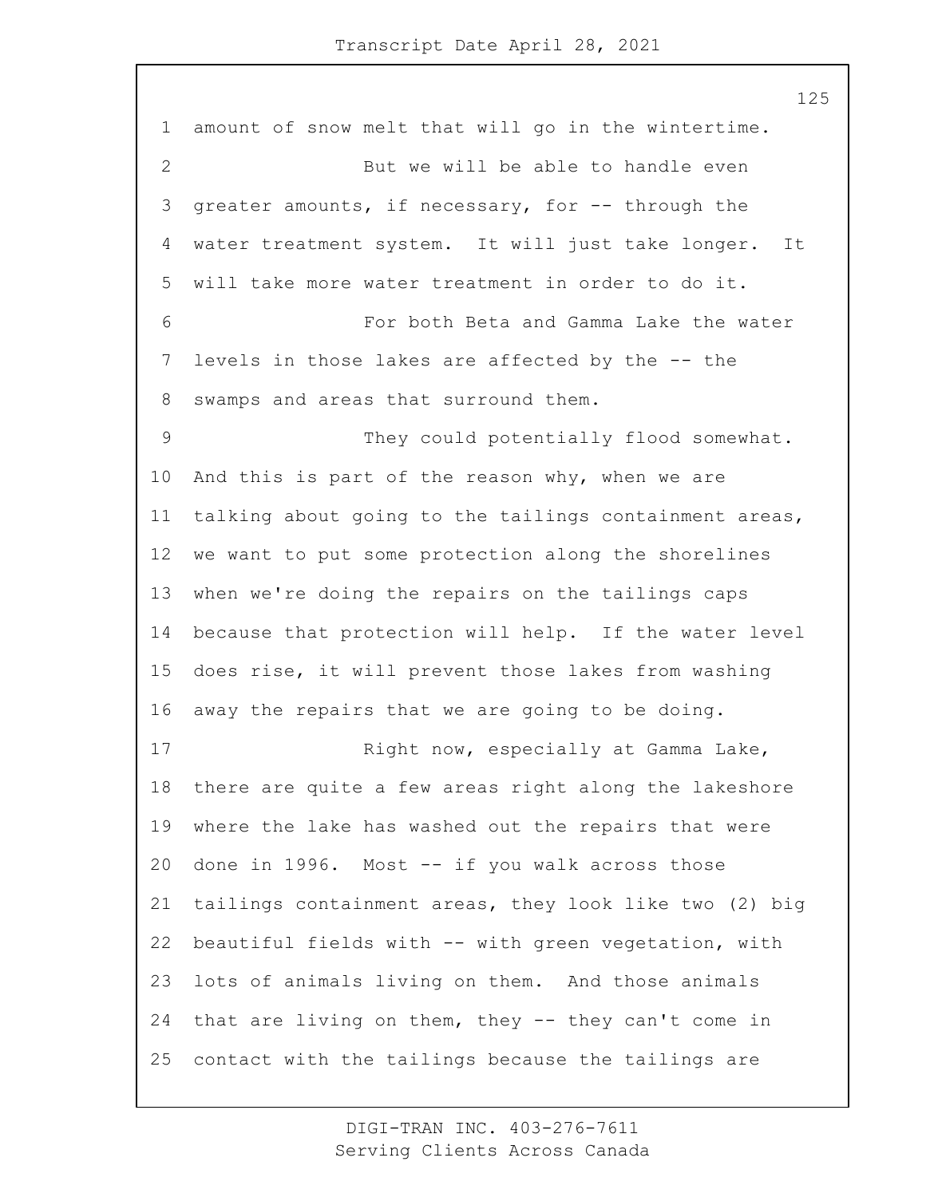amount of snow melt that will go in the wintertime.

But we will be able to handle even greater amounts, if necessary, for -- through the water treatment system. It will just take longer. It will take more water treatment in order to do it.

For both Beta and Gamma Lake the water levels in those lakes are affected by the -- the swamps and areas that surround them.

They could potentially flood somewhat. And this is part of the reason why, when we are talking about going to the tailings containment areas, we want to put some protection along the shorelines when we're doing the repairs on the tailings caps because that protection will help. If the water level does rise, it will prevent those lakes from washing away the repairs that we are going to be doing.

Right now, especially at Gamma Lake, there are quite a few areas right along the lakeshore where the lake has washed out the repairs that were done in 1996. Most -- if you walk across those tailings containment areas, they look like two (2) big beautiful fields with -- with green vegetation, with lots of animals living on them. And those animals that are living on them, they -- they can't come in contact with the tailings because the tailings are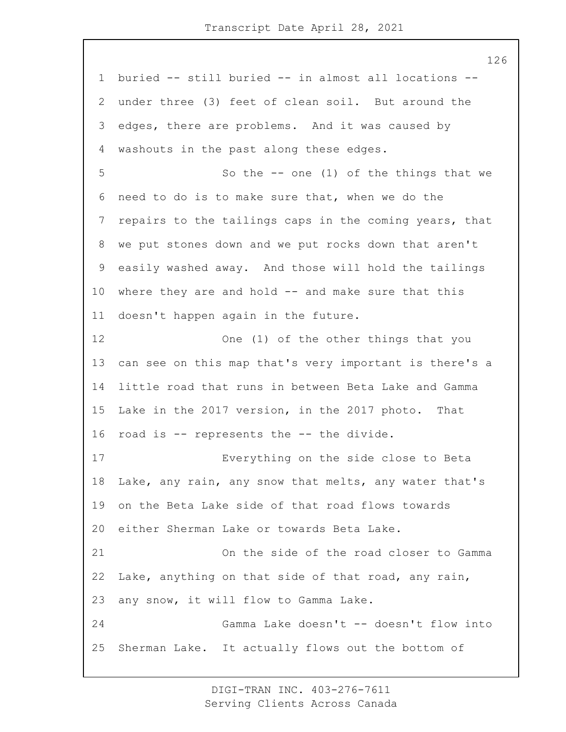buried -- still buried -- in almost all locations -- under three (3) feet of clean soil. But around the edges, there are problems. And it was caused by washouts in the past along these edges.

So the -- one (1) of the things that we need to do is to make sure that, when we do the repairs to the tailings caps in the coming years, that we put stones down and we put rocks down that aren't easily washed away. And those will hold the tailings where they are and hold -- and make sure that this doesn't happen again in the future.

One (1) of the other things that you can see on this map that's very important is there's a little road that runs in between Beta Lake and Gamma Lake in the 2017 version, in the 2017 photo. That road is -- represents the -- the divide.

Everything on the side close to Beta Lake, any rain, any snow that melts, any water that's on the Beta Lake side of that road flows towards either Sherman Lake or towards Beta Lake.

On the side of the road closer to Gamma Lake, anything on that side of that road, any rain, any snow, it will flow to Gamma Lake.

Gamma Lake doesn't -- doesn't flow into Sherman Lake. It actually flows out the bottom of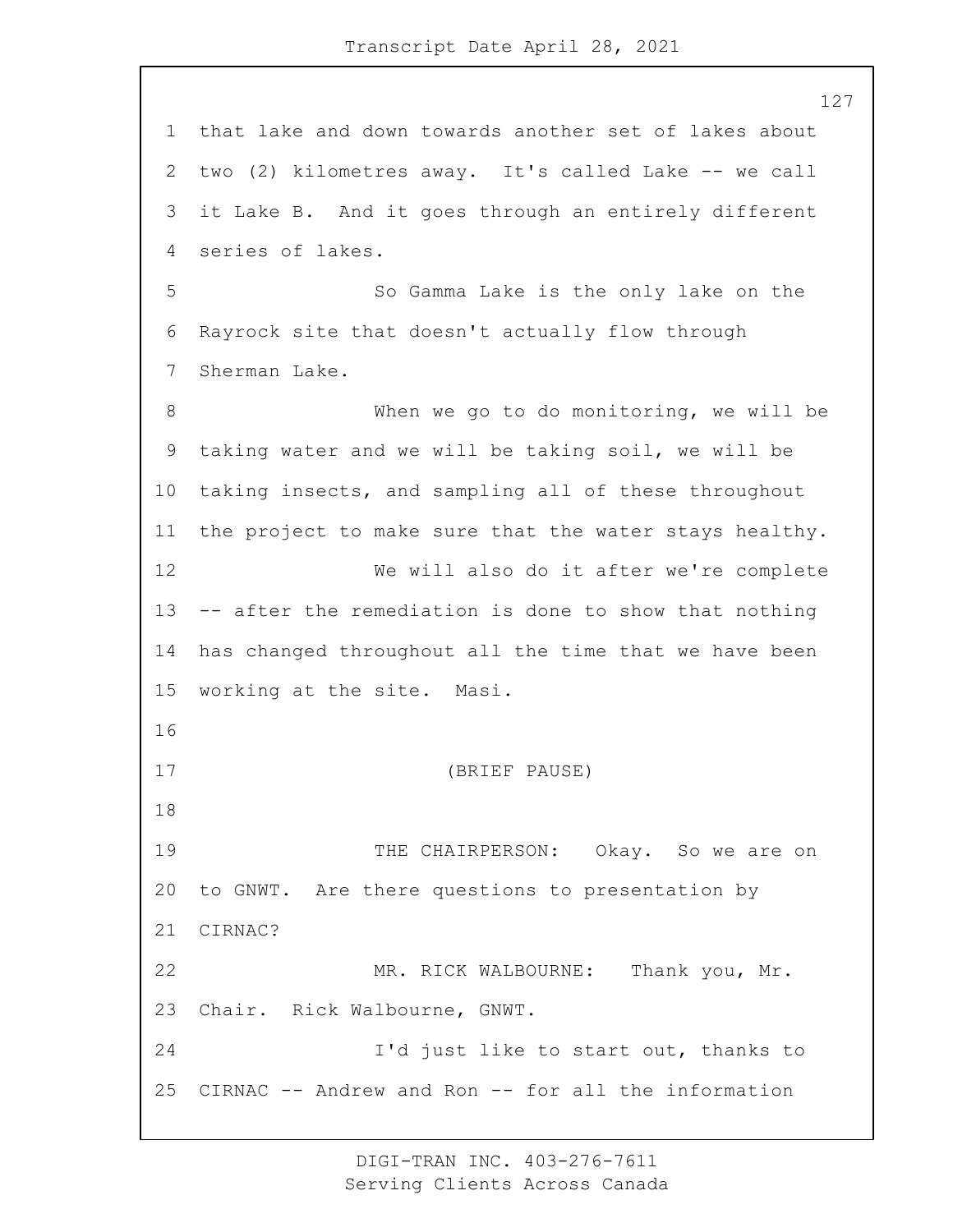that lake and down towards another set of lakes about two (2) kilometres away. It's called Lake -- we call it Lake B. And it goes through an entirely different series of lakes.

So Gamma Lake is the only lake on the Rayrock site that doesn't actually flow through Sherman Lake.

When we go to do monitoring, we will be taking water and we will be taking soil, we will be taking insects, and sampling all of these throughout the project to make sure that the water stays healthy.

We will also do it after we're complete -- after the remediation is done to show that nothing has changed throughout all the time that we have been working at the site. Masi.

(BRIEF PAUSE)

THE CHAIRPERSON: Okay. So we are on to GNWT. Are there questions to presentation by CIRNAC?

MR. RICK WALBOURNE: Thank you, Mr. Chair. Rick Walbourne, GNWT.

I'd just like to start out, thanks to CIRNAC -- Andrew and Ron -- for all the information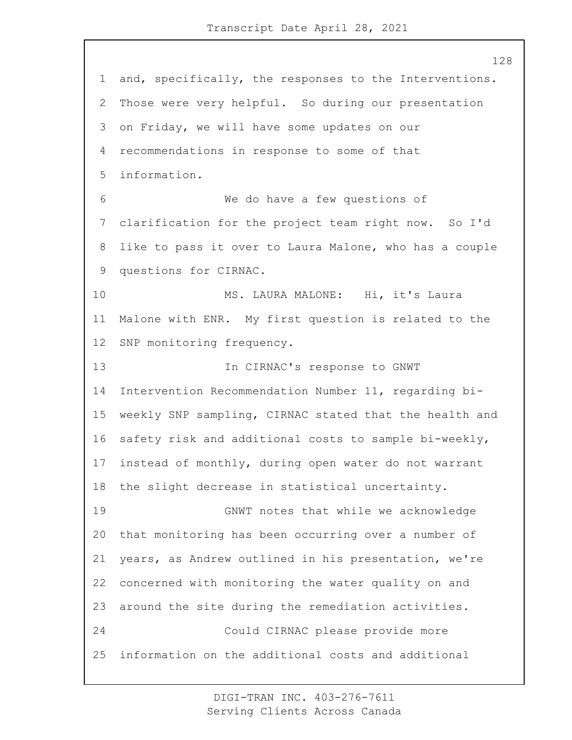and, specifically, the responses to the Interventions. Those were very helpful. So during our presentation on Friday, we will have some updates on our recommendations in response to some of that information.

We do have a few questions of clarification for the project team right now. So I'd like to pass it over to Laura Malone, who has a couple questions for CIRNAC.

MS. LAURA MALONE: Hi, it's Laura Malone with ENR. My first question is related to the SNP monitoring frequency.

In CIRNAC's response to GNWT Intervention Recommendation Number 11, regarding bi-weekly SNP sampling, CIRNAC stated that the health and safety risk and additional costs to sample bi-weekly, instead of monthly, during open water do not warrant the slight decrease in statistical uncertainty.

GNWT notes that while we acknowledge that monitoring has been occurring over a number of years, as Andrew outlined in his presentation, we're concerned with monitoring the water quality on and around the site during the remediation activities.

Could CIRNAC please provide more information on the additional costs and additional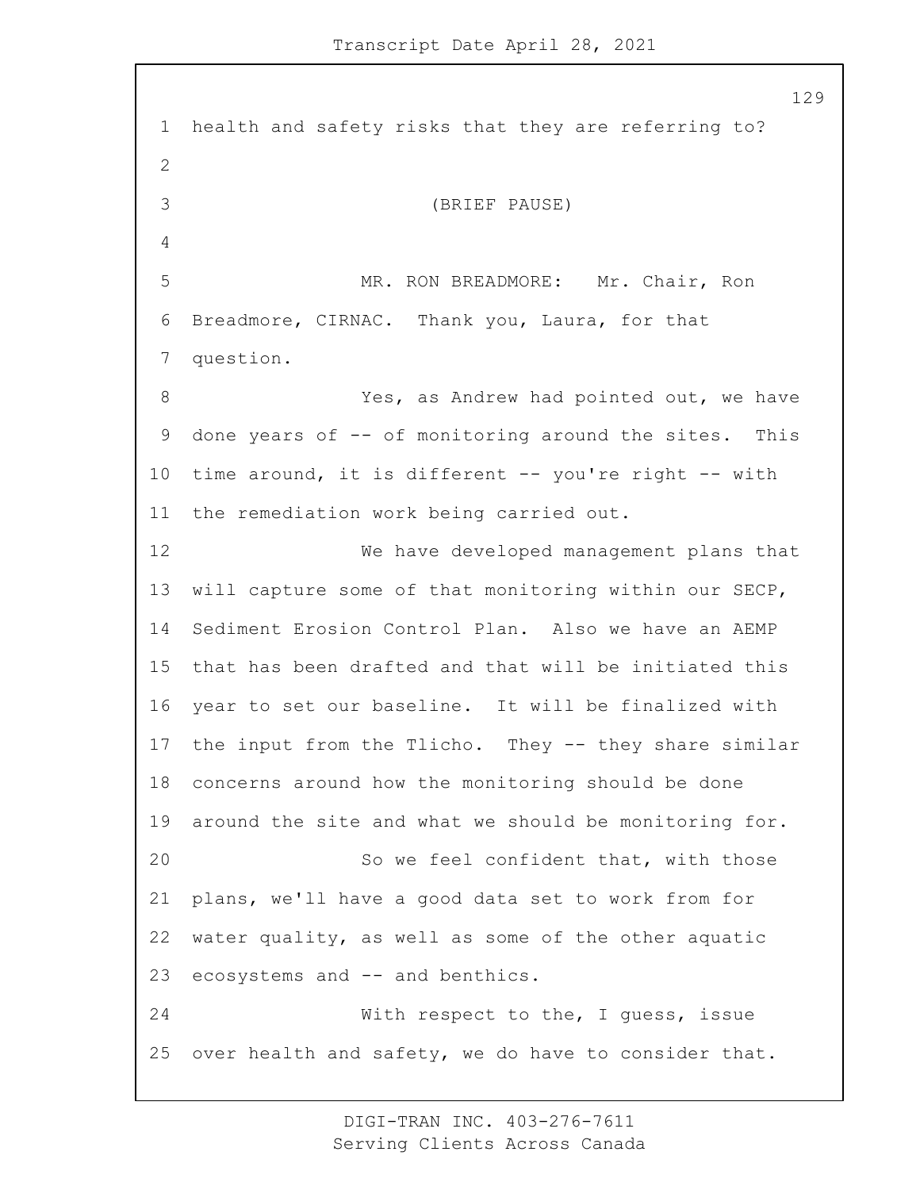health and safety risks that they are referring to?

(BRIEF PAUSE)

MR. RON BREADMORE: Mr. Chair, Ron Breadmore, CIRNAC. Thank you, Laura, for that question.

Yes, as Andrew had pointed out, we have done years of -- of monitoring around the sites. This time around, it is different -- you're right -- with the remediation work being carried out.

We have developed management plans that will capture some of that monitoring within our SECP, Sediment Erosion Control Plan. Also we have an AEMP that has been drafted and that will be initiated this year to set our baseline. It will be finalized with the input from the Tlicho. They -- they share similar concerns around how the monitoring should be done around the site and what we should be monitoring for.

So we feel confident that, with those plans, we'll have a good data set to work from for water quality, as well as some of the other aquatic ecosystems and -- and benthics.

With respect to the, I guess, issue over health and safety, we do have to consider that.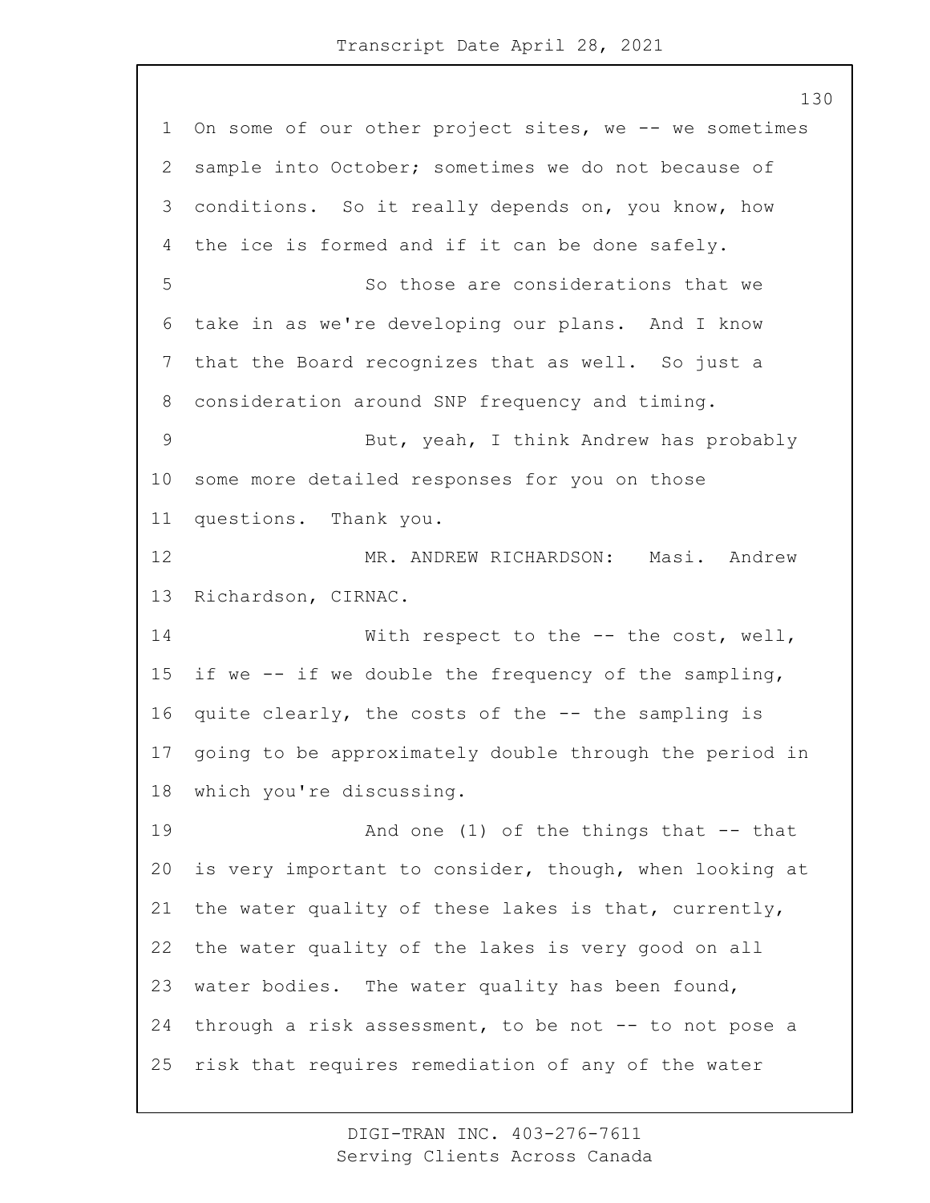On some of our other project sites, we -- we sometimes sample into October; sometimes we do not because of conditions. So it really depends on, you know, how the ice is formed and if it can be done safely.

So those are considerations that we take in as we're developing our plans. And I know that the Board recognizes that as well. So just a consideration around SNP frequency and timing.

But, yeah, I think Andrew has probably some more detailed responses for you on those questions. Thank you.

MR. ANDREW RICHARDSON: Masi. Andrew Richardson, CIRNAC.

With respect to the -- the cost, well, if we -- if we double the frequency of the sampling, quite clearly, the costs of the -- the sampling is going to be approximately double through the period in which you're discussing.

And one (1) of the things that -- that is very important to consider, though, when looking at the water quality of these lakes is that, currently, the water quality of the lakes is very good on all water bodies. The water quality has been found, through a risk assessment, to be not -- to not pose a risk that requires remediation of any of the water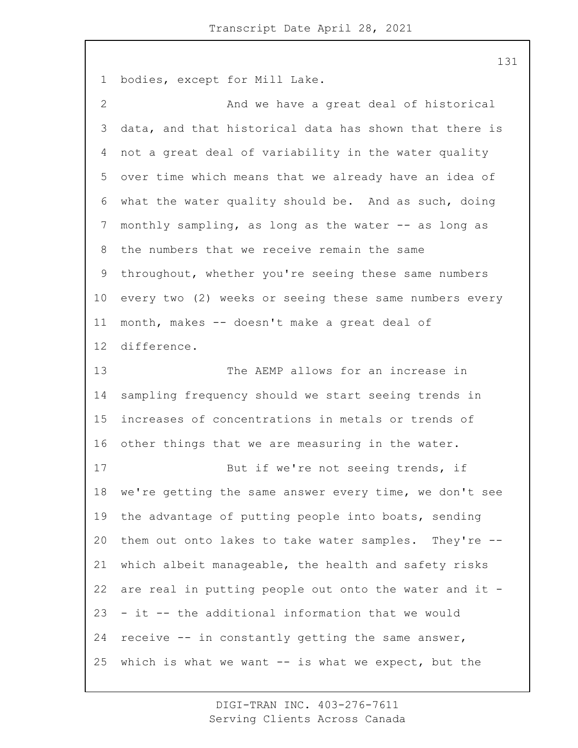bodies, except for Mill Lake.

And we have a great deal of historical data, and that historical data has shown that there is not a great deal of variability in the water quality over time which means that we already have an idea of what the water quality should be. And as such, doing monthly sampling, as long as the water -- as long as the numbers that we receive remain the same throughout, whether you're seeing these same numbers every two (2) weeks or seeing these same numbers every month, makes -- doesn't make a great deal of difference.

The AEMP allows for an increase in sampling frequency should we start seeing trends in increases of concentrations in metals or trends of other things that we are measuring in the water.

But if we're not seeing trends, if we're getting the same answer every time, we don't see the advantage of putting people into boats, sending them out onto lakes to take water samples. They're -- which albeit manageable, the health and safety risks are real in putting people out onto the water and it -- it -- the additional information that we would receive -- in constantly getting the same answer, which is what we want -- is what we expect, but the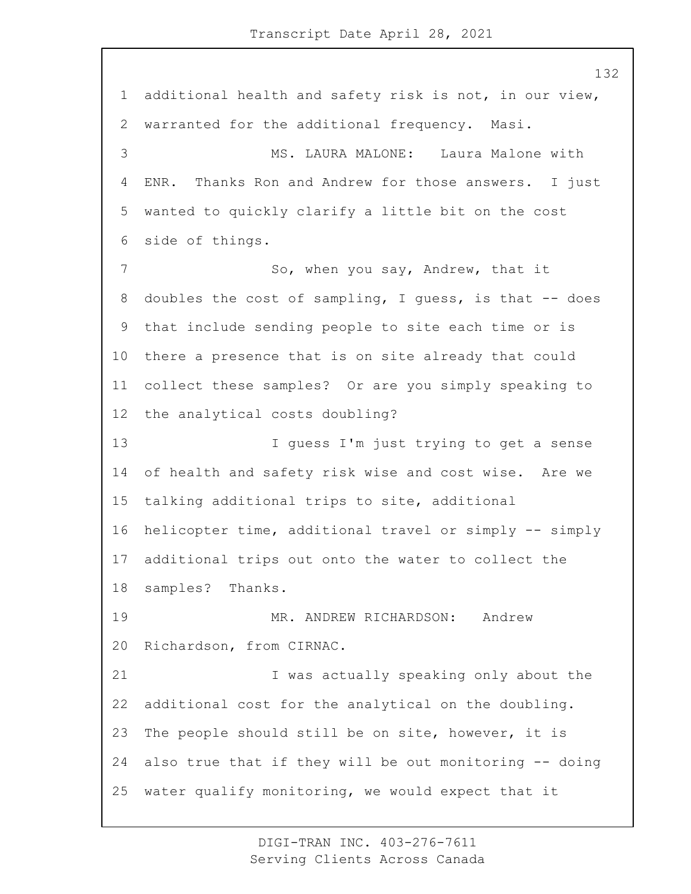additional health and safety risk is not, in our view, warranted for the additional frequency. Masi.

MS. LAURA MALONE: Laura Malone with ENR. Thanks Ron and Andrew for those answers. I just wanted to quickly clarify a little bit on the cost side of things.

So, when you say, Andrew, that it doubles the cost of sampling, I guess, is that -- does that include sending people to site each time or is there a presence that is on site already that could collect these samples? Or are you simply speaking to the analytical costs doubling?

I guess I'm just trying to get a sense of health and safety risk wise and cost wise. Are we talking additional trips to site, additional helicopter time, additional travel or simply -- simply additional trips out onto the water to collect the samples? Thanks.

MR. ANDREW RICHARDSON: Andrew Richardson, from CIRNAC.

I was actually speaking only about the additional cost for the analytical on the doubling. The people should still be on site, however, it is also true that if they will be out monitoring -- doing water qualify monitoring, we would expect that it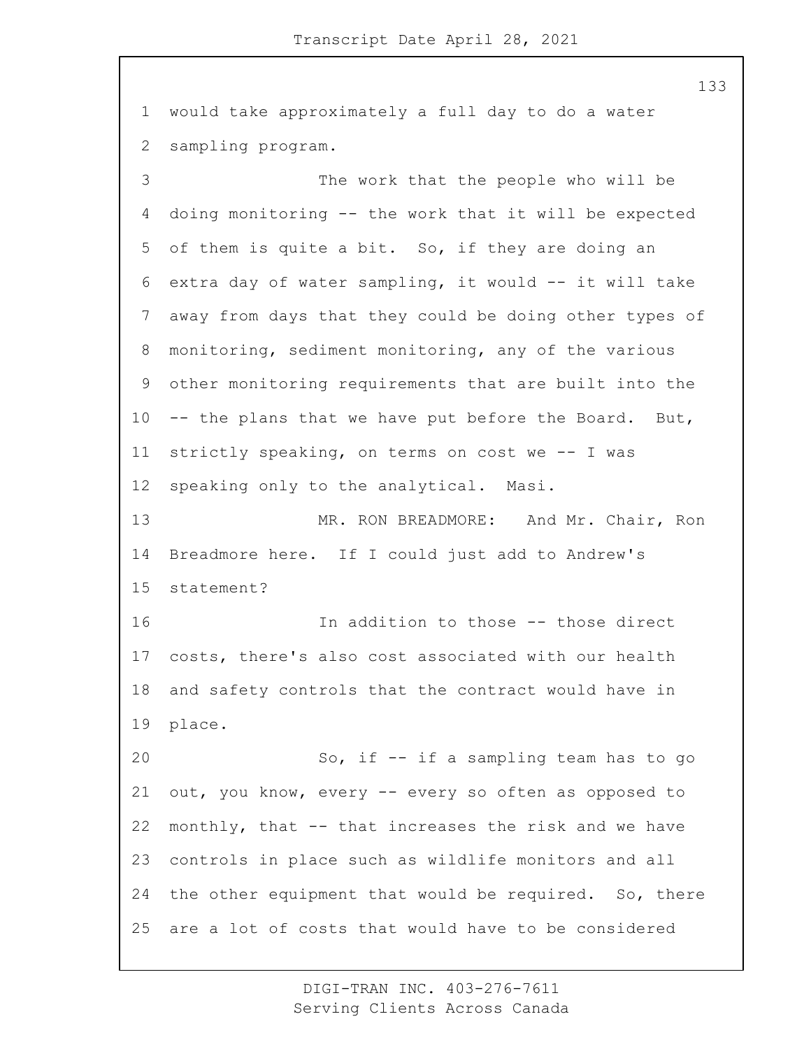would take approximately a full day to do a water sampling program.

The work that the people who will be doing monitoring -- the work that it will be expected of them is quite a bit. So, if they are doing an extra day of water sampling, it would -- it will take away from days that they could be doing other types of monitoring, sediment monitoring, any of the various other monitoring requirements that are built into the -- the plans that we have put before the Board. But, strictly speaking, on terms on cost we -- I was speaking only to the analytical. Masi.

MR. RON BREADMORE: And Mr. Chair, Ron Breadmore here. If I could just add to Andrew's statement?

In addition to those -- those direct costs, there's also cost associated with our health and safety controls that the contract would have in place.

So, if -- if a sampling team has to go out, you know, every -- every so often as opposed to monthly, that -- that increases the risk and we have controls in place such as wildlife monitors and all the other equipment that would be required. So, there are a lot of costs that would have to be considered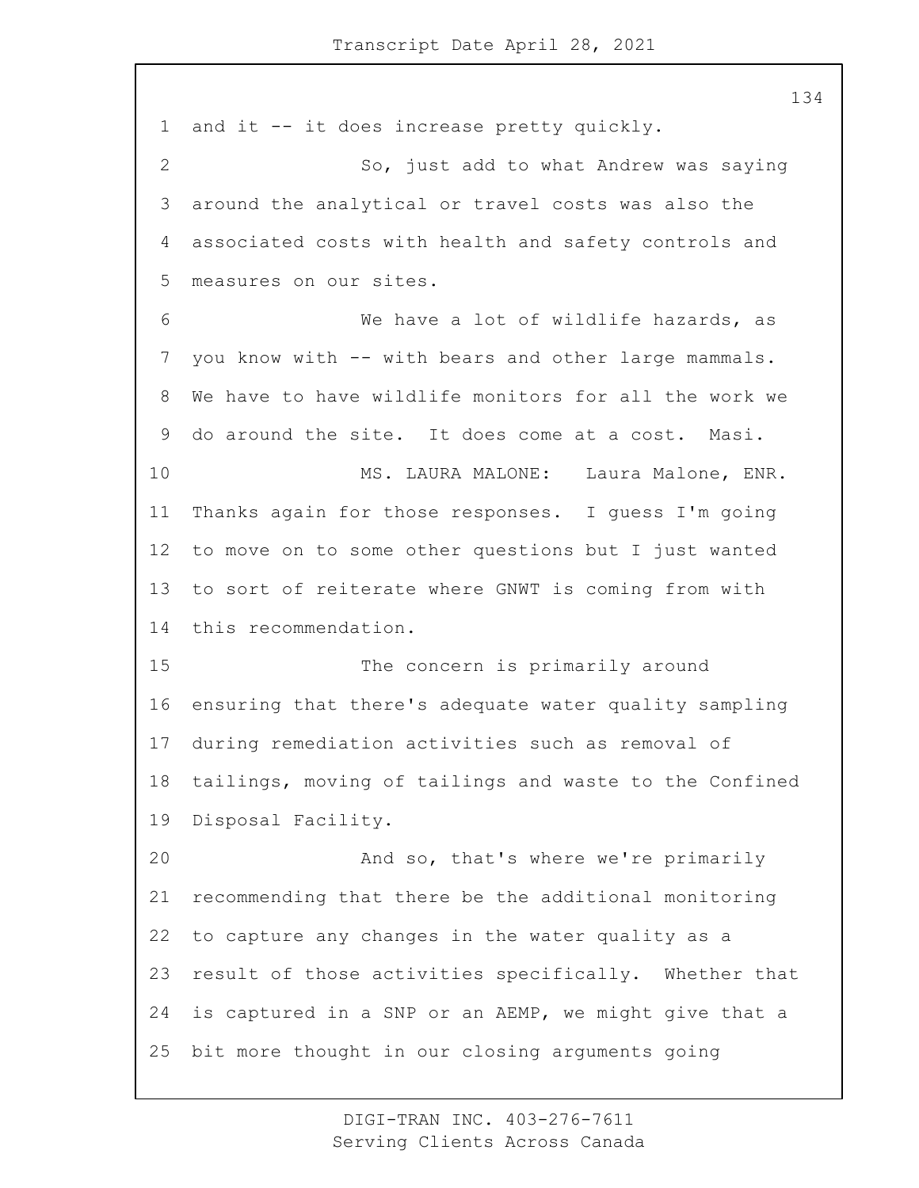and it -- it does increase pretty quickly.

So, just add to what Andrew was saying around the analytical or travel costs was also the associated costs with health and safety controls and measures on our sites.

We have a lot of wildlife hazards, as you know with -- with bears and other large mammals. We have to have wildlife monitors for all the work we do around the site. It does come at a cost. Masi.

MS. LAURA MALONE: Laura Malone, ENR. Thanks again for those responses. I guess I'm going to move on to some other questions but I just wanted to sort of reiterate where GNWT is coming from with this recommendation.

The concern is primarily around ensuring that there's adequate water quality sampling during remediation activities such as removal of tailings, moving of tailings and waste to the Confined Disposal Facility.

And so, that's where we're primarily recommending that there be the additional monitoring to capture any changes in the water quality as a result of those activities specifically. Whether that is captured in a SNP or an AEMP, we might give that a bit more thought in our closing arguments going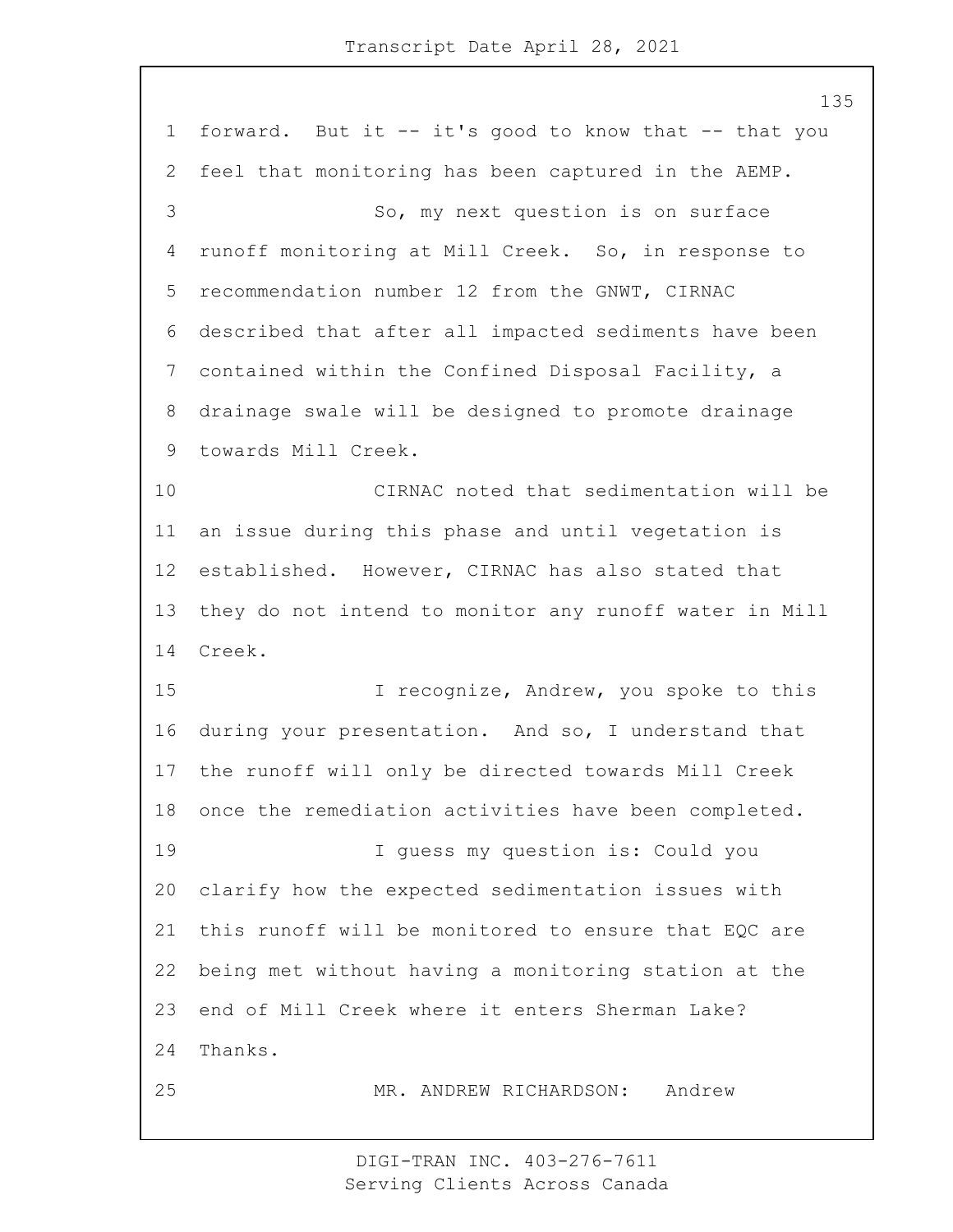forward. But it -- it's good to know that -- that you feel that monitoring has been captured in the AEMP.

So, my next question is on surface runoff monitoring at Mill Creek. So, in response to recommendation number 12 from the GNWT, CIRNAC described that after all impacted sediments have been contained within the Confined Disposal Facility, a drainage swale will be designed to promote drainage towards Mill Creek.

CIRNAC noted that sedimentation will be an issue during this phase and until vegetation is established. However, CIRNAC has also stated that they do not intend to monitor any runoff water in Mill Creek.

I recognize, Andrew, you spoke to this during your presentation. And so, I understand that the runoff will only be directed towards Mill Creek once the remediation activities have been completed.

I guess my question is: Could you clarify how the expected sedimentation issues with this runoff will be monitored to ensure that EQC are being met without having a monitoring station at the end of Mill Creek where it enters Sherman Lake? Thanks.

MR. ANDREW RICHARDSON: Andrew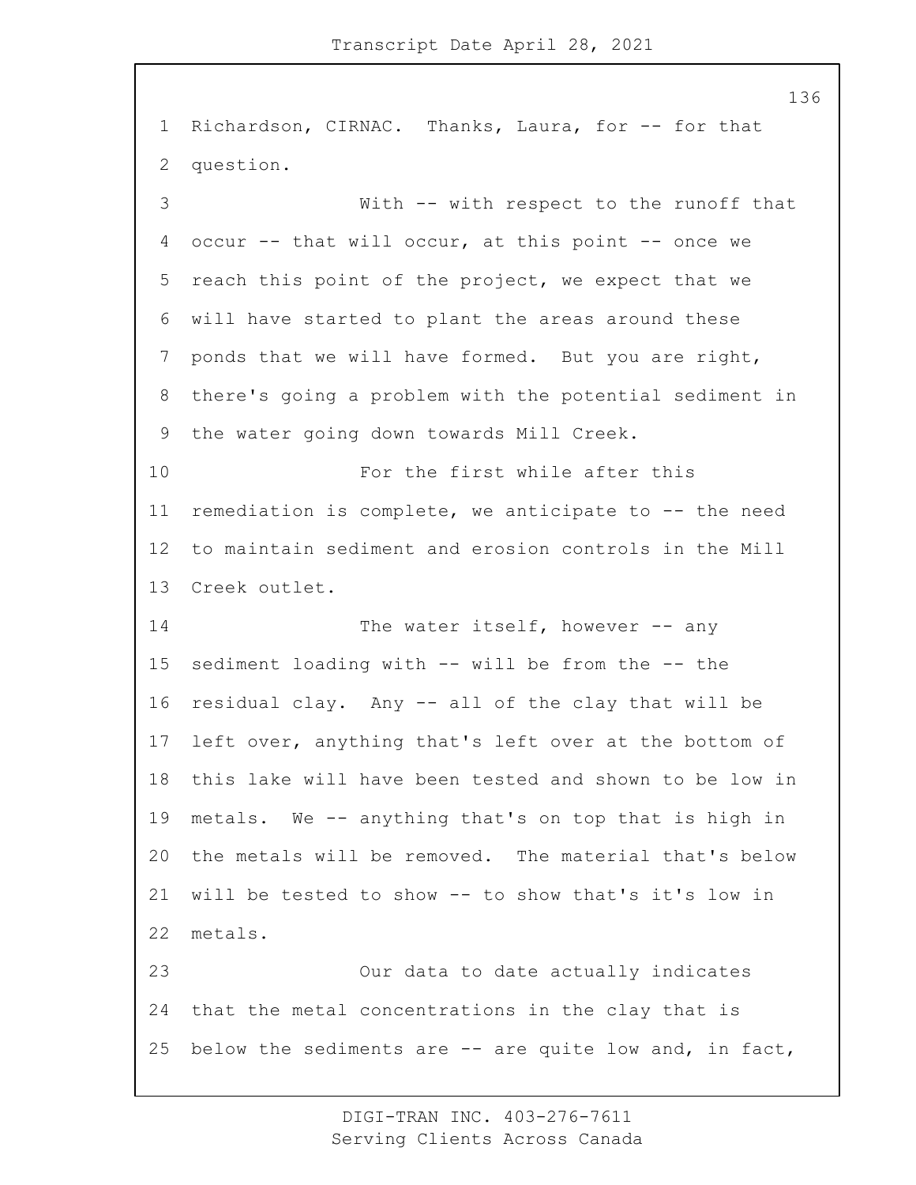Richardson, CIRNAC. Thanks, Laura, for -- for that question.

With -- with respect to the runoff that occur -- that will occur, at this point -- once we reach this point of the project, we expect that we will have started to plant the areas around these ponds that we will have formed. But you are right, there's going a problem with the potential sediment in the water going down towards Mill Creek.

For the first while after this remediation is complete, we anticipate to -- the need to maintain sediment and erosion controls in the Mill Creek outlet.

The water itself, however -- any sediment loading with -- will be from the -- the residual clay. Any -- all of the clay that will be left over, anything that's left over at the bottom of this lake will have been tested and shown to be low in metals. We -- anything that's on top that is high in the metals will be removed. The material that's below will be tested to show -- to show that's it's low in metals.

Our data to date actually indicates that the metal concentrations in the clay that is below the sediments are -- are quite low and, in fact,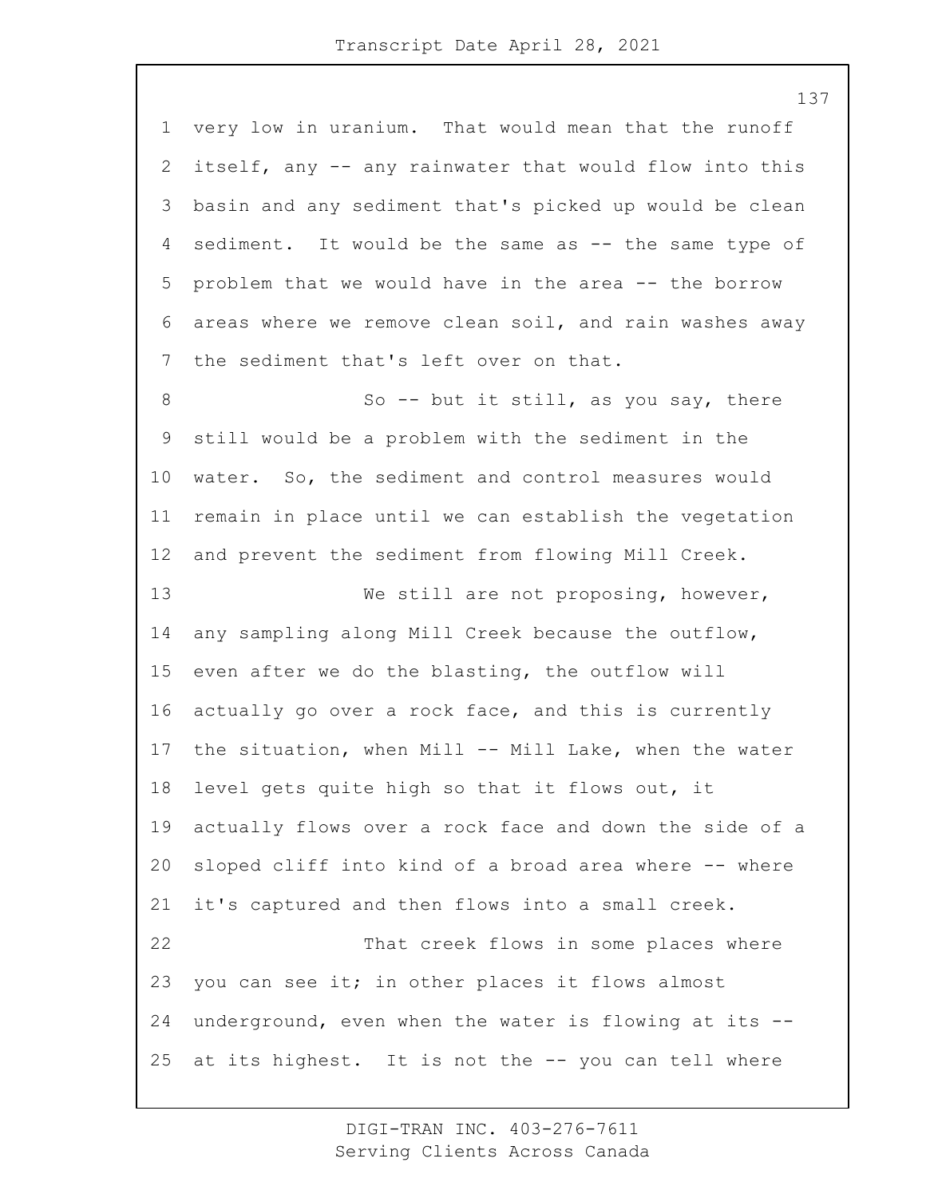very low in uranium. That would mean that the runoff itself, any -- any rainwater that would flow into this basin and any sediment that's picked up would be clean sediment. It would be the same as -- the same type of problem that we would have in the area -- the borrow areas where we remove clean soil, and rain washes away the sediment that's left over on that.

So -- but it still, as you say, there still would be a problem with the sediment in the water. So, the sediment and control measures would remain in place until we can establish the vegetation and prevent the sediment from flowing Mill Creek.

We still are not proposing, however, any sampling along Mill Creek because the outflow, even after we do the blasting, the outflow will actually go over a rock face, and this is currently the situation, when Mill -- Mill Lake, when the water level gets quite high so that it flows out, it actually flows over a rock face and down the side of a sloped cliff into kind of a broad area where -- where it's captured and then flows into a small creek.

That creek flows in some places where you can see it; in other places it flows almost underground, even when the water is flowing at its -- at its highest. It is not the -- you can tell where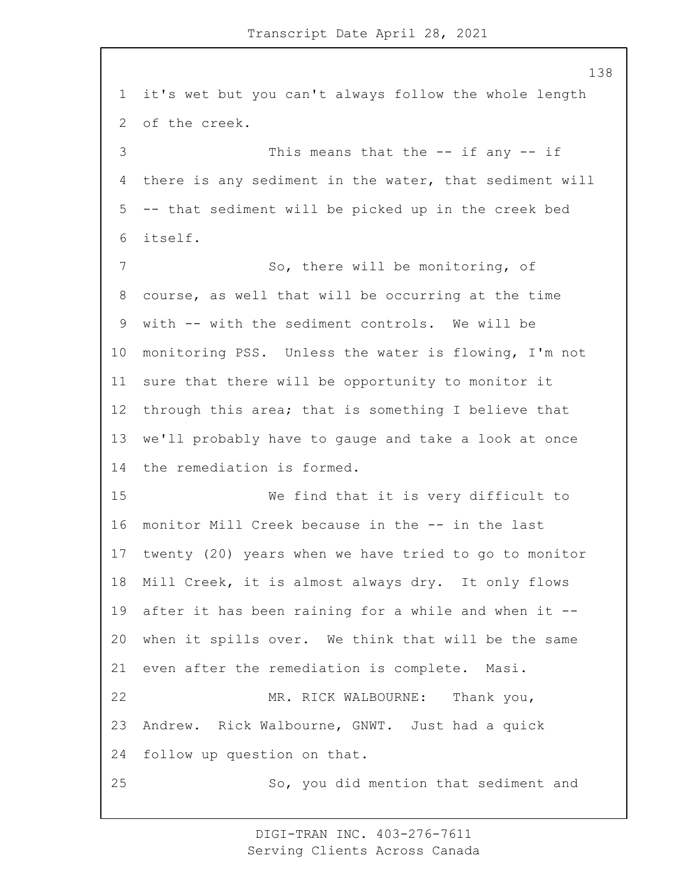it's wet but you can't always follow the whole length of the creek.

This means that the -- if any -- if there is any sediment in the water, that sediment will -- that sediment will be picked up in the creek bed itself.

So, there will be monitoring, of course, as well that will be occurring at the time with -- with the sediment controls. We will be monitoring PSS. Unless the water is flowing, I'm not sure that there will be opportunity to monitor it through this area; that is something I believe that we'll probably have to gauge and take a look at once the remediation is formed.

We find that it is very difficult to monitor Mill Creek because in the -- in the last twenty (20) years when we have tried to go to monitor Mill Creek, it is almost always dry. It only flows after it has been raining for a while and when it -- when it spills over. We think that will be the same even after the remediation is complete. Masi.

MR. RICK WALBOURNE: Thank you, Andrew. Rick Walbourne, GNWT. Just had a quick follow up question on that.

So, you did mention that sediment and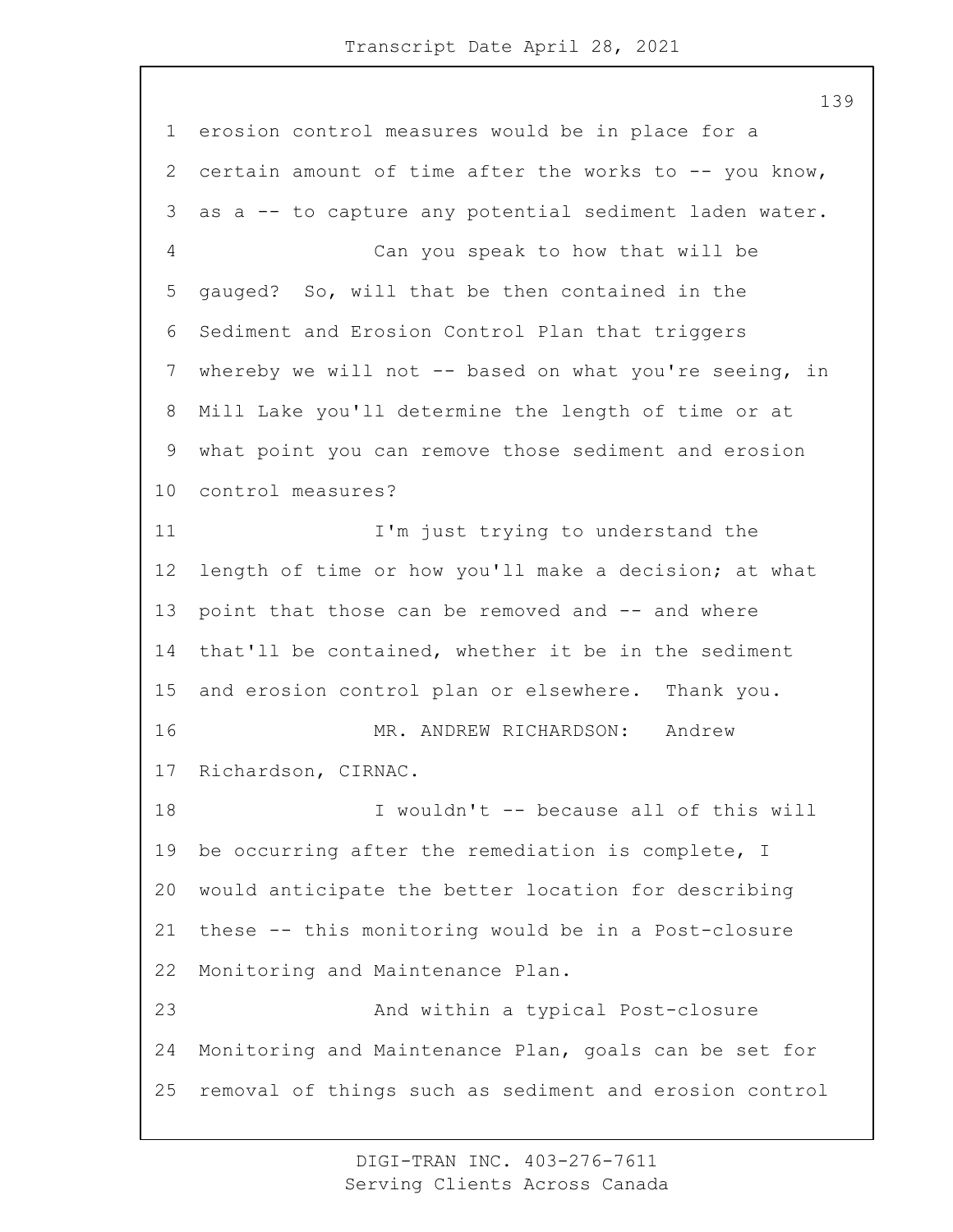erosion control measures would be in place for a certain amount of time after the works to -- you know, as a -- to capture any potential sediment laden water.

Can you speak to how that will be gauged? So, will that be then contained in the Sediment and Erosion Control Plan that triggers whereby we will not -- based on what you're seeing, in Mill Lake you'll determine the length of time or at what point you can remove those sediment and erosion control measures?

I'm just trying to understand the length of time or how you'll make a decision; at what point that those can be removed and -- and where that'll be contained, whether it be in the sediment and erosion control plan or elsewhere. Thank you.

MR. ANDREW RICHARDSON: Andrew Richardson, CIRNAC.

I wouldn't -- because all of this will be occurring after the remediation is complete, I would anticipate the better location for describing these -- this monitoring would be in a Post-closure Monitoring and Maintenance Plan.

And within a typical Post-closure Monitoring and Maintenance Plan, goals can be set for removal of things such as sediment and erosion control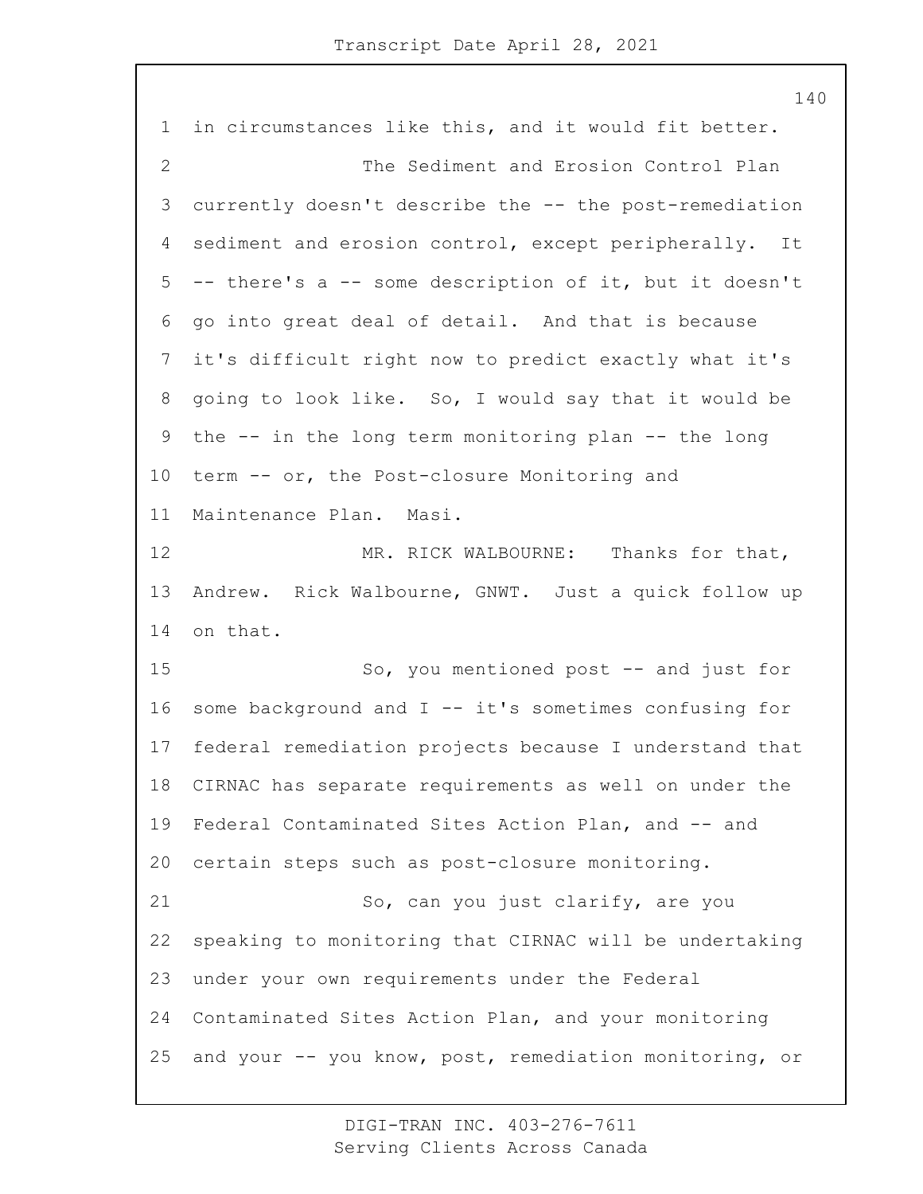in circumstances like this, and it would fit better.

The Sediment and Erosion Control Plan currently doesn't describe the -- the post-remediation sediment and erosion control, except peripherally. It -- there's a -- some description of it, but it doesn't go into great deal of detail. And that is because it's difficult right now to predict exactly what it's going to look like. So, I would say that it would be the -- in the long term monitoring plan -- the long term -- or, the Post-closure Monitoring and Maintenance Plan. Masi.

MR. RICK WALBOURNE: Thanks for that, Andrew. Rick Walbourne, GNWT. Just a quick follow up on that.

So, you mentioned post -- and just for some background and I -- it's sometimes confusing for federal remediation projects because I understand that CIRNAC has separate requirements as well on under the Federal Contaminated Sites Action Plan, and -- and certain steps such as post-closure monitoring.

So, can you just clarify, are you speaking to monitoring that CIRNAC will be undertaking under your own requirements under the Federal Contaminated Sites Action Plan, and your monitoring and your -- you know, post, remediation monitoring, or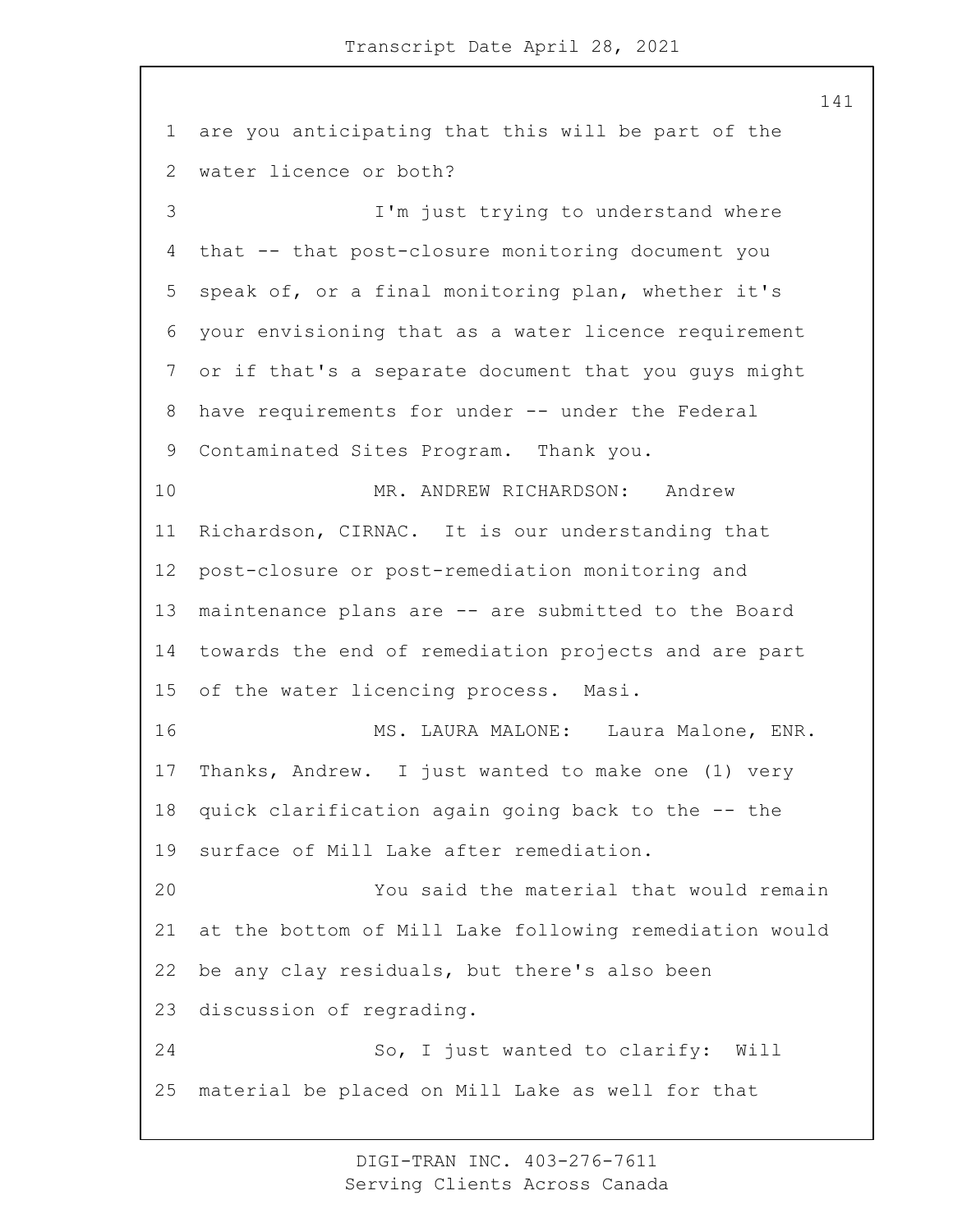are you anticipating that this will be part of the water licence or both?

I'm just trying to understand where that -- that post-closure monitoring document you speak of, or a final monitoring plan, whether it's your envisioning that as a water licence requirement or if that's a separate document that you guys might have requirements for under -- under the Federal Contaminated Sites Program. Thank you.

MR. ANDREW RICHARDSON: Andrew Richardson, CIRNAC. It is our understanding that post-closure or post-remediation monitoring and maintenance plans are -- are submitted to the Board towards the end of remediation projects and are part of the water licencing process. Masi.

MS. LAURA MALONE: Laura Malone, ENR. Thanks, Andrew. I just wanted to make one (1) very quick clarification again going back to the -- the surface of Mill Lake after remediation.

You said the material that would remain at the bottom of Mill Lake following remediation would be any clay residuals, but there's also been discussion of regrading.

So, I just wanted to clarify: Will material be placed on Mill Lake as well for that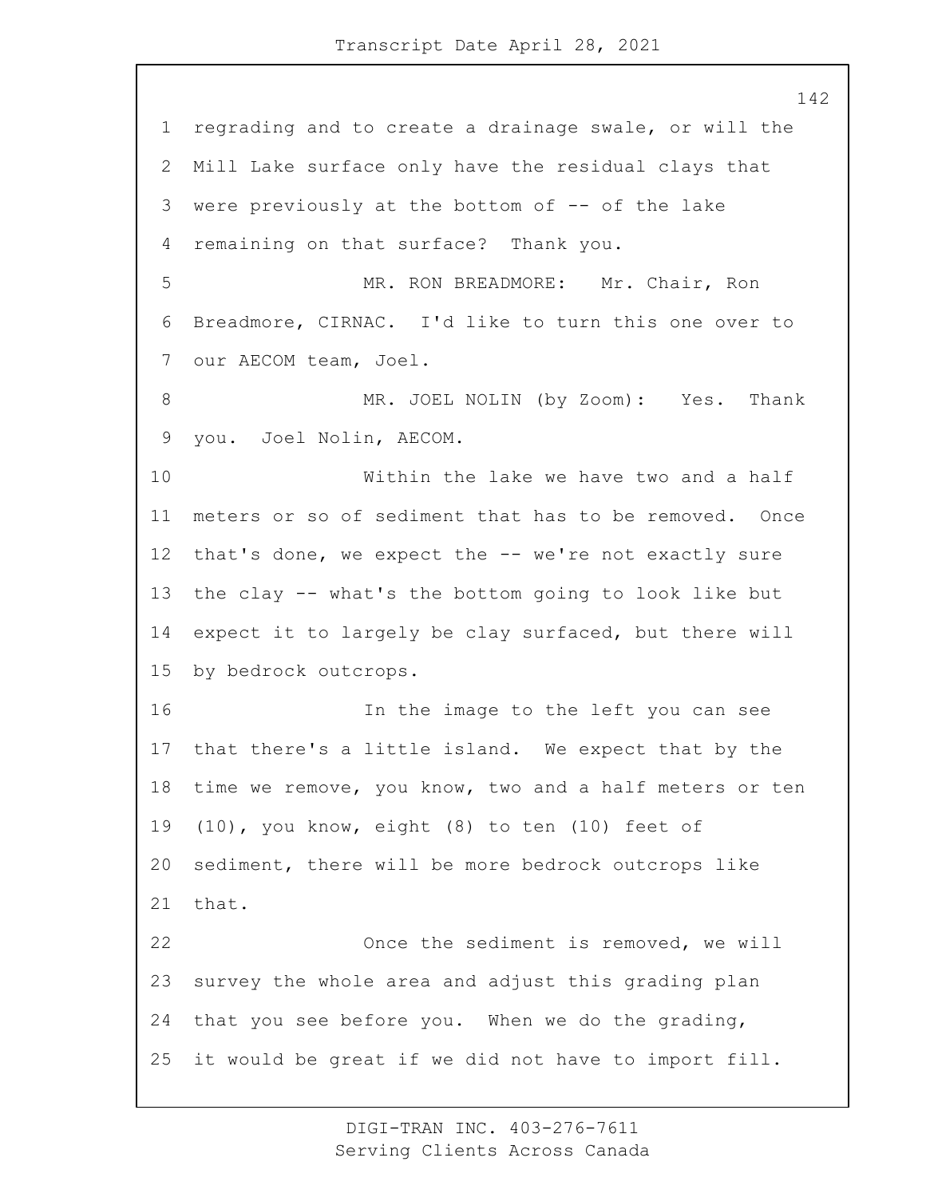regrading and to create a drainage swale, or will the Mill Lake surface only have the residual clays that were previously at the bottom of -- of the lake remaining on that surface? Thank you.

MR. RON BREADMORE: Mr. Chair, Ron Breadmore, CIRNAC. I'd like to turn this one over to our AECOM team, Joel.

MR. JOEL NOLIN (by Zoom): Yes. Thank you. Joel Nolin, AECOM.

Within the lake we have two and a half meters or so of sediment that has to be removed. Once that's done, we expect the -- we're not exactly sure the clay -- what's the bottom going to look like but expect it to largely be clay surfaced, but there will by bedrock outcrops.

In the image to the left you can see that there's a little island. We expect that by the time we remove, you know, two and a half meters or ten (10), you know, eight (8) to ten (10) feet of sediment, there will be more bedrock outcrops like that.

Once the sediment is removed, we will survey the whole area and adjust this grading plan that you see before you. When we do the grading, it would be great if we did not have to import fill.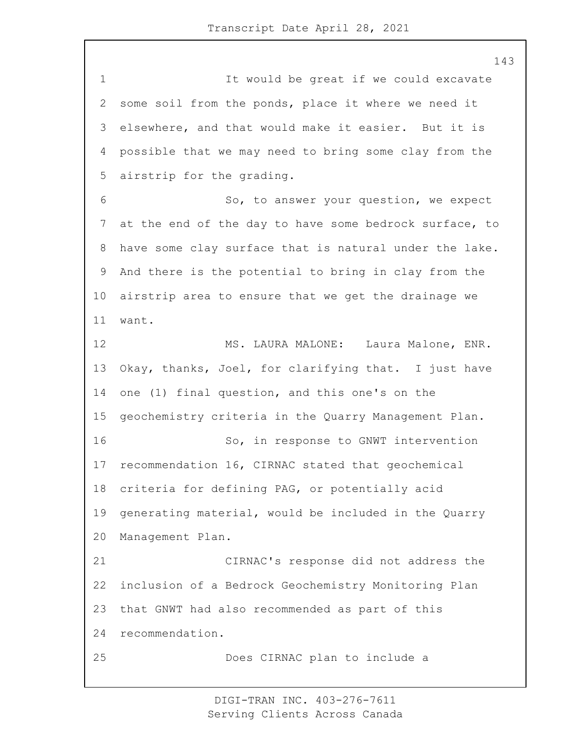It would be great if we could excavate some soil from the ponds, place it where we need it elsewhere, and that would make it easier. But it is possible that we may need to bring some clay from the airstrip for the grading.

So, to answer your question, we expect at the end of the day to have some bedrock surface, to have some clay surface that is natural under the lake. And there is the potential to bring in clay from the airstrip area to ensure that we get the drainage we want.

MS. LAURA MALONE: Laura Malone, ENR. Okay, thanks, Joel, for clarifying that. I just have one (1) final question, and this one's on the geochemistry criteria in the Quarry Management Plan.

So, in response to GNWT intervention recommendation 16, CIRNAC stated that geochemical criteria for defining PAG, or potentially acid generating material, would be included in the Quarry Management Plan.

CIRNAC's response did not address the inclusion of a Bedrock Geochemistry Monitoring Plan that GNWT had also recommended as part of this recommendation.

Does CIRNAC plan to include a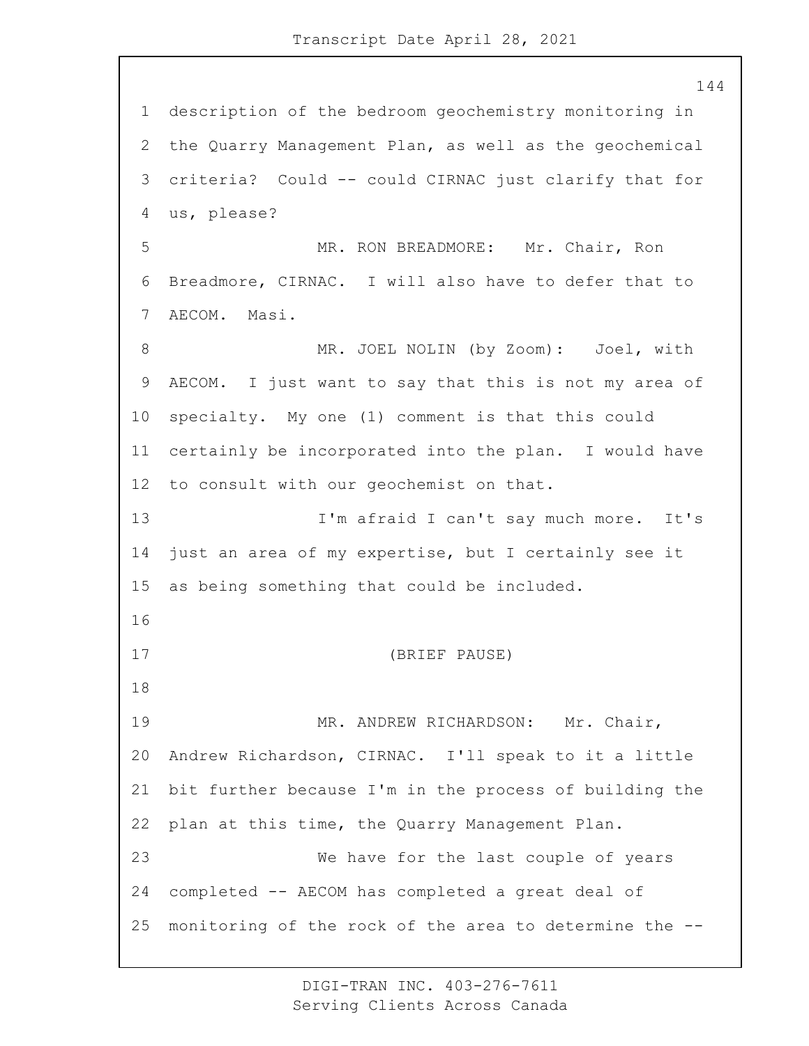description of the bedroom geochemistry monitoring in the Quarry Management Plan, as well as the geochemical criteria? Could -- could CIRNAC just clarify that for us, please?

MR. RON BREADMORE: Mr. Chair, Ron Breadmore, CIRNAC. I will also have to defer that to AECOM. Masi.

MR. JOEL NOLIN (by Zoom): Joel, with AECOM. I just want to say that this is not my area of specialty. My one (1) comment is that this could certainly be incorporated into the plan. I would have to consult with our geochemist on that.

I'm afraid I can't say much more. It's just an area of my expertise, but I certainly see it as being something that could be included.

(BRIEF PAUSE)

MR. ANDREW RICHARDSON: Mr. Chair, Andrew Richardson, CIRNAC. I'll speak to it a little bit further because I'm in the process of building the plan at this time, the Quarry Management Plan.

We have for the last couple of years completed -- AECOM has completed a great deal of monitoring of the rock of the area to determine the --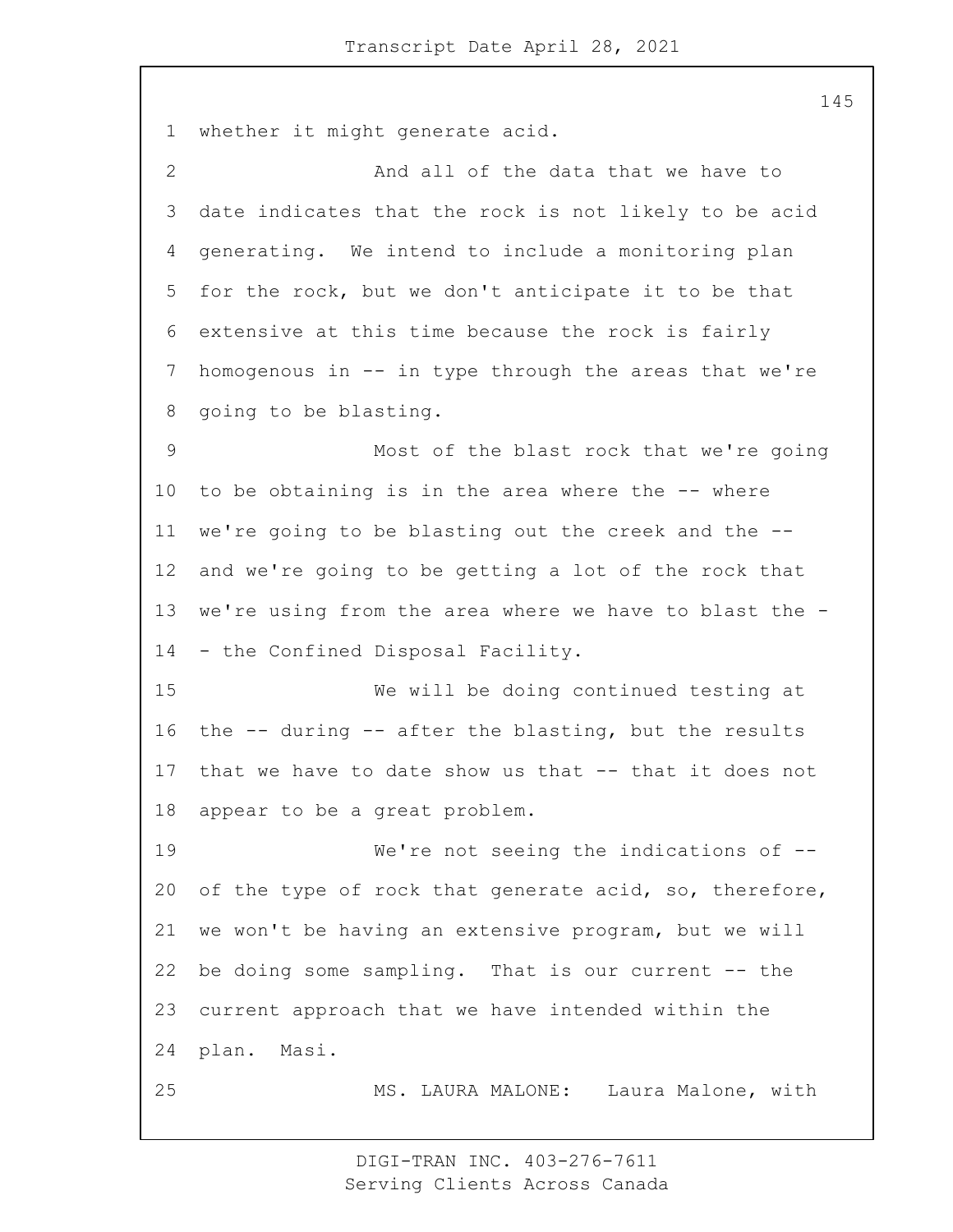whether it might generate acid.

And all of the data that we have to date indicates that the rock is not likely to be acid generating. We intend to include a monitoring plan for the rock, but we don't anticipate it to be that extensive at this time because the rock is fairly homogenous in -- in type through the areas that we're going to be blasting.

Most of the blast rock that we're going to be obtaining is in the area where the -- where we're going to be blasting out the creek and the -- and we're going to be getting a lot of the rock that we're using from the area where we have to blast the -- the Confined Disposal Facility.

We will be doing continued testing at the -- during -- after the blasting, but the results that we have to date show us that -- that it does not appear to be a great problem.

We're not seeing the indications of -- of the type of rock that generate acid, so, therefore, we won't be having an extensive program, but we will be doing some sampling. That is our current -- the current approach that we have intended within the plan. Masi.

MS. LAURA MALONE: Laura Malone, with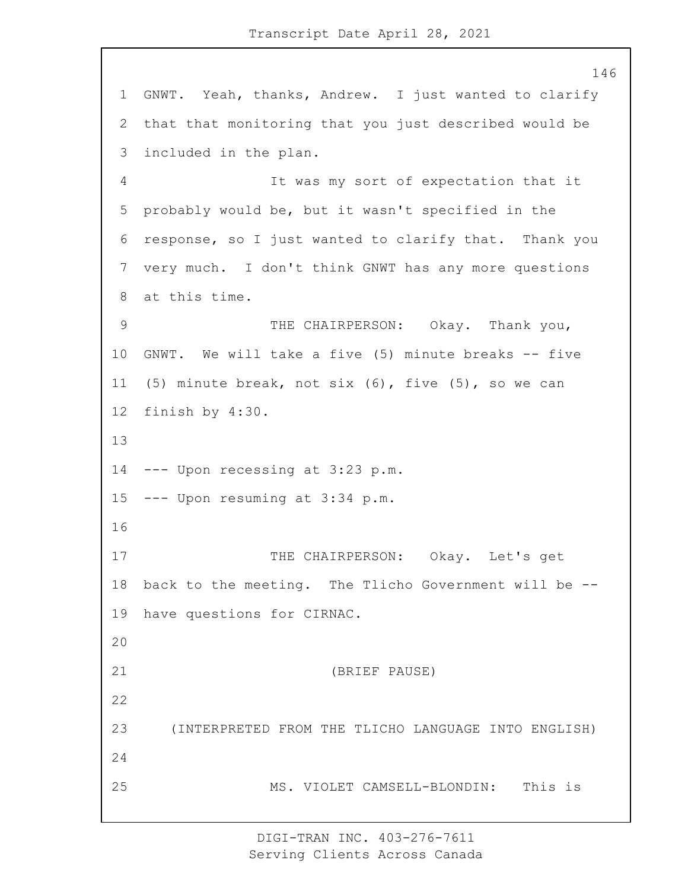GNWT. Yeah, thanks, Andrew. I just wanted to clarify that that monitoring that you just described would be included in the plan.

It was my sort of expectation that it probably would be, but it wasn't specified in the response, so I just wanted to clarify that. Thank you very much. I don't think GNWT has any more questions at this time.

THE CHAIRPERSON: Okay. Thank you, GNWT. We will take a five (5) minute breaks -- five (5) minute break, not six (6), five (5), so we can finish by 4:30.

--- Upon recessing at 3:23 p.m.

--- Upon resuming at 3:34 p.m.

THE CHAIRPERSON: Okay. Let's get back to the meeting. The Tlicho Government will be -- have questions for CIRNAC.

(BRIEF PAUSE)

(INTERPRETED FROM THE TLICHO LANGUAGE INTO ENGLISH)

MS. VIOLET CAMSELL-BLONDIN: This is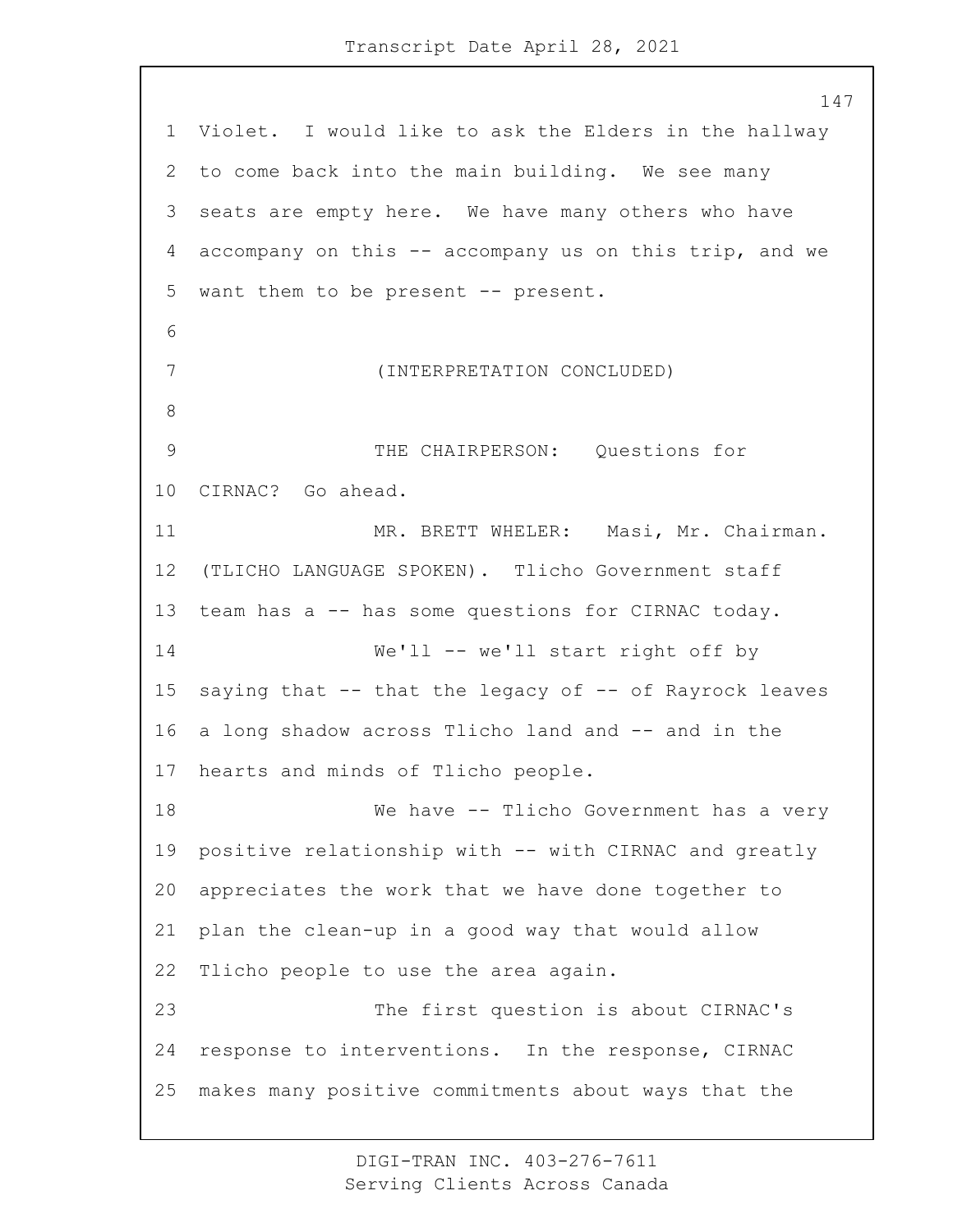Violet. I would like to ask the Elders in the hallway to come back into the main building. We see many seats are empty here. We have many others who have accompany on this -- accompany us on this trip, and we want them to be present -- present.

(INTERPRETATION CONCLUDED)

THE CHAIRPERSON: Questions for CIRNAC? Go ahead.

MR. BRETT WHELER: Masi, Mr. Chairman. (TLICHO LANGUAGE SPOKEN). Tlicho Government staff team has a -- has some questions for CIRNAC today.

We'll -- we'll start right off by saying that -- that the legacy of -- of Rayrock leaves a long shadow across Tlicho land and -- and in the hearts and minds of Tlicho people.

We have -- Tlicho Government has a very positive relationship with -- with CIRNAC and greatly appreciates the work that we have done together to plan the clean-up in a good way that would allow Tlicho people to use the area again.

The first question is about CIRNAC's response to interventions. In the response, CIRNAC makes many positive commitments about ways that the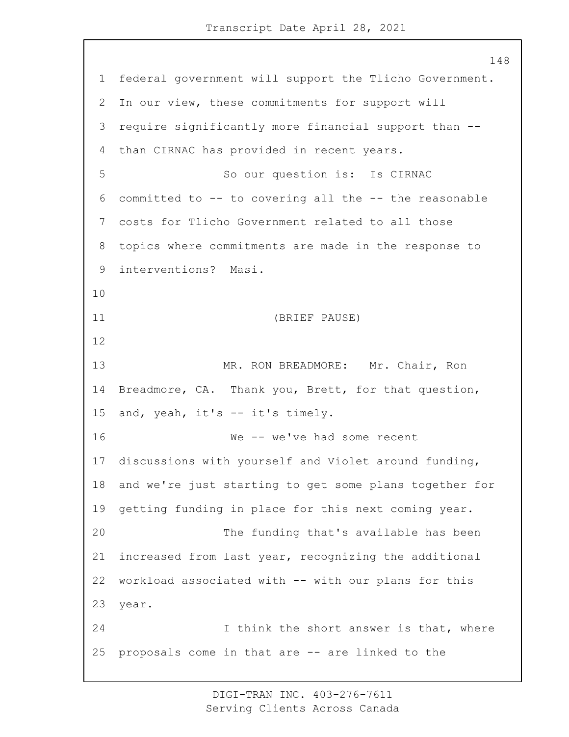federal government will support the Tlicho Government. In our view, these commitments for support will require significantly more financial support than -- than CIRNAC has provided in recent years.

So our question is: Is CIRNAC committed to -- to covering all the -- the reasonable costs for Tlicho Government related to all those topics where commitments are made in the response to interventions? Masi.

(BRIEF PAUSE)

MR. RON BREADMORE: Mr. Chair, Ron Breadmore, CA. Thank you, Brett, for that question, and, yeah, it's -- it's timely.

We -- we've had some recent discussions with yourself and Violet around funding, and we're just starting to get some plans together for getting funding in place for this next coming year.

The funding that's available has been increased from last year, recognizing the additional workload associated with -- with our plans for this year.

I think the short answer is that, where proposals come in that are -- are linked to the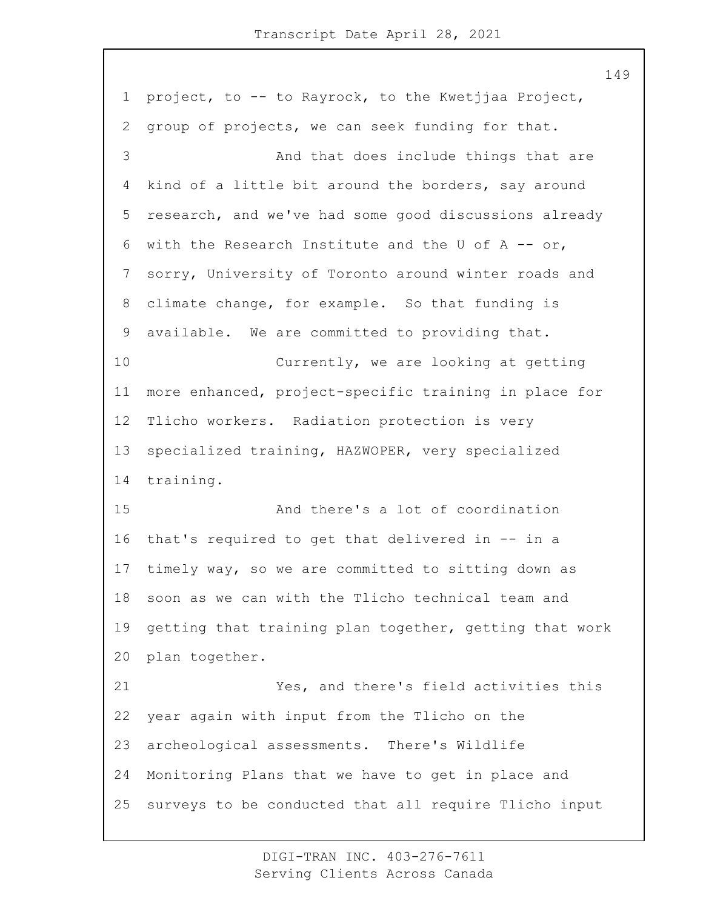project, to -- to Rayrock, to the Kwetjjaa Project, group of projects, we can seek funding for that.

And that does include things that are kind of a little bit around the borders, say around research, and we've had some good discussions already with the Research Institute and the U of A -- or, sorry, University of Toronto around winter roads and climate change, for example. So that funding is available. We are committed to providing that.

Currently, we are looking at getting more enhanced, project-specific training in place for Tlicho workers. Radiation protection is very specialized training, HAZWOPER, very specialized training.

And there's a lot of coordination that's required to get that delivered in -- in a timely way, so we are committed to sitting down as soon as we can with the Tlicho technical team and getting that training plan together, getting that work plan together.

Yes, and there's field activities this year again with input from the Tlicho on the archeological assessments. There's Wildlife Monitoring Plans that we have to get in place and surveys to be conducted that all require Tlicho input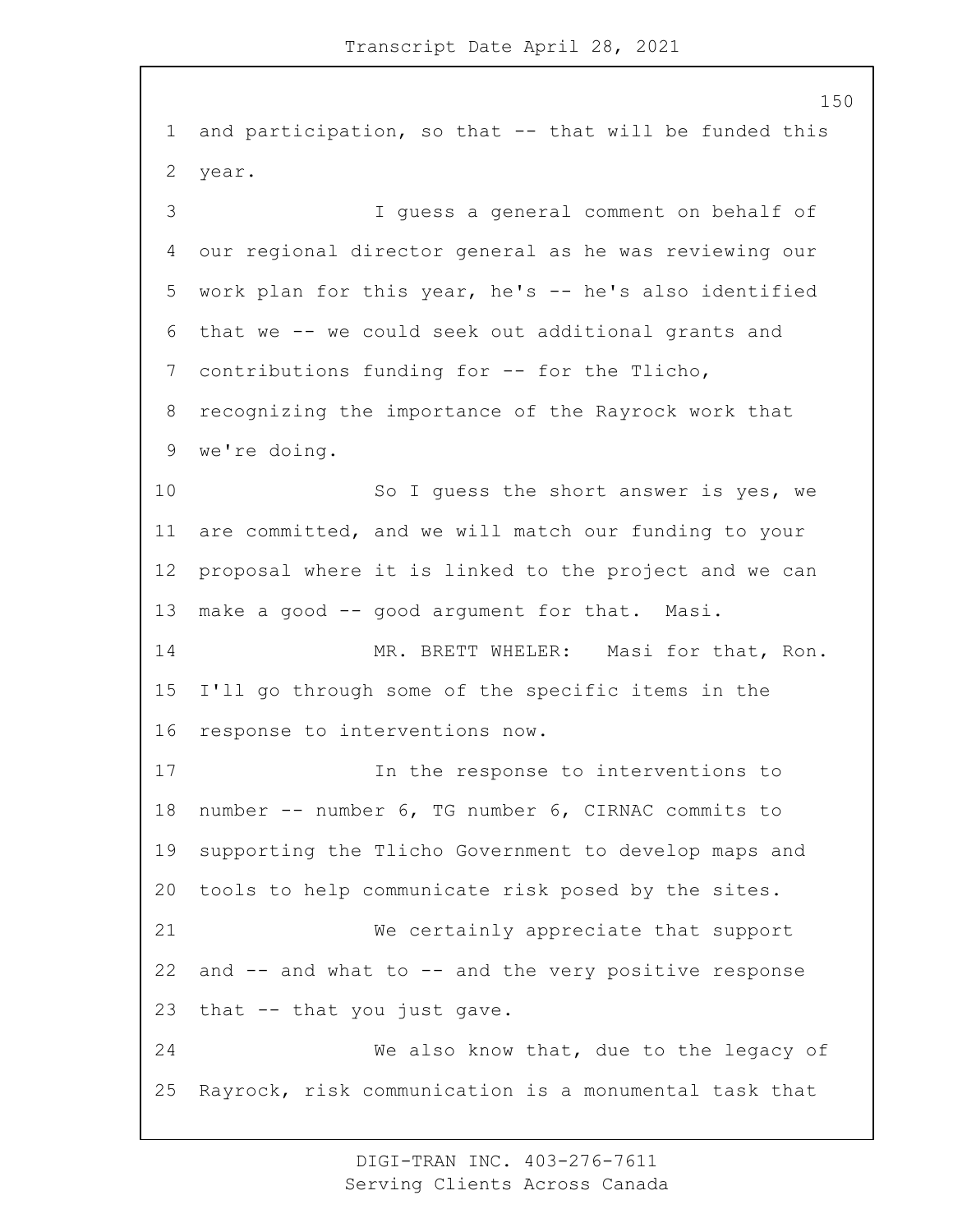and participation, so that -- that will be funded this year.

I guess a general comment on behalf of our regional director general as he was reviewing our work plan for this year, he's -- he's also identified that we -- we could seek out additional grants and contributions funding for -- for the Tlicho, recognizing the importance of the Rayrock work that we're doing.

So I guess the short answer is yes, we are committed, and we will match our funding to your proposal where it is linked to the project and we can make a good -- good argument for that. Masi.

MR. BRETT WHELER: Masi for that, Ron. I'll go through some of the specific items in the response to interventions now.

In the response to interventions to number -- number 6, TG number 6, CIRNAC commits to supporting the Tlicho Government to develop maps and tools to help communicate risk posed by the sites.

We certainly appreciate that support and -- and what to -- and the very positive response that -- that you just gave.

We also know that, due to the legacy of Rayrock, risk communication is a monumental task that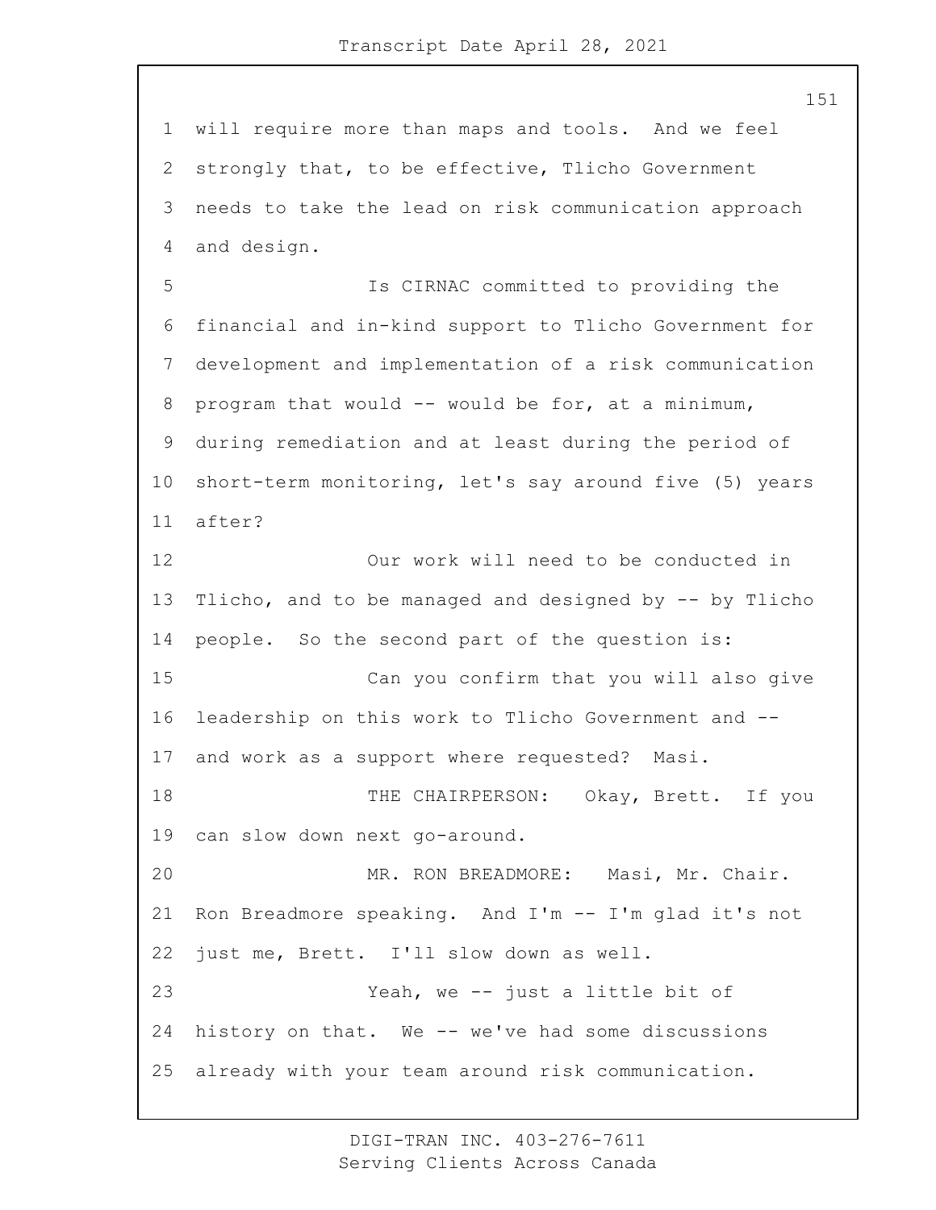will require more than maps and tools. And we feel strongly that, to be effective, Tlicho Government needs to take the lead on risk communication approach and design.

Is CIRNAC committed to providing the financial and in-kind support to Tlicho Government for development and implementation of a risk communication program that would -- would be for, at a minimum, during remediation and at least during the period of short-term monitoring, let's say around five (5) years after?

Our work will need to be conducted in Tlicho, and to be managed and designed by -- by Tlicho people. So the second part of the question is:

Can you confirm that you will also give leadership on this work to Tlicho Government and -- and work as a support where requested? Masi.

THE CHAIRPERSON: Okay, Brett. If you can slow down next go-around.

MR. RON BREADMORE: Masi, Mr. Chair. Ron Breadmore speaking. And I'm -- I'm glad it's not just me, Brett. I'll slow down as well.

Yeah, we -- just a little bit of history on that. We -- we've had some discussions already with your team around risk communication.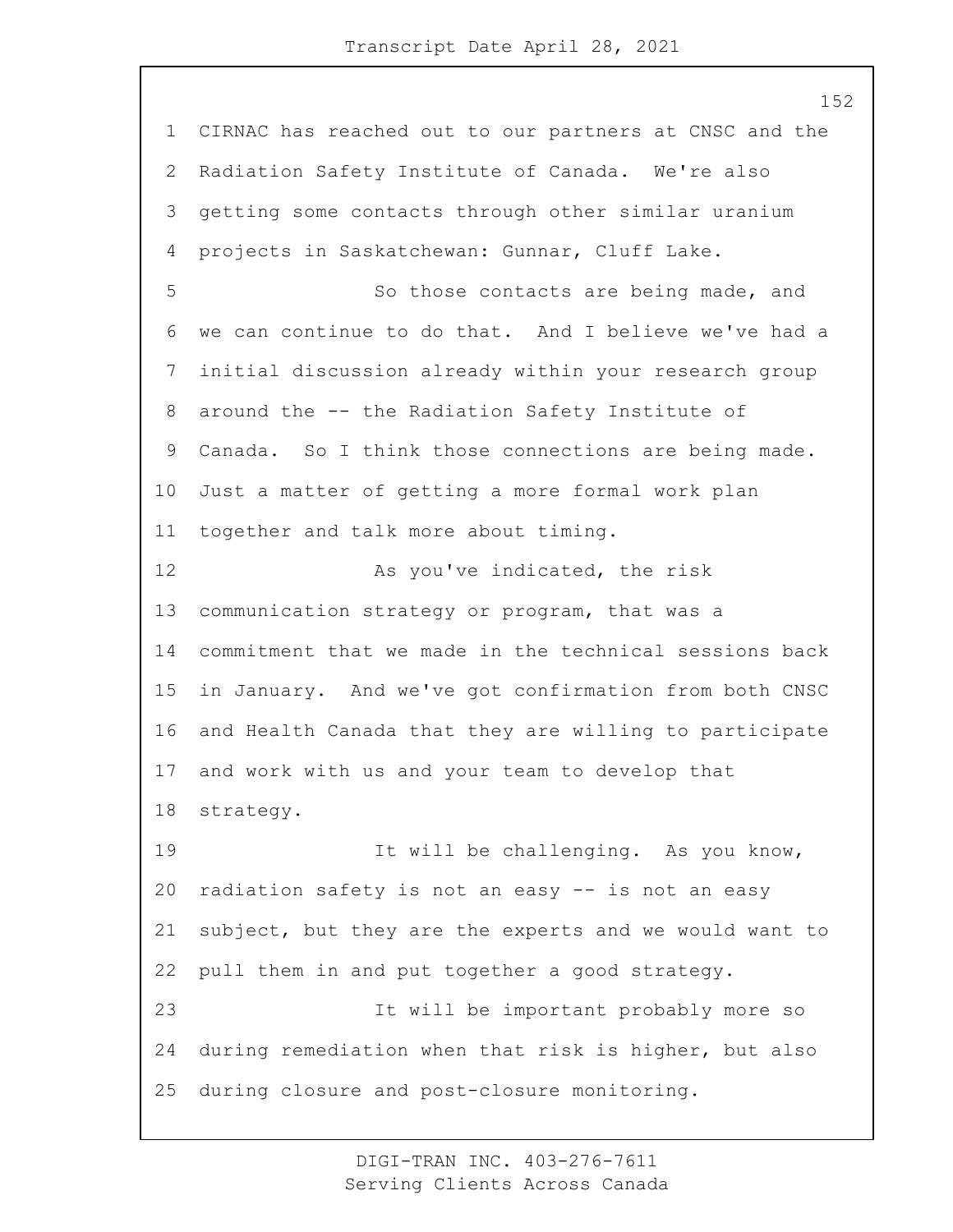CIRNAC has reached out to our partners at CNSC and the Radiation Safety Institute of Canada. We're also getting some contacts through other similar uranium projects in Saskatchewan: Gunnar, Cluff Lake.

So those contacts are being made, and we can continue to do that. And I believe we've had a initial discussion already within your research group around the -- the Radiation Safety Institute of Canada. So I think those connections are being made. Just a matter of getting a more formal work plan together and talk more about timing.

As you've indicated, the risk communication strategy or program, that was a commitment that we made in the technical sessions back in January. And we've got confirmation from both CNSC and Health Canada that they are willing to participate and work with us and your team to develop that strategy.

It will be challenging. As you know, radiation safety is not an easy -- is not an easy subject, but they are the experts and we would want to pull them in and put together a good strategy.

It will be important probably more so during remediation when that risk is higher, but also during closure and post-closure monitoring.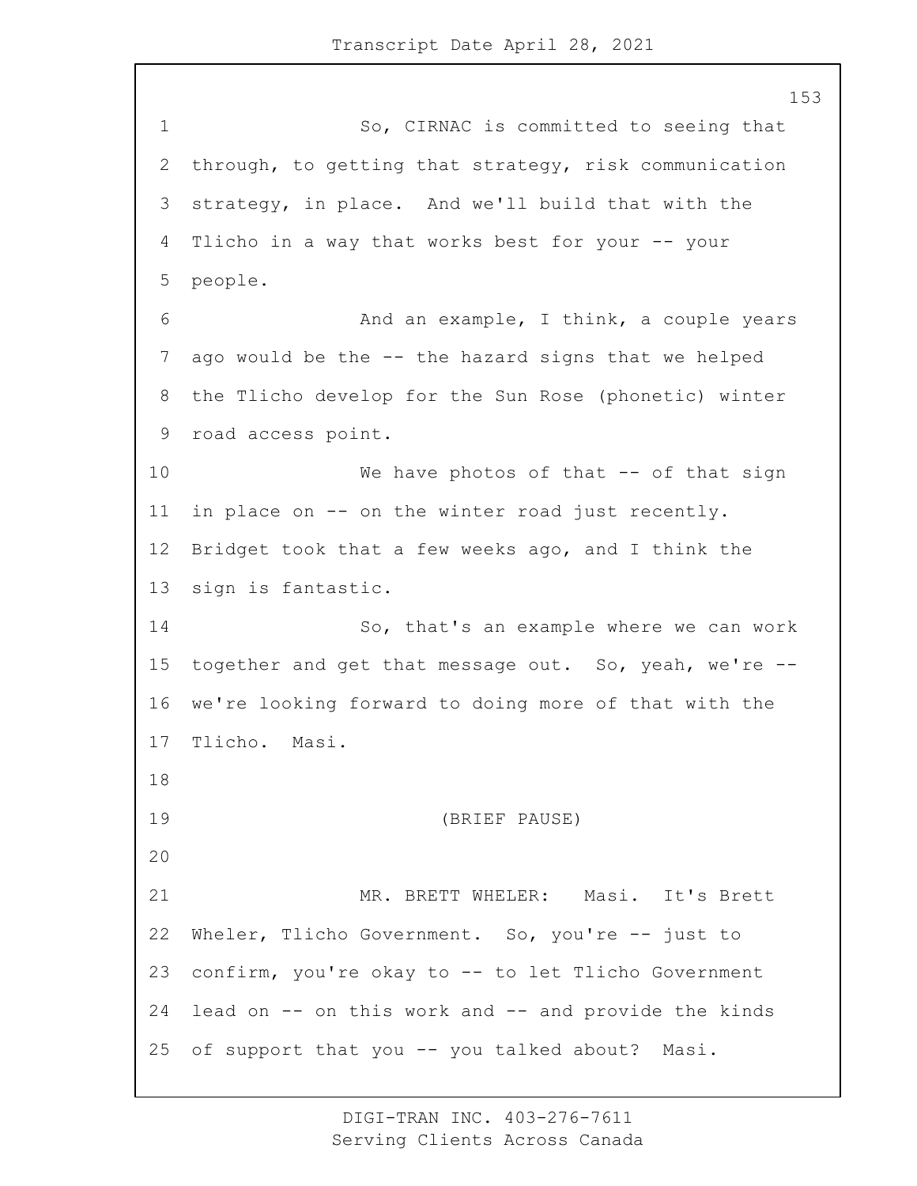So, CIRNAC is committed to seeing that through, to getting that strategy, risk communication strategy, in place. And we'll build that with the Tlicho in a way that works best for your -- your people.

And an example, I think, a couple years ago would be the -- the hazard signs that we helped the Tlicho develop for the Sun Rose (phonetic) winter road access point.

We have photos of that -- of that sign in place on -- on the winter road just recently. Bridget took that a few weeks ago, and I think the sign is fantastic.

So, that's an example where we can work together and get that message out. So, yeah, we're -- we're looking forward to doing more of that with the Tlicho. Masi.

(BRIEF PAUSE)

MR. BRETT WHELER: Masi. It's Brett Wheler, Tlicho Government. So, you're -- just to confirm, you're okay to -- to let Tlicho Government lead on -- on this work and -- and provide the kinds of support that you -- you talked about? Masi.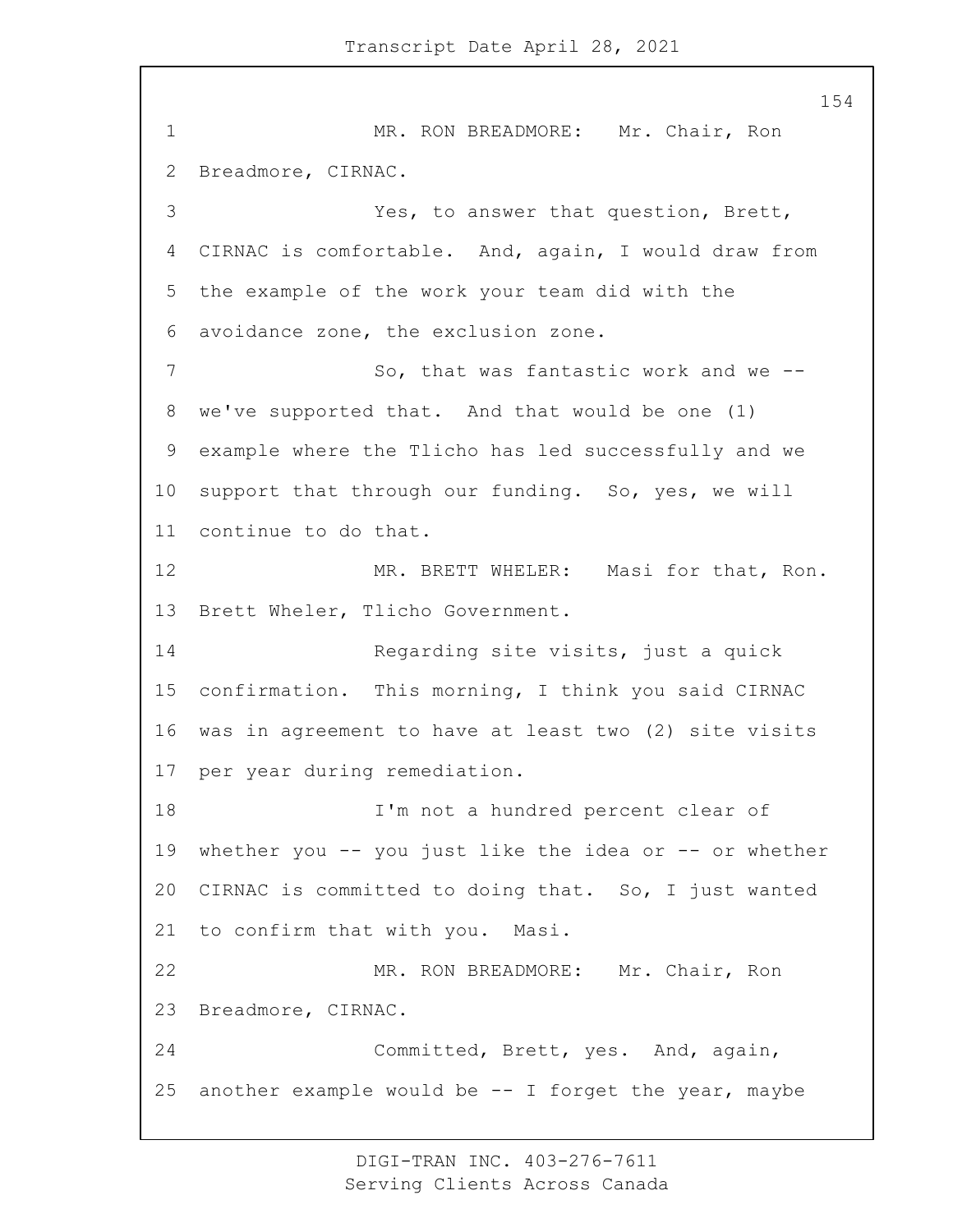MR. RON BREADMORE: Mr. Chair, Ron Breadmore, CIRNAC.

Yes, to answer that question, Brett, CIRNAC is comfortable. And, again, I would draw from the example of the work your team did with the avoidance zone, the exclusion zone.

So, that was fantastic work and we -- we've supported that. And that would be one (1) example where the Tlicho has led successfully and we support that through our funding. So, yes, we will continue to do that.

MR. BRETT WHELER: Masi for that, Ron. Brett Wheler, Tlicho Government.

Regarding site visits, just a quick confirmation. This morning, I think you said CIRNAC was in agreement to have at least two (2) site visits per year during remediation.

I'm not a hundred percent clear of whether you -- you just like the idea or -- or whether CIRNAC is committed to doing that. So, I just wanted to confirm that with you. Masi.

MR. RON BREADMORE: Mr. Chair, Ron Breadmore, CIRNAC.

Committed, Brett, yes. And, again, another example would be -- I forget the year, maybe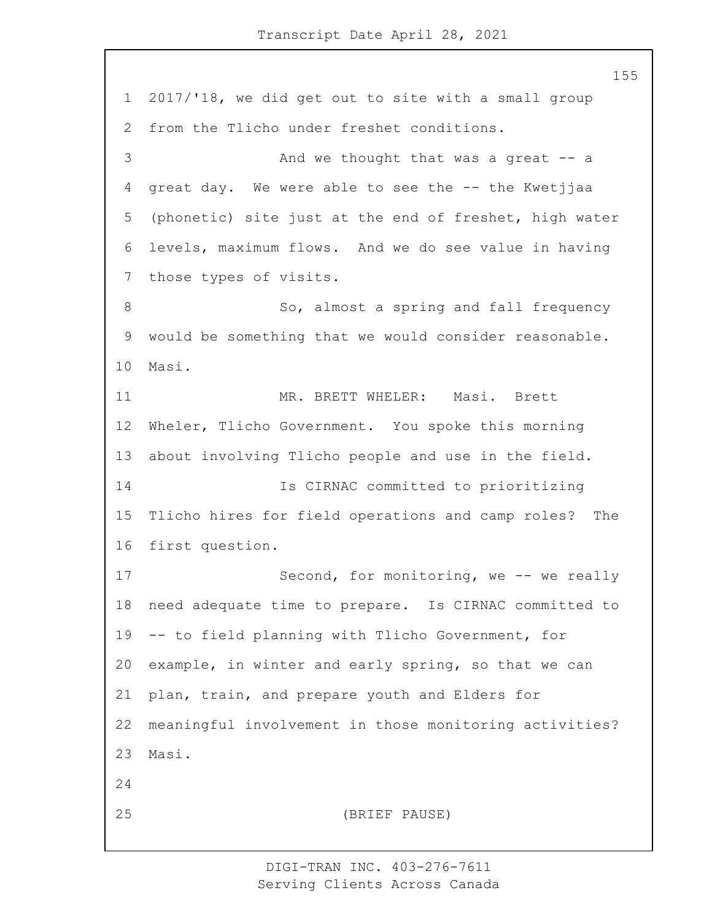2017/'18, we did get out to site with a small group from the Tlicho under freshet conditions.

And we thought that was a great -- a great day. We were able to see the -- the Kwetjjaa (phonetic) site just at the end of freshet, high water levels, maximum flows. And we do see value in having those types of visits.

So, almost a spring and fall frequency would be something that we would consider reasonable. Masi.

MR. BRETT WHELER: Masi. Brett Wheler, Tlicho Government. You spoke this morning about involving Tlicho people and use in the field.

Is CIRNAC committed to prioritizing Tlicho hires for field operations and camp roles? The first question.

Second, for monitoring, we -- we really need adequate time to prepare. Is CIRNAC committed to -- to field planning with Tlicho Government, for example, in winter and early spring, so that we can plan, train, and prepare youth and Elders for meaningful involvement in those monitoring activities? Masi.

(BRIEF PAUSE)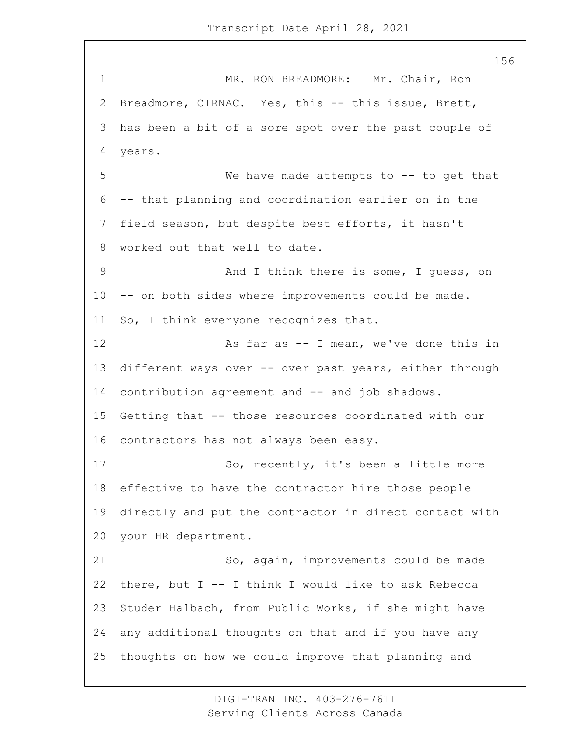MR. RON BREADMORE: Mr. Chair, Ron Breadmore, CIRNAC. Yes, this -- this issue, Brett, has been a bit of a sore spot over the past couple of years.

We have made attempts to -- to get that -- that planning and coordination earlier on in the field season, but despite best efforts, it hasn't worked out that well to date.

And I think there is some, I guess, on -- on both sides where improvements could be made. So, I think everyone recognizes that.

As far as -- I mean, we've done this in different ways over -- over past years, either through contribution agreement and -- and job shadows. Getting that -- those resources coordinated with our contractors has not always been easy.

So, recently, it's been a little more effective to have the contractor hire those people directly and put the contractor in direct contact with your HR department.

So, again, improvements could be made there, but I -- I think I would like to ask Rebecca Studer Halbach, from Public Works, if she might have any additional thoughts on that and if you have any thoughts on how we could improve that planning and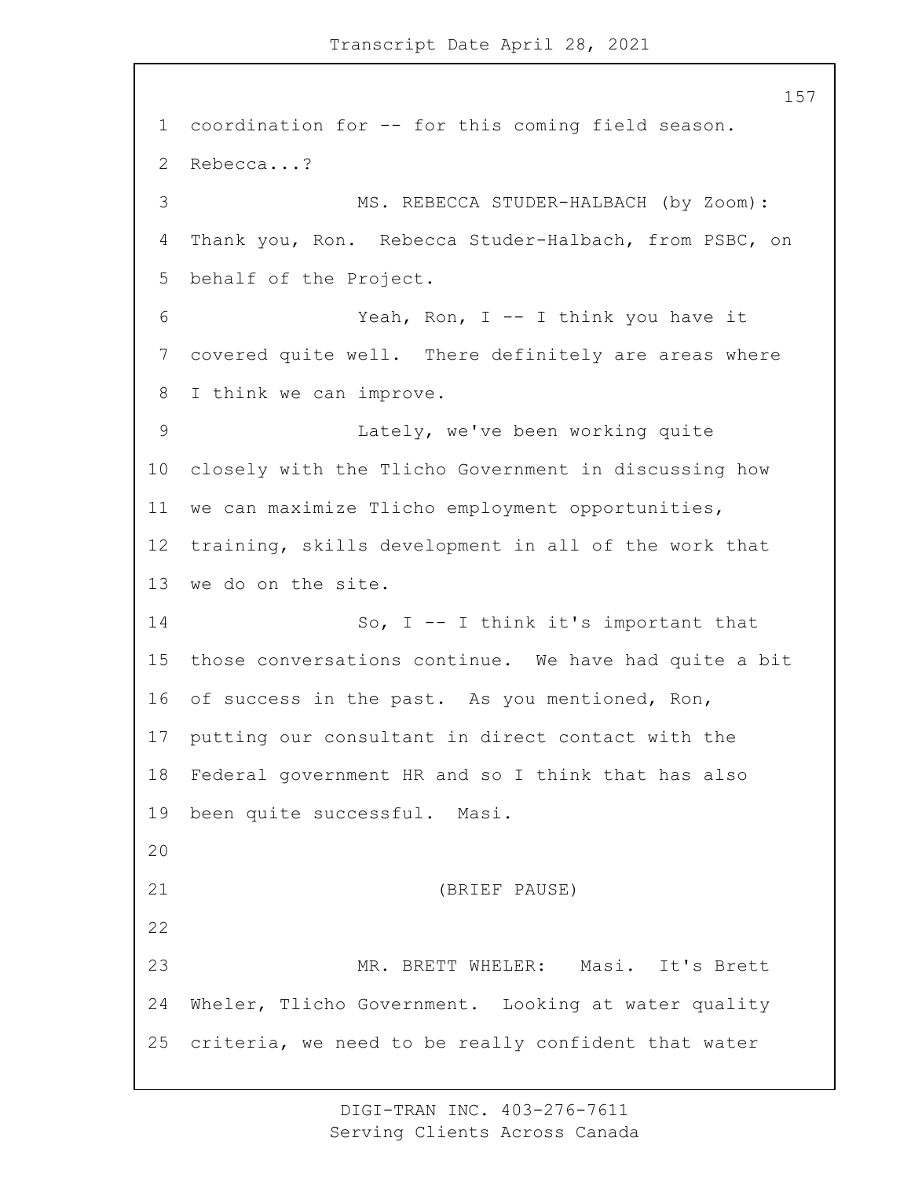coordination for -- for this coming field season. Rebecca...?

MS. REBECCA STUDER-HALBACH (by Zoom): Thank you, Ron. Rebecca Studer-Halbach, from PSBC, on behalf of the Project.

Yeah, Ron, I -- I think you have it covered quite well. There definitely are areas where I think we can improve.

Lately, we've been working quite closely with the Tlicho Government in discussing how we can maximize Tlicho employment opportunities, training, skills development in all of the work that we do on the site.

So, I -- I think it's important that those conversations continue. We have had quite a bit of success in the past. As you mentioned, Ron, putting our consultant in direct contact with the Federal government HR and so I think that has also been quite successful. Masi.

(BRIEF PAUSE)

MR. BRETT WHELER: Masi. It's Brett Wheler, Tlicho Government. Looking at water quality criteria, we need to be really confident that water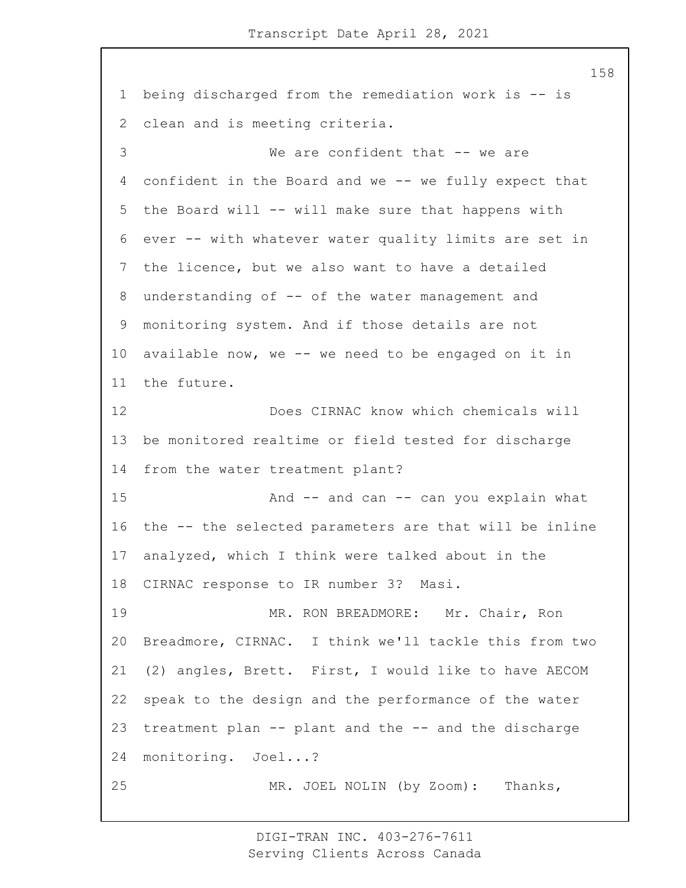being discharged from the remediation work is -- is clean and is meeting criteria.

We are confident that -- we are confident in the Board and we -- we fully expect that the Board will -- will make sure that happens with ever -- with whatever water quality limits are set in the licence, but we also want to have a detailed understanding of -- of the water management and monitoring system. And if those details are not available now, we -- we need to be engaged on it in the future.

Does CIRNAC know which chemicals will be monitored realtime or field tested for discharge from the water treatment plant?

And -- and can -- can you explain what the -- the selected parameters are that will be inline analyzed, which I think were talked about in the CIRNAC response to IR number 3? Masi.

MR. RON BREADMORE: Mr. Chair, Ron Breadmore, CIRNAC. I think we'll tackle this from two (2) angles, Brett. First, I would like to have AECOM speak to the design and the performance of the water treatment plan -- plant and the -- and the discharge monitoring. Joel...?

MR. JOEL NOLIN (by Zoom): Thanks,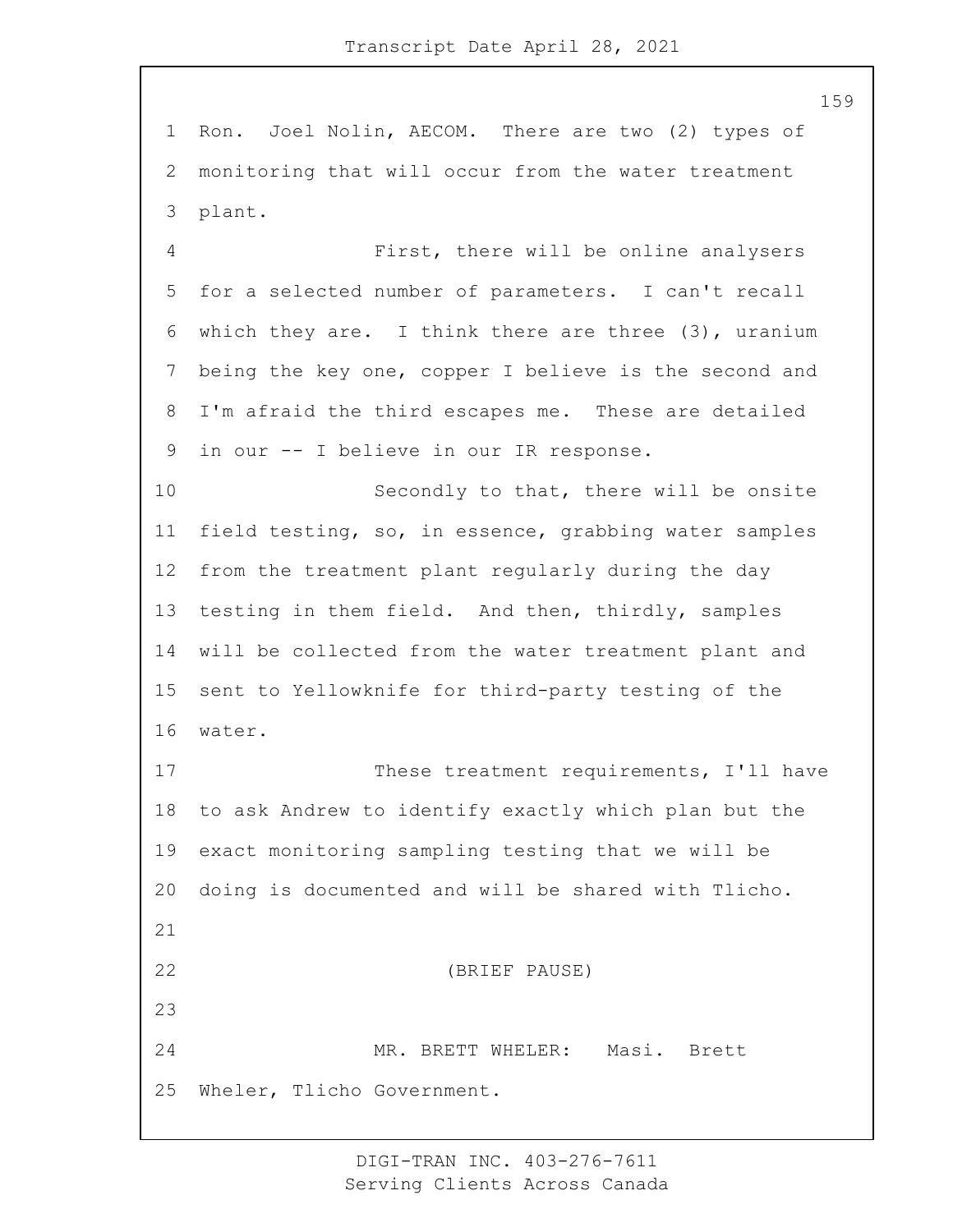Ron. Joel Nolin, AECOM. There are two (2) types of monitoring that will occur from the water treatment plant.

First, there will be online analysers for a selected number of parameters. I can't recall which they are. I think there are three (3), uranium being the key one, copper I believe is the second and I'm afraid the third escapes me. These are detailed in our -- I believe in our IR response.

Secondly to that, there will be onsite field testing, so, in essence, grabbing water samples from the treatment plant regularly during the day testing in them field. And then, thirdly, samples will be collected from the water treatment plant and sent to Yellowknife for third-party testing of the water.

These treatment requirements, I'll have to ask Andrew to identify exactly which plan but the exact monitoring sampling testing that we will be doing is documented and will be shared with Tlicho.

(BRIEF PAUSE)

MR. BRETT WHELER: Masi. Brett Wheler, Tlicho Government.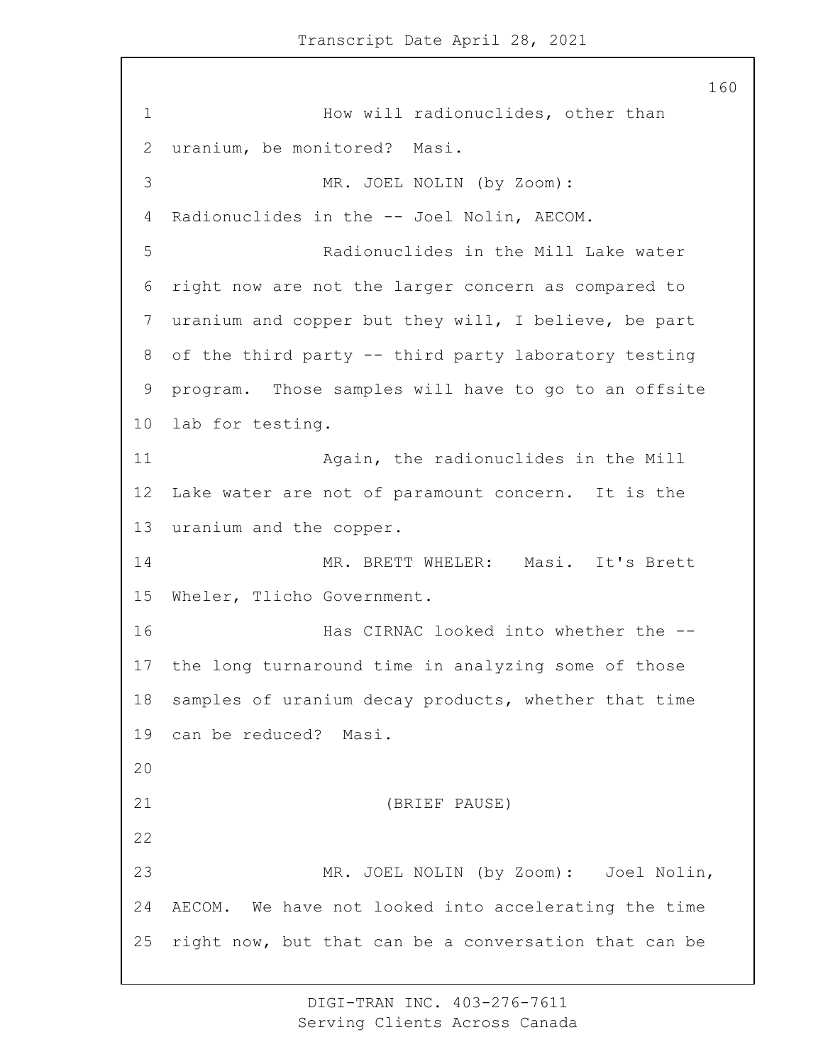How will radionuclides, other than uranium, be monitored? Masi.

MR. JOEL NOLIN (by Zoom): Radionuclides in the -- Joel Nolin, AECOM.

Radionuclides in the Mill Lake water right now are not the larger concern as compared to uranium and copper but they will, I believe, be part of the third party -- third party laboratory testing program. Those samples will have to go to an offsite lab for testing.

Again, the radionuclides in the Mill Lake water are not of paramount concern. It is the uranium and the copper.

MR. BRETT WHELER: Masi. It's Brett Wheler, Tlicho Government.

Has CIRNAC looked into whether the -- the long turnaround time in analyzing some of those samples of uranium decay products, whether that time can be reduced? Masi.

(BRIEF PAUSE)

MR. JOEL NOLIN (by Zoom): Joel Nolin, AECOM. We have not looked into accelerating the time right now, but that can be a conversation that can be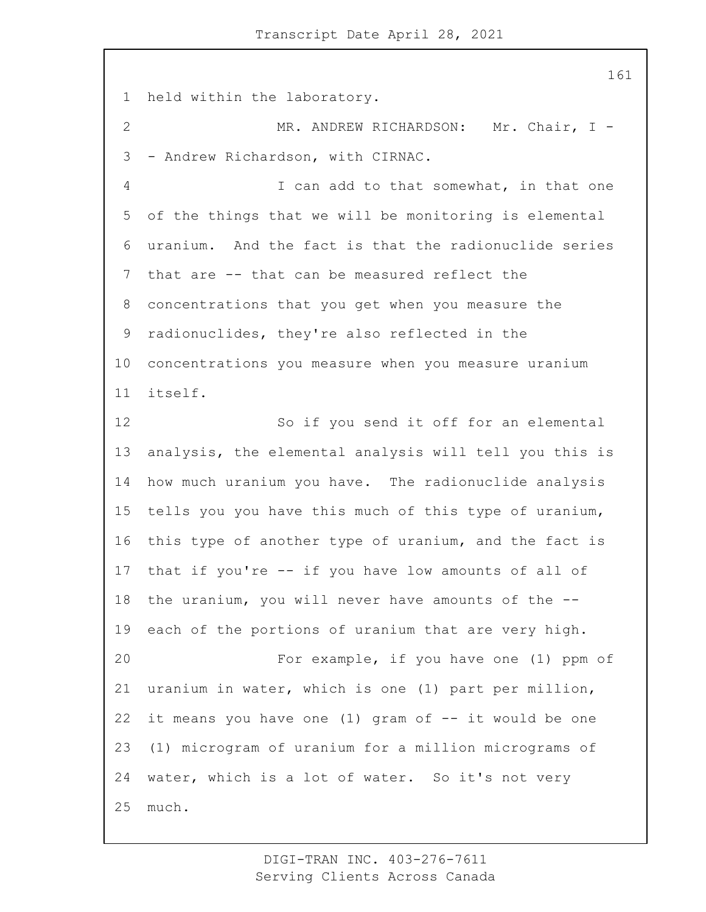held within the laboratory.

MR. ANDREW RICHARDSON: Mr. Chair, I -- Andrew Richardson, with CIRNAC.

I can add to that somewhat, in that one of the things that we will be monitoring is elemental uranium. And the fact is that the radionuclide series that are -- that can be measured reflect the concentrations that you get when you measure the radionuclides, they're also reflected in the concentrations you measure when you measure uranium itself.

So if you send it off for an elemental analysis, the elemental analysis will tell you this is how much uranium you have. The radionuclide analysis tells you you have this much of this type of uranium, this type of another type of uranium, and the fact is that if you're -- if you have low amounts of all of the uranium, you will never have amounts of the -- each of the portions of uranium that are very high.

For example, if you have one (1) ppm of uranium in water, which is one (1) part per million, it means you have one (1) gram of -- it would be one (1) microgram of uranium for a million micrograms of water, which is a lot of water. So it's not very much.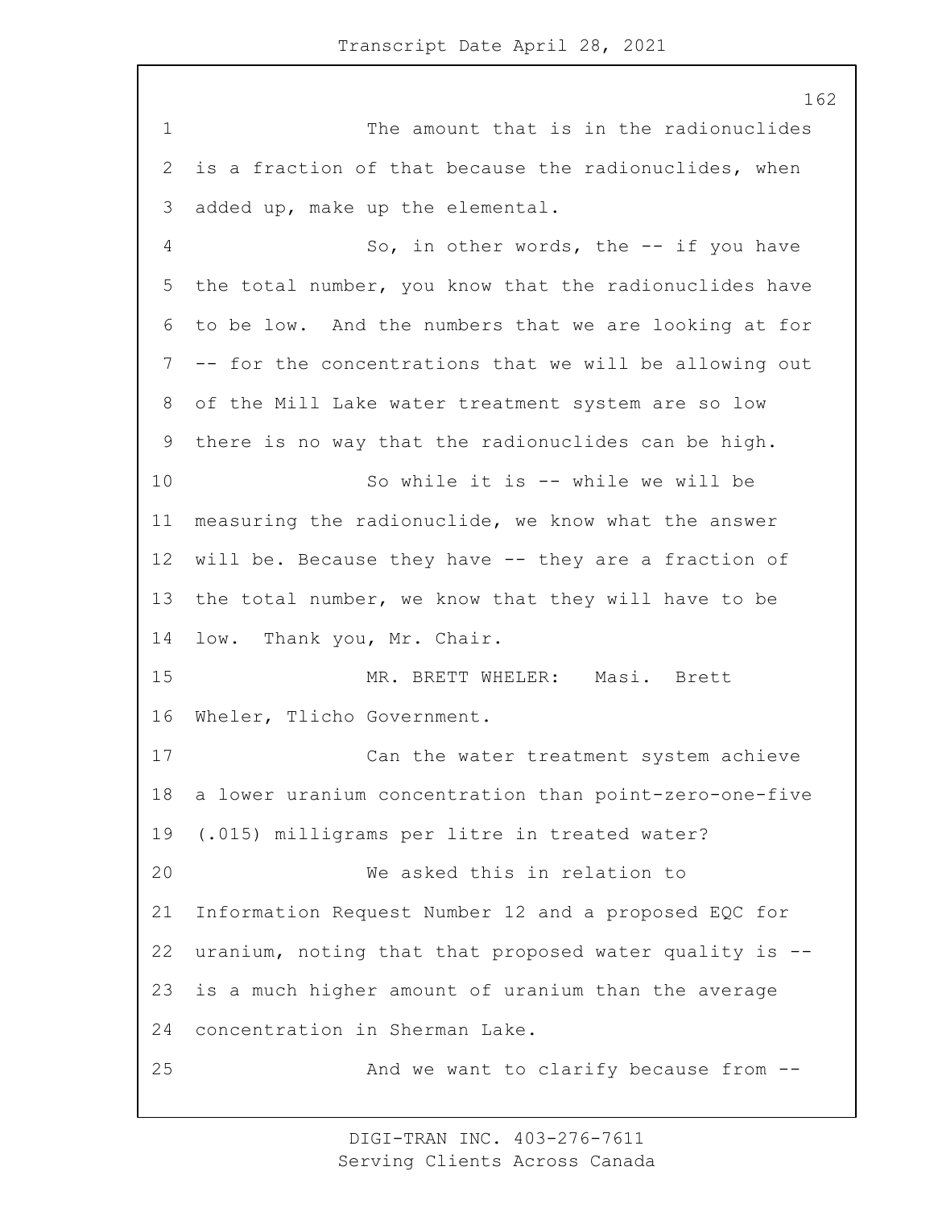The amount that is in the radionuclides is a fraction of that because the radionuclides, when added up, make up the elemental.

So, in other words, the -- if you have the total number, you know that the radionuclides have to be low. And the numbers that we are looking at for -- for the concentrations that we will be allowing out of the Mill Lake water treatment system are so low there is no way that the radionuclides can be high.

So while it is -- while we will be measuring the radionuclide, we know what the answer will be. Because they have -- they are a fraction of the total number, we know that they will have to be low. Thank you, Mr. Chair.

MR. BRETT WHELER: Masi. Brett Wheler, Tlicho Government.

Can the water treatment system achieve a lower uranium concentration than point-zero-one-five (.015) milligrams per litre in treated water?

We asked this in relation to Information Request Number 12 and a proposed EQC for uranium, noting that that proposed water quality is -- is a much higher amount of uranium than the average concentration in Sherman Lake.

And we want to clarify because from --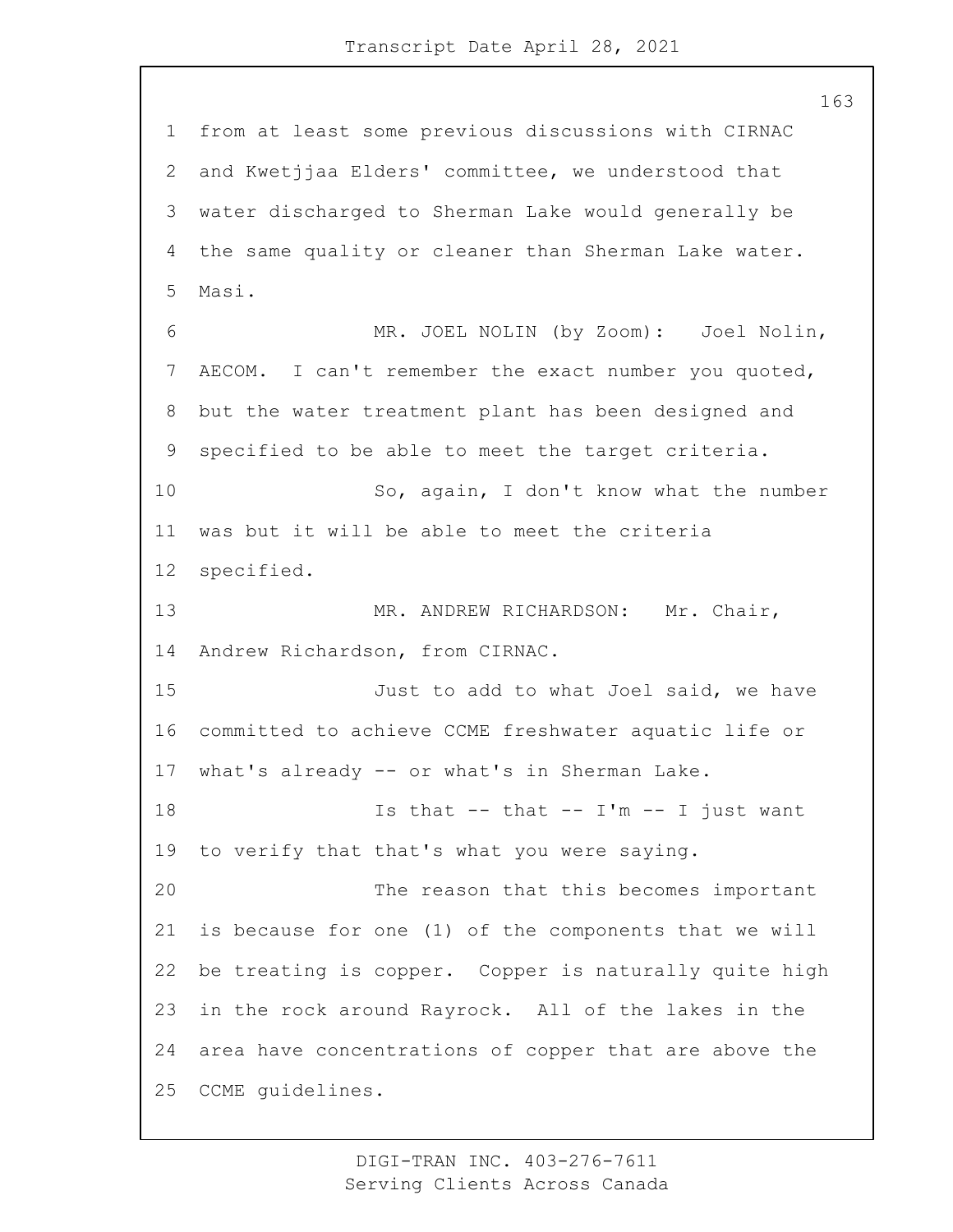from at least some previous discussions with CIRNAC and Kwetjjaa Elders' committee, we understood that water discharged to Sherman Lake would generally be the same quality or cleaner than Sherman Lake water. Masi.

MR. JOEL NOLIN (by Zoom): Joel Nolin, AECOM. I can't remember the exact number you quoted, but the water treatment plant has been designed and specified to be able to meet the target criteria.

So, again, I don't know what the number was but it will be able to meet the criteria specified.

MR. ANDREW RICHARDSON: Mr. Chair, Andrew Richardson, from CIRNAC.

Just to add to what Joel said, we have committed to achieve CCME freshwater aquatic life or what's already -- or what's in Sherman Lake.

Is that -- that -- I'm -- I just want to verify that that's what you were saying.

The reason that this becomes important is because for one (1) of the components that we will be treating is copper. Copper is naturally quite high in the rock around Rayrock. All of the lakes in the area have concentrations of copper that are above the CCME guidelines.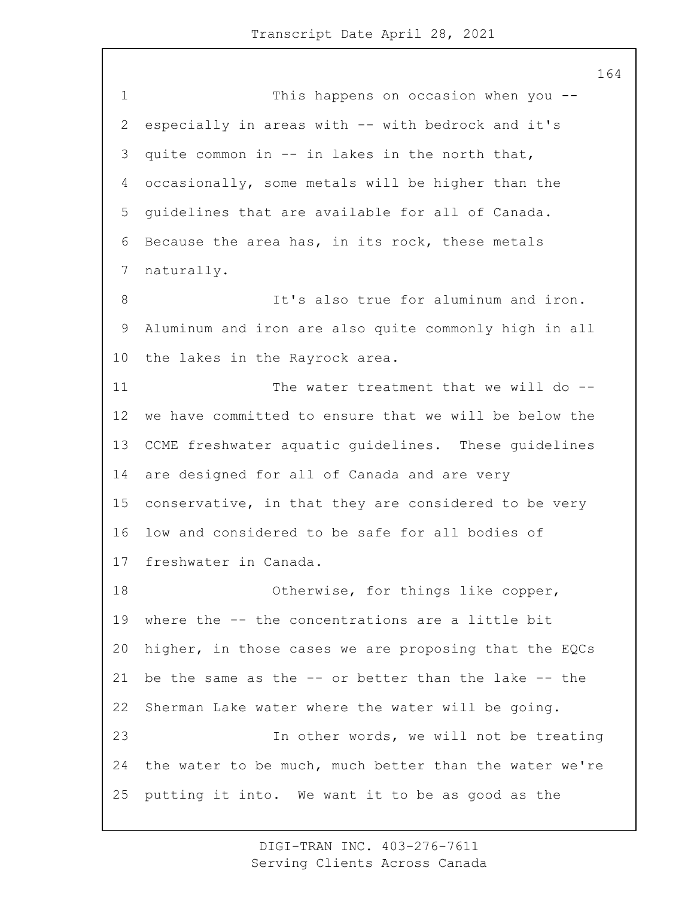This happens on occasion when you -- especially in areas with -- with bedrock and it's quite common in -- in lakes in the north that, occasionally, some metals will be higher than the guidelines that are available for all of Canada. Because the area has, in its rock, these metals naturally.

It's also true for aluminum and iron. Aluminum and iron are also quite commonly high in all the lakes in the Rayrock area.

The water treatment that we will do -- we have committed to ensure that we will be below the CCME freshwater aquatic guidelines. These guidelines are designed for all of Canada and are very conservative, in that they are considered to be very low and considered to be safe for all bodies of freshwater in Canada.

Otherwise, for things like copper, where the -- the concentrations are a little bit higher, in those cases we are proposing that the EQCs be the same as the -- or better than the lake -- the Sherman Lake water where the water will be going.

In other words, we will not be treating the water to be much, much better than the water we're putting it into. We want it to be as good as the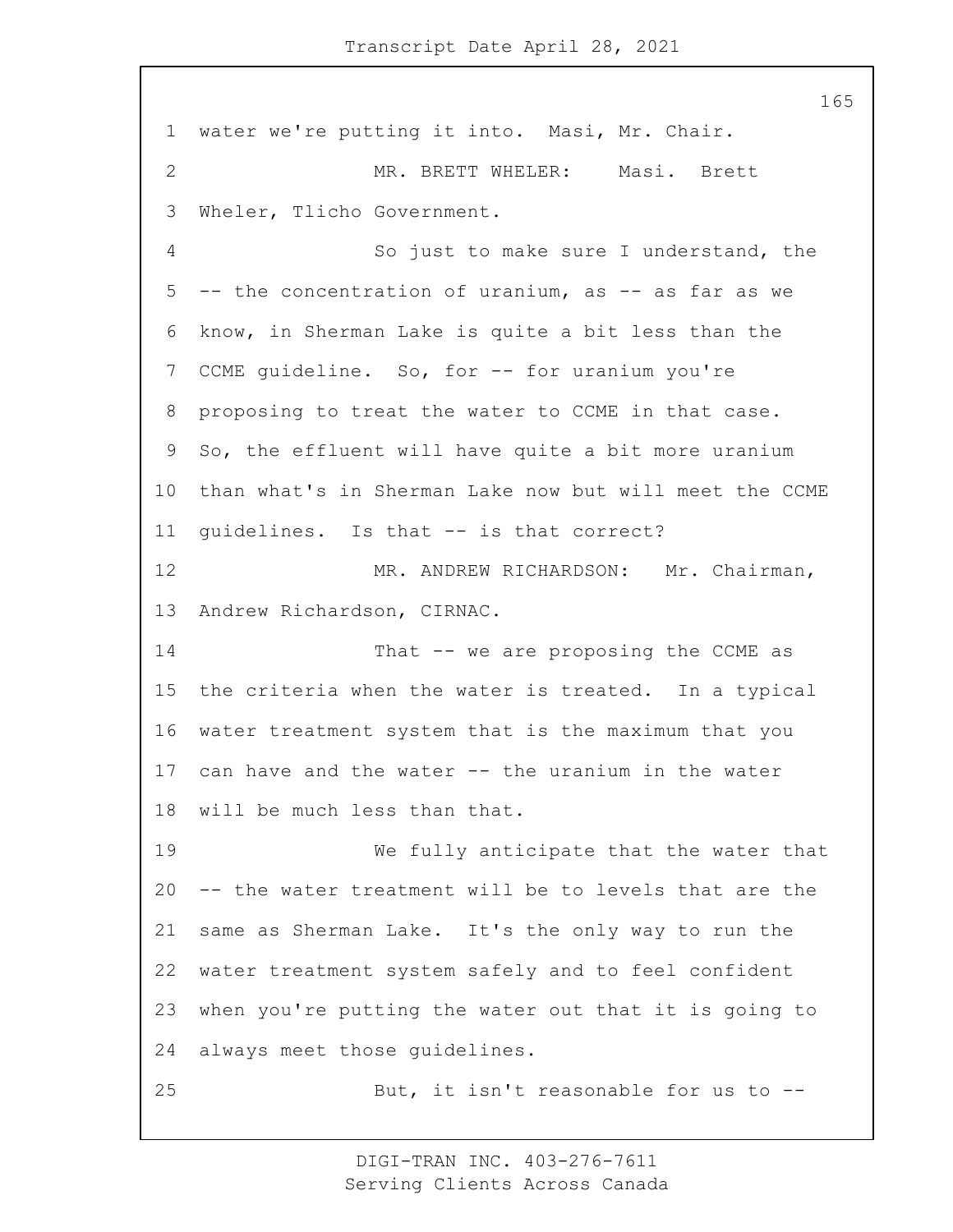water we're putting it into. Masi, Mr. Chair.

MR. BRETT WHELER: Masi. Brett Wheler, Tlicho Government.

So just to make sure I understand, the -- the concentration of uranium, as -- as far as we know, in Sherman Lake is quite a bit less than the CCME guideline. So, for -- for uranium you're proposing to treat the water to CCME in that case. So, the effluent will have quite a bit more uranium than what's in Sherman Lake now but will meet the CCME guidelines. Is that -- is that correct?

MR. ANDREW RICHARDSON: Mr. Chairman, Andrew Richardson, CIRNAC.

That -- we are proposing the CCME as the criteria when the water is treated. In a typical water treatment system that is the maximum that you can have and the water -- the uranium in the water will be much less than that.

We fully anticipate that the water that -- the water treatment will be to levels that are the same as Sherman Lake. It's the only way to run the water treatment system safely and to feel confident when you're putting the water out that it is going to always meet those guidelines.

But, it isn't reasonable for us to --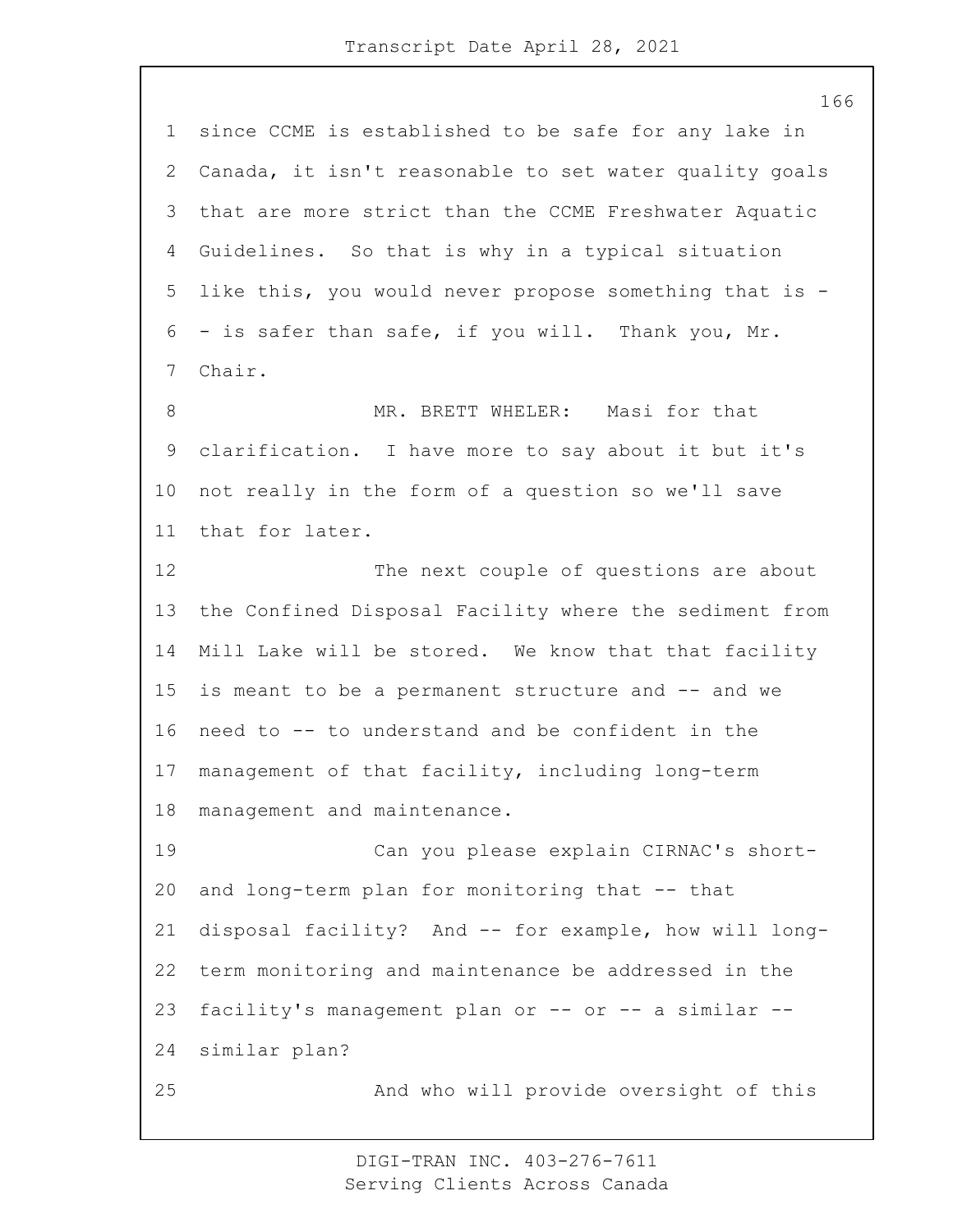since CCME is established to be safe for any lake in Canada, it isn't reasonable to set water quality goals that are more strict than the CCME Freshwater Aquatic Guidelines. So that is why in a typical situation like this, you would never propose something that is -- is safer than safe, if you will. Thank you, Mr. Chair.

MR. BRETT WHELER: Masi for that clarification. I have more to say about it but it's not really in the form of a question so we'll save that for later.

The next couple of questions are about the Confined Disposal Facility where the sediment from Mill Lake will be stored. We know that that facility is meant to be a permanent structure and -- and we need to -- to understand and be confident in the management of that facility, including long-term management and maintenance.

Can you please explain CIRNAC's short- and long-term plan for monitoring that -- that disposal facility? And -- for example, how will long-term monitoring and maintenance be addressed in the facility's management plan or -- or -- a similar -- similar plan?

And who will provide oversight of this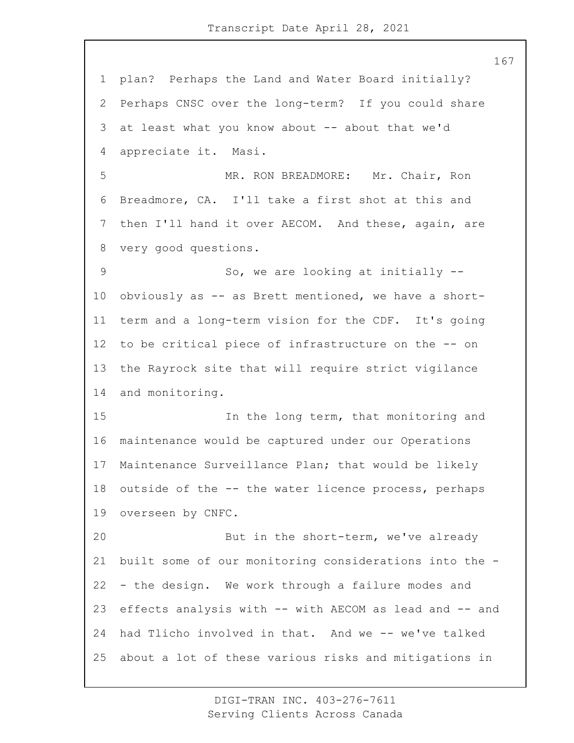plan? Perhaps the Land and Water Board initially? Perhaps CNSC over the long-term? If you could share at least what you know about -- about that we'd appreciate it. Masi.

MR. RON BREADMORE: Mr. Chair, Ron Breadmore, CA. I'll take a first shot at this and then I'll hand it over AECOM. And these, again, are very good questions.

So, we are looking at initially -- obviously as -- as Brett mentioned, we have a short-term and a long-term vision for the CDF. It's going to be critical piece of infrastructure on the -- on the Rayrock site that will require strict vigilance and monitoring.

In the long term, that monitoring and maintenance would be captured under our Operations Maintenance Surveillance Plan; that would be likely outside of the -- the water licence process, perhaps overseen by CNFC.

But in the short-term, we've already built some of our monitoring considerations into the -- the design. We work through a failure modes and effects analysis with -- with AECOM as lead and -- and had Tlicho involved in that. And we -- we've talked about a lot of these various risks and mitigations in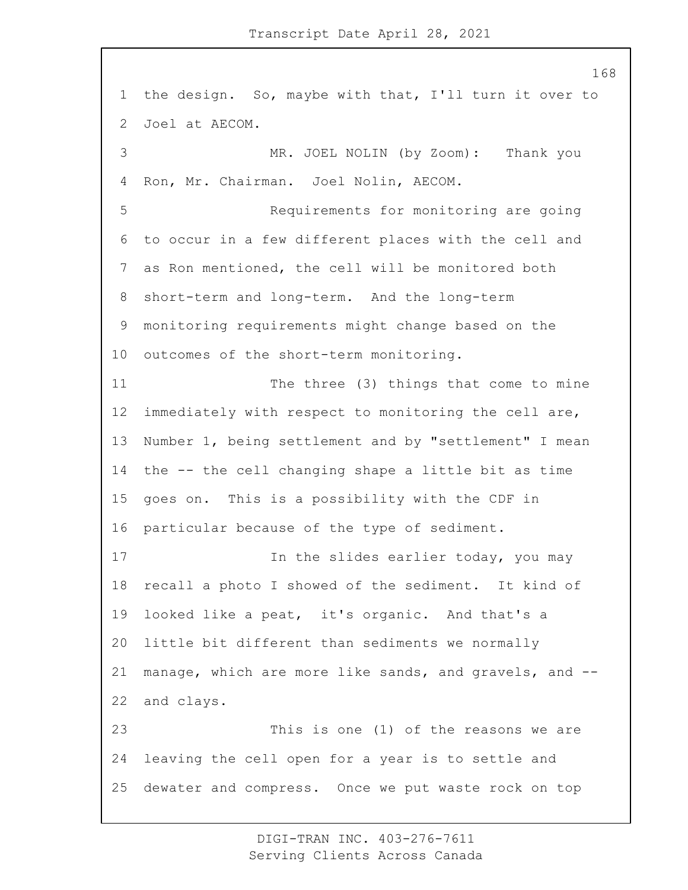the design. So, maybe with that, I'll turn it over to Joel at AECOM.

MR. JOEL NOLIN (by Zoom): Thank you Ron, Mr. Chairman. Joel Nolin, AECOM.

Requirements for monitoring are going to occur in a few different places with the cell and as Ron mentioned, the cell will be monitored both short-term and long-term. And the long-term monitoring requirements might change based on the outcomes of the short-term monitoring.

The three (3) things that come to mine immediately with respect to monitoring the cell are, Number 1, being settlement and by "settlement" I mean the -- the cell changing shape a little bit as time goes on. This is a possibility with the CDF in particular because of the type of sediment.

In the slides earlier today, you may recall a photo I showed of the sediment. It kind of looked like a peat, it's organic. And that's a little bit different than sediments we normally manage, which are more like sands, and gravels, and -- and clays.

This is one (1) of the reasons we are leaving the cell open for a year is to settle and dewater and compress. Once we put waste rock on top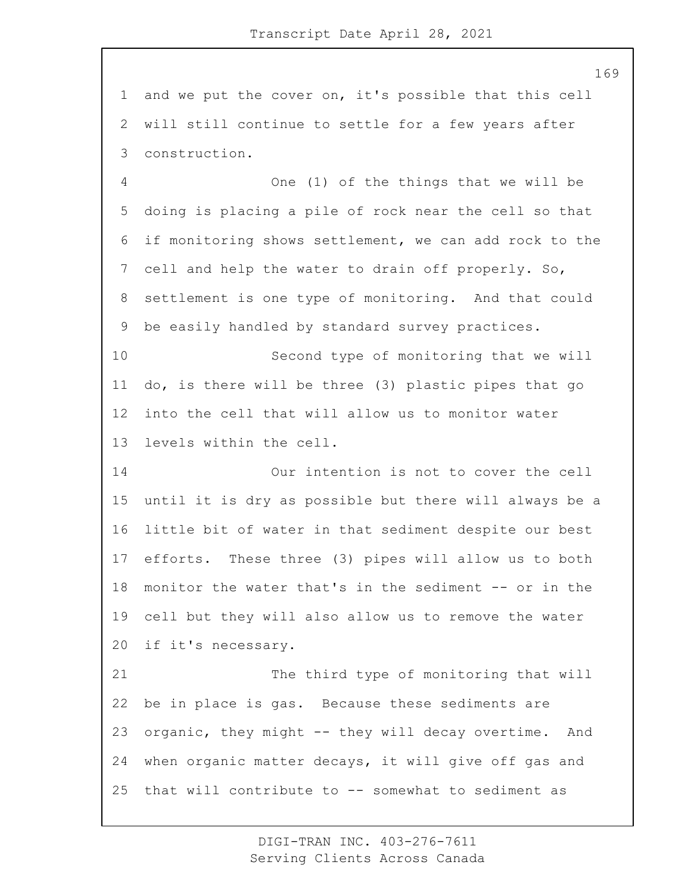and we put the cover on, it's possible that this cell will still continue to settle for a few years after construction.

One (1) of the things that we will be doing is placing a pile of rock near the cell so that if monitoring shows settlement, we can add rock to the cell and help the water to drain off properly. So, settlement is one type of monitoring. And that could be easily handled by standard survey practices.

Second type of monitoring that we will do, is there will be three (3) plastic pipes that go into the cell that will allow us to monitor water levels within the cell.

Our intention is not to cover the cell until it is dry as possible but there will always be a little bit of water in that sediment despite our best efforts. These three (3) pipes will allow us to both monitor the water that's in the sediment -- or in the cell but they will also allow us to remove the water if it's necessary.

The third type of monitoring that will be in place is gas. Because these sediments are organic, they might -- they will decay overtime. And when organic matter decays, it will give off gas and that will contribute to -- somewhat to sediment as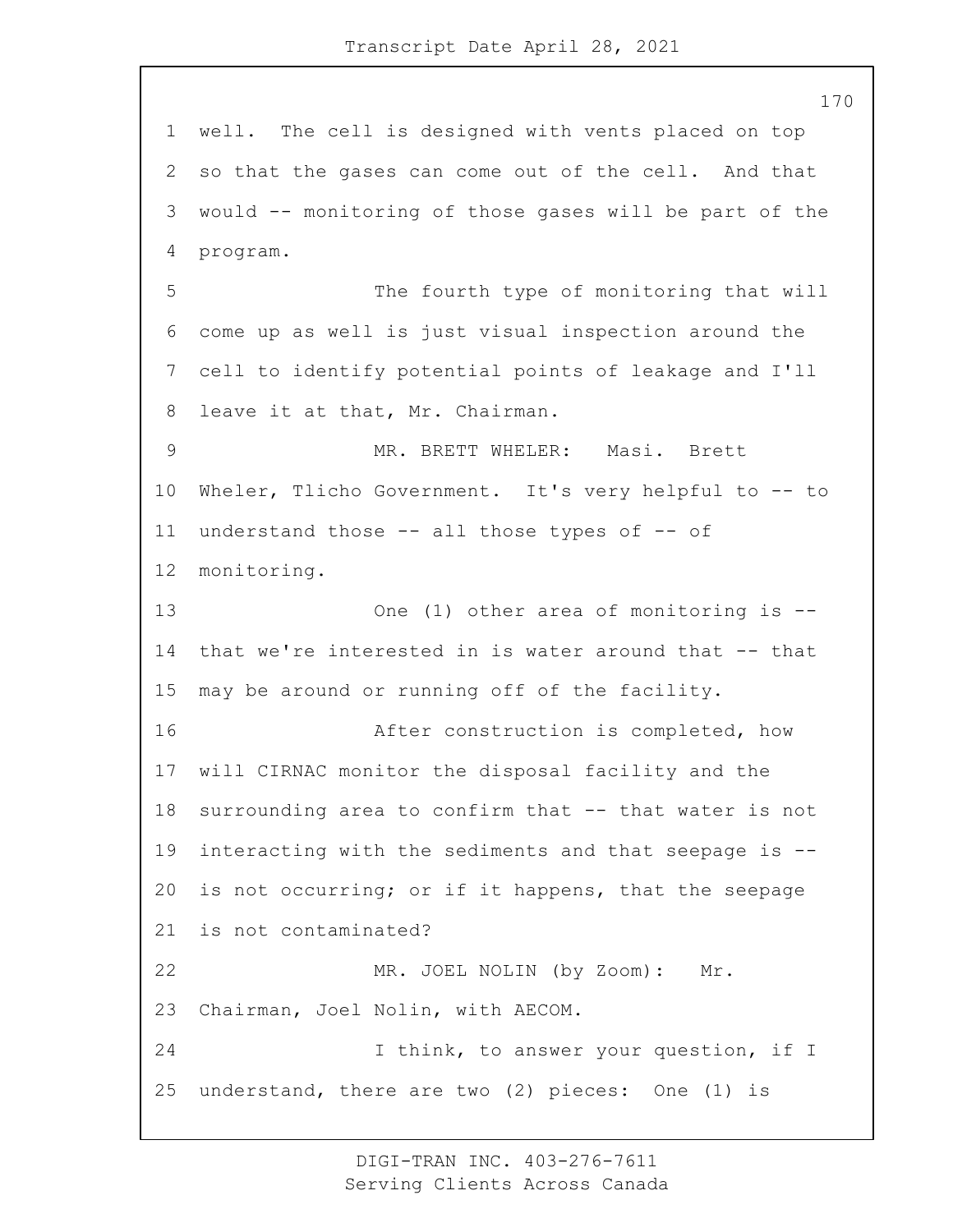well. The cell is designed with vents placed on top so that the gases can come out of the cell. And that would -- monitoring of those gases will be part of the program.

The fourth type of monitoring that will come up as well is just visual inspection around the cell to identify potential points of leakage and I'll leave it at that, Mr. Chairman.

MR. BRETT WHELER: Masi. Brett Wheler, Tlicho Government. It's very helpful to -- to understand those -- all those types of -- of monitoring.

One (1) other area of monitoring is -- that we're interested in is water around that -- that may be around or running off of the facility.

After construction is completed, how will CIRNAC monitor the disposal facility and the surrounding area to confirm that -- that water is not interacting with the sediments and that seepage is -- is not occurring; or if it happens, that the seepage is not contaminated?

MR. JOEL NOLIN (by Zoom): Mr. Chairman, Joel Nolin, with AECOM.

I think, to answer your question, if I understand, there are two (2) pieces: One (1) is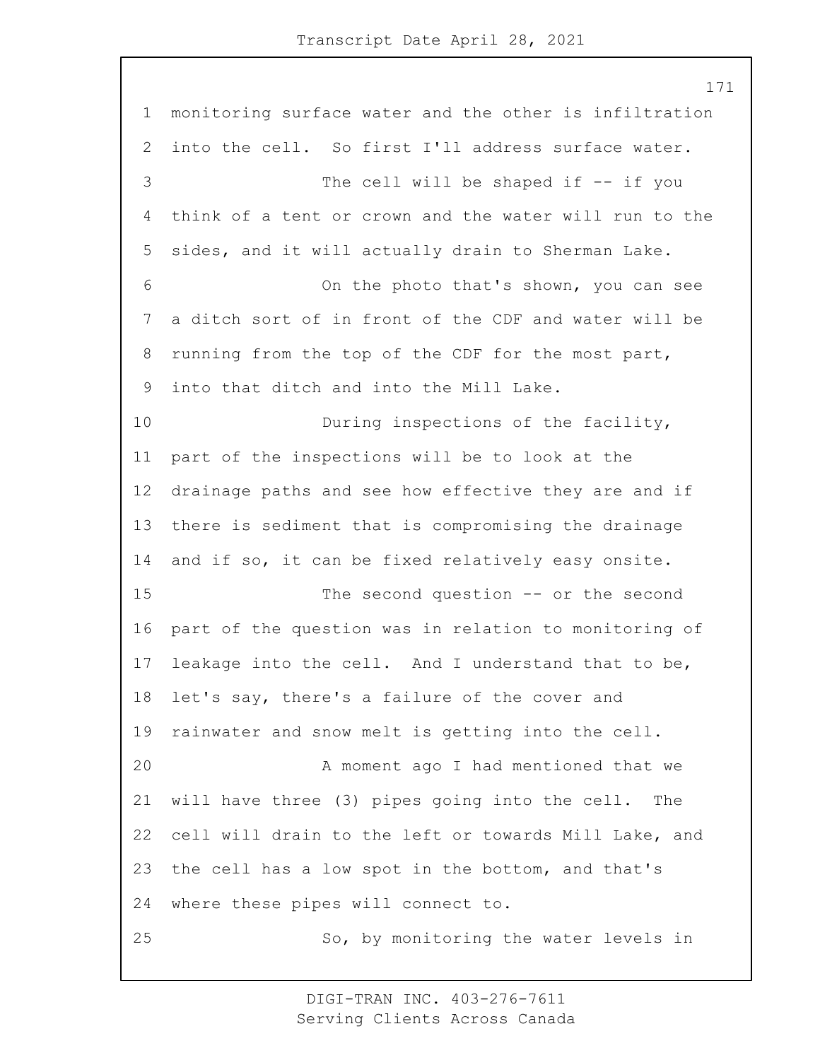monitoring surface water and the other is infiltration into the cell. So first I'll address surface water.

The cell will be shaped if -- if you think of a tent or crown and the water will run to the sides, and it will actually drain to Sherman Lake.

On the photo that's shown, you can see a ditch sort of in front of the CDF and water will be running from the top of the CDF for the most part, into that ditch and into the Mill Lake.

During inspections of the facility, part of the inspections will be to look at the drainage paths and see how effective they are and if there is sediment that is compromising the drainage and if so, it can be fixed relatively easy onsite.

The second question -- or the second part of the question was in relation to monitoring of leakage into the cell. And I understand that to be, let's say, there's a failure of the cover and rainwater and snow melt is getting into the cell.

A moment ago I had mentioned that we will have three (3) pipes going into the cell. The cell will drain to the left or towards Mill Lake, and the cell has a low spot in the bottom, and that's where these pipes will connect to.

So, by monitoring the water levels in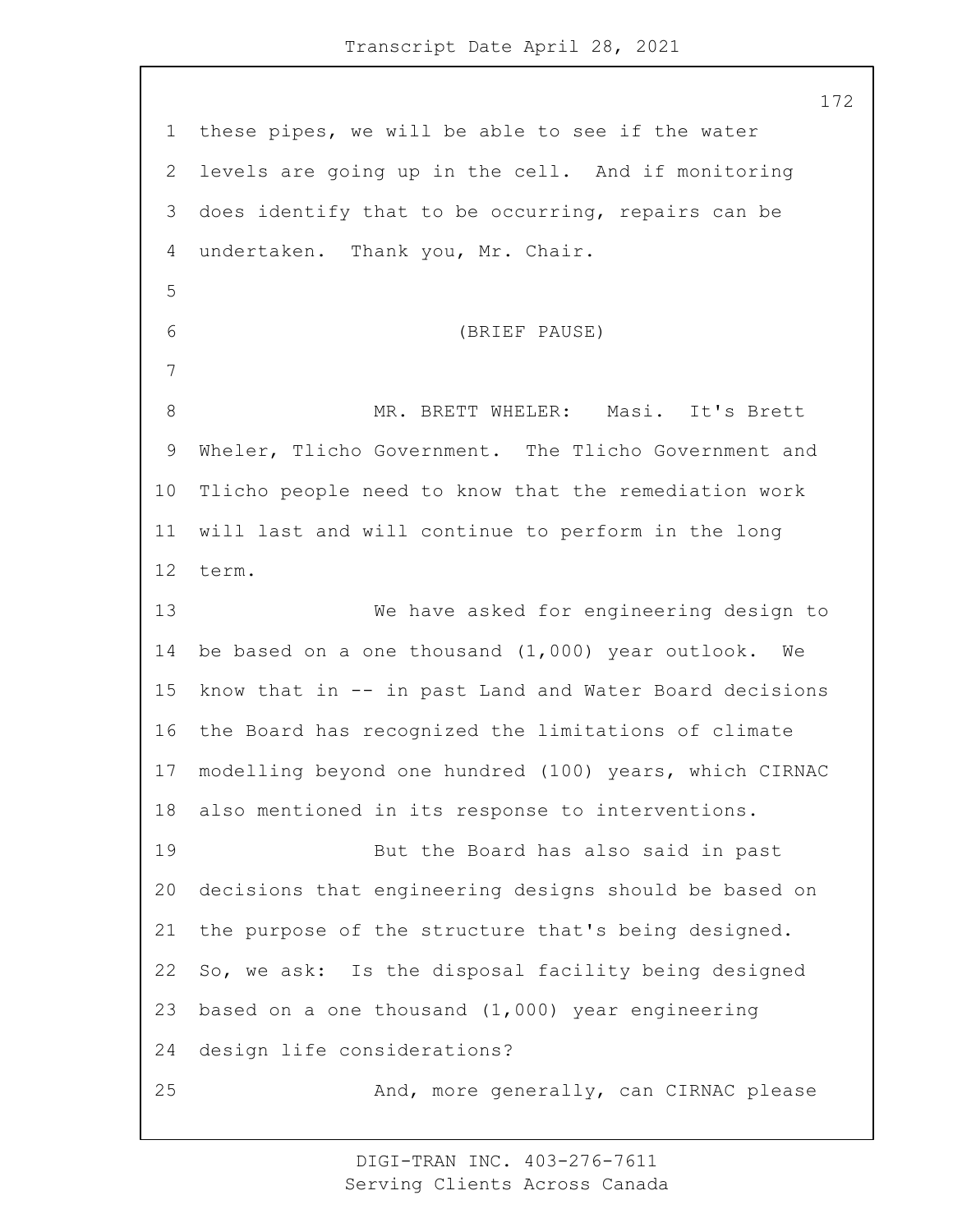these pipes, we will be able to see if the water levels are going up in the cell. And if monitoring does identify that to be occurring, repairs can be undertaken. Thank you, Mr. Chair.

(BRIEF PAUSE)

MR. BRETT WHELER: Masi. It's Brett Wheler, Tlicho Government. The Tlicho Government and Tlicho people need to know that the remediation work will last and will continue to perform in the long term.

We have asked for engineering design to be based on a one thousand (1,000) year outlook. We know that in -- in past Land and Water Board decisions the Board has recognized the limitations of climate modelling beyond one hundred (100) years, which CIRNAC also mentioned in its response to interventions.

But the Board has also said in past decisions that engineering designs should be based on the purpose of the structure that's being designed. So, we ask: Is the disposal facility being designed based on a one thousand (1,000) year engineering design life considerations?

And, more generally, can CIRNAC please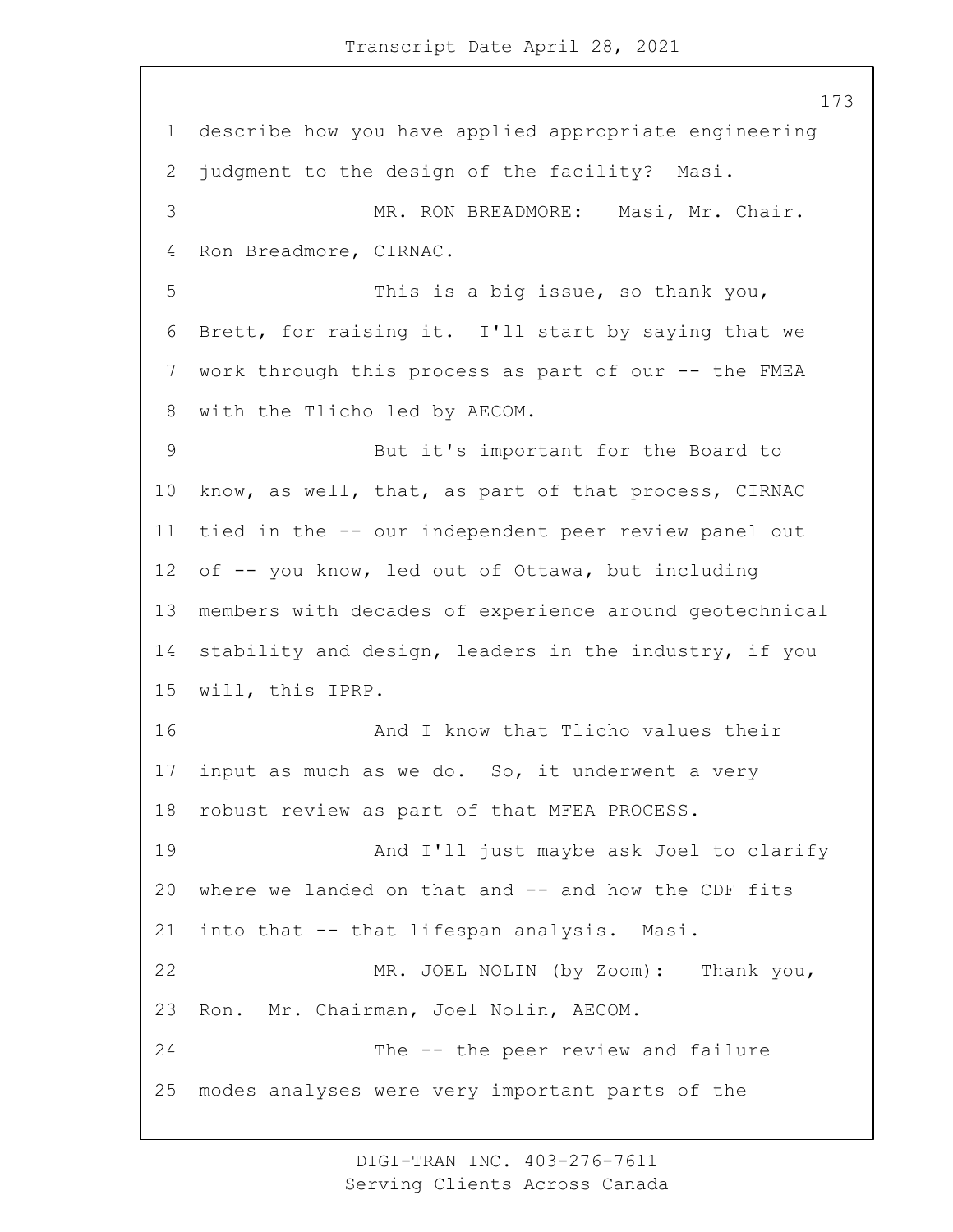describe how you have applied appropriate engineering judgment to the design of the facility? Masi.

MR. RON BREADMORE: Masi, Mr. Chair. Ron Breadmore, CIRNAC.

This is a big issue, so thank you, Brett, for raising it. I'll start by saying that we work through this process as part of our -- the FMEA with the Tlicho led by AECOM.

But it's important for the Board to know, as well, that, as part of that process, CIRNAC tied in the -- our independent peer review panel out of -- you know, led out of Ottawa, but including members with decades of experience around geotechnical stability and design, leaders in the industry, if you will, this IPRP.

And I know that Tlicho values their input as much as we do. So, it underwent a very robust review as part of that MFEA PROCESS.

And I'll just maybe ask Joel to clarify where we landed on that and -- and how the CDF fits into that -- that lifespan analysis. Masi.

MR. JOEL NOLIN (by Zoom): Thank you, Ron. Mr. Chairman, Joel Nolin, AECOM.

The -- the peer review and failure modes analyses were very important parts of the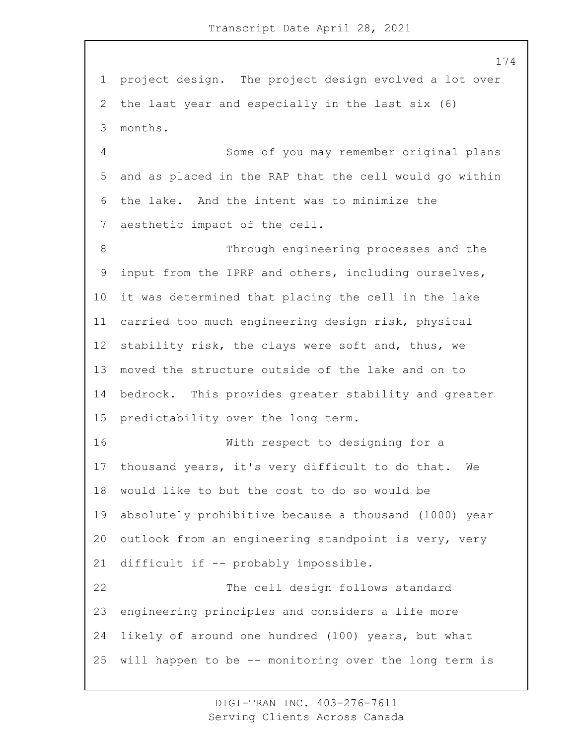project design. The project design evolved a lot over the last year and especially in the last six (6) months.

Some of you may remember original plans and as placed in the RAP that the cell would go within the lake. And the intent was to minimize the aesthetic impact of the cell.

Through engineering processes and the input from the IPRP and others, including ourselves, it was determined that placing the cell in the lake carried too much engineering design risk, physical stability risk, the clays were soft and, thus, we moved the structure outside of the lake and on to bedrock. This provides greater stability and greater predictability over the long term.

With respect to designing for a thousand years, it's very difficult to do that. We would like to but the cost to do so would be absolutely prohibitive because a thousand (1000) year outlook from an engineering standpoint is very, very difficult if -- probably impossible.

The cell design follows standard engineering principles and considers a life more likely of around one hundred (100) years, but what will happen to be -- monitoring over the long term is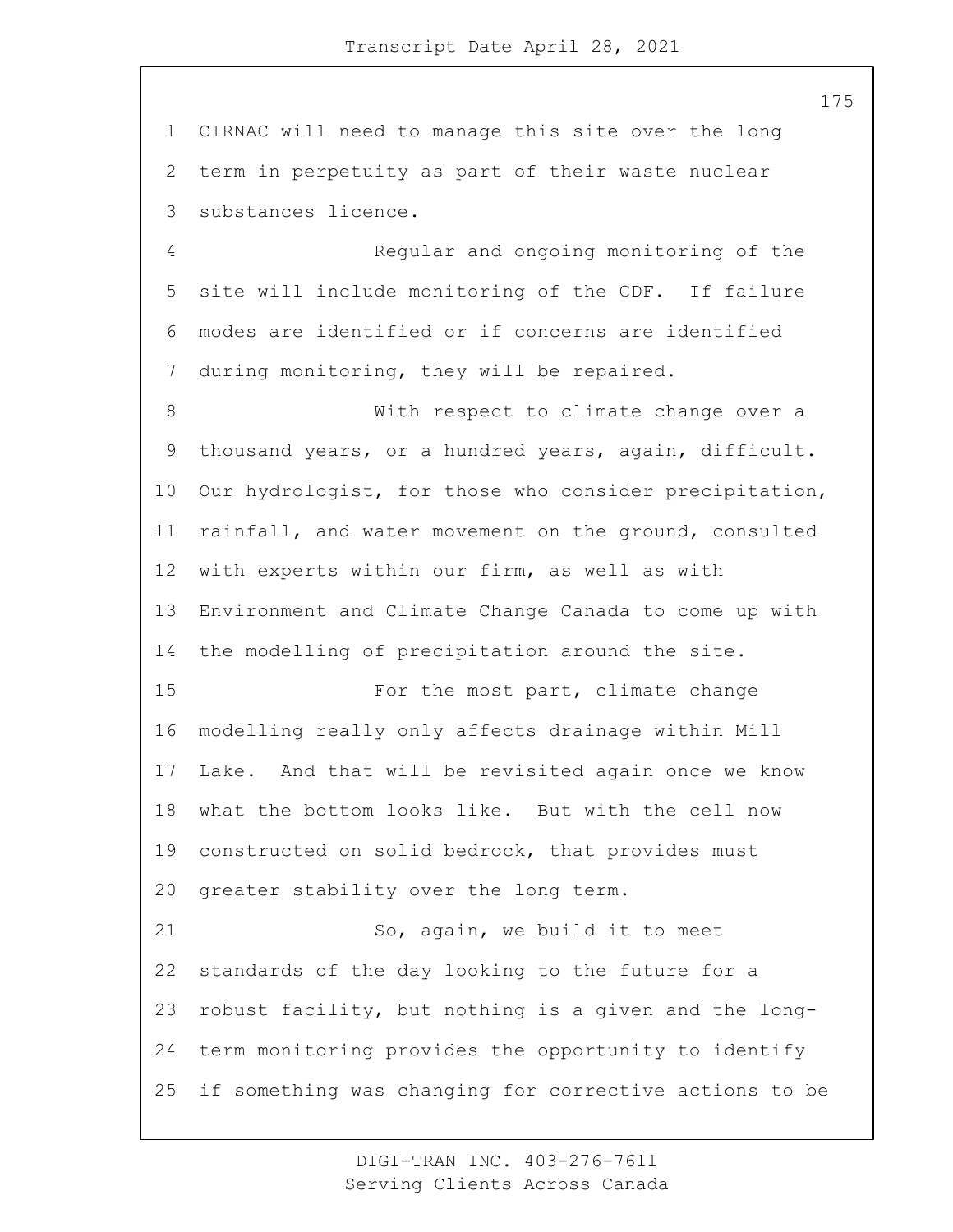CIRNAC will need to manage this site over the long term in perpetuity as part of their waste nuclear substances licence.

Regular and ongoing monitoring of the site will include monitoring of the CDF. If failure modes are identified or if concerns are identified during monitoring, they will be repaired.

With respect to climate change over a thousand years, or a hundred years, again, difficult. Our hydrologist, for those who consider precipitation, rainfall, and water movement on the ground, consulted with experts within our firm, as well as with Environment and Climate Change Canada to come up with the modelling of precipitation around the site.

For the most part, climate change modelling really only affects drainage within Mill Lake. And that will be revisited again once we know what the bottom looks like. But with the cell now constructed on solid bedrock, that provides must greater stability over the long term.

So, again, we build it to meet standards of the day looking to the future for a robust facility, but nothing is a given and the long-term monitoring provides the opportunity to identify if something was changing for corrective actions to be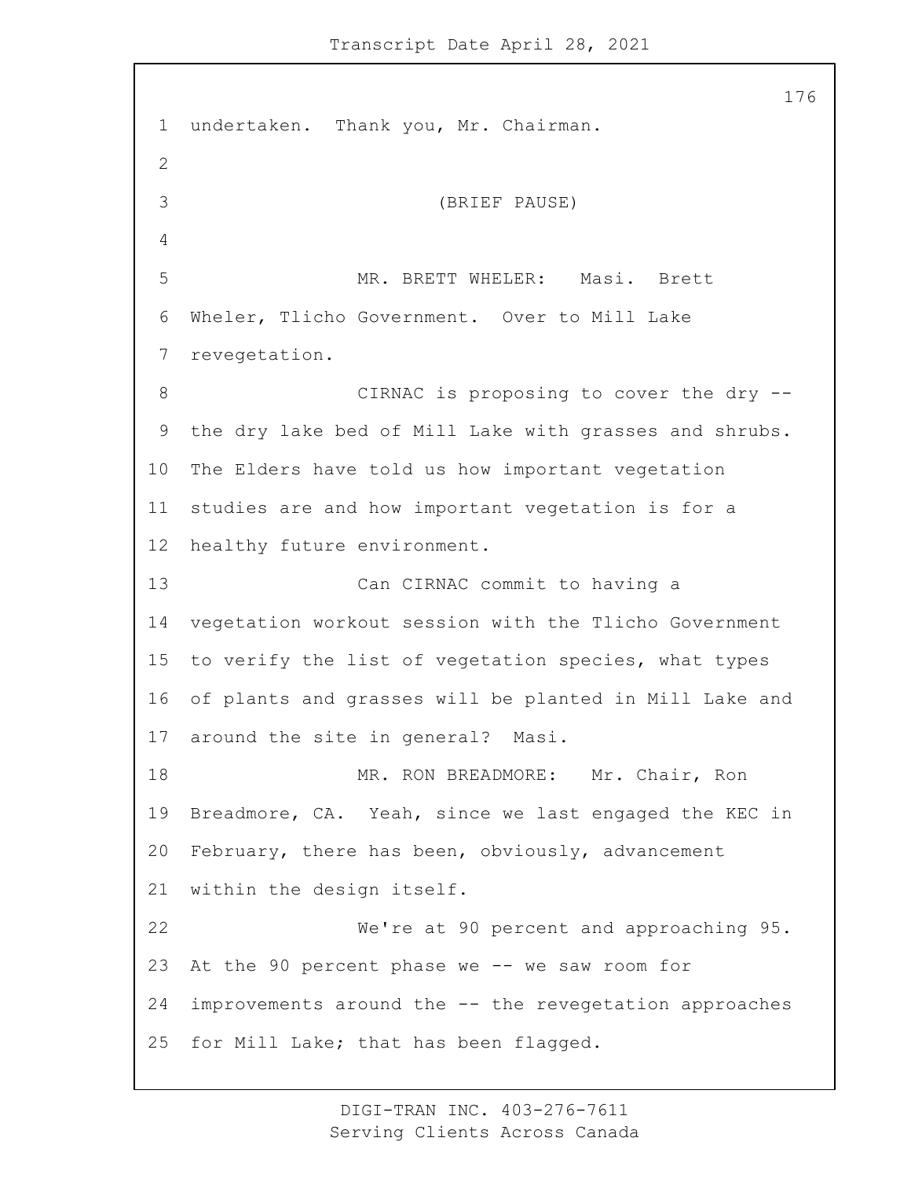undertaken. Thank you, Mr. Chairman.

(BRIEF PAUSE)

MR. BRETT WHELER: Masi. Brett Wheler, Tlicho Government. Over to Mill Lake revegetation.

CIRNAC is proposing to cover the dry -- the dry lake bed of Mill Lake with grasses and shrubs. The Elders have told us how important vegetation studies are and how important vegetation is for a healthy future environment.

Can CIRNAC commit to having a vegetation workout session with the Tlicho Government to verify the list of vegetation species, what types of plants and grasses will be planted in Mill Lake and around the site in general? Masi.

MR. RON BREADMORE: Mr. Chair, Ron Breadmore, CA. Yeah, since we last engaged the KEC in February, there has been, obviously, advancement within the design itself.

We're at 90 percent and approaching 95. At the 90 percent phase we -- we saw room for improvements around the -- the revegetation approaches for Mill Lake; that has been flagged.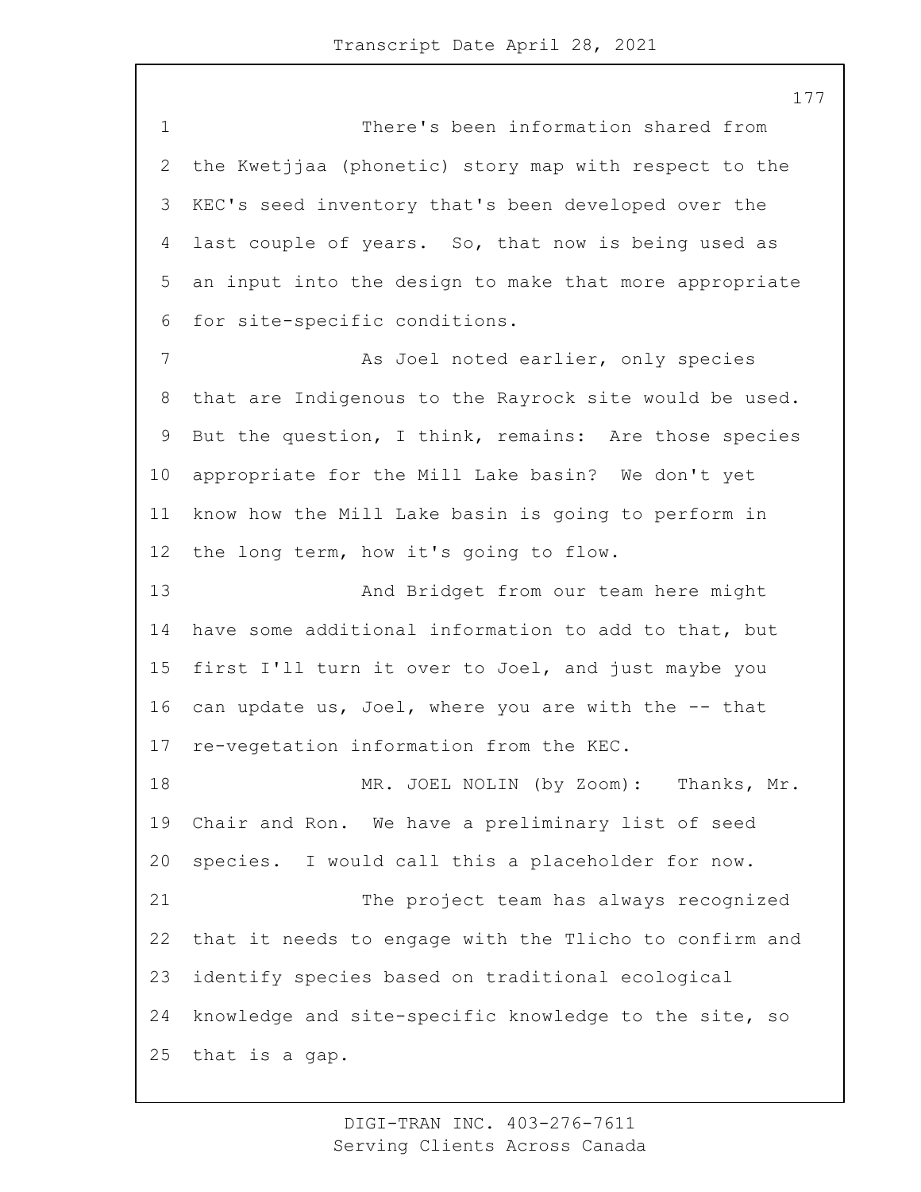There's been information shared from the Kwetjjaa (phonetic) story map with respect to the KEC's seed inventory that's been developed over the last couple of years. So, that now is being used as an input into the design to make that more appropriate for site-specific conditions.

As Joel noted earlier, only species that are Indigenous to the Rayrock site would be used. But the question, I think, remains: Are those species appropriate for the Mill Lake basin? We don't yet know how the Mill Lake basin is going to perform in the long term, how it's going to flow.

And Bridget from our team here might have some additional information to add to that, but first I'll turn it over to Joel, and just maybe you can update us, Joel, where you are with the -- that re-vegetation information from the KEC.

MR. JOEL NOLIN (by Zoom): Thanks, Mr. Chair and Ron. We have a preliminary list of seed species. I would call this a placeholder for now.

The project team has always recognized that it needs to engage with the Tlicho to confirm and identify species based on traditional ecological knowledge and site-specific knowledge to the site, so that is a gap.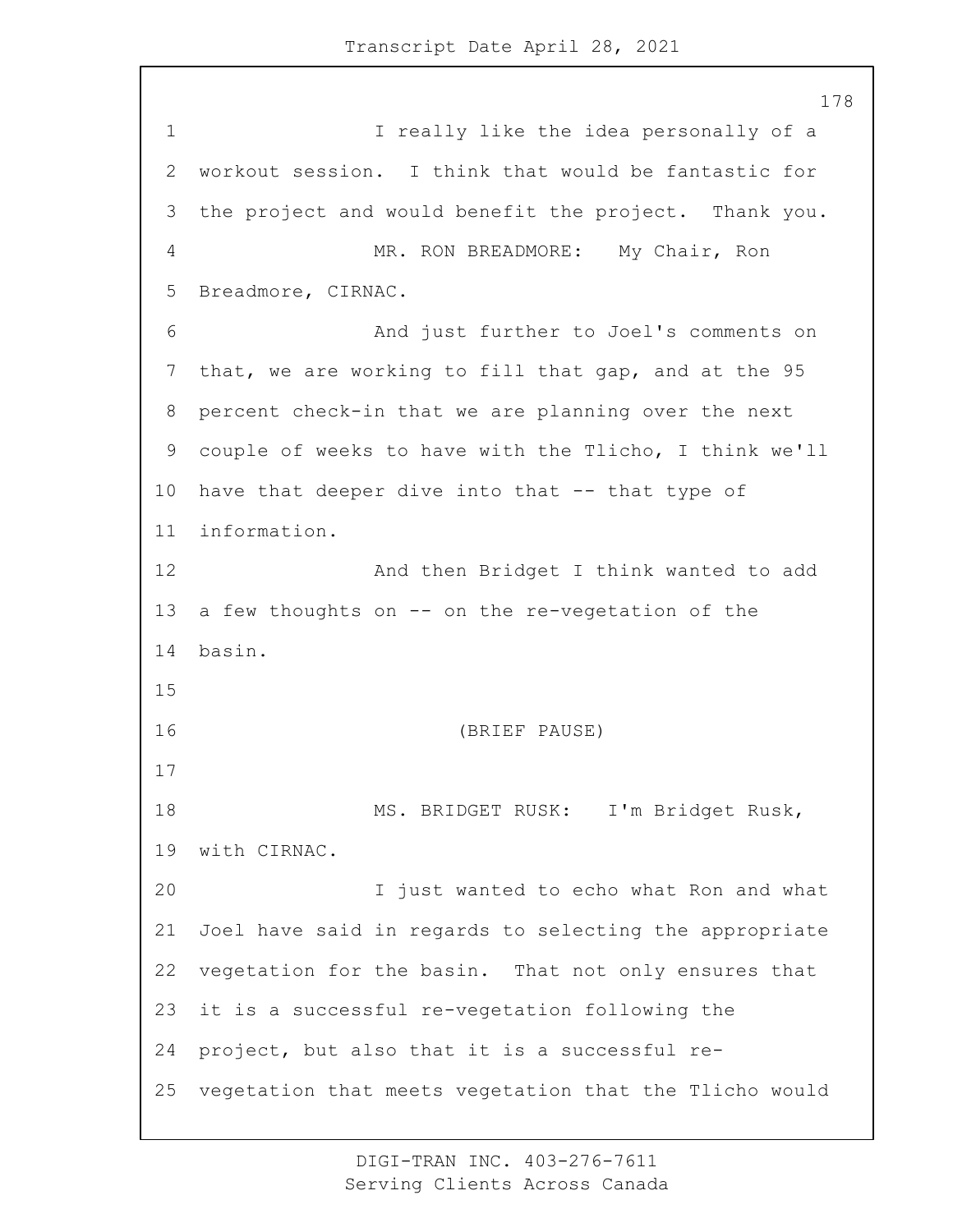I really like the idea personally of a workout session. I think that would be fantastic for the project and would benefit the project. Thank you.

MR. RON BREADMORE: My Chair, Ron Breadmore, CIRNAC.

And just further to Joel's comments on that, we are working to fill that gap, and at the 95 percent check-in that we are planning over the next couple of weeks to have with the Tlicho, I think we'll have that deeper dive into that -- that type of information.

And then Bridget I think wanted to add a few thoughts on -- on the re-vegetation of the basin.

(BRIEF PAUSE)

MS. BRIDGET RUSK: I'm Bridget Rusk, with CIRNAC.

I just wanted to echo what Ron and what Joel have said in regards to selecting the appropriate vegetation for the basin. That not only ensures that it is a successful re-vegetation following the project, but also that it is a successful re-vegetation that meets vegetation that the Tlicho would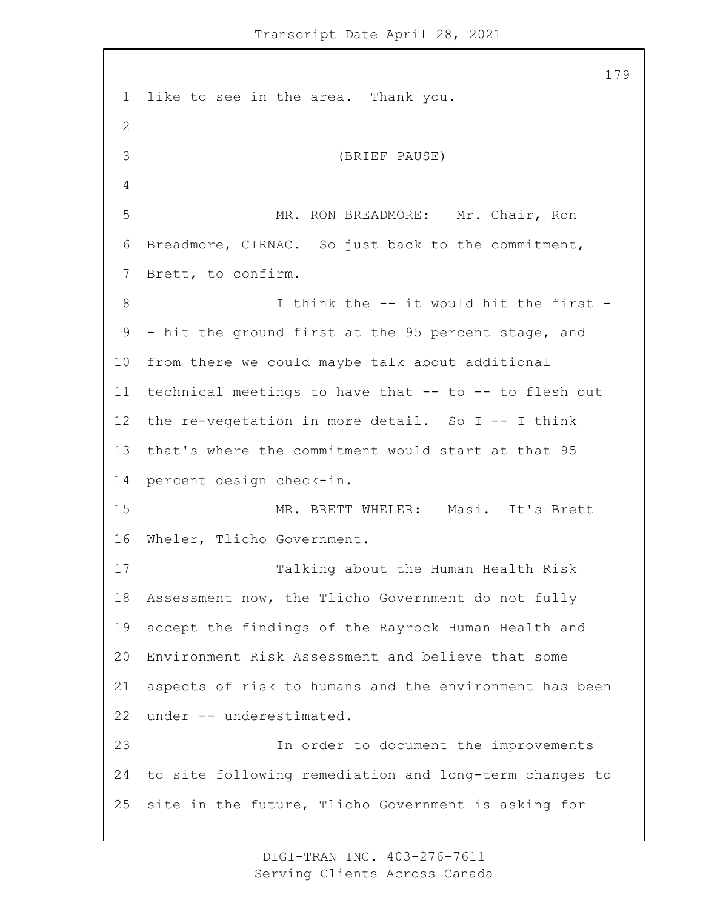like to see in the area. Thank you.

(BRIEF PAUSE)

MR. RON BREADMORE: Mr. Chair, Ron Breadmore, CIRNAC. So just back to the commitment, Brett, to confirm.

I think the -- it would hit the first - - hit the ground first at the 95 percent stage, and from there we could maybe talk about additional technical meetings to have that -- to -- to flesh out the re-vegetation in more detail. So I -- I think that's where the commitment would start at that 95 percent design check-in.

MR. BRETT WHELER: Masi. It's Brett Wheler, Tlicho Government.

Talking about the Human Health Risk Assessment now, the Tlicho Government do not fully accept the findings of the Rayrock Human Health and Environment Risk Assessment and believe that some aspects of risk to humans and the environment has been under -- underestimated.

In order to document the improvements to site following remediation and long-term changes to site in the future, Tlicho Government is asking for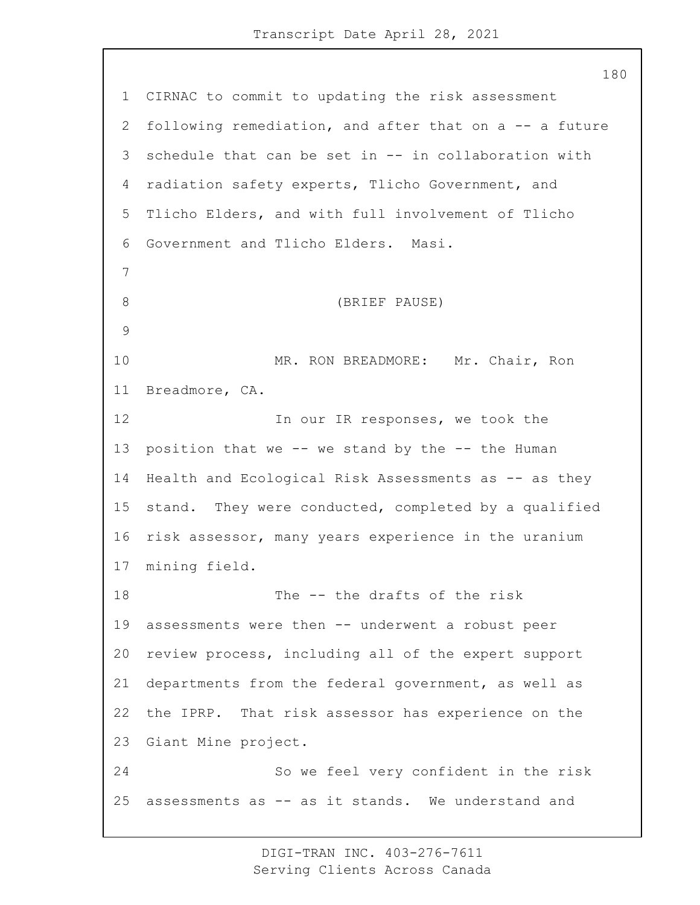CIRNAC to commit to updating the risk assessment following remediation, and after that on a -- a future schedule that can be set in -- in collaboration with radiation safety experts, Tlicho Government, and Tlicho Elders, and with full involvement of Tlicho Government and Tlicho Elders. Masi.

(BRIEF PAUSE)

MR. RON BREADMORE: Mr. Chair, Ron Breadmore, CA.

In our IR responses, we took the position that we -- we stand by the -- the Human Health and Ecological Risk Assessments as -- as they stand. They were conducted, completed by a qualified risk assessor, many years experience in the uranium mining field.

The -- the drafts of the risk assessments were then -- underwent a robust peer review process, including all of the expert support departments from the federal government, as well as the IPRP. That risk assessor has experience on the Giant Mine project.

So we feel very confident in the risk assessments as -- as it stands. We understand and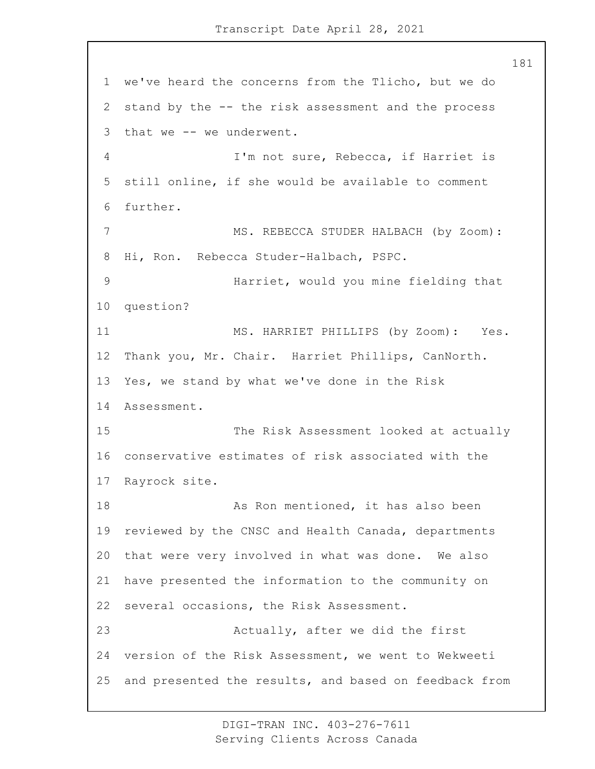we've heard the concerns from the Tlicho, but we do stand by the -- the risk assessment and the process that we -- we underwent.

I'm not sure, Rebecca, if Harriet is still online, if she would be available to comment further.

MS. REBECCA STUDER HALBACH (by Zoom): Hi, Ron. Rebecca Studer-Halbach, PSPC.

Harriet, would you mine fielding that question?

MS. HARRIET PHILLIPS (by Zoom): Yes. Thank you, Mr. Chair. Harriet Phillips, CanNorth. Yes, we stand by what we've done in the Risk Assessment.

The Risk Assessment looked at actually conservative estimates of risk associated with the Rayrock site.

As Ron mentioned, it has also been reviewed by the CNSC and Health Canada, departments that were very involved in what was done. We also have presented the information to the community on several occasions, the Risk Assessment.

Actually, after we did the first version of the Risk Assessment, we went to Wekweeti and presented the results, and based on feedback from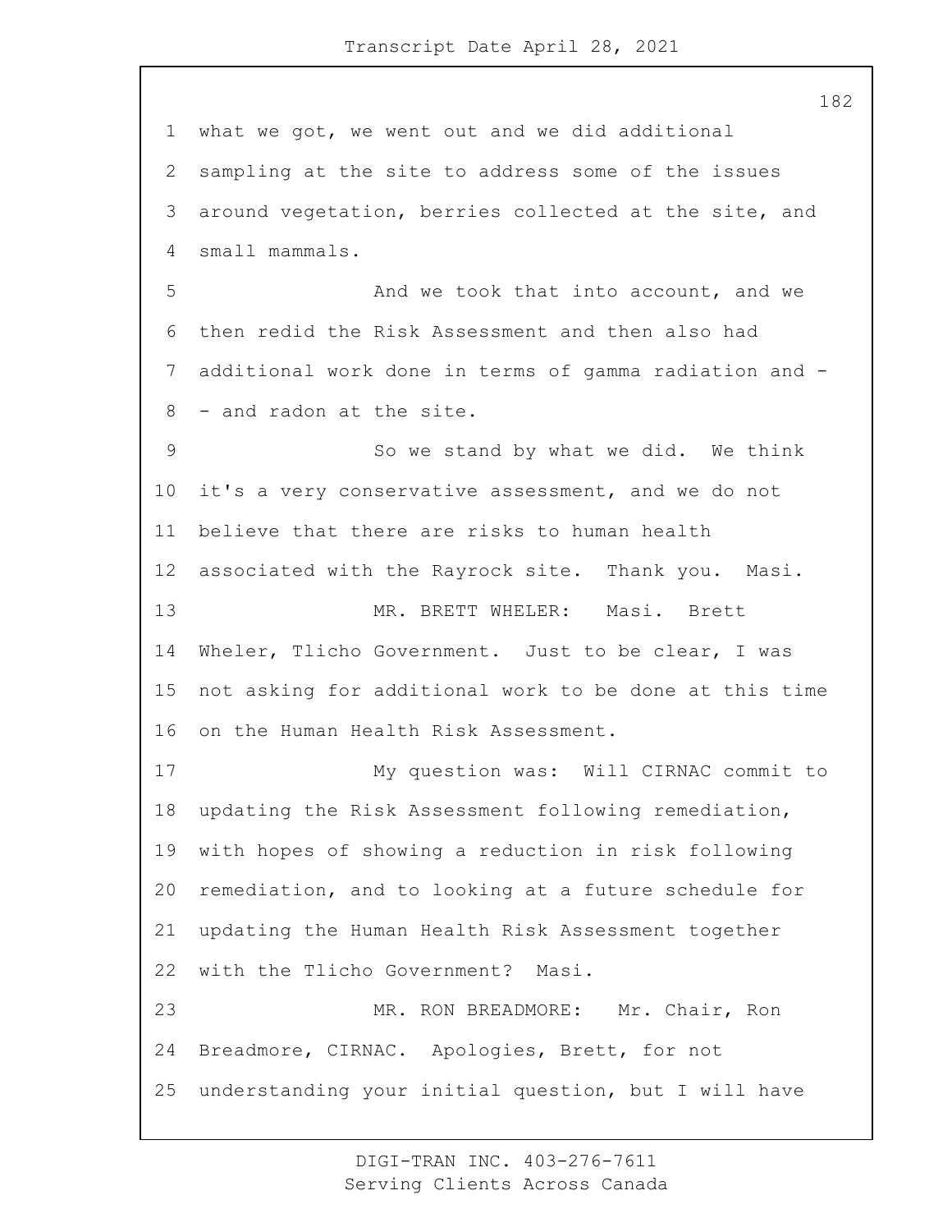what we got, we went out and we did additional sampling at the site to address some of the issues around vegetation, berries collected at the site, and small mammals.

And we took that into account, and we then redid the Risk Assessment and then also had additional work done in terms of gamma radiation and -- and radon at the site.

So we stand by what we did. We think it's a very conservative assessment, and we do not believe that there are risks to human health associated with the Rayrock site. Thank you. Masi.

MR. BRETT WHELER: Masi. Brett Wheler, Tlicho Government. Just to be clear, I was not asking for additional work to be done at this time on the Human Health Risk Assessment.

My question was: Will CIRNAC commit to updating the Risk Assessment following remediation, with hopes of showing a reduction in risk following remediation, and to looking at a future schedule for updating the Human Health Risk Assessment together with the Tlicho Government? Masi.

MR. RON BREADMORE: Mr. Chair, Ron Breadmore, CIRNAC. Apologies, Brett, for not understanding your initial question, but I will have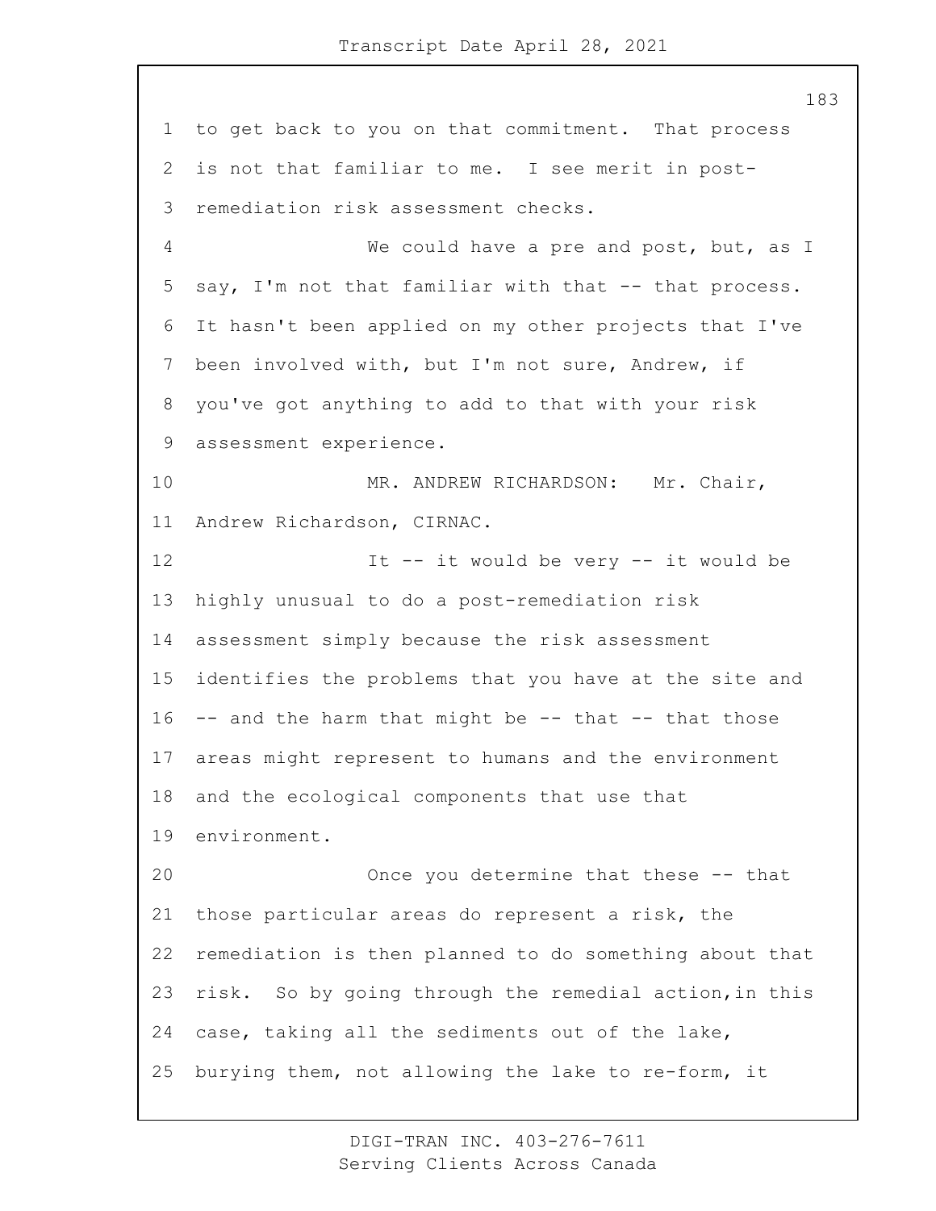to get back to you on that commitment. That process is not that familiar to me. I see merit in post-remediation risk assessment checks.

We could have a pre and post, but, as I say, I'm not that familiar with that -- that process. It hasn't been applied on my other projects that I've been involved with, but I'm not sure, Andrew, if you've got anything to add to that with your risk assessment experience.

MR. ANDREW RICHARDSON: Mr. Chair, Andrew Richardson, CIRNAC.

It -- it would be very -- it would be highly unusual to do a post-remediation risk assessment simply because the risk assessment identifies the problems that you have at the site and -- and the harm that might be -- that -- that those areas might represent to humans and the environment and the ecological components that use that environment.

Once you determine that these -- that those particular areas do represent a risk, the remediation is then planned to do something about that risk. So by going through the remedial action,in this case, taking all the sediments out of the lake, burying them, not allowing the lake to re-form, it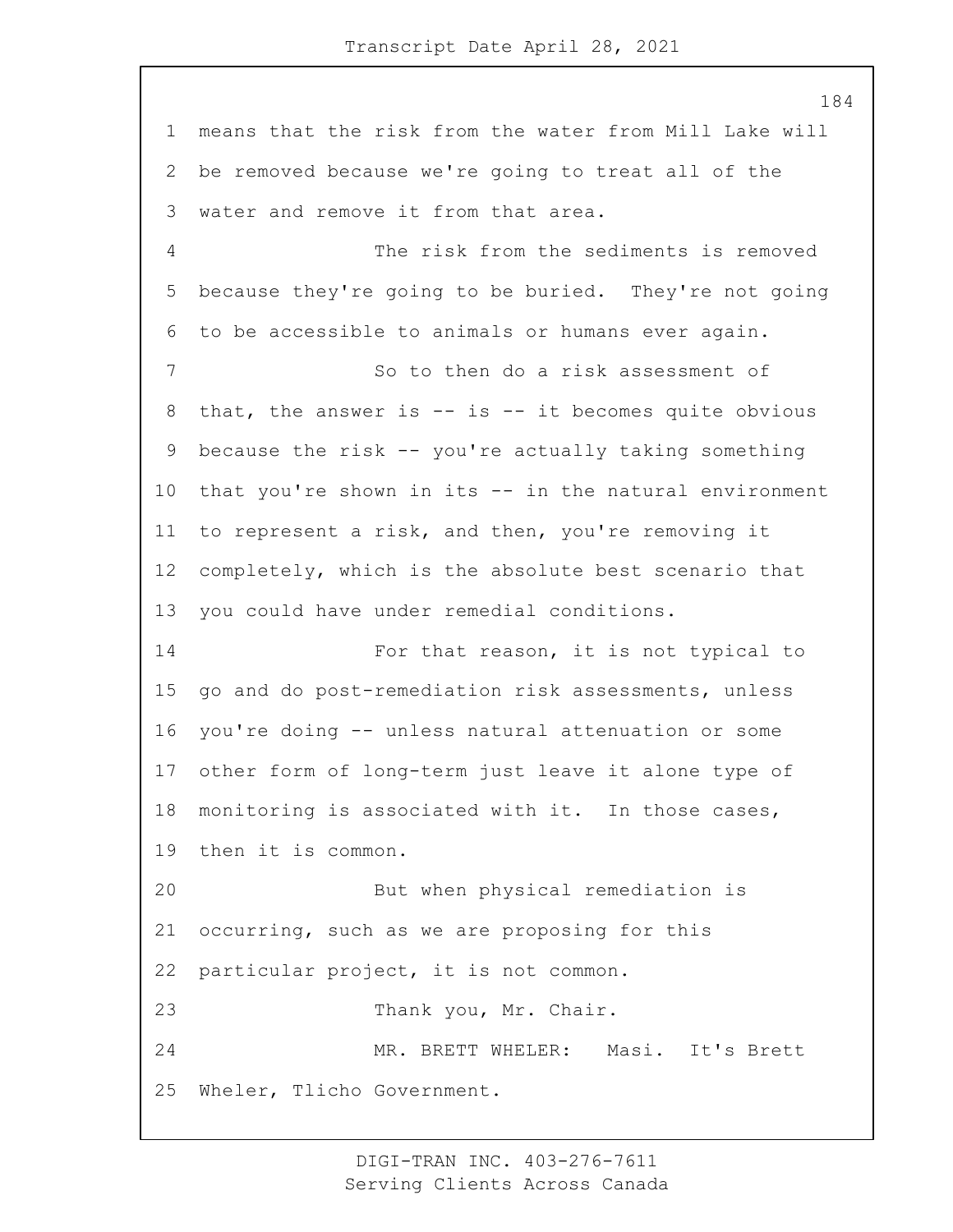means that the risk from the water from Mill Lake will be removed because we're going to treat all of the water and remove it from that area.

The risk from the sediments is removed because they're going to be buried. They're not going to be accessible to animals or humans ever again.

So to then do a risk assessment of that, the answer is -- is -- it becomes quite obvious because the risk -- you're actually taking something that you're shown in its -- in the natural environment to represent a risk, and then, you're removing it completely, which is the absolute best scenario that you could have under remedial conditions.

For that reason, it is not typical to go and do post-remediation risk assessments, unless you're doing -- unless natural attenuation or some other form of long-term just leave it alone type of monitoring is associated with it. In those cases, then it is common.

But when physical remediation is occurring, such as we are proposing for this particular project, it is not common.

Thank you, Mr. Chair.

MR. BRETT WHELER: Masi. It's Brett Wheler, Tlicho Government.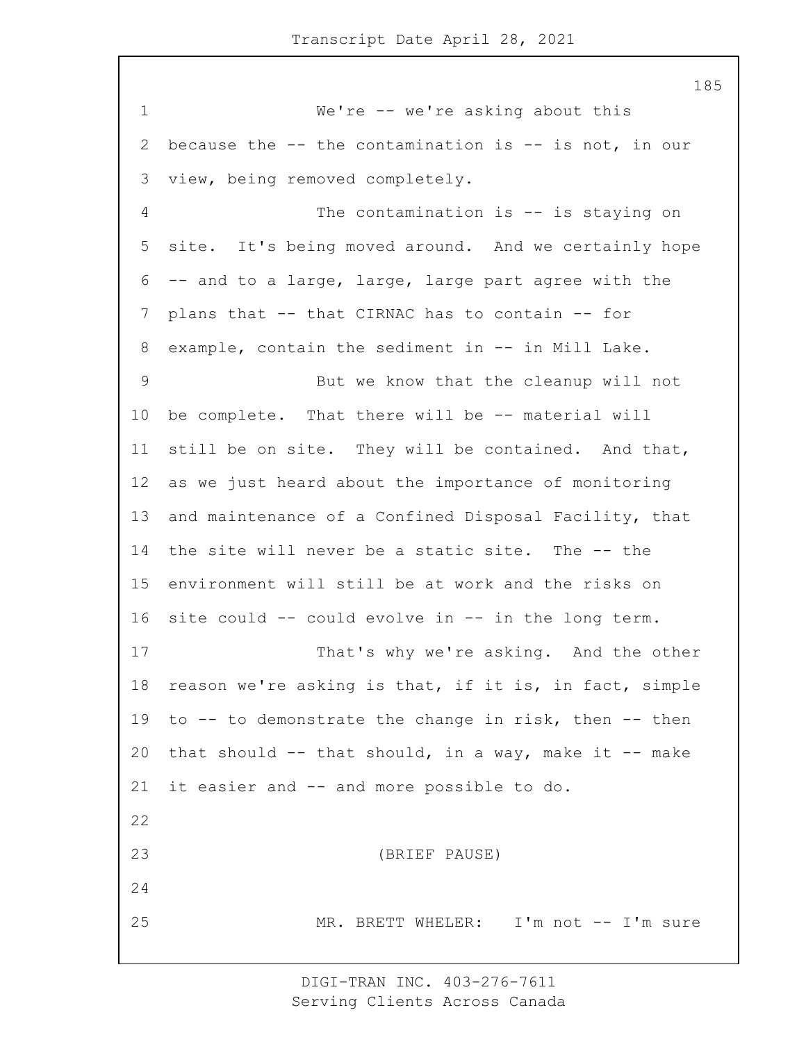We're -- we're asking about this because the -- the contamination is -- is not, in our view, being removed completely.

The contamination is -- is staying on site. It's being moved around. And we certainly hope -- and to a large, large, large part agree with the plans that -- that CIRNAC has to contain -- for example, contain the sediment in -- in Mill Lake.

But we know that the cleanup will not be complete. That there will be -- material will still be on site. They will be contained. And that, as we just heard about the importance of monitoring and maintenance of a Confined Disposal Facility, that the site will never be a static site. The -- the environment will still be at work and the risks on site could -- could evolve in -- in the long term.

That's why we're asking. And the other reason we're asking is that, if it is, in fact, simple to -- to demonstrate the change in risk, then -- then that should -- that should, in a way, make it -- make it easier and -- and more possible to do.

(BRIEF PAUSE)

MR. BRETT WHELER: I'm not -- I'm sure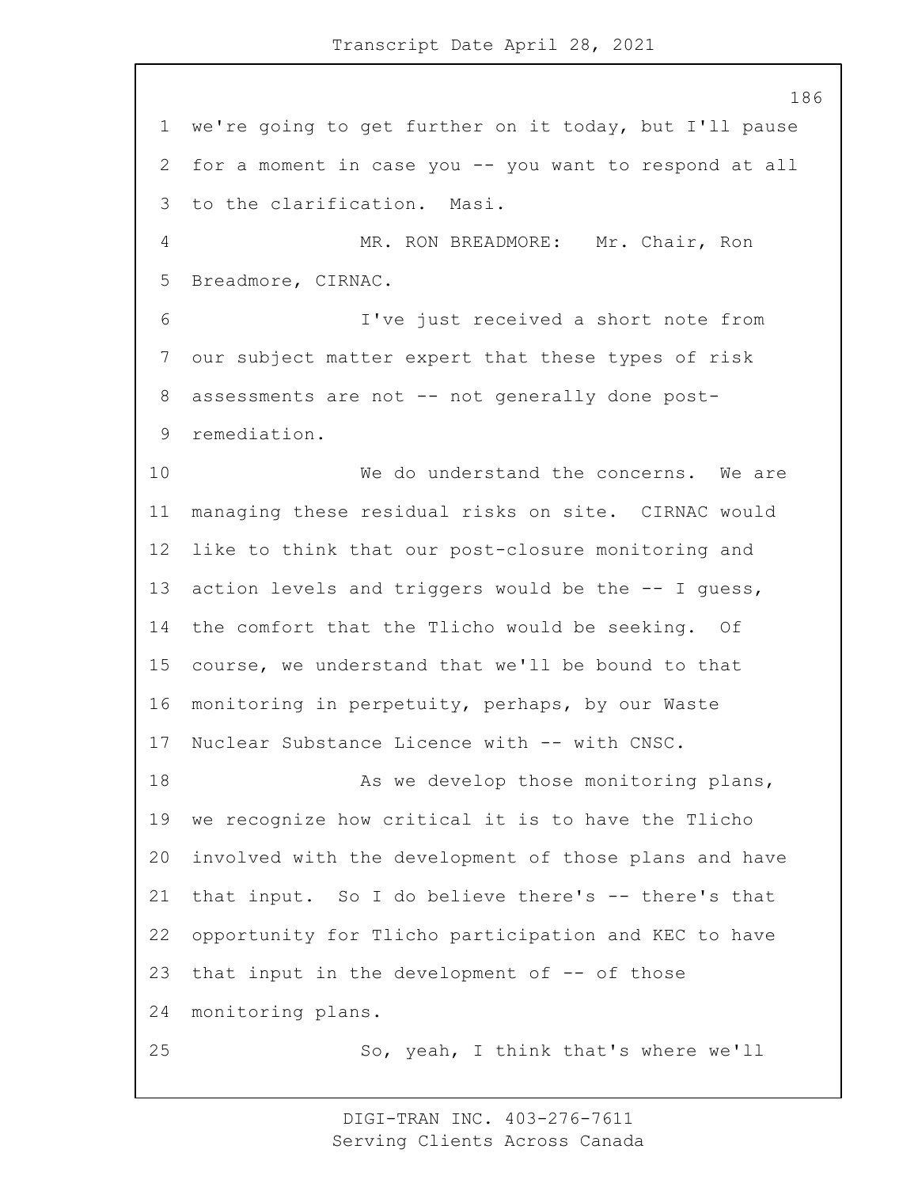we're going to get further on it today, but I'll pause for a moment in case you -- you want to respond at all to the clarification. Masi.

MR. RON BREADMORE: Mr. Chair, Ron Breadmore, CIRNAC.

I've just received a short note from our subject matter expert that these types of risk assessments are not -- not generally done post-remediation.

We do understand the concerns. We are managing these residual risks on site. CIRNAC would like to think that our post-closure monitoring and action levels and triggers would be the -- I guess, the comfort that the Tlicho would be seeking. Of course, we understand that we'll be bound to that monitoring in perpetuity, perhaps, by our Waste Nuclear Substance Licence with -- with CNSC.

As we develop those monitoring plans, we recognize how critical it is to have the Tlicho involved with the development of those plans and have that input. So I do believe there's -- there's that opportunity for Tlicho participation and KEC to have that input in the development of -- of those monitoring plans.

So, yeah, I think that's where we'll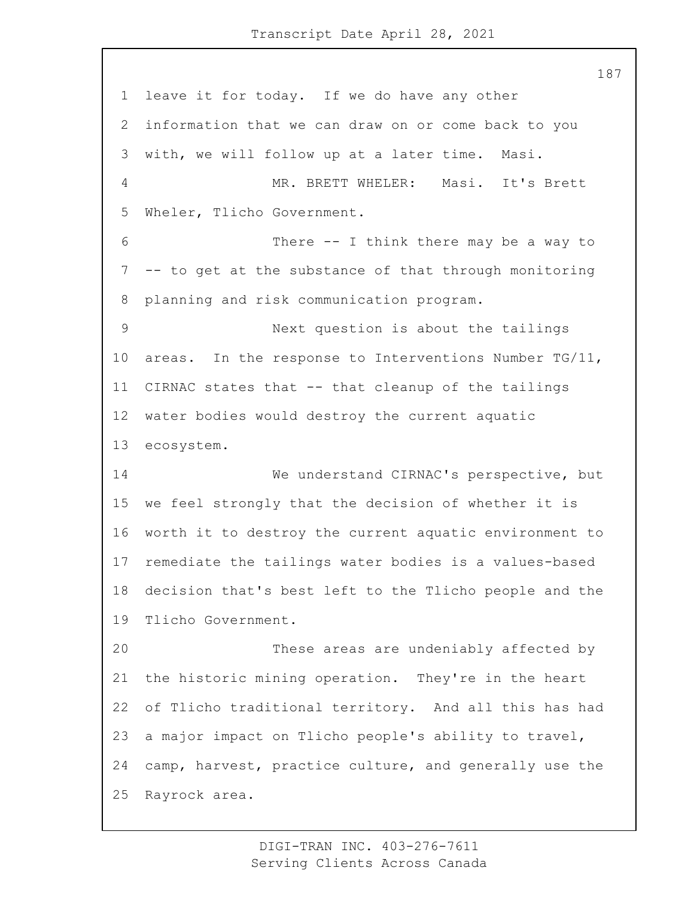leave it for today. If we do have any other information that we can draw on or come back to you with, we will follow up at a later time. Masi.

MR. BRETT WHELER: Masi. It's Brett Wheler, Tlicho Government.

There -- I think there may be a way to -- to get at the substance of that through monitoring planning and risk communication program.

Next question is about the tailings areas. In the response to Interventions Number TG/11, CIRNAC states that -- that cleanup of the tailings water bodies would destroy the current aquatic ecosystem.

We understand CIRNAC's perspective, but we feel strongly that the decision of whether it is worth it to destroy the current aquatic environment to remediate the tailings water bodies is a values-based decision that's best left to the Tlicho people and the Tlicho Government.

These areas are undeniably affected by the historic mining operation. They're in the heart of Tlicho traditional territory. And all this has had a major impact on Tlicho people's ability to travel, camp, harvest, practice culture, and generally use the Rayrock area.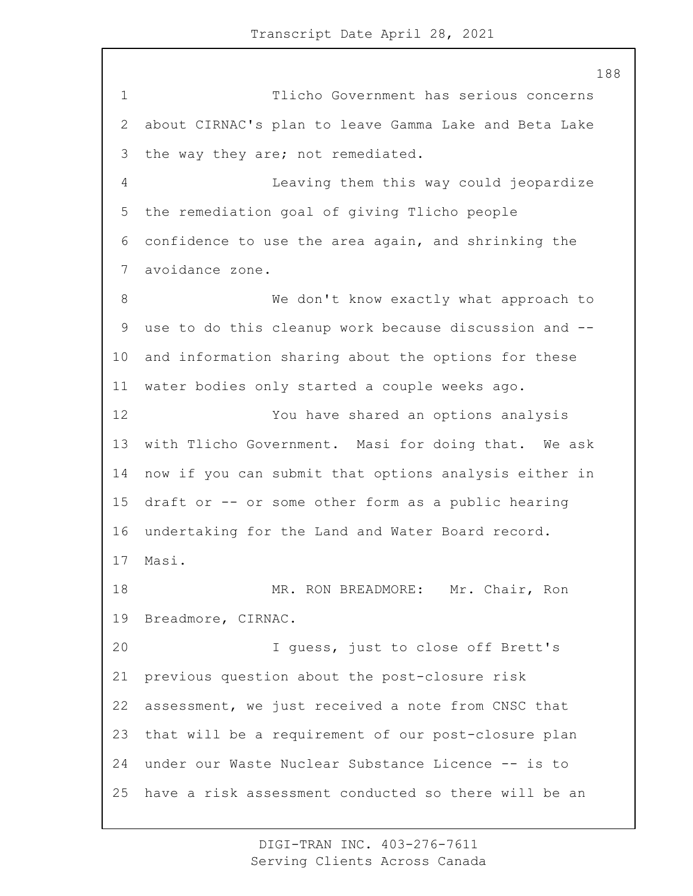Tlicho Government has serious concerns about CIRNAC's plan to leave Gamma Lake and Beta Lake the way they are; not remediated.

Leaving them this way could jeopardize the remediation goal of giving Tlicho people confidence to use the area again, and shrinking the avoidance zone.

We don't know exactly what approach to use to do this cleanup work because discussion and -- and information sharing about the options for these water bodies only started a couple weeks ago.

You have shared an options analysis with Tlicho Government. Masi for doing that. We ask now if you can submit that options analysis either in draft or -- or some other form as a public hearing undertaking for the Land and Water Board record. Masi.

MR. RON BREADMORE: Mr. Chair, Ron Breadmore, CIRNAC.

I guess, just to close off Brett's previous question about the post-closure risk assessment, we just received a note from CNSC that that will be a requirement of our post-closure plan under our Waste Nuclear Substance Licence -- is to have a risk assessment conducted so there will be an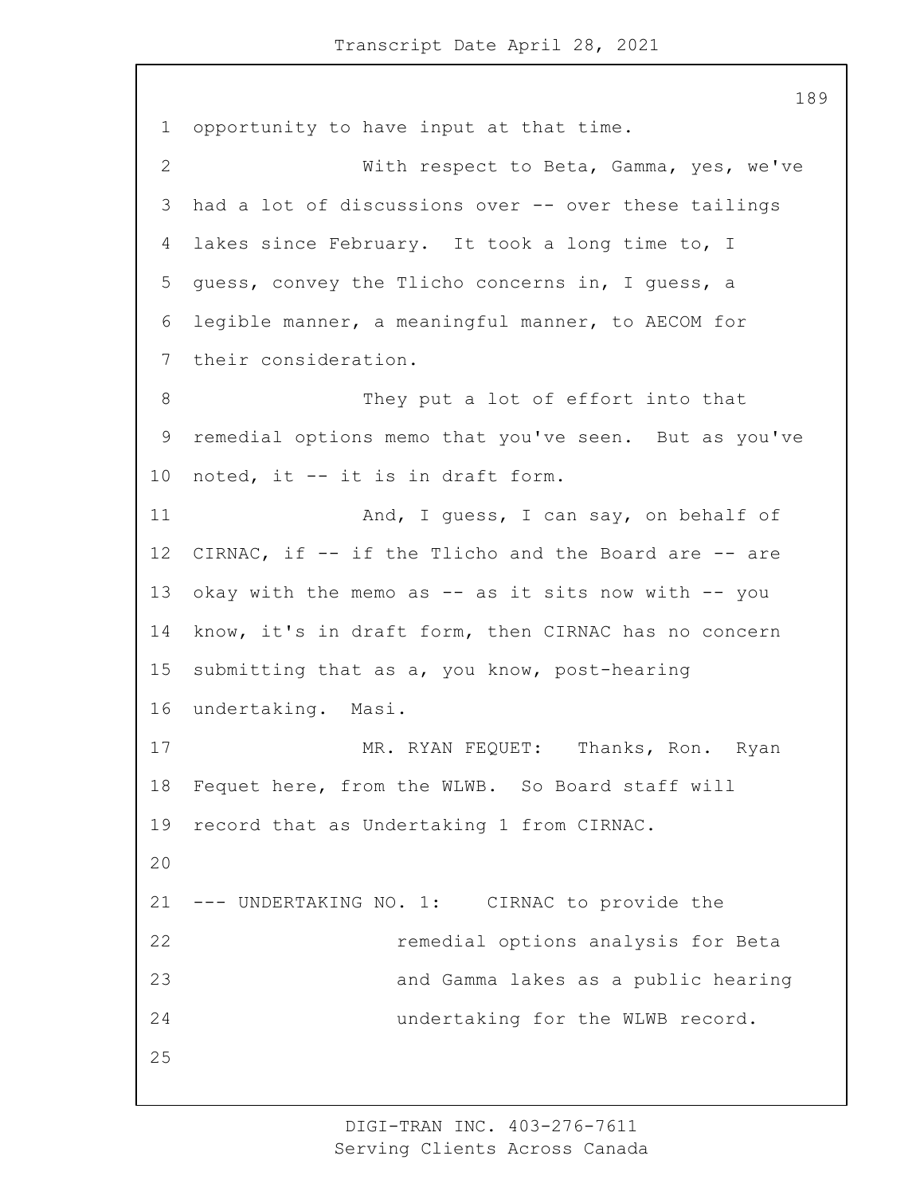opportunity to have input at that time.

With respect to Beta, Gamma, yes, we've had a lot of discussions over -- over these tailings lakes since February. It took a long time to, I guess, convey the Tlicho concerns in, I guess, a legible manner, a meaningful manner, to AECOM for their consideration.

They put a lot of effort into that remedial options memo that you've seen. But as you've noted, it -- it is in draft form.

And, I guess, I can say, on behalf of CIRNAC, if -- if the Tlicho and the Board are -- are okay with the memo as -- as it sits now with -- you know, it's in draft form, then CIRNAC has no concern submitting that as a, you know, post-hearing undertaking. Masi.

MR. RYAN FEQUET: Thanks, Ron. Ryan Fequet here, from the WLWB. So Board staff will record that as Undertaking 1 from CIRNAC.

--- UNDERTAKING NO. 1: CIRNAC to provide the remedial options analysis for Beta and Gamma lakes as a public hearing undertaking for the WLWB record.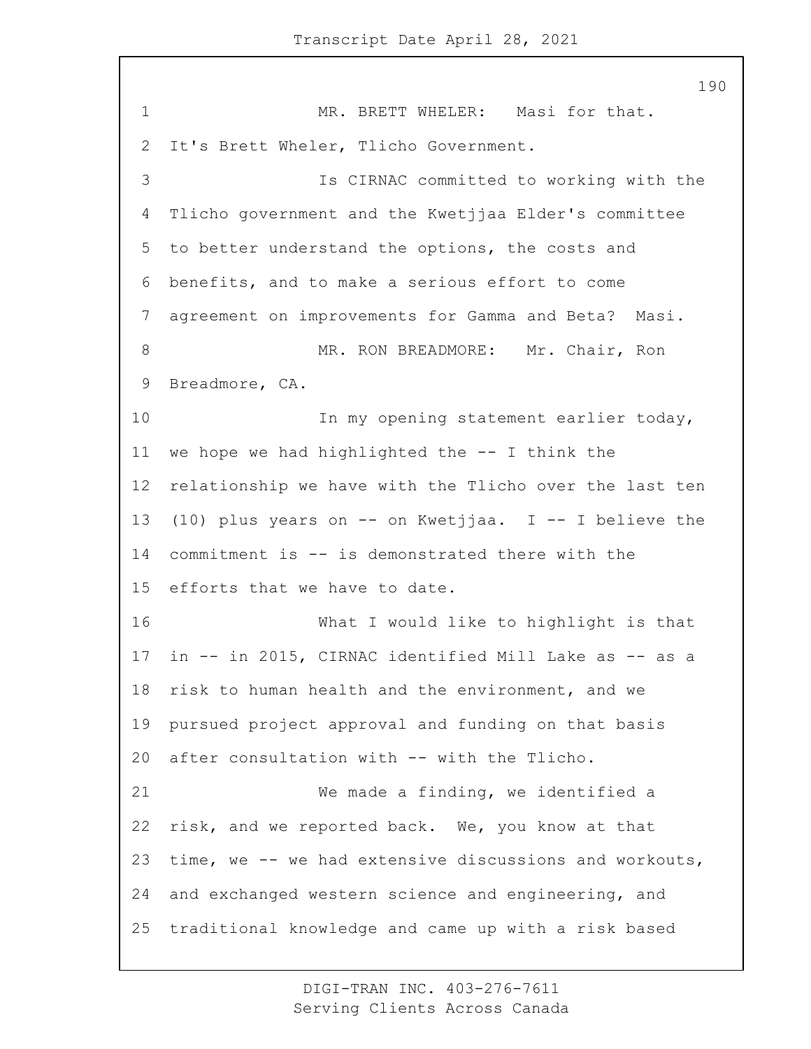MR. BRETT WHELER: Masi for that. It's Brett Wheler, Tlicho Government.

Is CIRNAC committed to working with the Tlicho government and the Kwetjjaa Elder's committee to better understand the options, the costs and benefits, and to make a serious effort to come agreement on improvements for Gamma and Beta? Masi.

MR. RON BREADMORE: Mr. Chair, Ron Breadmore, CA.

In my opening statement earlier today, we hope we had highlighted the -- I think the relationship we have with the Tlicho over the last ten (10) plus years on -- on Kwetjjaa. I -- I believe the commitment is -- is demonstrated there with the efforts that we have to date.

What I would like to highlight is that in -- in 2015, CIRNAC identified Mill Lake as -- as a risk to human health and the environment, and we pursued project approval and funding on that basis after consultation with -- with the Tlicho.

We made a finding, we identified a risk, and we reported back. We, you know at that time, we -- we had extensive discussions and workouts, and exchanged western science and engineering, and traditional knowledge and came up with a risk based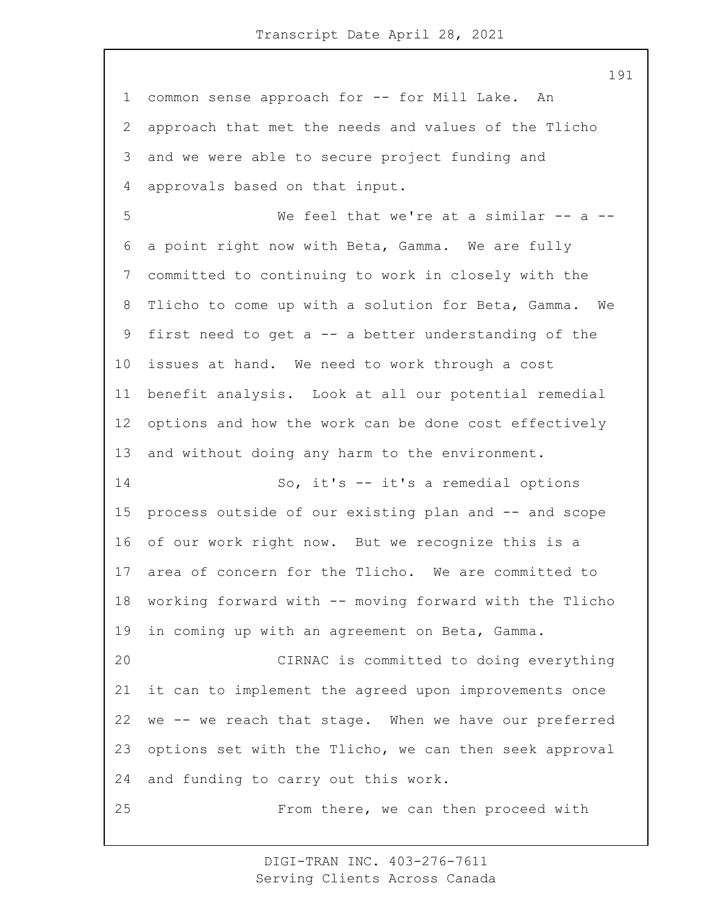common sense approach for -- for Mill Lake. An approach that met the needs and values of the Tlicho and we were able to secure project funding and approvals based on that input.

We feel that we're at a similar -- a -- a point right now with Beta, Gamma. We are fully committed to continuing to work in closely with the Tlicho to come up with a solution for Beta, Gamma. We first need to get a -- a better understanding of the issues at hand. We need to work through a cost benefit analysis. Look at all our potential remedial options and how the work can be done cost effectively and without doing any harm to the environment.

So, it's -- it's a remedial options process outside of our existing plan and -- and scope of our work right now. But we recognize this is a area of concern for the Tlicho. We are committed to working forward with -- moving forward with the Tlicho in coming up with an agreement on Beta, Gamma.

CIRNAC is committed to doing everything it can to implement the agreed upon improvements once we -- we reach that stage. When we have our preferred options set with the Tlicho, we can then seek approval and funding to carry out this work.

From there, we can then proceed with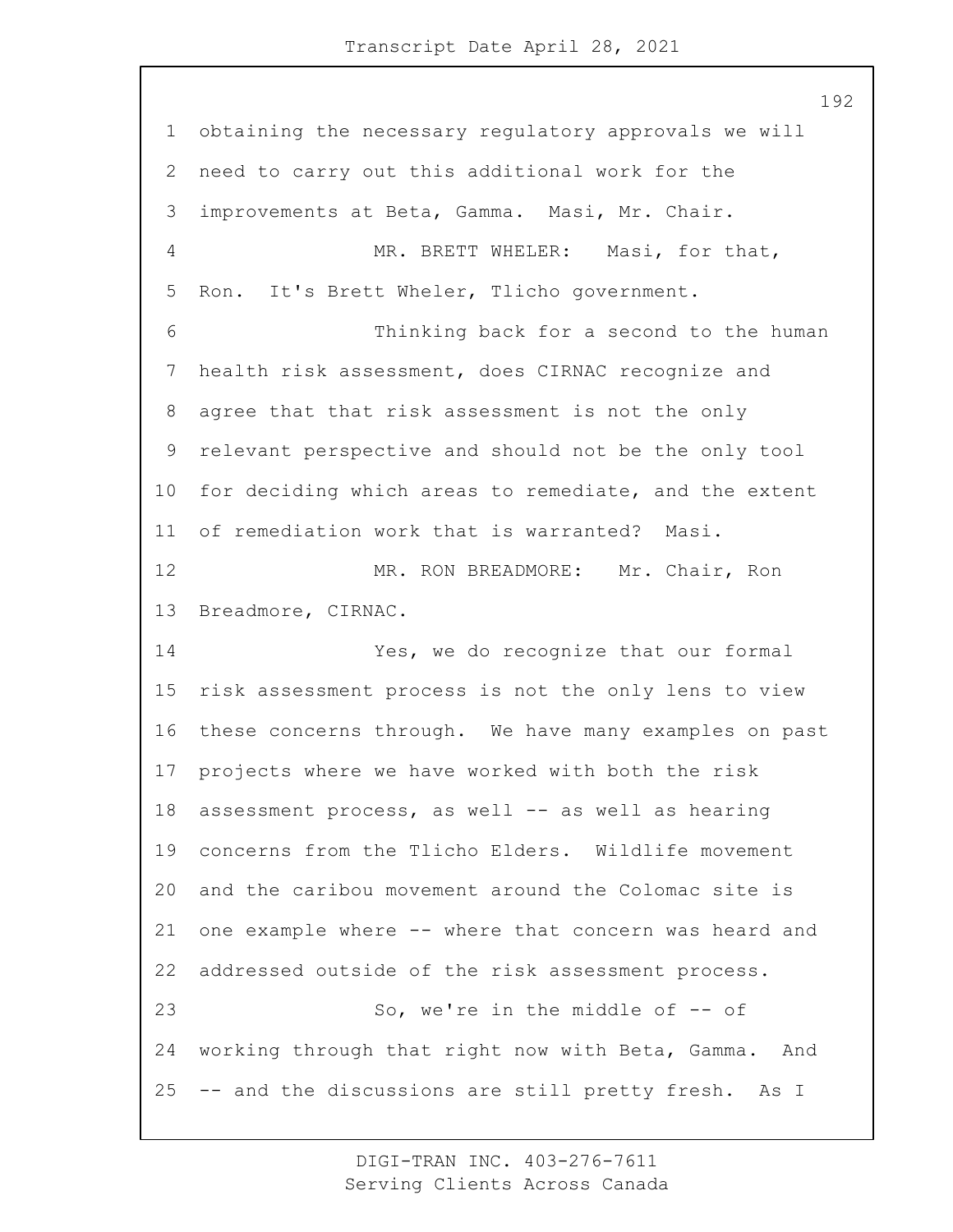obtaining the necessary regulatory approvals we will need to carry out this additional work for the improvements at Beta, Gamma. Masi, Mr. Chair.

MR. BRETT WHELER: Masi, for that, Ron. It's Brett Wheler, Tlicho government.

Thinking back for a second to the human health risk assessment, does CIRNAC recognize and agree that that risk assessment is not the only relevant perspective and should not be the only tool for deciding which areas to remediate, and the extent of remediation work that is warranted? Masi.

MR. RON BREADMORE: Mr. Chair, Ron Breadmore, CIRNAC.

Yes, we do recognize that our formal risk assessment process is not the only lens to view these concerns through. We have many examples on past projects where we have worked with both the risk assessment process, as well -- as well as hearing concerns from the Tlicho Elders. Wildlife movement and the caribou movement around the Colomac site is one example where -- where that concern was heard and addressed outside of the risk assessment process.

So, we're in the middle of -- of working through that right now with Beta, Gamma. And -- and the discussions are still pretty fresh. As I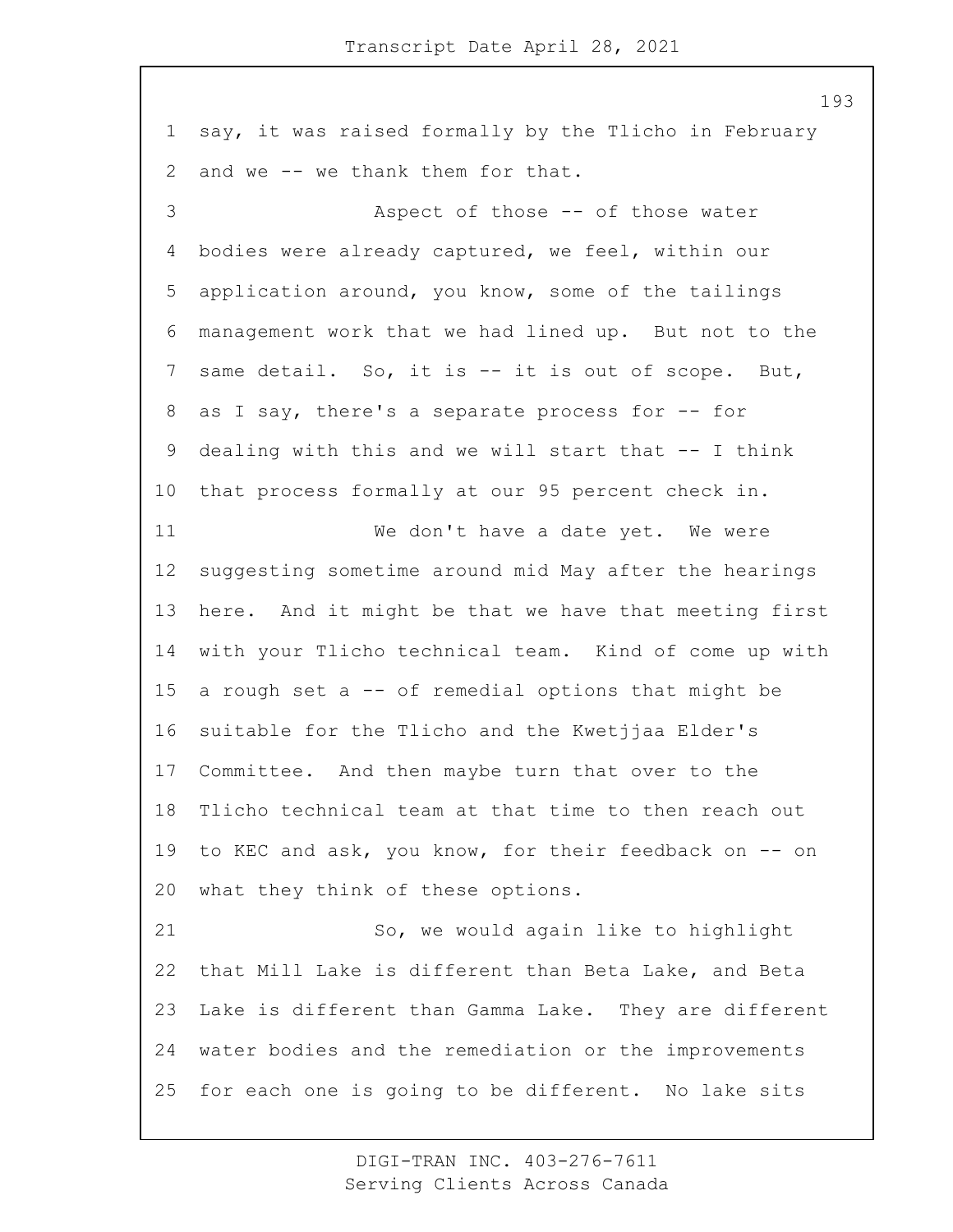say, it was raised formally by the Tlicho in February and we -- we thank them for that.

Aspect of those -- of those water bodies were already captured, we feel, within our application around, you know, some of the tailings management work that we had lined up. But not to the same detail. So, it is -- it is out of scope. But, as I say, there's a separate process for -- for dealing with this and we will start that -- I think that process formally at our 95 percent check in.

We don't have a date yet. We were suggesting sometime around mid May after the hearings here. And it might be that we have that meeting first with your Tlicho technical team. Kind of come up with a rough set a -- of remedial options that might be suitable for the Tlicho and the Kwetjjaa Elder's Committee. And then maybe turn that over to the Tlicho technical team at that time to then reach out to KEC and ask, you know, for their feedback on -- on what they think of these options.

So, we would again like to highlight that Mill Lake is different than Beta Lake, and Beta Lake is different than Gamma Lake. They are different water bodies and the remediation or the improvements for each one is going to be different. No lake sits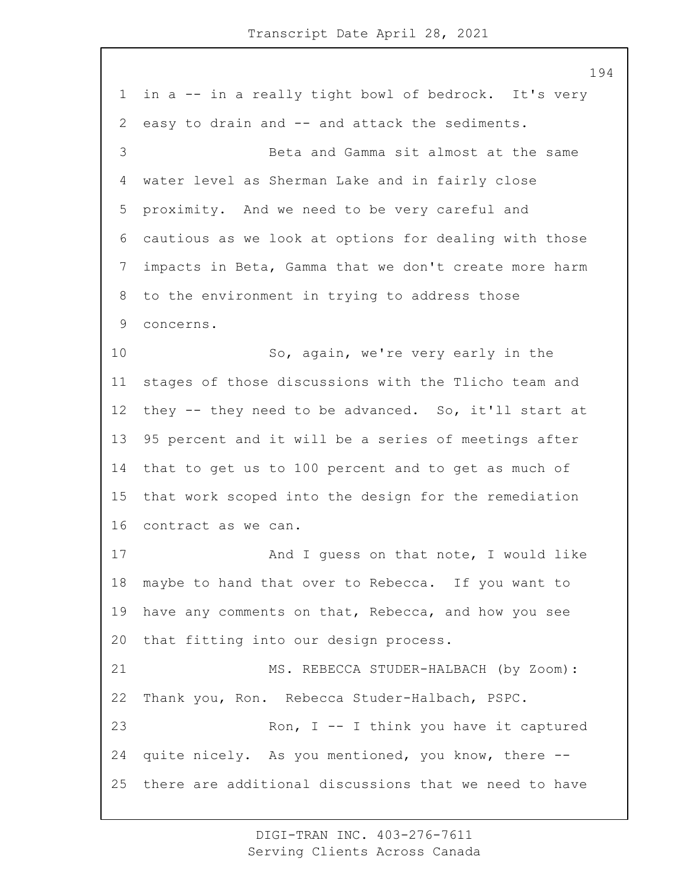in a -- in a really tight bowl of bedrock. It's very easy to drain and -- and attack the sediments.

Beta and Gamma sit almost at the same water level as Sherman Lake and in fairly close proximity. And we need to be very careful and cautious as we look at options for dealing with those impacts in Beta, Gamma that we don't create more harm to the environment in trying to address those concerns.

So, again, we're very early in the stages of those discussions with the Tlicho team and they -- they need to be advanced. So, it'll start at 95 percent and it will be a series of meetings after that to get us to 100 percent and to get as much of that work scoped into the design for the remediation contract as we can.

And I guess on that note, I would like maybe to hand that over to Rebecca. If you want to have any comments on that, Rebecca, and how you see that fitting into our design process.

MS. REBECCA STUDER-HALBACH (by Zoom): Thank you, Ron. Rebecca Studer-Halbach, PSPC.

Ron, I -- I think you have it captured quite nicely. As you mentioned, you know, there -- there are additional discussions that we need to have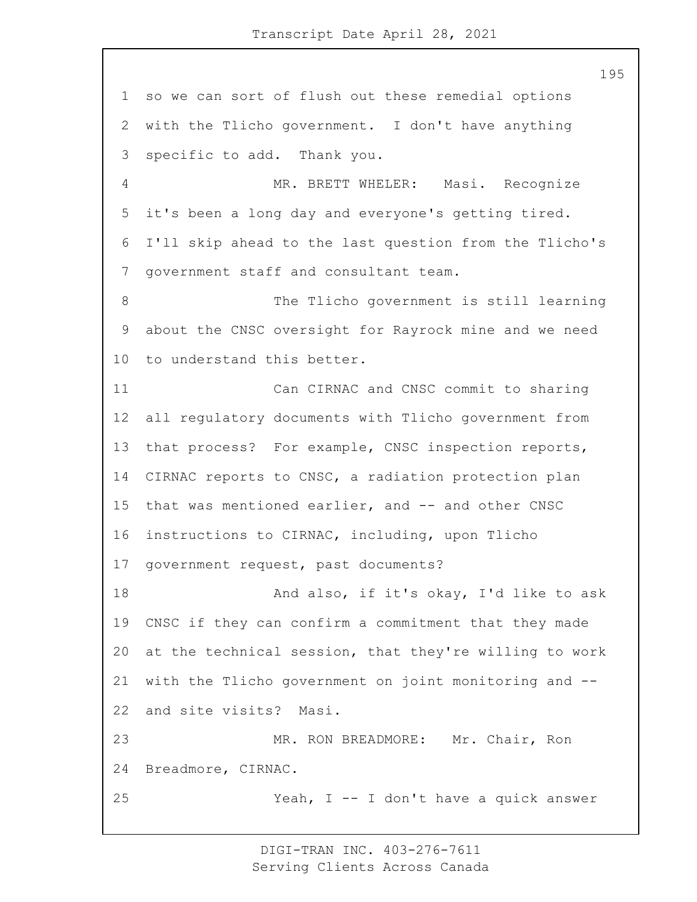so we can sort of flush out these remedial options with the Tlicho government. I don't have anything specific to add. Thank you.

MR. BRETT WHELER: Masi. Recognize it's been a long day and everyone's getting tired. I'll skip ahead to the last question from the Tlicho's government staff and consultant team.

The Tlicho government is still learning about the CNSC oversight for Rayrock mine and we need to understand this better.

Can CIRNAC and CNSC commit to sharing all regulatory documents with Tlicho government from that process? For example, CNSC inspection reports, CIRNAC reports to CNSC, a radiation protection plan that was mentioned earlier, and -- and other CNSC instructions to CIRNAC, including, upon Tlicho government request, past documents?

And also, if it's okay, I'd like to ask CNSC if they can confirm a commitment that they made at the technical session, that they're willing to work with the Tlicho government on joint monitoring and -- and site visits? Masi.

MR. RON BREADMORE: Mr. Chair, Ron Breadmore, CIRNAC.

Yeah, I -- I don't have a quick answer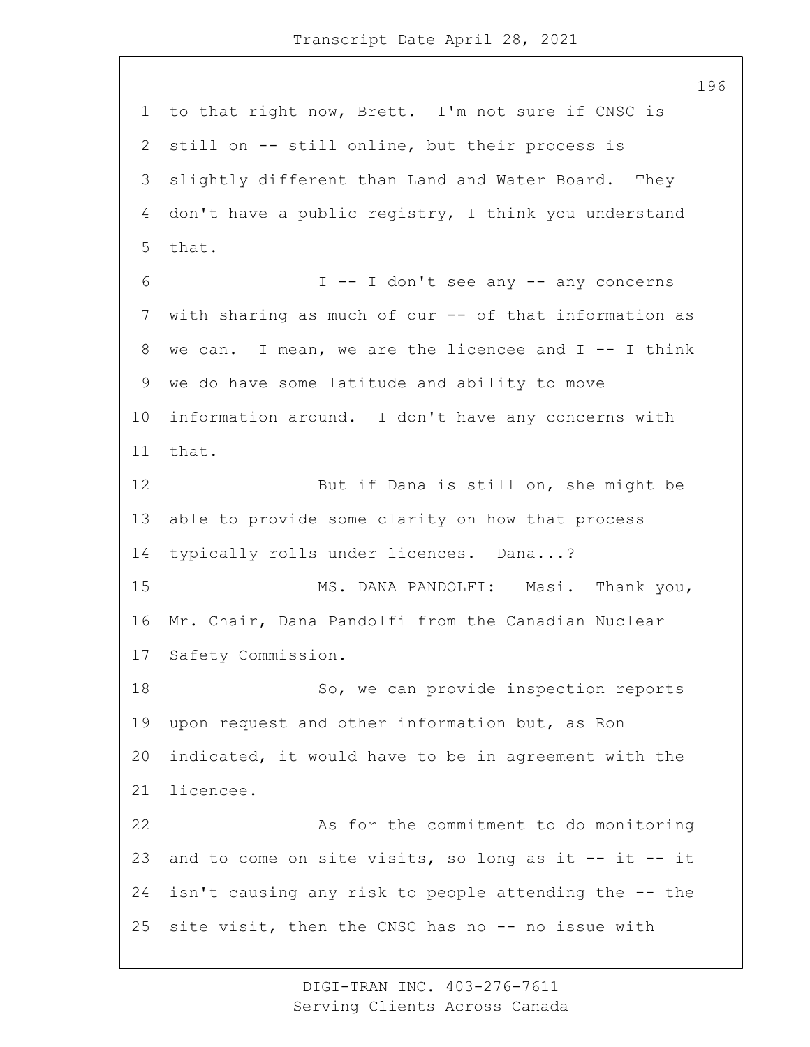to that right now, Brett. I'm not sure if CNSC is still on -- still online, but their process is slightly different than Land and Water Board. They don't have a public registry, I think you understand that.

I -- I don't see any -- any concerns with sharing as much of our -- of that information as we can. I mean, we are the licencee and I -- I think we do have some latitude and ability to move information around. I don't have any concerns with that.

But if Dana is still on, she might be able to provide some clarity on how that process typically rolls under licences. Dana...?

MS. DANA PANDOLFI: Masi. Thank you, Mr. Chair, Dana Pandolfi from the Canadian Nuclear Safety Commission.

So, we can provide inspection reports upon request and other information but, as Ron indicated, it would have to be in agreement with the licencee.

As for the commitment to do monitoring and to come on site visits, so long as it -- it -- it isn't causing any risk to people attending the -- the site visit, then the CNSC has no -- no issue with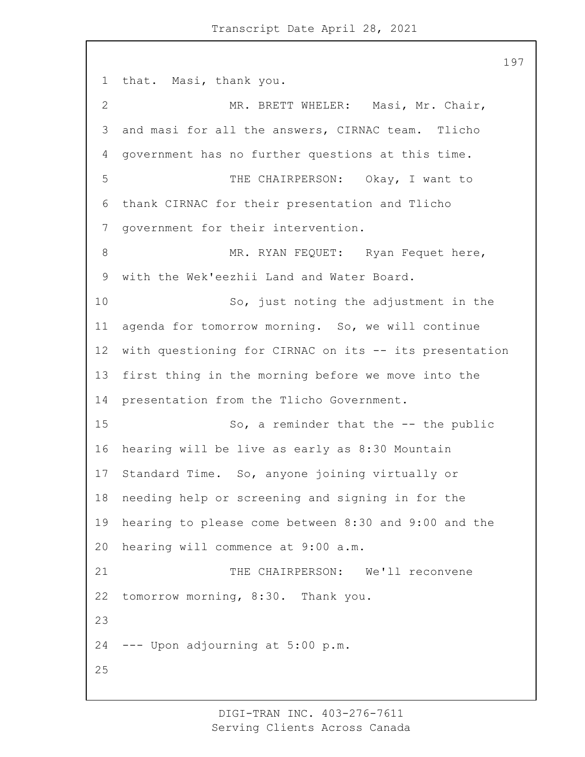that. Masi, thank you.

MR. BRETT WHELER: Masi, Mr. Chair, and masi for all the answers, CIRNAC team. Tlicho government has no further questions at this time.

THE CHAIRPERSON: Okay, I want to thank CIRNAC for their presentation and Tlicho government for their intervention.

MR. RYAN FEQUET: Ryan Fequet here, with the Wek'eezhii Land and Water Board.

So, just noting the adjustment in the agenda for tomorrow morning. So, we will continue with questioning for CIRNAC on its -- its presentation first thing in the morning before we move into the presentation from the Tlicho Government.

So, a reminder that the -- the public hearing will be live as early as 8:30 Mountain Standard Time. So, anyone joining virtually or needing help or screening and signing in for the hearing to please come between 8:30 and 9:00 and the hearing will commence at 9:00 a.m.

THE CHAIRPERSON: We'll reconvene tomorrow morning, 8:30. Thank you.

--- Upon adjourning at 5:00 p.m.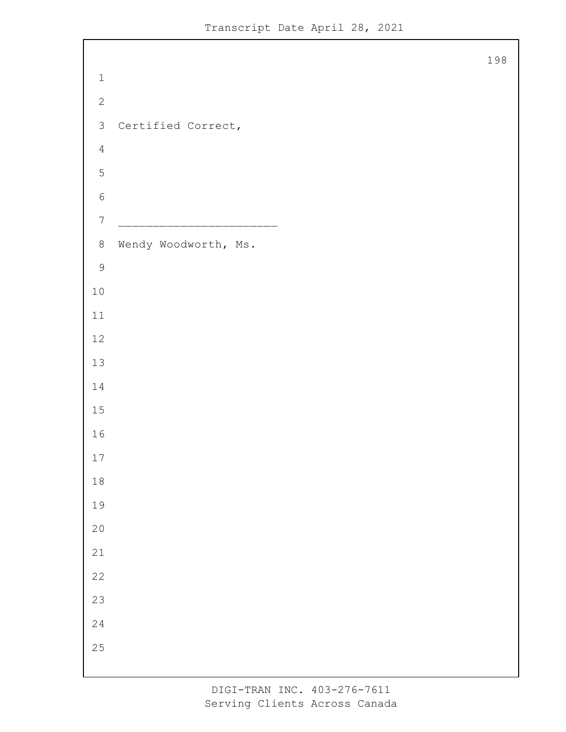Certified Correct,

_______________________

Wendy Woodworth, Ms.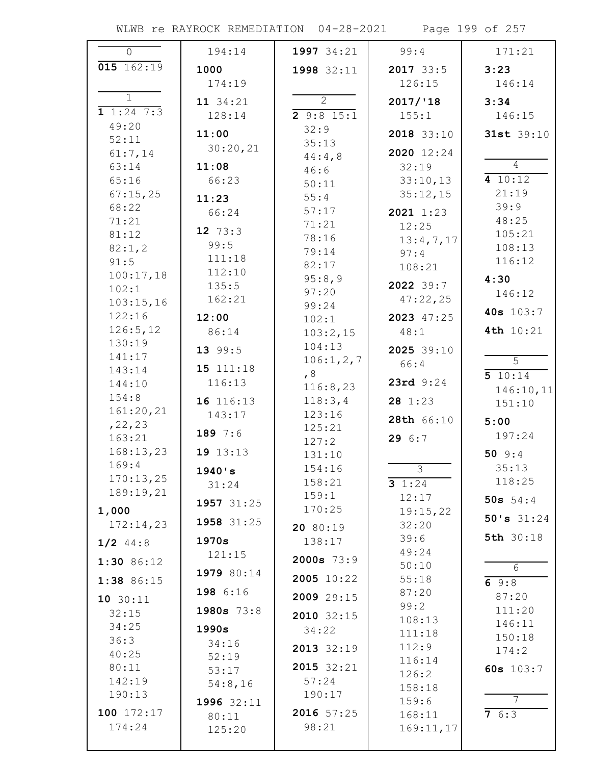**0**

**015** 162:19

**1**

**1** 1:24 7:3 49:20 52:11 61:7,14 63:14 65:16 67:15,25 68:22 71:21 81:12 82:1,2 91:5 100:17,18 102:1 103:15,16 122:16 126:5,12 130:19 141:17 143:14 144:10 154:8 161:20,21 ,22,23 163:21 168:13,23 169:4 170:13,25 189:19,21

**1,000** 172:14,23

**1/2** 44:8

**1:30** 86:12

**1:38** 86:15

**10** 30:11 32:15 34:25 36:3 40:25 80:11 142:19 190:13

**100** 172:17 174:24 194:14

**1000** 174:19

**11** 34:21 128:14

**11:00** 30:20,21

**11:08** 66:23

**11:23** 66:24

**12** 73:3 99:5 111:18 112:10 135:5 162:21

**12:00** 86:14

**13** 99:5

**15** 111:18 116:13

**16** 116:13 143:17

**189** 7:6

**19** 13:13

**1940's** 31:24

**1957** 31:25

**1958** 31:25

**1970s** 121:15

**1979** 80:14

**198** 6:16

**1980s** 73:8

**1990s** 34:16 52:19 53:17 54:8,16

**1996** 32:11 80:11 125:20

**1997** 34:21

**1998** 32:11

**2**

**2** 9:8 15:1 32:9 35:13 44:4,8 46:6 50:11 55:4 57:17 71:21 78:16 79:14 82:17 95:8,9 97:20 99:24 102:1 103:2,15 104:13 106:1,2,7 ,8 116:8,23 118:3,4 123:16 125:21 127:2 131:10 154:16 158:21 159:1 170:25

**20** 80:19 138:17

**2000s** 73:9

**2005** 10:22

**2009** 29:15

**2010** 32:15 34:22

**2013** 32:19

**2015** 32:21 57:24 190:17

**2016** 57:25 98:21 99:4

**2017** 33:5 126:15

**2017/'18** 155:1

**2018** 33:10

**2020** 12:24 32:19 33:10,13 35:12,15

**2021** 1:23 12:25 13:4,7,17 97:4 108:21

**2022** 39:7 47:22,25

**2023** 47:25 48:1

**2025** 39:10 66:4

**23rd** 9:24

**28** 1:23

**28th** 66:10

**29** 6:7

**3**

**3** 1:24 12:17 19:15,22 32:20 39:6 49:24 50:10 55:18 87:20 99:2 108:13 111:18 112:9 116:14 126:2 158:18 159:6 168:11 169:11,17 171:21

**3:23** 146:14

**3:34** 146:15

**31st** 39:10

**4**

**4** 10:12 21:19 39:9 48:25 105:21 108:13 116:12

**4:30** 146:12

**40s** 103:7

**4th** 10:21

**5**

**5** 10:14 146:10,11 151:10

**5:00** 197:24

**50** 9:4 35:13 118:25

**50s** 54:4

**50's** 31:24

**5th** 30:18

**6**

**6** 9:8 87:20 111:20 146:11 150:18 174:2

**60s** 103:7

**7**

**7** 6:3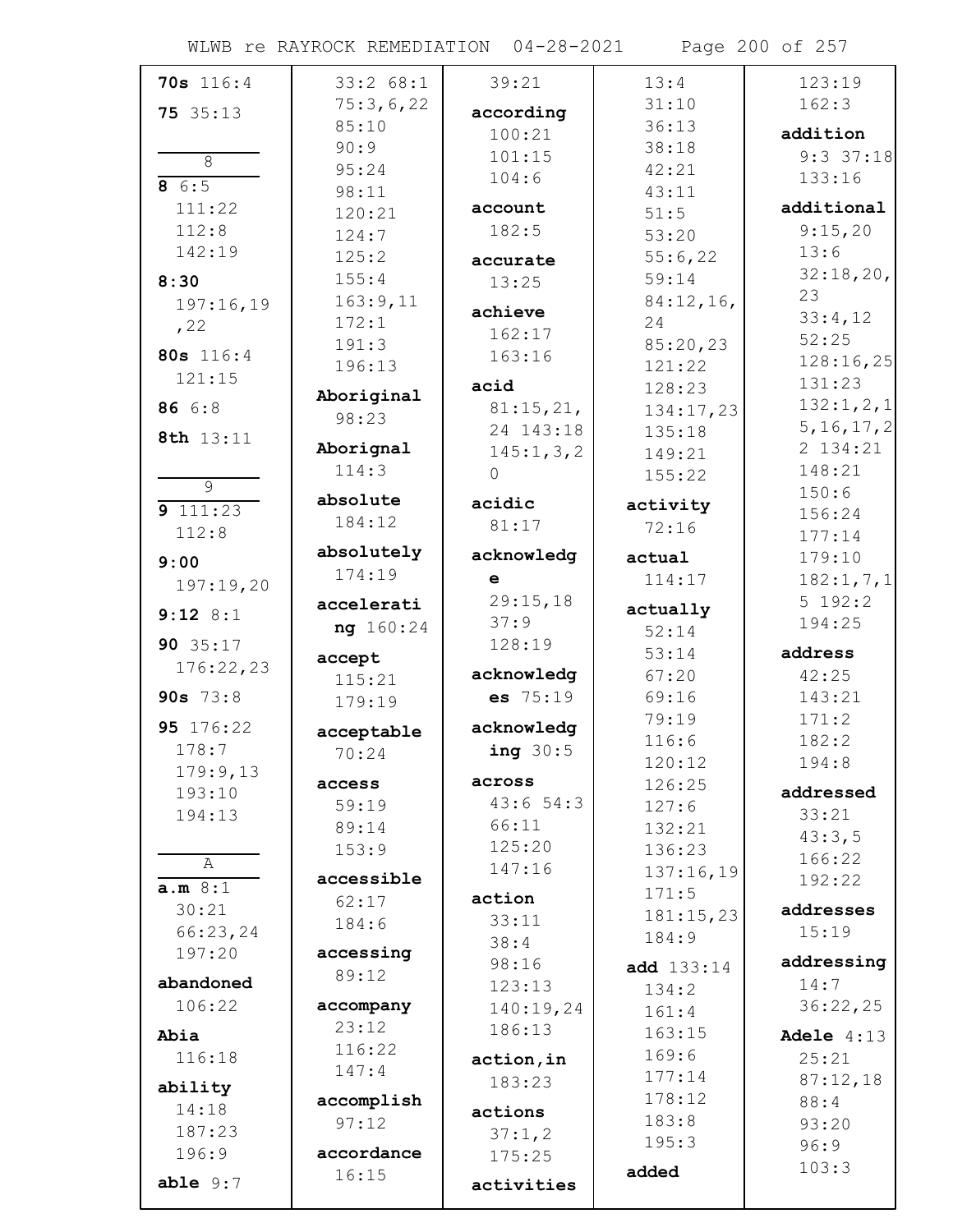**70s** 116:4

**75** 35:13

8

**8** 6:5 111:22 112:8 142:19

**8:30** 197:16,19,22

**80s** 116:4 121:15

**86** 6:8

**8th** 13:11

9

**9** 111:23 112:8

**9:00** 197:19,20

**9:12** 8:1

**90** 35:17 176:22,23

**90s** 73:8

**95** 176:22 178:7 179:9,13 193:10 194:13

A

**a.m** 8:1 30:21 66:23,24 197:20

**abandoned** 106:22

**Abia** 116:18

**ability** 14:18 187:23 196:9

**able** 9:7 33:2 68:1 75:3,6,22 85:10 90:9 95:24 98:11 120:21 124:7 125:2 155:4 163:9,11 172:1 191:3 196:13

**Aboriginal** 98:23

**Aborignal** 114:3

**absolute** 184:12

**absolutely** 174:19

**accelerating** 160:24

**accept** 115:21 179:19

**acceptable** 70:24

**access** 59:19 89:14 153:9

**accessible** 62:17 184:6

**accessing** 89:12

**accompany** 23:12 116:22 147:4

**accomplish** 97:12

**accordance** 16:15 39:21

**according** 100:21 101:15 104:6

**account** 182:5

**accurate** 13:25

**achieve** 162:17 163:16

**acid** 81:15,21,24 143:18 145:1,3,20

**acidic** 81:17

**acknowledge** 29:15,18 37:9 128:19

**acknowledges** 75:19

**acknowledging** 30:5

**across** 43:6 54:3 66:11 125:20 147:16

**action** 33:11 38:4 98:16 123:13 140:19,24 186:13

**action,in** 183:23

**actions** 37:1,2 175:25

**activities** 13:4 31:10 36:13 38:18 42:21 43:11 51:5 53:20 55:6,22 59:14 84:12,16,24 85:20,23 121:22 128:23 134:17,23 135:18 149:21 155:22

**activity** 72:16

**actual** 114:17

**actually** 52:14 53:14 67:20 69:16 79:19 116:6 120:12 126:25 127:6 132:21 136:23 137:16,19 171:5 181:15,23 184:9

**add** 133:14 134:2 161:4 163:15 169:6 177:14 178:12 183:8 195:3

**added** 123:19 162:3

**addition** 9:3 37:18 133:16

**additional** 9:15,20 13:6 32:18,20,23 33:4,12 52:25 128:16,25 131:23 132:1,2,15,16,17,22 134:21 148:21 150:6 156:24 177:14 179:10 182:1,7,15 192:2 194:25

**address** 42:25 143:21 171:2 182:2 194:8

**addressed** 33:21 43:3,5 166:22 192:22

**addresses** 15:19

**addressing** 14:7 36:22,25

**Adele** 4:13 25:21 87:12,18 88:4 93:20 96:9 103:3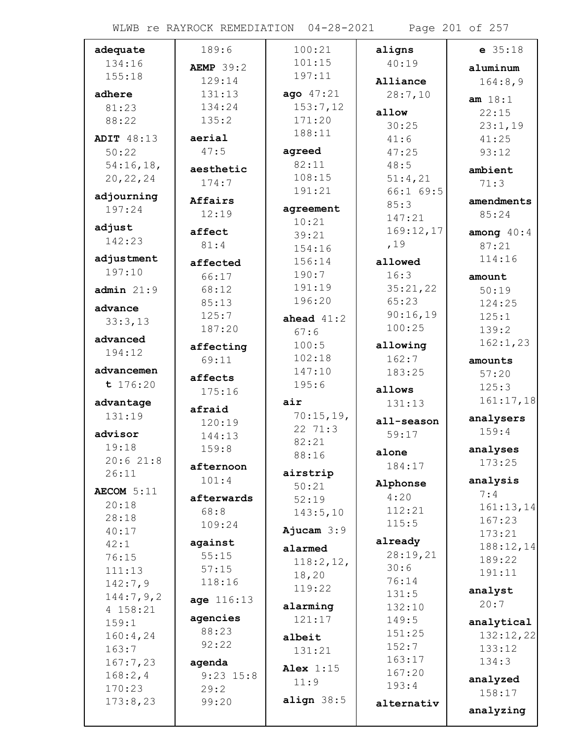**adequate** 134:16 155:18

**adhere** 81:23 88:22

**ADIT** 48:13 50:22 54:16,18, 20,22,24

**adjourning** 197:24

**adjust** 142:23

**adjustment** 197:10

**admin** 21:9

**advance** 33:3,13

**advanced** 194:12

**advancement** 176:20

**advantage** 131:19

**advisor** 19:18 20:6 21:8 26:11

**AECOM** 5:11 20:18 28:18 40:17 42:1 76:15 111:13 142:7,9 144:7,9,24 158:21 159:1 160:4,24 163:7 167:7,23 168:2,4 170:23 173:8,23 189:6

**AEMP** 39:2 129:14 131:13 134:24 135:2

**aerial** 47:5

**aesthetic** 174:7

**Affairs** 12:19

**affect** 81:4

**affected** 66:17 68:12 85:13 125:7 187:20

**affecting** 69:11

**affects** 175:16

**afraid** 120:19 144:13 159:8

**afternoon** 101:4

**afterwards** 68:8 109:24

**against** 55:15 57:15 118:16

**age** 116:13

**agencies** 88:23 92:22

**agenda** 9:23 15:8 29:2 99:20 100:21 101:15 197:11

**ago** 47:21 153:7,12 171:20 188:11

**agreed** 82:11 108:15 191:21

**agreement** 10:21 39:21 154:16 156:14 190:7 191:19 196:20

**ahead** 41:2 67:6 100:5 102:18 147:10 195:6

**air** 70:15,19, 22 71:3 82:21 88:16

**airstrip** 50:21 52:19 143:5,10

**Ajucam** 3:9

**alarmed** 118:2,12, 18,20 119:22

**alarming** 121:17

**albeit** 131:21

**Alex** 1:15 11:9

**align** 38:5

**aligns** 40:19

**Alliance** 28:7,10

**allow** 30:25 41:6 47:25 48:5 51:4,21 66:1 69:5 85:3 147:21 169:12,17 ,19

**allowed** 16:3 35:21,22 65:23 90:16,19 100:25

**allowing** 162:7 183:25

**allows** 131:13

**all-season** 59:17

**alone** 184:17

**Alphonse** 4:20 112:21 115:5

**already** 28:19,21 30:6 76:14 131:5 132:10 149:5 151:25 152:7 163:17 167:20 193:4

**alternativ** e 35:18

**aluminum** 164:8,9

**am** 18:1 22:15 23:1,19 41:25 93:12

**ambient** 71:3

**amendments** 85:24

**among** 40:4 87:21 114:16

**amount** 50:19 124:25 125:1 139:2 162:1,23

**amounts** 57:20 125:3 161:17,18

**analysers** 159:4

**analyses** 173:25

**analysis** 7:4 161:13,14 167:23 173:21 188:12,14 189:22 191:11

**analyst** 20:7

**analytical** 132:12,22 133:12 134:3

**analyzed** 158:17

**analyzing**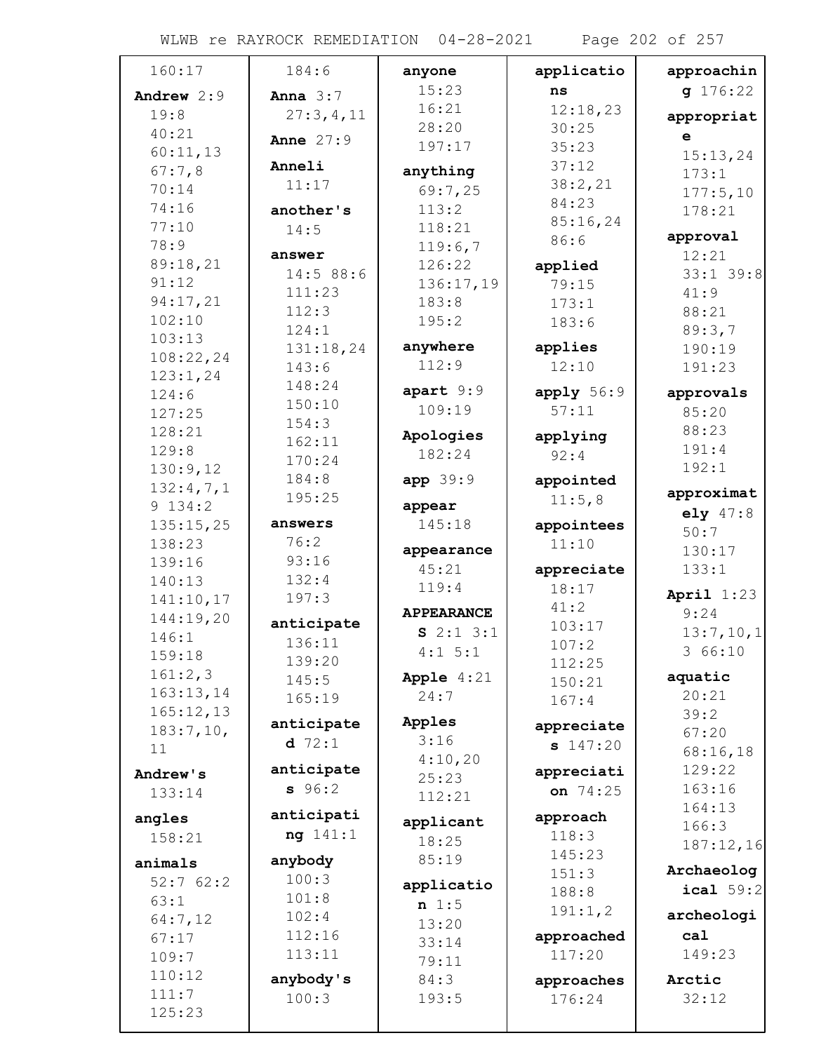160:17

**Andrew** 2:9
19:8
40:21
60:11,13
67:7,8
70:14
74:16
77:10
78:9
89:18,21
91:12
94:17,21
102:10
103:13
108:22,24
123:1,24
124:6
127:25
128:21
129:8
130:9,12
132:4,7,19 134:2
135:15,25
138:23
139:16
140:13
141:10,17
144:19,20
146:1
159:18
161:2,3
163:13,14
165:12,13
183:7,10,11

**Andrew's**
133:14

**angles**
158:21

**animals**
52:7 62:2
63:1
64:7,12
67:17
109:7
110:12
111:7
125:23

184:6

**Anna** 3:7
27:3,4,11

**Anne** 27:9

**Anneli**
11:17

**another's**
14:5

**answer**
14:5 88:6
111:23
112:3
124:1
131:18,24
143:6
148:24
150:10
154:3
162:11
170:24
184:8
195:25

**answers**
76:2
93:16
132:4
197:3

**anticipate**
136:11
139:20
145:5
165:19

**anticipated** 72:1

**anticipates** 96:2

**anticipating** 141:1

**anybody**
100:3
101:8
102:4
112:16
113:11

**anybody's**
100:3

**anyone**
15:23
16:21
28:20
197:17

**anything**
69:7,25
113:2
118:21
119:6,7
126:22
136:17,19
183:8
195:2

**anywhere**
112:9

**apart** 9:9
109:19

**Apologies**
182:24

**app** 39:9

**appear**
145:18

**appearance**
45:21
119:4

**APPEARANCES** 2:1 3:1
4:1 5:1

**Apple** 4:21
24:7

**Apples**
3:16
4:10,20
25:23
112:21

**applicant**
18:25
85:19

**application** 1:5
13:20
33:14
79:11
84:3
193:5

**applications**
12:18,23
30:25
35:23
37:12
38:2,21
84:23
85:16,24
86:6

**applied**
79:15
173:1
183:6

**applies**
12:10

**apply** 56:9
57:11

**applying**
92:4

**appointed**
11:5,8

**appointees**
11:10

**appreciate**
18:17
41:2
103:17
107:2
112:25
150:21
167:4

**appreciates** 147:20

**appreciation** 74:25

**approach**
118:3
145:23
151:3
188:8
191:1,2

**approached**
117:20

**approaches**
176:24

**approaching** 176:22

**appropriate**
15:13,24
173:1
177:5,10
178:21

**approval**
12:21
33:1 39:8
41:9
88:21
89:3,7
190:19
191:23

**approvals**
85:20
88:23
191:4
192:1

**approximately** 47:8
50:7
130:17
133:1

**April** 1:23
9:24
13:7,10,13 66:10

**aquatic**
20:21
39:2
67:20
68:16,18
129:22
163:16
164:13
166:3
187:12,16

**Archaeological** 59:2

**archeological**
149:23

**Arctic**
32:12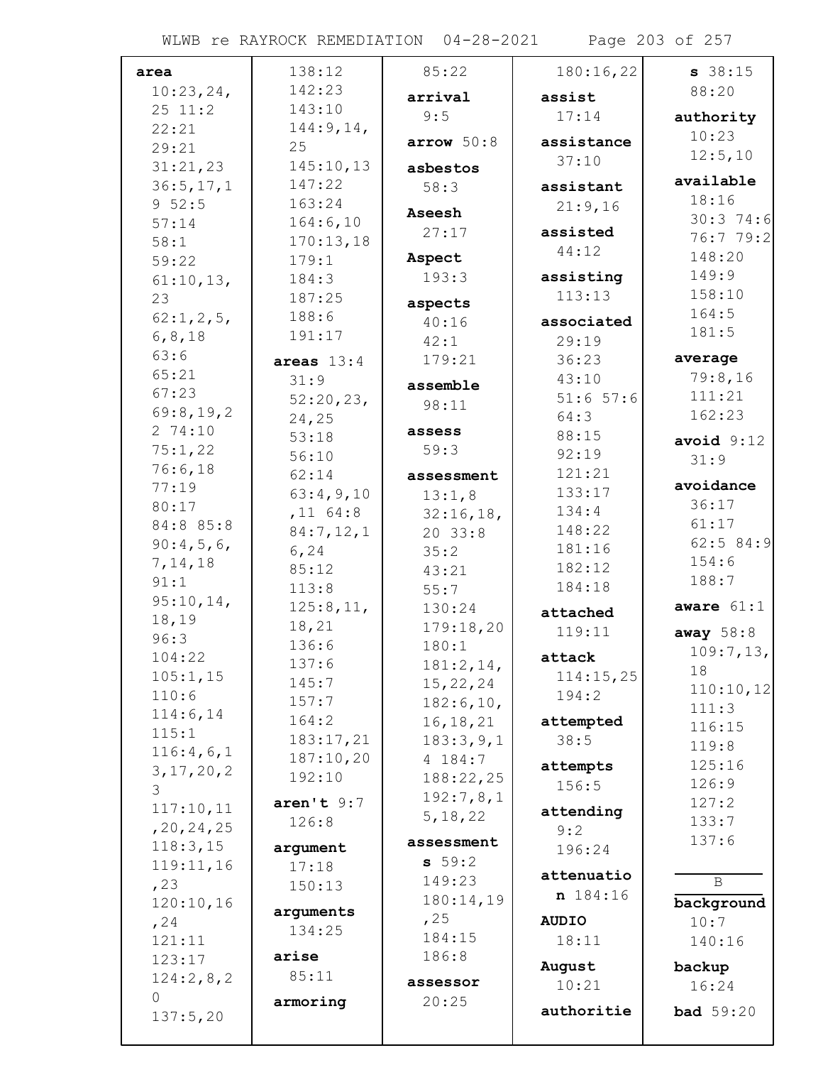**area** 10:23,24, 25 11:2 22:21 29:21 31:21,23 36:5,17,19 52:5 57:14 58:1 59:22 61:10,13, 23 62:1,2,5, 6,8,18 63:6 65:21 67:23 69:8,19,22 74:10 75:1,22 76:6,18 77:19 80:17 84:8 85:8 90:4,5,6, 7,14,18 91:1 95:10,14, 18,19 96:3 104:22 105:1,15 110:6 114:6,14 115:1 116:4,6,13,17,20,23 117:10,11 ,20,24,25 118:3,15 119:11,16 ,23 120:10,16 ,24 121:11 123:17 124:2,8,20 137:5,20 138:12 142:23 143:10 144:9,14, 25 145:10,13 147:22 163:24 164:6,10 170:13,18 179:1 184:3 187:25 188:6 191:17

**areas** 13:4 31:9 52:20,23, 24,25 53:18 56:10 62:14 63:4,9,10 ,11 64:8 84:7,12,16,24 85:12 113:8 125:8,11, 18,21 136:6 137:6 145:7 157:7 164:2 183:17,21 187:10,20 192:10

**aren't** 9:7 126:8

**argument** 17:18 150:13

**arguments** 134:25

**arise** 85:11

**armoring** 85:22

**arrival** 9:5

**arrow** 50:8

**asbestos** 58:3

**Aseesh** 27:17

**Aspect** 193:3

**aspects** 40:16 42:1 179:21

**assemble** 98:11

**assess** 59:3

**assessment** 13:1,8 32:16,18, 20 33:8 35:2 43:21 55:7 130:24 179:18,20 180:1 181:2,14, 15,22,24 182:6,10, 16,18,21 183:3,9,14 184:7 188:22,25 192:7,8,15,18,22

**assessments** 59:2 149:23 180:14,19 ,25 184:15 186:8

**assessor** 20:25 180:16,22

**assist** 17:14

**assistance** 37:10

**assistant** 21:9,16

**assisted** 44:12

**assisting** 113:13

**associated** 29:19 36:23 43:10 51:6 57:6 64:3 88:15 92:19 121:21 133:17 134:4 148:22 181:16 182:12 184:18

**attached** 119:11

**attack** 114:15,25 194:2

**attempted** 38:5

**attempts** 156:5

**attending** 9:2 196:24

**attenuation** 184:16

**AUDIO** 18:11

**August** 10:21

**authorities** 38:15 88:20

**authority** 10:23 12:5,10

**available** 18:16 30:3 74:6 76:7 79:2 148:20 149:9 158:10 164:5 181:5

**average** 79:8,16 111:21 162:23

**avoid** 9:12 31:9

**avoidance** 36:17 61:17 62:5 84:9 154:6 188:7

**aware** 61:1

**away** 58:8 109:7,13, 18 110:10,12 111:3 116:15 119:8 125:16 126:9 127:2 133:7 137:6

## B

**background** 10:7 140:16

**backup** 16:24

**bad** 59:20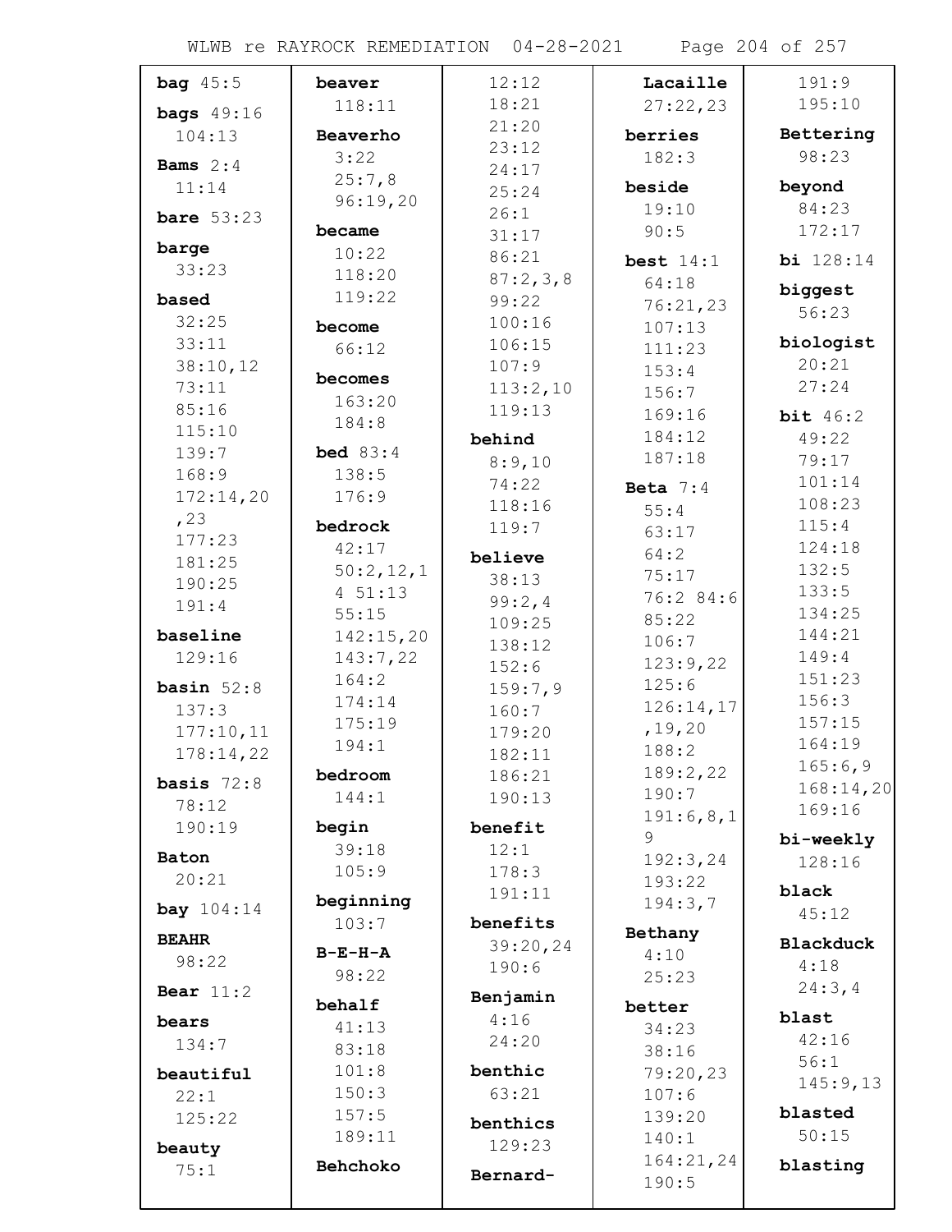**bag** 45:5

**bags** 49:16
104:13

**Bams** 2:4
11:14

**bare** 53:23

**barge**
33:23

**based**
32:25
33:11
38:10,12
73:11
85:16
115:10
139:7
168:9
172:14,20
,23
177:23
181:25
190:25
191:4

**baseline**
129:16

**basin** 52:8
137:3
177:10,11
178:14,22

**basis** 72:8
78:12
190:19

**Baton**
20:21

**bay** 104:14

**BEAHR**
98:22

**Bear** 11:2

**bears**
134:7

**beautiful**
22:1
125:22

**beauty**
75:1

**beaver**
118:11

**Beaverho**
3:22
25:7,8
96:19,20

**became**
10:22
118:20
119:22

**become**
66:12

**becomes**
163:20
184:8

**bed** 83:4
138:5
176:9

**bedrock**
42:17
50:2,12,1
4 51:13
55:15
142:15,20
143:7,22
164:2
174:14
175:19
194:1

**bedroom**
144:1

**begin**
39:18
105:9

**beginning**
103:7

**B-E-H-A**
98:22

**behalf**
41:13
83:18
101:8
150:3
157:5
189:11

**Behchoko**
12:12
18:21
21:20
23:12
24:17
25:24
26:1
31:17
86:21
87:2,3,8
99:22
100:16
106:15
107:9
113:2,10
119:13

**behind**
8:9,10
74:22
118:16
119:7

**believe**
38:13
99:2,4
109:25
138:12
152:6
159:7,9
160:7
179:20
182:11
186:21
190:13

**benefit**
12:1
178:3
191:11

**benefits**
39:20,24
190:6

**Benjamin**
4:16
24:20

**benthic**
63:21

**benthics**
129:23

**Bernard-Lacaille**
27:22,23

**berries**
182:3

**beside**
19:10
90:5

**best** 14:1
64:18
76:21,23
107:13
111:23
153:4
156:7
169:16
184:12
187:18

**Beta** 7:4
55:4
63:17
64:2
75:17
76:2 84:6
85:22
106:7
123:9,22
125:6
126:14,17
,19,20
188:2
189:2,22
190:7
191:6,8,1
9
192:3,24
193:22
194:3,7

**Bethany**
4:10
25:23

**better**
34:23
38:16
79:20,23
107:6
139:20
140:1
164:21,24
190:5
191:9
195:10

**Bettering**
98:23

**beyond**
84:23
172:17

**bi** 128:14

**biggest**
56:23

**biologist**
20:21
27:24

**bit** 46:2
49:22
79:17
101:14
108:23
115:4
124:18
132:5
133:5
134:25
144:21
149:4
151:23
156:3
157:15
164:19
165:6,9
168:14,20
169:16

**bi-weekly**
128:16

**black**
45:12

**Blackduck**
4:18
24:3,4

**blast**
42:16
56:1
145:9,13

**blasted**
50:15

**blasting**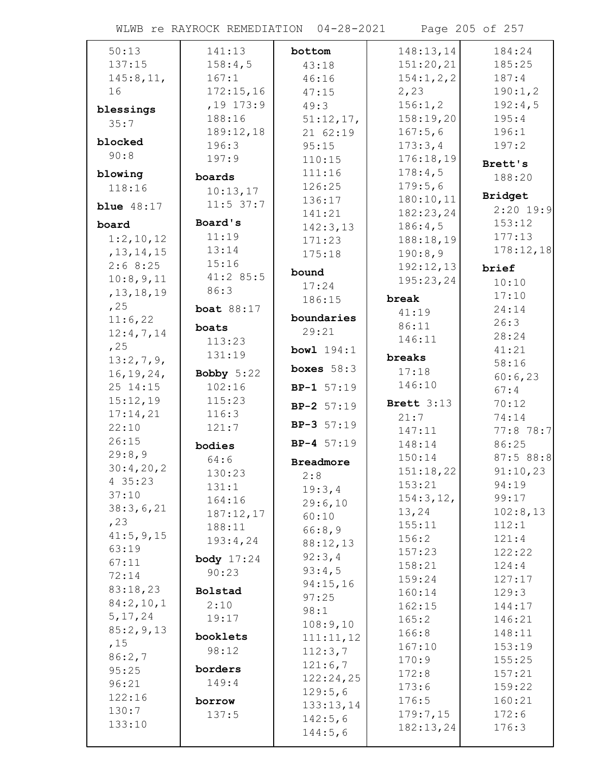50:13
137:15
145:8,11,16

**blessings**
35:7

**blocked**
90:8

**blowing**
118:16

**blue** 48:17

**board**
1:2,10,12,13,14,15
2:6 8:25
10:8,9,11,13,18,19,25
11:6,22
12:4,7,14,25
13:2,7,9,16,19,24,25 14:15
15:12,19
17:14,21
22:10
26:15
29:8,9
30:4,20,24 35:23
37:10
38:3,6,21,23
41:5,9,15
63:19
67:11
72:14
83:18,23
84:2,10,15,17,24
85:2,9,13,15
86:2,7
95:25
96:21
122:16
130:7
133:10
141:13
158:4,5
167:1
172:15,16,19 173:9
188:16
189:12,18
196:3
197:9

**boards**
10:13,17
11:5 37:7

**Board's**
11:19
13:14
15:16
41:2 85:5
86:3

**boat** 88:17

**boats**
113:23
131:19

**Bobby** 5:22
102:16
115:23
116:3
121:7

**bodies**
64:6
130:23
131:1
164:16
187:12,17
188:11
193:4,24

**body** 17:24
90:23

**Bolstad**
2:10
19:17

**booklets**
98:12

**borders**
149:4

**borrow**
137:5

**bottom**
43:18
46:16
47:15
49:3
51:12,17,21 62:19
95:15
110:15
111:16
126:25
136:17
141:21
142:3,13
171:23
175:18

**bound**
17:24
186:15

**boundaries**
29:21

**bowl** 194:1

**boxes** 58:3

**BP-1** 57:19

**BP-2** 57:19

**BP-3** 57:19

**BP-4** 57:19

**Breadmore**
2:8
19:3,4
29:6,10
60:10
66:8,9
88:12,13
92:3,4
93:4,5
94:15,16
97:25
98:1
108:9,10
111:11,12
112:3,7
121:6,7
122:24,25
129:5,6
133:13,14
142:5,6
144:5,6
148:13,14
151:20,21
154:1,2,22,23
156:1,2
158:19,20
167:5,6
173:3,4
176:18,19
178:4,5
179:5,6
180:10,11
182:23,24
186:4,5
188:18,19
190:8,9
192:12,13
195:23,24

**break**
41:19
86:11
146:11

**breaks**
17:18
146:10

**Brett** 3:13
21:7
147:11
148:14
150:14
151:18,22
153:21
154:3,12,13,24
155:11
156:2
157:23
158:21
159:24
160:14
162:15
165:2
166:8
167:10
170:9
172:8
173:6
176:5
179:7,15
182:13,24
184:24
185:25
187:4
190:1,2
192:4,5
195:4
196:1
197:2

**Brett's**
188:20

**Bridget**
2:20 19:9
153:12
177:13
178:12,18

**brief**
10:10
17:10
24:14
26:3
28:24
41:21
58:16
60:6,23
67:4
70:12
74:14
77:8 78:7
86:25
87:5 88:8
91:10,23
94:19
99:17
102:8,13
112:1
121:4
122:22
124:4
127:17
129:3
144:17
146:21
148:11
153:19
155:25
157:21
159:22
160:21
172:6
176:3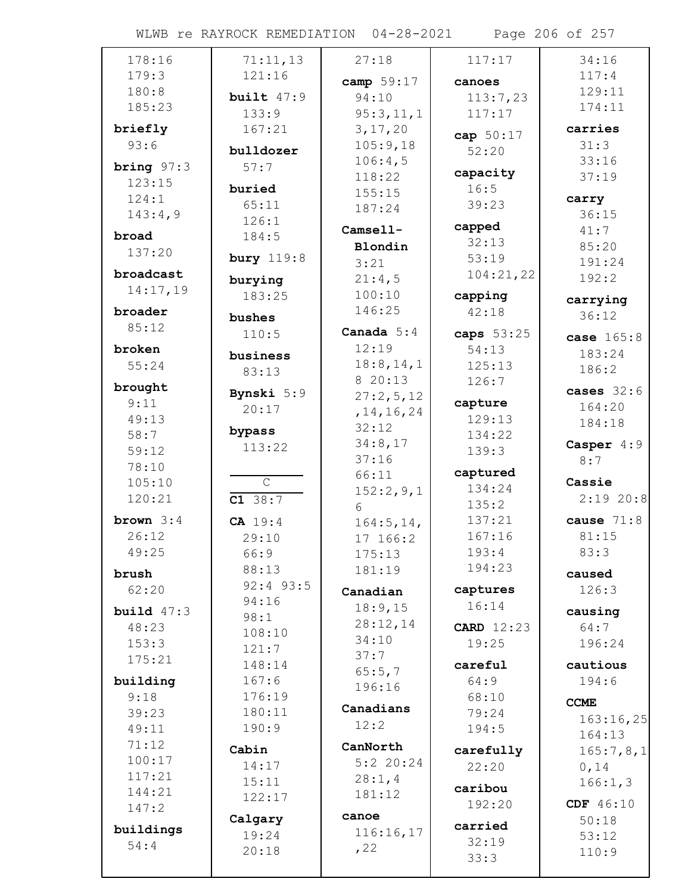178:16
179:3
180:8
185:23

**briefly** 93:6

**bring** 97:3
123:15
124:1
143:4,9

**broad** 137:20

**broadcast** 14:17,19

**broader** 85:12

**broken** 55:24

**brought** 9:11
49:13
58:7
59:12
78:10
105:10
120:21

**brown** 3:4
26:12
49:25

**brush** 62:20

**build** 47:3
48:23
153:3
175:21

**building** 9:18
39:23
49:11
71:12
100:17
117:21
144:21
147:2

**buildings** 54:4

71:11,13
121:16

**built** 47:9
133:9
167:21

**bulldozer** 57:7

**buried** 65:11
126:1
184:5

**bury** 119:8

**burying** 183:25

**bushes** 110:5

**business** 83:13

**Bynski** 5:9
20:17

**bypass** 113:22

## C

**C1** 38:7

**CA** 19:4
29:10
66:9
88:13
92:4 93:5
94:16
98:1
108:10
121:7
148:14
167:6
176:19
180:11
190:9

**Cabin** 14:17
15:11
122:17

**Calgary** 19:24
20:18

27:18

**camp** 59:17
94:10
95:3,11,13,17,20
105:9,18
106:4,5
118:22
155:15
187:24

**Camsell-Blondin** 3:21
21:4,5
100:10
146:25

**Canada** 5:4
12:19
18:8,14,18 20:13
27:2,5,12,14,16,24
32:12
34:8,17
37:16
66:11
152:2,9,16
164:5,14,17 166:2
175:13
181:19

**Canadian** 18:9,15
28:12,14
34:10
37:7
65:5,7
196:16

**Canadians** 12:2

**CanNorth** 5:2 20:24
28:1,4
181:12

**canoe** 116:16,17,22

117:17

**canoes** 113:7,23
117:17

**cap** 50:17
52:20

**capacity** 16:5
39:23

**capped** 32:13
53:19
104:21,22

**capping** 42:18

**caps** 53:25
54:13
125:13
126:7

**capture** 129:13
134:22
139:3

**captured** 134:24
135:2
137:21
167:16
193:4
194:23

**captures** 16:14

**CARD** 12:23
19:25

**careful** 64:9
68:10
79:24
194:5

**carefully** 22:20

**caribou** 192:20

**carried** 32:19
33:3

34:16
117:4
129:11
174:11

**carries** 31:3
33:16
37:19

**carry** 36:15
41:7
85:20
191:24
192:2

**carrying** 36:12

**case** 165:8
183:24
186:2

**cases** 32:6
164:20
184:18

**Casper** 4:9
8:7

**Cassie** 2:19 20:8

**cause** 71:8
81:15
83:3

**caused** 126:3

**causing** 64:7
196:24

**cautious** 194:6

**CCME** 163:16,25
164:13
165:7,8,10,14
166:1,3

**CDF** 46:10
50:18
53:12
110:9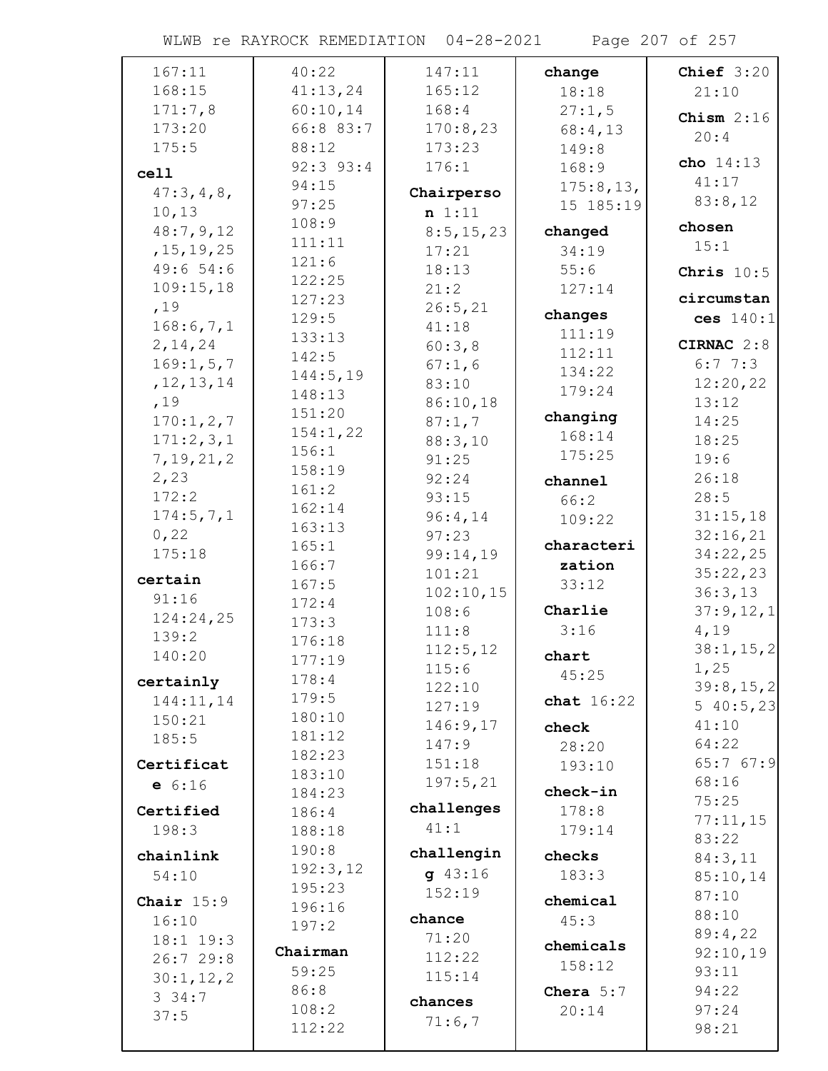167:11
168:15
171:7,8
173:20
175:5

**cell**
47:3,4,8,10,13
48:7,9,12,15,19,25
49:6 54:6
109:15,18,19
168:6,7,12,14,24
169:1,5,7,12,13,14,19
170:1,2,7
171:2,3,17,19,21,22,23
172:2
174:5,7,10,22
175:18

**certain**
91:16
124:24,25
139:2
140:20

**certainly**
144:11,14
150:21
185:5

**Certificate** 6:16

**Certified**
198:3

**chainlink**
54:10

**Chair** 15:9
16:10
18:1 19:3
26:7 29:8
30:1,12,23 34:7
37:5
40:22
41:13,24
60:10,14
66:8 83:7
88:12
92:3 93:4
94:15
97:25
108:9
111:11
121:6
122:25
127:23
129:5
133:13
142:5
144:5,19
148:13
151:20
154:1,22
156:1
158:19
161:2
162:14
163:13
165:1
166:7
167:5
172:4
173:3
176:18
177:19
178:4
179:5
180:10
181:12
182:23
183:10
184:23
186:4
188:18
190:8
192:3,12
195:23
196:16
197:2

**Chairman**
59:25
86:8
108:2
112:22
147:11
165:12
168:4
170:8,23
173:23
176:1

**Chairperson** 1:11
8:5,15,23
17:21
18:13
21:2
26:5,21
41:18
60:3,8
67:1,6
83:10
86:10,18
87:1,7
88:3,10
91:25
92:24
93:15
96:4,14
97:23
99:14,19
101:21
102:10,15
108:6
111:8
112:5,12
115:6
122:10
127:19
146:9,17
147:9
151:18
197:5,21

**challenges**
41:1

**challenging** 43:16
152:19

**chance**
71:20
112:22
115:14

**chances**
71:6,7

**change**
18:18
27:1,5
68:4,13
149:8
168:9
175:8,13,15 185:19

**changed**
34:19
55:6
127:14

**changes**
111:19
112:11
134:22
179:24

**changing**
168:14
175:25

**channel**
66:2
109:22

**characterization**
33:12

**Charlie**
3:16

**chart**
45:25

**chat** 16:22

**check**
28:20
193:10

**check-in**
178:8
179:14

**checks**
183:3

**chemical**
45:3

**chemicals**
158:12

**Chera** 5:7
20:14

**Chief** 3:20
21:10

**Chism** 2:16
20:4

**cho** 14:13
41:17
83:8,12

**chosen**
15:1

**Chris** 10:5

**circumstances** 140:1

**CIRNAC** 2:8
6:7 7:3
12:20,22
13:12
14:25
18:25
19:6
26:18
28:5
31:15,18
32:16,21
34:22,25
35:22,23
36:3,13
37:9,12,14,19
38:1,15,21,25
39:8,15,25 40:5,23
41:10
64:22
65:7 67:9
68:16
75:25
77:11,15
83:22
84:3,11
85:10,14
87:10
88:10
89:4,22
92:10,19
93:11
94:22
97:24
98:21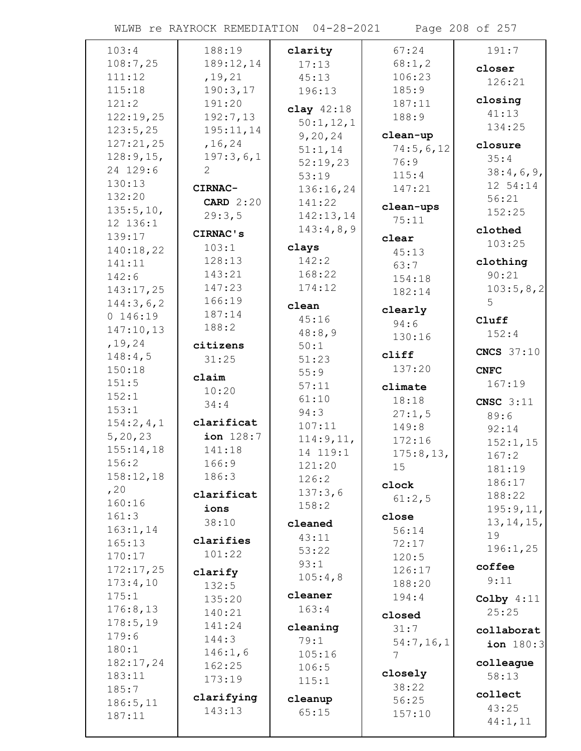103:4
108:7,25
111:12
115:18
121:2
122:19,25
123:5,25
127:21,25
128:9,15,
24 129:6
130:13
132:20
135:5,10,
12 136:1
139:17
140:18,22
141:11
142:6
143:17,25
144:3,6,2
0 146:19
147:10,13
,19,24
148:4,5
150:18
151:5
152:1
153:1
154:2,4,1
5,20,23
155:14,18
156:2
158:12,18
,20
160:16
161:3
163:1,14
165:13
170:17
172:17,25
173:4,10
175:1
176:8,13
178:5,19
179:6
180:1
182:17,24
183:11
185:7
186:5,11
187:11
188:19
189:12,14
,19,21
190:3,17
191:20
192:7,13
195:11,14
,16,24
197:3,6,1
2

**CIRNAC-CARD** 2:20
29:3,5

**CIRNAC's**
103:1
128:13
143:21
147:23
166:19
187:14
188:2

**citizens**
31:25

**claim**
10:20
34:4

**clarification** 128:7
141:18
166:9
186:3

**clarifications**
38:10

**clarifies**
101:22

**clarify**
132:5
135:20
140:21
141:24
144:3
146:1,6
162:25
173:19

**clarifying**
143:13

**clarity**
17:13
45:13
196:13

**clay** 42:18
50:1,12,1
9,20,24
51:1,14
52:19,23
53:19
136:16,24
141:22
142:13,14
143:4,8,9

**clays**
142:2
168:22
174:12

**clean**
45:16
48:8,9
50:1
51:23
55:9
57:11
61:10
94:3
107:11
114:9,11,
14 119:1
121:20
126:2
137:3,6
158:2

**cleaned**
43:11
53:22
93:1
105:4,8

**cleaner**
163:4

**cleaning**
79:1
105:16
106:5
115:1

**cleanup**
65:15
67:24
68:1,2
106:23
185:9
187:11
188:9

**clean-up**
74:5,6,12
76:9
115:4
147:21

**clean-ups**
75:11

**clear**
45:13
63:7
154:18
182:14

**clearly**
94:6
130:16

**cliff**
137:20

**climate**
18:18
27:1,5
149:8
172:16
175:8,13,
15

**clock**
61:2,5

**close**
56:14
72:17
120:5
126:17
188:20
194:4

**closed**
31:7
54:7,16,1
7

**closely**
38:22
56:25
157:10
191:7

**closer**
126:21

**closing**
41:13
134:25

**closure**
35:4
38:4,6,9,
12 54:14
56:21
152:25

**clothed**
103:25

**clothing**
90:21
103:5,8,2
5

**Cluff**
152:4

**CNCS** 37:10

**CNFC**
167:19

**CNSC** 3:11
89:6
92:14
152:1,15
167:2
181:19
186:17
188:22
195:9,11,
13,14,15,
19
196:1,25

**coffee**
9:11

**Colby** 4:11
25:25

**collaboration** 180:3

**colleague**
58:13

**collect**
43:25
44:1,11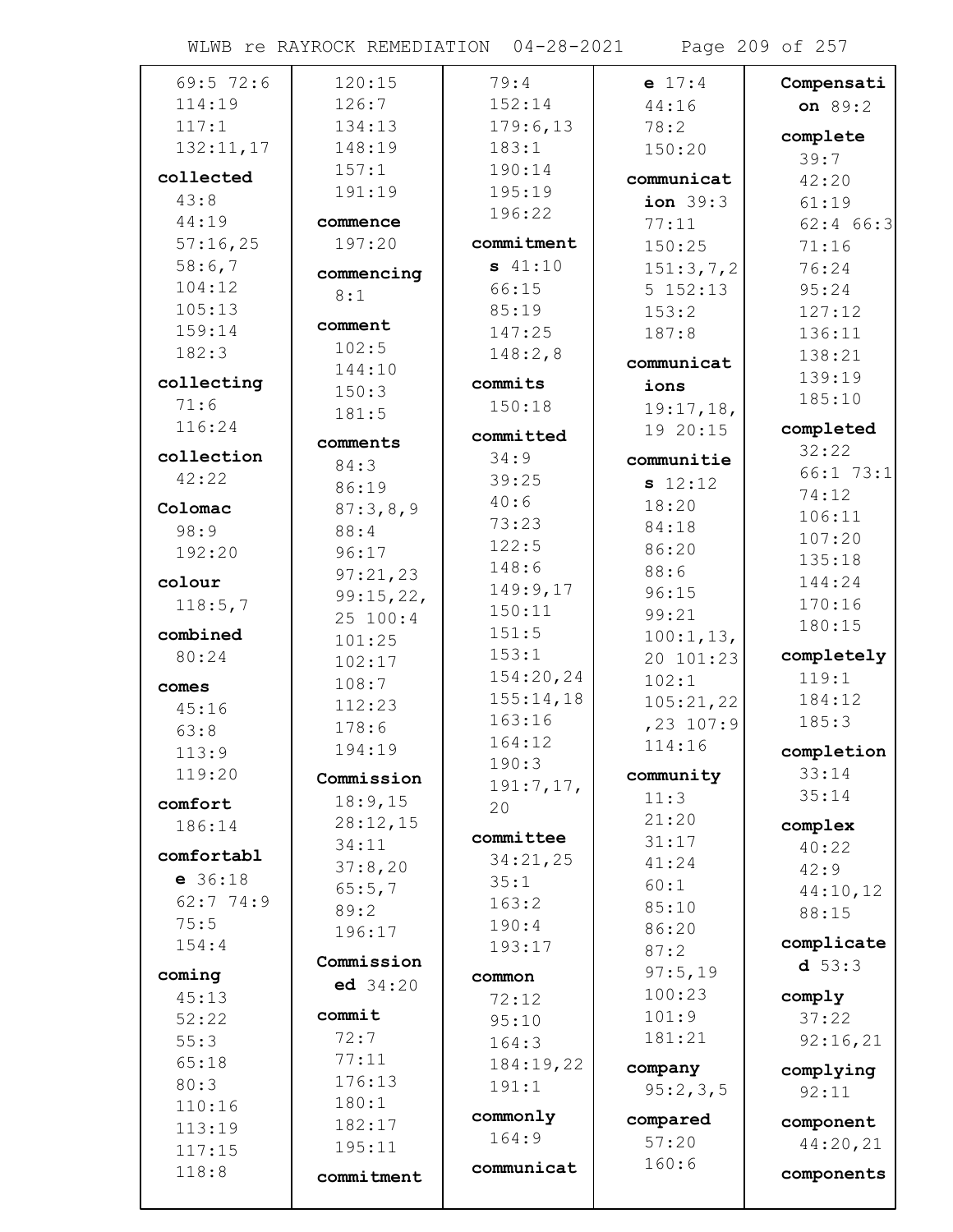69:5 72:6
114:19
117:1
132:11,17

**collected**
43:8
44:19
57:16,25
58:6,7
104:12
105:13
159:14
182:3

**collecting**
71:6
116:24

**collection**
42:22

**Colomac**
98:9
192:20

**colour**
118:5,7

**combined**
80:24

**comes**
45:16
63:8
113:9
119:20

**comfort**
186:14

**comfortable** 36:18
62:7 74:9
75:5
154:4

**coming**
45:13
52:22
55:3
65:18
80:3
110:16
113:19
117:15
118:8
120:15
126:7
134:13
148:19
157:1
191:19

**commence**
197:20

**commencing**
8:1

**comment**
102:5
144:10
150:3
181:5

**comments**
84:3
86:19
87:3,8,9
88:4
96:17
97:21,23
99:15,22,
25 100:4
101:25
102:17
108:7
112:23
178:6
194:19

**Commission**
18:9,15
28:12,15
34:11
37:8,20
65:5,7
89:2
196:17

**Commissioned** 34:20

**commit**
72:7
77:11
176:13
180:1
182:17
195:11

**commitment**
79:4
152:14
179:6,13
183:1
190:14
195:19
196:22

**commitments** 41:10
66:15
85:19
147:25
148:2,8

**commits**
150:18

**committed**
34:9
39:25
40:6
73:23
122:5
148:6
149:9,17
150:11
151:5
153:1
154:20,24
155:14,18
163:16
164:12
190:3
191:7,17,
20

**committee**
34:21,25
35:1
163:2
190:4
193:17

**common**
72:12
95:10
164:3
184:19,22
191:1

**commonly**
164:9

**communicate** 17:4
44:16
78:2
150:20

**communication** 39:3
77:11
150:25
151:3,7,2
5 152:13
153:2
187:8

**communications**
19:17,18,
19 20:15

**communities** 12:12
18:20
84:18
86:20
88:6
96:15
99:21
100:1,13,
20 101:23
102:1
105:21,22
,23 107:9
114:16

**community**
11:3
21:20
31:17
41:24
60:1
85:10
86:20
87:2
97:5,19
100:23
101:9
181:21

**company**
95:2,3,5

**compared**
57:20
160:6

**Compensation** 89:2

**complete**
39:7
42:20
61:19
62:4 66:3
71:16
76:24
95:24
127:12
136:11
138:21
139:19
185:10

**completed**
32:22
66:1 73:1
74:12
106:11
107:20
135:18
144:24
170:16
180:15

**completely**
119:1
184:12
185:3

**completion**
33:14
35:14

**complex**
40:22
42:9
44:10,12
88:15

**complicated** 53:3

**comply**
37:22
92:16,21

**complying**
92:11

**component**
44:20,21

**components**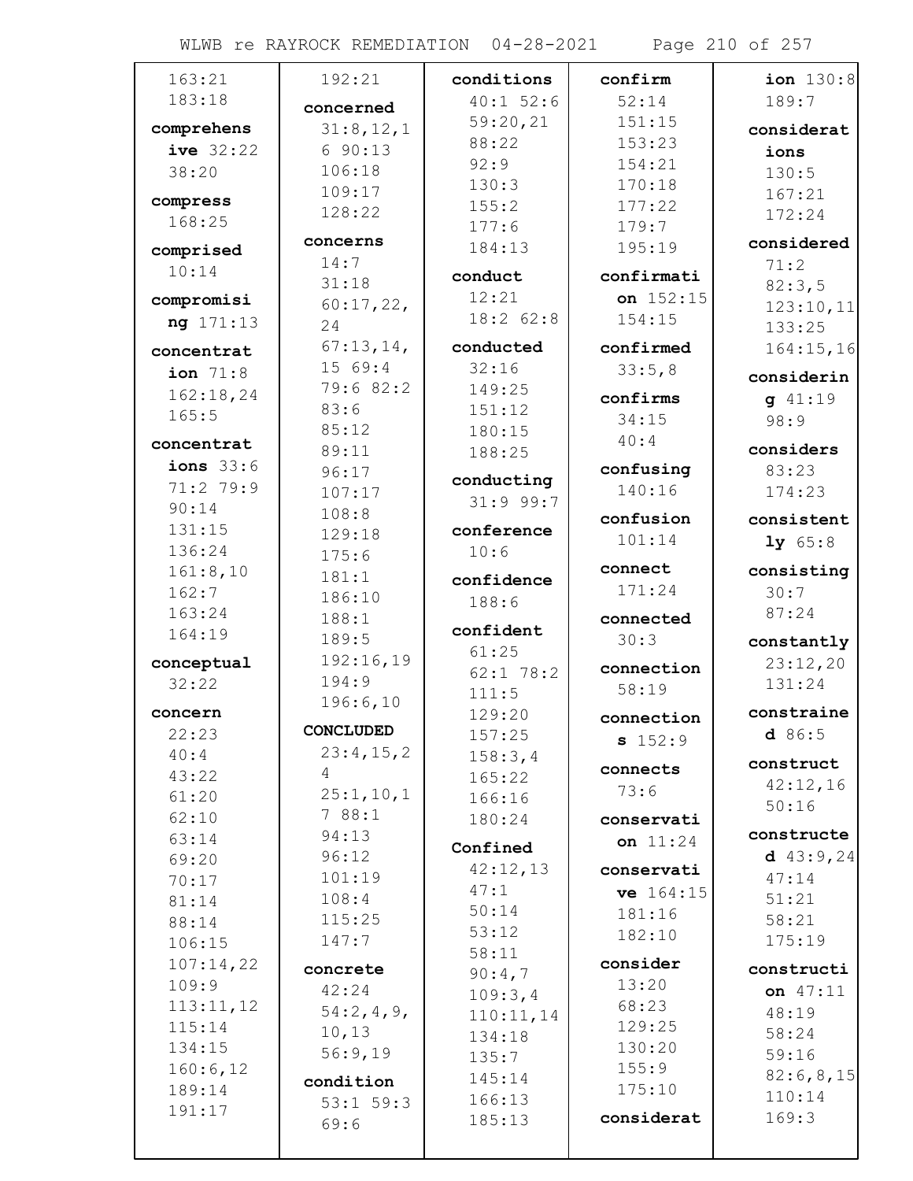163:21
183:18

**comprehensive** 32:22
38:20

**compress**
168:25

**comprised**
10:14

**compromising** 171:13

**concentration** 71:8
162:18,24
165:5

**concentrations** 33:6
71:2 79:9
90:14
131:15
136:24
161:8,10
162:7
163:24
164:19

**conceptual**
32:22

**concern**
22:23
40:4
43:22
61:20
62:10
63:14
69:20
70:17
81:14
88:14
106:15
107:14,22
109:9
113:11,12
115:14
134:15
160:6,12
189:14
191:17

192:21

**concerned**
31:8,12,16 90:13
106:18
109:17
128:22

**concerns**
14:7
31:18
60:17,22,24
67:13,14,15 69:4
79:6 82:2
83:6
85:12
89:11
96:17
107:17
108:8
129:18
175:6
181:1
186:10
188:1
189:5
192:16,19
194:9
196:6,10

**CONCLUDED**
23:4,15,24
25:1,10,17 88:1
94:13
96:12
101:19
108:4
115:25
147:7

**concrete**
42:24
54:2,4,9,10,13
56:9,19

**condition**
53:1 59:3
69:6

**conditions**
40:1 52:6
59:20,21
88:22
92:9
130:3
155:2
177:6
184:13

**conduct**
12:21
18:2 62:8

**conducted**
32:16
149:25
151:12
180:15
188:25

**conducting**
31:9 99:7

**conference**
10:6

**confidence**
188:6

**confident**
61:25
62:1 78:2
111:5
129:20
157:25
158:3,4
165:22
166:16
180:24

**Confined**
42:12,13
47:1
50:14
53:12
58:11
90:4,7
109:3,4
110:11,14
134:18
135:7
145:14
166:13
185:13

**confirm**
52:14
151:15
153:23
154:21
170:18
177:22
179:7
195:19

**confirmation** 152:15
154:15

**confirmed**
33:5,8

**confirms**
34:15
40:4

**confusing**
140:16

**confusion**
101:14

**connect**
171:24

**connected**
30:3

**connection**
58:19

**connections** 152:9

**connects**
73:6

**conservation** 11:24

**conservative** 164:15
181:16
182:10

**consider**
13:20
68:23
129:25
130:20
155:9
175:10

**consideration** 130:8
189:7

**considerations**
130:5
167:21
172:24

**considered**
71:2
82:3,5
123:10,11
133:25
164:15,16

**considering** 41:19
98:9

**considers**
83:23
174:23

**consistently** 65:8

**consisting**
30:7
87:24

**constantly**
23:12,20
131:24

**constrained** 86:5

**construct**
42:12,16
50:16

**constructed** 43:9,24
47:14
51:21
58:21
175:19

**construction** 47:11
48:19
58:24
59:16
82:6,8,15
110:14
169:3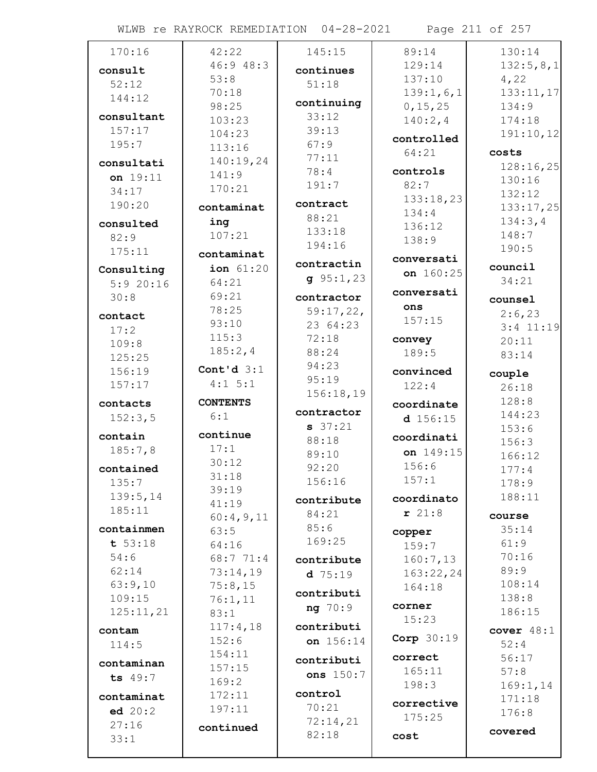170:16

**consult**
52:12
144:12

**consultant**
157:17
195:7

**consultation** 19:11
34:17
190:20

**consulted**
82:9
175:11

**Consulting**
5:9 20:16
30:8

**contact**
17:2
109:8
125:25
156:19
157:17

**contacts**
152:3,5

**contain**
185:7,8

**contained**
135:7
139:5,14
185:11

**containment** 53:18
54:6
62:14
63:9,10
109:15
125:11,21

**contam**
114:5

**contaminants** 49:7

**contaminated** 20:2
27:16
33:1
42:22
46:9 48:3
53:8
70:18
98:25
103:23
104:23
113:16
140:19,24
141:9
170:21

**contaminating**
107:21

**contamination** 61:20
64:21
69:21
78:25
93:10
115:3
185:2,4

**Cont'd** 3:1
4:1 5:1

**CONTENTS**
6:1

**continue**
17:1
30:12
31:18
39:19
41:19
60:4,9,11
63:5
64:16
68:7 71:4
73:14,19
75:8,15
76:1,11
83:1
117:4,18
152:6
154:11
157:15
169:2
172:11
197:11

**continued**
145:15

**continues**
51:18

**continuing**
33:12
39:13
67:9
77:11
78:4
191:7

**contract**
88:21
133:18
194:16

**contracting** 95:1,23

**contractor**
59:17,22,
23 64:23
72:18
88:24
94:23
95:19
156:18,19

**contractors** 37:21
88:18
89:10
92:20
156:16

**contribute**
84:21
85:6
169:25

**contributed** 75:19

**contributing** 70:9

**contribution** 156:14

**contributions** 150:7

**control**
70:21
72:14,21
82:18
89:14
129:14
137:10
139:1,6,10,15,25
140:2,4

**controlled**
64:21

**controls**
82:7
133:18,23
134:4
136:12
138:9

**conversation** 160:25

**conversations**
157:15

**convey**
189:5

**convinced**
122:4

**coordinated** 156:15

**coordination** 149:15
156:6
157:1

**coordinator** 21:8

**copper**
159:7
160:7,13
163:22,24
164:18

**corner**
15:23

**Corp** 30:19

**correct**
165:11
198:3

**corrective**
175:25

**cost**
130:14
132:5,8,14,22
133:11,17
134:9
174:18
191:10,12

**costs**
128:16,25
130:16
132:12
133:17,25
134:3,4
148:7
190:5

**council**
34:21

**counsel**
2:6,23
3:4 11:19
20:11
83:14

**couple**
26:18
128:8
144:23
153:6
156:3
166:12
177:4
178:9
188:11

**course**
35:14
61:9
70:16
89:9
108:14
138:8
186:15

**cover** 48:1
52:4
56:17
57:8
169:1,14
171:18
176:8

**covered**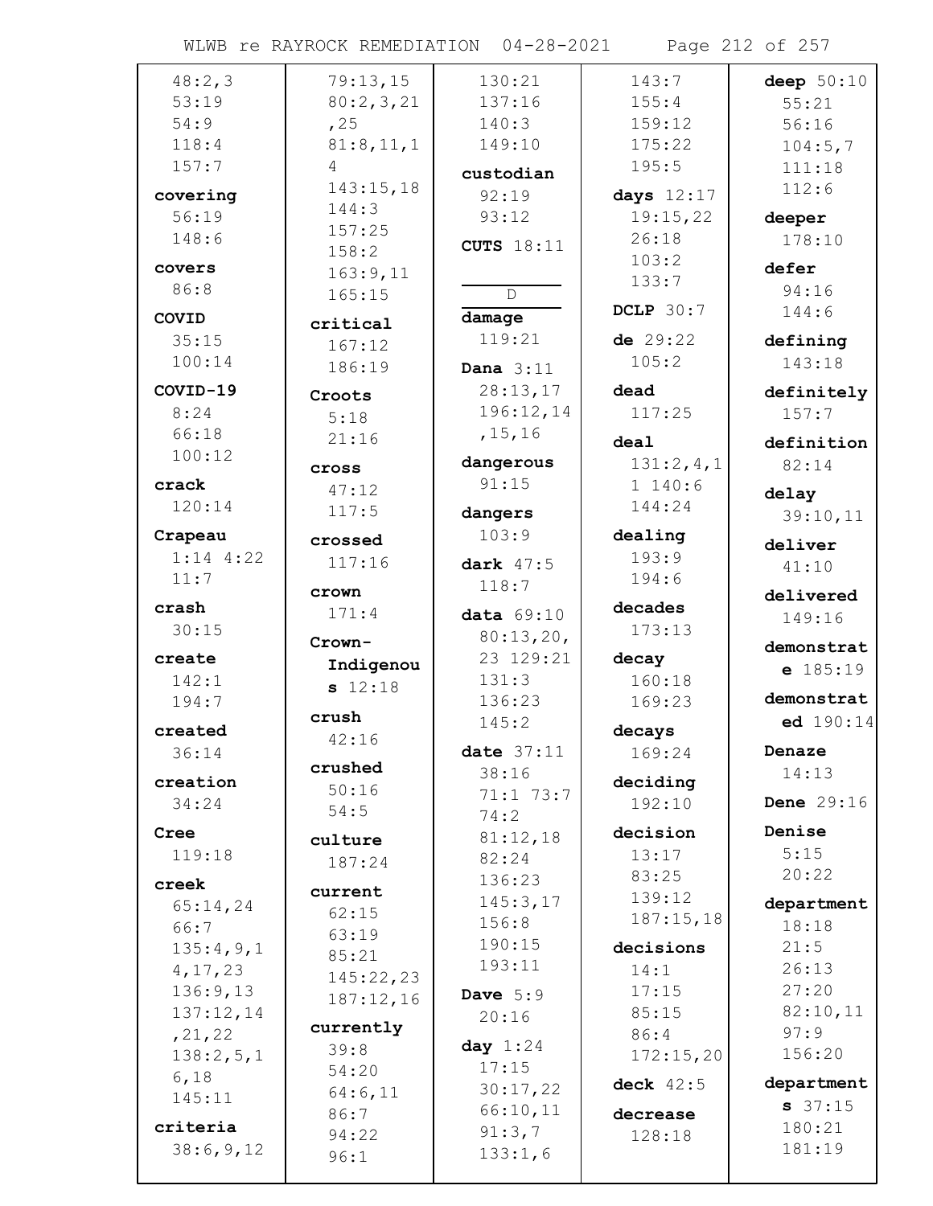48:2,3
53:19
54:9
118:4
157:7

**covering** 56:19 148:6

**covers** 86:8

**COVID** 35:15 100:14

**COVID-19** 8:24 66:18 100:12

**crack** 120:14

**Crapeau** 1:14 4:22 11:7

**crash** 30:15

**create** 142:1 194:7

**created** 36:14

**creation** 34:24

**Cree** 119:18

**creek** 65:14,24 66:7 135:4,9,14,17,23 136:9,13 137:12,14,21,22 138:2,5,16,18 145:11

**criteria** 38:6,9,12

79:13,15
80:2,3,21,25
81:8,11,14
143:15,18
144:3
157:25
158:2
163:9,11
165:15

**critical** 167:12 186:19

**Croots** 5:18 21:16

**cross** 47:12 117:5

**crossed** 117:16

**crown** 171:4

**Crown-Indigenous** 12:18

**crush** 42:16

**crushed** 50:16 54:5

**culture** 187:24

**current** 62:15 63:19 85:21 145:22,23 187:12,16

**currently** 39:8 54:20 64:6,11 86:7 94:22 96:1

130:21
137:16
140:3
149:10

**custodian** 92:19 93:12

**CUTS** 18:11

## D

**damage** 119:21

**Dana** 3:11 28:13,17 196:12,14,15,16

**dangerous** 91:15

**dangers** 103:9

**dark** 47:5 118:7

**data** 69:10 80:13,20,23 129:21 131:3 136:23 145:2

**date** 37:11 38:16 71:1 73:7 74:2 81:12,18 82:24 136:23 145:3,17 156:8 190:15 193:11

**Dave** 5:9 20:16

**day** 1:24 17:15 30:17,22 66:10,11 91:3,7 133:1,6

143:7
155:4
159:12
175:22
195:5

**days** 12:17 19:15,22 26:18 103:2 133:7

**DCLP** 30:7

**de** 29:22 105:2

**dead** 117:25

**deal** 131:2,4,11 140:6 144:24

**dealing** 193:9 194:6

**decades** 173:13

**decay** 160:18 169:23

**decays** 169:24

**deciding** 192:10

**decision** 13:17 83:25 139:12 187:15,18

**decisions** 14:1 17:15 85:15 86:4 172:15,20

**deck** 42:5

**decrease** 128:18

**deep** 50:10 55:21 56:16 104:5,7 111:18 112:6

**deeper** 178:10

**defer** 94:16 144:6

**defining** 143:18

**definitely** 157:7

**definition** 82:14

**delay** 39:10,11

**deliver** 41:10

**delivered** 149:16

**demonstrate** 185:19

**demonstrated** 190:14

**Denaze** 14:13

**Dene** 29:16

**Denise** 5:15 20:22

**department** 18:18 21:5 26:13 27:20 82:10,11 97:9 156:20

**departments** 37:15 180:21 181:19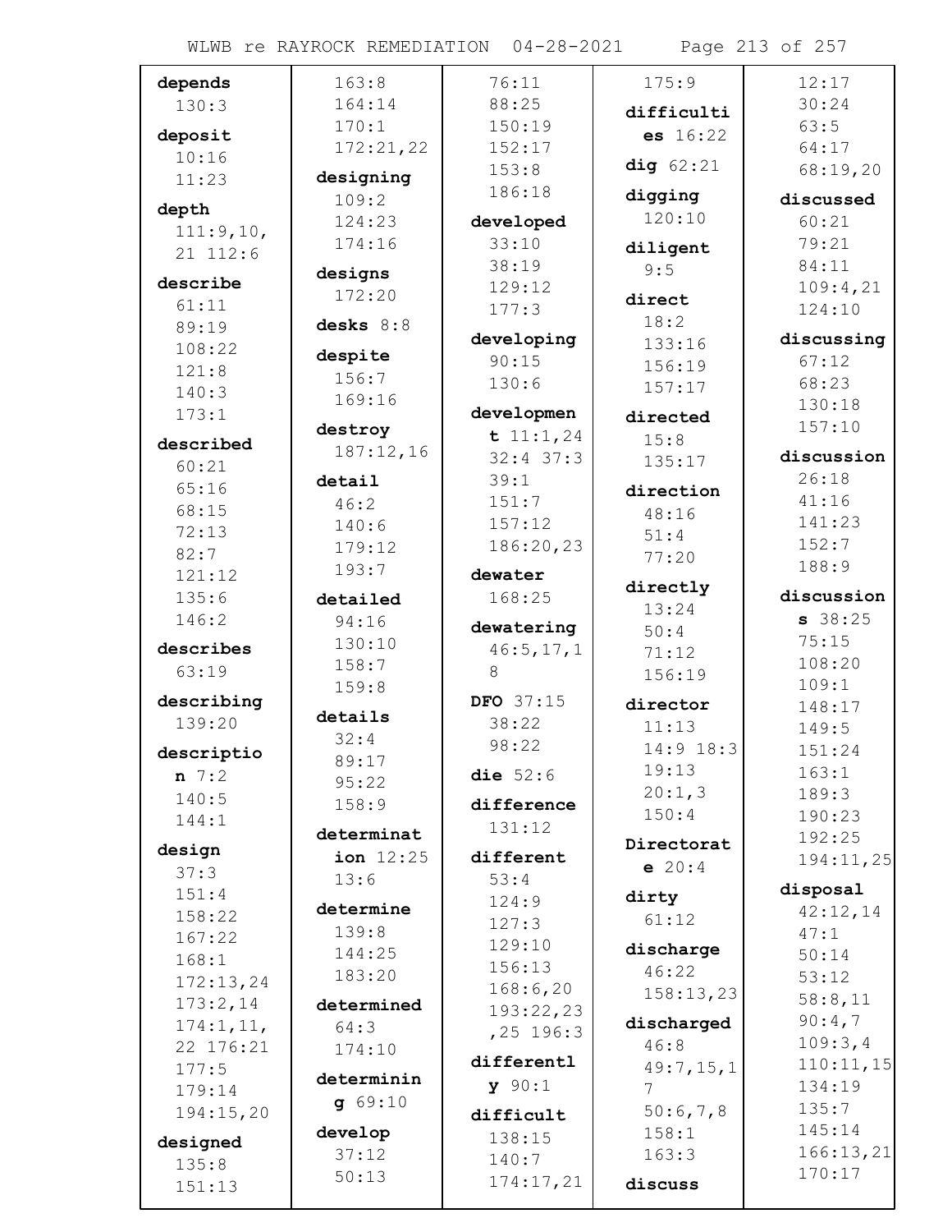**depends** 130:3

**deposit** 10:16 11:23

**depth** 111:9,10, 21 112:6

**describe** 61:11 89:19 108:22 121:8 140:3 173:1

**described** 60:21 65:16 68:15 72:13 82:7 121:12 135:6 146:2

**describes** 63:19

**describing** 139:20

**description** 7:2 140:5 144:1

**design** 37:3 151:4 158:22 167:22 168:1 172:13,24 173:2,14 174:1,11, 22 176:21 177:5 179:14 194:15,20

**designed** 135:8 151:13 163:8 164:14 170:1 172:21,22

**designing** 109:2 124:23 174:16

**designs** 172:20

**desks** 8:8

**despite** 156:7 169:16

**destroy** 187:12,16

**detail** 46:2 140:6 179:12 193:7

**detailed** 94:16 130:10 158:7 159:8

**details** 32:4 89:17 95:22 158:9

**determination** 12:25 13:6

**determine** 139:8 144:25 183:20

**determined** 64:3 174:10

**determining** 69:10

**develop** 37:12 50:13 76:11 88:25 150:19 152:17 153:8 186:18

**developed** 33:10 38:19 129:12 177:3

**developing** 90:15 130:6

**development** 11:1,24 32:4 37:3 39:1 151:7 157:12 186:20,23

**dewater** 168:25

**dewatering** 46:5,17,18

**DFO** 37:15 38:22 98:22

**die** 52:6

**difference** 131:12

**different** 53:4 124:9 127:3 129:10 156:13 168:6,20 193:22,23 ,25 196:3

**differently** 90:1

**difficult** 138:15 140:7 174:17,21 175:9

**difficulties** 16:22

**dig** 62:21

**digging** 120:10

**diligent** 9:5

**direct** 18:2 133:16 156:19 157:17

**directed** 15:8 135:17

**direction** 48:16 51:4 77:20

**directly** 13:24 50:4 71:12 156:19

**director** 11:13 14:9 18:3 19:13 20:1,3 150:4

**Directorate** 20:4

**dirty** 61:12

**discharge** 46:22 158:13,23

**discharged** 46:8 49:7,15,17 50:6,7,8 158:1 163:3

**discuss** 12:17 30:24 63:5 64:17 68:19,20

**discussed** 60:21 79:21 84:11 109:4,21 124:10

**discussing** 67:12 68:23 130:18 157:10

**discussion** 26:18 41:16 141:23 152:7 188:9

**discussions** 38:25 75:15 108:20 109:1 148:17 149:5 151:24 163:1 189:3 190:23 192:25 194:11,25

**disposal** 42:12,14 47:1 50:14 53:12 58:8,11 90:4,7 109:3,4 110:11,15 134:19 135:7 145:14 166:13,21 170:17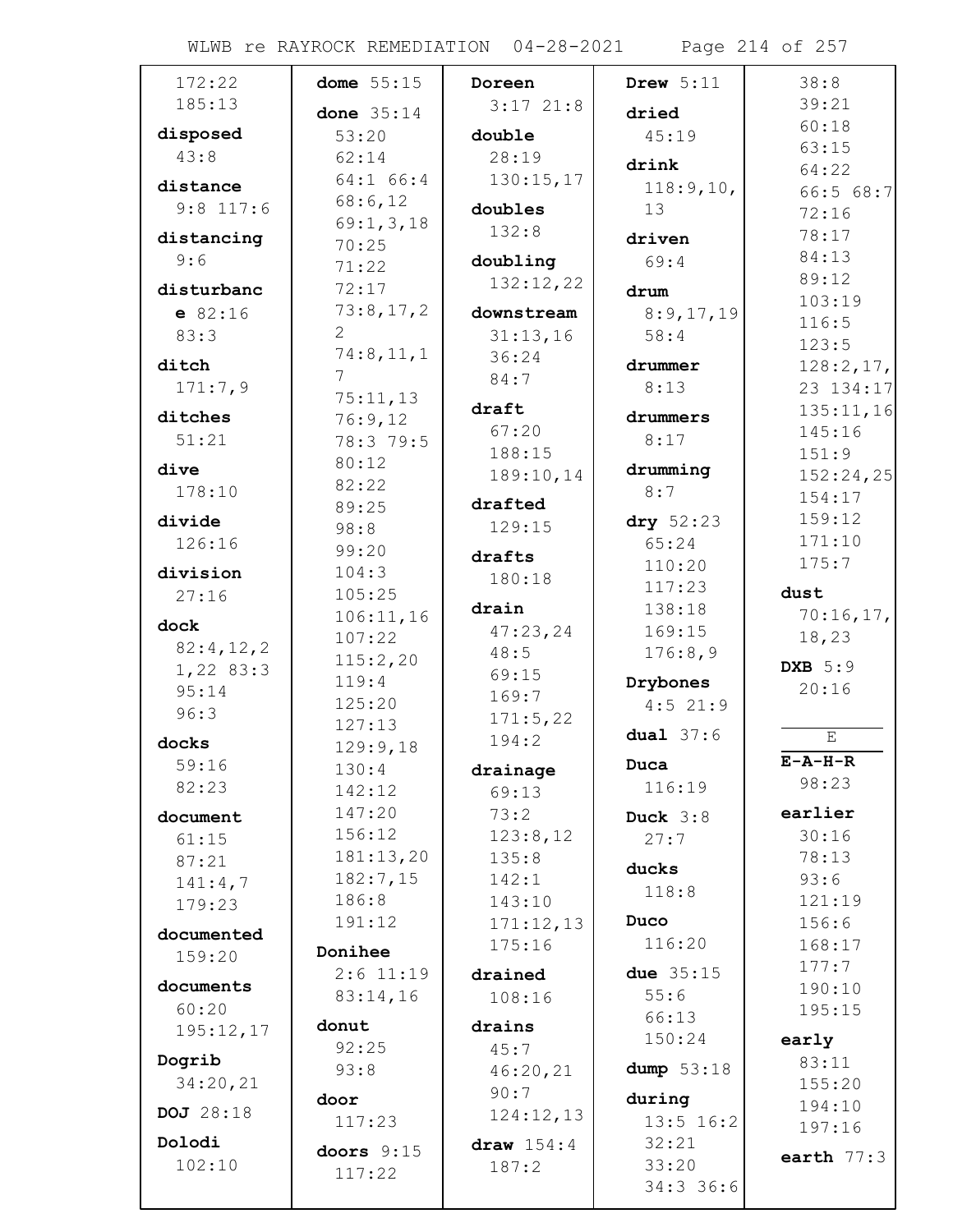172:22
185:13

**disposed** 43:8

**distance** 9:8 117:6

**distancing** 9:6

**disturbance** 82:16 83:3

**ditch** 171:7,9

**ditches** 51:21

**dive** 178:10

**divide** 126:16

**division** 27:16

**dock** 82:4,12,21,22 83:3 95:14 96:3

**docks** 59:16 82:23

**document** 61:15 87:21 141:4,7 179:23

**documented** 159:20

**documents** 60:20 195:12,17

**Dogrib** 34:20,21

**DOJ** 28:18

**Dolodi** 102:10

**dome** 55:15

**done** 35:14 53:20 62:14 64:1 66:4 68:6,12 69:1,3,18 70:25 71:22 72:17 73:8,17,22 74:8,11,17 75:11,13 76:9,12 78:3 79:5 80:12 82:22 89:25 98:8 99:20 104:3 105:25 106:11,16 107:22 115:2,20 119:4 125:20 127:13 129:9,18 130:4 142:12 147:20 156:12 181:13,20 182:7,15 186:8 191:12

**Donihee** 2:6 11:19 83:14,16

**donut** 92:25 93:8

**door** 117:23

**doors** 9:15 117:22

**Doreen** 3:17 21:8

**double** 28:19 130:15,17

**doubles** 132:8

**doubling** 132:12,22

**downstream** 31:13,16 36:24 84:7

**draft** 67:20 188:15 189:10,14

**drafted** 129:15

**drafts** 180:18

**drain** 47:23,24 48:5 69:15 169:7 171:5,22 194:2

**drainage** 69:13 73:2 123:8,12 135:8 142:1 143:10 171:12,13 175:16

**drained** 108:16

**drains** 45:7 46:20,21 90:7 124:12,13

**draw** 154:4 187:2

**Drew** 5:11

**dried** 45:19

**drink** 118:9,10,13

**driven** 69:4

**drum** 8:9,17,19 58:4

**drummer** 8:13

**drummers** 8:17

**drumming** 8:7

**dry** 52:23 65:24 110:20 117:23 138:18 169:15 176:8,9

**Drybones** 4:5 21:9

**dual** 37:6

**Duca** 116:19

**Duck** 3:8 27:7

**ducks** 118:8

**Duco** 116:20

**due** 35:15 55:6 66:13 150:24

**dump** 53:18

**during** 13:5 16:2 32:21 33:20 34:3 36:6 38:8 39:21 60:18 63:15 64:22 66:5 68:7 72:16 78:17 84:13 89:12 103:19 116:5 123:5 128:2,17,23 134:17 135:11,16 145:16 151:9 152:24,25 154:17 159:12 171:10 175:7

**dust** 70:16,17,18,23

**DXB** 5:9 20:16

## E

**E-A-H-R** 98:23

**earlier** 30:16 78:13 93:6 121:19 156:6 168:17 177:7 190:10 195:15

**early** 83:11 155:20 194:10 197:16

**earth** 77:3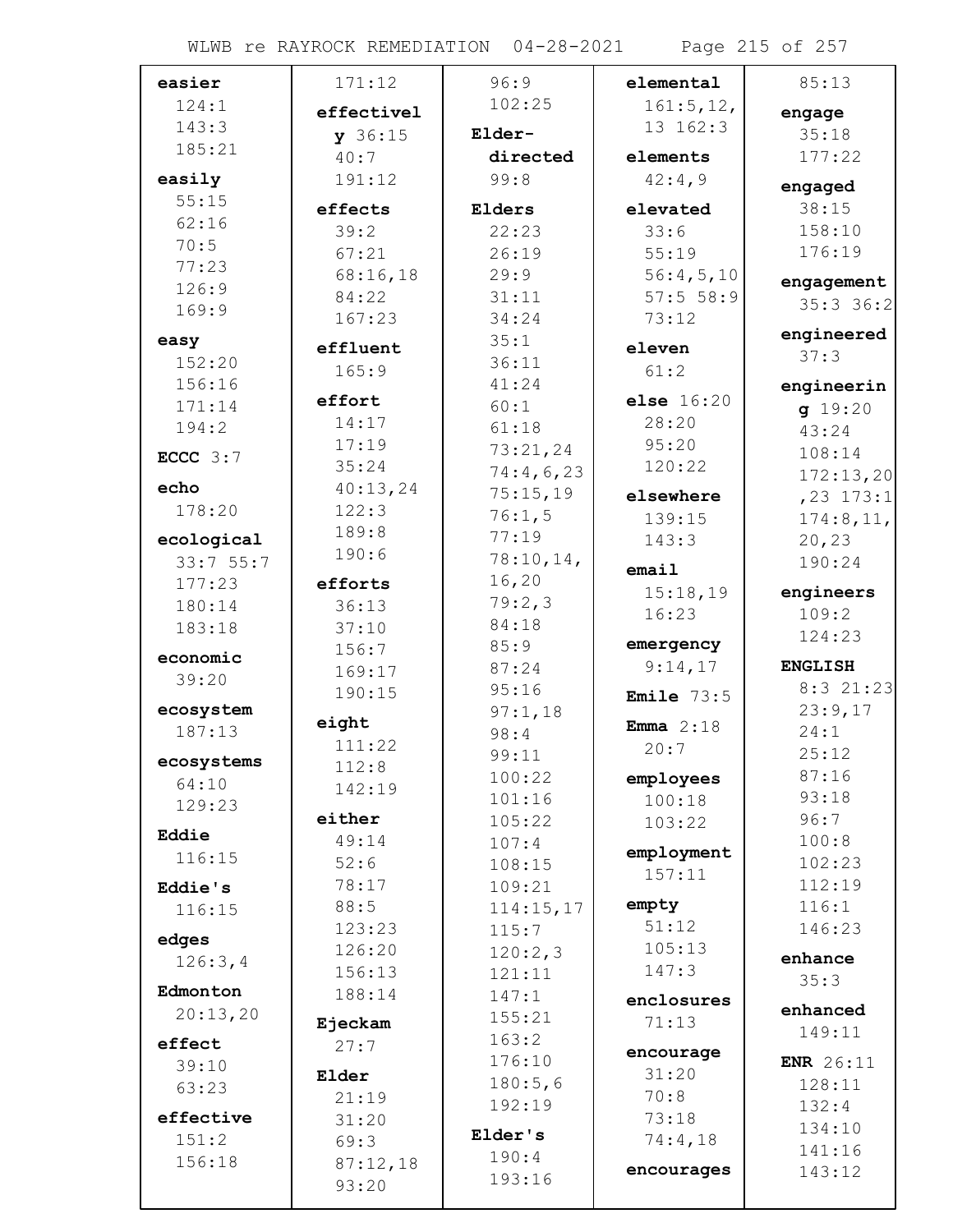**easier** 124:1 143:3 185:21

**easily** 55:15 62:16 70:5 77:23 126:9 169:9

**easy** 152:20 156:16 171:14 194:2

**ECCC** 3:7

**echo** 178:20

**ecological** 33:7 55:7 177:23 180:14 183:18

**economic** 39:20

**ecosystem** 187:13

**ecosystems** 64:10 129:23

**Eddie** 116:15

**Eddie's** 116:15

**edges** 126:3,4

**Edmonton** 20:13,20

**effect** 39:10 63:23

**effective** 151:2 156:18 171:12

**effectively** 36:15 40:7 191:12

**effects** 39:2 67:21 68:16,18 84:22 167:23

**effluent** 165:9

**effort** 14:17 17:19 35:24 40:13,24 122:3 189:8 190:6

**efforts** 36:13 37:10 156:7 169:17 190:15

**eight** 111:22 112:8 142:19

**either** 49:14 52:6 78:17 88:5 123:23 126:20 156:13 188:14

**Ejeckam** 27:7

**Elder** 21:19 31:20 69:3 87:12,18 93:20 96:9 102:25

**Elder-directed** 99:8

**Elders** 22:23 26:19 29:9 31:11 34:24 35:1 36:11 41:24 60:1 61:18 73:21,24 74:4,6,23 75:15,19 76:1,5 77:19 78:10,14,16,20 79:2,3 84:18 85:9 87:24 95:16 97:1,18 98:4 99:11 100:22 101:16 105:22 107:4 108:15 109:21 114:15,17 115:7 120:2,3 121:11 147:1 155:21 163:2 176:10 180:5,6 192:19

**Elder's** 190:4 193:16

**elemental** 161:5,12,13 162:3

**elements** 42:4,9

**elevated** 33:6 55:19 56:4,5,10 57:5 58:9 73:12

**eleven** 61:2

**else** 16:20 28:20 95:20 120:22

**elsewhere** 139:15 143:3

**email** 15:18,19 16:23

**emergency** 9:14,17

**Emile** 73:5

**Emma** 2:18 20:7

**employees** 100:18 103:22

**employment** 157:11

**empty** 51:12 105:13 147:3

**enclosures** 71:13

**encourage** 31:20 70:8 73:18 74:4,18

**encourages** 85:13

**engage** 35:18 177:22

**engaged** 38:15 158:10 176:19

**engagement** 35:3 36:2

**engineered** 37:3

**engineering** 19:20 43:24 108:14 172:13,20,23 173:1 174:8,11,20,23 190:24

**engineers** 109:2 124:23

**ENGLISH** 8:3 21:23 23:9,17 24:1 25:12 87:16 93:18 96:7 100:8 102:23 112:19 116:1 146:23

**enhance** 35:3

**enhanced** 149:11

**ENR** 26:11 128:11 132:4 134:10 141:16 143:12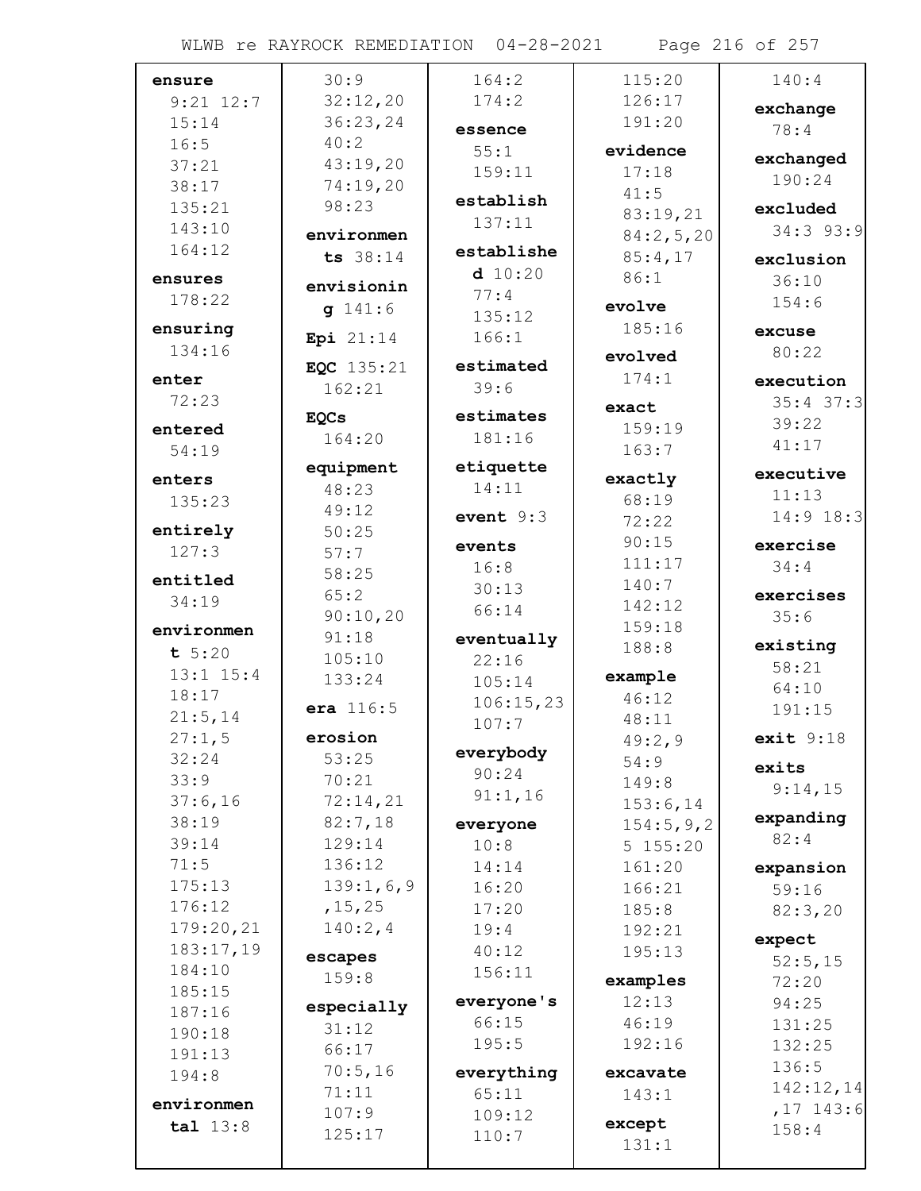**ensure**
9:21 12:7
15:14
16:5
37:21
38:17
135:21
143:10
164:12

**ensures**
178:22

**ensuring**
134:16

**enter**
72:23

**entered**
54:19

**enters**
135:23

**entirely**
127:3

**entitled**
34:19

**environment** 5:20
13:1 15:4
18:17
21:5,14
27:1,5
32:24
33:9
37:6,16
38:19
39:14
71:5
175:13
176:12
179:20,21
183:17,19
184:10
185:15
187:16
190:18
191:13
194:8

**environmental** 13:8
30:9
32:12,20
36:23,24
40:2
43:19,20
74:19,20
98:23

**environments** 38:14

**envisioning** 141:6

**Epi** 21:14

**EQC** 135:21
162:21

**EQCs**
164:20

**equipment**
48:23
49:12
50:25
57:7
58:25
65:2
90:10,20
91:18
105:10
133:24

**era** 116:5

**erosion**
53:25
70:21
72:14,21
82:7,18
129:14
136:12
139:1,6,9,15,25
140:2,4

**escapes**
159:8

**especially**
31:12
66:17
70:5,16
71:11
107:9
125:17
164:2
174:2

**essence**
55:1
159:11

**establish**
137:11

**established** 10:20
77:4
135:12
166:1

**estimated**
39:6

**estimates**
181:16

**etiquette**
14:11

**event** 9:3

**events**
16:8
30:13
66:14

**eventually**
22:16
105:14
106:15,23
107:7

**everybody**
90:24
91:1,16

**everyone**
10:8
14:14
16:20
17:20
19:4
40:12
156:11

**everyone's**
66:15
195:5

**everything**
65:11
109:12
110:7
115:20
126:17
191:20

**evidence**
17:18
41:5
83:19,21
84:2,5,20
85:4,17
86:1

**evolve**
185:16

**evolved**
174:1

**exact**
159:19
163:7

**exactly**
68:19
72:22
90:15
111:17
140:7
142:12
159:18
188:8

**example**
46:12
48:11
49:2,9
54:9
149:8
153:6,14
154:5,9,25 155:20
161:20
166:21
185:8
192:21
195:13

**examples**
12:13
46:19
192:16

**excavate**
143:1

**except**
131:1
140:4

**exchange**
78:4

**exchanged**
190:24

**excluded**
34:3 93:9

**exclusion**
36:10
154:6

**excuse**
80:22

**execution**
35:4 37:3
39:22
41:17

**executive**
11:13
14:9 18:3

**exercise**
34:4

**exercises**
35:6

**existing**
58:21
64:10
191:15

**exit** 9:18

**exits**
9:14,15

**expanding**
82:4

**expansion**
59:16
82:3,20

**expect**
52:5,15
72:20
94:25
131:25
132:25
136:5
142:12,14,17 143:6
158:4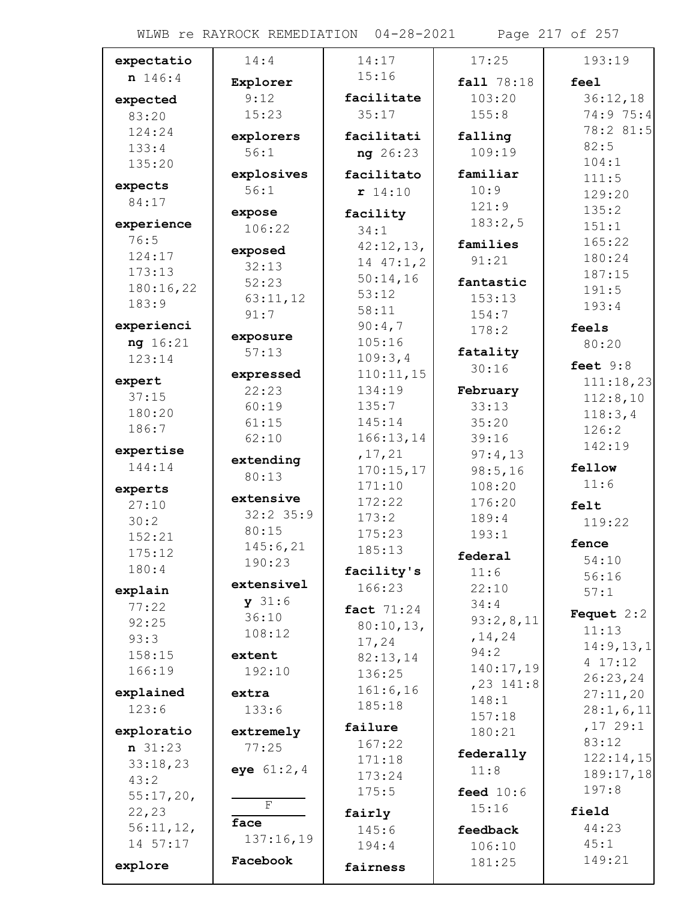**expectation** 146:4

**expected** 83:20 124:24 133:4 135:20

**expects** 84:17

**experience** 76:5 124:17 173:13 180:16,22 183:9

**experiencing** 16:21 123:14

**expert** 37:15 180:20 186:7

**expertise** 144:14

**experts** 27:10 30:2 152:21 175:12 180:4

**explain** 77:22 92:25 93:3 158:15 166:19

**explained** 123:6

**exploration** 31:23 33:18,23 43:2 55:17,20,22,23 56:11,12,14 57:17

**explore** 14:4

**Explorer** 9:12 15:23

**explorers** 56:1

**explosives** 56:1

**expose** 106:22

**exposed** 32:13 52:23 63:11,12 91:7

**exposure** 57:13

**expressed** 22:23 60:19 61:15 62:10

**extending** 80:13

**extensive** 32:2 35:9 80:15 145:6,21 190:23

**extensively** 31:6 36:10 108:12

**extent** 192:10

**extra** 133:6

**extremely** 77:25

**eye** 61:2,4

F

**face** 137:16,19

**Facebook** 14:17 15:16

**facilitate** 35:17

**facilitating** 26:23

**facilitator** 14:10

**facility** 34:1 42:12,13,14 47:1,2 50:14,16 53:12 58:11 90:4,7 105:16 109:3,4 110:11,15 134:19 135:7 145:14 166:13,14,17,21 170:15,17 171:10 172:22 173:2 175:23 185:13

**facility's** 166:23

**fact** 71:24 80:10,13,17,24 82:13,14 136:25 161:6,16 185:18

**failure** 167:22 171:18 173:24 175:5

**fairly** 145:6 194:4

**fairness** 17:25

**fall** 78:18 103:20 155:8

**falling** 109:19

**familiar** 10:9 121:9 183:2,5

**families** 91:21

**fantastic** 153:13 154:7 178:2

**fatality** 30:16

**February** 33:13 35:20 39:16 97:4,13 98:5,16 108:20 176:20 189:4 193:1

**federal** 11:6 22:10 34:4 93:2,8,11,14,24 94:2 140:17,19,23 141:8 148:1 157:18 180:21

**federally** 11:8

**feed** 10:6 15:16

**feedback** 106:10 181:25 193:19

**feel** 36:12,18 74:9 75:4 78:2 81:5 82:5 104:1 111:5 129:20 135:2 151:1 165:22 180:24 187:15 191:5 193:4

**feels** 80:20

**feet** 9:8 111:18,23 112:8,10 118:3,4 126:2 142:19

**fellow** 11:6

**felt** 119:22

**fence** 54:10 56:16 57:1

**Fequet** 2:2 11:13 14:9,13,14 17:12 26:23,24 27:11,20 28:1,6,11,17 29:1 83:12 122:14,15 189:17,18 197:8

**field** 44:23 45:1 149:21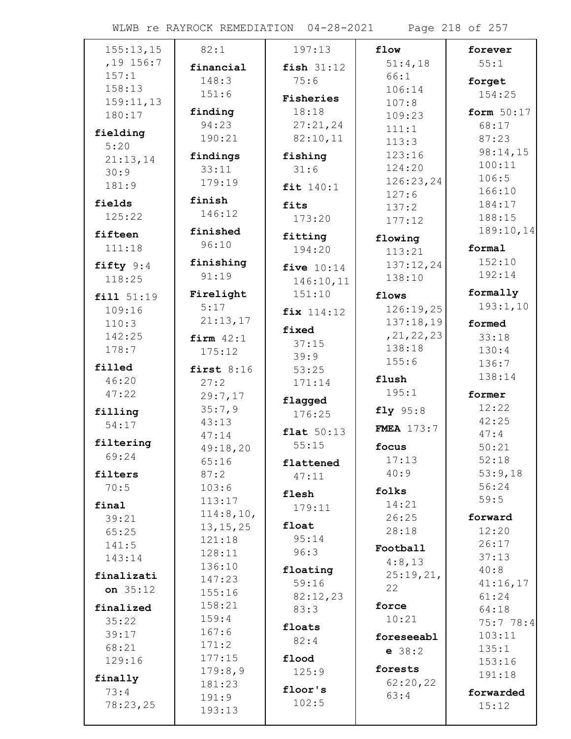155:13,15,19 156:7 157:1 158:13 159:11,13 180:17

**fielding** 5:20 21:13,14 30:9 181:9

**fields** 125:22

**fifteen** 111:18

**fifty** 9:4 118:25

**fill** 51:19 109:16 110:3 142:25 178:7

**filled** 46:20 47:22

**filling** 54:17

**filtering** 69:24

**filters** 70:5

**final** 39:21 65:25 141:5 143:14

**finalization** 35:12

**finalized** 35:22 39:17 68:21 129:16

**finally** 73:4 78:23,25

82:1

**financial** 148:3 151:6

**finding** 94:23 190:21

**findings** 33:11 179:19

**finish** 146:12

**finished** 96:10

**finishing** 91:19

**Firelight** 5:17 21:13,17

**firm** 42:1 175:12

**first** 8:16 27:2 29:7,17 35:7,9 43:13 47:14 49:18,20 65:16 87:2 103:6 113:17 114:8,10,13,15,25 121:18 128:11 136:10 147:23 155:16 158:21 159:4 167:6 171:2 177:15 179:8,9 181:23 191:9 193:13

197:13

**fish** 31:12 75:6

**Fisheries** 18:18 27:21,24 82:10,11

**fishing** 31:6

**fit** 140:1

**fits** 173:20

**fitting** 194:20

**five** 10:14 146:10,11 151:10

**fix** 114:12

**fixed** 37:15 39:9 53:25 171:14

**flagged** 176:25

**flat** 50:13 55:15

**flattened** 47:11

**flesh** 179:11

**float** 95:14 96:3

**floating** 59:16 82:12,23 83:3

**floats** 82:4

**flood** 125:9

**floor's** 102:5

**flow** 51:4,18 66:1 106:14 107:8 109:23 111:1 113:3 123:16 124:20 126:23,24 127:6 137:2 177:12

**flowing** 113:21 137:12,24 138:10

**flows** 126:19,25 137:18,19,21,22,23 138:18 155:6

**flush** 195:1

**fly** 95:8

**FMEA** 173:7

**focus** 17:13 40:9

**folks** 14:21 26:25 28:18

**Football** 4:8,13 25:19,21,22

**force** 10:21

**foreseeable** 38:2

**forests** 62:20,22 63:4

**forever** 55:1

**forget** 154:25

**form** 50:17 68:17 87:23 98:14,15 100:11 106:5 166:10 184:17 188:15 189:10,14

**formal** 152:10 192:14

**formally** 193:1,10

**formed** 33:18 130:4 136:7 138:14

**former** 12:22 42:25 47:4 50:21 52:18 53:9,18 56:24 59:5

**forward** 12:20 26:17 37:13 40:8 41:16,17 61:24 64:18 75:7 78:4 103:11 135:1 153:16 191:18

**forwarded** 15:12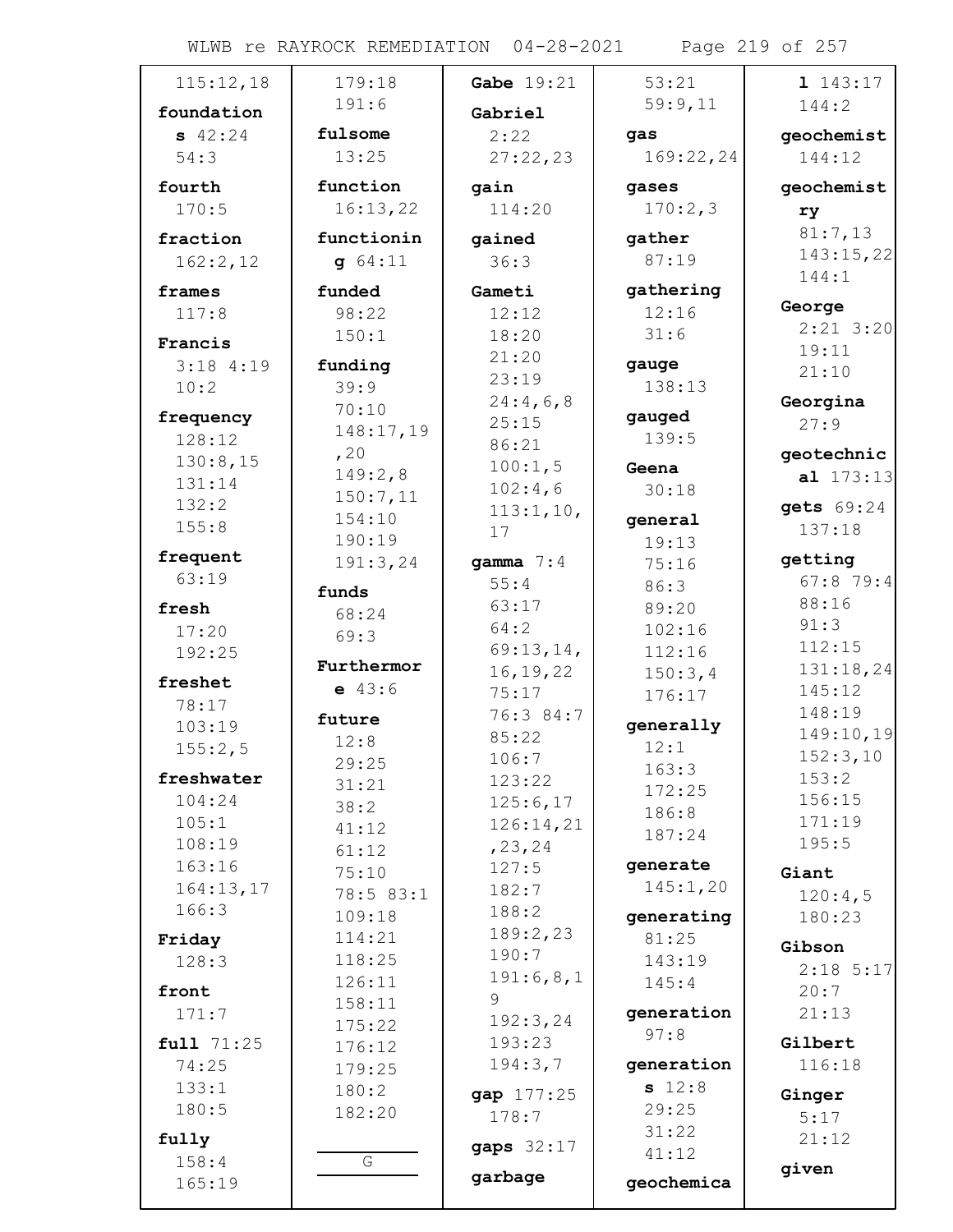115:12,18

**foundations** 42:24 54:3

**fourth** 170:5

**fraction** 162:2,12

**frames** 117:8

**Francis** 3:18 4:19 10:2

**frequency** 128:12 130:8,15 131:14 132:2 155:8

**frequent** 63:19

**fresh** 17:20 192:25

**freshet** 78:17 103:19 155:2,5

**freshwater** 104:24 105:1 108:19 163:16 164:13,17 166:3

**Friday** 128:3

**front** 171:7

**full** 71:25 74:25 133:1 180:5

**fully** 158:4 165:19 179:18 191:6

**fulsome** 13:25

**function** 16:13,22

**functioning** 64:11

**funded** 98:22 150:1

**funding** 39:9 70:10 148:17,19,20 149:2,8 150:7,11 154:10 190:19 191:3,24

**funds** 68:24 69:3

**Furthermore** 43:6

**future** 12:8 29:25 31:21 38:2 41:12 61:12 75:10 78:5 83:1 109:18 114:21 118:25 126:11 158:11 175:22 176:12 179:25 180:2 182:20

G

**Gabe** 19:21

**Gabriel** 2:22 27:22,23

**gain** 114:20

**gained** 36:3

**Gameti** 12:12 18:20 21:20 23:19 24:4,6,8 25:15 86:21 100:1,5 102:4,6 113:1,10,17

**gamma** 7:4 55:4 63:17 64:2 69:13,14,16,19,22 75:17 76:3 84:7 85:22 106:7 123:22 125:6,17 126:14,21,23,24 127:5 182:7 188:2 189:2,23 190:7 191:6,8,19 192:3,24 193:23 194:3,7

**gap** 177:25 178:7

**gaps** 32:17

**garbage** 53:21 59:9,11

**gas** 169:22,24

**gases** 170:2,3

**gather** 87:19

**gathering** 12:16 31:6

**gauge** 138:13

**gauged** 139:5

**Geena** 30:18

**general** 19:13 75:16 86:3 89:20 102:16 112:16 150:3,4 176:17

**generally** 12:1 163:3 172:25 186:8 187:24

**generate** 145:1,20

**generating** 81:25 143:19 145:4

**generation** 97:8

**generations** 12:8 29:25 31:22 41:12

**geochemical** 143:17 144:2

**geochemist** 144:12

**geochemistry** 81:7,13 143:15,22 144:1

**George** 2:21 3:20 19:11 21:10

**Georgina** 27:9

**geotechnical** 173:13

**gets** 69:24 137:18

**getting** 67:8 79:4 88:16 91:3 112:15 131:18,24 145:12 148:19 149:10,19 152:3,10 153:2 156:15 171:19 195:5

**Giant** 120:4,5 180:23

**Gibson** 2:18 5:17 20:7 21:13

**Gilbert** 116:18

**Ginger** 5:17 21:12

**given**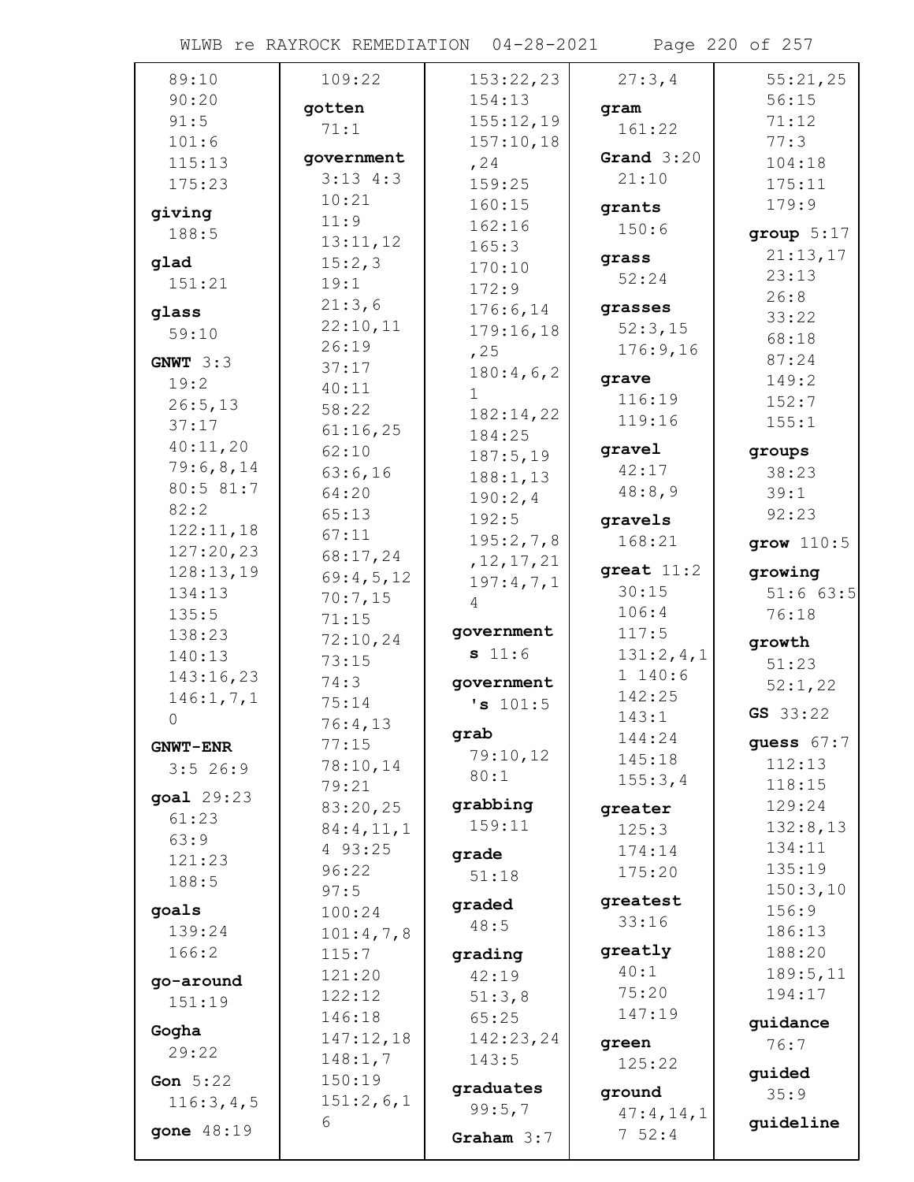89:10
90:20
91:5
101:6
115:13
175:23

**giving**
188:5

**glad**
151:21

**glass**
59:10

**GNWT** 3:3
19:2
26:5,13
37:17
40:11,20
79:6,8,14
80:5 81:7
82:2
122:11,18
127:20,23
128:13,19
134:13
135:5
138:23
140:13
143:16,23
146:1,7,10

**GNWT-ENR**
3:5 26:9

**goal** 29:23
61:23
63:9
121:23
188:5

**goals**
139:24
166:2

**go-around**
151:19

**Gogha**
29:22

**Gon** 5:22
116:3,4,5

**gone** 48:19
109:22

**gotten**
71:1

**government**
3:13 4:3
10:21
11:9
13:11,12
15:2,3
19:1
21:3,6
22:10,11
26:19
37:17
40:11
58:22
61:16,25
62:10
63:6,16
64:20
65:13
67:11
68:17,24
69:4,5,12
70:7,15
71:15
72:10,24
73:15
74:3
75:14
76:4,13
77:15
78:10,14
79:21
83:20,25
84:4,11,14 93:25
96:22
97:5
100:24
101:4,7,8
115:7
121:20
122:12
146:18
147:12,18
148:1,7
150:19
151:2,6,16
153:22,23
154:13
155:12,19
157:10,18,24
159:25
160:15
162:16
165:3
170:10
172:9
176:6,14
179:16,18,25
180:4,6,21
182:14,22
184:25
187:5,19
188:1,13
190:2,4
192:5
195:2,7,8,12,17,21
197:4,7,14

**governments** 11:6

**government's** 101:5

**grab**
79:10,12
80:1

**grabbing**
159:11

**grade**
51:18

**graded**
48:5

**grading**
42:19
51:3,8
65:25
142:23,24
143:5

**graduates**
99:5,7

**Graham** 3:7
27:3,4

**gram**
161:22

**Grand** 3:20
21:10

**grants**
150:6

**grass**
52:24

**grasses**
52:3,15
176:9,16

**grave**
116:19
119:16

**gravel**
42:17
48:8,9

**gravels**
168:21

**great** 11:2
30:15
106:4
117:5
131:2,4,11 140:6
142:25
143:1
144:24
145:18
155:3,4

**greater**
125:3
174:14
175:20

**greatest**
33:16

**greatly**
40:1
75:20
147:19

**green**
125:22

**ground**
47:4,14,17 52:4
55:21,25
56:15
71:12
77:3
104:18
175:11
179:9

**group** 5:17
21:13,17
23:13
26:8
33:22
68:18
87:24
149:2
152:7
155:1

**groups**
38:23
39:1
92:23

**grow** 110:5

**growing**
51:6 63:5
76:18

**growth**
51:23
52:1,22

**GS** 33:22

**guess** 67:7
112:13
118:15
129:24
132:8,13
134:11
135:19
150:3,10
156:9
186:13
188:20
189:5,11
194:17

**guidance**
76:7

**guided**
35:9

**guideline**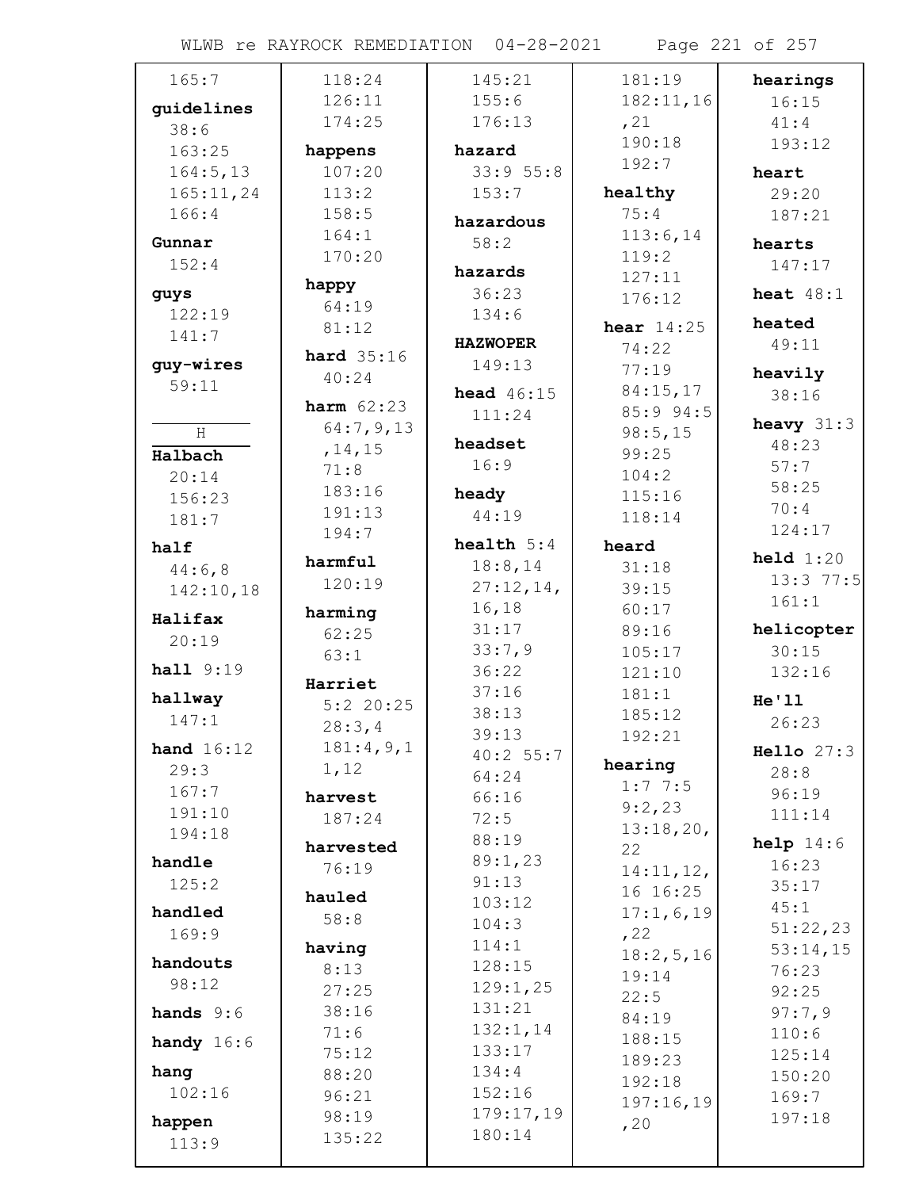165:7

**guidelines** 38:6 163:25 164:5,13 165:11,24 166:4

**Gunnar** 152:4

**guys** 122:19 141:7

**guy-wires** 59:11

H

**Halbach** 20:14 156:23 181:7

**half** 44:6,8 142:10,18

**Halifax** 20:19

**hall** 9:19

**hallway** 147:1

**hand** 16:12 29:3 167:7 191:10 194:18

**handle** 125:2

**handled** 169:9

**handouts** 98:12

**hands** 9:6

**handy** 16:6

**hang** 102:16

**happen** 113:9 118:24 126:11 174:25

**happens** 107:20 113:2 158:5 164:1 170:20

**happy** 64:19 81:12

**hard** 35:16 40:24

**harm** 62:23 64:7,9,13,14,15 71:8 183:16 191:13 194:7

**harmful** 120:19

**harming** 62:25 63:1

**Harriet** 5:2 20:25 28:3,4 181:4,9,11,12

**harvest** 187:24

**harvested** 76:19

**hauled** 58:8

**having** 8:13 27:25 38:16 71:6 75:12 88:20 96:21 98:19 135:22 145:21 155:6 176:13

**hazard** 33:9 55:8 153:7

**hazardous** 58:2

**hazards** 36:23 134:6

**HAZWOPER** 149:13

**head** 46:15 111:24

**headset** 16:9

**heady** 44:19

**health** 5:4 18:8,14 27:12,14,16,18 31:17 33:7,9 36:22 37:16 38:13 39:13 40:2 55:7 64:24 66:16 72:5 88:19 89:1,23 91:13 103:12 104:3 114:1 128:15 129:1,25 131:21 132:1,14 133:17 134:4 152:16 179:17,19 180:14 181:19 182:11,16,21 190:18 192:7

**healthy** 75:4 113:6,14 119:2 127:11 176:12

**hear** 14:25 74:22 77:19 84:15,17 85:9 94:5 98:5,15 99:25 104:2 115:16 118:14

**heard** 31:18 39:15 60:17 89:16 105:17 121:10 181:1 185:12 192:21

**hearing** 1:7 7:5 9:2,23 13:18,20,22 14:11,12,16 16:25 17:1,6,19,22 18:2,5,16 19:14 22:5 84:19 188:15 189:23 192:18 197:16,19,20

**hearings** 16:15 41:4 193:12

**heart** 29:20 187:21

**hearts** 147:17

**heat** 48:1

**heated** 49:11

**heavily** 38:16

**heavy** 31:3 48:23 57:7 58:25 70:4 124:17

**held** 1:20 13:3 77:5 161:1

**helicopter** 30:15 132:16

**He'll** 26:23

**Hello** 27:3 28:8 96:19 111:14

**help** 14:6 16:23 35:17 45:1 51:22,23 53:14,15 76:23 92:25 97:7,9 110:6 125:14 150:20 169:7 197:18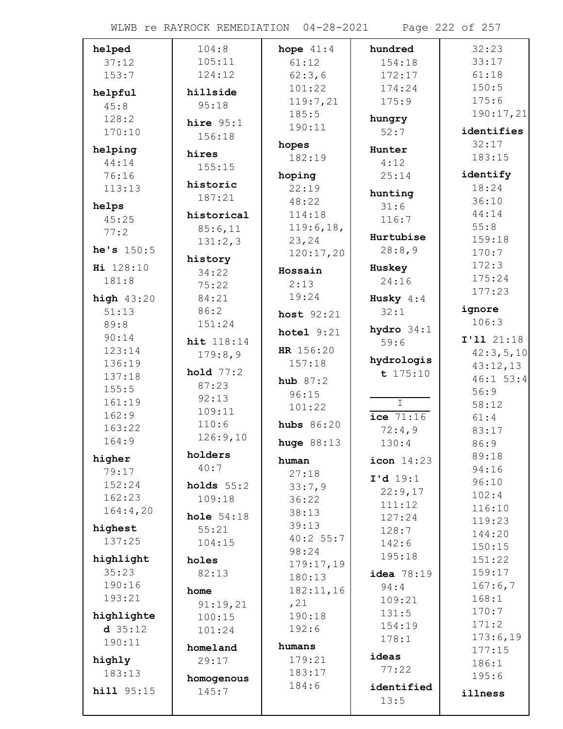**helped** 37:12 153:7

**helpful** 45:8 128:2 170:10

**helping** 44:14 76:16 113:13

**helps** 45:25 77:2

**he's** 150:5

**Hi** 128:10 181:8

**high** 43:20 51:13 89:8 90:14 123:14 136:19 137:18 155:5 161:19 162:9 163:22 164:9

**higher** 79:17 152:24 162:23 164:4,20

**highest** 137:25

**highlight** 35:23 190:16 193:21

**highlighted** 35:12 190:11

**highly** 183:13

**hill** 95:15 104:8 105:11 124:12

**hillside** 95:18

**hire** 95:1 156:18

**hires** 155:15

**historic** 187:21

**historical** 85:6,11 131:2,3

**history** 34:22 75:22 84:21 86:2 151:24

**hit** 118:14 179:8,9

**hold** 77:2 87:23 92:13 109:11 110:6 126:9,10

**holders** 40:7

**holds** 55:2 109:18

**hole** 54:18 55:21 104:15

**holes** 82:13

**home** 91:19,21 100:15 101:24

**homeland** 29:17

**homogenous** 145:7

**hope** 41:4 61:12 62:3,6 101:22 119:7,21 185:5 190:11

**hopes** 182:19

**hoping** 22:19 48:22 114:18 119:6,18,23,24 120:17,20

**Hossain** 2:13 19:24

**host** 92:21

**hotel** 9:21

**HR** 156:20 157:18

**hub** 87:2 96:15 101:22

**hubs** 86:20

**huge** 88:13

**human** 27:18 33:7,9 36:22 38:13 39:13 40:2 55:7 98:24 179:17,19 180:13 182:11,16,21 190:18 192:6

**humans** 179:21 183:17 184:6

**hundred** 154:18 172:17 174:24 175:9

**hungry** 52:7

**Hunter** 4:12 25:14

**hunting** 31:6 116:7

**Hurtubise** 28:8,9

**Huskey** 24:16

**Husky** 4:4 32:1

**hydro** 34:1 59:6

**hydrologist** 175:10

**I**

**ice** 71:16 72:4,9 130:4

**icon** 14:23

**I'd** 19:1 22:9,17 111:12 127:24 128:7 142:6 195:18

**idea** 78:19 94:4 109:21 131:5 154:19 178:1

**ideas** 77:22

**identified** 13:5 32:23 33:17 61:18 150:5 175:6 190:17,21

**identifies** 32:17 183:15

**identify** 18:24 36:10 44:14 55:8 159:18 170:7 172:3 175:24 177:23

**ignore** 106:3

**I'll** 21:18 42:3,5,10 43:12,13 46:1 53:4 56:9 58:12 61:4 83:17 86:9 89:18 94:16 96:10 102:4 116:10 119:23 144:20 150:15 151:22 159:17 167:6,7 168:1 170:7 171:2 173:6,19 177:15 186:1 195:6

**illness**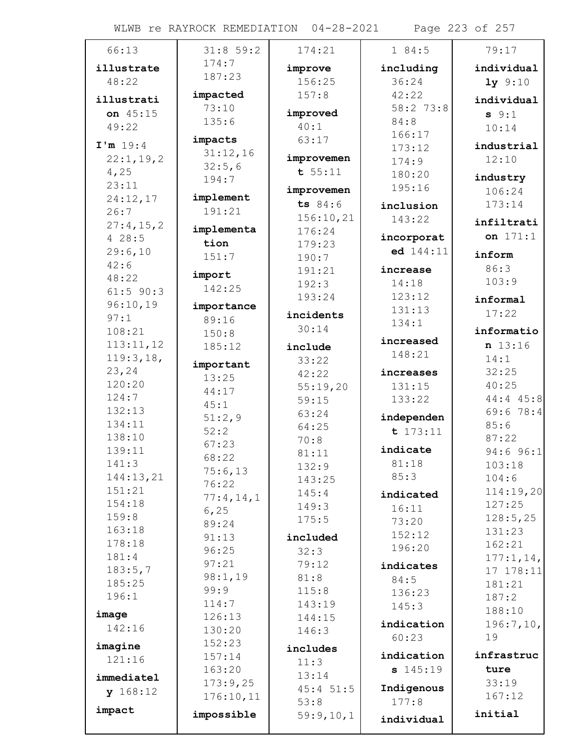66:13

**illustrate** 48:22

**illustration** 45:15 49:22

**I'm** 19:4 22:1,19,24,25 23:11 24:12,17 26:7 27:4,15,24 28:5 29:6,10 42:6 48:22 61:5 90:3 96:10,19 97:1 108:21 113:11,12 119:3,18,23,24 120:20 124:7 132:13 134:11 138:10 139:11 141:3 144:13,21 151:21 154:18 159:8 163:18 178:18 181:4 183:5,7 185:25 196:1

**image** 142:16

**imagine** 121:16

**immediately** 168:12

**impact** 31:8 59:2 174:7 187:23

**impacted** 73:10 135:6

**impacts** 31:12,16 32:5,6 194:7

**implement** 191:21

**implementation** 151:7

**import** 142:25

**importance** 89:16 150:8 185:12

**important** 13:25 44:17 45:1 51:2,9 52:2 67:23 68:22 75:6,13 76:22 77:4,14,16,25 89:24 91:13 96:25 97:21 98:1,19 99:9 114:7 126:13 130:20 152:23 157:14 163:20 173:9,25 176:10,11

**impossible** 174:21

**improve** 156:25 157:8

**improved** 40:1 63:17

**improvement** 55:11

**improvements** 84:6 156:10,21 176:24 179:23 190:7 191:21 192:3 193:24

**incidents** 30:14

**include** 33:22 42:22 55:19,20 59:15 63:24 64:25 70:8 81:11 132:9 143:25 145:4 149:3 175:5

**included** 32:3 79:12 81:8 115:8 143:19 144:15 146:3

**includes** 11:3 13:14 45:4 51:5 53:8 59:9,10,1 1 84:5

**including** 36:24 42:22 58:2 73:8 84:8 166:17 173:12 174:9 180:20 195:16

**inclusion** 143:22

**incorporated** 144:11

**increase** 14:18 123:12 131:13 134:1

**increased** 148:21

**increases** 131:15 133:22

**independent** 173:11

**indicate** 81:18 85:3

**indicated** 16:11 73:20 152:12 196:20

**indicates** 84:5 136:23 145:3

**indication** 60:23

**indications** 145:19

**Indigenous** 177:8

**individual** 79:17

**individually** 9:10

**individuals** 9:1 10:14

**industrial** 12:10

**industry** 106:24 173:14

**infiltration** 171:1

**inform** 86:3 103:9

**informal** 17:22

**information** 13:16 14:1 32:25 40:25 44:4 45:8 69:6 78:4 85:6 87:22 94:6 96:1 103:18 104:6 114:19,20 127:25 128:5,25 131:23 162:21 177:1,14,17 178:11 181:21 187:2 188:10 196:7,10,19

**infrastructure** 33:19 167:12

**initial**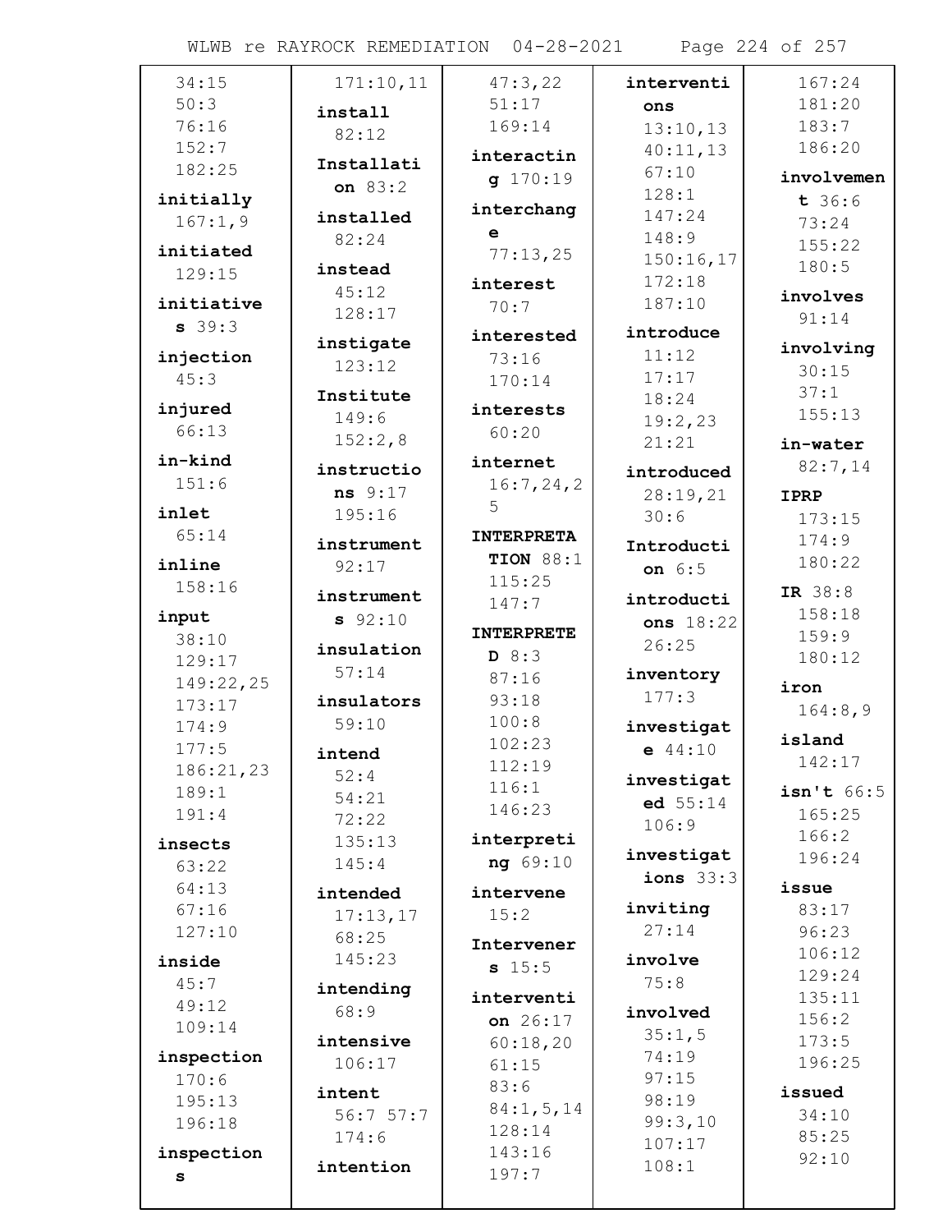34:15
50:3
76:16
152:7
182:25

**initially** 167:1,9

**initiated** 129:15

**initiatives** 39:3

**injection** 45:3

**injured** 66:13

**in-kind** 151:6

**inlet** 65:14

**inline** 158:16

**input** 38:10 129:17 149:22,25 173:17 174:9 177:5 186:21,23 189:1 191:4

**insects** 63:22 64:13 67:16 127:10

**inside** 45:7 49:12 109:14

**inspection** 170:6 195:13 196:18

**inspections**

171:10,11

**install** 82:12

**Installation** 83:2

**installed** 82:24

**instead** 45:12 128:17

**instigate** 123:12

**Institute** 149:6 152:2,8

**instructions** 9:17 195:16

**instrument** 92:17

**instruments** 92:10

**insulation** 57:14

**insulators** 59:10

**intend** 52:4 54:21 72:22 135:13 145:4

**intended** 17:13,17 68:25 145:23

**intending** 68:9

**intensive** 106:17

**intent** 56:7 57:7 174:6

**intention**

47:3,22
51:17
169:14

**interacting** 170:19

**interchange** 77:13,25

**interest** 70:7

**interested** 73:16 170:14

**interests** 60:20

**internet** 16:7,24,25

**INTERPRETATION** 88:1 115:25 147:7

**INTERPRETED** 8:3 87:16 93:18 100:8 102:23 112:19 116:1 146:23

**interpreting** 69:10

**intervene** 15:2

**Interveners** 15:5

**intervention** 26:17 60:18,20 61:15 83:6 84:1,5,14 128:14 143:16 197:7

**interventions** 13:10,13 40:11,13 67:10 128:1 147:24 148:9 150:16,17 172:18 187:10

**introduce** 11:12 17:17 18:24 19:2,23 21:21

**introduced** 28:19,21 30:6

**Introduction** 6:5

**introductions** 18:22 26:25

**inventory** 177:3

**investigate** 44:10

**investigated** 55:14 106:9

**investigations** 33:3

**inviting** 27:14

**involve** 75:8

**involved** 35:1,5 74:19 97:15 98:19 99:3,10 107:17 108:1

167:24
181:20
183:7
186:20

**involvement** 36:6 73:24 155:22 180:5

**involves** 91:14

**involving** 30:15 37:1 155:13

**in-water** 82:7,14

**IPRP** 173:15 174:9 180:22

**IR** 38:8 158:18 159:9 180:12

**iron** 164:8,9

**island** 142:17

**isn't** 66:5 165:25 166:2 196:24

**issue** 83:17 96:23 106:12 129:24 135:11 156:2 173:5 196:25

**issued** 34:10 85:25 92:10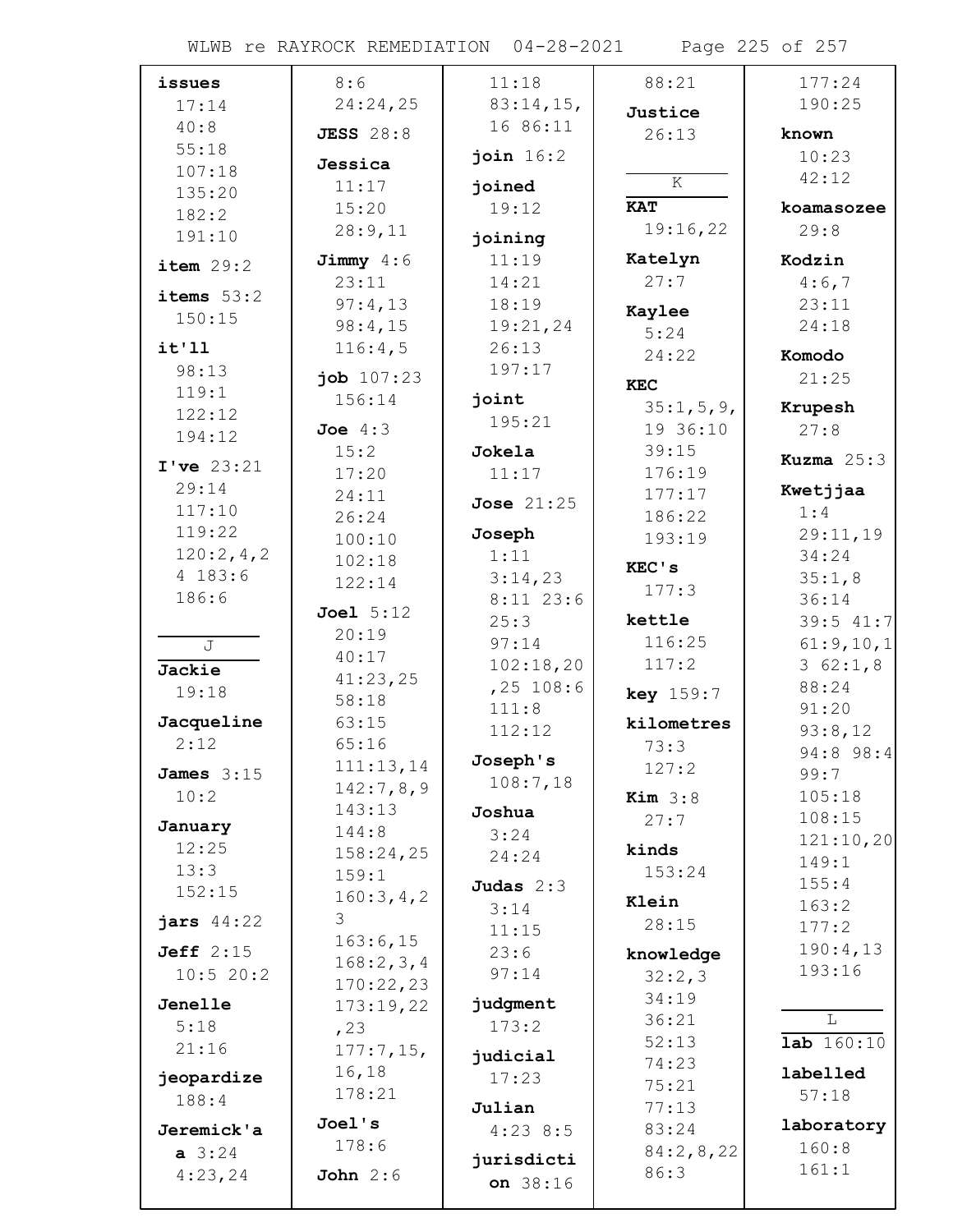**issues** 17:14 40:8 55:18 107:18 135:20 182:2 191:10

**item** 29:2

**items** 53:2 150:15

**it'll** 98:13 119:1 122:12 194:12

**I've** 23:21 29:14 117:10 119:22 120:2,4,24 183:6 186:6

J

**Jackie** 19:18

**Jacqueline** 2:12

**James** 3:15 10:2

**January** 12:25 13:3 152:15

**jars** 44:22

**Jeff** 2:15 10:5 20:2

**Jenelle** 5:18 21:16

**jeopardize** 188:4

**Jeremick'aa** 3:24 4:23,24 8:6 24:24,25

**JESS** 28:8

**Jessica** 11:17 15:20 28:9,11

**Jimmy** 4:6 23:11 97:4,13 98:4,15 116:4,5

**job** 107:23 156:14

**Joe** 4:3 15:2 17:20 24:11 26:24 100:10 102:18 122:14

**Joel** 5:12 20:19 40:17 41:23,25 58:18 63:15 65:16 111:13,14 142:7,8,9 143:13 144:8 158:24,25 159:1 160:3,4,23 163:6,15 168:2,3,4 170:22,23 173:19,22,23 177:7,15,16,18 178:21

**Joel's** 178:6

**John** 2:6 11:18 83:14,15,16 86:11

**join** 16:2

**joined** 19:12

**joining** 11:19 14:21 18:19 19:21,24 26:13 197:17

**joint** 195:21

**Jokela** 11:17

**Jose** 21:25

**Joseph** 1:11 3:14,23 8:11 23:6 25:3 97:14 102:18,20,25 108:6 111:8 112:12

**Joseph's** 108:7,18

**Joshua** 3:24 24:24

**Judas** 2:3 3:14 11:15 23:6 97:14

**judgment** 173:2

**judicial** 17:23

**Julian** 4:23 8:5 88:21

**jurisdiction** 38:16

**Justice** 26:13

K

**KAT** 19:16,22

**Katelyn** 27:7

**Kaylee** 5:24 24:22

**KEC** 35:1,5,9,19 36:10 39:15 176:19 177:17 186:22 193:19

**KEC's** 177:3

**kettle** 116:25 117:2

**key** 159:7

**kilometres** 73:3 127:2

**Kim** 3:8 27:7

**kinds** 153:24

**Klein** 28:15

**knowledge** 32:2,3 34:19 36:21 52:13 74:23 75:21 77:13 83:24 84:2,8,22 86:3 177:24 190:25

**known** 10:23 42:12

**koamasozee** 29:8

**Kodzin** 4:6,7 23:11 24:18

**Komodo** 21:25

**Krupesh** 27:8

**Kuzma** 25:3

**Kwetjjaa** 1:4 29:11,19 34:24 35:1,8 36:14 39:5 41:7 61:9,10,13 62:1,8 88:24 91:20 93:8,12 94:8 98:4 99:7 105:18 108:15 121:10,20 149:1 155:4 163:2 177:2 190:4,13 193:16

L

**lab** 160:10

**labelled** 57:18

**laboratory** 160:8 161:1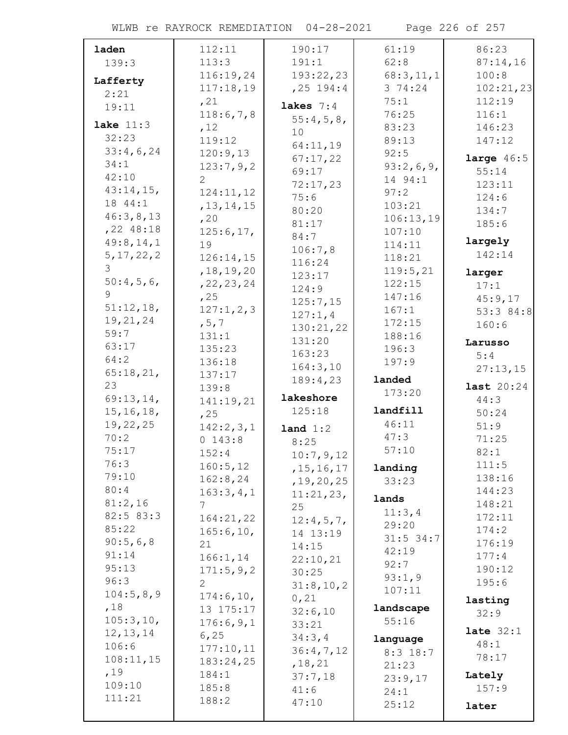**laden**
139:3

**Lafferty**
2:21
19:11

**lake** 11:3
32:23
33:4,6,24
34:1
42:10
43:14,15,
18 44:1
46:3,8,13
,22 48:18
49:8,14,1
5,17,22,2
3
50:4,5,6,
9
51:12,18,
19,21,24
59:7
63:17
64:2
65:18,21,
23
69:13,14,
15,16,18,
19,22,25
70:2
75:17
76:3
79:10
80:4
81:2,16
82:5 83:3
85:22
90:5,6,8
91:14
95:13
96:3
104:5,8,9
,18
105:3,10,
12,13,14
106:6
108:11,15
,19
109:10
111:21
112:11
113:3
116:19,24
117:18,19
,21
118:6,7,8
,12
119:12
120:9,13
123:7,9,2
2
124:11,12
,13,14,15
,20
125:6,17,
19
126:14,15
,18,19,20
,22,23,24
,25
127:1,2,3
,5,7
131:1
135:23
136:18
137:17
139:8
141:19,21
,25
142:2,3,1
0 143:8
152:4
160:5,12
162:8,24
163:3,4,1
7
164:21,22
165:6,10,
21
166:1,14
171:5,9,2
2
174:6,10,
13 175:17
176:6,9,1
6,25
177:10,11
183:24,25
184:1
185:8
188:2
190:17
191:1
193:22,23
,25 194:4

**lakes** 7:4
55:4,5,8,
10
64:11,19
67:17,22
69:17
72:17,23
75:6
80:20
81:17
84:7
106:7,8
116:24
123:17
124:9
125:7,15
127:1,4
130:21,22
131:20
163:23
164:3,10
189:4,23

**lakeshore**
125:18

**land** 1:2
8:25
10:7,9,12
,15,16,17
,19,20,25
11:21,23,
25
12:4,5,7,
14 13:19
14:15
22:10,21
30:25
31:8,10,2
0,21
32:6,10
33:21
34:3,4
36:4,7,12
,18,21
37:7,18
41:6
47:10
61:19
62:8
68:3,11,1
3 74:24
75:1
76:25
83:23
89:13
92:5
93:2,6,9,
14 94:1
97:2
103:21
106:13,19
107:10
114:11
118:21
119:5,21
122:15
147:16
167:1
172:15
188:16
196:3
197:9

**landed**
173:20

**landfill**
46:11
47:3
57:10

**landing**
33:23

**lands**
11:3,4
29:20
31:5 34:7
42:19
92:7
93:1,9
107:11

**landscape**
55:16

**language**
8:3 18:7
21:23
23:9,17
24:1
25:12
86:23
87:14,16
100:8
102:21,23
112:19
116:1
146:23
147:12

**large** 46:5
55:14
123:11
124:6
134:7
185:6

**largely**
142:14

**larger**
17:1
45:9,17
53:3 84:8
160:6

**Larusso**
5:4
27:13,15

**last** 20:24
44:3
50:24
51:9
71:25
82:1
111:5
138:16
144:23
148:21
172:11
174:2
176:19
177:4
190:12
195:6

**lasting**
32:9

**late** 32:1
48:1
78:17

**Lately**
157:9

**later**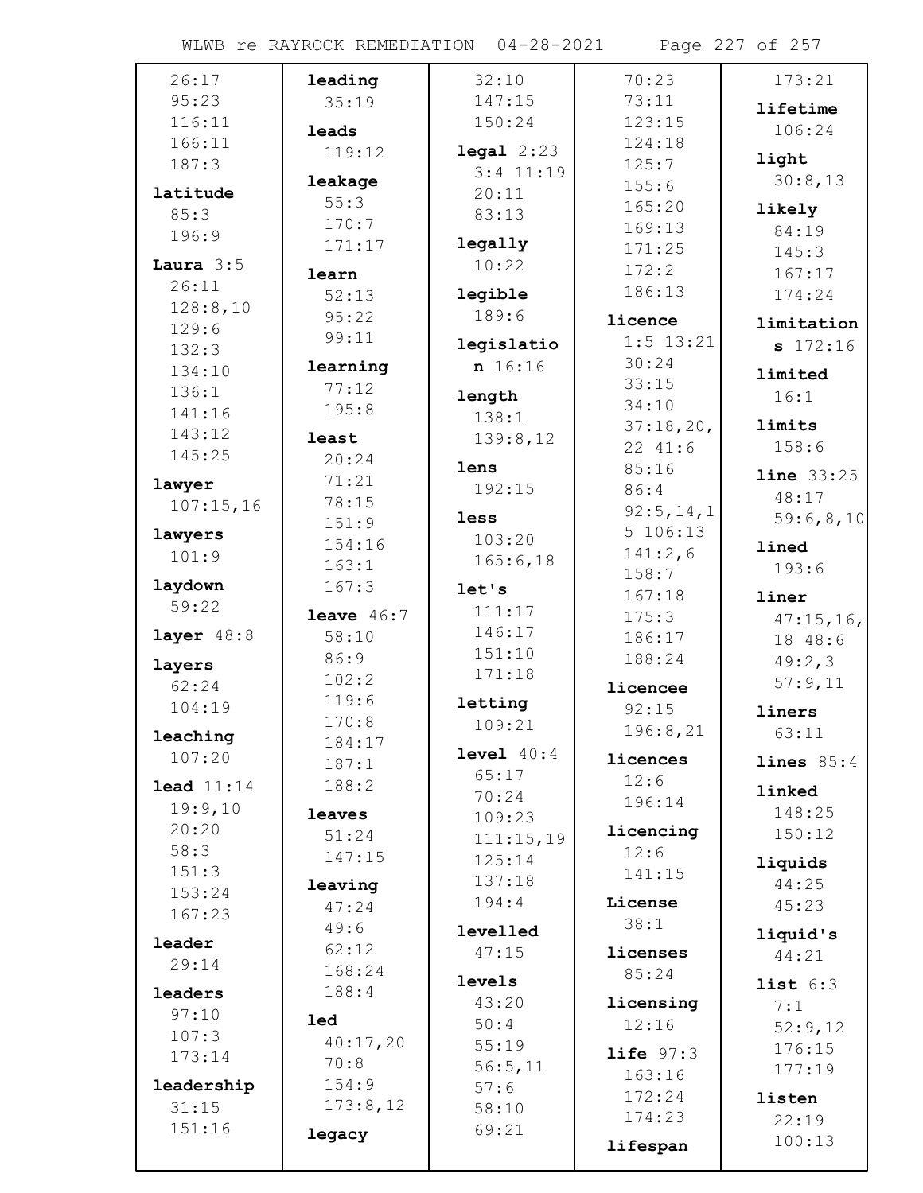26:17
95:23
116:11
166:11
187:3

**latitude**
85:3
196:9

**Laura** 3:5
26:11
128:8,10
129:6
132:3
134:10
136:1
141:16
143:12
145:25

**lawyer**
107:15,16

**lawyers**
101:9

**laydown**
59:22

**layer** 48:8

**layers**
62:24
104:19

**leaching**
107:20

**lead** 11:14
19:9,10
20:20
58:3
151:3
153:24
167:23

**leader**
29:14

**leaders**
97:10
107:3
173:14

**leadership**
31:15
151:16

**leading**
35:19

**leads**
119:12

**leakage**
55:3
170:7
171:17

**learn**
52:13
95:22
99:11

**learning**
77:12
195:8

**least**
20:24
71:21
78:15
151:9
154:16
163:1
167:3

**leave** 46:7
58:10
86:9
102:2
119:6
170:8
184:17
187:1
188:2

**leaves**
51:24
147:15

**leaving**
47:24
49:6
62:12
168:24
188:4

**led**
40:17,20
70:8
154:9
173:8,12

**legacy**
32:10
147:15
150:24

**legal** 2:23
3:4 11:19
20:11
83:13

**legally**
10:22

**legible**
189:6

**legislation** 16:16

**length**
138:1
139:8,12

**lens**
192:15

**less**
103:20
165:6,18

**let's**
111:17
146:17
151:10
171:18

**letting**
109:21

**level** 40:4
65:17
70:24
109:23
111:15,19
125:14
137:18
194:4

**levelled**
47:15

**levels**
43:20
50:4
55:19
56:5,11
57:6
58:10
69:21
70:23
73:11
123:15
124:18
125:7
155:6
165:20
169:13
171:25
172:2
186:13

**licence**
1:5 13:21
30:24
33:15
34:10
37:18,20,22 41:6
85:16
86:4
92:5,14,15 106:13
141:2,6
158:7
167:18
175:3
186:17
188:24

**licencee**
92:15
196:8,21

**licences**
12:6
196:14

**licencing**
12:6
141:15

**License**
38:1

**licenses**
85:24

**licensing**
12:16

**life** 97:3
163:16
172:24
174:23

**lifespan**
173:21

**lifetime**
106:24

**light**
30:8,13

**likely**
84:19
145:3
167:17
174:24

**limitations** 172:16

**limited**
16:1

**limits**
158:6

**line** 33:25
48:17
59:6,8,10

**lined**
193:6

**liner**
47:15,16,18 48:6
49:2,3
57:9,11

**liners**
63:11

**lines** 85:4

**linked**
148:25
150:12

**liquids**
44:25
45:23

**liquid's**
44:21

**list** 6:3
7:1
52:9,12
176:15
177:19

**listen**
22:19
100:13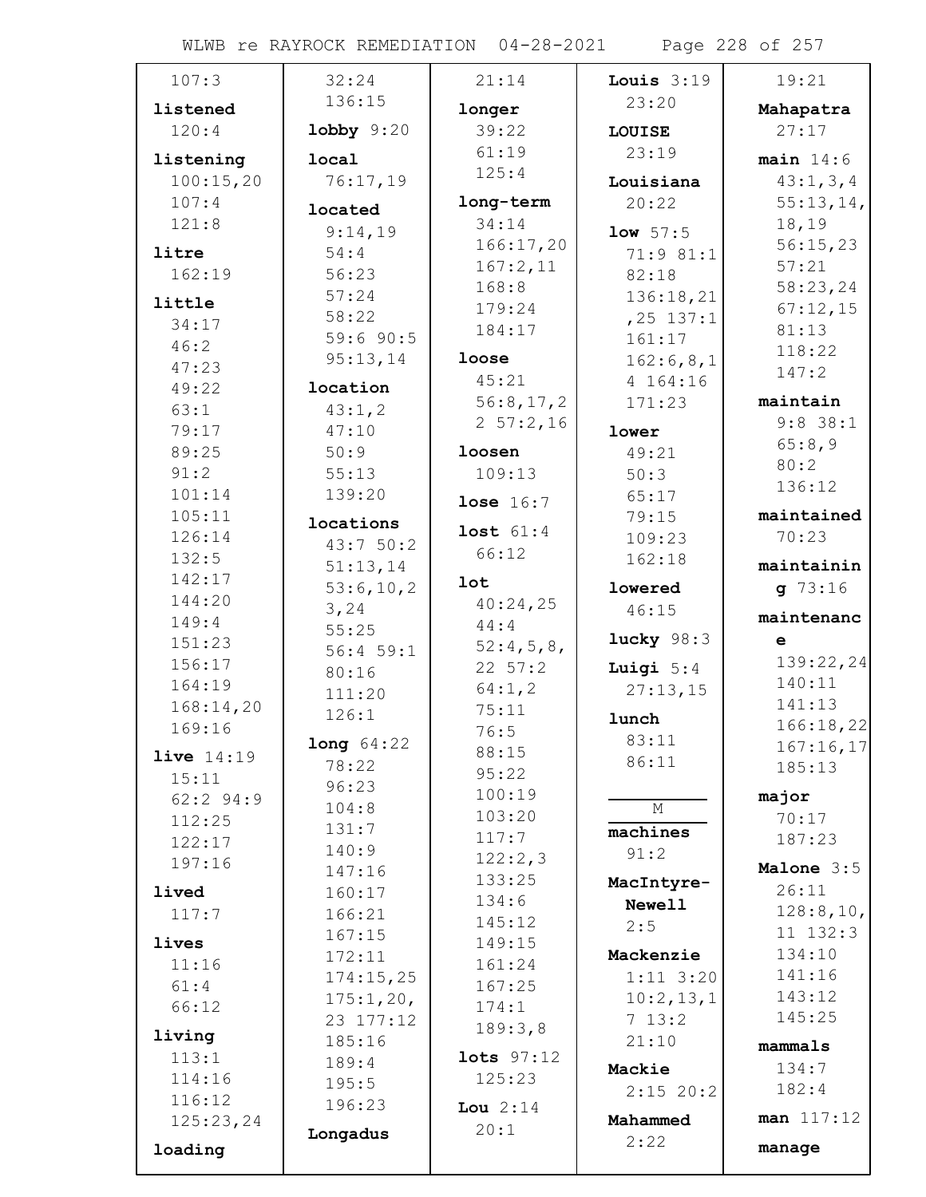107:3

**listened** 120:4

**listening** 100:15,20 107:4 121:8

**litre** 162:19

**little** 34:17 46:2 47:23 49:22 63:1 79:17 89:25 91:2 101:14 105:11 126:14 132:5 142:17 144:20 149:4 151:23 156:17 164:19 168:14,20 169:16

**live** 14:19 15:11 62:2 94:9 112:25 122:17 197:16

**lived** 117:7

**lives** 11:16 61:4 66:12

**living** 113:1 114:16 116:12 125:23,24

**loading** 32:24 136:15

**lobby** 9:20

**local** 76:17,19

**located** 9:14,19 54:4 56:23 57:24 58:22 59:6 90:5 95:13,14

**location** 43:1,2 47:10 50:9 55:13 139:20

**locations** 43:7 50:2 51:13,14 53:6,10,2 3,24 55:25 56:4 59:1 80:16 111:20 126:1

**long** 64:22 78:22 96:23 104:8 131:7 140:9 147:16 160:17 166:21 167:15 172:11 174:15,25 175:1,20, 23 177:12 185:16 189:4 195:5 196:23

**Longadus** 21:14

**longer** 39:22 61:19 125:4

**long-term** 34:14 166:17,20 167:2,11 168:8 179:24 184:17

**loose** 45:21 56:8,17,2 2 57:2,16

**loosen** 109:13

**lose** 16:7

**lost** 61:4 66:12

**lot** 40:24,25 44:4 52:4,5,8, 22 57:2 64:1,2 75:11 76:5 88:15 95:22 100:19 103:20 117:7 122:2,3 133:25 134:6 145:12 149:15 161:24 167:25 174:1 189:3,8

**lots** 97:12 125:23

**Lou** 2:14 20:1

**Louis** 3:19 23:20

**LOUISE** 23:19

**Louisiana** 20:22

**low** 57:5 71:9 81:1 82:18 136:18,21 ,25 137:1 161:17 162:6,8,1 4 164:16 171:23

**lower** 49:21 50:3 65:17 79:15 109:23 162:18

**lowered** 46:15

**lucky** 98:3

**Luigi** 5:4 27:13,15

**lunch** 83:11 86:11

## M

**machines** 91:2

**MacIntyre-Newell** 2:5

**Mackenzie** 1:11 3:20 10:2,13,1 7 13:2 21:10

**Mackie** 2:15 20:2

**Mahammed** 2:22 19:21

**Mahapatra** 27:17

**main** 14:6 43:1,3,4 55:13,14, 18,19 56:15,23 57:21 58:23,24 67:12,15 81:13 118:22 147:2

**maintain** 9:8 38:1 65:8,9 80:2 136:12

**maintained** 70:23

**maintaining** 73:16

**maintenance** 139:22,24 140:11 141:13 166:18,22 167:16,17 185:13

**major** 70:17 187:23

**Malone** 3:5 26:11 128:8,10, 11 132:3 134:10 141:16 143:12 145:25

**mammals** 134:7 182:4

**man** 117:12

**manage**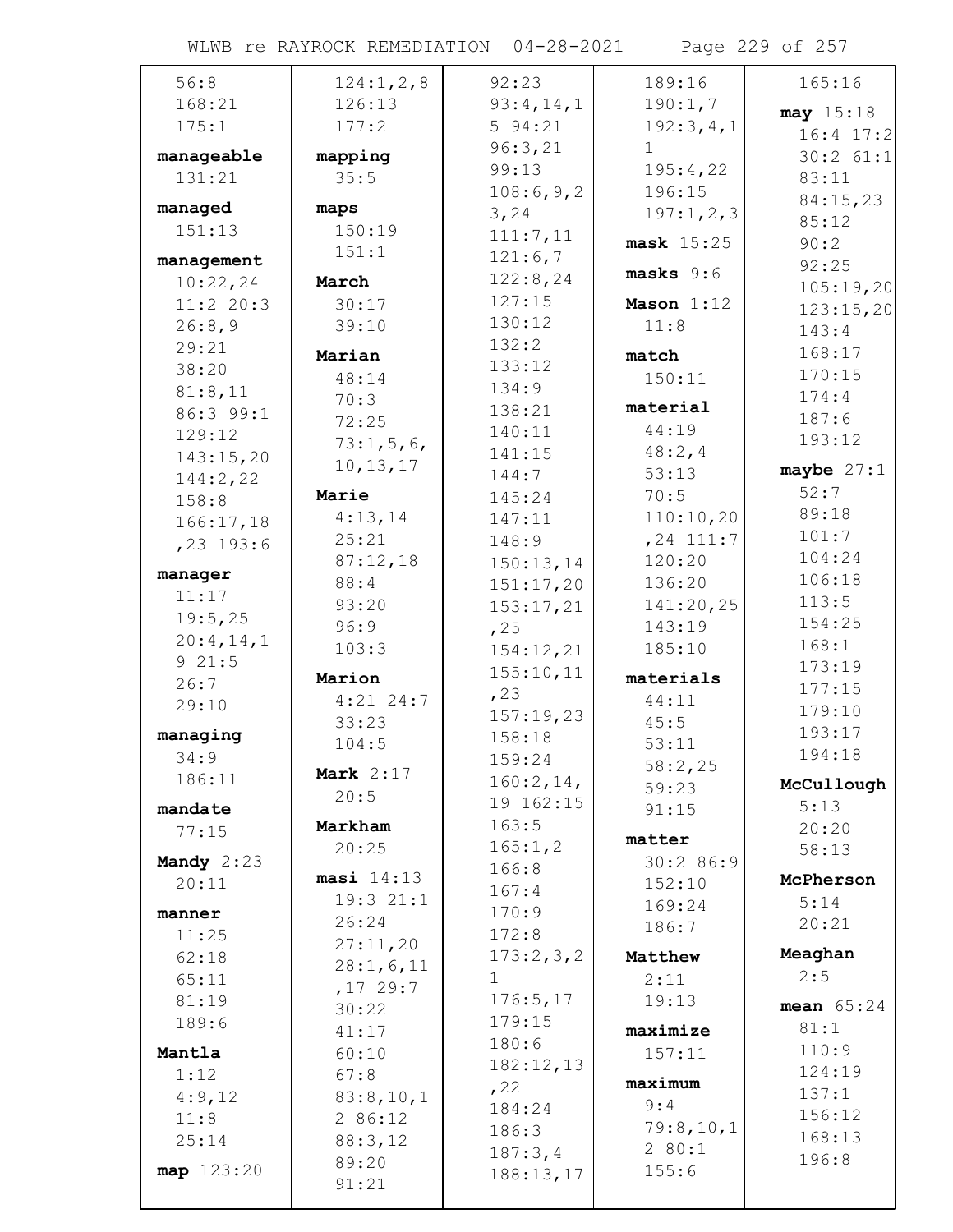56:8
168:21
175:1

**manageable** 131:21

**managed** 151:13

**management** 10:22,24 11:2 20:3 26:8,9 29:21 38:20 81:8,11 86:3 99:1 129:12 143:15,20 144:2,22 158:8 166:17,18,23 193:6

**manager** 11:17 19:5,25 20:4,14,19 21:5 26:7 29:10

**managing** 34:9 186:11

**mandate** 77:15

**Mandy** 2:23 20:11

**manner** 11:25 62:18 65:11 81:19 189:6

**Mantla** 1:12 4:9,12 11:8 25:14

**map** 123:20 124:1,2,8 126:13 177:2

**mapping** 35:5

**maps** 150:19 151:1

**March** 30:17 39:10

**Marian** 48:14 70:3 72:25 73:1,5,6,10,13,17

**Marie** 4:13,14 25:21 87:12,18 88:4 93:20 96:9 103:3

**Marion** 4:21 24:7 33:23 104:5

**Mark** 2:17 20:5

**Markham** 20:25

**masi** 14:13 19:3 21:1 26:24 27:11,20 28:1,6,11,17 29:7 30:22 41:17 60:10 67:8 83:8,10,12 86:12 88:3,12 89:20 91:21 92:23 93:4,14,15 94:21 96:3,21 99:13 108:6,9,23,24 111:7,11 121:6,7 122:8,24 127:15 130:12 132:2 133:12 134:9 138:21 140:11 141:15 144:7 145:24 147:11 148:9 150:13,14 151:17,20 153:17,21,25 154:12,21 155:10,11,23 157:19,23 158:18 159:24 160:2,14,19 162:15 163:5 165:1,2 166:8 167:4 170:9 172:8 173:2,3,21 176:5,17 179:15 180:6 182:12,13,22 184:24 186:3 187:3,4 188:13,17 189:16 190:1,7 192:3,4,11 195:4,22 196:15 197:1,2,3

**mask** 15:25

**masks** 9:6

**Mason** 1:12 11:8

**match** 150:11

**material** 44:19 48:2,4 53:13 70:5 110:10,20,24 111:7 120:20 136:20 141:20,25 143:19 185:10

**materials** 44:11 45:5 53:11 58:2,25 59:23 91:15

**matter** 30:2 86:9 152:10 169:24 186:7

**Matthew** 2:11 19:13

**maximize** 157:11

**maximum** 9:4 79:8,10,12 80:1 155:6 165:16

**may** 15:18 16:4 17:2 30:2 61:1 83:11 84:15,23 85:12 90:2 92:25 105:19,20 123:15,20 143:4 168:17 170:15 174:4 187:6 193:12

**maybe** 27:1 52:7 89:18 101:7 104:24 106:18 113:5 154:25 168:1 173:19 177:15 179:10 193:17 194:18

**McCullough** 5:13 20:20 58:13

**McPherson** 5:14 20:21

**Meaghan** 2:5

**mean** 65:24 81:1 110:9 124:19 137:1 156:12 168:13 196:8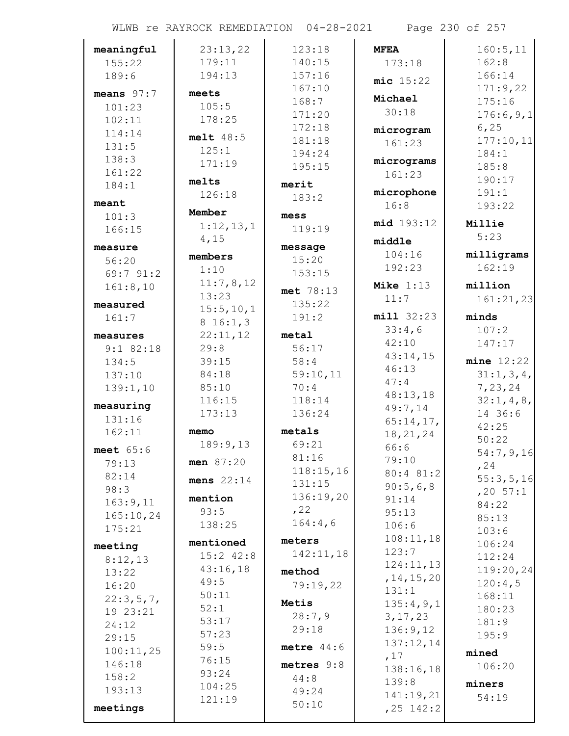**meaningful** 155:22 189:6

**means** 97:7 101:23 102:11 114:14 131:5 138:3 161:22 184:1

**meant** 101:3 166:15

**measure** 56:20 69:7 91:2 161:8,10

**measured** 161:7

**measures** 9:1 82:18 134:5 137:10 139:1,10

**measuring** 131:16 162:11

**meet** 65:6 79:13 82:14 98:3 163:9,11 165:10,24 175:21

**meeting** 8:12,13 13:22 16:20 22:3,5,7, 19 23:21 24:12 29:15 100:11,25 146:18 158:2 193:13

**meetings** 23:13,22 179:11 194:13

**meets** 105:5 178:25

**melt** 48:5 125:1 171:19

**melts** 126:18

**Member** 1:12,13,1 4,15

**members** 1:10 11:7,8,12 13:23 15:5,10,1 8 16:1,3 22:11,12 29:8 39:15 84:18 85:10 116:15 173:13

**memo** 189:9,13

**men** 87:20

**mens** 22:14

**mention** 93:5 138:25

**mentioned** 15:2 42:8 43:16,18 49:5 50:11 52:1 53:17 57:23 59:5 76:15 93:24 104:25 121:19 123:18 140:15 157:16 167:10 168:7 171:20 172:18 181:18 194:24 195:15

**merit** 183:2

**mess** 119:19

**message** 15:20 153:15

**met** 78:13 135:22 191:2

**metal** 56:17 58:4 59:10,11 70:4 118:14 136:24

**metals** 69:21 81:16 118:15,16 131:15 136:19,20 ,22 164:4,6

**meters** 142:11,18

**method** 79:19,22

**Metis** 28:7,9 29:18

**metre** 44:6

**metres** 9:8 44:8 49:24 50:10

**MFEA** 173:18

**mic** 15:22

**Michael** 30:18

**microgram** 161:23

**micrograms** 161:23

**microphone** 16:8

**mid** 193:12

**middle** 104:16 192:23

**Mike** 1:13 11:7

**mill** 32:23 33:4,6 42:10 43:14,15 46:13 47:4 48:13,18 49:7,14 65:14,17, 18,21,24 66:6 79:10 80:4 81:2 90:5,6,8 91:14 95:13 106:6 108:11,18 123:7 124:11,13 ,14,15,20 131:1 135:4,9,1 3,17,23 136:9,12 137:12,14 ,17 138:16,18 139:8 141:19,21 ,25 142:2 160:5,11 162:8 166:14 171:9,22 175:16 176:6,9,1 6,25 177:10,11 184:1 185:8 190:17 191:1 193:22

**Millie** 5:23

**milligrams** 162:19

**million** 161:21,23

**minds** 107:2 147:17

**mine** 12:22 31:1,3,4, 7,23,24 32:1,4,8, 14 36:6 42:25 50:22 54:7,9,16 ,24 55:3,5,16 ,20 57:1 84:22 85:13 103:6 106:24 112:24 119:20,24 120:4,5 168:11 180:23 181:9 195:9

**mined** 106:20

**miners** 54:19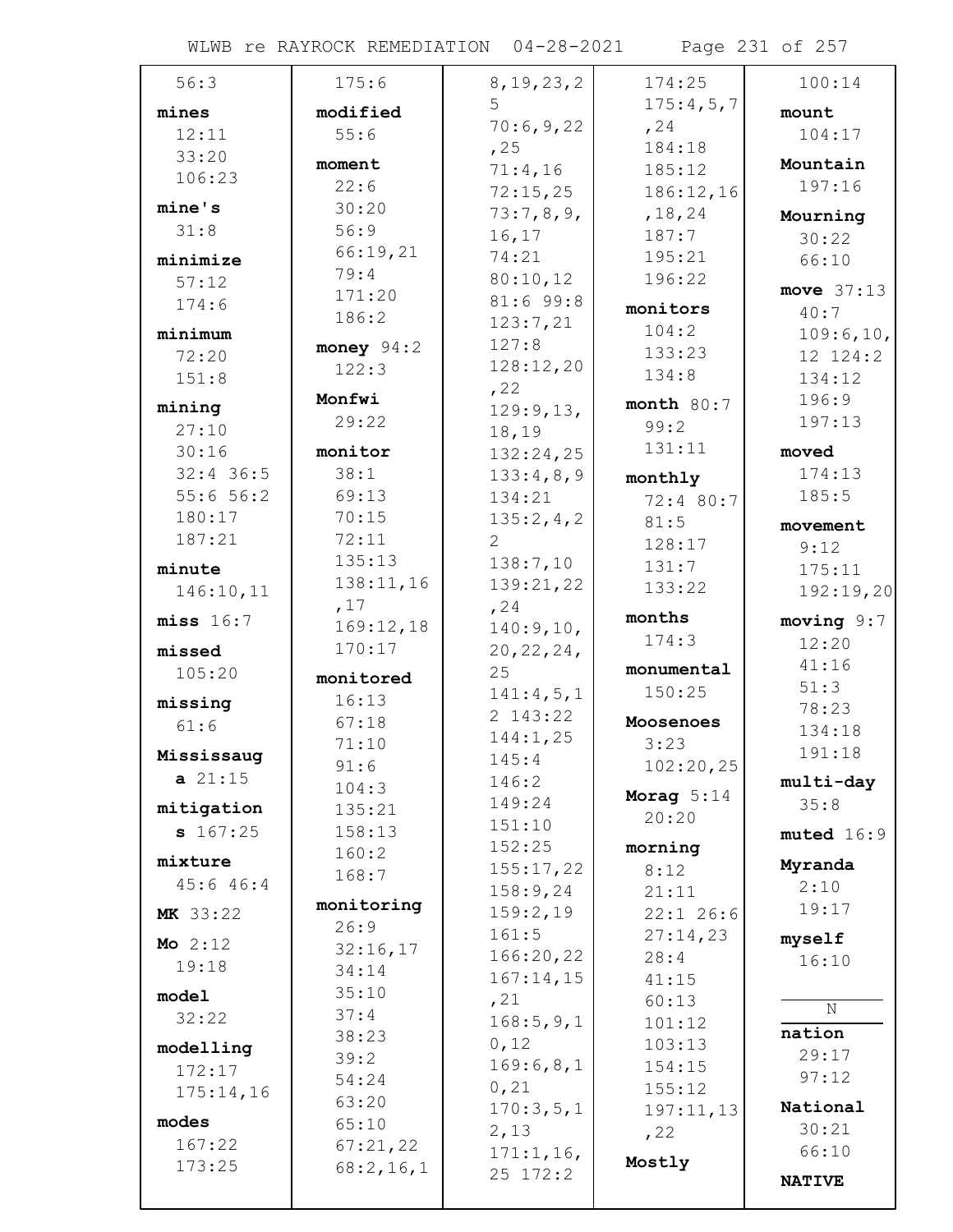56:3

**mines**
12:11
33:20
106:23

**mine's**
31:8

**minimize**
57:12
174:6

**minimum**
72:20
151:8

**mining**
27:10
30:16
32:4 36:5
55:6 56:2
180:17
187:21

**minute**
146:10,11

**miss** 16:7

**missed**
105:20

**missing**
61:6

**Mississauga** 21:15

**mitigations** 167:25

**mixture**
45:6 46:4

**MK** 33:22

**Mo** 2:12
19:18

**model**
32:22

**modelling**
172:17
175:14,16

**modes**
167:22
173:25

175:6

**modified**
55:6

**moment**
22:6
30:20
56:9
66:19,21
79:4
171:20
186:2

**money** 94:2
122:3

**Monfwi**
29:22

**monitor**
38:1
69:13
70:15
72:11
135:13
138:11,16,17
169:12,18
170:17

**monitored**
16:13
67:18
71:10
91:6
104:3
135:21
158:13
160:2
168:7

**monitoring**
26:9
32:16,17
34:14
35:10
37:4
38:23
39:2
54:24
63:20
65:10
67:21,22
68:2,16,18,19,23,25
70:6,9,22,25
71:4,16
72:15,25
73:7,8,9,16,17
74:21
80:10,12
81:6 99:8
123:7,21
127:8
128:12,20,22
129:9,13,18,19
132:24,25
133:4,8,9
134:21
135:2,4,22
138:7,10
139:21,22,24
140:9,10,20,22,24,25
141:4,5,12 143:22
144:1,25
145:4
146:2
149:24
151:10
152:25
155:17,22
158:9,24
159:2,19
161:5
166:20,22
167:14,15,21
168:5,9,10,12
169:6,8,10,21
170:3,5,12,13
171:1,16,25 172:2
174:25
175:4,5,7,24
184:18
185:12
186:12,16,18,24
187:7
195:21
196:22

**monitors**
104:2
133:23
134:8

**month** 80:7
99:2
131:11

**monthly**
72:4 80:7
81:5
128:17
131:7
133:22

**months**
174:3

**monumental**
150:25

**Moosenoes**
3:23
102:20,25

**Morag** 5:14
20:20

**morning**
8:12
21:11
22:1 26:6
27:14,23
28:4
41:15
60:13
101:12
103:13
154:15
155:12
197:11,13,22

**Mostly**
100:14

**mount**
104:17

**Mountain**
197:16

**Mourning**
30:22
66:10

**move** 37:13
40:7
109:6,10,12 124:2
134:12
196:9
197:13

**moved**
174:13
185:5

**movement**
9:12
175:11
192:19,20

**moving** 9:7
12:20
41:16
51:3
78:23
134:18
191:18

**multi-day**
35:8

**muted** 16:9

**Myranda**
2:10
19:17

**myself**
16:10

## N

**nation**
29:17
97:12

**National**
30:21
66:10

**NATIVE**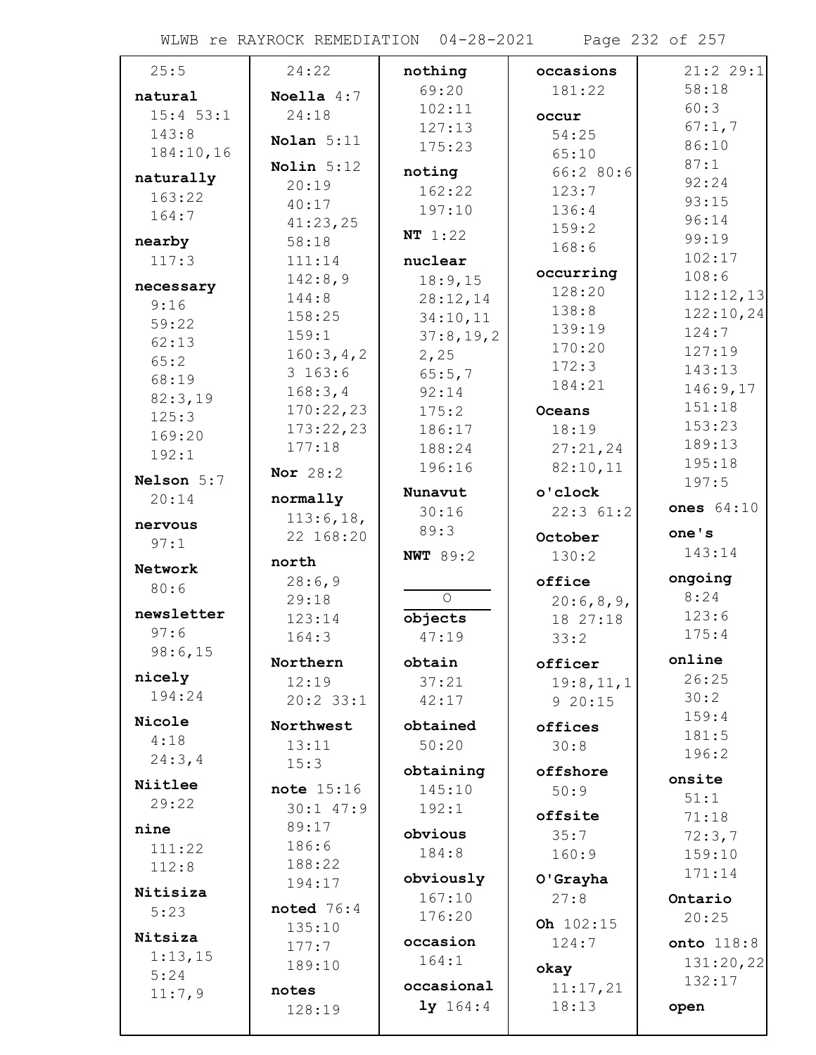25:5

**natural** 15:4 53:1 143:8 184:10,16

**naturally** 163:22 164:7

**nearby** 117:3

**necessary** 9:16 59:22 62:13 65:2 68:19 82:3,19 125:3 169:20 192:1

**Nelson** 5:7 20:14

**nervous** 97:1

**Network** 80:6

**newsletter** 97:6 98:6,15

**nicely** 194:24

**Nicole** 4:18 24:3,4

**Niitlee** 29:22

**nine** 111:22 112:8

**Nitisiza** 5:23

**Nitsiza** 1:13,15 5:24 11:7,9

24:22

**Noella** 4:7 24:18

**Nolan** 5:11

**Nolin** 5:12 20:19 40:17 41:23,25 58:18 111:14 142:8,9 144:8 158:25 159:1 160:3,4,23 163:6 168:3,4 170:22,23 173:22,23 177:18

**Nor** 28:2

**normally** 113:6,18,22 168:20

**north** 28:6,9 29:18 123:14 164:3

**Northern** 12:19 20:2 33:1

**Northwest** 13:11 15:3

**note** 15:16 30:1 47:9 89:17 186:6 188:22 194:17

**noted** 76:4 135:10 177:7 189:10

**notes** 128:19

**nothing** 69:20 102:11 127:13 175:23

**noting** 162:22 197:10

**NT** 1:22

**nuclear** 18:9,15 28:12,14 34:10,11 37:8,19,22,25 65:5,7 92:14 175:2 186:17 188:24 196:16

**Nunavut** 30:16 89:3

**NWT** 89:2

## O

**objects** 47:19

**obtain** 37:21 42:17

**obtained** 50:20

**obtaining** 145:10 192:1

**obvious** 184:8

**obviously** 167:10 176:20

**occasion** 164:1

**occasionally** 164:4

**occasions** 181:22

**occur** 54:25 65:10 66:2 80:6 123:7 136:4 159:2 168:6

**occurring** 128:20 138:8 139:19 170:20 172:3 184:21

**Oceans** 18:19 27:21,24 82:10,11

**o'clock** 22:3 61:2

**October** 130:2

**office** 20:6,8,9,18 27:18 33:2

**officer** 19:8,11,19 20:15

**offices** 30:8

**offshore** 50:9

**offsite** 35:7 160:9

**O'Grayha** 27:8

**Oh** 102:15 124:7

**okay** 11:17,21 18:13

21:2 29:1 58:18 60:3 67:1,7 86:10 87:1 92:24 93:15 96:14 99:19 102:17 108:6 112:12,13 122:10,24 124:7 127:19 143:13 146:9,17 151:18 153:23 189:13 195:18 197:5

**ones** 64:10

**one's** 143:14

**ongoing** 8:24 123:6 175:4

**online** 26:25 30:2 159:4 181:5 196:2

**onsite** 51:1 71:18 72:3,7 159:10 171:14

**Ontario** 20:25

**onto** 118:8 131:20,22 132:17

**open**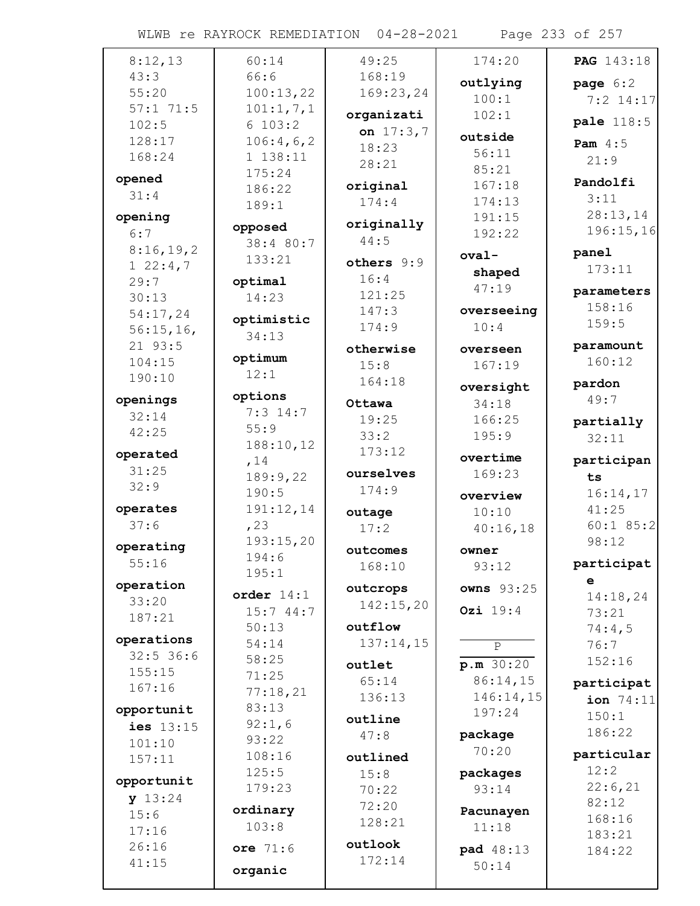8:12,13
43:3
55:20
57:1 71:5
102:5
128:17
168:24

**opened**
31:4

**opening**
6:7
8:16,19,21 22:4,7
29:7
30:13
54:17,24
56:15,16,21 93:5
104:15
190:10

**openings**
32:14
42:25

**operated**
31:25
32:9

**operates**
37:6

**operating**
55:16

**operation**
33:20
187:21

**operations**
32:5 36:6
155:15
167:16

**opportunities** 13:15
101:10
157:11

**opportunity** 13:24
15:6
17:16
26:16
41:15

60:14
66:6
100:13,22
101:1,7,16 103:2
106:4,6,21 138:11
175:24
186:22
189:1

**opposed**
38:4 80:7
133:21

**optimal**
14:23

**optimistic**
34:13

**optimum**
12:1

**options**
7:3 14:7
55:9
188:10,12,14
189:9,22
190:5
191:12,14,23
193:15,20
194:6
195:1

**order** 14:1
15:7 44:7
50:13
54:14
58:25
71:25
77:18,21
83:13
92:1,6
93:22
108:16
125:5
179:23

**ordinary**
103:8

**ore** 71:6

**organic**

49:25
168:19
169:23,24

**organization** 17:3,7
18:23
28:21

**original**
174:4

**originally**
44:5

**others** 9:9
16:4
121:25
147:3
174:9

**otherwise**
15:8
164:18

**Ottawa**
19:25
33:2
173:12

**ourselves**
174:9

**outage**
17:2

**outcomes**
168:10

**outcrops**
142:15,20

**outflow**
137:14,15

**outlet**
65:14
136:13

**outline**
47:8

**outlined**
15:8
70:22
72:20
128:21

**outlook**
172:14

174:20

**outlying**
100:1
102:1

**outside**
56:11
85:21
167:18
174:13
191:15
192:22

**oval-shaped**
47:19

**overseeing**
10:4

**overseen**
167:19

**oversight**
34:18
166:25
195:9

**overtime**
169:23

**overview**
10:10
40:16,18

**owner**
93:12

**owns** 93:25

**Ozi** 19:4

P

**p.m** 30:20
86:14,15
146:14,15
197:24

**package**
70:20

**packages**
93:14

**Pacunayen**
11:18

**pad** 48:13
50:14

**PAG** 143:18

**page** 6:2
7:2 14:17

**pale** 118:5

**Pam** 4:5
21:9

**Pandolfi**
3:11
28:13,14
196:15,16

**panel**
173:11

**parameters**
158:16
159:5

**paramount**
160:12

**pardon**
49:7

**partially**
32:11

**participants**
16:14,17
41:25
60:1 85:2
98:12

**participate**
14:18,24
73:21
74:4,5
76:7
152:16

**participation** 74:11
150:1
186:22

**particular**
12:2
22:6,21
82:12
168:16
183:21
184:22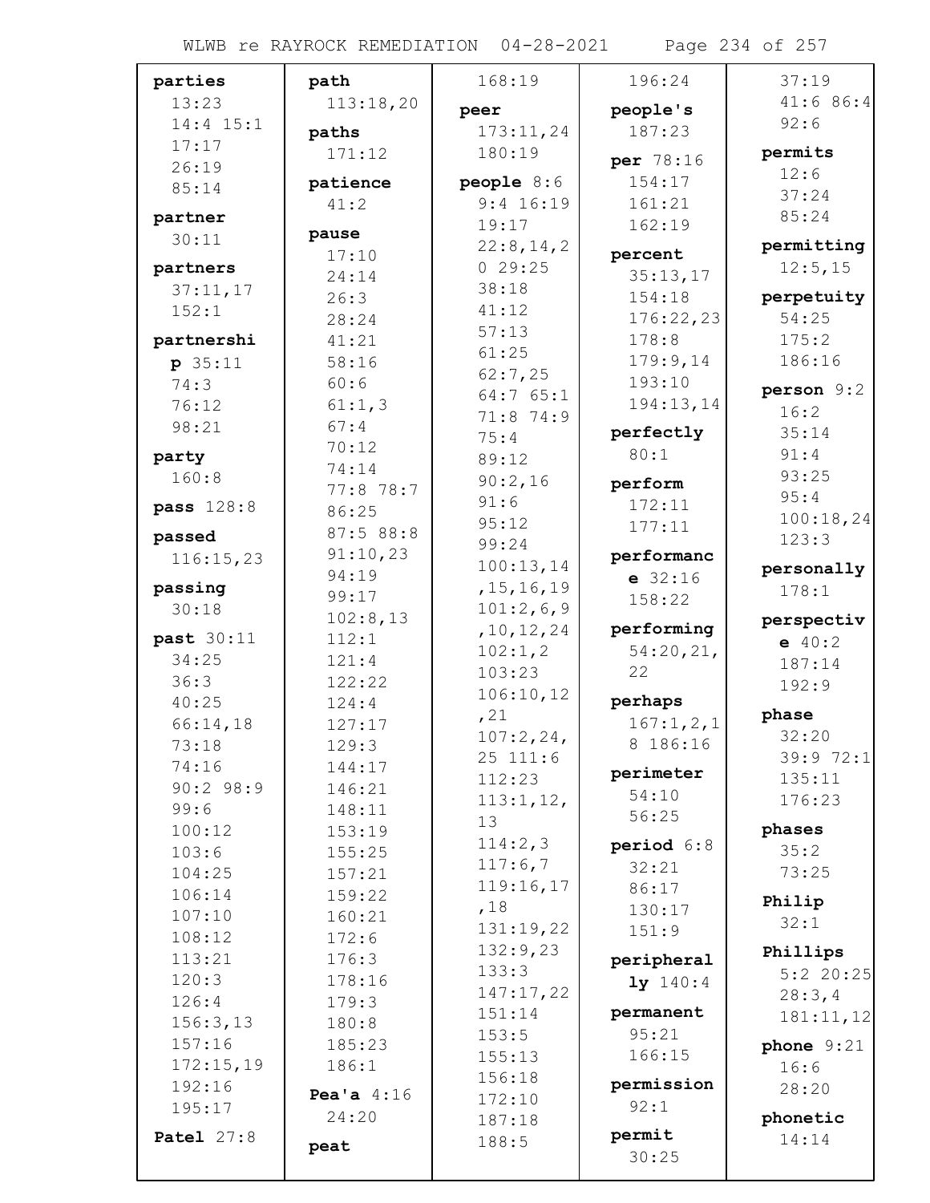**parties** 13:23 14:4 15:1 17:17 26:19 85:14

**partner** 30:11

**partners** 37:11,17 152:1

**partnership** 35:11 74:3 76:12 98:21

**party** 160:8

**pass** 128:8

**passed** 116:15,23

**passing** 30:18

**past** 30:11 34:25 36:3 40:25 66:14,18 73:18 74:16 90:2 98:9 99:6 100:12 103:6 104:25 106:14 107:10 108:12 113:21 120:3 126:4 156:3,13 157:16 172:15,19 192:16 195:17

**Patel** 27:8

**path** 113:18,20

**paths** 171:12

**patience** 41:2

**pause** 17:10 24:14 26:3 28:24 41:21 58:16 60:6 61:1,3 67:4 70:12 74:14 77:8 78:7 86:25 87:5 88:8 91:10,23 94:19 99:17 102:8,13 112:1 121:4 122:22 124:4 127:17 129:3 144:17 146:21 148:11 153:19 155:25 157:21 159:22 160:21 172:6 176:3 178:16 179:3 180:8 185:23 186:1

**Pea'a** 4:16 24:20

**peat** 168:19

**peer** 173:11,24 180:19

**people** 8:6 9:4 16:19 19:17 22:8,14,20 29:25 38:18 41:12 57:13 61:25 62:7,25 64:7 65:1 71:8 74:9 75:4 89:12 90:2,16 91:6 95:12 99:24 100:13,14,15,16,19 101:2,6,9,10,12,24 102:1,2 103:23 106:10,12,21 107:2,24,25 111:6 112:23 113:1,12,13 114:2,3 117:6,7 119:16,17,18 131:19,22 132:9,23 133:3 147:17,22 151:14 153:5 155:13 156:18 172:10 187:18 188:5 196:24

**people's** 187:23

**per** 78:16 154:17 161:21 162:19

**percent** 35:13,17 154:18 176:22,23 178:8 179:9,14 193:10 194:13,14

**perfectly** 80:1

**perform** 172:11 177:11

**performance** 32:16 158:22

**performing** 54:20,21,22

**perhaps** 167:1,2,18 186:16

**perimeter** 54:10 56:25

**period** 6:8 32:21 86:17 130:17 151:9

**peripherally** 140:4

**permanent** 95:21 166:15

**permission** 92:1

**permit** 30:25 37:19 41:6 86:4 92:6

**permits** 12:6 37:24 85:24

**permitting** 12:5,15

**perpetuity** 54:25 175:2 186:16

**person** 9:2 16:2 35:14 91:4 93:25 95:4 100:18,24 123:3

**personally** 178:1

**perspective** 40:2 187:14 192:9

**phase** 32:20 39:9 72:1 135:11 176:23

**phases** 35:2 73:25

**Philip** 32:1

**Phillips** 5:2 20:25 28:3,4 181:11,12

**phone** 9:21 16:6 28:20

**phonetic** 14:14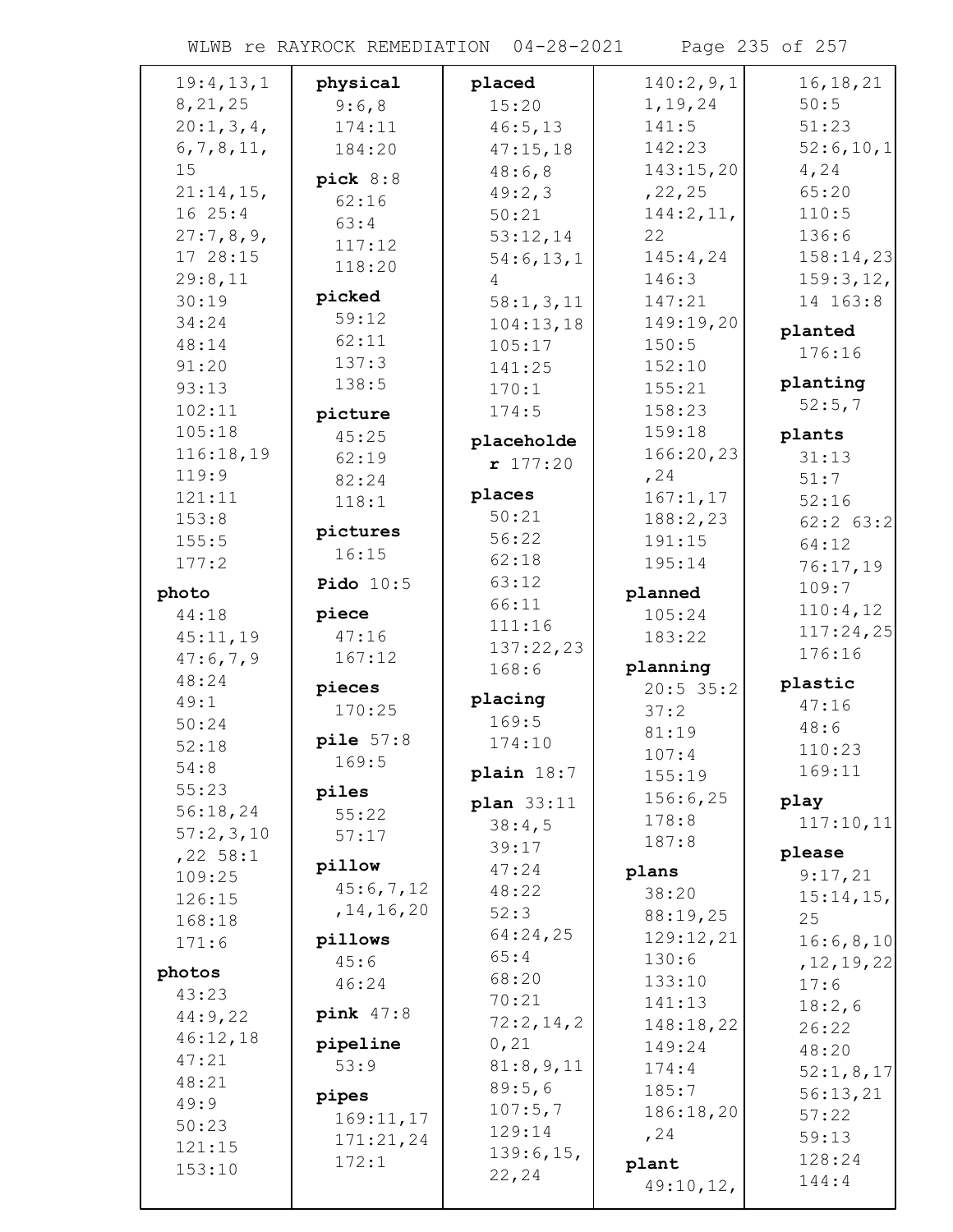19:4,13,18,21,25
20:1,3,4,6,7,8,11,15
21:14,15,16 25:4
27:7,8,9,17 28:15
29:8,11
30:19
34:24
48:14
91:20
93:13
102:11
105:18
116:18,19
119:9
121:11
153:8
155:5
177:2

**photo**
44:18
45:11,19
47:6,7,9
48:24
49:1
50:24
52:18
54:8
55:23
56:18,24
57:2,3,10,22 58:1
109:25
126:15
168:18
171:6

**photos**
43:23
44:9,22
46:12,18
47:21
48:21
49:9
50:23
121:15
153:10

**physical**
9:6,8
174:11
184:20

**pick** 8:8
62:16
63:4
117:12
118:20

**picked**
59:12
62:11
137:3
138:5

**picture**
45:25
62:19
82:24
118:1

**pictures**
16:15

**Pido** 10:5

**piece**
47:16
167:12

**pieces**
170:25

**pile** 57:8
169:5

**piles**
55:22
57:17

**pillow**
45:6,7,12,14,16,20

**pillows**
45:6
46:24

**pink** 47:8

**pipeline**
53:9

**pipes**
169:11,17
171:21,24
172:1

**placed**
15:20
46:5,13
47:15,18
48:6,8
49:2,3
50:21
53:12,14
54:6,13,14
58:1,3,11
104:13,18
105:17
141:25
170:1
174:5

**placeholder** 177:20

**places**
50:21
56:22
62:18
63:12
66:11
111:16
137:22,23
168:6

**placing**
169:5
174:10

**plain** 18:7

**plan** 33:11
38:4,5
39:17
47:24
48:22
52:3
64:24,25
65:4
68:20
70:21
72:2,14,20,21
81:8,9,11
89:5,6
107:5,7
129:14
139:6,15,22,24

140:2,9,11,19,24
141:5
142:23
143:15,20,22,25
144:2,11,22
145:4,24
146:3
147:21
149:19,20
150:5
152:10
155:21
158:23
159:18
166:20,23,24
167:1,17
188:2,23
191:15
195:14

**planned**
105:24
183:22

**planning**
20:5 35:2
37:2
81:19
107:4
155:19
156:6,25
178:8
187:8

**plans**
38:20
88:19,25
129:12,21
130:6
133:10
141:13
148:18,22
149:24
174:4
185:7
186:18,20,24

**plant**
49:10,12,16,18,21
50:5
51:23
52:6,10,14,24
65:20
110:5
136:6
158:14,23
159:3,12,14 163:8

**planted**
176:16

**planting**
52:5,7

**plants**
31:13
51:7
52:16
62:2 63:2
64:12
76:17,19
109:7
110:4,12
117:24,25
176:16

**plastic**
47:16
48:6
110:23
169:11

**play**
117:10,11

**please**
9:17,21
15:14,15,25
16:6,8,10,12,19,22
17:6
18:2,6
26:22
48:20
52:1,8,17
56:13,21
57:22
59:13
128:24
144:4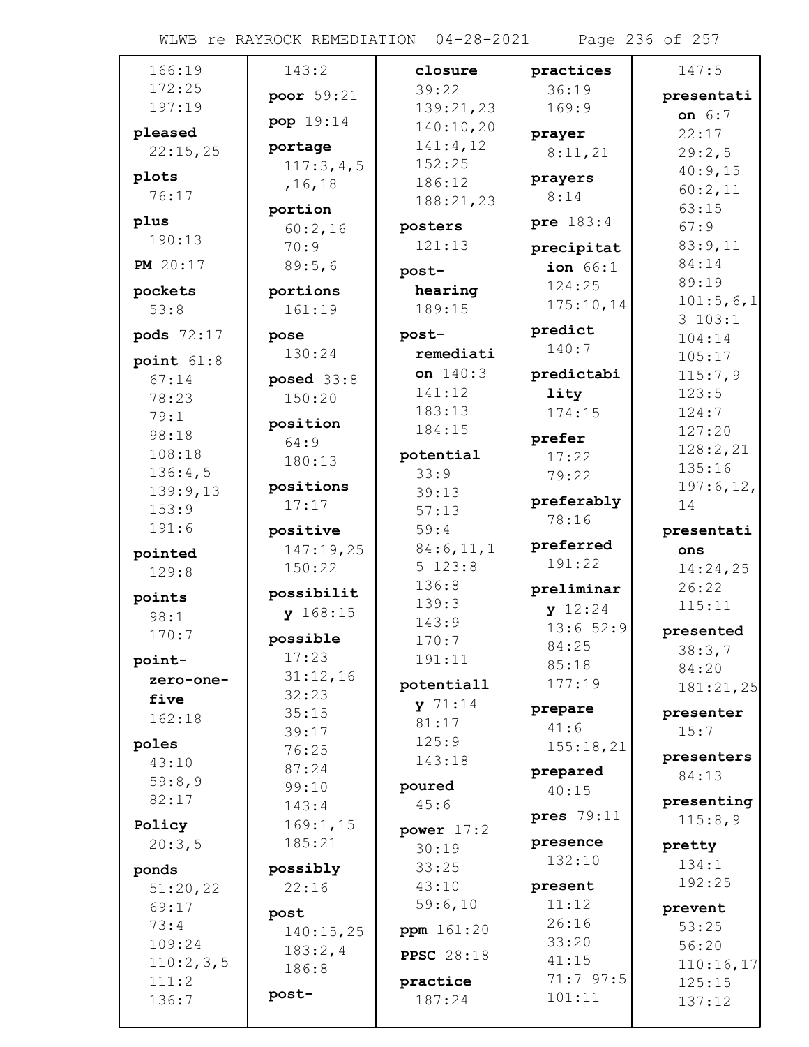166:19
172:25
197:19

**pleased** 22:15,25

**plots** 76:17

**plus** 190:13

**PM** 20:17

**pockets** 53:8

**pods** 72:17

**point** 61:8 67:14 78:23 79:1 98:18 108:18 136:4,5 139:9,13 153:9 191:6

**pointed** 129:8

**points** 98:1 170:7

**point-zero-one-five** 162:18

**poles** 43:10 59:8,9 82:17

**Policy** 20:3,5

**ponds** 51:20,22 69:17 73:4 109:24 110:2,3,5 111:2 136:7

143:2

**poor** 59:21

**pop** 19:14

**portage** 117:3,4,5,16,18

**portion** 60:2,16 70:9 89:5,6

**portions** 161:19

**pose** 130:24

**posed** 33:8 150:20

**position** 64:9 180:13

**positions** 17:17

**positive** 147:19,25 150:22

**possibility** 168:15

**possible** 17:23 31:12,16 32:23 35:15 39:17 76:25 87:24 99:10 143:4 169:1,15 185:21

**possibly** 22:16

**post** 140:15,25 183:2,4 186:8

**post-**

**closure** 39:22 139:21,23 140:10,20 141:4,12 152:25 186:12 188:21,23

**posters** 121:13

**post-hearing** 189:15

**post-remediation** 140:3 141:12 183:13 184:15

**potential** 33:9 39:13 57:13 59:4 84:6,11,15 123:8 136:8 139:3 143:9 170:7 191:11

**potentially** 71:14 81:17 125:9 143:18

**poured** 45:6

**power** 17:2 30:19 33:25 43:10 59:6,10

**ppm** 161:20

**PPSC** 28:18

**practice** 187:24

**practices** 36:19 169:9

**prayer** 8:11,21

**prayers** 8:14

**pre** 183:4

**precipitation** 66:1 124:25 175:10,14

**predict** 140:7

**predictability** 174:15

**prefer** 17:22 79:22

**preferably** 78:16

**preferred** 191:22

**preliminary** 12:24 13:6 52:9 84:25 85:18 177:19

**prepare** 41:6 155:18,21

**prepared** 40:15

**pres** 79:11

**presence** 132:10

**present** 11:12 26:16 33:20 41:15 71:7 97:5 101:11

147:5

**presentation** 6:7 22:17 29:2,5 40:9,15 60:2,11 63:15 67:9 83:9,11 84:14 89:19 101:5,6,13 103:1 104:14 105:17 115:7,9 123:5 124:7 127:20 128:2,21 135:16 197:6,12,14

**presentations** 14:24,25 26:22 115:11

**presented** 38:3,7 84:20 181:21,25

**presenter** 15:7

**presenters** 84:13

**presenting** 115:8,9

**pretty** 134:1 192:25

**prevent** 53:25 56:20 110:16,17 125:15 137:12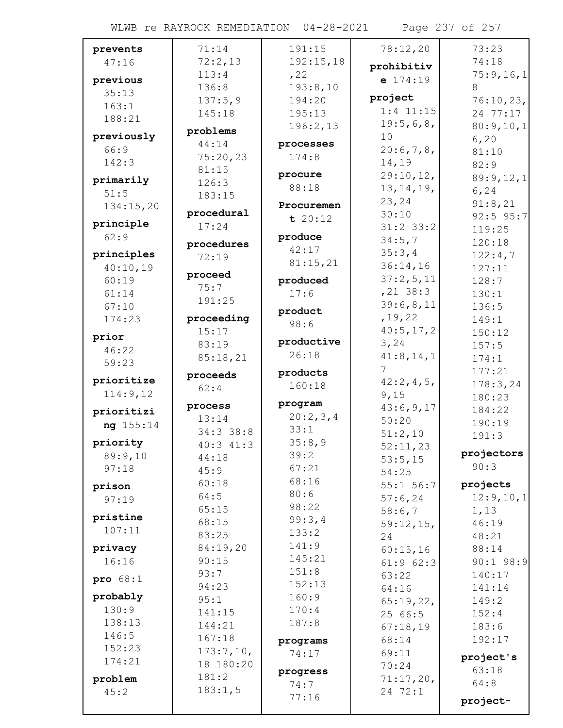**prevents** 47:16

**previous** 35:13 163:1 188:21

**previously** 66:9 142:3

**primarily** 51:5 134:15,20

**principle** 62:9

**principles** 40:10,19 60:19 61:14 67:10 174:23

**prior** 46:22 59:23

**prioritize** 114:9,12

**prioritizing** 155:14

**priority** 89:9,10 97:18

**prison** 97:19

**pristine** 107:11

**privacy** 16:16

**pro** 68:1

**probably** 130:9 138:13 146:5 152:23 174:21

**problem** 45:2 71:14 72:2,13 113:4 136:8 137:5,9 145:18

**problems** 44:14 75:20,23 81:15 126:3 183:15

**procedural** 17:24

**procedures** 72:19

**proceed** 75:7 191:25

**proceeding** 15:17 83:19 85:18,21

**proceeds** 62:4

**process** 13:14 34:3 38:8 40:3 41:3 44:18 45:9 60:18 64:5 65:15 68:15 83:25 84:19,20 90:15 93:7 94:23 95:1 141:15 144:21 167:18 173:7,10,18 180:20 181:2 183:1,5 191:15 192:15,18,22 193:8,10 194:20 195:13 196:2,13

**processes** 174:8

**procure** 88:18

**Procurement** 20:12

**produce** 42:17 81:15,21

**produced** 17:6

**product** 98:6

**productive** 26:18

**products** 160:18

**program** 20:2,3,4 33:1 35:8,9 39:2 67:21 68:16 80:6 98:22 99:3,4 133:2 141:9 145:21 151:8 152:13 160:9 170:4 187:8

**programs** 74:17

**progress** 74:7 77:16 78:12,20

**prohibitive** 174:19

**project** 1:4 11:15 19:5,6,8,10 20:6,7,8,14,19 29:10,12,13,14,19,23,24 30:10 31:2 33:2 34:5,7 35:3,4 36:14,16 37:2,5,11,21 38:3 39:6,8,11,19,22 40:5,17,23,24 41:8,14,17 42:2,4,5,9,15 43:6,9,17 50:20 51:2,10 52:11,23 53:5,15 54:25 55:1 56:7 57:6,24 58:6,7 59:12,15,24 60:15,16 61:9 62:3 63:22 64:16 65:19,22,25 66:5 67:18,19 68:14 69:11 70:24 71:17,20,24 72:1 73:23 74:18 75:9,16,18 76:10,23,24 77:17 80:9,10,16,20 81:10 82:9 89:9,12,16,24 91:8,21 92:5 95:7 119:25 120:18 122:4,7 127:11 128:7 130:1 136:5 149:1 150:12 157:5 174:1 177:21 178:3,24 180:23 184:22 190:19 191:3

**projectors** 90:3

**projects** 12:9,10,11,13 46:19 48:21 88:14 90:1 98:9 140:17 141:14 149:2 152:4 183:6 192:17

**project's** 63:18 64:8

**project-**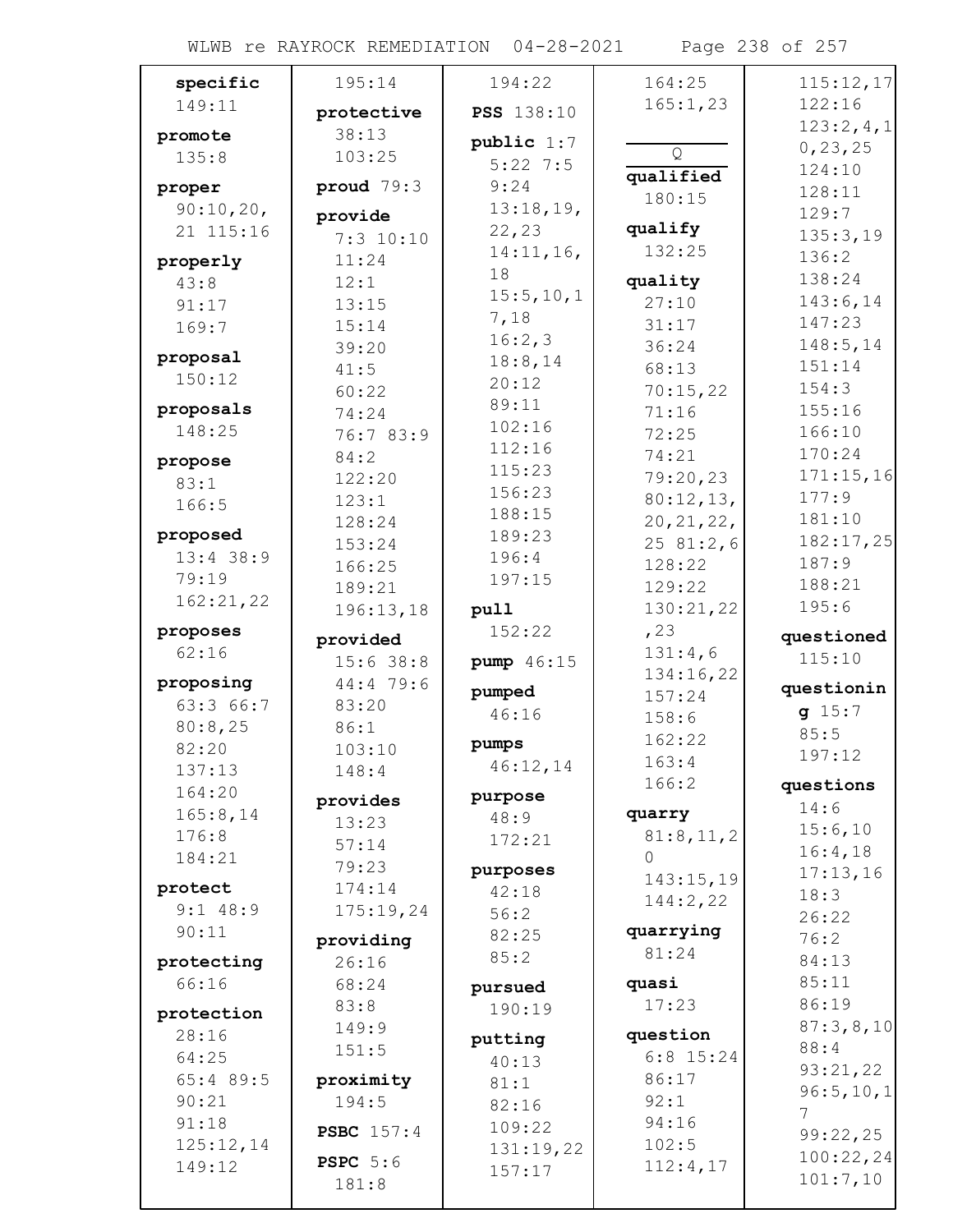**specific**
149:11

**promote**
135:8

**proper**
90:10,20,
21 115:16

**properly**
43:8
91:17
169:7

**proposal**
150:12

**proposals**
148:25

**propose**
83:1
166:5

**proposed**
13:4 38:9
79:19
162:21,22

**proposes**
62:16

**proposing**
63:3 66:7
80:8,25
82:20
137:13
164:20
165:8,14
176:8
184:21

**protect**
9:1 48:9
90:11

**protecting**
66:16

**protection**
28:16
64:25
65:4 89:5
90:21
91:18
125:12,14
149:12

195:14

**protective**
38:13
103:25

**proud** 79:3

**provide**
7:3 10:10
11:24
12:1
13:15
15:14
39:20
41:5
60:22
74:24
76:7 83:9
84:2
122:20
123:1
128:24
153:24
166:25
189:21
196:13,18

**provided**
15:6 38:8
44:4 79:6
83:20
86:1
103:10
148:4

**provides**
13:23
57:14
79:23
174:14
175:19,24

**providing**
26:16
68:24
83:8
149:9
151:5

**proximity**
194:5

**PSBC** 157:4

**PSPC** 5:6
181:8

194:22

**PSS** 138:10

**public** 1:7
5:22 7:5
9:24
13:18,19,
22,23
14:11,16,
18
15:5,10,1
7,18
16:2,3
18:8,14
20:12
89:11
102:16
112:16
115:23
156:23
188:15
189:23
196:4
197:15

**pull**
152:22

**pump** 46:15

**pumped**
46:16

**pumps**
46:12,14

**purpose**
48:9
172:21

**purposes**
42:18
56:2
82:25
85:2

**pursued**
190:19

**putting**
40:13
81:1
82:16
109:22
131:19,22
157:17

164:25
165:1,23

**Q**

**qualified**
180:15

**qualify**
132:25

**quality**
27:10
31:17
36:24
68:13
70:15,22
71:16
72:25
74:21
79:20,23
80:12,13,
20,21,22,
25 81:2,6
128:22
129:22
130:21,22
,23
131:4,6
134:16,22
157:24
158:6
162:22
163:4
166:2

**quarry**
81:8,11,2
0
143:15,19
144:2,22

**quarrying**
81:24

**quasi**
17:23

**question**
6:8 15:24
86:17
92:1
94:16
102:5
112:4,17

115:12,17
122:16
123:2,4,1
0,23,25
124:10
128:11
129:7
135:3,19
136:2
138:24
143:6,14
147:23
148:5,14
151:14
154:3
155:16
166:10
170:24
171:15,16
177:9
181:10
182:17,25
187:9
188:21
195:6

**questioned**
115:10

**questionin
g** 15:7
85:5
197:12

**questions**
14:6
15:6,10
16:4,18
17:13,16
18:3
26:22
76:2
84:13
85:11
86:19
87:3,8,10
88:4
93:21,22
96:5,10,1
7
99:22,25
100:22,24
101:7,10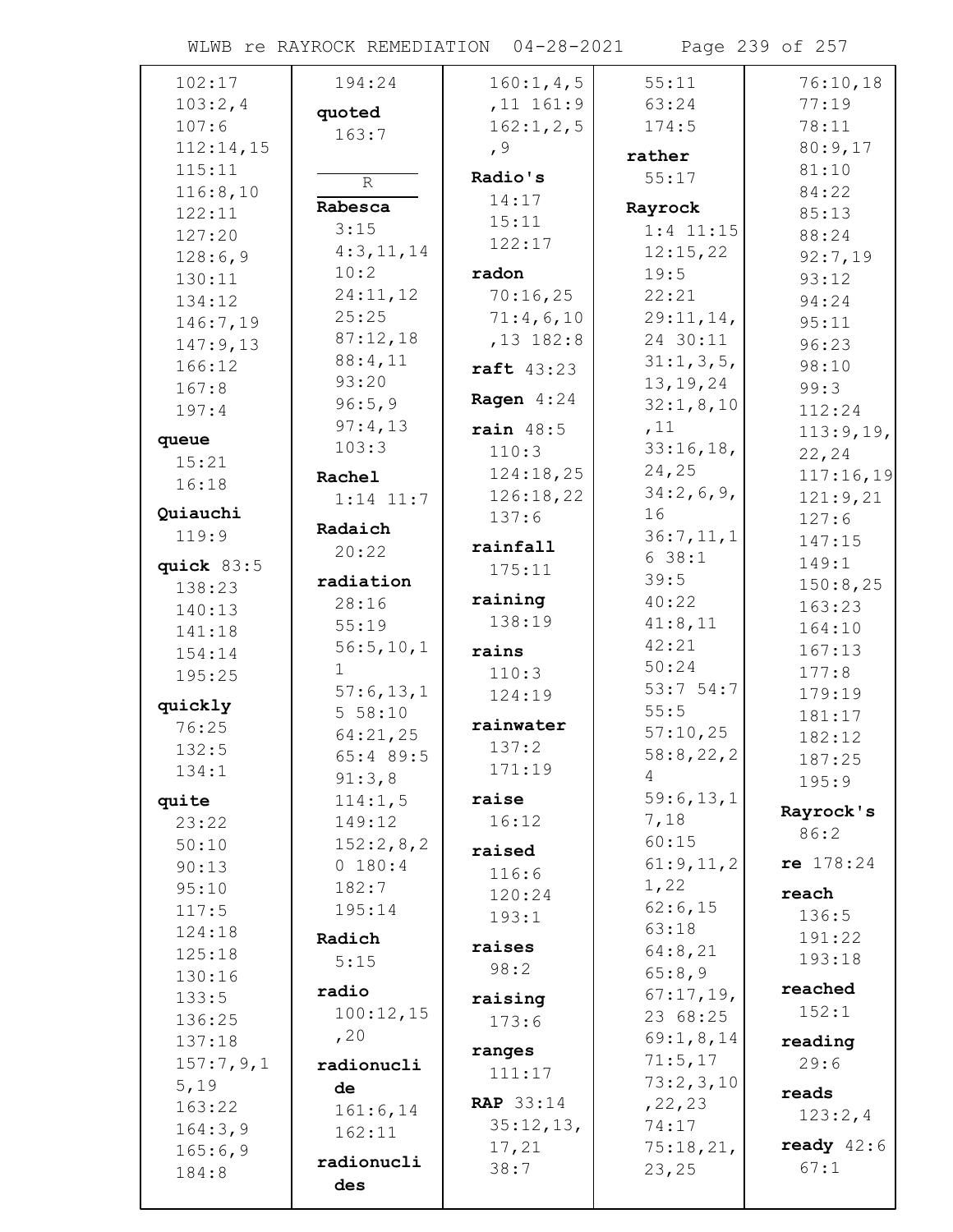102:17
103:2,4
107:6
112:14,15
115:11
116:8,10
122:11
127:20
128:6,9
130:11
134:12
146:7,19
147:9,13
166:12
167:8
197:4

**queue**
15:21
16:18

**Quiauchi**
119:9

**quick** 83:5
138:23
140:13
141:18
154:14
195:25

**quickly**
76:25
132:5
134:1

**quite**
23:22
50:10
90:13
95:10
117:5
124:18
125:18
130:16
133:5
136:25
137:18
157:7,9,15,19
163:22
164:3,9
165:6,9
184:8

194:24

**quoted**
163:7

R

**Rabesca**
3:15
4:3,11,14
10:2
24:11,12
25:25
87:12,18
88:4,11
93:20
96:5,9
97:4,13
103:3

**Rachel**
1:14 11:7

**Radaich**
20:22

**radiation**
28:16
55:19
56:5,10,11
57:6,13,15 58:10
64:21,25
65:4 89:5
91:3,8
114:1,5
149:12
152:2,8,20 180:4
182:7
195:14

**Radich**
5:15

**radio**
100:12,15,20

**radionuclide**
161:6,14
162:11

**radionuclides**
160:1,4,5,11 161:9
162:1,2,5,9

**Radio's**
14:17
15:11
122:17

**radon**
70:16,25
71:4,6,10,13 182:8

**raft** 43:23

**Ragen** 4:24

**rain** 48:5
110:3
124:18,25
126:18,22
137:6

**rainfall**
175:11

**raining**
138:19

**rains**
110:3
124:19

**rainwater**
137:2
171:19

**raise**
16:12

**raised**
116:6
120:24
193:1

**raises**
98:2

**raising**
173:6

**ranges**
111:17

**RAP** 33:14
35:12,13,17,21
38:7

55:11
63:24
174:5

**rather**
55:17

**Rayrock**
1:4 11:15
12:15,22
19:5
22:21
29:11,14,24 30:11
31:1,3,5,13,19,24
32:1,8,10,11
33:16,18,24,25
34:2,6,9,16
36:7,11,16 38:1
39:5
40:22
41:8,11
42:21
50:24
53:7 54:7
55:5
57:10,25
58:8,22,24
59:6,13,17,18
60:15
61:9,11,21,22
62:6,15
63:18
64:8,21
65:8,9
67:17,19,23 68:25
69:1,8,14
71:5,17
73:2,3,10,22,23
74:17
75:18,21,23,25

76:10,18
77:19
78:11
80:9,17
81:10
84:22
85:13
88:24
92:7,19
93:12
94:24
95:11
96:23
98:10
99:3
112:24
113:9,19,22,24
117:16,19
121:9,21
127:6
147:15
149:1
150:8,25
163:23
164:10
167:13
177:8
179:19
181:17
182:12
187:25
195:9

**Rayrock's**
86:2

**re** 178:24

**reach**
136:5
191:22
193:18

**reached**
152:1

**reading**
29:6

**reads**
123:2,4

**ready** 42:6
67:1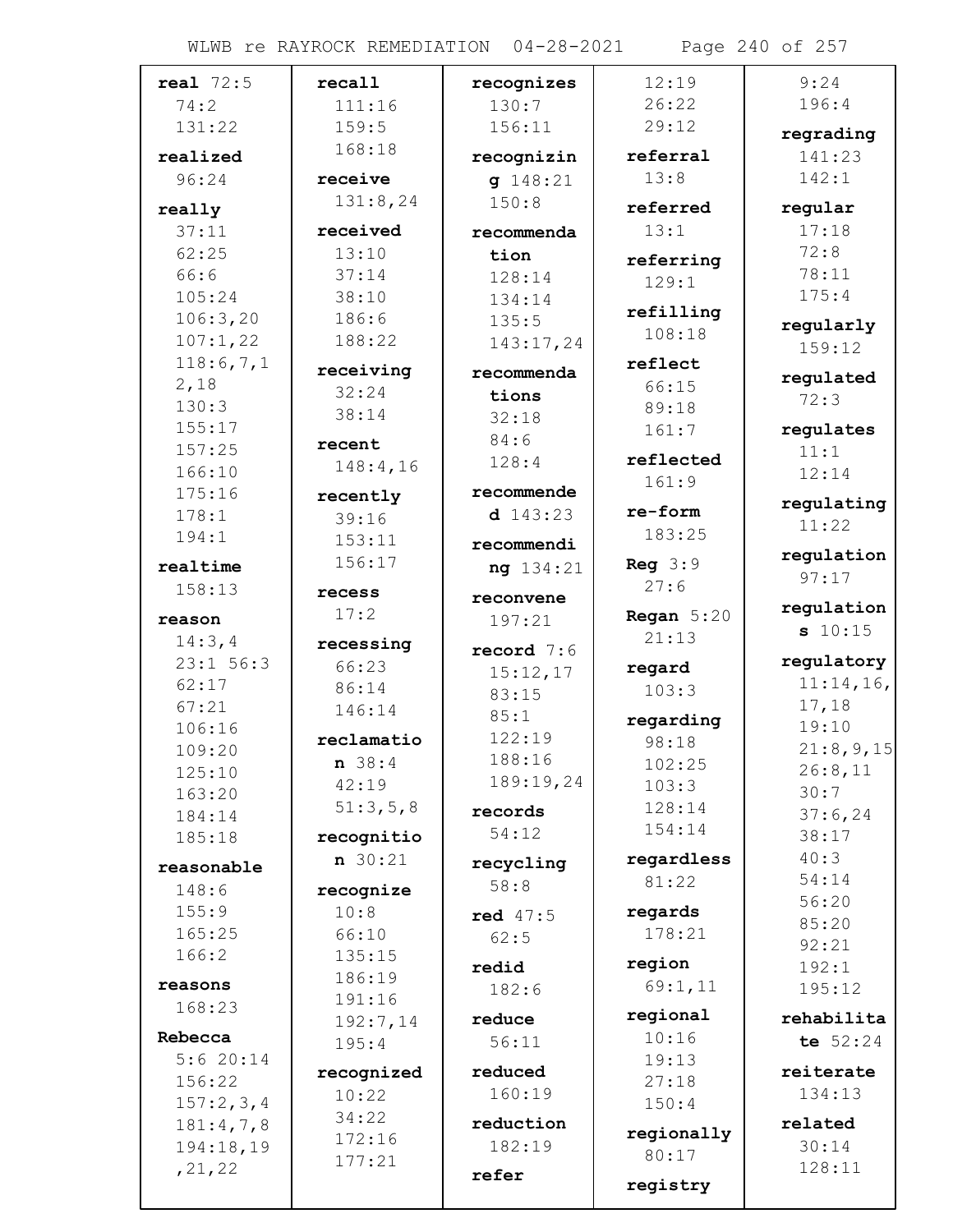**real** 72:5
74:2
131:22

**realized**
96:24

**really**
37:11
62:25
66:6
105:24
106:3,20
107:1,22
118:6,7,12,18
130:3
155:17
157:25
166:10
175:16
178:1
194:1

**realtime**
158:13

**reason**
14:3,4
23:1 56:3
62:17
67:21
106:16
109:20
125:10
163:20
184:14
185:18

**reasonable**
148:6
155:9
165:25
166:2

**reasons**
168:23

**Rebecca**
5:6 20:14
156:22
157:2,3,4
181:4,7,8
194:18,19,21,22

**recall**
111:16
159:5
168:18

**receive**
131:8,24

**received**
13:10
37:14
38:10
186:6
188:22

**receiving**
32:24
38:14

**recent**
148:4,16

**recently**
39:16
153:11
156:17

**recess**
17:2

**recessing**
66:23
86:14
146:14

**reclamation** 38:4
42:19
51:3,5,8

**recognition** 30:21

**recognize**
10:8
66:10
135:15
186:19
191:16
192:7,14
195:4

**recognized**
10:22
34:22
172:16
177:21

**recognizes**
130:7
156:11

**recognizing** 148:21
150:8

**recommendation**
128:14
134:14
135:5
143:17,24

**recommendations**
32:18
84:6
128:4

**recommended** 143:23

**recommending** 134:21

**reconvene**
197:21

**record** 7:6
15:12,17
83:15
85:1
122:19
188:16
189:19,24

**records**
54:12

**recycling**
58:8

**red** 47:5
62:5

**redid**
182:6

**reduce**
56:11

**reduced**
160:19

**reduction**
182:19

**refer**
12:19
26:22
29:12

**referral**
13:8

**referred**
13:1

**referring**
129:1

**refilling**
108:18

**reflect**
66:15
89:18
161:7

**reflected**
161:9

**re-form**
183:25

**Reg** 3:9
27:6

**Regan** 5:20
21:13

**regard**
103:3

**regarding**
98:18
102:25
103:3
128:14
154:14

**regardless**
81:22

**regards**
178:21

**region**
69:1,11

**regional**
10:16
19:13
27:18
150:4

**regionally**
80:17

**registry**
9:24
196:4

**regrading**
141:23
142:1

**regular**
17:18
72:8
78:11
175:4

**regularly**
159:12

**regulated**
72:3

**regulates**
11:1
12:14

**regulating**
11:22

**regulation**
97:17

**regulations** 10:15

**regulatory**
11:14,16,17,18
19:10
21:8,9,15
26:8,11
30:7
37:6,24
38:17
40:3
54:14
56:20
85:20
92:21
192:1
195:12

**rehabilitate** 52:24

**reiterate**
134:13

**related**
30:14
128:11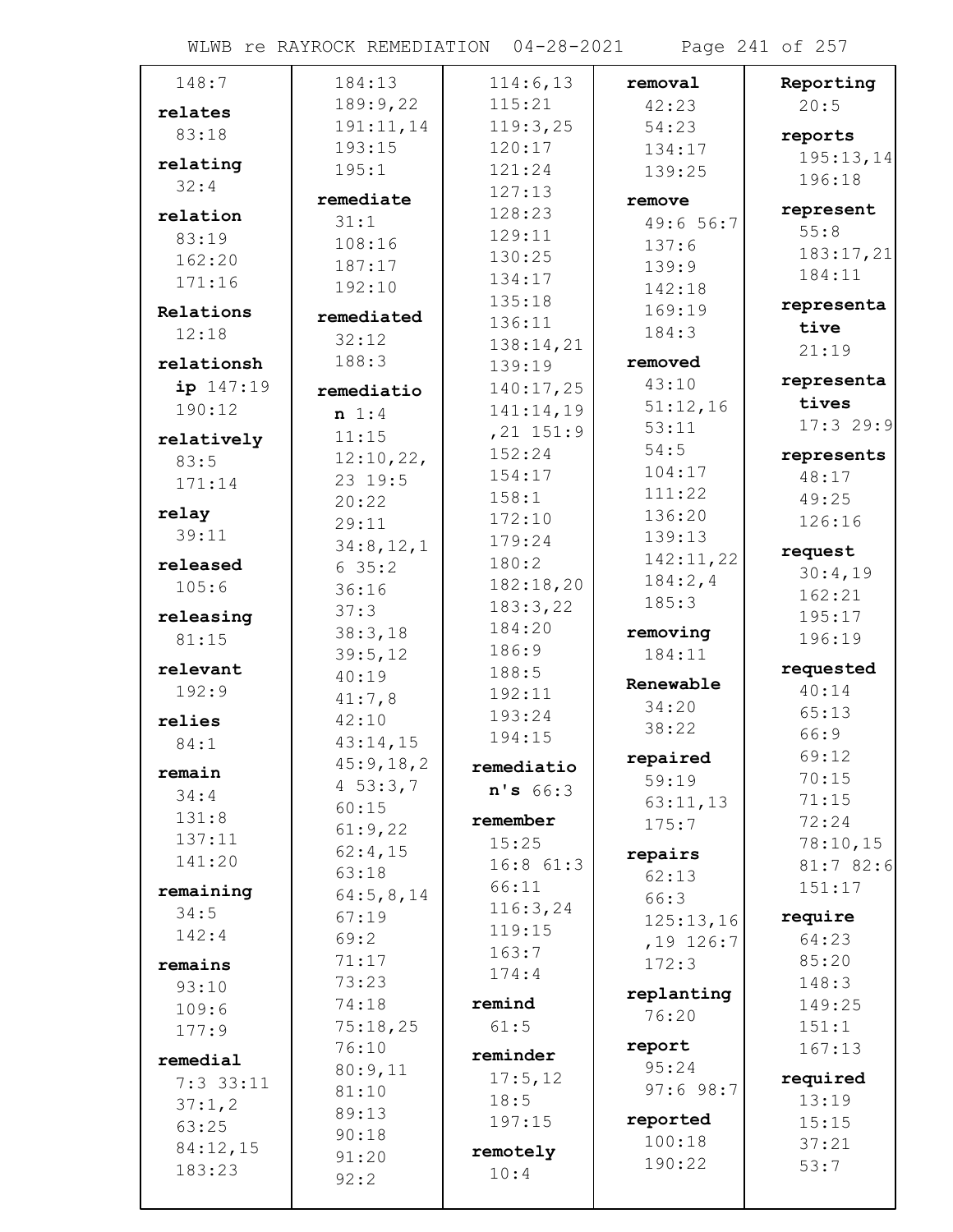148:7

**relates**
83:18

**relating**
32:4

**relation**
83:19
162:20
171:16

**Relations**
12:18

**relationship** 147:19
190:12

**relatively**
83:5
171:14

**relay**
39:11

**released**
105:6

**releasing**
81:15

**relevant**
192:9

**relies**
84:1

**remain**
34:4
131:8
137:11
141:20

**remaining**
34:5
142:4

**remains**
93:10
109:6
177:9

**remedial**
7:3 33:11
37:1,2
63:25
84:12,15
183:23

184:13
189:9,22
191:11,14
193:15
195:1

**remediate**
31:1
108:16
187:17
192:10

**remediated**
32:12
188:3

**remediation** 1:4
11:15
12:10,22,
23 19:5
20:22
29:11
34:8,12,1
6 35:2
36:16
37:3
38:3,18
39:5,12
40:19
41:7,8
42:10
43:14,15
45:9,18,2
4 53:3,7
60:15
61:9,22
62:4,15
63:18
64:5,8,14
67:19
69:2
71:17
73:23
74:18
75:18,25
76:10
80:9,11
81:10
89:13
90:18
91:20
92:2

114:6,13
115:21
119:3,25
120:17
121:24
127:13
128:23
129:11
130:25
134:17
135:18
136:11
138:14,21
139:19
140:17,25
141:14,19
,21 151:9
152:24
154:17
158:1
172:10
179:24
180:2
182:18,20
183:3,22
184:20
186:9
188:5
192:11
193:24
194:15

**remediation's** 66:3

**remember**
15:25
16:8 61:3
66:11
116:3,24
119:15
163:7
174:4

**remind**
61:5

**reminder**
17:5,12
18:5
197:15

**remotely**
10:4

**removal**
42:23
54:23
134:17
139:25

**remove**
49:6 56:7
137:6
139:9
142:18
169:19
184:3

**removed**
43:10
51:12,16
53:11
54:5
104:17
111:22
136:20
139:13
142:11,22
184:2,4
185:3

**removing**
184:11

**Renewable**
34:20
38:22

**repaired**
59:19
63:11,13
175:7

**repairs**
62:13
66:3
125:13,16
,19 126:7
172:3

**replanting**
76:20

**report**
95:24
97:6 98:7

**reported**
100:18
190:22

**Reporting**
20:5

**reports**
195:13,14
196:18

**represent**
55:8
183:17,21
184:11

**representative**
21:19

**representatives**
17:3 29:9

**represents**
48:17
49:25
126:16

**request**
30:4,19
162:21
195:17
196:19

**requested**
40:14
65:13
66:9
69:12
70:15
71:15
72:24
78:10,15
81:7 82:6
151:17

**require**
64:23
85:20
148:3
149:25
151:1
167:13

**required**
13:19
15:15
37:21
53:7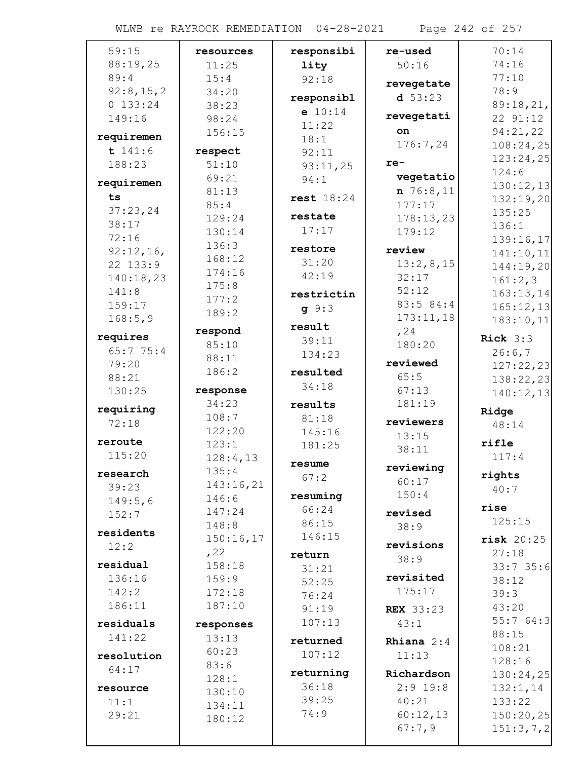59:15
88:19,25
89:4
92:8,15,20 133:24
149:16

**requirement** 141:6
188:23

**requirements**
37:23,24
38:17
72:16
92:12,16,22 133:9
140:18,23
141:8
159:17
168:5,9

**requires**
65:7 75:4
79:20
88:21
130:25

**requiring**
72:18

**reroute**
115:20

**research**
39:23
149:5,6
152:7

**residents**
12:2

**residual**
136:16
142:2
186:11

**residuals**
141:22

**resolution**
64:17

**resource**
11:1
29:21

**resources**
11:25
15:4
34:20
38:23
98:24
156:15

**respect**
51:10
69:21
81:13
85:4
129:24
130:14
136:3
168:12
174:16
175:8
177:2
189:2

**respond**
85:10
88:11
186:2

**response**
34:23
108:7
122:20
123:1
128:4,13
135:4
143:16,21
146:6
147:24
148:8
150:16,17,22
158:18
159:9
172:18
187:10

**responses**
13:13
60:23
83:6
128:1
130:10
134:11
180:12

**responsibility**
92:18

**responsible** 10:14
11:22
18:1
92:11
93:11,25
94:1

**rest** 18:24

**restate**
17:17

**restore**
31:20
42:19

**restricting** 9:3

**result**
39:11
134:23

**resulted**
34:18

**results**
81:18
145:16
181:25

**resume**
67:2

**resuming**
66:24
86:15
146:15

**return**
31:21
52:25
76:24
91:19
107:13

**returned**
107:12

**returning**
36:18
39:25
74:9

**re-used**
50:16

**revegetated** 53:23

**revegetation**
176:7,24

**re-vegetation** 76:8,11
177:17
178:13,23
179:12

**review**
13:2,8,15
32:17
52:12
83:5 84:4
173:11,18,24
180:20

**reviewed**
65:5
67:13
181:19

**reviewers**
13:15
38:11

**reviewing**
60:17
150:4

**revised**
38:9

**revisions**
38:9

**revisited**
175:17

**REX** 33:23
43:1

**Rhiana** 2:4
11:13

**Richardson**
2:9 19:8
40:21
60:12,13
67:7,9
70:14
74:16
77:10
78:9
89:18,21,22 91:12
94:21,22
108:24,25
123:24,25
124:6
130:12,13
132:19,20
135:25
136:1
139:16,17
141:10,11
144:19,20
161:2,3
163:13,14
165:12,13
183:10,11

**Rick** 3:3
26:6,7
127:22,23
138:22,23
140:12,13

**Ridge**
48:14

**rifle**
117:4

**rights**
40:7

**rise**
125:15

**risk** 20:25
27:18
33:7 35:6
38:12
39:3
43:20
55:7 64:3
88:15
108:21
128:16
130:24,25
132:1,14
133:22
150:20,25
151:3,7,2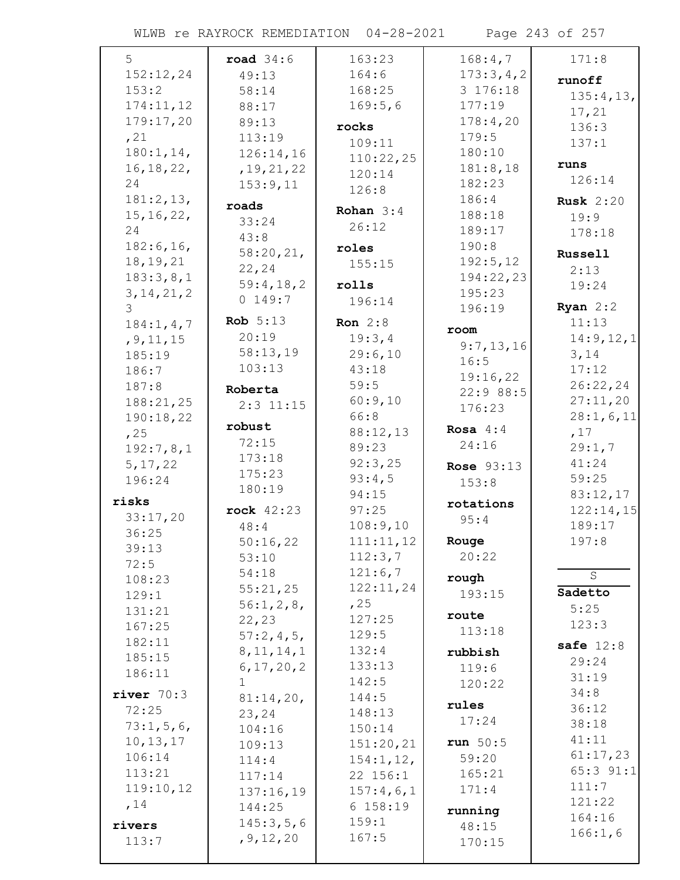5
152:12,24
153:2
174:11,12
179:17,20
,21
180:1,14,
16,18,22,
24
181:2,13,
15,16,22,
24
182:6,16,
18,19,21
183:3,8,1
3,14,21,2
3
184:1,4,7
,9,11,15
185:19
186:7
187:8
188:21,25
190:18,22
,25
192:7,8,1
5,17,22
196:24

**risks**
33:17,20
36:25
39:13
72:5
108:23
129:1
131:21
167:25
182:11
185:15
186:11

**river** 70:3
72:25
73:1,5,6,
10,13,17
106:14
113:21
119:10,12
,14

**rivers**
113:7

**road** 34:6
49:13
58:14
88:17
89:13
113:19
126:14,16
,19,21,22
153:9,11

**roads**
33:24
43:8
58:20,21,
22,24
59:4,18,2
0 149:7

**Rob** 5:13
20:19
58:13,19
103:13

**Roberta**
2:3 11:15

**robust**
72:15
173:18
175:23
180:19

**rock** 42:23
48:4
50:16,22
53:10
54:18
55:21,25
56:1,2,8,
22,23
57:2,4,5,
8,11,14,1
6,17,20,2
1
81:14,20,
23,24
104:16
109:13
114:4
117:14
137:16,19
144:25
145:3,5,6
,9,12,20
163:23
164:6
168:25
169:5,6

**rocks**
109:11
110:22,25
120:14
126:8

**Rohan** 3:4
26:12

**roles**
155:15

**rolls**
196:14

**Ron** 2:8
19:3,4
29:6,10
43:18
59:5
60:9,10
66:8
88:12,13
89:23
92:3,25
93:4,5
94:15
97:25
108:9,10
111:11,12
112:3,7
121:6,7
122:11,24
,25
127:25
129:5
132:4
133:13
142:5
144:5
148:13
150:14
151:20,21
154:1,12,
22 156:1
157:4,6,1
6 158:19
159:1
167:5
168:4,7
173:3,4,2
3 176:18
177:19
178:4,20
179:5
180:10
181:8,18
182:23
186:4
188:18
189:17
190:8
192:5,12
194:22,23
195:23
196:19

**room**
9:7,13,16
16:5
19:16,22
22:9 88:5
176:23

**Rosa** 4:4
24:16

**Rose** 93:13
153:8

**rotations**
95:4

**Rouge**
20:22

**rough**
193:15

**route**
113:18

**rubbish**
119:6
120:22

**rules**
17:24

**run** 50:5
59:20
165:21
171:4

**running**
48:15
170:15
171:8

**runoff**
135:4,13,
17,21
136:3
137:1

**runs**
126:14

**Rusk** 2:20
19:9
178:18

**Russell**
2:13
19:24

**Ryan** 2:2
11:13
14:9,12,1
3,14
17:12
26:22,24
27:11,20
28:1,6,11
,17
29:1,7
41:24
59:25
83:12,17
122:14,15
189:17
197:8

## S

**Sadetto**
5:25
123:3

**safe** 12:8
29:24
31:19
34:8
36:12
38:18
41:11
61:17,23
65:3 91:1
111:7
121:22
164:16
166:1,6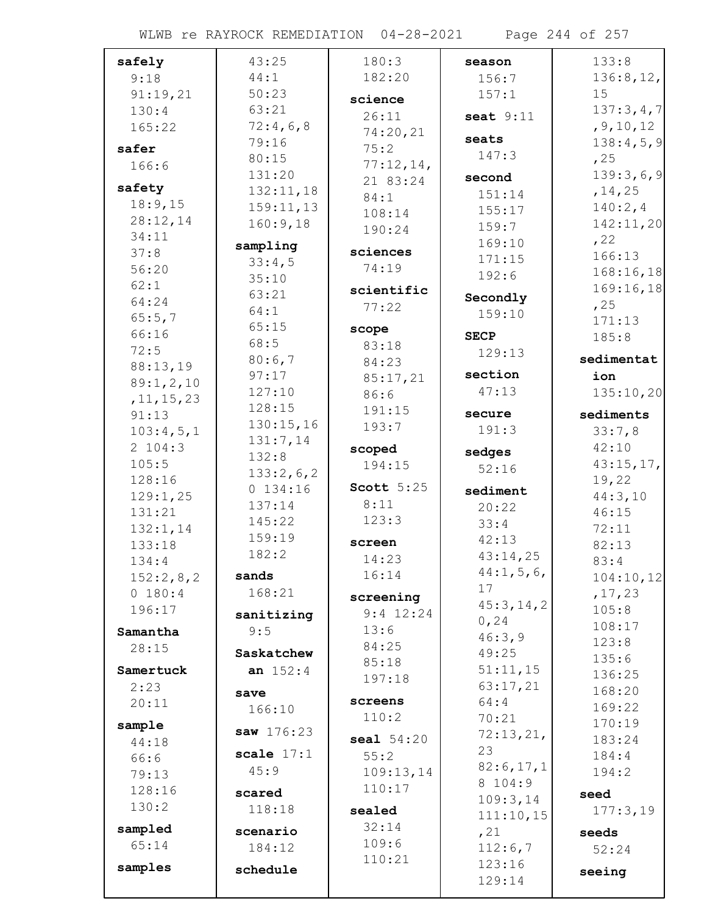**safely**
9:18
91:19,21
130:4
165:22

**safer**
166:6

**safety**
18:9,15
28:12,14
34:11
37:8
56:20
62:1
64:24
65:5,7
66:16
72:5
88:13,19
89:1,2,10,11,15,23
91:13
103:4,5,12 104:3
105:5
128:16
129:1,25
131:21
132:1,14
133:18
134:4
152:2,8,20 180:4
196:17

**Samantha**
28:15

**Samertuck**
2:23
20:11

**sample**
44:18
66:6
79:13
128:16
130:2

**sampled**
65:14

**samples**
43:25
44:1
50:23
63:21
72:4,6,8
79:16
80:15
131:20
132:11,18
159:11,13
160:9,18

**sampling**
33:4,5
35:10
63:21
64:1
65:15
68:5
80:6,7
97:17
127:10
128:15
130:15,16
131:7,14
132:8
133:2,6,20 134:16
137:14
145:22
159:19
182:2

**sands**
168:21

**sanitizing**
9:5

**Saskatchewan** 152:4

**save**
166:10

**saw** 176:23

**scale** 17:1
45:9

**scared**
118:18

**scenario**
184:12

**schedule**
180:3
182:20

**science**
26:11
74:20,21
75:2
77:12,14,21 83:24
84:1
108:14
190:24

**sciences**
74:19

**scientific**
77:22

**scope**
83:18
84:23
85:17,21
86:6
191:15
193:7

**scoped**
194:15

**Scott** 5:25
8:11
123:3

**screen**
14:23
16:14

**screening**
9:4 12:24
13:6
84:25
85:18
197:18

**screens**
110:2

**seal** 54:20
55:2
109:13,14
110:17

**sealed**
32:14
109:6
110:21

**season**
156:7
157:1

**seat** 9:11

**seats**
147:3

**second**
151:14
155:17
159:7
169:10
171:15
192:6

**Secondly**
159:10

**SECP**
129:13

**section**
47:13

**secure**
191:3

**sedges**
52:16

**sediment**
20:22
33:4
42:13
43:14,25
44:1,5,6,17
45:3,14,20,24
46:3,9
49:25
51:11,15
63:17,21
64:4
70:21
72:13,21,23
82:6,17,18 104:9
109:3,14
111:10,15,21
112:6,7
123:16
129:14
133:8
136:8,12,15
137:3,4,7,9,10,12
138:4,5,9,25
139:3,6,9,14,25
140:2,4
142:11,20,22
166:13
168:16,18
169:16,18,25
171:13
185:8

**sedimentation**
135:10,20

**sediments**
33:7,8
42:10
43:15,17,19,22
44:3,10
46:15
72:11
82:13
83:4
104:10,12,17,23
105:8
108:17
123:8
135:6
136:25
168:20
169:22
170:19
183:24
184:4
194:2

**seed**
177:3,19

**seeds**
52:24

**seeing**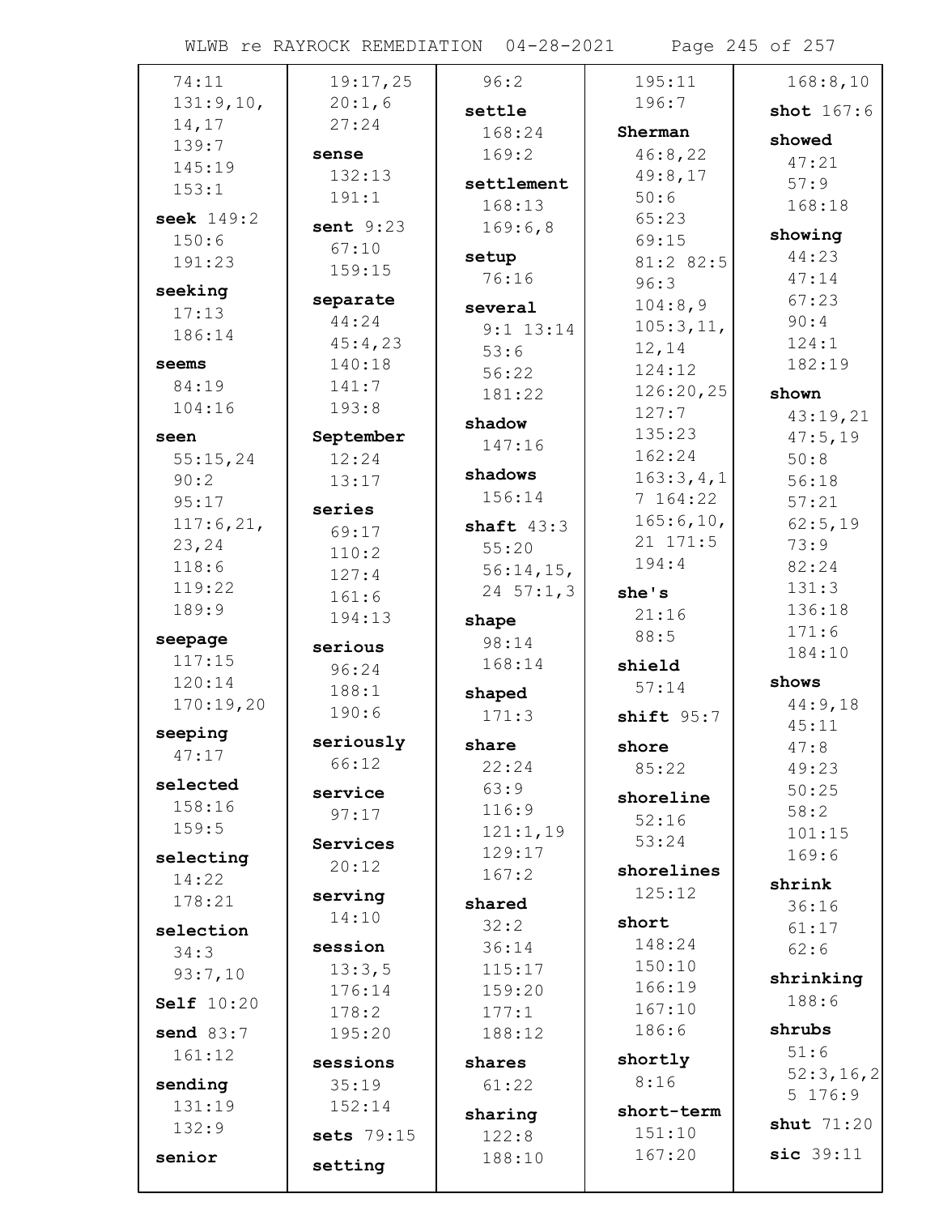74:11
131:9,10,
14,17
139:7
145:19
153:1

**seek** 149:2
150:6
191:23

**seeking**
17:13
186:14

**seems**
84:19
104:16

**seen**
55:15,24
90:2
95:17
117:6,21,
23,24
118:6
119:22
189:9

**seepage**
117:15
120:14
170:19,20

**seeping**
47:17

**selected**
158:16
159:5

**selecting**
14:22
178:21

**selection**
34:3
93:7,10

**Self** 10:20

**send** 83:7
161:12

**sending**
131:19
132:9

**senior**
19:17,25
20:1,6
27:24

**sense**
132:13
191:1

**sent** 9:23
67:10
159:15

**separate**
44:24
45:4,23
140:18
141:7
193:8

**September**
12:24
13:17

**series**
69:17
110:2
127:4
161:6
194:13

**serious**
96:24
188:1
190:6

**seriously**
66:12

**service**
97:17

**Services**
20:12

**serving**
14:10

**session**
13:3,5
176:14
178:2
195:20

**sessions**
35:19
152:14

**sets** 79:15

**setting**
96:2

**settle**
168:24
169:2

**settlement**
168:13
169:6,8

**setup**
76:16

**several**
9:1 13:14
53:6
56:22
181:22

**shadow**
147:16

**shadows**
156:14

**shaft** 43:3
55:20
56:14,15,
24 57:1,3

**shape**
98:14
168:14

**shaped**
171:3

**share**
22:24
63:9
116:9
121:1,19
129:17
167:2

**shared**
32:2
36:14
115:17
159:20
177:1
188:12

**shares**
61:22

**sharing**
122:8
188:10
195:11
196:7

**Sherman**
46:8,22
49:8,17
50:6
65:23
69:15
81:2 82:5
96:3
104:8,9
105:3,11,
12,14
124:12
126:20,25
127:7
135:23
162:24
163:3,4,1
7 164:22
165:6,10,
21 171:5
194:4

**she's**
21:16
88:5

**shield**
57:14

**shift** 95:7

**shore**
85:22

**shoreline**
52:16
53:24

**shorelines**
125:12

**short**
148:24
150:10
166:19
167:10
186:6

**shortly**
8:16

**short-term**
151:10
167:20
168:8,10

**shot** 167:6

**showed**
47:21
57:9
168:18

**showing**
44:23
47:14
67:23
90:4
124:1
182:19

**shown**
43:19,21
47:5,19
50:8
56:18
57:21
62:5,19
73:9
82:24
131:3
136:18
171:6
184:10

**shows**
44:9,18
45:11
47:8
49:23
50:25
58:2
101:15
169:6

**shrink**
36:16
61:17
62:6

**shrinking**
188:6

**shrubs**
51:6
52:3,16,2
5 176:9

**shut** 71:20

**sic** 39:11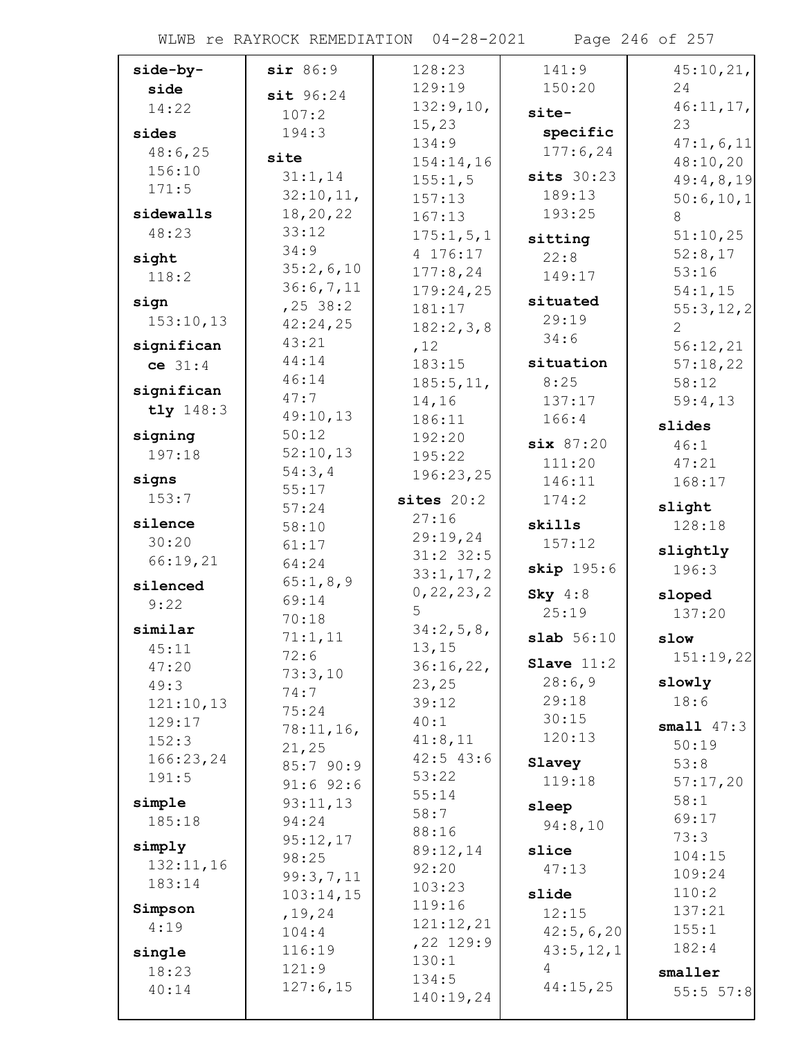**side-by-side** 14:22

**sides** 48:6,25 156:10 171:5

**sidewalls** 48:23

**sight** 118:2

**sign** 153:10,13

**significance** 31:4

**significantly** 148:3

**signing** 197:18

**signs** 153:7

**silence** 30:20 66:19,21

**silenced** 9:22

**similar** 45:11 47:20 49:3 121:10,13 129:17 152:3 166:23,24 191:5

**simple** 185:18

**simply** 132:11,16 183:14

**Simpson** 4:19

**single** 18:23 40:14

**sir** 86:9

**sit** 96:24 107:2 194:3

**site** 31:1,14 32:10,11,18,20,22 33:12 34:9 35:2,6,10 36:6,7,11,25 38:2 42:24,25 43:21 44:14 46:14 47:7 49:10,13 50:12 52:10,13 54:3,4 55:17 57:24 58:10 61:17 64:24 65:1,8,9 69:14 70:18 71:1,11 72:6 73:3,10 74:7 75:24 78:11,16,21,25 85:7 90:9 91:6 92:6 93:11,13 94:24 95:12,17 98:25 99:3,7,11 103:14,15,19,24 104:4 116:19 121:9 127:6,15 128:23 129:19 132:9,10,15,23 134:9 154:14,16 155:1,5 157:13 167:13 175:1,5,14 176:17 177:8,24 179:24,25 181:17 182:2,3,8,12 183:15 185:5,11,14,16 186:11 192:20 195:22 196:23,25

**sites** 20:2 27:16 29:19,24 31:2 32:5 33:1,17,20,22,23,25 34:2,5,8,13,15 36:16,22,23,25 39:12 40:1 41:8,11 42:5 43:6 53:22 55:14 58:7 88:16 89:12,14 92:20 103:23 119:16 121:12,21,22 129:9 130:1 134:5 140:19,24 141:9 150:20

**site-specific** 177:6,24

**sits** 30:23 189:13 193:25

**sitting** 22:8 149:17

**situated** 29:19 34:6

**situation** 8:25 137:17 166:4

**six** 87:20 111:20 146:11 174:2

**skills** 157:12

**skip** 195:6

**Sky** 4:8 25:19

**slab** 56:10

**Slave** 11:2 28:6,9 29:18 30:15 120:13

**Slavey** 119:18

**sleep** 94:8,10

**slice** 47:13

**slide** 12:15 42:5,6,20 43:5,12,14 44:15,25 45:10,21,24 46:11,17,23 47:1,6,11 48:10,20 49:4,8,19 50:6,10,18 51:10,25 52:8,17 53:16 54:1,15 55:3,12,22 56:12,21 57:18,22 58:12 59:4,13

**slides** 46:1 47:21 168:17

**slight** 128:18

**slightly** 196:3

**sloped** 137:20

**slow** 151:19,22

**slowly** 18:6

**small** 47:3 50:19 53:8 57:17,20 58:1 69:17 73:3 104:15 109:24 110:2 137:21 155:1 182:4

**smaller** 55:5 57:8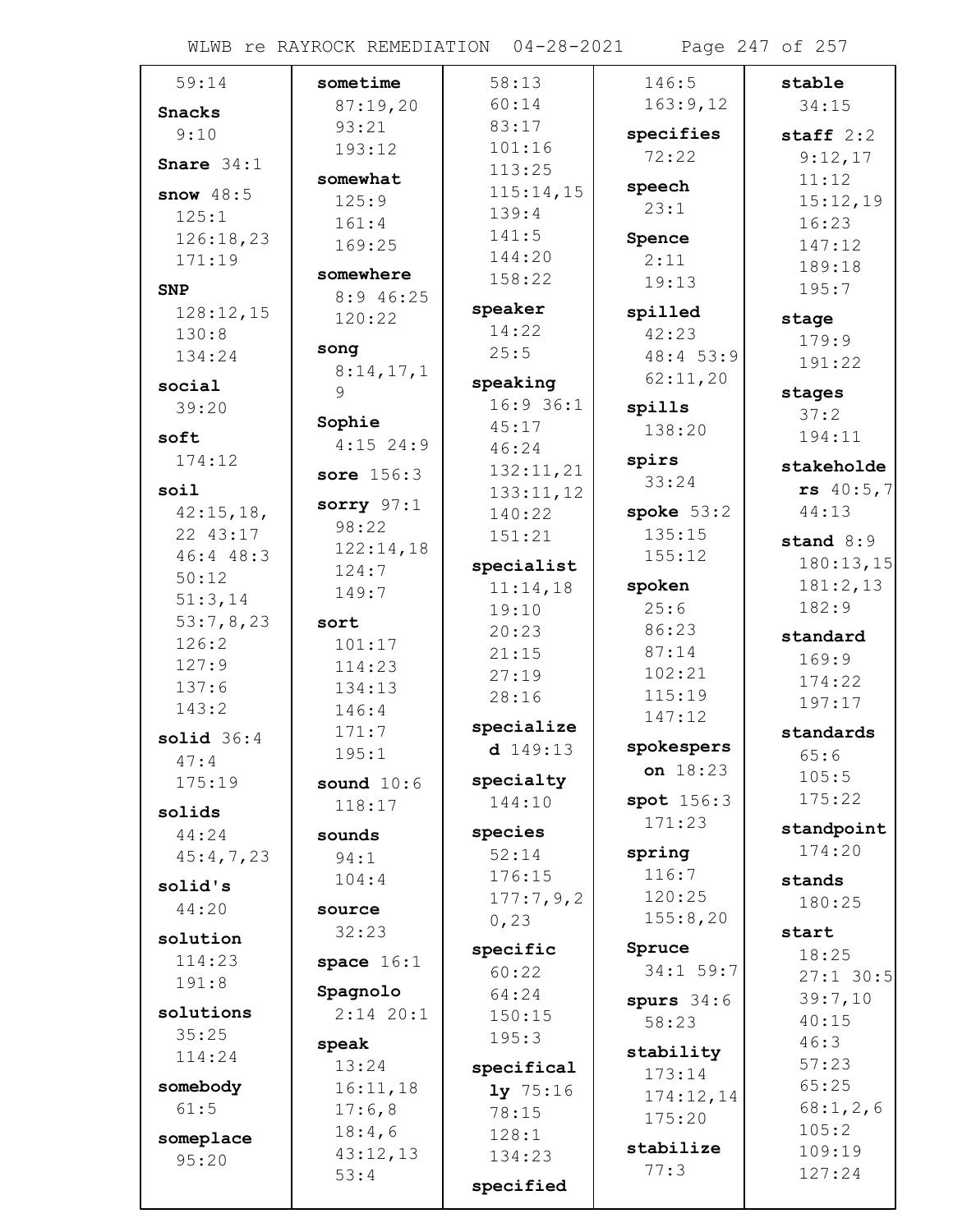59:14

**Snacks** 9:10

**Snare** 34:1

**snow** 48:5 125:1 126:18,23 171:19

**SNP** 128:12,15 130:8 134:24

**social** 39:20

**soft** 174:12

**soil** 42:15,18, 22 43:17 46:4 48:3 50:12 51:3,14 53:7,8,23 126:2 127:9 137:6 143:2

**solid** 36:4 47:4 175:19

**solids** 44:24 45:4,7,23

**solid's** 44:20

**solution** 114:23 191:8

**solutions** 35:25 114:24

**somebody** 61:5

**someplace** 95:20

**sometime** 87:19,20 93:21 193:12

**somewhat** 125:9 161:4 169:25

**somewhere** 8:9 46:25 120:22

**song** 8:14,17,1 9

**Sophie** 4:15 24:9

**sore** 156:3

**sorry** 97:1 98:22 122:14,18 124:7 149:7

**sort** 101:17 114:23 134:13 146:4 171:7 195:1

**sound** 10:6 118:17

**sounds** 94:1 104:4

**source** 32:23

**space** 16:1

**Spagnolo** 2:14 20:1

**speak** 13:24 16:11,18 17:6,8 18:4,6 43:12,13 53:4 58:13 60:14 83:17 101:16 113:25 115:14,15 139:4 141:5 144:20 158:22

**speaker** 14:22 25:5

**speaking** 16:9 36:1 45:17 46:24 132:11,21 133:11,12 140:22 151:21

**specialist** 11:14,18 19:10 20:23 21:15 27:19 28:16

**specialized** 149:13

**specialty** 144:10

**species** 52:14 176:15 177:7,9,2 0,23

**specific** 60:22 64:24 150:15 195:3

**specifically** 75:16 78:15 128:1 134:23

**specified** 146:5 163:9,12

**specifies** 72:22

**speech** 23:1

**Spence** 2:11 19:13

**spilled** 42:23 48:4 53:9 62:11,20

**spills** 138:20

**spirs** 33:24

**spoke** 53:2 135:15 155:12

**spoken** 25:6 86:23 87:14 102:21 115:19 147:12

**spokesperson** 18:23

**spot** 156:3 171:23

**spring** 116:7 120:25 155:8,20

**Spruce** 34:1 59:7

**spurs** 34:6 58:23

**stability** 173:14 174:12,14 175:20

**stabilize** 77:3

**stable** 34:15

**staff** 2:2 9:12,17 11:12 15:12,19 16:23 147:12 189:18 195:7

**stage** 179:9 191:22

**stages** 37:2 194:11

**stakeholders** 40:5,7 44:13

**stand** 8:9 180:13,15 181:2,13 182:9

**standard** 169:9 174:22 197:17

**standards** 65:6 105:5 175:22

**standpoint** 174:20

**stands** 180:25

**start** 18:25 27:1 30:5 39:7,10 40:15 46:3 57:23 65:25 68:1,2,6 105:2 109:19 127:24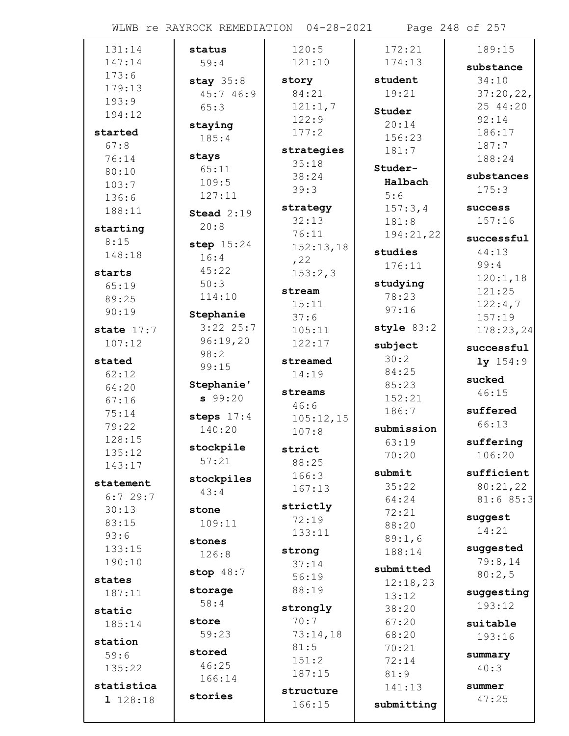131:14
147:14
173:6
179:13
193:9
194:12

**started**
67:8
76:14
80:10
103:7
136:6
188:11

**starting**
8:15
148:18

**starts**
65:19
89:25
90:19

**state** 17:7
107:12

**stated**
62:12
64:20
67:16
75:14
79:22
128:15
135:12
143:17

**statement**
6:7 29:7
30:13
83:15
93:6
133:15
190:10

**states**
187:11

**static**
185:14

**station**
59:6
135:22

**statistical** 128:18

**status**
59:4

**stay** 35:8
45:7 46:9
65:3

**staying**
185:4

**stays**
65:11
109:5
127:11

**Stead** 2:19
20:8

**step** 15:24
16:4
45:22
50:3
114:10

**Stephanie**
3:22 25:7
96:19,20
98:2
99:15

**Stephanie's** 99:20

**steps** 17:4
140:20

**stockpile**
57:21

**stockpiles**
43:4

**stone**
109:11

**stones**
126:8

**stop** 48:7

**storage**
58:4

**store**
59:23

**stored**
46:25
166:14

**stories**
120:5
121:10

**story**
84:21
121:1,7
122:9
177:2

**strategies**
35:18
38:24
39:3

**strategy**
32:13
76:11
152:13,18,22
153:2,3

**stream**
15:11
37:6
105:11
122:17

**streamed**
14:19

**streams**
46:6
105:12,15
107:8

**strict**
88:25
166:3
167:13

**strictly**
72:19
133:11

**strong**
37:14
56:19
88:19

**strongly**
70:7
73:14,18
81:5
151:2
187:15

**structure**
166:15
172:21
174:13

**student**
19:21

**Studer**
20:14
156:23
181:7

**Studer-Halbach**
5:6
157:3,4
181:8
194:21,22

**studies**
176:11

**studying**
78:23
97:16

**style** 83:2

**subject**
30:2
84:25
85:23
152:21
186:7

**submission**
63:19
70:20

**submit**
35:22
64:24
72:21
88:20
89:1,6
188:14

**submitted**
12:18,23
13:12
38:20
67:20
68:20
70:21
72:14
81:9
141:13

**submitting**
189:15

**substance**
34:10
37:20,22,25 44:20
92:14
186:17
187:7
188:24

**substances**
175:3

**success**
157:16

**successful**
44:13
99:4
120:1,18
121:25
122:4,7
157:19
178:23,24

**successfully** 154:9

**sucked**
46:15

**suffered**
66:13

**suffering**
106:20

**sufficient**
80:21,22
81:6 85:3

**suggest**
14:21

**suggested**
79:8,14
80:2,5

**suggesting**
193:12

**suitable**
193:16

**summary**
40:3

**summer**
47:25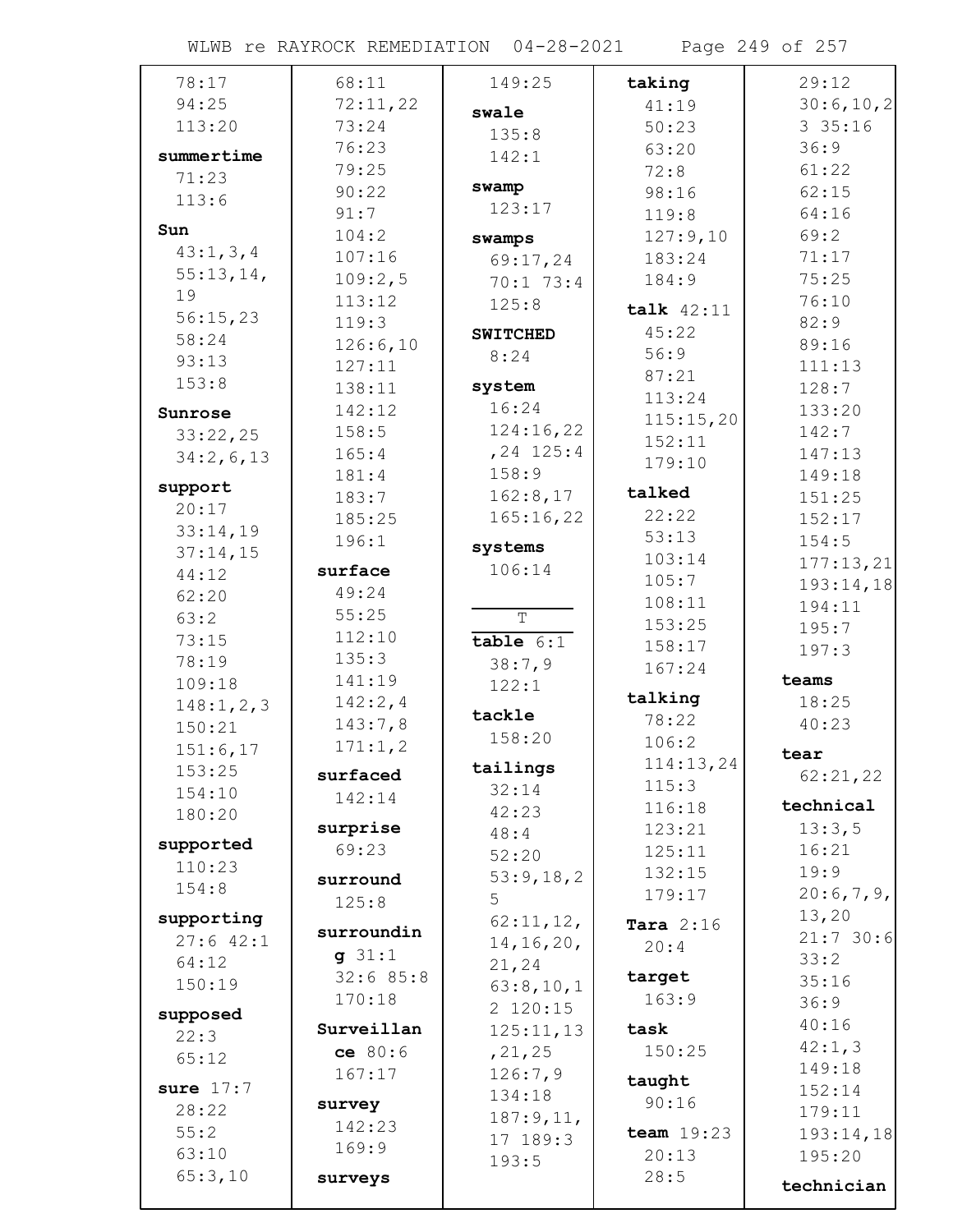78:17
94:25
113:20

**summertime**
71:23
113:6

**Sun**
43:1,3,4
55:13,14,19
56:15,23
58:24
93:13
153:8

**Sunrose**
33:22,25
34:2,6,13

**support**
20:17
33:14,19
37:14,15
44:12
62:20
63:2
73:15
78:19
109:18
148:1,2,3
150:21
151:6,17
153:25
154:10
180:20

**supported**
110:23
154:8

**supporting**
27:6 42:1
64:12
150:19

**supposed**
22:3
65:12

**sure** 17:7
28:22
55:2
63:10
65:3,10
68:11
72:11,22
73:24
76:23
79:25
90:22
91:7
104:2
107:16
109:2,5
113:12
119:3
126:6,10
127:11
138:11
142:12
158:5
165:4
181:4
183:7
185:25
196:1

**surface**
49:24
55:25
112:10
135:3
141:19
142:2,4
143:7,8
171:1,2

**surfaced**
142:14

**surprise**
69:23

**surround**
125:8

**surrounding** 31:1
32:6 85:8
170:18

**Surveillance** 80:6
167:17

**survey**
142:23
169:9

**surveys**
149:25

**swale**
135:8
142:1

**swamp**
123:17

**swamps**
69:17,24
70:1 73:4
125:8

**SWITCHED**
8:24

**system**
16:24
124:16,22,24 125:4
158:9
162:8,17
165:16,22

**systems**
106:14

T

**table** 6:1
38:7,9
122:1

**tackle**
158:20

**tailings**
32:14
42:23
48:4
52:20
53:9,18,25
62:11,12,14,16,20,21,24
63:8,10,12 120:15
125:11,13,21,25
126:7,9
134:18
187:9,11,17 189:3
193:5

**taking**
41:19
50:23
63:20
72:8
98:16
119:8
127:9,10
183:24
184:9

**talk** 42:11
45:22
56:9
87:21
113:24
115:15,20
152:11
179:10

**talked**
22:22
53:13
103:14
105:7
108:11
153:25
158:17
167:24

**talking**
78:22
106:2
114:13,24
115:3
116:18
123:21
125:11
132:15
179:17

**Tara** 2:16
20:4

**target**
163:9

**task**
150:25

**taught**
90:16

**team** 19:23
20:13
28:5
29:12
30:6,10,23 35:16
36:9
61:22
62:15
64:16
69:2
71:17
75:25
76:10
82:9
89:16
111:13
128:7
133:20
142:7
147:13
149:18
151:25
152:17
154:5
177:13,21
193:14,18
194:11
195:7
197:3

**teams**
18:25
40:23

**tear**
62:21,22

**technical**
13:3,5
16:21
19:9
20:6,7,9,13,20
21:7 30:6
33:2
35:16
36:9
40:16
42:1,3
149:18
152:14
179:11
193:14,18
195:20

**technician**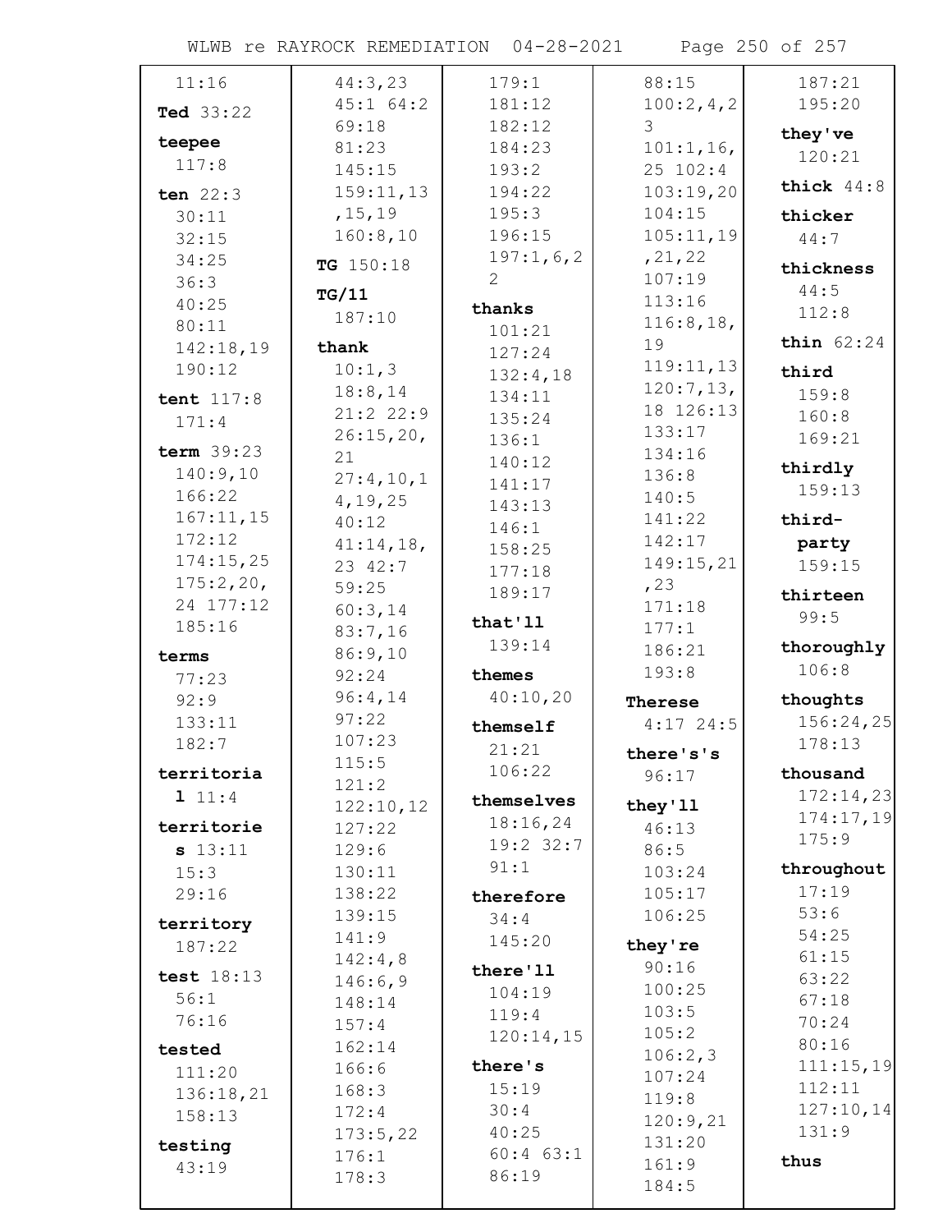11:16

**Ted** 33:22

**teepee**
117:8

**ten** 22:3
30:11
32:15
34:25
36:3
40:25
80:11
142:18,19
190:12

**tent** 117:8
171:4

**term** 39:23
140:9,10
166:22
167:11,15
172:12
174:15,25
175:2,20,
24 177:12
185:16

**terms**
77:23
92:9
133:11
182:7

**territorial** 11:4

**territories** 13:11
15:3
29:16

**territory**
187:22

**test** 18:13
56:1
76:16

**tested**
111:20
136:18,21
158:13

**testing**
43:19

44:3,23
45:1 64:2
69:18
81:23
145:15
159:11,13
,15,19
160:8,10

**TG** 150:18

**TG/11**
187:10

**thank**
10:1,3
18:8,14
21:2 22:9
26:15,20,
21
27:4,10,1
4,19,25
40:12
41:14,18,
23 42:7
59:25
60:3,14
83:7,16
86:9,10
92:24
96:4,14
97:22
107:23
115:5
121:2
122:10,12
127:22
129:6
130:11
138:22
139:15
141:9
142:4,8
146:6,9
148:14
157:4
162:14
166:6
168:3
172:4
173:5,22
176:1
178:3

179:1
181:12
182:12
184:23
193:2
194:22
195:3
196:15
197:1,6,2
2

**thanks**
101:21
127:24
132:4,18
134:11
135:24
136:1
140:12
141:17
143:13
146:1
158:25
177:18
189:17

**that'll**
139:14

**themes**
40:10,20

**themself**
21:21
106:22

**themselves**
18:16,24
19:2 32:7
91:1

**therefore**
34:4
145:20

**there'll**
104:19
119:4
120:14,15

**there's**
15:19
30:4
40:25
60:4 63:1
86:19

88:15
100:2,4,2
3
101:1,16,
25 102:4
103:19,20
104:15
105:11,19
,21,22
107:19
113:16
116:8,18,
19
119:11,13
120:7,13,
18 126:13
133:17
134:16
136:8
140:5
141:22
142:17
149:15,21
,23
171:18
177:1
186:21
193:8

**Therese**
4:17 24:5

**there's's**
96:17

**they'll**
46:13
86:5
103:24
105:17
106:25

**they're**
90:16
100:25
103:5
105:2
106:2,3
107:24
119:8
120:9,21
131:20
161:9
184:5

187:21
195:20

**they've**
120:21

**thick** 44:8

**thicker**
44:7

**thickness**
44:5
112:8

**thin** 62:24

**third**
159:8
160:8
169:21

**thirdly**
159:13

**third-party**
159:15

**thirteen**
99:5

**thoroughly**
106:8

**thoughts**
156:24,25
178:13

**thousand**
172:14,23
174:17,19
175:9

**throughout**
17:19
53:6
54:25
61:15
63:22
67:18
70:24
80:16
111:15,19
112:11
127:10,14
131:9

**thus**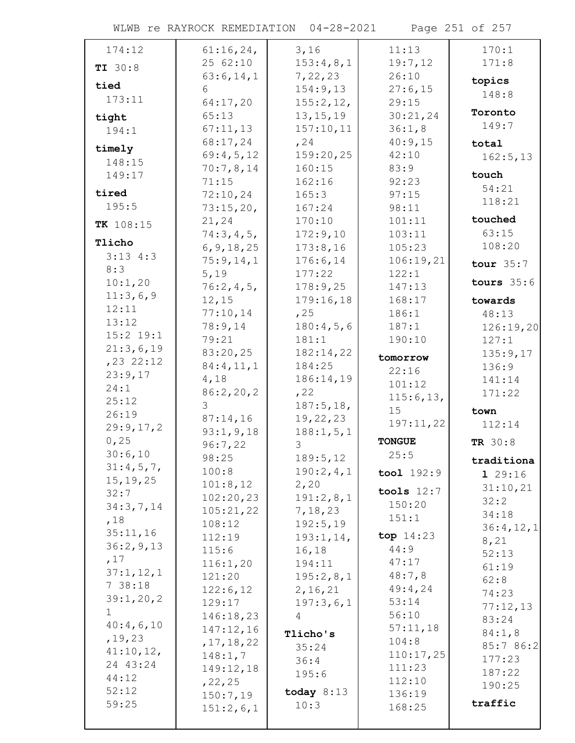174:12

**TI** 30:8

**tied**
173:11

**tight**
194:1

**timely**
148:15
149:17

**tired**
195:5

**TK** 108:15

**Tlicho**
3:13 4:3 8:3
10:1,20
11:3,6,9
12:11
13:12
15:2 19:1
21:3,6,19,23 22:12
23:9,17
24:1
25:12
26:19
29:9,17,20,25
30:6,10
31:4,5,7,15,19,25
32:7
34:3,7,14,18
35:11,16
36:2,9,13,17
37:1,12,17 38:18
39:1,20,21
40:4,6,10,19,23
41:10,12,24 43:24
44:12
52:12
59:25
61:16,24,25 62:10
63:6,14,16
64:17,20
65:13
67:11,13
68:17,24
69:4,5,12
70:7,8,14
71:15
72:10,24
73:15,20,21,24
74:3,4,5,6,9,18,25
75:9,14,15,19
76:2,4,5,12,15
77:10,14
78:9,14
79:21
83:20,25
84:4,11,14,18
86:2,20,23
87:14,16
93:1,9,18
96:7,22
98:25
100:8
101:8,12
102:20,23
105:21,22
108:12
112:19
115:6
116:1,20
121:20
122:6,12
129:17
146:18,23
147:12,16,17,18,22
148:1,7
149:12,18,22,25
150:7,19
151:2,6,13,16
153:4,8,17,22,23
154:9,13
155:2,12,13,15,19
157:10,11,24
159:20,25
160:15
162:16
165:3
167:24
170:10
172:9,10
173:8,16
176:6,14
177:22
178:9,25
179:16,18,25
180:4,5,6
181:1
182:14,22
184:25
186:14,19,22
187:5,18,19,22,23
188:1,5,13
189:5,12
190:2,4,12,20
191:2,8,17,18,23
192:5,19
193:1,14,16,18
194:11
195:2,8,12,16,21
197:3,6,14

**Tlicho's**
35:24
36:4
195:6

**today** 8:13
10:3
11:13
19:7,12
26:10
27:6,15
29:15
30:21,24
36:1,8
40:9,15
42:10
83:9
92:23
97:15
98:11
101:11
103:11
105:23
106:19,21
122:1
147:13
168:17
186:1
187:1
190:10

**tomorrow**
22:16
101:12
115:6,13,15
197:11,22

**TONGUE**
25:5

**tool** 192:9

**tools** 12:7
150:20
151:1

**top** 14:23
44:9
47:17
48:7,8
49:4,24
53:14
56:10
57:11,18
104:8
110:17,25
111:23
112:10
136:19
168:25
170:1
171:8

**topics**
148:8

**Toronto**
149:7

**total**
162:5,13

**touch**
54:21
118:21

**touched**
63:15
108:20

**tour** 35:7

**tours** 35:6

**towards**
48:13
126:19,20
127:1
135:9,17
136:9
141:14
171:22

**town**
112:14

**TR** 30:8

**traditional** 29:16
31:10,21
32:2
34:18
36:4,12,18,21
52:13
61:19
62:8
74:23
77:12,13
83:24
84:1,8
85:7 86:2
177:23
187:22
190:25

**traffic**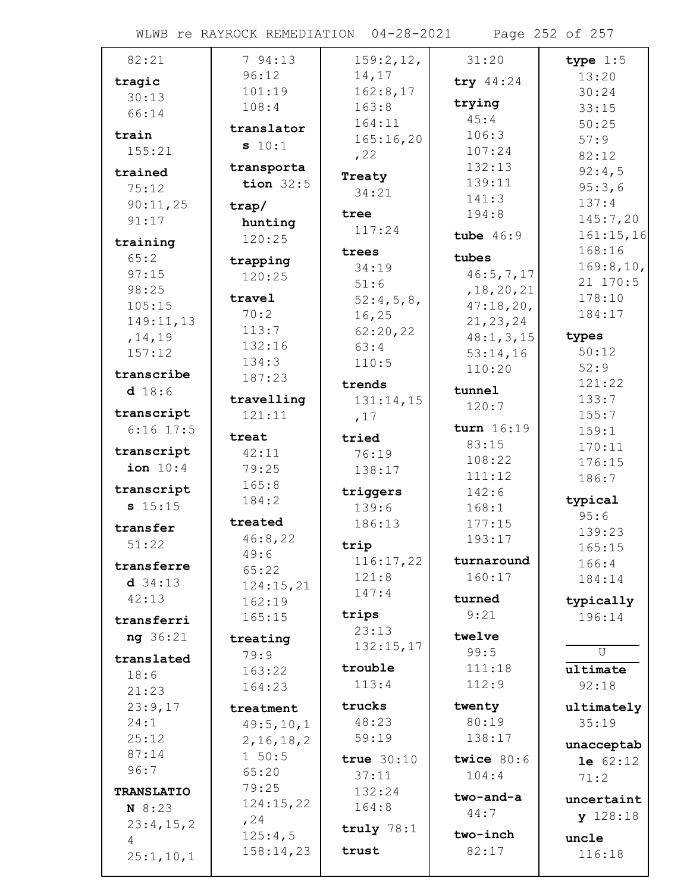82:21

**tragic** 30:13 66:14

**train** 155:21

**trained** 75:12 90:11,25 91:17

**training** 65:2 97:15 98:25 105:15 149:11,13,14,19 157:12

**transcribed** 18:6

**transcript** 6:16 17:5

**transcription** 10:4

**transcripts** 15:15

**transfer** 51:22

**transferred** 34:13 42:13

**transferring** 36:21

**translated** 18:6 21:23 23:9,17 24:1 25:12 87:14 96:7

**TRANSLATION** 8:23 23:4,15,24 25:1,10,1

7 94:13 96:12 101:19 108:4

**translators** 10:1

**transportation** 32:5

**trap/hunting** 120:25

**trapping** 120:25

**travel** 70:2 113:7 132:16 134:3 187:23

**travelling** 121:11

**treat** 42:11 79:25 165:8 184:2

**treated** 46:8,22 49:6 65:22 124:15,21 162:19 165:15

**treating** 79:9 163:22 164:23

**treatment** 49:5,10,12,16,18,21 50:5 65:20 79:25 124:15,22,24 125:4,5 158:14,23

159:2,12,14,17 162:8,17 163:8 164:11 165:16,20,22

**Treaty** 34:21

**tree** 117:24

**trees** 34:19 51:6 52:4,5,8,16,25 62:20,22 63:4 110:5

**trends** 131:14,15,17

**tried** 76:19 138:17

**triggers** 139:6 186:13

**trip** 116:17,22 121:8 147:4

**trips** 23:13 132:15,17

**trouble** 113:4

**trucks** 48:23 59:19

**true** 30:10 37:11 132:24 164:8

**truly** 78:1

**trust**

31:20

**try** 44:24

**trying** 45:4 106:3 107:24 132:13 139:11 141:3 194:8

**tube** 46:9

**tubes** 46:5,7,17,18,20,21 47:18,20,21,23,24 48:1,3,15 53:14,16 110:20

**tunnel** 120:7

**turn** 16:19 83:15 108:22 111:12 142:6 168:1 177:15 193:17

**turnaround** 160:17

**turned** 9:21

**twelve** 99:5 111:18 112:9

**twenty** 80:19 138:17

**twice** 80:6 104:4

**two-and-a** 44:7

**two-inch** 82:17

**type** 1:5 13:20 30:24 33:15 50:25 57:9 82:12 92:4,5 95:3,6 137:4 145:7,20 161:15,16 168:16 169:8,10,21 170:5 178:10 184:17

**types** 50:12 52:9 121:22 133:7 155:7 159:1 170:11 176:15 186:7

**typical** 95:6 139:23 165:15 166:4 184:14

**typically** 196:14

## U

**ultimate** 92:18

**ultimately** 35:19

**unacceptable** 62:12 71:2

**uncertainty** 128:18

**uncle** 116:18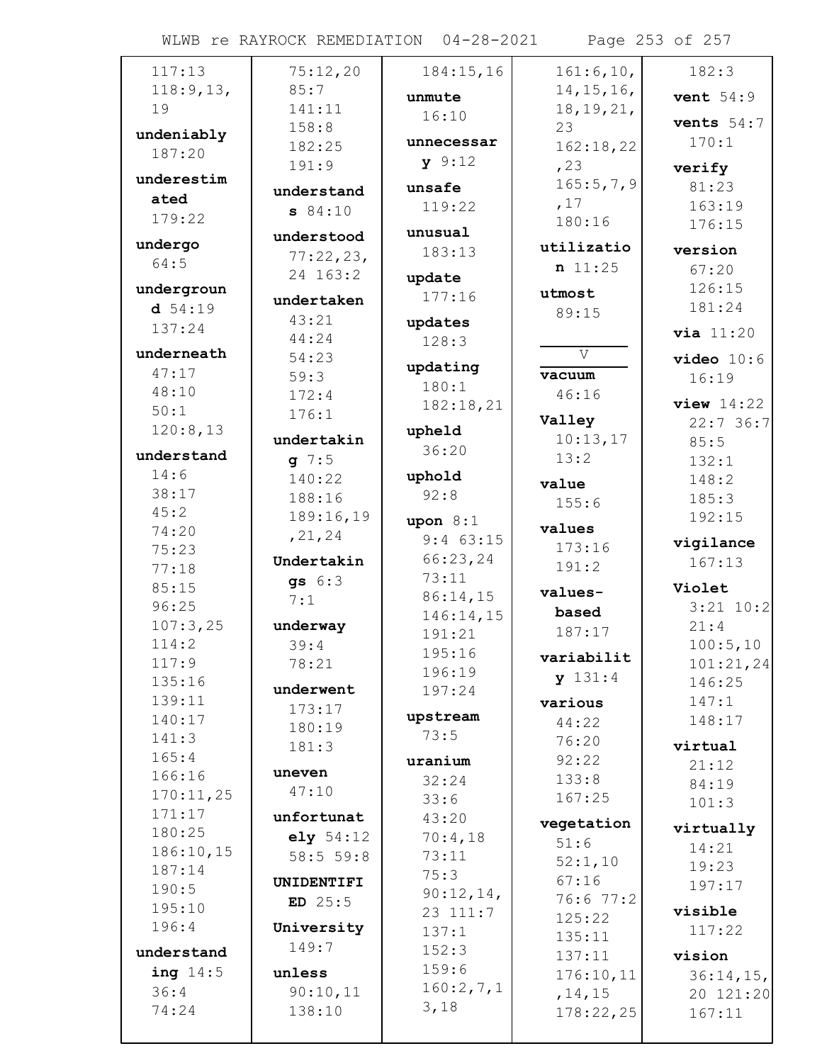117:13
118:9,13,
19

**undeniably** 187:20

**underestimated** 179:22

**undergo** 64:5

**underground** 54:19
137:24

**underneath** 47:17
48:10
50:1
120:8,13

**understand** 14:6
38:17
45:2
74:20
75:23
77:18
85:15
96:25
107:3,25
114:2
117:9
135:16
139:11
140:17
141:3
165:4
166:16
170:11,25
171:17
180:25
186:10,15
187:14
190:5
195:10
196:4

**understanding** 14:5
36:4
74:24
75:12,20
85:7
141:11
158:8
182:25
191:9

**understands** 84:10

**understood** 77:22,23,
24 163:2

**undertaken** 43:21
44:24
54:23
59:3
172:4
176:1

**undertaking** 7:5
140:22
188:16
189:16,19
,21,24

**Undertakings** 6:3
7:1

**underway** 39:4
78:21

**underwent** 173:17
180:19
181:3

**uneven** 47:10

**unfortunately** 54:12
58:5 59:8

**UNIDENTIFIED** 25:5

**University** 149:7

**unless** 90:10,11
138:10
184:15,16

**unmute** 16:10

**unnecessary** 9:12

**unsafe** 119:22

**unusual** 183:13

**update** 177:16

**updates** 128:3

**updating** 180:1
182:18,21

**upheld** 36:20

**uphold** 92:8

**upon** 8:1
9:4 63:15
66:23,24
73:11
86:14,15
146:14,15
191:21
195:16
196:19
197:24

**upstream** 73:5

**uranium** 32:24
33:6
43:20
70:4,18
73:11
75:3
90:12,14,
23 111:7
137:1
152:3
159:6
160:2,7,1
3,18
161:6,10,
14,15,16,
18,19,21,
23
162:18,22
,23
165:5,7,9
,17
180:16

**utilization** 11:25

**utmost** 89:15

## V

**vacuum** 46:16

**Valley** 10:13,17
13:2

**value** 155:6

**values** 173:16
191:2

**values-based** 187:17

**variability** 131:4

**various** 44:22
76:20
92:22
133:8
167:25

**vegetation** 51:6
52:1,10
67:16
76:6 77:2
125:22
135:11
137:11
176:10,11
,14,15
178:22,25
182:3

**vent** 54:9

**vents** 54:7
170:1

**verify** 81:23
163:19
176:15

**version** 67:20
126:15
181:24

**via** 11:20

**video** 10:6
16:19

**view** 14:22
22:7 36:7
85:5
132:1
148:2
185:3
192:15

**vigilance** 167:13

**Violet** 3:21 10:2
21:4
100:5,10
101:21,24
146:25
147:1
148:17

**virtual** 21:12
84:19
101:3

**virtually** 14:21
19:23
197:17

**visible** 117:22

**vision** 36:14,15,
20 121:20
167:11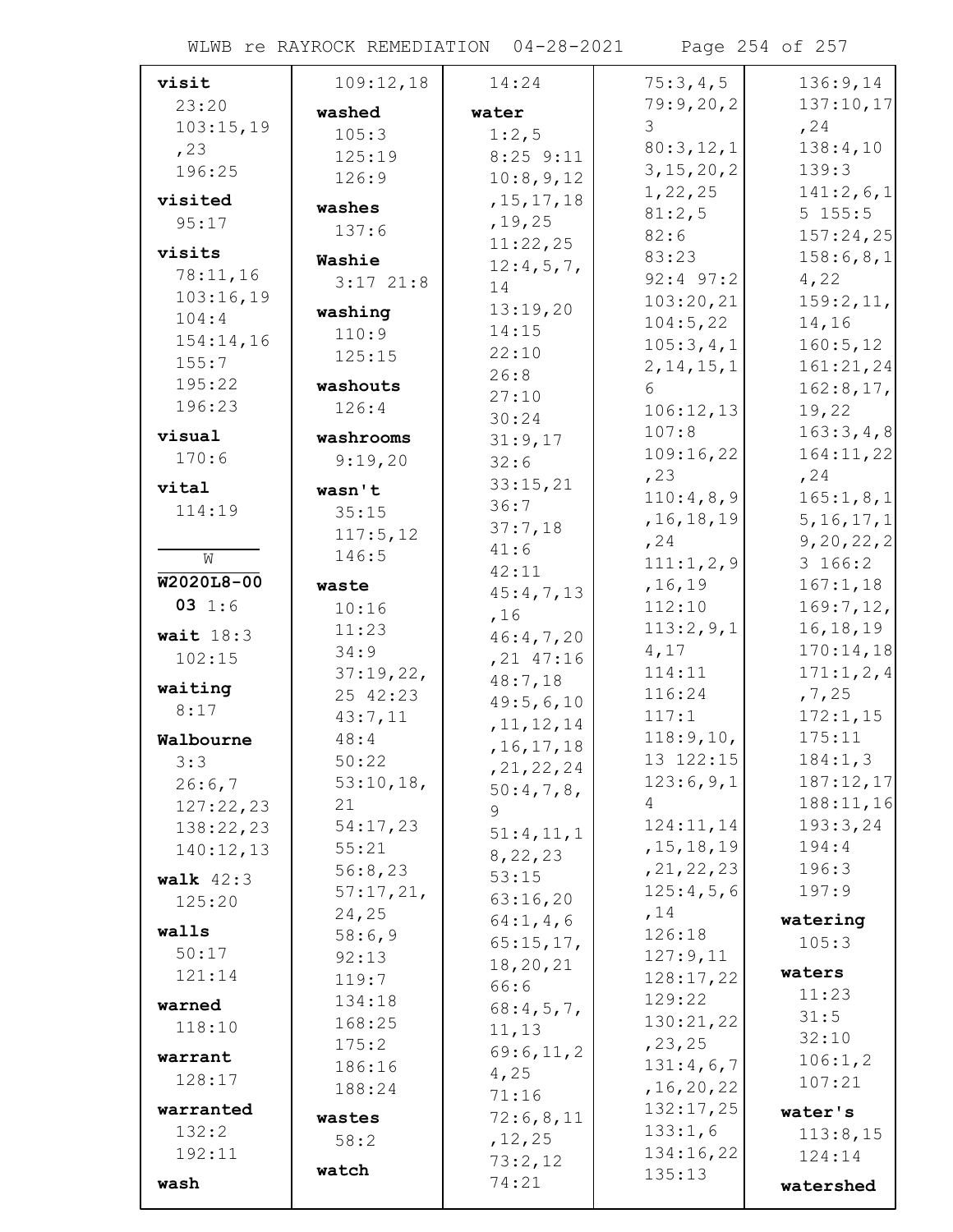**visit**
23:20
103:15,19,23
196:25

**visited**
95:17

**visits**
78:11,16
103:16,19
104:4
154:14,16
155:7
195:22
196:23

**visual**
170:6

**vital**
114:19

W

**W2020L8-0003** 1:6

**wait** 18:3
102:15

**waiting**
8:17

**Walbourne**
3:3
26:6,7
127:22,23
138:22,23
140:12,13

**walk** 42:3
125:20

**walls**
50:17
121:14

**warned**
118:10

**warrant**
128:17

**warranted**
132:2
192:11

**wash**
109:12,18

**washed**
105:3
125:19
126:9

**washes**
137:6

**Washie**
3:17 21:8

**washing**
110:9
125:15

**washouts**
126:4

**washrooms**
9:19,20

**wasn't**
35:15
117:5,12
146:5

**waste**
10:16
11:23
34:9
37:19,22,25 42:23
43:7,11
48:4
50:22
53:10,18,21
54:17,23
55:21
56:8,23
57:17,21,24,25
58:6,9
92:13
119:7
134:18
168:25
175:2
186:16
188:24

**wastes**
58:2

**watch**
14:24

**water**
1:2,5
8:25 9:11
10:8,9,12,15,17,18,19,25
11:22,25
12:4,5,7,14
13:19,20
14:15
22:10
26:8
27:10
30:24
31:9,17
32:6
33:15,21
36:7
37:7,18
41:6
42:11
45:4,7,13,16
46:4,7,20,21 47:16
48:7,18
49:5,6,10,11,12,14,16,17,18,21,22,24
50:4,7,8,9
51:4,11,18,22,23
53:15
63:16,20
64:1,4,6
65:15,17,18,20,21
66:6
68:4,5,7,11,13
69:6,11,24,25
71:16
72:6,8,11,12,25
73:2,12
74:21
75:3,4,5
79:9,20,23
80:3,12,13,15,20,21,22,25
81:2,5
82:6
83:23
92:4 97:2
103:20,21
104:5,22
105:3,4,12,14,15,16
106:12,13
107:8
109:16,22,23
110:4,8,9,16,18,19,24
111:1,2,9,16,19
112:10
113:2,9,14,17
114:11
116:24
117:1
118:9,10,13 122:15
123:6,9,14
124:11,14,15,18,19,21,22,23
125:4,5,6,14
126:18
127:9,11
128:17,22
129:22
130:21,22,23,25
131:4,6,7,16,20,22
132:17,25
133:1,6
134:16,22
135:13
136:9,14
137:10,17,24
138:4,10
139:3
141:2,6,15 155:5
157:24,25
158:6,8,14,22
159:2,11,14,16
160:5,12
161:21,24
162:8,17,19,22
163:3,4,8
164:11,22,24
165:1,8,15,16,17,19,20,22,23 166:2
167:1,18
169:7,12,16,18,19
170:14,18
171:1,2,4,7,25
172:1,15
175:11
184:1,3
187:12,17
188:11,16
193:3,24
194:4
196:3
197:9

**watering**
105:3

**waters**
11:23
31:5
32:10
106:1,2
107:21

**water's**
113:8,15
124:14

**watershed**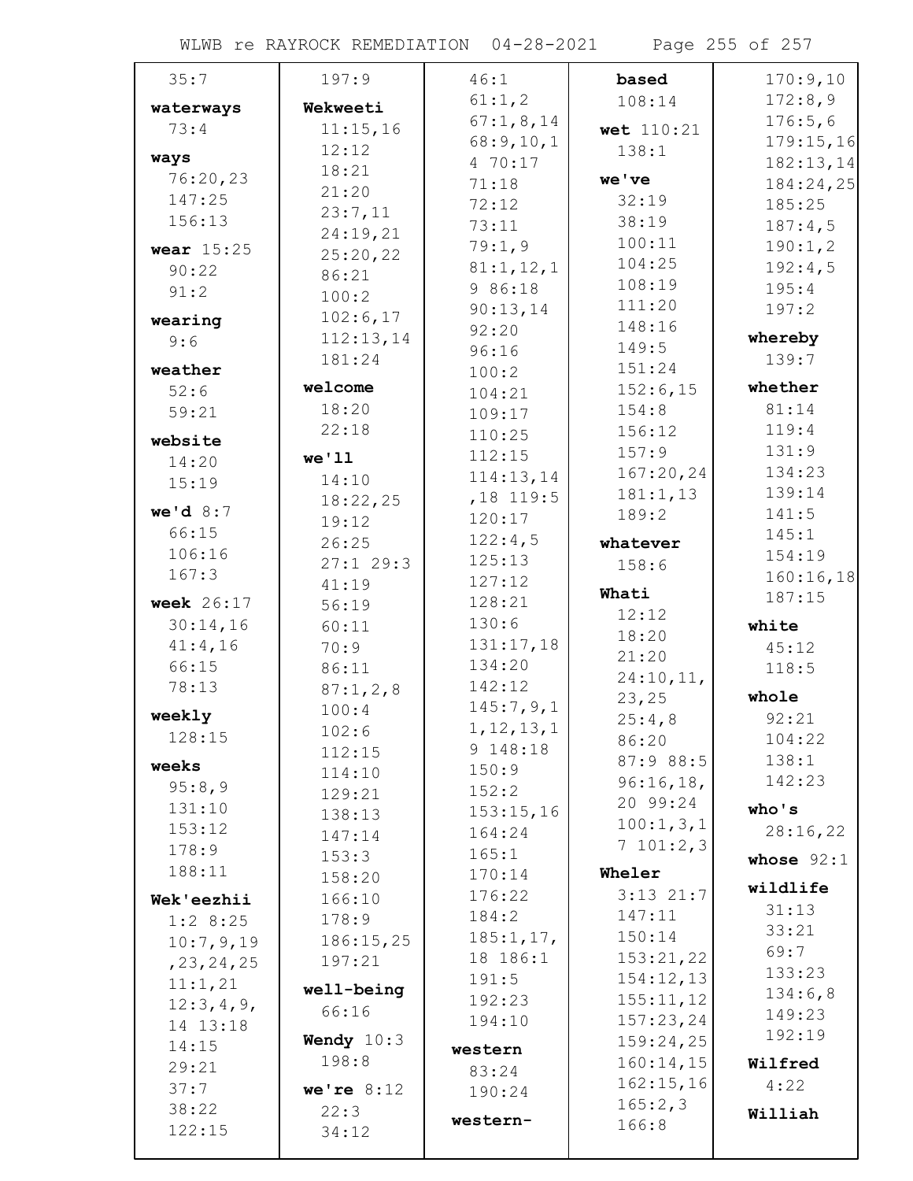35:7

**waterways**
73:4

**ways**
76:20,23
147:25
156:13

**wear** 15:25
90:22
91:2

**wearing**
9:6

**weather**
52:6
59:21

**website**
14:20
15:19

**we'd** 8:7
66:15
106:16
167:3

**week** 26:17
30:14,16
41:4,16
66:15
78:13

**weekly**
128:15

**weeks**
95:8,9
131:10
153:12
178:9
188:11

**Wek'eezhii**
1:2 8:25
10:7,9,19
,23,24,25
11:1,21
12:3,4,9,
14 13:18
14:15
29:21
37:7
38:22
122:15

197:9

**Wekweeti**
11:15,16
12:12
18:21
21:20
23:7,11
24:19,21
25:20,22
86:21
100:2
102:6,17
112:13,14
181:24

**welcome**
18:20
22:18

**we'll**
14:10
18:22,25
19:12
26:25
27:1 29:3
41:19
56:19
60:11
70:9
86:11
87:1,2,8
100:4
102:6
112:15
114:10
129:21
138:13
147:14
153:3
158:20
166:10
178:9
186:15,25
197:21

**well-being**
66:16

**Wendy** 10:3
198:8

**we're** 8:12
22:3
34:12

46:1
61:1,2
67:1,8,14
68:9,10,1
4 70:17
71:18
72:12
73:11
79:1,9
81:1,12,1
9 86:18
90:13,14
92:20
96:16
100:2
104:21
109:17
110:25
112:15
114:13,14
,18 119:5
120:17
122:4,5
125:13
127:12
128:21
130:6
131:17,18
134:20
142:12
145:7,9,1
1,12,13,1
9 148:18
150:9
152:2
153:15,16
164:24
165:1
170:14
176:22
184:2
185:1,17,
18 186:1
191:5
192:23
194:10

**western**
83:24
190:24

**western-**

**based**
108:14

**wet** 110:21
138:1

**we've**
32:19
38:19
100:11
104:25
108:19
111:20
148:16
149:5
151:24
152:6,15
154:8
156:12
157:9
167:20,24
181:1,13
189:2

**whatever**
158:6

**Whati**
12:12
18:20
21:20
24:10,11,
23,25
25:4,8
86:20
87:9 88:5
96:16,18,
20 99:24
100:1,3,1
7 101:2,3

**Wheler**
3:13 21:7
147:11
150:14
153:21,22
154:12,13
155:11,12
157:23,24
159:24,25
160:14,15
162:15,16
165:2,3
166:8

170:9,10
172:8,9
176:5,6
179:15,16
182:13,14
184:24,25
185:25
187:4,5
190:1,2
192:4,5
195:4
197:2

**whereby**
139:7

**whether**
81:14
119:4
131:9
134:23
139:14
141:5
145:1
154:19
160:16,18
187:15

**white**
45:12
118:5

**whole**
92:21
104:22
138:1
142:23

**who's**
28:16,22

**whose** 92:1

**wildlife**
31:13
33:21
69:7
133:23
134:6,8
149:23
192:19

**Wilfred**
4:22

**Williah**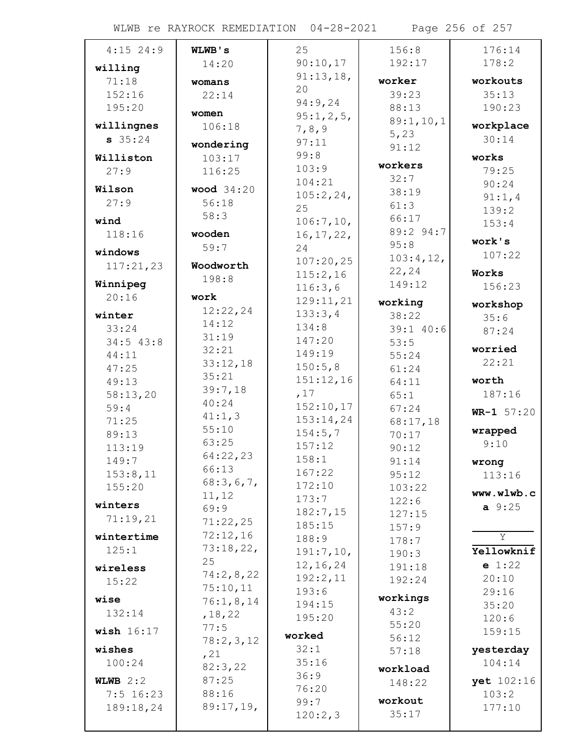4:15 24:9

**willing**
71:18
152:16
195:20

**willingness** 35:24

**Williston**
27:9

**Wilson**
27:9

**wind**
118:16

**windows**
117:21,23

**Winnipeg**
20:16

**winter**
33:24
34:5 43:8
44:11
47:25
49:13
58:13,20
59:4
71:25
89:13
113:19
149:7
153:8,11
155:20

**winters**
71:19,21

**wintertime**
125:1

**wireless**
15:22

**wise**
132:14

**wish** 16:17

**wishes**
100:24

**WLWB** 2:2
7:5 16:23
189:18,24

**WLWB's**
14:20

**womans**
22:14

**women**
106:18

**wondering**
103:17
116:25

**wood** 34:20
56:18
58:3

**wooden**
59:7

**Woodworth**
198:8

**work**
12:22,24
14:12
31:19
32:21
33:12,18
35:21
39:7,18
40:24
41:1,3
55:10
63:25
64:22,23
66:13
68:3,6,7,11,12
69:9
71:22,25
72:12,16
73:18,22,25
74:2,8,22
75:10,11
76:1,8,14,18,22
77:5
78:2,3,12,21
82:3,22
87:25
88:16
89:17,19,25
90:10,17
91:13,18,20
94:9,24
95:1,2,5,7,8,9
97:11
99:8
103:9
104:21
105:2,24,25
106:7,10,16,17,22,24
107:20,25
115:2,16
116:3,6
129:11,21
133:3,4
134:8
147:20
149:19
150:5,8
151:12,16,17
152:10,17
153:14,24
154:5,7
157:12
158:1
167:22
172:10
173:7
182:7,15
185:15
188:9
191:7,10,12,16,24
192:2,11
193:6
194:15
195:20

**worked**
32:1
35:16
36:9
76:20
99:7
120:2,3
156:8
192:17

**worker**
39:23
88:13
89:1,10,15,23
91:12

**workers**
32:7
38:19
61:3
66:17
89:2 94:7
95:8
103:4,12,22,24
149:12

**working**
38:22
39:1 40:6
53:5
55:24
61:24
64:11
65:1
67:24
68:17,18
70:17
90:12
91:14
95:12
103:22
122:6
127:15
157:9
178:7
190:3
191:18
192:24

**workings**
43:2
55:20
56:12
57:18

**workload**
148:22

**workout**
35:17
176:14
178:2

**workouts**
35:13
190:23

**workplace**
30:14

**works**
79:25
90:24
91:1,4
139:2
153:4

**work's**
107:22

**Works**
156:23

**workshop**
35:6
87:24

**worried**
22:21

**worth**
187:16

**WR-1** 57:20

**wrapped**
9:10

**wrong**
113:16

**www.wlwb.ca** 9:25

Y

**Yellowknife** 1:22
20:10
29:16
35:20
120:6
159:15

**yesterday**
104:14

**yet** 102:16
103:2
177:10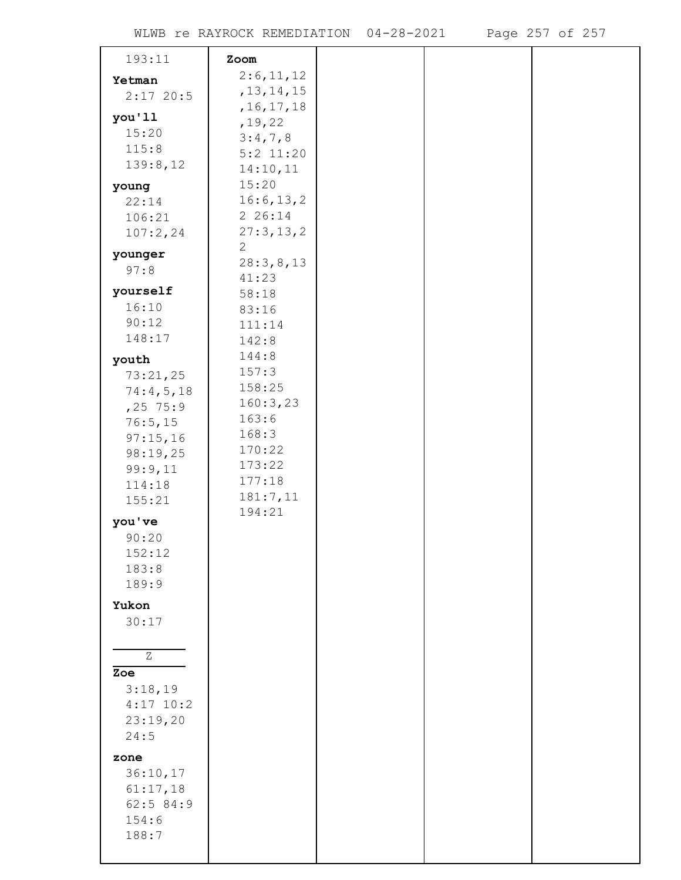193:11

**Yetman**
2:17 20:5

**you'll**
15:20
115:8
139:8,12

**young**
22:14
106:21
107:2,24

**younger**
97:8

**yourself**
16:10
90:12
148:17

**youth**
73:21,25
74:4,5,18
,25 75:9
76:5,15
97:15,16
98:19,25
99:9,11
114:18
155:21

**you've**
90:20
152:12
183:8
189:9

**Yukon**
30:17

Z

**Zoe**
3:18,19
4:17 10:2
23:19,20
24:5

**zone**
36:10,17
61:17,18
62:5 84:9
154:6
188:7

**Zoom**
2:6,11,12
,13,14,15
,16,17,18
,19,22
3:4,7,8
5:2 11:20
14:10,11
15:20
16:6,13,2
2 26:14
27:3,13,2
2
28:3,8,13
41:23
58:18
83:16
111:14
142:8
144:8
157:3
158:25
160:3,23
163:6
168:3
170:22
173:22
177:18
181:7,11
194:21